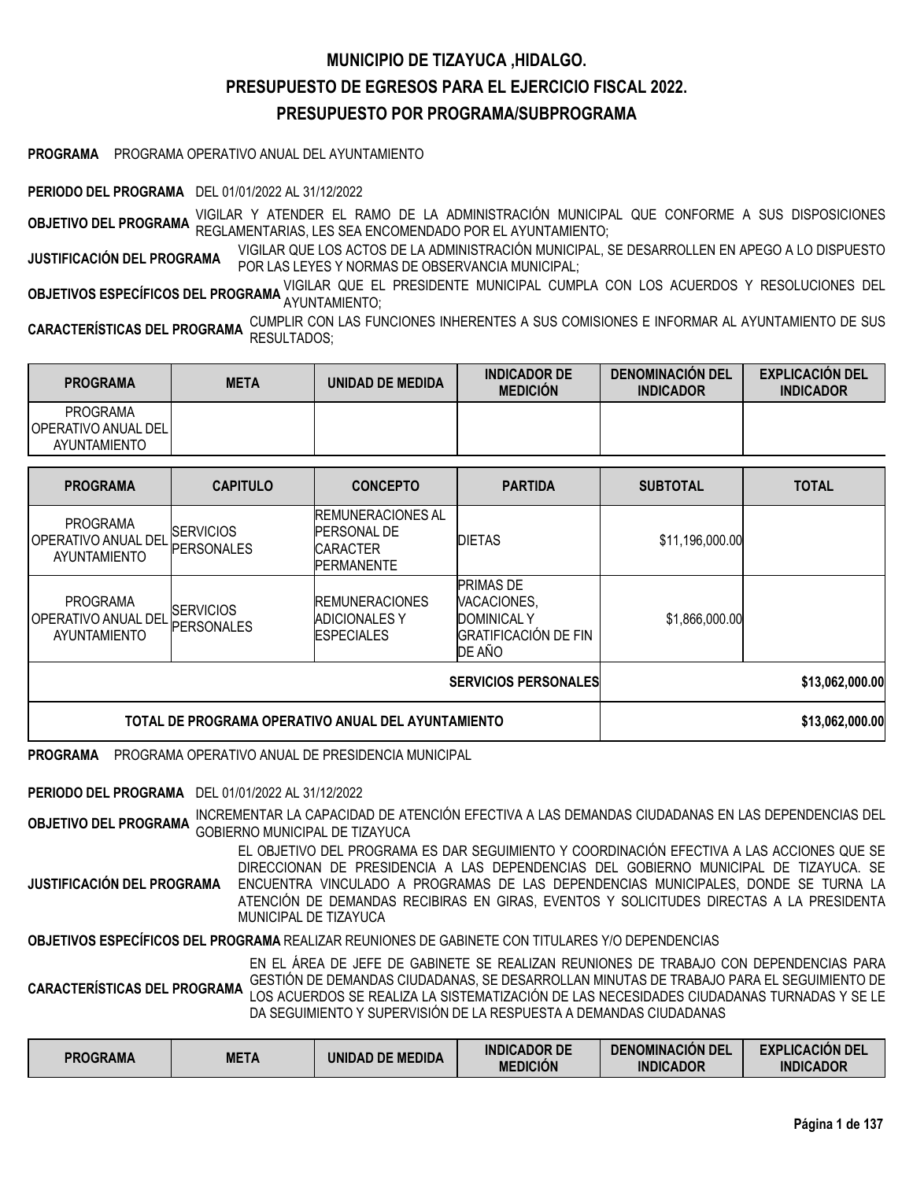# MUNICIPIO DE TIZAYUCA ,HIDALGO.

## PRESUPUESTO DE EGRESOS PARA EL EJERCICIO FISCAL 2022.

## PRESUPUESTO POR PROGRAMA/SUBPROGRAMA

**PROGRAMA** PROGRAMA OPERATIVO ANUAL DEL AYUNTAMIENTO

**PERIODO DEL PROGRAMA** DEL 01/01/2022 AL 31/12/2022

**OBJETIVO DEL PROGRAMA** VIGILAR Y ATENDER EL RAMO DE LA ADMINISTRACIÓN MUNICIPAL QUE CONFORME A SUS DISPOSICIONES REGLAMENTARIAS, LES SEA ENCOMENDADO POR EL AYUNTAMIENTO;

**JUSTIFICACIÓN DEL PROGRAMA** VIGILAR QUE LOS ACTOS DE LA ADMINISTRACIÓN MUNICIPAL, SE DESARROLLEN EN APEGO A LO DISPUESTO POR LAS LEYES Y NORMAS DE OBSERVANCIA MUNICIPAL;

**OBJETIVOS ESPECÍFICOS DEL PROGRAMA** VIGILAR QUE EL PRESIDENTE MUNICIPAL CUMPLA CON LOS ACUERDOS Y RESOLUCIONES DEL AYUNTAMIENTO;

**CARACTERÍSTICAS DEL PROGRAMA** CUMPLIR CON LAS FUNCIONES INHERENTES A SUS COMISIONES E INFORMAR AL AYUNTAMIENTO DE SUS RESULTADOS;

| PROGRAMA | META | UNIDAD DE MEDIDA | INDICADOR DE MEDICIÓN | DENOMINACIÓN DEL INDICADOR | EXPLICACIÓN DEL INDICADOR |
|---|---|---|---|---|---|
| PROGRAMA OPERATIVO ANUAL DEL AYUNTAMIENTO | | | | | |

| PROGRAMA | CAPITULO | CONCEPTO | PARTIDA | SUBTOTAL | TOTAL |
|---|---|---|---|---|---|
| PROGRAMA OPERATIVO ANUAL DEL AYUNTAMIENTO | SERVICIOS PERSONALES | REMUNERACIONES AL PERSONAL DE CARACTER PERMANENTE | DIETAS | $11,196,000.00 | |
| PROGRAMA OPERATIVO ANUAL DEL AYUNTAMIENTO | SERVICIOS PERSONALES | REMUNERACIONES ADICIONALES Y ESPECIALES | PRIMAS DE VACACIONES, DOMINICAL Y GRATIFICACIÓN DE FIN DE AÑO | $1,866,000.00 | |
| | | | **SERVICIOS PERSONALES** | | **$13,062,000.00** |
| **TOTAL DE PROGRAMA OPERATIVO ANUAL DEL AYUNTAMIENTO** | | | | | **$13,062,000.00** |

**PROGRAMA** PROGRAMA OPERATIVO ANUAL DE PRESIDENCIA MUNICIPAL

**PERIODO DEL PROGRAMA** DEL 01/01/2022 AL 31/12/2022

**OBJETIVO DEL PROGRAMA** INCREMENTAR LA CAPACIDAD DE ATENCIÓN EFECTIVA A LAS DEMANDAS CIUDADANAS EN LAS DEPENDENCIAS DEL GOBIERNO MUNICIPAL DE TIZAYUCA

**JUSTIFICACIÓN DEL PROGRAMA** EL OBJETIVO DEL PROGRAMA ES DAR SEGUIMIENTO Y COORDINACIÓN EFECTIVA A LAS ACCIONES QUE SE DIRECCIONAN DE PRESIDENCIA A LAS DEPENDENCIAS DEL GOBIERNO MUNICIPAL DE TIZAYUCA. SE ENCUENTRA VINCULADO A PROGRAMAS DE LAS DEPENDENCIAS MUNICIPALES, DONDE SE TURNA LA ATENCIÓN DE DEMANDAS RECIBIRAS EN GIRAS, EVENTOS Y SOLICITUDES DIRECTAS A LA PRESIDENTA MUNICIPAL DE TIZAYUCA

**OBJETIVOS ESPECÍFICOS DEL PROGRAMA** REALIZAR REUNIONES DE GABINETE CON TITULARES Y/O DEPENDENCIAS

**CARACTERÍSTICAS DEL PROGRAMA** EN EL ÁREA DE JEFE DE GABINETE SE REALIZAN REUNIONES DE TRABAJO CON DEPENDENCIAS PARA GESTIÓN DE DEMANDAS CIUDADANAS, SE DESARROLLAN MINUTAS DE TRABAJO PARA EL SEGUIMIENTO DE LOS ACUERDOS SE REALIZA LA SISTEMATIZACIÓN DE LAS NECESIDADES CIUDADANAS TURNADAS Y SE LE DA SEGUIMIENTO Y SUPERVISIÓN DE LA RESPUESTA A DEMANDAS CIUDADANAS

| PROGRAMA | META | UNIDAD DE MEDIDA | INDICADOR DE MEDICIÓN | DENOMINACIÓN DEL INDICADOR | EXPLICACIÓN DEL INDICADOR |
|---|---|---|---|---|---|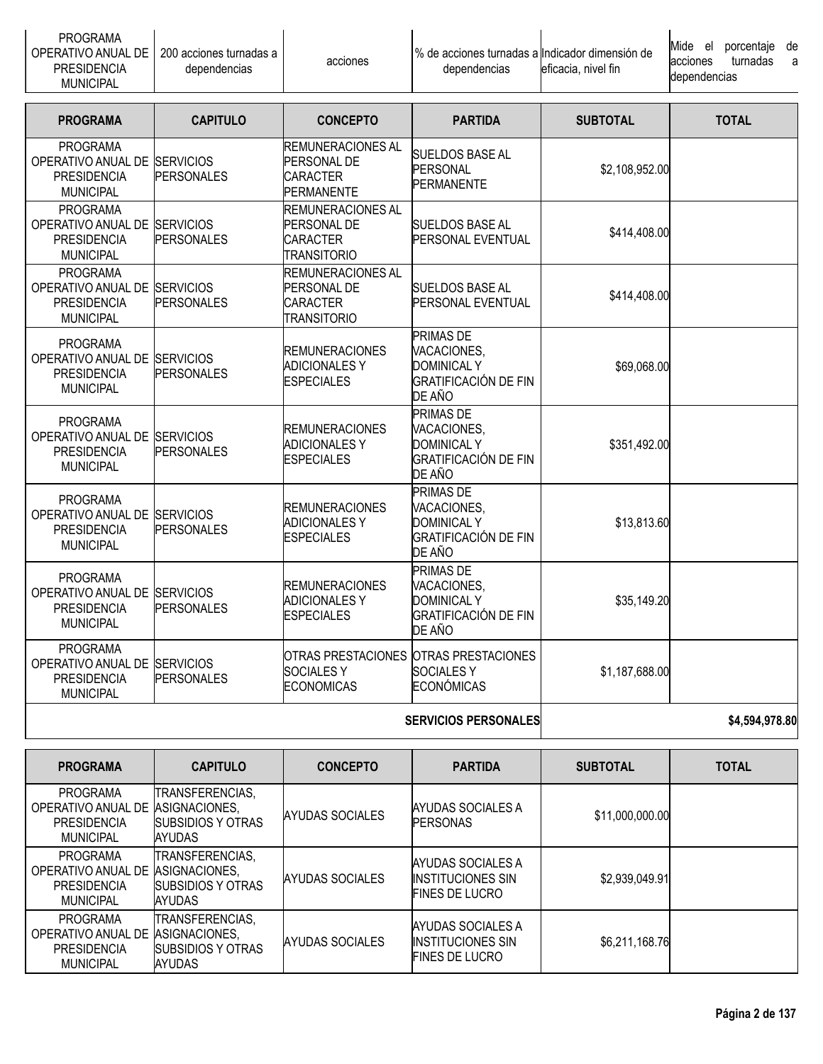| PROGRAMA OPERATIVO ANUAL DE PRESIDENCIA MUNICIPAL | 200 acciones turnadas a dependencias | acciones | % de acciones turnadas a dependencias | Indicador dimensión de eficacia, nivel fin | Mide el porcentaje de acciones turnadas a dependencias |
|---|---|---|---|---|---|

| PROGRAMA | CAPITULO | CONCEPTO | PARTIDA | SUBTOTAL | TOTAL |
|---|---|---|---|---|---|
| PROGRAMA OPERATIVO ANUAL DE PRESIDENCIA MUNICIPAL | SERVICIOS PERSONALES | REMUNERACIONES AL PERSONAL DE CARACTER PERMANENTE | SUELDOS BASE AL PERSONAL PERMANENTE | $2,108,952.00 | |
| PROGRAMA OPERATIVO ANUAL DE PRESIDENCIA MUNICIPAL | SERVICIOS PERSONALES | REMUNERACIONES AL PERSONAL DE CARACTER TRANSITORIO | SUELDOS BASE AL PERSONAL EVENTUAL | $414,408.00 | |
| PROGRAMA OPERATIVO ANUAL DE PRESIDENCIA MUNICIPAL | SERVICIOS PERSONALES | REMUNERACIONES AL PERSONAL DE CARACTER TRANSITORIO | SUELDOS BASE AL PERSONAL EVENTUAL | $414,408.00 | |
| PROGRAMA OPERATIVO ANUAL DE PRESIDENCIA MUNICIPAL | SERVICIOS PERSONALES | REMUNERACIONES ADICIONALES Y ESPECIALES | PRIMAS DE VACACIONES, DOMINICAL Y GRATIFICACIÓN DE FIN DE AÑO | $69,068.00 | |
| PROGRAMA OPERATIVO ANUAL DE PRESIDENCIA MUNICIPAL | SERVICIOS PERSONALES | REMUNERACIONES ADICIONALES Y ESPECIALES | PRIMAS DE VACACIONES, DOMINICAL Y GRATIFICACIÓN DE FIN DE AÑO | $351,492.00 | |
| PROGRAMA OPERATIVO ANUAL DE PRESIDENCIA MUNICIPAL | SERVICIOS PERSONALES | REMUNERACIONES ADICIONALES Y ESPECIALES | PRIMAS DE VACACIONES, DOMINICAL Y GRATIFICACIÓN DE FIN DE AÑO | $13,813.60 | |
| PROGRAMA OPERATIVO ANUAL DE PRESIDENCIA MUNICIPAL | SERVICIOS PERSONALES | REMUNERACIONES ADICIONALES Y ESPECIALES | PRIMAS DE VACACIONES, DOMINICAL Y GRATIFICACIÓN DE FIN DE AÑO | $35,149.20 | |
| PROGRAMA OPERATIVO ANUAL DE PRESIDENCIA MUNICIPAL | SERVICIOS PERSONALES | OTRAS PRESTACIONES SOCIALES Y ECONOMICAS | OTRAS PRESTACIONES SOCIALES Y ECONÓMICAS | $1,187,688.00 | |
| | | | SERVICIOS PERSONALES | | $4,594,978.80 |

| PROGRAMA | CAPITULO | CONCEPTO | PARTIDA | SUBTOTAL | TOTAL |
|---|---|---|---|---|---|
| PROGRAMA OPERATIVO ANUAL DE PRESIDENCIA MUNICIPAL | TRANSFERENCIAS, ASIGNACIONES, SUBSIDIOS Y OTRAS AYUDAS | AYUDAS SOCIALES | AYUDAS SOCIALES A PERSONAS | $11,000,000.00 | |
| PROGRAMA OPERATIVO ANUAL DE PRESIDENCIA MUNICIPAL | TRANSFERENCIAS, ASIGNACIONES, SUBSIDIOS Y OTRAS AYUDAS | AYUDAS SOCIALES | AYUDAS SOCIALES A INSTITUCIONES SIN FINES DE LUCRO | $2,939,049.91 | |
| PROGRAMA OPERATIVO ANUAL DE PRESIDENCIA MUNICIPAL | TRANSFERENCIAS, ASIGNACIONES, SUBSIDIOS Y OTRAS AYUDAS | AYUDAS SOCIALES | AYUDAS SOCIALES A INSTITUCIONES SIN FINES DE LUCRO | $6,211,168.76 | |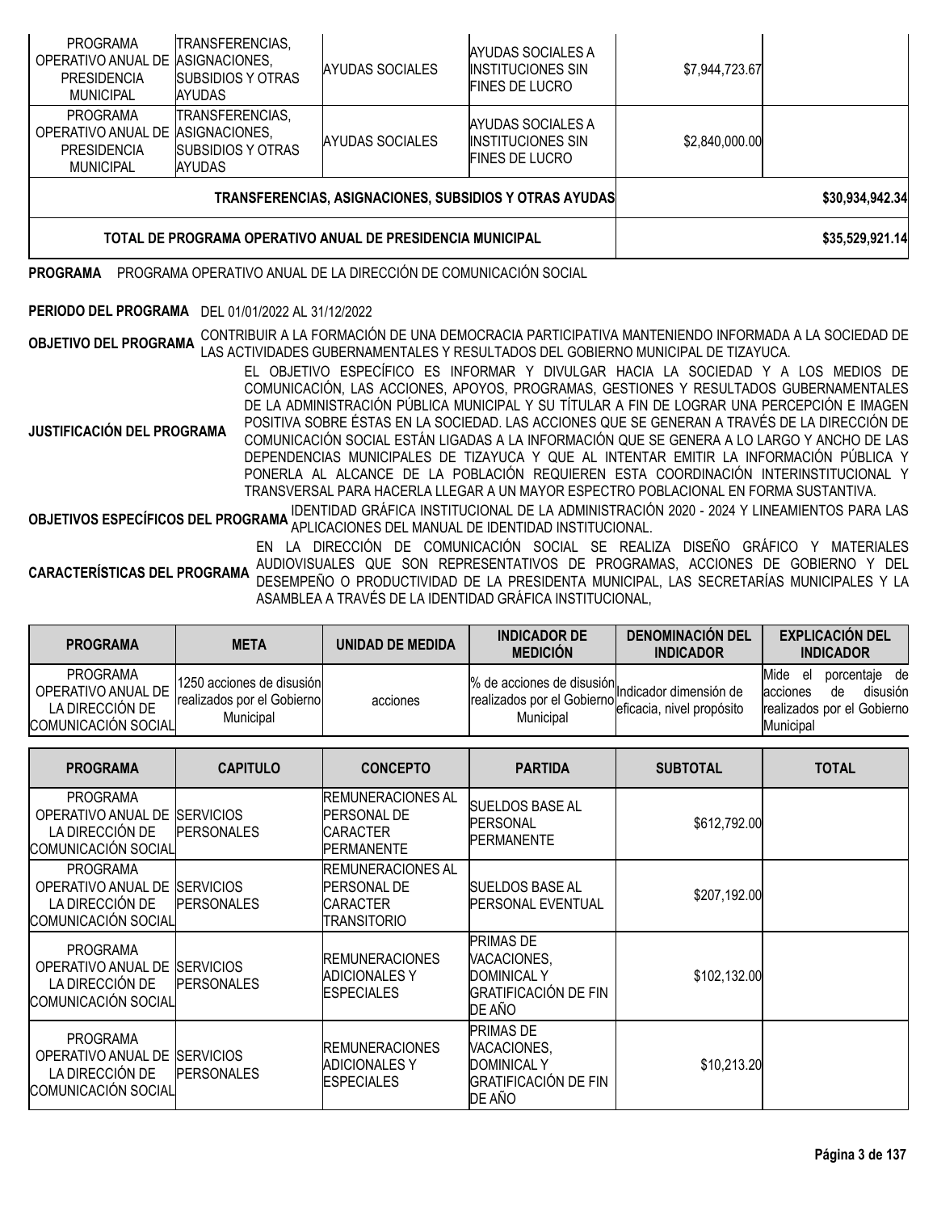| PROGRAMA | CAPITULO | CONCEPTO | PARTIDA | SUBTOTAL | TOTAL |
|---|---|---|---|---|---|
| PROGRAMA OPERATIVO ANUAL DE PRESIDENCIA MUNICIPAL | TRANSFERENCIAS, ASIGNACIONES, SUBSIDIOS Y OTRAS AYUDAS | AYUDAS SOCIALES | AYUDAS SOCIALES A INSTITUCIONES SIN FINES DE LUCRO | $7,944,723.67 | |
| PROGRAMA OPERATIVO ANUAL DE PRESIDENCIA MUNICIPAL | TRANSFERENCIAS, ASIGNACIONES, SUBSIDIOS Y OTRAS AYUDAS | AYUDAS SOCIALES | AYUDAS SOCIALES A INSTITUCIONES SIN FINES DE LUCRO | $2,840,000.00 | |
| **TRANSFERENCIAS, ASIGNACIONES, SUBSIDIOS Y OTRAS AYUDAS** | | | | | **$30,934,942.34** |
| **TOTAL DE PROGRAMA OPERATIVO ANUAL DE PRESIDENCIA MUNICIPAL** | | | | | **$35,529,921.14** |

**PROGRAMA** PROGRAMA OPERATIVO ANUAL DE LA DIRECCIÓN DE COMUNICACIÓN SOCIAL

**PERIODO DEL PROGRAMA** DEL 01/01/2022 AL 31/12/2022

**OBJETIVO DEL PROGRAMA** CONTRIBUIR A LA FORMACIÓN DE UNA DEMOCRACIA PARTICIPATIVA MANTENIENDO INFORMADA A LA SOCIEDAD DE LAS ACTIVIDADES GUBERNAMENTALES Y RESULTADOS DEL GOBIERNO MUNICIPAL DE TIZAYUCA.

**JUSTIFICACIÓN DEL PROGRAMA** EL OBJETIVO ESPECÍFICO ES INFORMAR Y DIVULGAR HACIA LA SOCIEDAD Y A LOS MEDIOS DE COMUNICACIÓN, LAS ACCIONES, APOYOS, PROGRAMAS, GESTIONES Y RESULTADOS GUBERNAMENTALES DE LA ADMINISTRACIÓN PÚBLICA MUNICIPAL Y SU TÍTULAR A FIN DE LOGRAR UNA PERCEPCIÓN E IMAGEN POSITIVA SOBRE ÉSTAS EN LA SOCIEDAD. LAS ACCIONES QUE SE GENERAN A TRAVÉS DE LA DIRECCIÓN DE COMUNICACIÓN SOCIAL ESTÁN LIGADAS A LA INFORMACIÓN QUE SE GENERA A LO LARGO Y ANCHO DE LAS DEPENDENCIAS MUNICIPALES DE TIZAYUCA Y QUE AL INTENTAR EMITIR LA INFORMACIÓN PÚBLICA Y PONERLA AL ALCANCE DE LA POBLACIÓN REQUIEREN ESTA COORDINACIÓN INTERINSTITUCIONAL Y TRANSVERSAL PARA HACERLA LLEGAR A UN MAYOR ESPECTRO POBLACIONAL EN FORMA SUSTANTIVA.

**OBJETIVOS ESPECÍFICOS DEL PROGRAMA** IDENTIDAD GRÁFICA INSTITUCIONAL DE LA ADMINISTRACIÓN 2020 - 2024 Y LINEAMIENTOS PARA LAS APLICACIONES DEL MANUAL DE IDENTIDAD INSTITUCIONAL.

**CARACTERÍSTICAS DEL PROGRAMA** EN LA DIRECCIÓN DE COMUNICACIÓN SOCIAL SE REALIZA DISEÑO GRÁFICO Y MATERIALES AUDIOVISUALES QUE SON REPRESENTATIVOS DE PROGRAMAS, ACCIONES DE GOBIERNO Y DEL DESEMPEÑO O PRODUCTIVIDAD DE LA PRESIDENTA MUNICIPAL, LAS SECRETARÍAS MUNICIPALES Y LA ASAMBLEA A TRAVÉS DE LA IDENTIDAD GRÁFICA INSTITUCIONAL,

| PROGRAMA | META | UNIDAD DE MEDIDA | INDICADOR DE MEDICIÓN | DENOMINACIÓN DEL INDICADOR | EXPLICACIÓN DEL INDICADOR |
|---|---|---|---|---|---|
| PROGRAMA OPERATIVO ANUAL DE LA DIRECCIÓN DE COMUNICACIÓN SOCIAL | 1250 acciones de disusión realizados por el Gobierno Municipal | acciones | % de acciones de disusión realizados por el Gobierno Municipal | Indicador dimensión de eficacia, nivel propósito | Mide el porcentaje de acciones de disusión realizados por el Gobierno Municipal |

| PROGRAMA | CAPITULO | CONCEPTO | PARTIDA | SUBTOTAL | TOTAL |
|---|---|---|---|---|---|
| PROGRAMA OPERATIVO ANUAL DE LA DIRECCIÓN DE COMUNICACIÓN SOCIAL | SERVICIOS PERSONALES | REMUNERACIONES AL PERSONAL DE CARACTER PERMANENTE | SUELDOS BASE AL PERSONAL PERMANENTE | $612,792.00 | |
| PROGRAMA OPERATIVO ANUAL DE LA DIRECCIÓN DE COMUNICACIÓN SOCIAL | SERVICIOS PERSONALES | REMUNERACIONES AL PERSONAL DE CARACTER TRANSITORIO | SUELDOS BASE AL PERSONAL EVENTUAL | $207,192.00 | |
| PROGRAMA OPERATIVO ANUAL DE LA DIRECCIÓN DE COMUNICACIÓN SOCIAL | SERVICIOS PERSONALES | REMUNERACIONES ADICIONALES Y ESPECIALES | PRIMAS DE VACACIONES, DOMINICAL Y GRATIFICACIÓN DE FIN DE AÑO | $102,132.00 | |
| PROGRAMA OPERATIVO ANUAL DE LA DIRECCIÓN DE COMUNICACIÓN SOCIAL | SERVICIOS PERSONALES | REMUNERACIONES ADICIONALES Y ESPECIALES | PRIMAS DE VACACIONES, DOMINICAL Y GRATIFICACIÓN DE FIN DE AÑO | $10,213.20 | |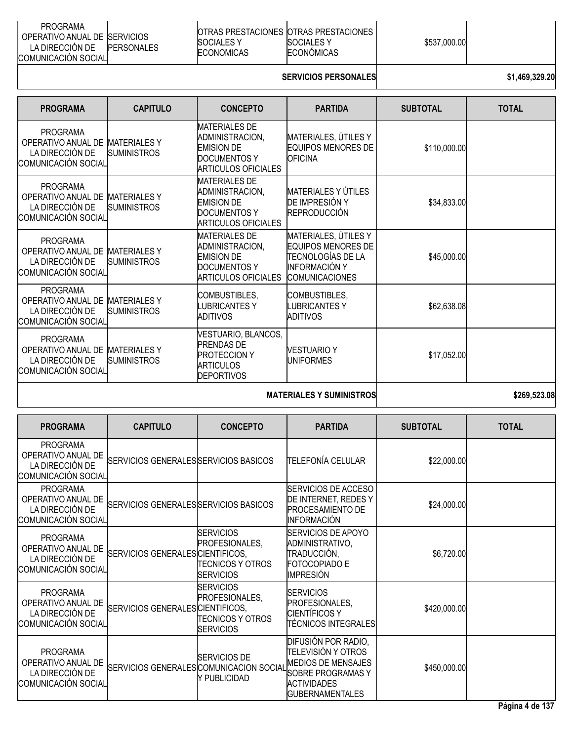| PROGRAMA | CAPITULO | CONCEPTO | PARTIDA | SUBTOTAL | TOTAL |
|---|---|---|---|---|---|
| PROGRAMA OPERATIVO ANUAL DE LA DIRECCIÓN DE COMUNICACIÓN SOCIAL | SERVICIOS PERSONALES | OTRAS PRESTACIONES SOCIALES Y ECONOMICAS | OTRAS PRESTACIONES SOCIALES Y ECONÓMICAS | $537,000.00 | |
| | | | SERVICIOS PERSONALES | | $1,469,329.20 |

| PROGRAMA | CAPITULO | CONCEPTO | PARTIDA | SUBTOTAL | TOTAL |
|---|---|---|---|---|---|
| PROGRAMA OPERATIVO ANUAL DE LA DIRECCIÓN DE COMUNICACIÓN SOCIAL | MATERIALES Y SUMINISTROS | MATERIALES DE ADMINISTRACION, EMISION DE DOCUMENTOS Y ARTICULOS OFICIALES | MATERIALES, ÚTILES Y EQUIPOS MENORES DE OFICINA | $110,000.00 | |
| PROGRAMA OPERATIVO ANUAL DE LA DIRECCIÓN DE COMUNICACIÓN SOCIAL | MATERIALES Y SUMINISTROS | MATERIALES DE ADMINISTRACION, EMISION DE DOCUMENTOS Y ARTICULOS OFICIALES | MATERIALES Y ÚTILES DE IMPRESIÓN Y REPRODUCCIÓN | $34,833.00 | |
| PROGRAMA OPERATIVO ANUAL DE LA DIRECCIÓN DE COMUNICACIÓN SOCIAL | MATERIALES Y SUMINISTROS | MATERIALES DE ADMINISTRACION, EMISION DE DOCUMENTOS Y ARTICULOS OFICIALES | MATERIALES, ÚTILES Y EQUIPOS MENORES DE TECNOLOGÍAS DE LA INFORMACIÓN Y COMUNICACIONES | $45,000.00 | |
| PROGRAMA OPERATIVO ANUAL DE LA DIRECCIÓN DE COMUNICACIÓN SOCIAL | MATERIALES Y SUMINISTROS | COMBUSTIBLES, LUBRICANTES Y ADITIVOS | COMBUSTIBLES, LUBRICANTES Y ADITIVOS | $62,638.08 | |
| PROGRAMA OPERATIVO ANUAL DE LA DIRECCIÓN DE COMUNICACIÓN SOCIAL | MATERIALES Y SUMINISTROS | VESTUARIO, BLANCOS, PRENDAS DE PROTECCION Y ARTICULOS DEPORTIVOS | VESTUARIO Y UNIFORMES | $17,052.00 | |
| | | | MATERIALES Y SUMINISTROS | | $269,523.08 |

| PROGRAMA | CAPITULO | CONCEPTO | PARTIDA | SUBTOTAL | TOTAL |
|---|---|---|---|---|---|
| PROGRAMA OPERATIVO ANUAL DE LA DIRECCIÓN DE COMUNICACIÓN SOCIAL | SERVICIOS GENERALES | SERVICIOS BASICOS | TELEFONÍA CELULAR | $22,000.00 | |
| PROGRAMA OPERATIVO ANUAL DE LA DIRECCIÓN DE COMUNICACIÓN SOCIAL | SERVICIOS GENERALES | SERVICIOS BASICOS | SERVICIOS DE ACCESO DE INTERNET, REDES Y PROCESAMIENTO DE INFORMACIÓN | $24,000.00 | |
| PROGRAMA OPERATIVO ANUAL DE LA DIRECCIÓN DE COMUNICACIÓN SOCIAL | SERVICIOS GENERALES | SERVICIOS PROFESIONALES, CIENTIFICOS, TECNICOS Y OTROS SERVICIOS | SERVICIOS DE APOYO ADMINISTRATIVO, TRADUCCIÓN, FOTOCOPIADO E IMPRESIÓN | $6,720.00 | |
| PROGRAMA OPERATIVO ANUAL DE LA DIRECCIÓN DE COMUNICACIÓN SOCIAL | SERVICIOS GENERALES | SERVICIOS PROFESIONALES, CIENTIFICOS, TECNICOS Y OTROS SERVICIOS | SERVICIOS PROFESIONALES, CIENTÍFICOS Y TÉCNICOS INTEGRALES | $420,000.00 | |
| PROGRAMA OPERATIVO ANUAL DE LA DIRECCIÓN DE COMUNICACIÓN SOCIAL | SERVICIOS GENERALES | SERVICIOS DE COMUNICACION SOCIAL Y PUBLICIDAD | DIFUSIÓN POR RADIO, TELEVISIÓN Y OTROS MEDIOS DE MENSAJES SOBRE PROGRAMAS Y ACTIVIDADES GUBERNAMENTALES | $450,000.00 | |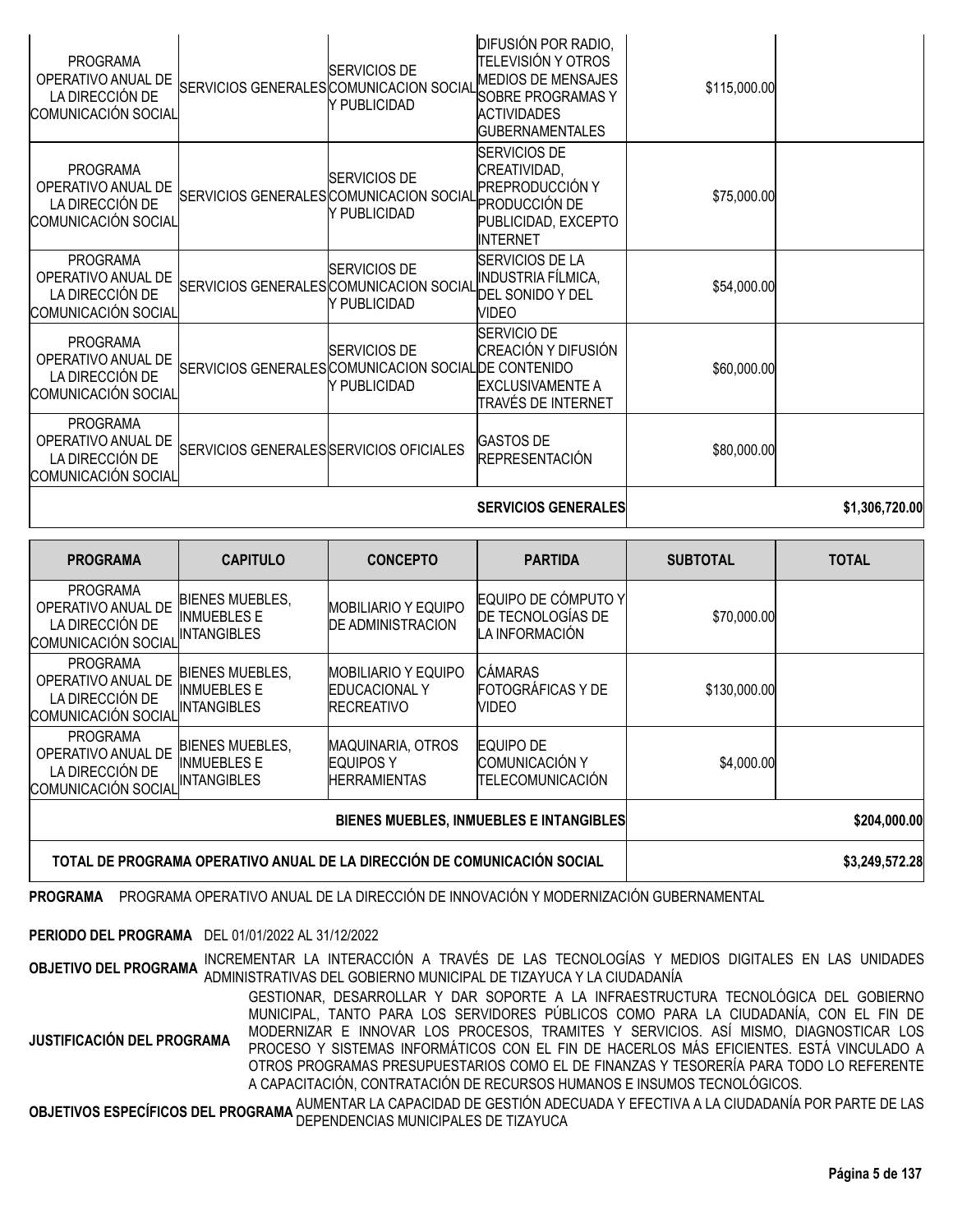| PROGRAMA | CAPITULO | CONCEPTO | PARTIDA | SUBTOTAL | TOTAL |
|---|---|---|---|---|---|
| PROGRAMA OPERATIVO ANUAL DE LA DIRECCIÓN DE COMUNICACIÓN SOCIAL | SERVICIOS GENERALES | SERVICIOS DE COMUNICACION SOCIAL Y PUBLICIDAD | DIFUSIÓN POR RADIO, TELEVISIÓN Y OTROS MEDIOS DE MENSAJES SOBRE PROGRAMAS Y ACTIVIDADES GUBERNAMENTALES | $115,000.00 | |
| PROGRAMA OPERATIVO ANUAL DE LA DIRECCIÓN DE COMUNICACIÓN SOCIAL | SERVICIOS GENERALES | SERVICIOS DE COMUNICACION SOCIAL Y PUBLICIDAD | SERVICIOS DE CREATIVIDAD, PREPRODUCCIÓN Y PRODUCCIÓN DE PUBLICIDAD, EXCEPTO INTERNET | $75,000.00 | |
| PROGRAMA OPERATIVO ANUAL DE LA DIRECCIÓN DE COMUNICACIÓN SOCIAL | SERVICIOS GENERALES | SERVICIOS DE COMUNICACION SOCIAL Y PUBLICIDAD | SERVICIOS DE LA INDUSTRIA FÍLMICA, DEL SONIDO Y DEL VIDEO | $54,000.00 | |
| PROGRAMA OPERATIVO ANUAL DE LA DIRECCIÓN DE COMUNICACIÓN SOCIAL | SERVICIOS GENERALES | SERVICIOS DE COMUNICACION SOCIAL Y PUBLICIDAD | SERVICIO DE CREACIÓN Y DIFUSIÓN DE CONTENIDO EXCLUSIVAMENTE A TRAVÉS DE INTERNET | $60,000.00 | |
| PROGRAMA OPERATIVO ANUAL DE LA DIRECCIÓN DE COMUNICACIÓN SOCIAL | SERVICIOS GENERALES | SERVICIOS OFICIALES | GASTOS DE REPRESENTACIÓN | $80,000.00 | |
| | | | **SERVICIOS GENERALES** | | **$1,306,720.00** |

| PROGRAMA | CAPITULO | CONCEPTO | PARTIDA | SUBTOTAL | TOTAL |
|---|---|---|---|---|---|
| PROGRAMA OPERATIVO ANUAL DE LA DIRECCIÓN DE COMUNICACIÓN SOCIAL | BIENES MUEBLES, INMUEBLES E INTANGIBLES | MOBILIARIO Y EQUIPO DE ADMINISTRACION | EQUIPO DE CÓMPUTO Y DE TECNOLOGÍAS DE LA INFORMACIÓN | $70,000.00 | |
| PROGRAMA OPERATIVO ANUAL DE LA DIRECCIÓN DE COMUNICACIÓN SOCIAL | BIENES MUEBLES, INMUEBLES E INTANGIBLES | MOBILIARIO Y EQUIPO EDUCACIONAL Y RECREATIVO | CÁMARAS FOTOGRÁFICAS Y DE VIDEO | $130,000.00 | |
| PROGRAMA OPERATIVO ANUAL DE LA DIRECCIÓN DE COMUNICACIÓN SOCIAL | BIENES MUEBLES, INMUEBLES E INTANGIBLES | MAQUINARIA, OTROS EQUIPOS Y HERRAMIENTAS | EQUIPO DE COMUNICACIÓN Y TELECOMUNICACIÓN | $4,000.00 | |
| | | | **BIENES MUEBLES, INMUEBLES E INTANGIBLES** | | **$204,000.00** |
| **TOTAL DE PROGRAMA OPERATIVO ANUAL DE LA DIRECCIÓN DE COMUNICACIÓN SOCIAL** | | | | | **$3,249,572.28** |

**PROGRAMA** PROGRAMA OPERATIVO ANUAL DE LA DIRECCIÓN DE INNOVACIÓN Y MODERNIZACIÓN GUBERNAMENTAL

**PERIODO DEL PROGRAMA** DEL 01/01/2022 AL 31/12/2022

**OBJETIVO DEL PROGRAMA** INCREMENTAR LA INTERACCIÓN A TRAVÉS DE LAS TECNOLOGÍAS Y MEDIOS DIGITALES EN LAS UNIDADES ADMINISTRATIVAS DEL GOBIERNO MUNICIPAL DE TIZAYUCA Y LA CIUDADANÍA

**JUSTIFICACIÓN DEL PROGRAMA** GESTIONAR, DESARROLLAR Y DAR SOPORTE A LA INFRAESTRUCTURA TECNOLÓGICA DEL GOBIERNO MUNICIPAL, TANTO PARA LOS SERVIDORES PÚBLICOS COMO PARA LA CIUDADANÍA, CON EL FIN DE MODERNIZAR E INNOVAR LOS PROCESOS, TRAMITES Y SERVICIOS. ASÍ MISMO, DIAGNOSTICAR LOS PROCESO Y SISTEMAS INFORMÁTICOS CON EL FIN DE HACERLOS MÁS EFICIENTES. ESTÁ VINCULADO A OTROS PROGRAMAS PRESUPUESTARIOS COMO EL DE FINANZAS Y TESORERÍA PARA TODO LO REFERENTE A CAPACITACIÓN, CONTRATACIÓN DE RECURSOS HUMANOS E INSUMOS TECNOLÓGICOS.

**OBJETIVOS ESPECÍFICOS DEL PROGRAMA** AUMENTAR LA CAPACIDAD DE GESTIÓN ADECUADA Y EFECTIVA A LA CIUDADANÍA POR PARTE DE LAS DEPENDENCIAS MUNICIPALES DE TIZAYUCA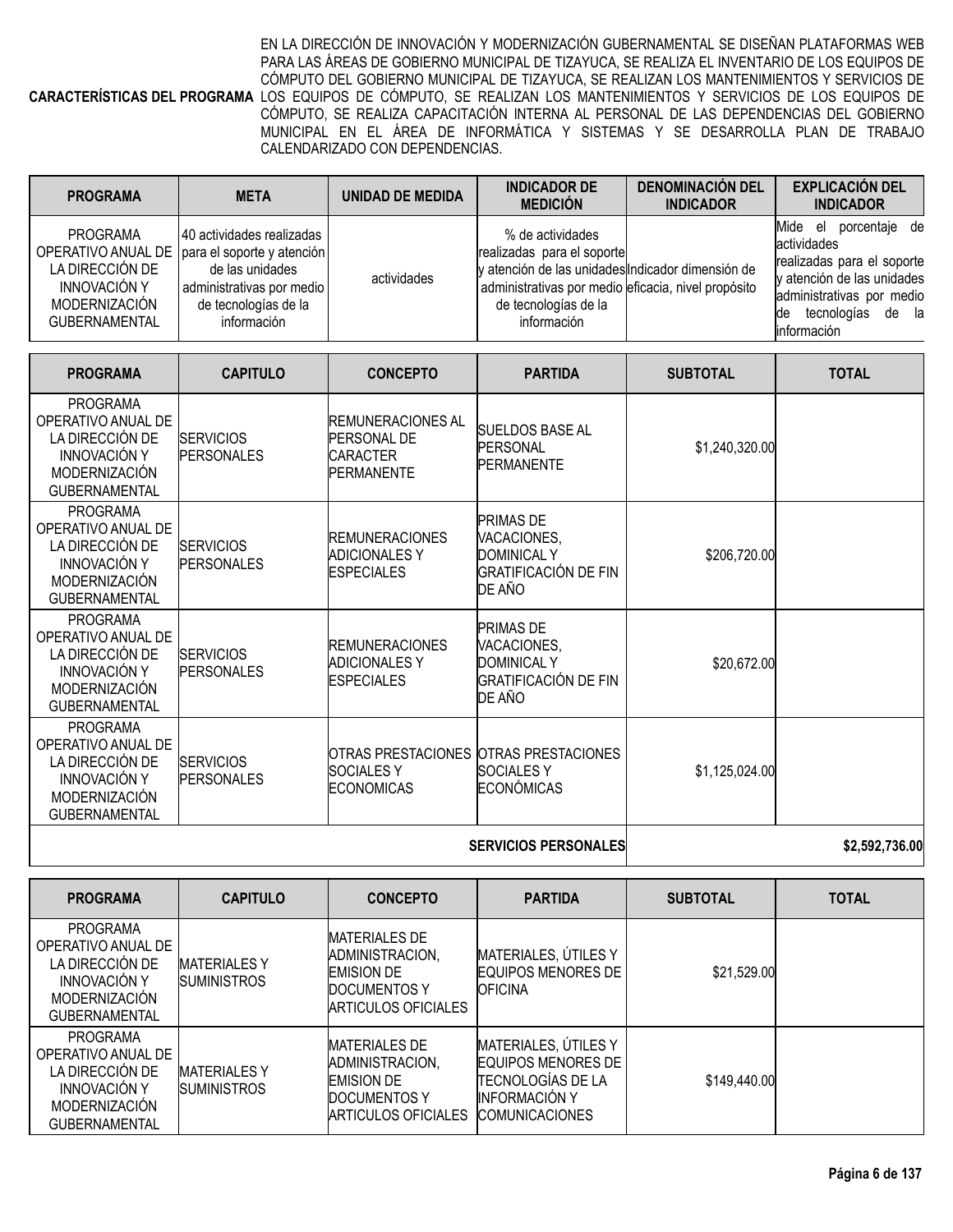**CARACTERÍSTICAS DEL PROGRAMA** EN LA DIRECCIÓN DE INNOVACIÓN Y MODERNIZACIÓN GUBERNAMENTAL SE DISEÑAN PLATAFORMAS WEB PARA LAS ÁREAS DE GOBIERNO MUNICIPAL DE TIZAYUCA, SE REALIZA EL INVENTARIO DE LOS EQUIPOS DE CÓMPUTO DEL GOBIERNO MUNICIPAL DE TIZAYUCA, SE REALIZAN LOS MANTENIMIENTOS Y SERVICIOS DE LOS EQUIPOS DE CÓMPUTO, SE REALIZAN LOS MANTENIMIENTOS Y SERVICIOS DE LOS EQUIPOS DE CÓMPUTO, SE REALIZA CAPACITACIÓN INTERNA AL PERSONAL DE LAS DEPENDENCIAS DEL GOBIERNO MUNICIPAL EN EL ÁREA DE INFORMÁTICA Y SISTEMAS Y SE DESARROLLA PLAN DE TRABAJO CALENDARIZADO CON DEPENDENCIAS.

| PROGRAMA | META | UNIDAD DE MEDIDA | INDICADOR DE MEDICIÓN | DENOMINACIÓN DEL INDICADOR | EXPLICACIÓN DEL INDICADOR |
|---|---|---|---|---|---|
| PROGRAMA OPERATIVO ANUAL DE LA DIRECCIÓN DE INNOVACIÓN Y MODERNIZACIÓN GUBERNAMENTAL | 40 actividades realizadas para el soporte y atención de las unidades administrativas por medio de tecnologías de la información | actividades | % de actividades realizadas para el soporte y atención de las unidades administrativas por medio de tecnologías de la información | Indicador dimensión de eficacia, nivel propósito | Mide el porcentaje de actividades realizadas para el soporte y atención de las unidades administrativas por medio de tecnologías de la información |

| PROGRAMA | CAPITULO | CONCEPTO | PARTIDA | SUBTOTAL | TOTAL |
|---|---|---|---|---|---|
| PROGRAMA OPERATIVO ANUAL DE LA DIRECCIÓN DE INNOVACIÓN Y MODERNIZACIÓN GUBERNAMENTAL | SERVICIOS PERSONALES | REMUNERACIONES AL PERSONAL DE CARACTER PERMANENTE | SUELDOS BASE AL PERSONAL PERMANENTE | $1,240,320.00 | |
| PROGRAMA OPERATIVO ANUAL DE LA DIRECCIÓN DE INNOVACIÓN Y MODERNIZACIÓN GUBERNAMENTAL | SERVICIOS PERSONALES | REMUNERACIONES ADICIONALES Y ESPECIALES | PRIMAS DE VACACIONES, DOMINICAL Y GRATIFICACIÓN DE FIN DE AÑO | $206,720.00 | |
| PROGRAMA OPERATIVO ANUAL DE LA DIRECCIÓN DE INNOVACIÓN Y MODERNIZACIÓN GUBERNAMENTAL | SERVICIOS PERSONALES | REMUNERACIONES ADICIONALES Y ESPECIALES | PRIMAS DE VACACIONES, DOMINICAL Y GRATIFICACIÓN DE FIN DE AÑO | $20,672.00 | |
| PROGRAMA OPERATIVO ANUAL DE LA DIRECCIÓN DE INNOVACIÓN Y MODERNIZACIÓN GUBERNAMENTAL | SERVICIOS PERSONALES | OTRAS PRESTACIONES SOCIALES Y ECONOMICAS | OTRAS PRESTACIONES SOCIALES Y ECONÓMICAS | $1,125,024.00 | |
| | | | **SERVICIOS PERSONALES** | | **$2,592,736.00** |

| PROGRAMA | CAPITULO | CONCEPTO | PARTIDA | SUBTOTAL | TOTAL |
|---|---|---|---|---|---|
| PROGRAMA OPERATIVO ANUAL DE LA DIRECCIÓN DE INNOVACIÓN Y MODERNIZACIÓN GUBERNAMENTAL | MATERIALES Y SUMINISTROS | MATERIALES DE ADMINISTRACION, EMISION DE DOCUMENTOS Y ARTICULOS OFICIALES | MATERIALES, ÚTILES Y EQUIPOS MENORES DE OFICINA | $21,529.00 | |
| PROGRAMA OPERATIVO ANUAL DE LA DIRECCIÓN DE INNOVACIÓN Y MODERNIZACIÓN GUBERNAMENTAL | MATERIALES Y SUMINISTROS | MATERIALES DE ADMINISTRACION, EMISION DE DOCUMENTOS Y ARTICULOS OFICIALES | MATERIALES, ÚTILES Y EQUIPOS MENORES DE TECNOLOGÍAS DE LA INFORMACIÓN Y COMUNICACIONES | $149,440.00 | |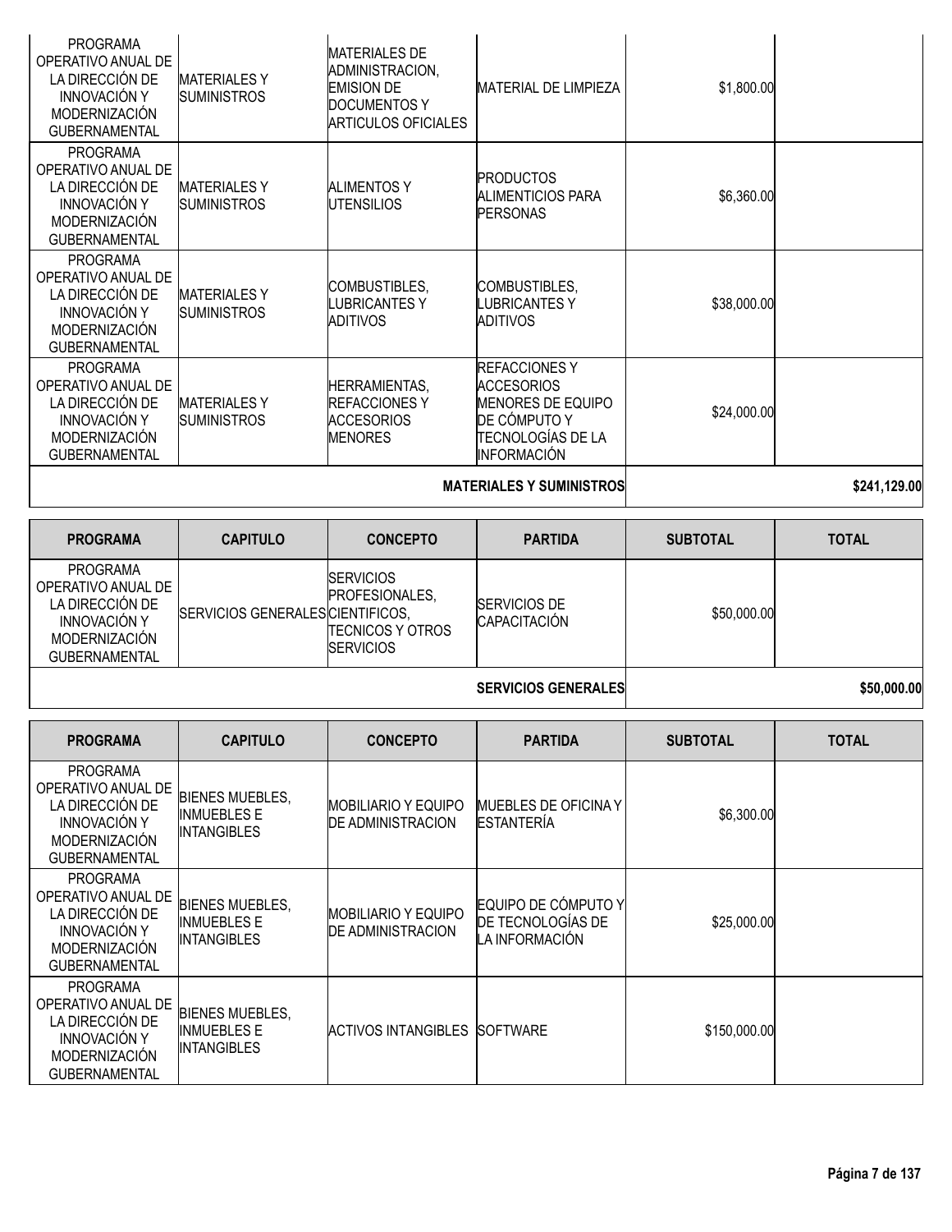| PROGRAMA | CAPITULO | CONCEPTO | PARTIDA | SUBTOTAL | TOTAL |
|---|---|---|---|---|---|
| PROGRAMA OPERATIVO ANUAL DE LA DIRECCIÓN DE INNOVACIÓN Y MODERNIZACIÓN GUBERNAMENTAL | MATERIALES Y SUMINISTROS | MATERIALES DE ADMINISTRACION, EMISION DE DOCUMENTOS Y ARTICULOS OFICIALES | MATERIAL DE LIMPIEZA | $1,800.00 | |
| PROGRAMA OPERATIVO ANUAL DE LA DIRECCIÓN DE INNOVACIÓN Y MODERNIZACIÓN GUBERNAMENTAL | MATERIALES Y SUMINISTROS | ALIMENTOS Y UTENSILIOS | PRODUCTOS ALIMENTICIOS PARA PERSONAS | $6,360.00 | |
| PROGRAMA OPERATIVO ANUAL DE LA DIRECCIÓN DE INNOVACIÓN Y MODERNIZACIÓN GUBERNAMENTAL | MATERIALES Y SUMINISTROS | COMBUSTIBLES, LUBRICANTES Y ADITIVOS | COMBUSTIBLES, LUBRICANTES Y ADITIVOS | $38,000.00 | |
| PROGRAMA OPERATIVO ANUAL DE LA DIRECCIÓN DE INNOVACIÓN Y MODERNIZACIÓN GUBERNAMENTAL | MATERIALES Y SUMINISTROS | HERRAMIENTAS, REFACCIONES Y ACCESORIOS MENORES | REFACCIONES Y ACCESORIOS MENORES DE EQUIPO DE CÓMPUTO Y TECNOLOGÍAS DE LA INFORMACIÓN | $24,000.00 | |
| | | | **MATERIALES Y SUMINISTROS** | | **$241,129.00** |

| PROGRAMA | CAPITULO | CONCEPTO | PARTIDA | SUBTOTAL | TOTAL |
|---|---|---|---|---|---|
| PROGRAMA OPERATIVO ANUAL DE LA DIRECCIÓN DE INNOVACIÓN Y MODERNIZACIÓN GUBERNAMENTAL | SERVICIOS GENERALES | SERVICIOS PROFESIONALES, CIENTIFICOS, TECNICOS Y OTROS SERVICIOS | SERVICIOS DE CAPACITACIÓN | $50,000.00 | |
| | | | **SERVICIOS GENERALES** | | **$50,000.00** |

| PROGRAMA | CAPITULO | CONCEPTO | PARTIDA | SUBTOTAL | TOTAL |
|---|---|---|---|---|---|
| PROGRAMA OPERATIVO ANUAL DE LA DIRECCIÓN DE INNOVACIÓN Y MODERNIZACIÓN GUBERNAMENTAL | BIENES MUEBLES, INMUEBLES E INTANGIBLES | MOBILIARIO Y EQUIPO DE ADMINISTRACION | MUEBLES DE OFICINA Y ESTANTERÍA | $6,300.00 | |
| PROGRAMA OPERATIVO ANUAL DE LA DIRECCIÓN DE INNOVACIÓN Y MODERNIZACIÓN GUBERNAMENTAL | BIENES MUEBLES, INMUEBLES E INTANGIBLES | MOBILIARIO Y EQUIPO DE ADMINISTRACION | EQUIPO DE CÓMPUTO Y DE TECNOLOGÍAS DE LA INFORMACIÓN | $25,000.00 | |
| PROGRAMA OPERATIVO ANUAL DE LA DIRECCIÓN DE INNOVACIÓN Y MODERNIZACIÓN GUBERNAMENTAL | BIENES MUEBLES, INMUEBLES E INTANGIBLES | ACTIVOS INTANGIBLES | SOFTWARE | $150,000.00 | |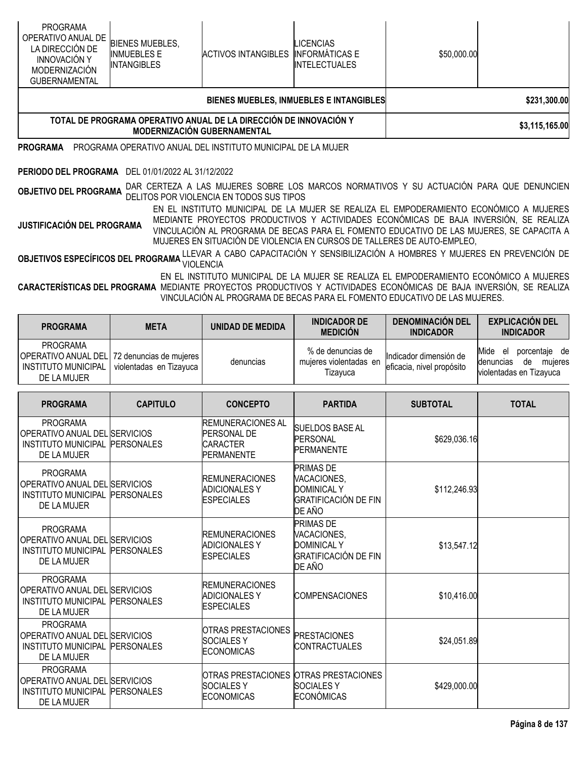| PROGRAMA | CAPITULO | CONCEPTO | PARTIDA | SUBTOTAL | TOTAL |
|---|---|---|---|---|---|
| PROGRAMA OPERATIVO ANUAL DE LA DIRECCIÓN DE INNOVACIÓN Y MODERNIZACIÓN GUBERNAMENTAL | BIENES MUEBLES, INMUEBLES E INTANGIBLES | ACTIVOS INTANGIBLES | LICENCIAS INFORMÁTICAS E INTELECTUALES | $50,000.00 | |
| | | | **BIENES MUEBLES, INMUEBLES E INTANGIBLES** | | **$231,300.00** |
| **TOTAL DE PROGRAMA OPERATIVO ANUAL DE LA DIRECCIÓN DE INNOVACIÓN Y MODERNIZACIÓN GUBERNAMENTAL** | | | | | **$3,115,165.00** |

**PROGRAMA** PROGRAMA OPERATIVO ANUAL DEL INSTITUTO MUNICIPAL DE LA MUJER

**PERIODO DEL PROGRAMA** DEL 01/01/2022 AL 31/12/2022

**OBJETIVO DEL PROGRAMA** DAR CERTEZA A LAS MUJERES SOBRE LOS MARCOS NORMATIVOS Y SU ACTUACIÓN PARA QUE DENUNCIEN DELITOS POR VIOLENCIA EN TODOS SUS TIPOS

**JUSTIFICACIÓN DEL PROGRAMA** EN EL INSTITUTO MUNICIPAL DE LA MUJER SE REALIZA EL EMPODERAMIENTO ECONÓMICO A MUJERES MEDIANTE PROYECTOS PRODUCTIVOS Y ACTIVIDADES ECONÓMICAS DE BAJA INVERSIÓN, SE REALIZA VINCULACIÓN AL PROGRAMA DE BECAS PARA EL FOMENTO EDUCATIVO DE LAS MUJERES, SE CAPACITA A MUJERES EN SITUACIÓN DE VIOLENCIA EN CURSOS DE TALLERES DE AUTO-EMPLEO,

**OBJETIVOS ESPECÍFICOS DEL PROGRAMA** LLEVAR A CABO CAPACITACIÓN Y SENSIBILIZACIÓN A HOMBRES Y MUJERES EN PREVENCIÓN DE VIOLENCIA

**CARACTERÍSTICAS DEL PROGRAMA** EN EL INSTITUTO MUNICIPAL DE LA MUJER SE REALIZA EL EMPODERAMIENTO ECONÓMICO A MUJERES MEDIANTE PROYECTOS PRODUCTIVOS Y ACTIVIDADES ECONÓMICAS DE BAJA INVERSIÓN, SE REALIZA VINCULACIÓN AL PROGRAMA DE BECAS PARA EL FOMENTO EDUCATIVO DE LAS MUJERES.

| PROGRAMA | META | UNIDAD DE MEDIDA | INDICADOR DE MEDICIÓN | DENOMINACIÓN DEL INDICADOR | EXPLICACIÓN DEL INDICADOR |
|---|---|---|---|---|---|
| PROGRAMA OPERATIVO ANUAL DEL INSTITUTO MUNICIPAL DE LA MUJER | 72 denuncias de mujeres violentadas en Tizayuca | denuncias | % de denuncias de mujeres violentadas en Tizayuca | Indicador dimensión de eficacia, nivel propósito | Mide el porcentaje de denuncias de mujeres violentadas en Tizayuca |

| PROGRAMA | CAPITULO | CONCEPTO | PARTIDA | SUBTOTAL | TOTAL |
|---|---|---|---|---|---|
| PROGRAMA OPERATIVO ANUAL DEL INSTITUTO MUNICIPAL DE LA MUJER | SERVICIOS PERSONALES | REMUNERACIONES AL PERSONAL DE CARACTER PERMANENTE | SUELDOS BASE AL PERSONAL PERMANENTE | $629,036.16 | |
| PROGRAMA OPERATIVO ANUAL DEL INSTITUTO MUNICIPAL DE LA MUJER | SERVICIOS PERSONALES | REMUNERACIONES ADICIONALES Y ESPECIALES | PRIMAS DE VACACIONES, DOMINICAL Y GRATIFICACIÓN DE FIN DE AÑO | $112,246.93 | |
| PROGRAMA OPERATIVO ANUAL DEL INSTITUTO MUNICIPAL DE LA MUJER | SERVICIOS PERSONALES | REMUNERACIONES ADICIONALES Y ESPECIALES | PRIMAS DE VACACIONES, DOMINICAL Y GRATIFICACIÓN DE FIN DE AÑO | $13,547.12 | |
| PROGRAMA OPERATIVO ANUAL DEL INSTITUTO MUNICIPAL DE LA MUJER | SERVICIOS PERSONALES | REMUNERACIONES ADICIONALES Y ESPECIALES | COMPENSACIONES | $10,416.00 | |
| PROGRAMA OPERATIVO ANUAL DEL INSTITUTO MUNICIPAL DE LA MUJER | SERVICIOS PERSONALES | OTRAS PRESTACIONES SOCIALES Y ECONOMICAS | PRESTACIONES CONTRACTUALES | $24,051.89 | |
| PROGRAMA OPERATIVO ANUAL DEL INSTITUTO MUNICIPAL DE LA MUJER | SERVICIOS PERSONALES | OTRAS PRESTACIONES SOCIALES Y ECONOMICAS | OTRAS PRESTACIONES SOCIALES Y ECONÓMICAS | $429,000.00 | |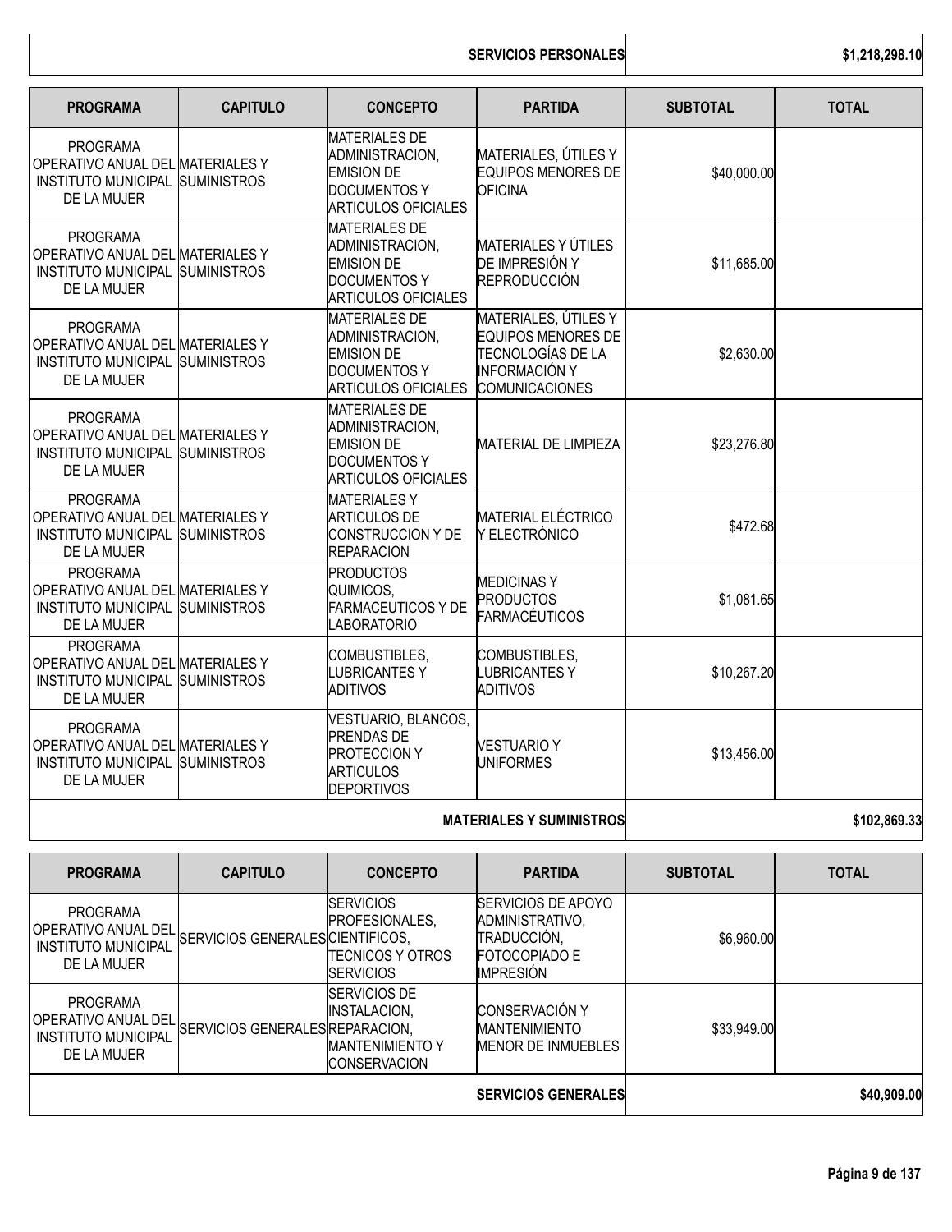| | | | SERVICIOS PERSONALES | | $1,218,298.10 |
|---|---|---|---|---|---|

| PROGRAMA | CAPITULO | CONCEPTO | PARTIDA | SUBTOTAL | TOTAL |
|---|---|---|---|---|---|
| PROGRAMA OPERATIVO ANUAL DEL INSTITUTO MUNICIPAL DE LA MUJER | MATERIALES Y SUMINISTROS | MATERIALES DE ADMINISTRACION, EMISION DE DOCUMENTOS Y ARTICULOS OFICIALES | MATERIALES, ÚTILES Y EQUIPOS MENORES DE OFICINA | $40,000.00 | |
| PROGRAMA OPERATIVO ANUAL DEL INSTITUTO MUNICIPAL DE LA MUJER | MATERIALES Y SUMINISTROS | MATERIALES DE ADMINISTRACION, EMISION DE DOCUMENTOS Y ARTICULOS OFICIALES | MATERIALES Y ÚTILES DE IMPRESIÓN Y REPRODUCCIÓN | $11,685.00 | |
| PROGRAMA OPERATIVO ANUAL DEL INSTITUTO MUNICIPAL DE LA MUJER | MATERIALES Y SUMINISTROS | MATERIALES DE ADMINISTRACION, EMISION DE DOCUMENTOS Y ARTICULOS OFICIALES | MATERIALES, ÚTILES Y EQUIPOS MENORES DE TECNOLOGÍAS DE LA INFORMACIÓN Y COMUNICACIONES | $2,630.00 | |
| PROGRAMA OPERATIVO ANUAL DEL INSTITUTO MUNICIPAL DE LA MUJER | MATERIALES Y SUMINISTROS | MATERIALES DE ADMINISTRACION, EMISION DE DOCUMENTOS Y ARTICULOS OFICIALES | MATERIAL DE LIMPIEZA | $23,276.80 | |
| PROGRAMA OPERATIVO ANUAL DEL INSTITUTO MUNICIPAL DE LA MUJER | MATERIALES Y SUMINISTROS | MATERIALES Y ARTICULOS DE CONSTRUCCION Y DE REPARACION | MATERIAL ELÉCTRICO Y ELECTRÓNICO | $472.68 | |
| PROGRAMA OPERATIVO ANUAL DEL INSTITUTO MUNICIPAL DE LA MUJER | MATERIALES Y SUMINISTROS | PRODUCTOS QUIMICOS, FARMACEUTICOS Y DE LABORATORIO | MEDICINAS Y PRODUCTOS FARMACÉUTICOS | $1,081.65 | |
| PROGRAMA OPERATIVO ANUAL DEL INSTITUTO MUNICIPAL DE LA MUJER | MATERIALES Y SUMINISTROS | COMBUSTIBLES, LUBRICANTES Y ADITIVOS | COMBUSTIBLES, LUBRICANTES Y ADITIVOS | $10,267.20 | |
| PROGRAMA OPERATIVO ANUAL DEL INSTITUTO MUNICIPAL DE LA MUJER | MATERIALES Y SUMINISTROS | VESTUARIO, BLANCOS, PRENDAS DE PROTECCION Y ARTICULOS DEPORTIVOS | VESTUARIO Y UNIFORMES | $13,456.00 | |
| | | | **MATERIALES Y SUMINISTROS** | | **$102,869.33** |

| PROGRAMA | CAPITULO | CONCEPTO | PARTIDA | SUBTOTAL | TOTAL |
|---|---|---|---|---|---|
| PROGRAMA OPERATIVO ANUAL DEL INSTITUTO MUNICIPAL DE LA MUJER | SERVICIOS GENERALES | SERVICIOS PROFESIONALES, CIENTIFICOS, TECNICOS Y OTROS SERVICIOS | SERVICIOS DE APOYO ADMINISTRATIVO, TRADUCCIÓN, FOTOCOPIADO E IMPRESIÓN | $6,960.00 | |
| PROGRAMA OPERATIVO ANUAL DEL INSTITUTO MUNICIPAL DE LA MUJER | SERVICIOS GENERALES | SERVICIOS DE INSTALACION, REPARACION, MANTENIMIENTO Y CONSERVACION | CONSERVACIÓN Y MANTENIMIENTO MENOR DE INMUEBLES | $33,949.00 | |
| | | | **SERVICIOS GENERALES** | | **$40,909.00** |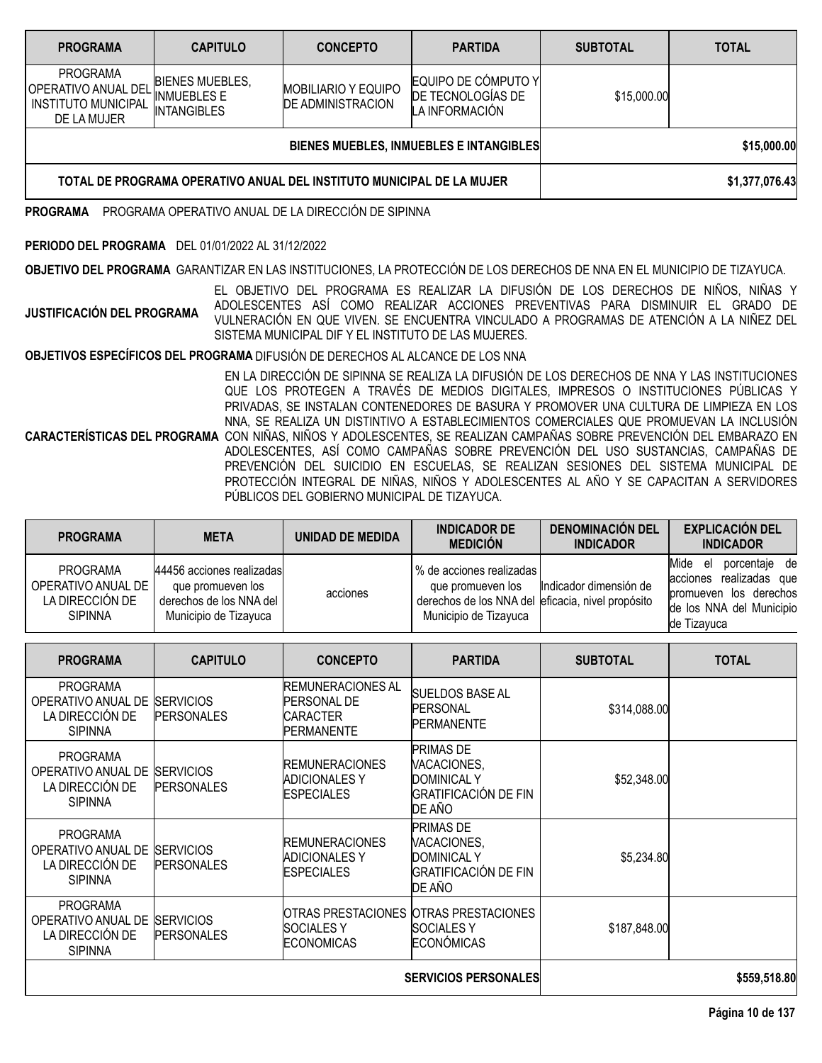| PROGRAMA | CAPITULO | CONCEPTO | PARTIDA | SUBTOTAL | TOTAL |
|---|---|---|---|---|---|
| PROGRAMA OPERATIVO ANUAL DEL INSTITUTO MUNICIPAL DE LA MUJER | BIENES MUEBLES, INMUEBLES E INTANGIBLES | MOBILIARIO Y EQUIPO DE ADMINISTRACION | EQUIPO DE CÓMPUTO Y DE TECNOLOGÍAS DE LA INFORMACIÓN | $15,000.00 | |
| | | | BIENES MUEBLES, INMUEBLES E INTANGIBLES | | $15,000.00 |
| | | TOTAL DE PROGRAMA OPERATIVO ANUAL DEL INSTITUTO MUNICIPAL DE LA MUJER | | | $1,377,076.43 |

**PROGRAMA** PROGRAMA OPERATIVO ANUAL DE LA DIRECCIÓN DE SIPINNA

**PERIODO DEL PROGRAMA** DEL 01/01/2022 AL 31/12/2022

**OBJETIVO DEL PROGRAMA** GARANTIZAR EN LAS INSTITUCIONES, LA PROTECCIÓN DE LOS DERECHOS DE NNA EN EL MUNICIPIO DE TIZAYUCA.

**JUSTIFICACIÓN DEL PROGRAMA** EL OBJETIVO DEL PROGRAMA ES REALIZAR LA DIFUSIÓN DE LOS DERECHOS DE NIÑOS, NIÑAS Y ADOLESCENTES ASÍ COMO REALIZAR ACCIONES PREVENTIVAS PARA DISMINUIR EL GRADO DE VULNERACIÓN EN QUE VIVEN. SE ENCUENTRA VINCULADO A PROGRAMAS DE ATENCIÓN A LA NIÑEZ DEL SISTEMA MUNICIPAL DIF Y EL INSTITUTO DE LAS MUJERES.

**OBJETIVOS ESPECÍFICOS DEL PROGRAMA** DIFUSIÓN DE DERECHOS AL ALCANCE DE LOS NNA

**CARACTERÍSTICAS DEL PROGRAMA** EN LA DIRECCIÓN DE SIPINNA SE REALIZA LA DIFUSIÓN DE LOS DERECHOS DE NNA Y LAS INSTITUCIONES QUE LOS PROTEGEN A TRAVÉS DE MEDIOS DIGITALES, IMPRESOS O INSTITUCIONES PÚBLICAS Y PRIVADAS, SE INSTALAN CONTENEDORES DE BASURA Y PROMOVER UNA CULTURA DE LIMPIEZA EN LOS NNA, SE REALIZA UN DISTINTIVO A ESTABLECIMIENTOS COMERCIALES QUE PROMUEVAN LA INCLUSIÓN CON NIÑAS, NIÑOS Y ADOLESCENTES, SE REALIZAN CAMPAÑAS SOBRE PREVENCIÓN DEL EMBARAZO EN ADOLESCENTES, ASÍ COMO CAMPAÑAS SOBRE PREVENCIÓN DEL USO SUSTANCIAS, CAMPAÑAS DE PREVENCIÓN DEL SUICIDIO EN ESCUELAS, SE REALIZAN SESIONES DEL SISTEMA MUNICIPAL DE PROTECCIÓN INTEGRAL DE NIÑAS, NIÑOS Y ADOLESCENTES AL AÑO Y SE CAPACITAN A SERVIDORES PÚBLICOS DEL GOBIERNO MUNICIPAL DE TIZAYUCA.

| PROGRAMA | META | UNIDAD DE MEDIDA | INDICADOR DE MEDICIÓN | DENOMINACIÓN DEL INDICADOR | EXPLICACIÓN DEL INDICADOR |
|---|---|---|---|---|---|
| PROGRAMA OPERATIVO ANUAL DE LA DIRECCIÓN DE SIPINNA | 44456 acciones realizadas que promueven los derechos de los NNA del Municipio de Tizayuca | acciones | % de acciones realizadas que promueven los derechos de los NNA del Municipio de Tizayuca | Indicador dimensión de eficacia, nivel propósito | Mide el porcentaje de acciones realizadas que promueven los derechos de los NNA del Municipio de Tizayuca |

| PROGRAMA | CAPITULO | CONCEPTO | PARTIDA | SUBTOTAL | TOTAL |
|---|---|---|---|---|---|
| PROGRAMA OPERATIVO ANUAL DE LA DIRECCIÓN DE SIPINNA | SERVICIOS PERSONALES | REMUNERACIONES AL PERSONAL DE CARACTER PERMANENTE | SUELDOS BASE AL PERSONAL PERMANENTE | $314,088.00 | |
| PROGRAMA OPERATIVO ANUAL DE LA DIRECCIÓN DE SIPINNA | SERVICIOS PERSONALES | REMUNERACIONES ADICIONALES Y ESPECIALES | PRIMAS DE VACACIONES, DOMINICAL Y GRATIFICACIÓN DE FIN DE AÑO | $52,348.00 | |
| PROGRAMA OPERATIVO ANUAL DE LA DIRECCIÓN DE SIPINNA | SERVICIOS PERSONALES | REMUNERACIONES ADICIONALES Y ESPECIALES | PRIMAS DE VACACIONES, DOMINICAL Y GRATIFICACIÓN DE FIN DE AÑO | $5,234.80 | |
| PROGRAMA OPERATIVO ANUAL DE LA DIRECCIÓN DE SIPINNA | SERVICIOS PERSONALES | OTRAS PRESTACIONES SOCIALES Y ECONOMICAS | OTRAS PRESTACIONES SOCIALES Y ECONÓMICAS | $187,848.00 | |
| | | | SERVICIOS PERSONALES | | $559,518.80 |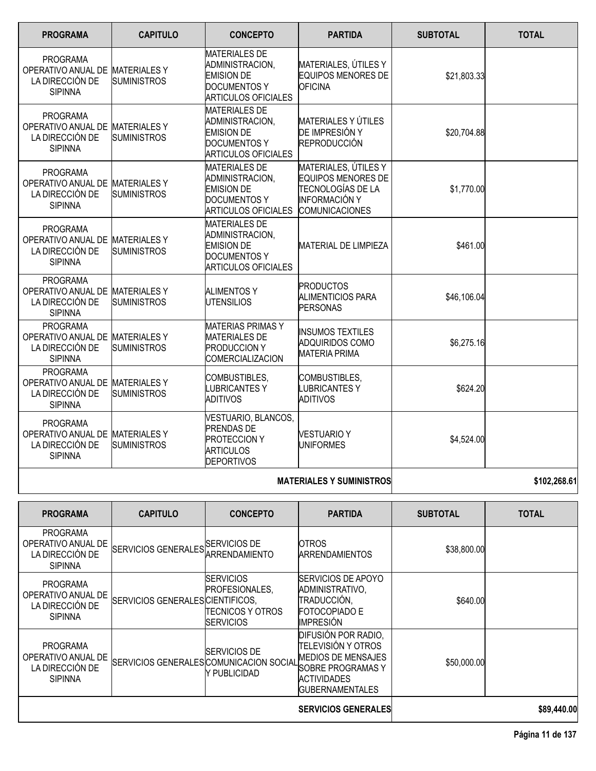| PROGRAMA | CAPITULO | CONCEPTO | PARTIDA | SUBTOTAL | TOTAL |
|---|---|---|---|---|---|
| PROGRAMA OPERATIVO ANUAL DE LA DIRECCIÓN DE SIPINNA | MATERIALES Y SUMINISTROS | MATERIALES DE ADMINISTRACION, EMISION DE DOCUMENTOS Y ARTICULOS OFICIALES | MATERIALES, ÚTILES Y EQUIPOS MENORES DE OFICINA | $21,803.33 | |
| PROGRAMA OPERATIVO ANUAL DE LA DIRECCIÓN DE SIPINNA | MATERIALES Y SUMINISTROS | MATERIALES DE ADMINISTRACION, EMISION DE DOCUMENTOS Y ARTICULOS OFICIALES | MATERIALES Y ÚTILES DE IMPRESIÓN Y REPRODUCCIÓN | $20,704.88 | |
| PROGRAMA OPERATIVO ANUAL DE LA DIRECCIÓN DE SIPINNA | MATERIALES Y SUMINISTROS | MATERIALES DE ADMINISTRACION, EMISION DE DOCUMENTOS Y ARTICULOS OFICIALES | MATERIALES, ÚTILES Y EQUIPOS MENORES DE TECNOLOGÍAS DE LA INFORMACIÓN Y COMUNICACIONES | $1,770.00 | |
| PROGRAMA OPERATIVO ANUAL DE LA DIRECCIÓN DE SIPINNA | MATERIALES Y SUMINISTROS | MATERIALES DE ADMINISTRACION, EMISION DE DOCUMENTOS Y ARTICULOS OFICIALES | MATERIAL DE LIMPIEZA | $461.00 | |
| PROGRAMA OPERATIVO ANUAL DE LA DIRECCIÓN DE SIPINNA | MATERIALES Y SUMINISTROS | ALIMENTOS Y UTENSILIOS | PRODUCTOS ALIMENTICIOS PARA PERSONAS | $46,106.04 | |
| PROGRAMA OPERATIVO ANUAL DE LA DIRECCIÓN DE SIPINNA | MATERIALES Y SUMINISTROS | MATERIAS PRIMAS Y MATERIALES DE PRODUCCION Y COMERCIALIZACION | INSUMOS TEXTILES ADQUIRIDOS COMO MATERIA PRIMA | $6,275.16 | |
| PROGRAMA OPERATIVO ANUAL DE LA DIRECCIÓN DE SIPINNA | MATERIALES Y SUMINISTROS | COMBUSTIBLES, LUBRICANTES Y ADITIVOS | COMBUSTIBLES, LUBRICANTES Y ADITIVOS | $624.20 | |
| PROGRAMA OPERATIVO ANUAL DE LA DIRECCIÓN DE SIPINNA | MATERIALES Y SUMINISTROS | VESTUARIO, BLANCOS, PRENDAS DE PROTECCION Y ARTICULOS DEPORTIVOS | VESTUARIO Y UNIFORMES | $4,524.00 | |
| | | | **MATERIALES Y SUMINISTROS** | | **$102,268.61** |

| PROGRAMA | CAPITULO | CONCEPTO | PARTIDA | SUBTOTAL | TOTAL |
|---|---|---|---|---|---|
| PROGRAMA OPERATIVO ANUAL DE LA DIRECCIÓN DE SIPINNA | SERVICIOS GENERALES | SERVICIOS DE ARRENDAMIENTO | OTROS ARRENDAMIENTOS | $38,800.00 | |
| PROGRAMA OPERATIVO ANUAL DE LA DIRECCIÓN DE SIPINNA | SERVICIOS GENERALES | SERVICIOS PROFESIONALES, CIENTIFICOS, TECNICOS Y OTROS SERVICIOS | SERVICIOS DE APOYO ADMINISTRATIVO, TRADUCCIÓN, FOTOCOPIADO E IMPRESIÓN | $640.00 | |
| PROGRAMA OPERATIVO ANUAL DE LA DIRECCIÓN DE SIPINNA | SERVICIOS GENERALES | SERVICIOS DE COMUNICACION SOCIAL Y PUBLICIDAD | DIFUSIÓN POR RADIO, TELEVISIÓN Y OTROS MEDIOS DE MENSAJES SOBRE PROGRAMAS Y ACTIVIDADES GUBERNAMENTALES | $50,000.00 | |
| | | | **SERVICIOS GENERALES** | | **$89,440.00** |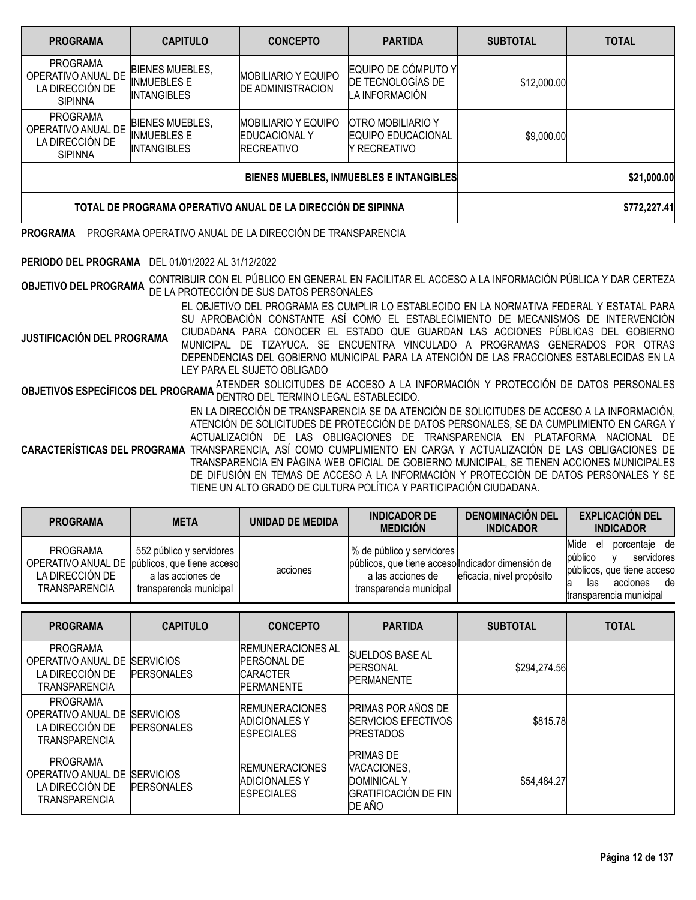| PROGRAMA | CAPITULO | CONCEPTO | PARTIDA | SUBTOTAL | TOTAL |
|---|---|---|---|---|---|
| PROGRAMA OPERATIVO ANUAL DE LA DIRECCIÓN DE SIPINNA | BIENES MUEBLES, INMUEBLES E INTANGIBLES | MOBILIARIO Y EQUIPO DE ADMINISTRACION | EQUIPO DE CÓMPUTO Y DE TECNOLOGÍAS DE LA INFORMACIÓN | $12,000.00 | |
| PROGRAMA OPERATIVO ANUAL DE LA DIRECCIÓN DE SIPINNA | BIENES MUEBLES, INMUEBLES E INTANGIBLES | MOBILIARIO Y EQUIPO EDUCACIONAL Y RECREATIVO | OTRO MOBILIARIO Y EQUIPO EDUCACIONAL Y RECREATIVO | $9,000.00 | |
| | | | BIENES MUEBLES, INMUEBLES E INTANGIBLES | | $21,000.00 |
| TOTAL DE PROGRAMA OPERATIVO ANUAL DE LA DIRECCIÓN DE SIPINNA | | | | | $772,227.41 |

**PROGRAMA** PROGRAMA OPERATIVO ANUAL DE LA DIRECCIÓN DE TRANSPARENCIA

**PERIODO DEL PROGRAMA** DEL 01/01/2022 AL 31/12/2022

**OBJETIVO DEL PROGRAMA** CONTRIBUIR CON EL PÚBLICO EN GENERAL EN FACILITAR EL ACCESO A LA INFORMACIÓN PÚBLICA Y DAR CERTEZA DE LA PROTECCIÓN DE SUS DATOS PERSONALES

**JUSTIFICACIÓN DEL PROGRAMA** EL OBJETIVO DEL PROGRAMA ES CUMPLIR LO ESTABLECIDO EN LA NORMATIVA FEDERAL Y ESTATAL PARA SU APROBACIÓN CONSTANTE ASÍ COMO EL ESTABLECIMIENTO DE MECANISMOS DE INTERVENCIÓN CIUDADANA PARA CONOCER EL ESTADO QUE GUARDAN LAS ACCIONES PÚBLICAS DEL GOBIERNO MUNICIPAL DE TIZAYUCA. SE ENCUENTRA VINCULADO A PROGRAMAS GENERADOS POR OTRAS DEPENDENCIAS DEL GOBIERNO MUNICIPAL PARA LA ATENCIÓN DE LAS FRACCIONES ESTABLECIDAS EN LA LEY PARA EL SUJETO OBLIGADO

**OBJETIVOS ESPECÍFICOS DEL PROGRAMA** ATENDER SOLICITUDES DE ACCESO A LA INFORMACIÓN Y PROTECCIÓN DE DATOS PERSONALES DENTRO DEL TERMINO LEGAL ESTABLECIDO.

**CARACTERÍSTICAS DEL PROGRAMA** EN LA DIRECCIÓN DE TRANSPARENCIA SE DA ATENCIÓN DE SOLICITUDES DE ACCESO A LA INFORMACIÓN, ATENCIÓN DE SOLICITUDES DE PROTECCIÓN DE DATOS PERSONALES, SE DA CUMPLIMIENTO EN CARGA Y ACTUALIZACIÓN DE LAS OBLIGACIONES DE TRANSPARENCIA EN PLATAFORMA NACIONAL DE TRANSPARENCIA, ASÍ COMO CUMPLIMIENTO EN CARGA Y ACTUALIZACIÓN DE LAS OBLIGACIONES DE TRANSPARENCIA EN PÁGINA WEB OFICIAL DE GOBIERNO MUNICIPAL, SE TIENEN ACCIONES MUNICIPALES DE DIFUSIÓN EN TEMAS DE ACCESO A LA INFORMACIÓN Y PROTECCIÓN DE DATOS PERSONALES Y SE TIENE UN ALTO GRADO DE CULTURA POLÍTICA Y PARTICIPACIÓN CIUDADANA.

| PROGRAMA | META | UNIDAD DE MEDIDA | INDICADOR DE MEDICIÓN | DENOMINACIÓN DEL INDICADOR | EXPLICACIÓN DEL INDICADOR |
|---|---|---|---|---|---|
| PROGRAMA OPERATIVO ANUAL DE LA DIRECCIÓN DE TRANSPARENCIA | 552 público y servidores públicos, que tiene acceso a las acciones de transparencia municipal | acciones | % de público y servidores públicos, que tiene acceso a las acciones de transparencia municipal | Indicador dimensión de eficacia, nivel propósito | Mide el porcentaje de público y servidores públicos, que tiene acceso a las acciones de transparencia municipal |

| PROGRAMA | CAPITULO | CONCEPTO | PARTIDA | SUBTOTAL | TOTAL |
|---|---|---|---|---|---|
| PROGRAMA OPERATIVO ANUAL DE LA DIRECCIÓN DE TRANSPARENCIA | SERVICIOS PERSONALES | REMUNERACIONES AL PERSONAL DE CARACTER PERMANENTE | SUELDOS BASE AL PERSONAL PERMANENTE | $294,274.56 | |
| PROGRAMA OPERATIVO ANUAL DE LA DIRECCIÓN DE TRANSPARENCIA | SERVICIOS PERSONALES | REMUNERACIONES ADICIONALES Y ESPECIALES | PRIMAS POR AÑOS DE SERVICIOS EFECTIVOS PRESTADOS | $815.78 | |
| PROGRAMA OPERATIVO ANUAL DE LA DIRECCIÓN DE TRANSPARENCIA | SERVICIOS PERSONALES | REMUNERACIONES ADICIONALES Y ESPECIALES | PRIMAS DE VACACIONES, DOMINICAL Y GRATIFICACIÓN DE FIN DE AÑO | $54,484.27 | |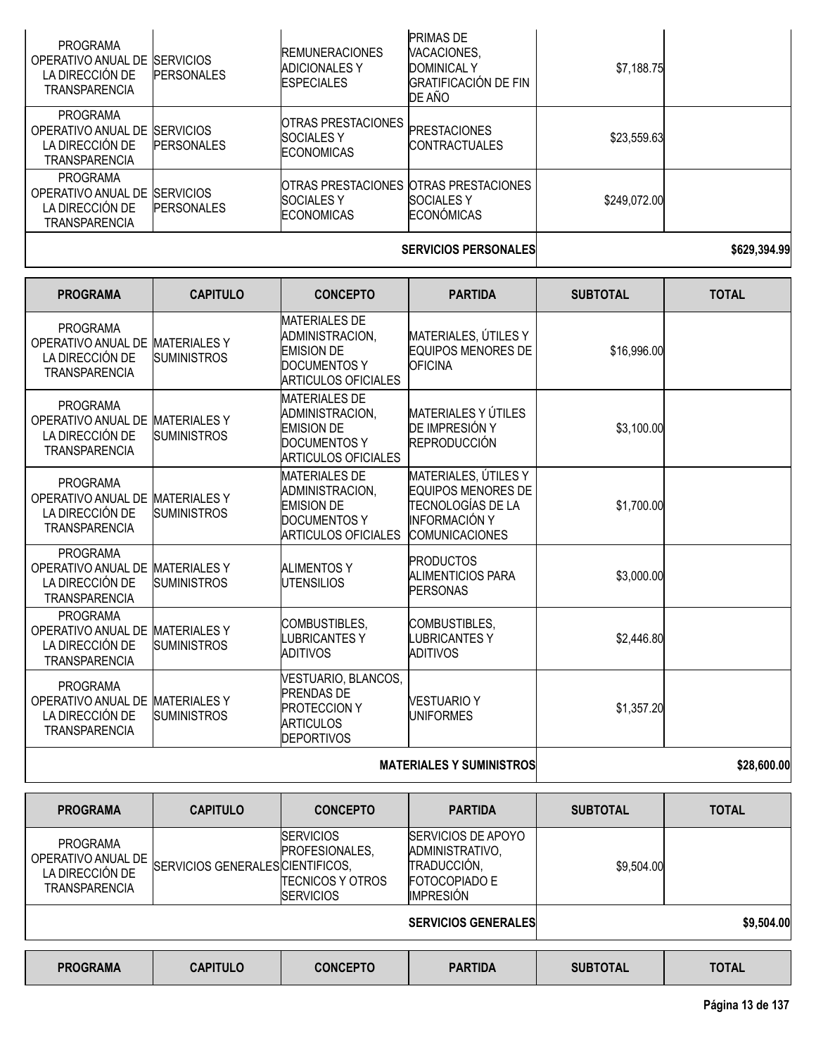| PROGRAMA | CAPITULO | CONCEPTO | PARTIDA | SUBTOTAL | TOTAL |
|---|---|---|---|---|---|
| PROGRAMA OPERATIVO ANUAL DE LA DIRECCIÓN DE TRANSPARENCIA | SERVICIOS PERSONALES | REMUNERACIONES ADICIONALES Y ESPECIALES | PRIMAS DE VACACIONES, DOMINICAL Y GRATIFICACIÓN DE FIN DE AÑO | $7,188.75 | |
| PROGRAMA OPERATIVO ANUAL DE LA DIRECCIÓN DE TRANSPARENCIA | SERVICIOS PERSONALES | OTRAS PRESTACIONES SOCIALES Y ECONOMICAS | PRESTACIONES CONTRACTUALES | $23,559.63 | |
| PROGRAMA OPERATIVO ANUAL DE LA DIRECCIÓN DE TRANSPARENCIA | SERVICIOS PERSONALES | OTRAS PRESTACIONES SOCIALES Y ECONOMICAS | OTRAS PRESTACIONES SOCIALES Y ECONÓMICAS | $249,072.00 | |
| | | | **SERVICIOS PERSONALES** | | **$629,394.99** |

| PROGRAMA | CAPITULO | CONCEPTO | PARTIDA | SUBTOTAL | TOTAL |
|---|---|---|---|---|---|
| PROGRAMA OPERATIVO ANUAL DE LA DIRECCIÓN DE TRANSPARENCIA | MATERIALES Y SUMINISTROS | MATERIALES DE ADMINISTRACION, EMISION DE DOCUMENTOS Y ARTICULOS OFICIALES | MATERIALES, ÚTILES Y EQUIPOS MENORES DE OFICINA | $16,996.00 | |
| PROGRAMA OPERATIVO ANUAL DE LA DIRECCIÓN DE TRANSPARENCIA | MATERIALES Y SUMINISTROS | MATERIALES DE ADMINISTRACION, EMISION DE DOCUMENTOS Y ARTICULOS OFICIALES | MATERIALES Y ÚTILES DE IMPRESIÓN Y REPRODUCCIÓN | $3,100.00 | |
| PROGRAMA OPERATIVO ANUAL DE LA DIRECCIÓN DE TRANSPARENCIA | MATERIALES Y SUMINISTROS | MATERIALES DE ADMINISTRACION, EMISION DE DOCUMENTOS Y ARTICULOS OFICIALES | MATERIALES, ÚTILES Y EQUIPOS MENORES DE TECNOLOGÍAS DE LA INFORMACIÓN Y COMUNICACIONES | $1,700.00 | |
| PROGRAMA OPERATIVO ANUAL DE LA DIRECCIÓN DE TRANSPARENCIA | MATERIALES Y SUMINISTROS | ALIMENTOS Y UTENSILIOS | PRODUCTOS ALIMENTICIOS PARA PERSONAS | $3,000.00 | |
| PROGRAMA OPERATIVO ANUAL DE LA DIRECCIÓN DE TRANSPARENCIA | MATERIALES Y SUMINISTROS | COMBUSTIBLES, LUBRICANTES Y ADITIVOS | COMBUSTIBLES, LUBRICANTES Y ADITIVOS | $2,446.80 | |
| PROGRAMA OPERATIVO ANUAL DE LA DIRECCIÓN DE TRANSPARENCIA | MATERIALES Y SUMINISTROS | VESTUARIO, BLANCOS, PRENDAS DE PROTECCION Y ARTICULOS DEPORTIVOS | VESTUARIO Y UNIFORMES | $1,357.20 | |
| | | | **MATERIALES Y SUMINISTROS** | | **$28,600.00** |

| PROGRAMA | CAPITULO | CONCEPTO | PARTIDA | SUBTOTAL | TOTAL |
|---|---|---|---|---|---|
| PROGRAMA OPERATIVO ANUAL DE LA DIRECCIÓN DE TRANSPARENCIA | SERVICIOS GENERALES | SERVICIOS PROFESIONALES, CIENTIFICOS, TECNICOS Y OTROS SERVICIOS | SERVICIOS DE APOYO ADMINISTRATIVO, TRADUCCIÓN, FOTOCOPIADO E IMPRESIÓN | $9,504.00 | |
| | | | **SERVICIOS GENERALES** | | **$9,504.00** |

| PROGRAMA | CAPITULO | CONCEPTO | PARTIDA | SUBTOTAL | TOTAL |
|---|---|---|---|---|---|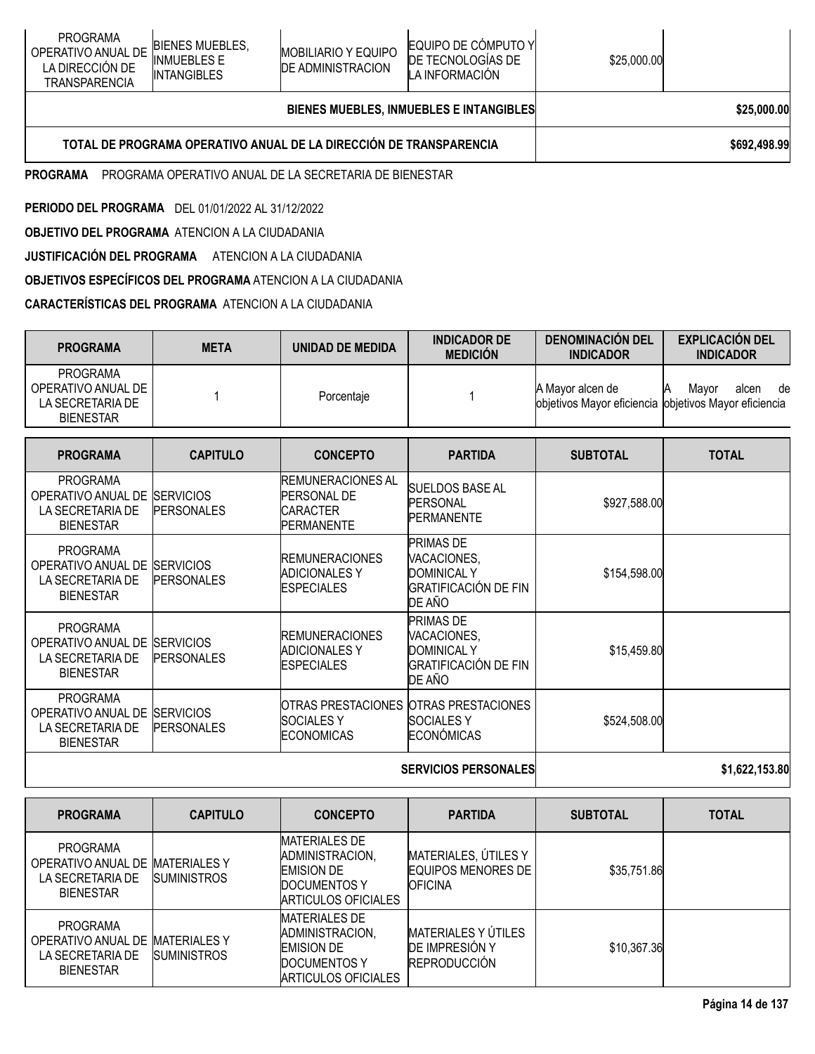| PROGRAMA | CAPITULO | CONCEPTO | PARTIDA | SUBTOTAL | TOTAL |
|---|---|---|---|---|---|
| PROGRAMA OPERATIVO ANUAL DE LA DIRECCIÓN DE TRANSPARENCIA | BIENES MUEBLES, INMUEBLES E INTANGIBLES | MOBILIARIO Y EQUIPO DE ADMINISTRACION | EQUIPO DE CÓMPUTO Y DE TECNOLOGÍAS DE LA INFORMACIÓN | $25,000.00 | |
| | | | BIENES MUEBLES, INMUEBLES E INTANGIBLES | | $25,000.00 |
| TOTAL DE PROGRAMA OPERATIVO ANUAL DE LA DIRECCIÓN DE TRANSPARENCIA | | | | | $692,498.99 |

**PROGRAMA** PROGRAMA OPERATIVO ANUAL DE LA SECRETARIA DE BIENESTAR

**PERIODO DEL PROGRAMA** DEL 01/01/2022 AL 31/12/2022

**OBJETIVO DEL PROGRAMA** ATENCION A LA CIUDADANIA

**JUSTIFICACIÓN DEL PROGRAMA** ATENCION A LA CIUDADANIA

**OBJETIVOS ESPECÍFICOS DEL PROGRAMA** ATENCION A LA CIUDADANIA

**CARACTERÍSTICAS DEL PROGRAMA** ATENCION A LA CIUDADANIA

| PROGRAMA | META | UNIDAD DE MEDIDA | INDICADOR DE MEDICIÓN | DENOMINACIÓN DEL INDICADOR | EXPLICACIÓN DEL INDICADOR |
|---|---|---|---|---|---|
| PROGRAMA OPERATIVO ANUAL DE LA SECRETARIA DE BIENESTAR | 1 | Porcentaje | 1 | A Mayor alcen de objetivos Mayor eficiencia | A Mayor alcen de objetivos Mayor eficiencia |

| PROGRAMA | CAPITULO | CONCEPTO | PARTIDA | SUBTOTAL | TOTAL |
|---|---|---|---|---|---|
| PROGRAMA OPERATIVO ANUAL DE LA SECRETARIA DE BIENESTAR | SERVICIOS PERSONALES | REMUNERACIONES AL PERSONAL DE CARACTER PERMANENTE | SUELDOS BASE AL PERSONAL PERMANENTE | $927,588.00 | |
| PROGRAMA OPERATIVO ANUAL DE LA SECRETARIA DE BIENESTAR | SERVICIOS PERSONALES | REMUNERACIONES ADICIONALES Y ESPECIALES | PRIMAS DE VACACIONES, DOMINICAL Y GRATIFICACIÓN DE FIN DE AÑO | $154,598.00 | |
| PROGRAMA OPERATIVO ANUAL DE LA SECRETARIA DE BIENESTAR | SERVICIOS PERSONALES | REMUNERACIONES ADICIONALES Y ESPECIALES | PRIMAS DE VACACIONES, DOMINICAL Y GRATIFICACIÓN DE FIN DE AÑO | $15,459.80 | |
| PROGRAMA OPERATIVO ANUAL DE LA SECRETARIA DE BIENESTAR | SERVICIOS PERSONALES | OTRAS PRESTACIONES SOCIALES Y ECONOMICAS | OTRAS PRESTACIONES SOCIALES Y ECONÓMICAS | $524,508.00 | |
| | | | SERVICIOS PERSONALES | | $1,622,153.80 |

| PROGRAMA | CAPITULO | CONCEPTO | PARTIDA | SUBTOTAL | TOTAL |
|---|---|---|---|---|---|
| PROGRAMA OPERATIVO ANUAL DE LA SECRETARIA DE BIENESTAR | MATERIALES Y SUMINISTROS | MATERIALES DE ADMINISTRACION, EMISION DE DOCUMENTOS Y ARTICULOS OFICIALES | MATERIALES, ÚTILES Y EQUIPOS MENORES DE OFICINA | $35,751.86 | |
| PROGRAMA OPERATIVO ANUAL DE LA SECRETARIA DE BIENESTAR | MATERIALES Y SUMINISTROS | MATERIALES DE ADMINISTRACION, EMISION DE DOCUMENTOS Y ARTICULOS OFICIALES | MATERIALES Y ÚTILES DE IMPRESIÓN Y REPRODUCCIÓN | $10,367.36 | |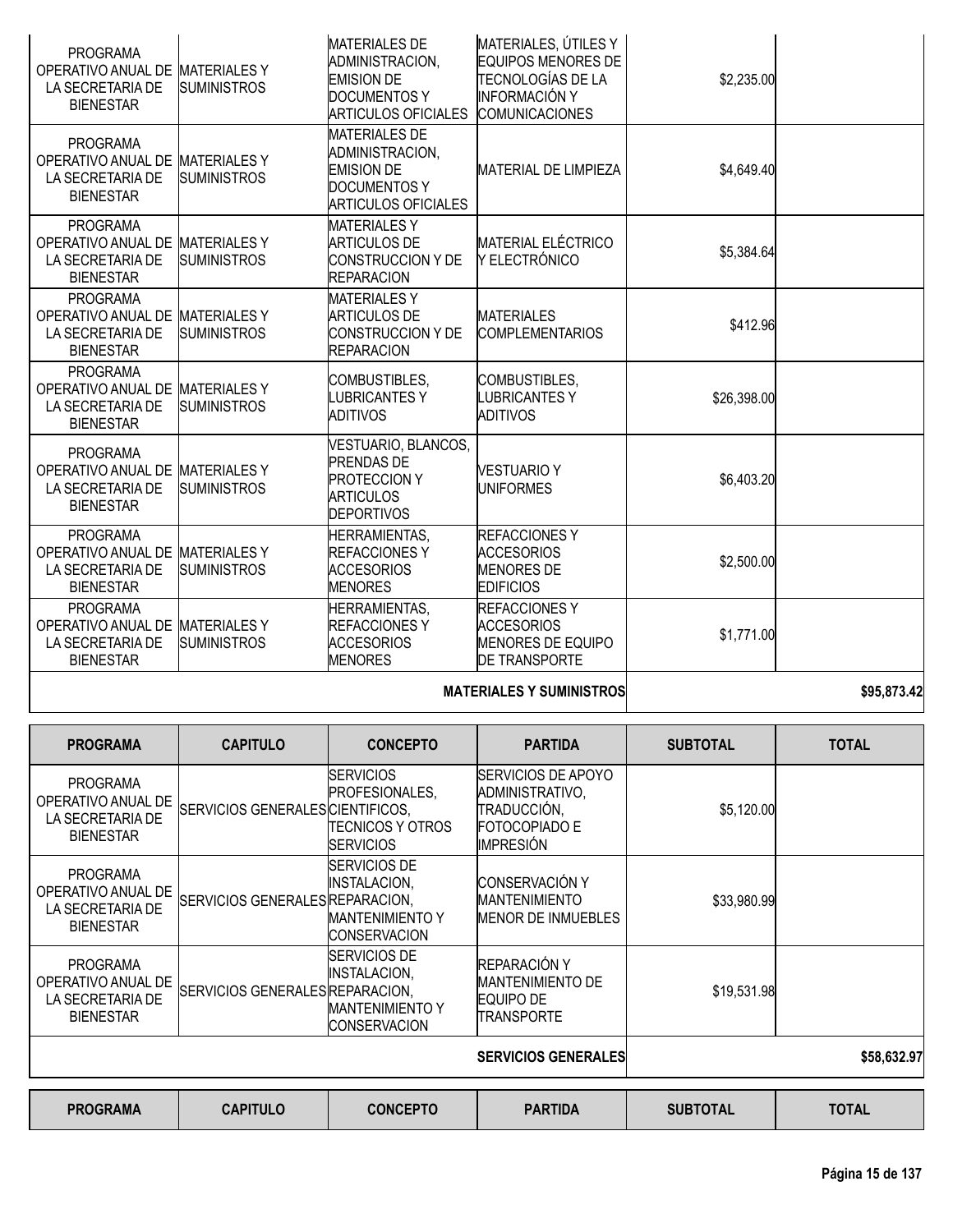| PROGRAMA | CAPITULO | CONCEPTO | PARTIDA | SUBTOTAL | TOTAL |
|---|---|---|---|---|---|
| PROGRAMA OPERATIVO ANUAL DE LA SECRETARIA DE BIENESTAR | MATERIALES Y SUMINISTROS | MATERIALES DE ADMINISTRACION, EMISION DE DOCUMENTOS Y ARTICULOS OFICIALES | MATERIALES, ÚTILES Y EQUIPOS MENORES DE TECNOLOGÍAS DE LA INFORMACIÓN Y COMUNICACIONES | $2,235.00 | |
| PROGRAMA OPERATIVO ANUAL DE LA SECRETARIA DE BIENESTAR | MATERIALES Y SUMINISTROS | MATERIALES DE ADMINISTRACION, EMISION DE DOCUMENTOS Y ARTICULOS OFICIALES | MATERIAL DE LIMPIEZA | $4,649.40 | |
| PROGRAMA OPERATIVO ANUAL DE LA SECRETARIA DE BIENESTAR | MATERIALES Y SUMINISTROS | MATERIALES Y ARTICULOS DE CONSTRUCCION Y DE REPARACION | MATERIAL ELÉCTRICO Y ELECTRÓNICO | $5,384.64 | |
| PROGRAMA OPERATIVO ANUAL DE LA SECRETARIA DE BIENESTAR | MATERIALES Y SUMINISTROS | MATERIALES Y ARTICULOS DE CONSTRUCCION Y DE REPARACION | MATERIALES COMPLEMENTARIOS | $412.96 | |
| PROGRAMA OPERATIVO ANUAL DE LA SECRETARIA DE BIENESTAR | MATERIALES Y SUMINISTROS | COMBUSTIBLES, LUBRICANTES Y ADITIVOS | COMBUSTIBLES, LUBRICANTES Y ADITIVOS | $26,398.00 | |
| PROGRAMA OPERATIVO ANUAL DE LA SECRETARIA DE BIENESTAR | MATERIALES Y SUMINISTROS | VESTUARIO, BLANCOS, PRENDAS DE PROTECCION Y ARTICULOS DEPORTIVOS | VESTUARIO Y UNIFORMES | $6,403.20 | |
| PROGRAMA OPERATIVO ANUAL DE LA SECRETARIA DE BIENESTAR | MATERIALES Y SUMINISTROS | HERRAMIENTAS, REFACCIONES Y ACCESORIOS MENORES | REFACCIONES Y ACCESORIOS MENORES DE EDIFICIOS | $2,500.00 | |
| PROGRAMA OPERATIVO ANUAL DE LA SECRETARIA DE BIENESTAR | MATERIALES Y SUMINISTROS | HERRAMIENTAS, REFACCIONES Y ACCESORIOS MENORES | REFACCIONES Y ACCESORIOS MENORES DE EQUIPO DE TRANSPORTE | $1,771.00 | |
| | | | **MATERIALES Y SUMINISTROS** | | **$95,873.42** |

| PROGRAMA | CAPITULO | CONCEPTO | PARTIDA | SUBTOTAL | TOTAL |
|---|---|---|---|---|---|
| PROGRAMA OPERATIVO ANUAL DE LA SECRETARIA DE BIENESTAR | SERVICIOS GENERALES | SERVICIOS PROFESIONALES, CIENTIFICOS, TECNICOS Y OTROS SERVICIOS | SERVICIOS DE APOYO ADMINISTRATIVO, TRADUCCIÓN, FOTOCOPIADO E IMPRESIÓN | $5,120.00 | |
| PROGRAMA OPERATIVO ANUAL DE LA SECRETARIA DE BIENESTAR | SERVICIOS GENERALES | SERVICIOS DE INSTALACION, REPARACION, MANTENIMIENTO Y CONSERVACION | CONSERVACIÓN Y MANTENIMIENTO MENOR DE INMUEBLES | $33,980.99 | |
| PROGRAMA OPERATIVO ANUAL DE LA SECRETARIA DE BIENESTAR | SERVICIOS GENERALES | SERVICIOS DE INSTALACION, REPARACION, MANTENIMIENTO Y CONSERVACION | REPARACIÓN Y MANTENIMIENTO DE EQUIPO DE TRANSPORTE | $19,531.98 | |
| | | | **SERVICIOS GENERALES** | | **$58,632.97** |

| PROGRAMA | CAPITULO | CONCEPTO | PARTIDA | SUBTOTAL | TOTAL |
|---|---|---|---|---|---|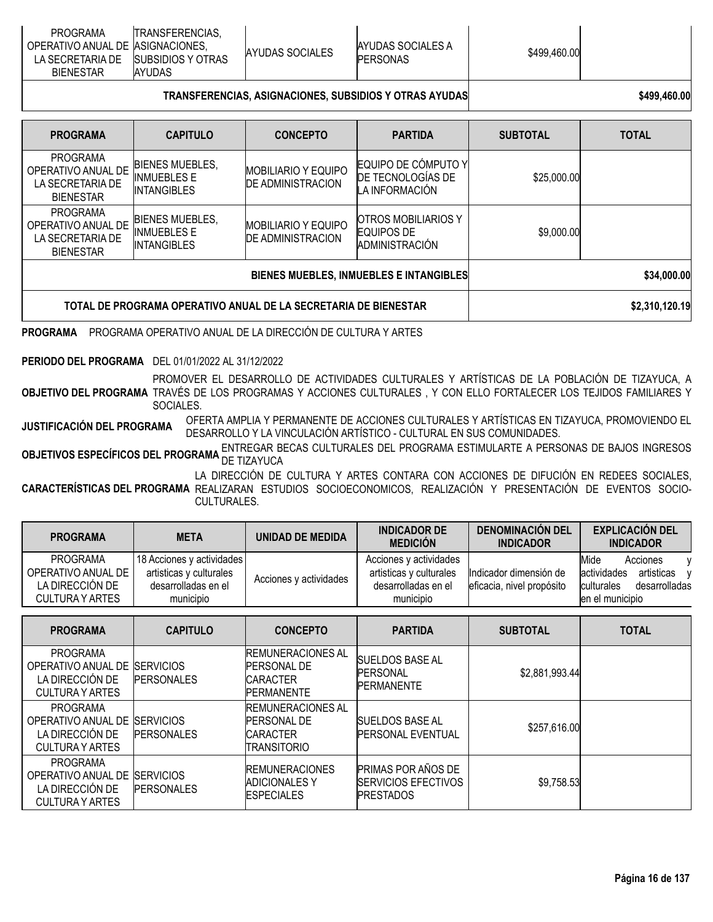| PROGRAMA | CAPITULO | CONCEPTO | PARTIDA | SUBTOTAL | TOTAL |
|---|---|---|---|---|---|
| PROGRAMA OPERATIVO ANUAL DE LA SECRETARIA DE BIENESTAR | TRANSFERENCIAS, ASIGNACIONES, SUBSIDIOS Y OTRAS AYUDAS | AYUDAS SOCIALES | AYUDAS SOCIALES A PERSONAS | $499,460.00 | |
| | | | TRANSFERENCIAS, ASIGNACIONES, SUBSIDIOS Y OTRAS AYUDAS | | $499,460.00 |

| PROGRAMA | CAPITULO | CONCEPTO | PARTIDA | SUBTOTAL | TOTAL |
|---|---|---|---|---|---|
| PROGRAMA OPERATIVO ANUAL DE LA SECRETARIA DE BIENESTAR | BIENES MUEBLES, INMUEBLES E INTANGIBLES | MOBILIARIO Y EQUIPO DE ADMINISTRACION | EQUIPO DE CÓMPUTO Y DE TECNOLOGÍAS DE LA INFORMACIÓN | $25,000.00 | |
| PROGRAMA OPERATIVO ANUAL DE LA SECRETARIA DE BIENESTAR | BIENES MUEBLES, INMUEBLES E INTANGIBLES | MOBILIARIO Y EQUIPO DE ADMINISTRACION | OTROS MOBILIARIOS Y EQUIPOS DE ADMINISTRACIÓN | $9,000.00 | |
| | | | BIENES MUEBLES, INMUEBLES E INTANGIBLES | | $34,000.00 |
| TOTAL DE PROGRAMA OPERATIVO ANUAL DE LA SECRETARIA DE BIENESTAR | | | | | $2,310,120.19 |

**PROGRAMA** PROGRAMA OPERATIVO ANUAL DE LA DIRECCIÓN DE CULTURA Y ARTES

**PERIODO DEL PROGRAMA** DEL 01/01/2022 AL 31/12/2022

**OBJETIVO DEL PROGRAMA** PROMOVER EL DESARROLLO DE ACTIVIDADES CULTURALES Y ARTÍSTICAS DE LA POBLACIÓN DE TIZAYUCA, A TRAVÉS DE LOS PROGRAMAS Y ACCIONES CULTURALES , Y CON ELLO FORTALECER LOS TEJIDOS FAMILIARES Y SOCIALES.

**JUSTIFICACIÓN DEL PROGRAMA** OFERTA AMPLIA Y PERMANENTE DE ACCIONES CULTURALES Y ARTÍSTICAS EN TIZAYUCA, PROMOVIENDO EL DESARROLLO Y LA VINCULACIÓN ARTÍSTICO - CULTURAL EN SUS COMUNIDADES.

**OBJETIVOS ESPECÍFICOS DEL PROGRAMA** ENTREGAR BECAS CULTURALES DEL PROGRAMA ESTIMULARTE A PERSONAS DE BAJOS INGRESOS DE TIZAYUCA

**CARACTERÍSTICAS DEL PROGRAMA** LA DIRECCIÓN DE CULTURA Y ARTES CONTARA CON ACCIONES DE DIFUCIÓN EN REDEES SOCIALES, REALIZARAN ESTUDIOS SOCIOECONOMICOS, REALIZACIÓN Y PRESENTACIÓN DE EVENTOS SOCIO-CULTURALES.

| PROGRAMA | META | UNIDAD DE MEDIDA | INDICADOR DE MEDICIÓN | DENOMINACIÓN DEL INDICADOR | EXPLICACIÓN DEL INDICADOR |
|---|---|---|---|---|---|
| PROGRAMA OPERATIVO ANUAL DE LA DIRECCIÓN DE CULTURA Y ARTES | 18 Acciones y actividades artisticas y culturales desarrolladas en el municipio | Acciones y actividades | Acciones y actividades artisticas y culturales desarrolladas en el municipio | Indicador dimensión de eficacia, nivel propósito | Mide Acciones y actividades artisticas y culturales desarrolladas en el municipio |

| PROGRAMA | CAPITULO | CONCEPTO | PARTIDA | SUBTOTAL | TOTAL |
|---|---|---|---|---|---|
| PROGRAMA OPERATIVO ANUAL DE LA DIRECCIÓN DE CULTURA Y ARTES | SERVICIOS PERSONALES | REMUNERACIONES AL PERSONAL DE CARACTER PERMANENTE | SUELDOS BASE AL PERSONAL PERMANENTE | $2,881,993.44 | |
| PROGRAMA OPERATIVO ANUAL DE LA DIRECCIÓN DE CULTURA Y ARTES | SERVICIOS PERSONALES | REMUNERACIONES AL PERSONAL DE CARACTER TRANSITORIO | SUELDOS BASE AL PERSONAL EVENTUAL | $257,616.00 | |
| PROGRAMA OPERATIVO ANUAL DE LA DIRECCIÓN DE CULTURA Y ARTES | SERVICIOS PERSONALES | REMUNERACIONES ADICIONALES Y ESPECIALES | PRIMAS POR AÑOS DE SERVICIOS EFECTIVOS PRESTADOS | $9,758.53 | |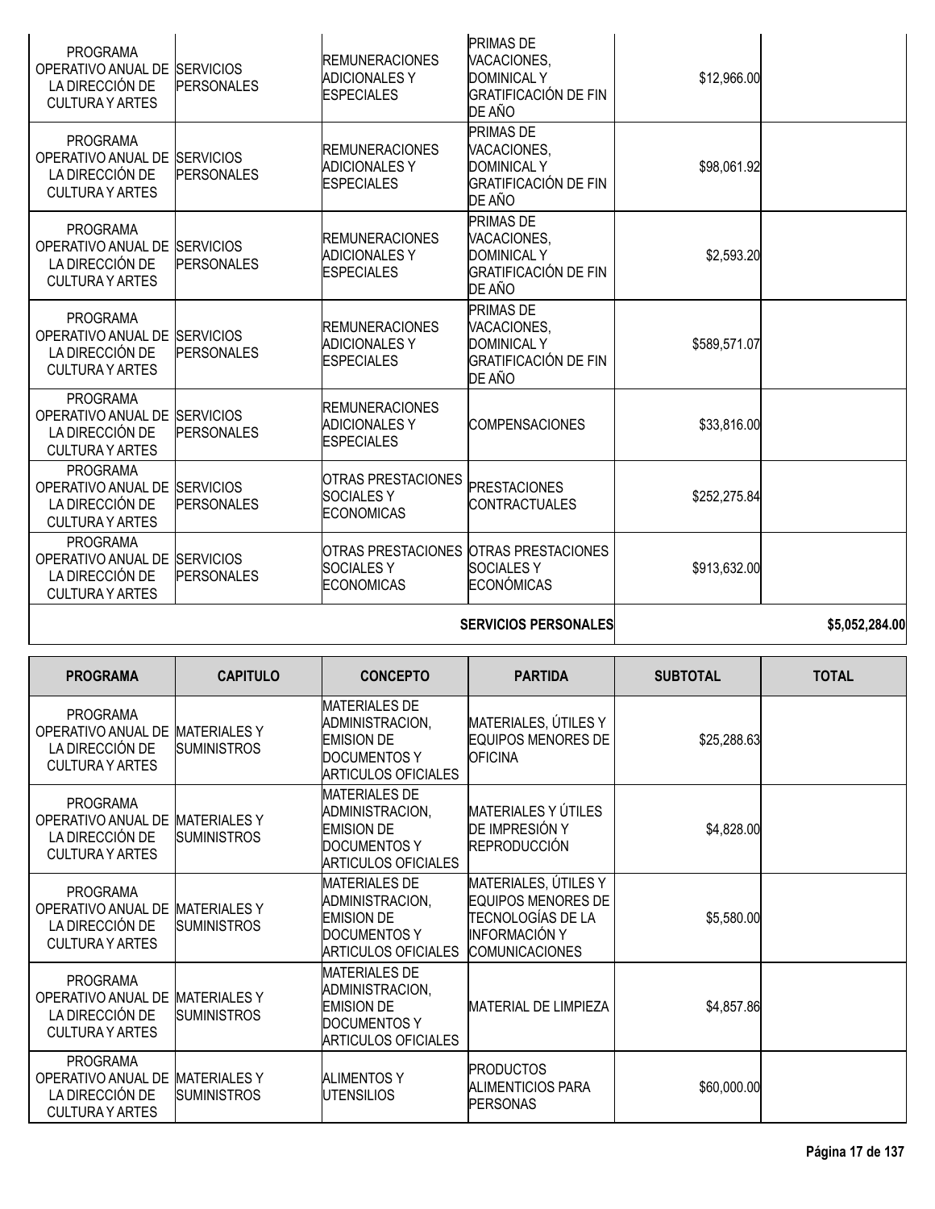| PROGRAMA | CAPITULO | CONCEPTO | PARTIDA | SUBTOTAL | TOTAL |
|---|---|---|---|---|---|
| PROGRAMA OPERATIVO ANUAL DE LA DIRECCIÓN DE CULTURA Y ARTES | SERVICIOS PERSONALES | REMUNERACIONES ADICIONALES Y ESPECIALES | PRIMAS DE VACACIONES, DOMINICAL Y GRATIFICACIÓN DE FIN DE AÑO | $12,966.00 | |
| PROGRAMA OPERATIVO ANUAL DE LA DIRECCIÓN DE CULTURA Y ARTES | SERVICIOS PERSONALES | REMUNERACIONES ADICIONALES Y ESPECIALES | PRIMAS DE VACACIONES, DOMINICAL Y GRATIFICACIÓN DE FIN DE AÑO | $98,061.92 | |
| PROGRAMA OPERATIVO ANUAL DE LA DIRECCIÓN DE CULTURA Y ARTES | SERVICIOS PERSONALES | REMUNERACIONES ADICIONALES Y ESPECIALES | PRIMAS DE VACACIONES, DOMINICAL Y GRATIFICACIÓN DE FIN DE AÑO | $2,593.20 | |
| PROGRAMA OPERATIVO ANUAL DE LA DIRECCIÓN DE CULTURA Y ARTES | SERVICIOS PERSONALES | REMUNERACIONES ADICIONALES Y ESPECIALES | PRIMAS DE VACACIONES, DOMINICAL Y GRATIFICACIÓN DE FIN DE AÑO | $589,571.07 | |
| PROGRAMA OPERATIVO ANUAL DE LA DIRECCIÓN DE CULTURA Y ARTES | SERVICIOS PERSONALES | REMUNERACIONES ADICIONALES Y ESPECIALES | COMPENSACIONES | $33,816.00 | |
| PROGRAMA OPERATIVO ANUAL DE LA DIRECCIÓN DE CULTURA Y ARTES | SERVICIOS PERSONALES | OTRAS PRESTACIONES SOCIALES Y ECONOMICAS | PRESTACIONES CONTRACTUALES | $252,275.84 | |
| PROGRAMA OPERATIVO ANUAL DE LA DIRECCIÓN DE CULTURA Y ARTES | SERVICIOS PERSONALES | OTRAS PRESTACIONES SOCIALES Y ECONOMICAS | OTRAS PRESTACIONES SOCIALES Y ECONÓMICAS | $913,632.00 | |
| | | | **SERVICIOS PERSONALES** | | **$5,052,284.00** |

| PROGRAMA | CAPITULO | CONCEPTO | PARTIDA | SUBTOTAL | TOTAL |
|---|---|---|---|---|---|
| PROGRAMA OPERATIVO ANUAL DE LA DIRECCIÓN DE CULTURA Y ARTES | MATERIALES Y SUMINISTROS | MATERIALES DE ADMINISTRACION, EMISION DE DOCUMENTOS Y ARTICULOS OFICIALES | MATERIALES, ÚTILES Y EQUIPOS MENORES DE OFICINA | $25,288.63 | |
| PROGRAMA OPERATIVO ANUAL DE LA DIRECCIÓN DE CULTURA Y ARTES | MATERIALES Y SUMINISTROS | MATERIALES DE ADMINISTRACION, EMISION DE DOCUMENTOS Y ARTICULOS OFICIALES | MATERIALES Y ÚTILES DE IMPRESIÓN Y REPRODUCCIÓN | $4,828.00 | |
| PROGRAMA OPERATIVO ANUAL DE LA DIRECCIÓN DE CULTURA Y ARTES | MATERIALES Y SUMINISTROS | MATERIALES DE ADMINISTRACION, EMISION DE DOCUMENTOS Y ARTICULOS OFICIALES | MATERIALES, ÚTILES Y EQUIPOS MENORES DE TECNOLOGÍAS DE LA INFORMACIÓN Y COMUNICACIONES | $5,580.00 | |
| PROGRAMA OPERATIVO ANUAL DE LA DIRECCIÓN DE CULTURA Y ARTES | MATERIALES Y SUMINISTROS | MATERIALES DE ADMINISTRACION, EMISION DE DOCUMENTOS Y ARTICULOS OFICIALES | MATERIAL DE LIMPIEZA | $4,857.86 | |
| PROGRAMA OPERATIVO ANUAL DE LA DIRECCIÓN DE CULTURA Y ARTES | MATERIALES Y SUMINISTROS | ALIMENTOS Y UTENSILIOS | PRODUCTOS ALIMENTICIOS PARA PERSONAS | $60,000.00 | |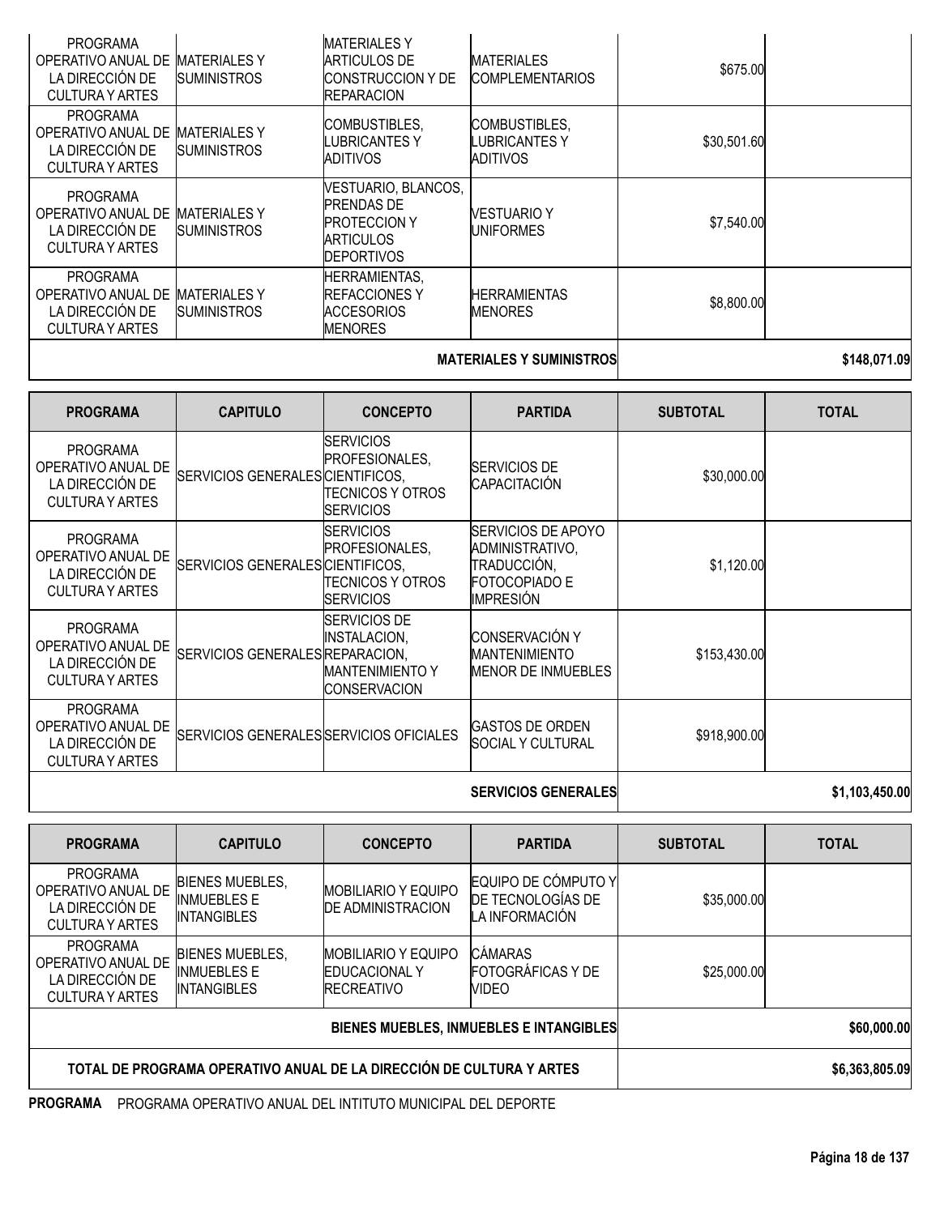| PROGRAMA | CAPITULO | CONCEPTO | PARTIDA | SUBTOTAL | TOTAL |
|---|---|---|---|---|---|
| PROGRAMA OPERATIVO ANUAL DE LA DIRECCIÓN DE CULTURA Y ARTES | MATERIALES Y SUMINISTROS | MATERIALES Y ARTICULOS DE CONSTRUCCION Y DE REPARACION | MATERIALES COMPLEMENTARIOS | $675.00 | |
| PROGRAMA OPERATIVO ANUAL DE LA DIRECCIÓN DE CULTURA Y ARTES | MATERIALES Y SUMINISTROS | COMBUSTIBLES, LUBRICANTES Y ADITIVOS | COMBUSTIBLES, LUBRICANTES Y ADITIVOS | $30,501.60 | |
| PROGRAMA OPERATIVO ANUAL DE LA DIRECCIÓN DE CULTURA Y ARTES | MATERIALES Y SUMINISTROS | VESTUARIO, BLANCOS, PRENDAS DE PROTECCION Y ARTICULOS DEPORTIVOS | VESTUARIO Y UNIFORMES | $7,540.00 | |
| PROGRAMA OPERATIVO ANUAL DE LA DIRECCIÓN DE CULTURA Y ARTES | MATERIALES Y SUMINISTROS | HERRAMIENTAS, REFACCIONES Y ACCESORIOS MENORES | HERRAMIENTAS MENORES | $8,800.00 | |
| | | | **MATERIALES Y SUMINISTROS** | | **$148,071.09** |

| PROGRAMA | CAPITULO | CONCEPTO | PARTIDA | SUBTOTAL | TOTAL |
|---|---|---|---|---|---|
| PROGRAMA OPERATIVO ANUAL DE LA DIRECCIÓN DE CULTURA Y ARTES | SERVICIOS GENERALES | SERVICIOS PROFESIONALES, CIENTIFICOS, TECNICOS Y OTROS SERVICIOS | SERVICIOS DE CAPACITACIÓN | $30,000.00 | |
| PROGRAMA OPERATIVO ANUAL DE LA DIRECCIÓN DE CULTURA Y ARTES | SERVICIOS GENERALES | SERVICIOS PROFESIONALES, CIENTIFICOS, TECNICOS Y OTROS SERVICIOS | SERVICIOS DE APOYO ADMINISTRATIVO, TRADUCCIÓN, FOTOCOPIADO E IMPRESIÓN | $1,120.00 | |
| PROGRAMA OPERATIVO ANUAL DE LA DIRECCIÓN DE CULTURA Y ARTES | SERVICIOS GENERALES | SERVICIOS DE INSTALACION, REPARACION, MANTENIMIENTO Y CONSERVACION | CONSERVACIÓN Y MANTENIMIENTO MENOR DE INMUEBLES | $153,430.00 | |
| PROGRAMA OPERATIVO ANUAL DE LA DIRECCIÓN DE CULTURA Y ARTES | SERVICIOS GENERALES | SERVICIOS OFICIALES | GASTOS DE ORDEN SOCIAL Y CULTURAL | $918,900.00 | |
| | | | **SERVICIOS GENERALES** | | **$1,103,450.00** |

| PROGRAMA | CAPITULO | CONCEPTO | PARTIDA | SUBTOTAL | TOTAL |
|---|---|---|---|---|---|
| PROGRAMA OPERATIVO ANUAL DE LA DIRECCIÓN DE CULTURA Y ARTES | BIENES MUEBLES, INMUEBLES E INTANGIBLES | MOBILIARIO Y EQUIPO DE ADMINISTRACION | EQUIPO DE CÓMPUTO Y DE TECNOLOGÍAS DE LA INFORMACIÓN | $35,000.00 | |
| PROGRAMA OPERATIVO ANUAL DE LA DIRECCIÓN DE CULTURA Y ARTES | BIENES MUEBLES, INMUEBLES E INTANGIBLES | MOBILIARIO Y EQUIPO EDUCACIONAL Y RECREATIVO | CÁMARAS FOTOGRÁFICAS Y DE VIDEO | $25,000.00 | |
| | | | **BIENES MUEBLES, INMUEBLES E INTANGIBLES** | | **$60,000.00** |
| | | | **TOTAL DE PROGRAMA OPERATIVO ANUAL DE LA DIRECCIÓN DE CULTURA Y ARTES** | | **$6,363,805.09** |

**PROGRAMA** PROGRAMA OPERATIVO ANUAL DEL INTITUTO MUNICIPAL DEL DEPORTE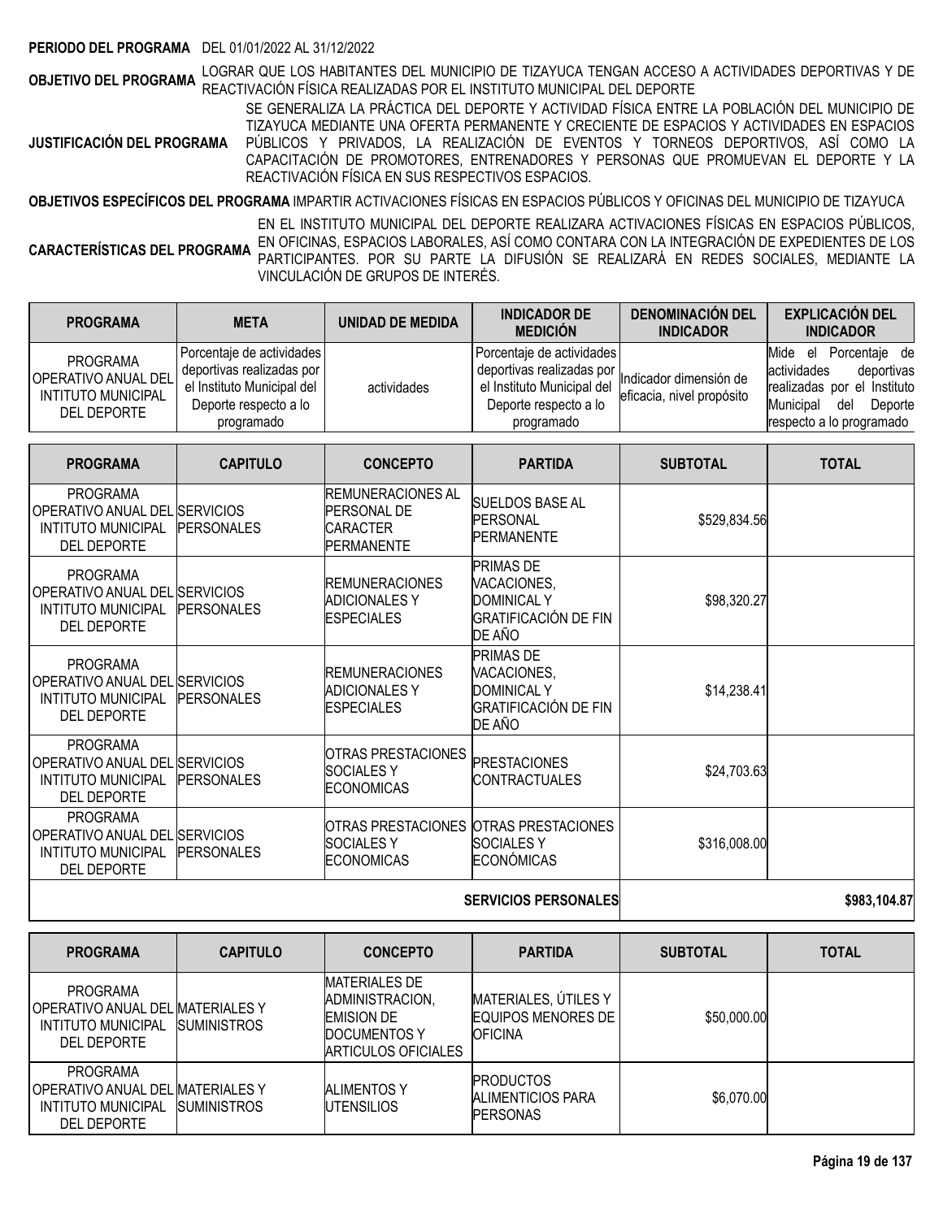**PERIODO DEL PROGRAMA** DEL 01/01/2022 AL 31/12/2022

**OBJETIVO DEL PROGRAMA** LOGRAR QUE LOS HABITANTES DEL MUNICIPIO DE TIZAYUCA TENGAN ACCESO A ACTIVIDADES DEPORTIVAS Y DE REACTIVACIÓN FÍSICA REALIZADAS POR EL INSTITUTO MUNICIPAL DEL DEPORTE

**JUSTIFICACIÓN DEL PROGRAMA** SE GENERALIZA LA PRÁCTICA DEL DEPORTE Y ACTIVIDAD FÍSICA ENTRE LA POBLACIÓN DEL MUNICIPIO DE TIZAYUCA MEDIANTE UNA OFERTA PERMANENTE Y CRECIENTE DE ESPACIOS Y ACTIVIDADES EN ESPACIOS PÚBLICOS Y PRIVADOS, LA REALIZACIÓN DE EVENTOS Y TORNEOS DEPORTIVOS, ASÍ COMO LA CAPACITACIÓN DE PROMOTORES, ENTRENADORES Y PERSONAS QUE PROMUEVAN EL DEPORTE Y LA REACTIVACIÓN FÍSICA EN SUS RESPECTIVOS ESPACIOS.

**OBJETIVOS ESPECÍFICOS DEL PROGRAMA** IMPARTIR ACTIVACIONES FÍSICAS EN ESPACIOS PÚBLICOS Y OFICINAS DEL MUNICIPIO DE TIZAYUCA

**CARACTERÍSTICAS DEL PROGRAMA** EN EL INSTITUTO MUNICIPAL DEL DEPORTE REALIZARA ACTIVACIONES FÍSICAS EN ESPACIOS PÚBLICOS, EN OFICINAS, ESPACIOS LABORALES, ASÍ COMO CONTARA CON LA INTEGRACIÓN DE EXPEDIENTES DE LOS PARTICIPANTES. POR SU PARTE LA DIFUSIÓN SE REALIZARÁ EN REDES SOCIALES, MEDIANTE LA VINCULACIÓN DE GRUPOS DE INTERÉS.

| PROGRAMA | META | UNIDAD DE MEDIDA | INDICADOR DE MEDICIÓN | DENOMINACIÓN DEL INDICADOR | EXPLICACIÓN DEL INDICADOR |
|---|---|---|---|---|---|
| PROGRAMA OPERATIVO ANUAL DEL INTITUTO MUNICIPAL DEL DEPORTE | Porcentaje de actividades deportivas realizadas por el Instituto Municipal del Deporte respecto a lo programado | actividades | Porcentaje de actividades deportivas realizadas por el Instituto Municipal del Deporte respecto a lo programado | Indicador dimensión de eficacia, nivel propósito | Mide el Porcentaje de actividades deportivas realizadas por el Instituto Municipal del Deporte respecto a lo programado |

| PROGRAMA | CAPITULO | CONCEPTO | PARTIDA | SUBTOTAL | TOTAL |
|---|---|---|---|---|---|
| PROGRAMA OPERATIVO ANUAL DEL INTITUTO MUNICIPAL DEL DEPORTE | SERVICIOS PERSONALES | REMUNERACIONES AL PERSONAL DE CARACTER PERMANENTE | SUELDOS BASE AL PERSONAL PERMANENTE | $529,834.56 | |
| PROGRAMA OPERATIVO ANUAL DEL INTITUTO MUNICIPAL DEL DEPORTE | SERVICIOS PERSONALES | REMUNERACIONES ADICIONALES Y ESPECIALES | PRIMAS DE VACACIONES, DOMINICAL Y GRATIFICACIÓN DE FIN DE AÑO | $98,320.27 | |
| PROGRAMA OPERATIVO ANUAL DEL INTITUTO MUNICIPAL DEL DEPORTE | SERVICIOS PERSONALES | REMUNERACIONES ADICIONALES Y ESPECIALES | PRIMAS DE VACACIONES, DOMINICAL Y GRATIFICACIÓN DE FIN DE AÑO | $14,238.41 | |
| PROGRAMA OPERATIVO ANUAL DEL INTITUTO MUNICIPAL DEL DEPORTE | SERVICIOS PERSONALES | OTRAS PRESTACIONES SOCIALES Y ECONOMICAS | PRESTACIONES CONTRACTUALES | $24,703.63 | |
| PROGRAMA OPERATIVO ANUAL DEL INTITUTO MUNICIPAL DEL DEPORTE | SERVICIOS PERSONALES | OTRAS PRESTACIONES SOCIALES Y ECONOMICAS | OTRAS PRESTACIONES SOCIALES Y ECONÓMICAS | $316,008.00 | |
| | | | SERVICIOS PERSONALES | | $983,104.87 |

| PROGRAMA | CAPITULO | CONCEPTO | PARTIDA | SUBTOTAL | TOTAL |
|---|---|---|---|---|---|
| PROGRAMA OPERATIVO ANUAL DEL INTITUTO MUNICIPAL DEL DEPORTE | MATERIALES Y SUMINISTROS | MATERIALES DE ADMINISTRACION, EMISION DE DOCUMENTOS Y ARTICULOS OFICIALES | MATERIALES, ÚTILES Y EQUIPOS MENORES DE OFICINA | $50,000.00 | |
| PROGRAMA OPERATIVO ANUAL DEL INTITUTO MUNICIPAL DEL DEPORTE | MATERIALES Y SUMINISTROS | ALIMENTOS Y UTENSILIOS | PRODUCTOS ALIMENTICIOS PARA PERSONAS | $6,070.00 | |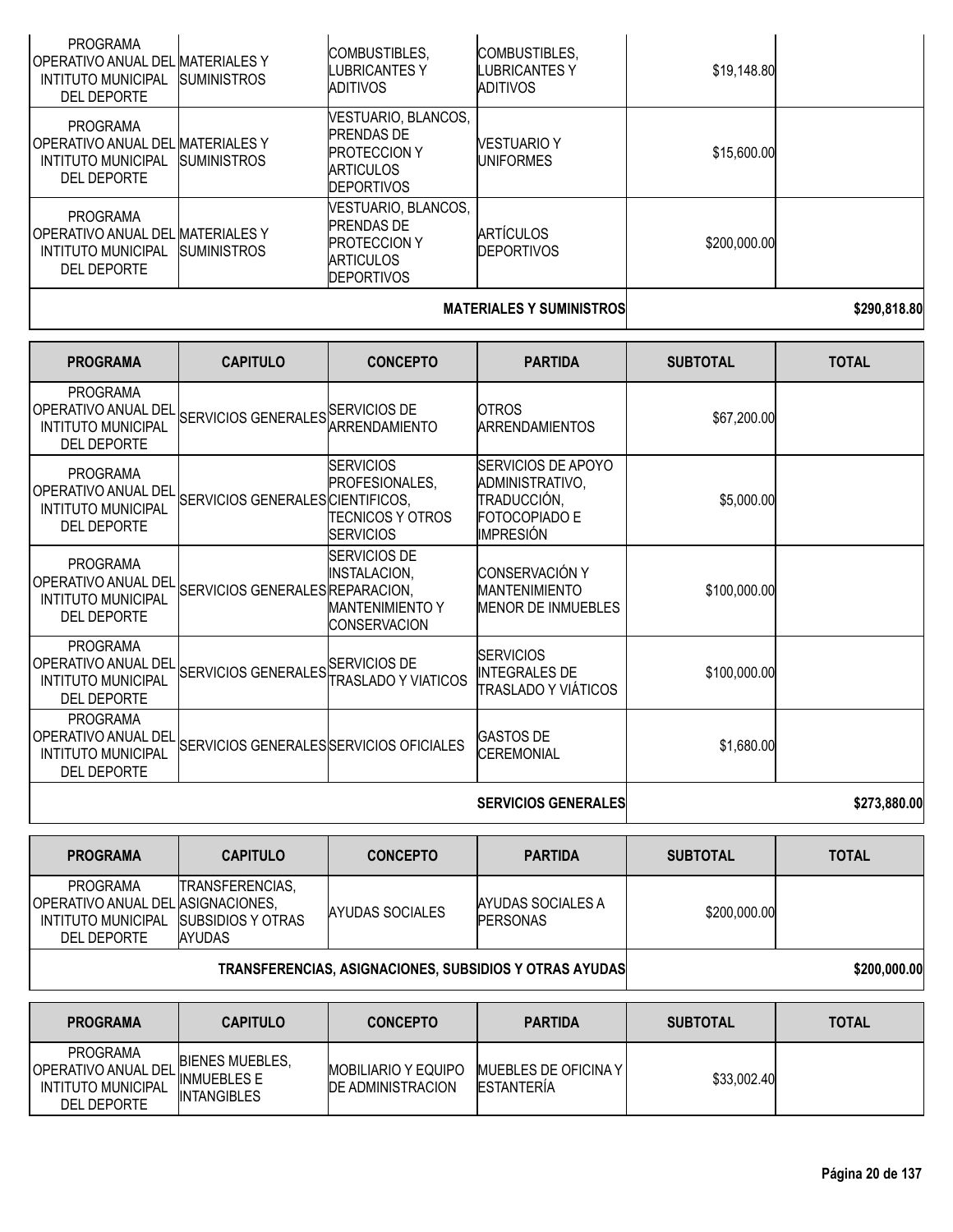| PROGRAMA | CAPITULO | CONCEPTO | PARTIDA | SUBTOTAL | TOTAL |
|---|---|---|---|---|---|
| PROGRAMA OPERATIVO ANUAL DEL INTITUTO MUNICIPAL DEL DEPORTE | MATERIALES Y SUMINISTROS | COMBUSTIBLES, LUBRICANTES Y ADITIVOS | COMBUSTIBLES, LUBRICANTES Y ADITIVOS | $19,148.80 | |
| PROGRAMA OPERATIVO ANUAL DEL INTITUTO MUNICIPAL DEL DEPORTE | MATERIALES Y SUMINISTROS | VESTUARIO, BLANCOS, PRENDAS DE PROTECCION Y ARTICULOS DEPORTIVOS | VESTUARIO Y UNIFORMES | $15,600.00 | |
| PROGRAMA OPERATIVO ANUAL DEL INTITUTO MUNICIPAL DEL DEPORTE | MATERIALES Y SUMINISTROS | VESTUARIO, BLANCOS, PRENDAS DE PROTECCION Y ARTICULOS DEPORTIVOS | ARTÍCULOS DEPORTIVOS | $200,000.00 | |
| | | | **MATERIALES Y SUMINISTROS** | | **$290,818.80** |

| PROGRAMA | CAPITULO | CONCEPTO | PARTIDA | SUBTOTAL | TOTAL |
|---|---|---|---|---|---|
| PROGRAMA OPERATIVO ANUAL DEL INTITUTO MUNICIPAL DEL DEPORTE | SERVICIOS GENERALES | SERVICIOS DE ARRENDAMIENTO | OTROS ARRENDAMIENTOS | $67,200.00 | |
| PROGRAMA OPERATIVO ANUAL DEL INTITUTO MUNICIPAL DEL DEPORTE | SERVICIOS GENERALES | SERVICIOS PROFESIONALES, CIENTIFICOS, TECNICOS Y OTROS SERVICIOS | SERVICIOS DE APOYO ADMINISTRATIVO, TRADUCCIÓN, FOTOCOPIADO E IMPRESIÓN | $5,000.00 | |
| PROGRAMA OPERATIVO ANUAL DEL INTITUTO MUNICIPAL DEL DEPORTE | SERVICIOS GENERALES | SERVICIOS DE INSTALACION, REPARACION, MANTENIMIENTO Y CONSERVACION | CONSERVACIÓN Y MANTENIMIENTO MENOR DE INMUEBLES | $100,000.00 | |
| PROGRAMA OPERATIVO ANUAL DEL INTITUTO MUNICIPAL DEL DEPORTE | SERVICIOS GENERALES | SERVICIOS DE TRASLADO Y VIATICOS | SERVICIOS INTEGRALES DE TRASLADO Y VIÁTICOS | $100,000.00 | |
| PROGRAMA OPERATIVO ANUAL DEL INTITUTO MUNICIPAL DEL DEPORTE | SERVICIOS GENERALES | SERVICIOS OFICIALES | GASTOS DE CEREMONIAL | $1,680.00 | |
| | | | **SERVICIOS GENERALES** | | **$273,880.00** |

| PROGRAMA | CAPITULO | CONCEPTO | PARTIDA | SUBTOTAL | TOTAL |
|---|---|---|---|---|---|
| PROGRAMA OPERATIVO ANUAL DEL INTITUTO MUNICIPAL DEL DEPORTE | TRANSFERENCIAS, ASIGNACIONES, SUBSIDIOS Y OTRAS AYUDAS | AYUDAS SOCIALES | AYUDAS SOCIALES A PERSONAS | $200,000.00 | |
| | | | **TRANSFERENCIAS, ASIGNACIONES, SUBSIDIOS Y OTRAS AYUDAS** | | **$200,000.00** |

| PROGRAMA | CAPITULO | CONCEPTO | PARTIDA | SUBTOTAL | TOTAL |
|---|---|---|---|---|---|
| PROGRAMA OPERATIVO ANUAL DEL INTITUTO MUNICIPAL DEL DEPORTE | BIENES MUEBLES, INMUEBLES E INTANGIBLES | MOBILIARIO Y EQUIPO DE ADMINISTRACION | MUEBLES DE OFICINA Y ESTANTERÍA | $33,002.40 | |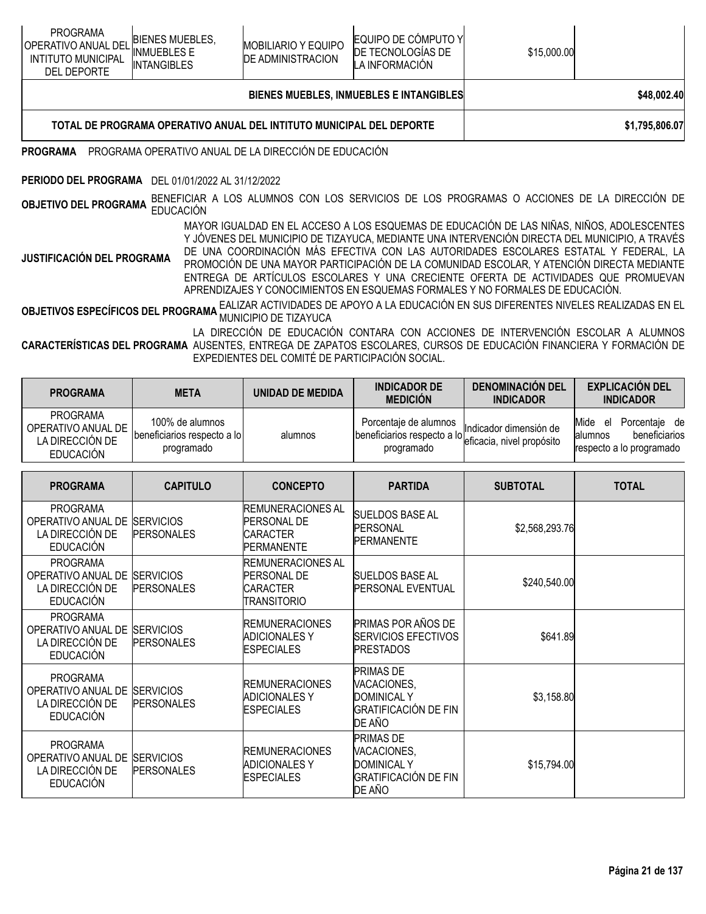| PROGRAMA | CAPITULO | CONCEPTO | PARTIDA | SUBTOTAL | TOTAL |
|---|---|---|---|---|---|
| PROGRAMA OPERATIVO ANUAL DEL INTITUTO MUNICIPAL DEL DEPORTE | BIENES MUEBLES, INMUEBLES E INTANGIBLES | MOBILIARIO Y EQUIPO DE ADMINISTRACION | EQUIPO DE CÓMPUTO Y DE TECNOLOGÍAS DE LA INFORMACIÓN | $15,000.00 | |
| | | | **BIENES MUEBLES, INMUEBLES E INTANGIBLES** | | **$48,002.40** |
| **TOTAL DE PROGRAMA OPERATIVO ANUAL DEL INTITUTO MUNICIPAL DEL DEPORTE** | | | | | **$1,795,806.07** |

**PROGRAMA** PROGRAMA OPERATIVO ANUAL DE LA DIRECCIÓN DE EDUCACIÓN

**PERIODO DEL PROGRAMA** DEL 01/01/2022 AL 31/12/2022

**OBJETIVO DEL PROGRAMA** BENEFICIAR A LOS ALUMNOS CON LOS SERVICIOS DE LOS PROGRAMAS O ACCIONES DE LA DIRECCIÓN DE EDUCACIÓN

**JUSTIFICACIÓN DEL PROGRAMA** MAYOR IGUALDAD EN EL ACCESO A LOS ESQUEMAS DE EDUCACIÓN DE LAS NIÑAS, NIÑOS, ADOLESCENTES Y JÓVENES DEL MUNICIPIO DE TIZAYUCA, MEDIANTE UNA INTERVENCIÓN DIRECTA DEL MUNICIPIO, A TRAVÉS DE UNA COORDINACIÓN MÁS EFECTIVA CON LAS AUTORIDADES ESCOLARES ESTATAL Y FEDERAL, LA PROMOCIÓN DE UNA MAYOR PARTICIPACIÓN DE LA COMUNIDAD ESCOLAR, Y ATENCIÓN DIRECTA MEDIANTE ENTREGA DE ARTÍCULOS ESCOLARES Y UNA CRECIENTE OFERTA DE ACTIVIDADES QUE PROMUEVAN APRENDIZAJES Y CONOCIMIENTOS EN ESQUEMAS FORMALES Y NO FORMALES DE EDUCACIÓN.

**OBJETIVOS ESPECÍFICOS DEL PROGRAMA** EALIZAR ACTIVIDADES DE APOYO A LA EDUCACIÓN EN SUS DIFERENTES NIVELES REALIZADAS EN EL MUNICIPIO DE TIZAYUCA

**CARACTERÍSTICAS DEL PROGRAMA** LA DIRECCIÓN DE EDUCACIÓN CONTARA CON ACCIONES DE INTERVENCIÓN ESCOLAR A ALUMNOS AUSENTES, ENTREGA DE ZAPATOS ESCOLARES, CURSOS DE EDUCACIÓN FINANCIERA Y FORMACIÓN DE EXPEDIENTES DEL COMITÉ DE PARTICIPACIÓN SOCIAL.

| PROGRAMA | META | UNIDAD DE MEDIDA | INDICADOR DE MEDICIÓN | DENOMINACIÓN DEL INDICADOR | EXPLICACIÓN DEL INDICADOR |
|---|---|---|---|---|---|
| PROGRAMA OPERATIVO ANUAL DE LA DIRECCIÓN DE EDUCACIÓN | 100% de alumnos beneficiarios respecto a lo programado | alumnos | Porcentaje de alumnos beneficiarios respecto a lo programado | Indicador dimensión de eficacia, nivel propósito | Mide el Porcentaje de alumnos beneficiarios respecto a lo programado |

| PROGRAMA | CAPITULO | CONCEPTO | PARTIDA | SUBTOTAL | TOTAL |
|---|---|---|---|---|---|
| PROGRAMA OPERATIVO ANUAL DE LA DIRECCIÓN DE EDUCACIÓN | SERVICIOS PERSONALES | REMUNERACIONES AL PERSONAL DE CARACTER PERMANENTE | SUELDOS BASE AL PERSONAL PERMANENTE | $2,568,293.76 | |
| PROGRAMA OPERATIVO ANUAL DE LA DIRECCIÓN DE EDUCACIÓN | SERVICIOS PERSONALES | REMUNERACIONES AL PERSONAL DE CARACTER TRANSITORIO | SUELDOS BASE AL PERSONAL EVENTUAL | $240,540.00 | |
| PROGRAMA OPERATIVO ANUAL DE LA DIRECCIÓN DE EDUCACIÓN | SERVICIOS PERSONALES | REMUNERACIONES ADICIONALES Y ESPECIALES | PRIMAS POR AÑOS DE SERVICIOS EFECTIVOS PRESTADOS | $641.89 | |
| PROGRAMA OPERATIVO ANUAL DE LA DIRECCIÓN DE EDUCACIÓN | SERVICIOS PERSONALES | REMUNERACIONES ADICIONALES Y ESPECIALES | PRIMAS DE VACACIONES, DOMINICAL Y GRATIFICACIÓN DE FIN DE AÑO | $3,158.80 | |
| PROGRAMA OPERATIVO ANUAL DE LA DIRECCIÓN DE EDUCACIÓN | SERVICIOS PERSONALES | REMUNERACIONES ADICIONALES Y ESPECIALES | PRIMAS DE VACACIONES, DOMINICAL Y GRATIFICACIÓN DE FIN DE AÑO | $15,794.00 | |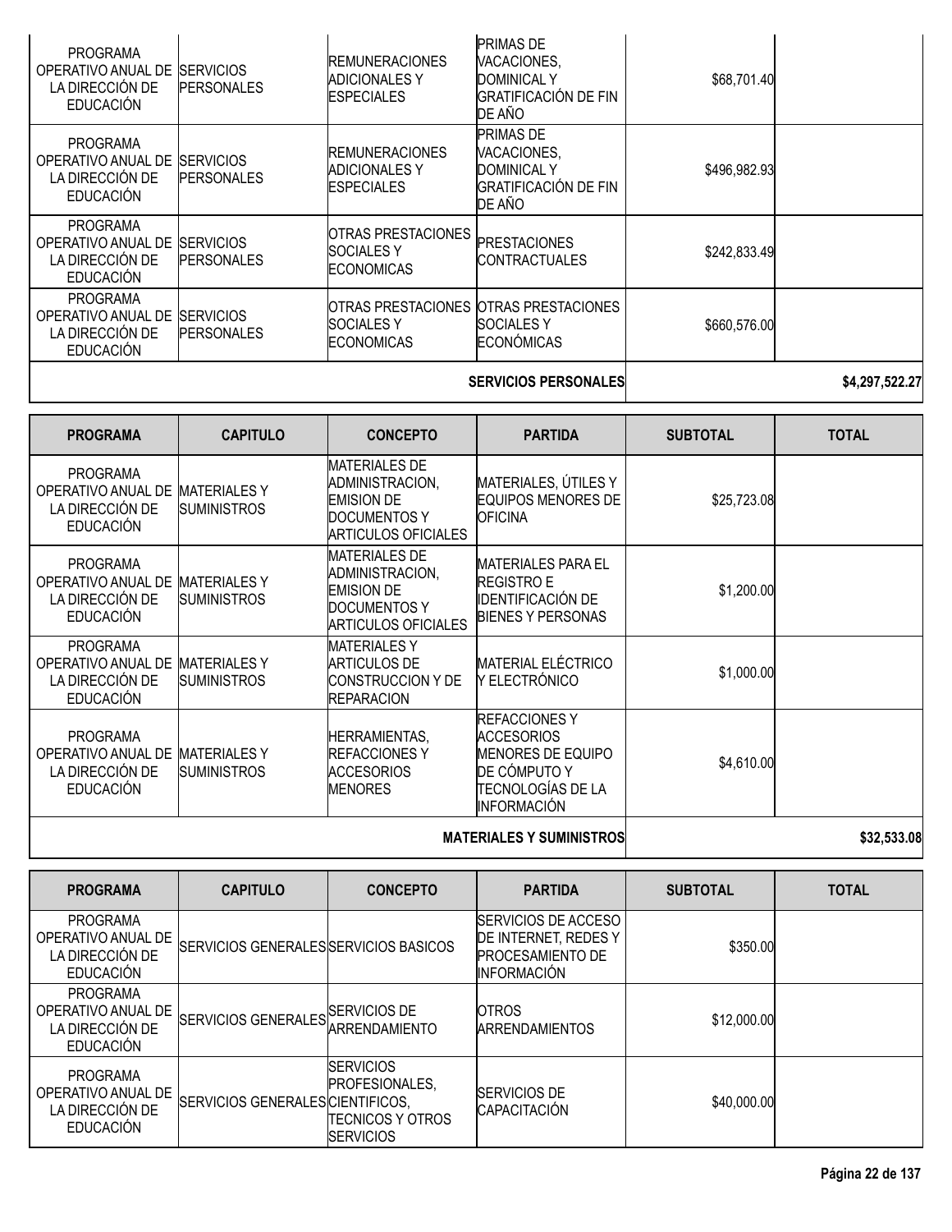| PROGRAMA | CAPITULO | CONCEPTO | PARTIDA | SUBTOTAL | TOTAL |
|---|---|---|---|---|---|
| PROGRAMA OPERATIVO ANUAL DE LA DIRECCIÓN DE EDUCACIÓN | SERVICIOS PERSONALES | REMUNERACIONES ADICIONALES Y ESPECIALES | PRIMAS DE VACACIONES, DOMINICAL Y GRATIFICACIÓN DE FIN DE AÑO | $68,701.40 | |
| PROGRAMA OPERATIVO ANUAL DE LA DIRECCIÓN DE EDUCACIÓN | SERVICIOS PERSONALES | REMUNERACIONES ADICIONALES Y ESPECIALES | PRIMAS DE VACACIONES, DOMINICAL Y GRATIFICACIÓN DE FIN DE AÑO | $496,982.93 | |
| PROGRAMA OPERATIVO ANUAL DE LA DIRECCIÓN DE EDUCACIÓN | SERVICIOS PERSONALES | OTRAS PRESTACIONES SOCIALES Y ECONOMICAS | PRESTACIONES CONTRACTUALES | $242,833.49 | |
| PROGRAMA OPERATIVO ANUAL DE LA DIRECCIÓN DE EDUCACIÓN | SERVICIOS PERSONALES | OTRAS PRESTACIONES SOCIALES Y ECONOMICAS | OTRAS PRESTACIONES SOCIALES Y ECONÓMICAS | $660,576.00 | |
| | | | **SERVICIOS PERSONALES** | | **$4,297,522.27** |

| PROGRAMA | CAPITULO | CONCEPTO | PARTIDA | SUBTOTAL | TOTAL |
|---|---|---|---|---|---|
| PROGRAMA OPERATIVO ANUAL DE LA DIRECCIÓN DE EDUCACIÓN | MATERIALES Y SUMINISTROS | MATERIALES DE ADMINISTRACION, EMISION DE DOCUMENTOS Y ARTICULOS OFICIALES | MATERIALES, ÚTILES Y EQUIPOS MENORES DE OFICINA | $25,723.08 | |
| PROGRAMA OPERATIVO ANUAL DE LA DIRECCIÓN DE EDUCACIÓN | MATERIALES Y SUMINISTROS | MATERIALES DE ADMINISTRACION, EMISION DE DOCUMENTOS Y ARTICULOS OFICIALES | MATERIALES PARA EL REGISTRO E IDENTIFICACIÓN DE BIENES Y PERSONAS | $1,200.00 | |
| PROGRAMA OPERATIVO ANUAL DE LA DIRECCIÓN DE EDUCACIÓN | MATERIALES Y SUMINISTROS | MATERIALES Y ARTICULOS DE CONSTRUCCION Y DE REPARACION | MATERIAL ELÉCTRICO Y ELECTRÓNICO | $1,000.00 | |
| PROGRAMA OPERATIVO ANUAL DE LA DIRECCIÓN DE EDUCACIÓN | MATERIALES Y SUMINISTROS | HERRAMIENTAS, REFACCIONES Y ACCESORIOS MENORES | REFACCIONES Y ACCESORIOS MENORES DE EQUIPO DE CÓMPUTO Y TECNOLOGÍAS DE LA INFORMACIÓN | $4,610.00 | |
| | | | **MATERIALES Y SUMINISTROS** | | **$32,533.08** |

| PROGRAMA | CAPITULO | CONCEPTO | PARTIDA | SUBTOTAL | TOTAL |
|---|---|---|---|---|---|
| PROGRAMA OPERATIVO ANUAL DE LA DIRECCIÓN DE EDUCACIÓN | SERVICIOS GENERALES | SERVICIOS BASICOS | SERVICIOS DE ACCESO DE INTERNET, REDES Y PROCESAMIENTO DE INFORMACIÓN | $350.00 | |
| PROGRAMA OPERATIVO ANUAL DE LA DIRECCIÓN DE EDUCACIÓN | SERVICIOS GENERALES | SERVICIOS DE ARRENDAMIENTO | OTROS ARRENDAMIENTOS | $12,000.00 | |
| PROGRAMA OPERATIVO ANUAL DE LA DIRECCIÓN DE EDUCACIÓN | SERVICIOS GENERALES | SERVICIOS PROFESIONALES, CIENTIFICOS, TECNICOS Y OTROS SERVICIOS | SERVICIOS DE CAPACITACIÓN | $40,000.00 | |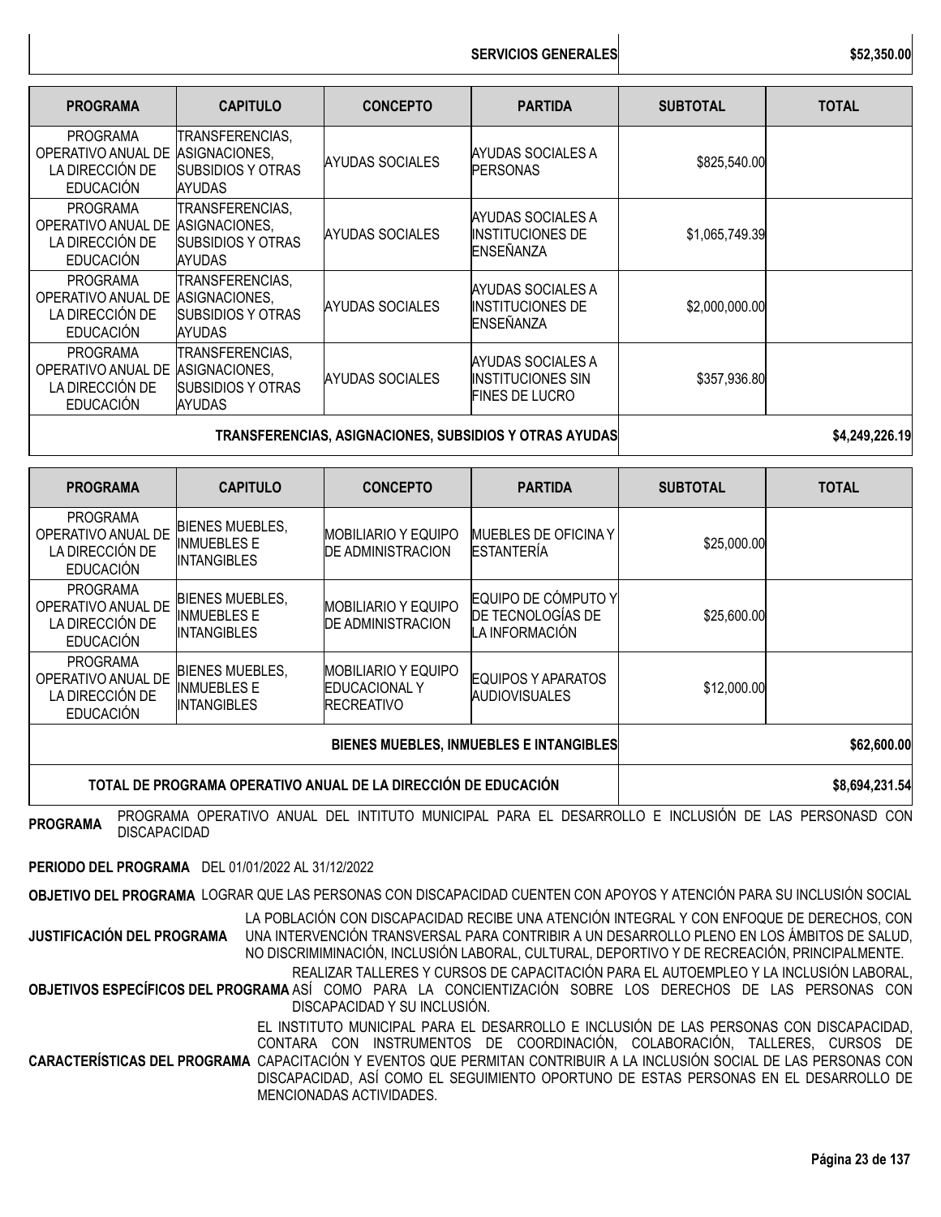| | | | SERVICIOS GENERALES | | $52,350.00 |
|---|---|---|---|---|---|

| PROGRAMA | CAPITULO | CONCEPTO | PARTIDA | SUBTOTAL | TOTAL |
|---|---|---|---|---|---|
| PROGRAMA OPERATIVO ANUAL DE LA DIRECCIÓN DE EDUCACIÓN | TRANSFERENCIAS, ASIGNACIONES, SUBSIDIOS Y OTRAS AYUDAS | AYUDAS SOCIALES | AYUDAS SOCIALES A PERSONAS | $825,540.00 | |
| PROGRAMA OPERATIVO ANUAL DE LA DIRECCIÓN DE EDUCACIÓN | TRANSFERENCIAS, ASIGNACIONES, SUBSIDIOS Y OTRAS AYUDAS | AYUDAS SOCIALES | AYUDAS SOCIALES A INSTITUCIONES DE ENSEÑANZA | $1,065,749.39 | |
| PROGRAMA OPERATIVO ANUAL DE LA DIRECCIÓN DE EDUCACIÓN | TRANSFERENCIAS, ASIGNACIONES, SUBSIDIOS Y OTRAS AYUDAS | AYUDAS SOCIALES | AYUDAS SOCIALES A INSTITUCIONES DE ENSEÑANZA | $2,000,000.00 | |
| PROGRAMA OPERATIVO ANUAL DE LA DIRECCIÓN DE EDUCACIÓN | TRANSFERENCIAS, ASIGNACIONES, SUBSIDIOS Y OTRAS AYUDAS | AYUDAS SOCIALES | AYUDAS SOCIALES A INSTITUCIONES SIN FINES DE LUCRO | $357,936.80 | |
| | | | TRANSFERENCIAS, ASIGNACIONES, SUBSIDIOS Y OTRAS AYUDAS | | $4,249,226.19 |

| PROGRAMA | CAPITULO | CONCEPTO | PARTIDA | SUBTOTAL | TOTAL |
|---|---|---|---|---|---|
| PROGRAMA OPERATIVO ANUAL DE LA DIRECCIÓN DE EDUCACIÓN | BIENES MUEBLES, INMUEBLES E INTANGIBLES | MOBILIARIO Y EQUIPO DE ADMINISTRACION | MUEBLES DE OFICINA Y ESTANTERÍA | $25,000.00 | |
| PROGRAMA OPERATIVO ANUAL DE LA DIRECCIÓN DE EDUCACIÓN | BIENES MUEBLES, INMUEBLES E INTANGIBLES | MOBILIARIO Y EQUIPO DE ADMINISTRACION | EQUIPO DE CÓMPUTO Y DE TECNOLOGÍAS DE LA INFORMACIÓN | $25,600.00 | |
| PROGRAMA OPERATIVO ANUAL DE LA DIRECCIÓN DE EDUCACIÓN | BIENES MUEBLES, INMUEBLES E INTANGIBLES | MOBILIARIO Y EQUIPO EDUCACIONAL Y RECREATIVO | EQUIPOS Y APARATOS AUDIOVISUALES | $12,000.00 | |
| | | | BIENES MUEBLES, INMUEBLES E INTANGIBLES | | $62,600.00 |
| | | | TOTAL DE PROGRAMA OPERATIVO ANUAL DE LA DIRECCIÓN DE EDUCACIÓN | | $8,694,231.54 |

**PROGRAMA** PROGRAMA OPERATIVO ANUAL DEL INTITUTO MUNICIPAL PARA EL DESARROLLO E INCLUSIÓN DE LAS PERSONASD CON DISCAPACIDAD

**PERIODO DEL PROGRAMA** DEL 01/01/2022 AL 31/12/2022

**OBJETIVO DEL PROGRAMA** LOGRAR QUE LAS PERSONAS CON DISCAPACIDAD CUENTEN CON APOYOS Y ATENCIÓN PARA SU INCLUSIÓN SOCIAL

**JUSTIFICACIÓN DEL PROGRAMA** LA POBLACIÓN CON DISCAPACIDAD RECIBE UNA ATENCIÓN INTEGRAL Y CON ENFOQUE DE DERECHOS, CON UNA INTERVENCIÓN TRANSVERSAL PARA CONTRIBUIR A UN DESARROLLO PLENO EN LOS ÁMBITOS DE SALUD, NO DISCRIMIMINACIÓN, INCLUSIÓN LABORAL, CULTURAL, DEPORTIVO Y DE RECREACIÓN, PRINCIPALMENTE.

**OBJETIVOS ESPECÍFICOS DEL PROGRAMA** REALIZAR TALLERES Y CURSOS DE CAPACITACIÓN PARA EL AUTOEMPLEO Y LA INCLUSIÓN LABORAL, ASÍ COMO PARA LA CONCIENTIZACIÓN SOBRE LOS DERECHOS DE LAS PERSONAS CON DISCAPACIDAD Y SU INCLUSIÓN.

**CARACTERÍSTICAS DEL PROGRAMA** EL INSTITUTO MUNICIPAL PARA EL DESARROLLO E INCLUSIÓN DE LAS PERSONAS CON DISCAPACIDAD, CONTARA CON INSTRUMENTOS DE COORDINACIÓN, COLABORACIÓN, TALLERES, CURSOS DE CAPACITACIÓN Y EVENTOS QUE PERMITAN CONTRIBUIR A LA INCLUSIÓN SOCIAL DE LAS PERSONAS CON DISCAPACIDAD, ASÍ COMO EL SEGUIMIENTO OPORTUNO DE ESTAS PERSONAS EN EL DESARROLLO DE MENCIONADAS ACTIVIDADES.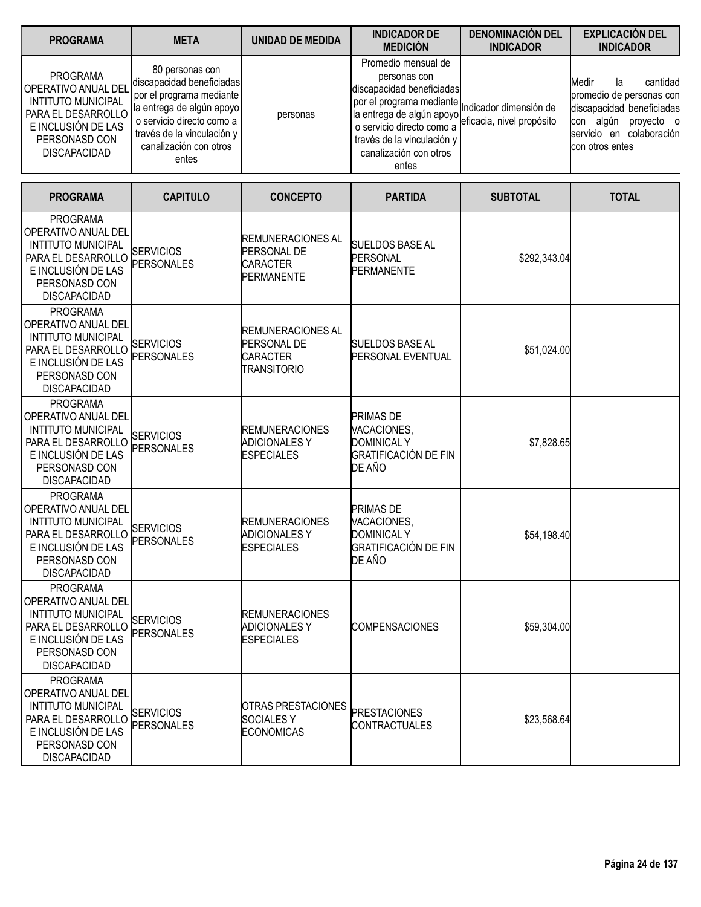| PROGRAMA | META | UNIDAD DE MEDIDA | INDICADOR DE MEDICIÓN | DENOMINACIÓN DEL INDICADOR | EXPLICACIÓN DEL INDICADOR |
|---|---|---|---|---|---|
| PROGRAMA OPERATIVO ANUAL DEL INTITUTO MUNICIPAL PARA EL DESARROLLO E INCLUSIÓN DE LAS PERSONASD CON DISCAPACIDAD | 80 personas con discapacidad beneficiadas por el programa mediante la entrega de algún apoyo o servicio directo como a través de la vinculación y canalización con otros entes | personas | Promedio mensual de personas con discapacidad beneficiadas por el programa mediante la entrega de algún apoyo o servicio directo como a través de la vinculación y canalización con otros entes | Indicador dimensión de eficacia, nivel propósito | Medir la cantidad promedio de personas con discapacidad beneficiadas con algún proyecto o servicio en colaboración con otros entes |

| PROGRAMA | CAPITULO | CONCEPTO | PARTIDA | SUBTOTAL | TOTAL |
|---|---|---|---|---|---|
| PROGRAMA OPERATIVO ANUAL DEL INTITUTO MUNICIPAL PARA EL DESARROLLO E INCLUSIÓN DE LAS PERSONASD CON DISCAPACIDAD | SERVICIOS PERSONALES | REMUNERACIONES AL PERSONAL DE CARACTER PERMANENTE | SUELDOS BASE AL PERSONAL PERMANENTE | $292,343.04 | |
| PROGRAMA OPERATIVO ANUAL DEL INTITUTO MUNICIPAL PARA EL DESARROLLO E INCLUSIÓN DE LAS PERSONASD CON DISCAPACIDAD | SERVICIOS PERSONALES | REMUNERACIONES AL PERSONAL DE CARACTER TRANSITORIO | SUELDOS BASE AL PERSONAL EVENTUAL | $51,024.00 | |
| PROGRAMA OPERATIVO ANUAL DEL INTITUTO MUNICIPAL PARA EL DESARROLLO E INCLUSIÓN DE LAS PERSONASD CON DISCAPACIDAD | SERVICIOS PERSONALES | REMUNERACIONES ADICIONALES Y ESPECIALES | PRIMAS DE VACACIONES, DOMINICAL Y GRATIFICACIÓN DE FIN DE AÑO | $7,828.65 | |
| PROGRAMA OPERATIVO ANUAL DEL INTITUTO MUNICIPAL PARA EL DESARROLLO E INCLUSIÓN DE LAS PERSONASD CON DISCAPACIDAD | SERVICIOS PERSONALES | REMUNERACIONES ADICIONALES Y ESPECIALES | PRIMAS DE VACACIONES, DOMINICAL Y GRATIFICACIÓN DE FIN DE AÑO | $54,198.40 | |
| PROGRAMA OPERATIVO ANUAL DEL INTITUTO MUNICIPAL PARA EL DESARROLLO E INCLUSIÓN DE LAS PERSONASD CON DISCAPACIDAD | SERVICIOS PERSONALES | REMUNERACIONES ADICIONALES Y ESPECIALES | COMPENSACIONES | $59,304.00 | |
| PROGRAMA OPERATIVO ANUAL DEL INTITUTO MUNICIPAL PARA EL DESARROLLO E INCLUSIÓN DE LAS PERSONASD CON DISCAPACIDAD | SERVICIOS PERSONALES | OTRAS PRESTACIONES SOCIALES Y ECONOMICAS | PRESTACIONES CONTRACTUALES | $23,568.64 | |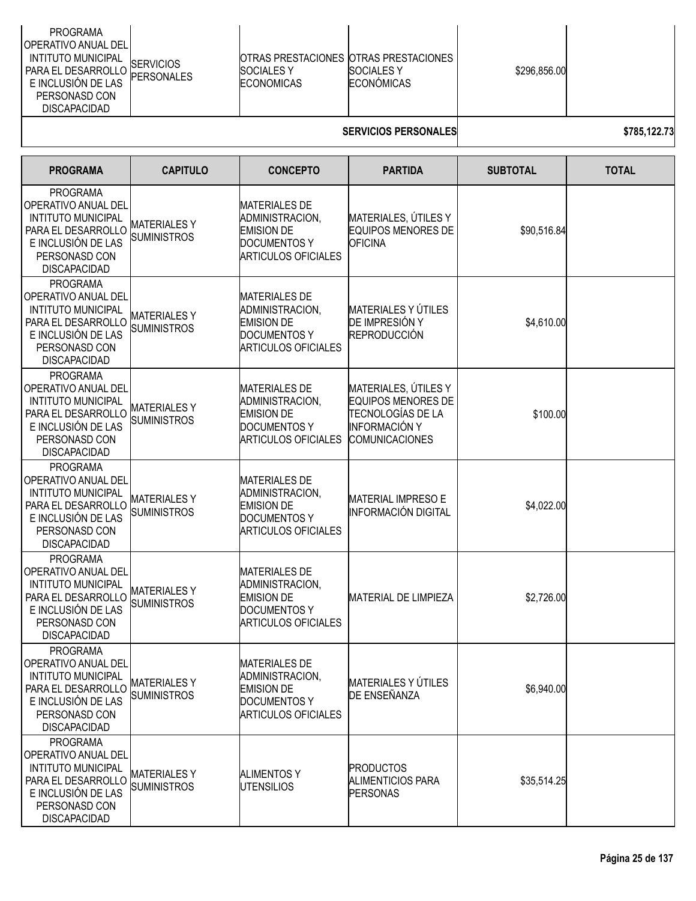| PROGRAMA OPERATIVO ANUAL DEL INTITUTO MUNICIPAL PARA EL DESARROLLO E INCLUSIÓN DE LAS PERSONASD CON DISCAPACIDAD | SERVICIOS PERSONALES | OTRAS PRESTACIONES SOCIALES Y ECONOMICAS | OTRAS PRESTACIONES SOCIALES Y ECONÓMICAS | $296,856.00 | |
|---|---|---|---|---|---|
| | | | **SERVICIOS PERSONALES** | | **$785,122.73** |

| PROGRAMA | CAPITULO | CONCEPTO | PARTIDA | SUBTOTAL | TOTAL |
|---|---|---|---|---|---|
| PROGRAMA OPERATIVO ANUAL DEL INTITUTO MUNICIPAL PARA EL DESARROLLO E INCLUSIÓN DE LAS PERSONASD CON DISCAPACIDAD | MATERIALES Y SUMINISTROS | MATERIALES DE ADMINISTRACION, EMISION DE DOCUMENTOS Y ARTICULOS OFICIALES | MATERIALES, ÚTILES Y EQUIPOS MENORES DE OFICINA | $90,516.84 | |
| PROGRAMA OPERATIVO ANUAL DEL INTITUTO MUNICIPAL PARA EL DESARROLLO E INCLUSIÓN DE LAS PERSONASD CON DISCAPACIDAD | MATERIALES Y SUMINISTROS | MATERIALES DE ADMINISTRACION, EMISION DE DOCUMENTOS Y ARTICULOS OFICIALES | MATERIALES Y ÚTILES DE IMPRESIÓN Y REPRODUCCIÓN | $4,610.00 | |
| PROGRAMA OPERATIVO ANUAL DEL INTITUTO MUNICIPAL PARA EL DESARROLLO E INCLUSIÓN DE LAS PERSONASD CON DISCAPACIDAD | MATERIALES Y SUMINISTROS | MATERIALES DE ADMINISTRACION, EMISION DE DOCUMENTOS Y ARTICULOS OFICIALES | MATERIALES, ÚTILES Y EQUIPOS MENORES DE TECNOLOGÍAS DE LA INFORMACIÓN Y COMUNICACIONES | $100.00 | |
| PROGRAMA OPERATIVO ANUAL DEL INTITUTO MUNICIPAL PARA EL DESARROLLO E INCLUSIÓN DE LAS PERSONASD CON DISCAPACIDAD | MATERIALES Y SUMINISTROS | MATERIALES DE ADMINISTRACION, EMISION DE DOCUMENTOS Y ARTICULOS OFICIALES | MATERIAL IMPRESO E INFORMACIÓN DIGITAL | $4,022.00 | |
| PROGRAMA OPERATIVO ANUAL DEL INTITUTO MUNICIPAL PARA EL DESARROLLO E INCLUSIÓN DE LAS PERSONASD CON DISCAPACIDAD | MATERIALES Y SUMINISTROS | MATERIALES DE ADMINISTRACION, EMISION DE DOCUMENTOS Y ARTICULOS OFICIALES | MATERIAL DE LIMPIEZA | $2,726.00 | |
| PROGRAMA OPERATIVO ANUAL DEL INTITUTO MUNICIPAL PARA EL DESARROLLO E INCLUSIÓN DE LAS PERSONASD CON DISCAPACIDAD | MATERIALES Y SUMINISTROS | MATERIALES DE ADMINISTRACION, EMISION DE DOCUMENTOS Y ARTICULOS OFICIALES | MATERIALES Y ÚTILES DE ENSEÑANZA | $6,940.00 | |
| PROGRAMA OPERATIVO ANUAL DEL INTITUTO MUNICIPAL PARA EL DESARROLLO E INCLUSIÓN DE LAS PERSONASD CON DISCAPACIDAD | MATERIALES Y SUMINISTROS | ALIMENTOS Y UTENSILIOS | PRODUCTOS ALIMENTICIOS PARA PERSONAS | $35,514.25 | |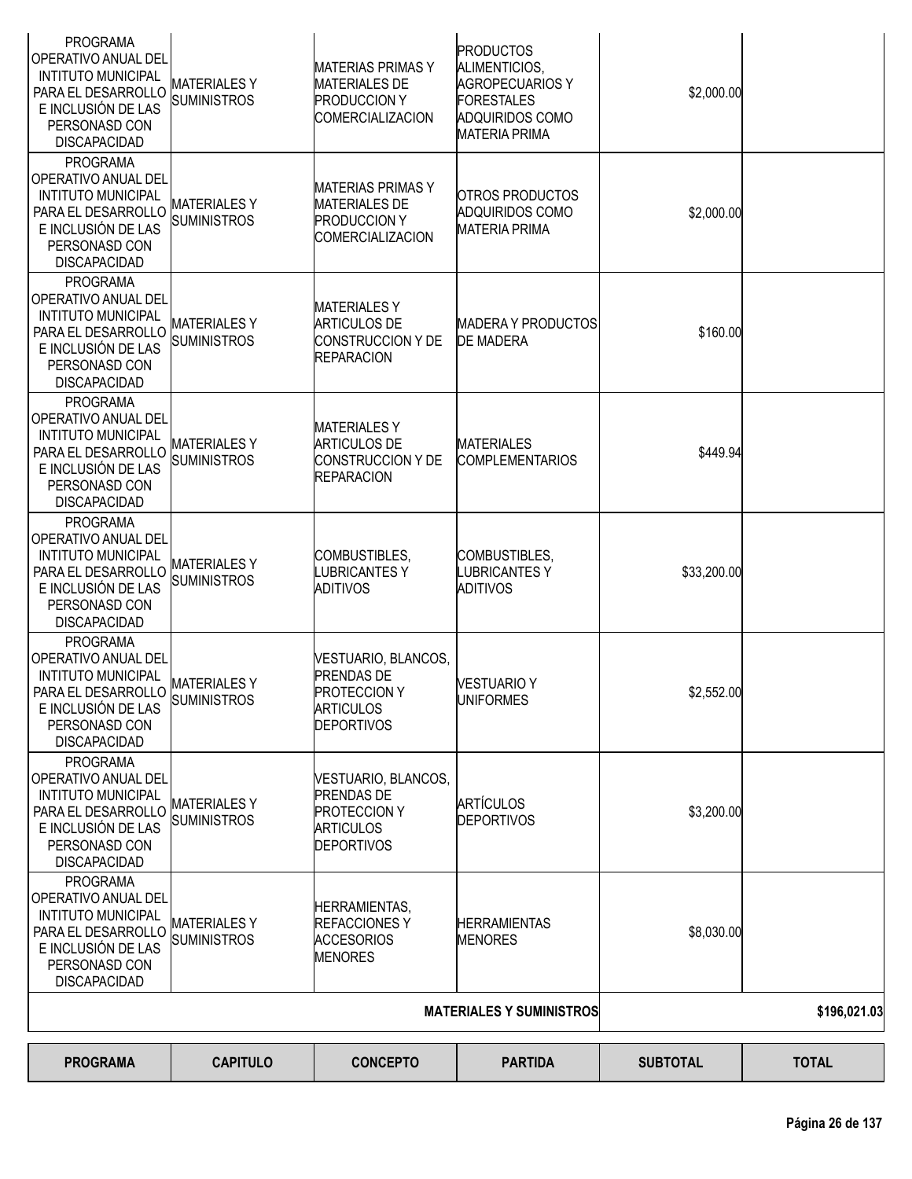| PROGRAMA | CAPITULO | CONCEPTO | PARTIDA | SUBTOTAL | TOTAL |
|---|---|---|---|---|---|
| PROGRAMA OPERATIVO ANUAL DEL INTITUTO MUNICIPAL PARA EL DESARROLLO E INCLUSIÓN DE LAS PERSONASD CON DISCAPACIDAD | MATERIALES Y SUMINISTROS | MATERIAS PRIMAS Y MATERIALES DE PRODUCCION Y COMERCIALIZACION | PRODUCTOS ALIMENTICIOS, AGROPECUARIOS Y FORESTALES ADQUIRIDOS COMO MATERIA PRIMA | $2,000.00 | |
| PROGRAMA OPERATIVO ANUAL DEL INTITUTO MUNICIPAL PARA EL DESARROLLO E INCLUSIÓN DE LAS PERSONASD CON DISCAPACIDAD | MATERIALES Y SUMINISTROS | MATERIAS PRIMAS Y MATERIALES DE PRODUCCION Y COMERCIALIZACION | OTROS PRODUCTOS ADQUIRIDOS COMO MATERIA PRIMA | $2,000.00 | |
| PROGRAMA OPERATIVO ANUAL DEL INTITUTO MUNICIPAL PARA EL DESARROLLO E INCLUSIÓN DE LAS PERSONASD CON DISCAPACIDAD | MATERIALES Y SUMINISTROS | MATERIALES Y ARTICULOS DE CONSTRUCCION Y DE REPARACION | MADERA Y PRODUCTOS DE MADERA | $160.00 | |
| PROGRAMA OPERATIVO ANUAL DEL INTITUTO MUNICIPAL PARA EL DESARROLLO E INCLUSIÓN DE LAS PERSONASD CON DISCAPACIDAD | MATERIALES Y SUMINISTROS | MATERIALES Y ARTICULOS DE CONSTRUCCION Y DE REPARACION | MATERIALES COMPLEMENTARIOS | $449.94 | |
| PROGRAMA OPERATIVO ANUAL DEL INTITUTO MUNICIPAL PARA EL DESARROLLO E INCLUSIÓN DE LAS PERSONASD CON DISCAPACIDAD | MATERIALES Y SUMINISTROS | COMBUSTIBLES, LUBRICANTES Y ADITIVOS | COMBUSTIBLES, LUBRICANTES Y ADITIVOS | $33,200.00 | |
| PROGRAMA OPERATIVO ANUAL DEL INTITUTO MUNICIPAL PARA EL DESARROLLO E INCLUSIÓN DE LAS PERSONASD CON DISCAPACIDAD | MATERIALES Y SUMINISTROS | VESTUARIO, BLANCOS, PRENDAS DE PROTECCION Y ARTICULOS DEPORTIVOS | VESTUARIO Y UNIFORMES | $2,552.00 | |
| PROGRAMA OPERATIVO ANUAL DEL INTITUTO MUNICIPAL PARA EL DESARROLLO E INCLUSIÓN DE LAS PERSONASD CON DISCAPACIDAD | MATERIALES Y SUMINISTROS | VESTUARIO, BLANCOS, PRENDAS DE PROTECCION Y ARTICULOS DEPORTIVOS | ARTÍCULOS DEPORTIVOS | $3,200.00 | |
| PROGRAMA OPERATIVO ANUAL DEL INTITUTO MUNICIPAL PARA EL DESARROLLO E INCLUSIÓN DE LAS PERSONASD CON DISCAPACIDAD | MATERIALES Y SUMINISTROS | HERRAMIENTAS, REFACCIONES Y ACCESORIOS MENORES | HERRAMIENTAS MENORES | $8,030.00 | |
| | | | **MATERIALES Y SUMINISTROS** | | **$196,021.03** |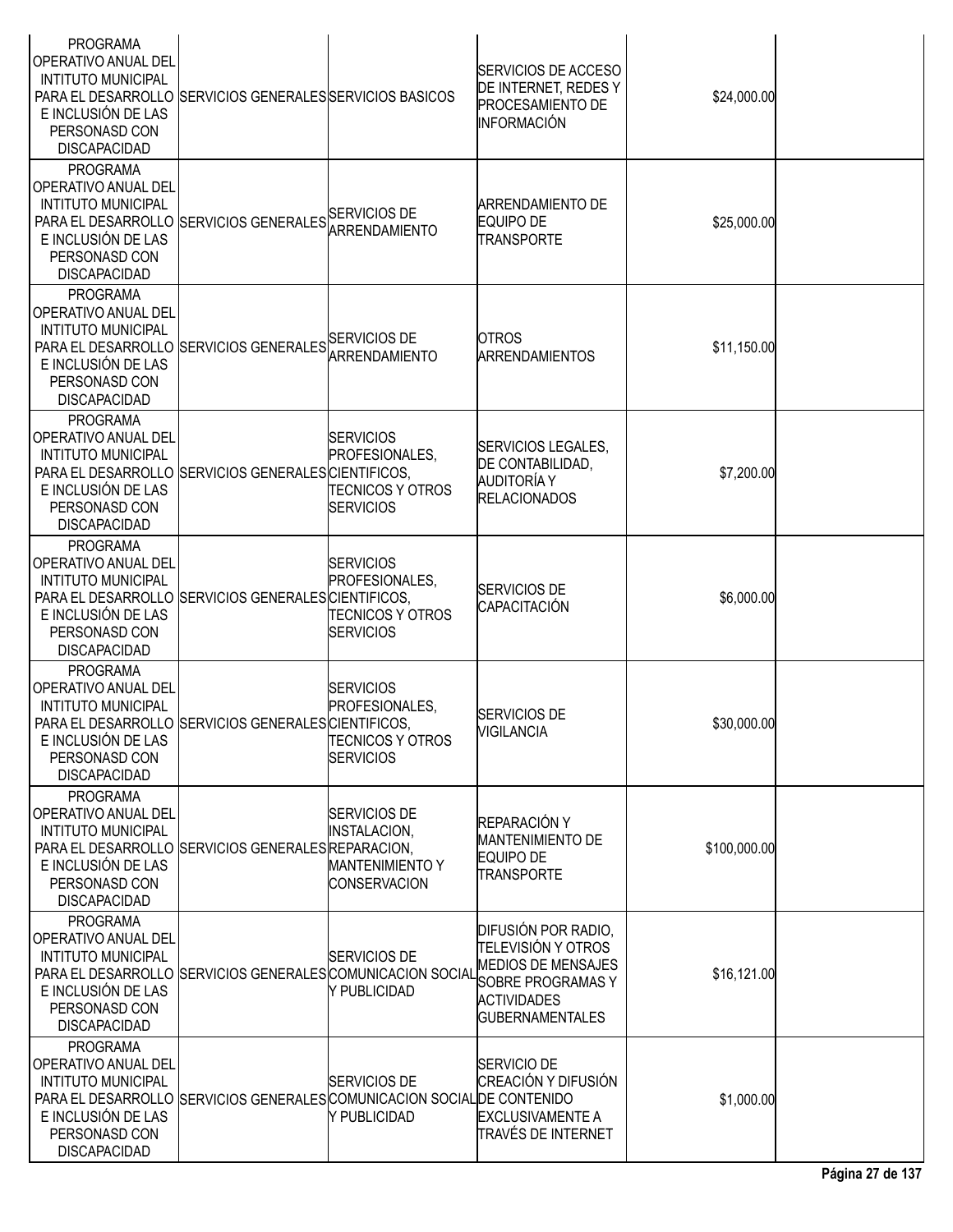| | | | | | |
|---|---|---|---|---|---|
| PROGRAMA OPERATIVO ANUAL DEL INTITUTO MUNICIPAL PARA EL DESARROLLO E INCLUSIÓN DE LAS PERSONASD CON DISCAPACIDAD | SERVICIOS GENERALES | SERVICIOS BASICOS | SERVICIOS DE ACCESO DE INTERNET, REDES Y PROCESAMIENTO DE INFORMACIÓN | $24,000.00 | |
| PROGRAMA OPERATIVO ANUAL DEL INTITUTO MUNICIPAL PARA EL DESARROLLO E INCLUSIÓN DE LAS PERSONASD CON DISCAPACIDAD | SERVICIOS GENERALES | SERVICIOS DE ARRENDAMIENTO | ARRENDAMIENTO DE EQUIPO DE TRANSPORTE | $25,000.00 | |
| PROGRAMA OPERATIVO ANUAL DEL INTITUTO MUNICIPAL PARA EL DESARROLLO E INCLUSIÓN DE LAS PERSONASD CON DISCAPACIDAD | SERVICIOS GENERALES | SERVICIOS DE ARRENDAMIENTO | OTROS ARRENDAMIENTOS | $11,150.00 | |
| PROGRAMA OPERATIVO ANUAL DEL INTITUTO MUNICIPAL PARA EL DESARROLLO E INCLUSIÓN DE LAS PERSONASD CON DISCAPACIDAD | SERVICIOS GENERALES | SERVICIOS PROFESIONALES, CIENTIFICOS, TECNICOS Y OTROS SERVICIOS | SERVICIOS LEGALES, DE CONTABILIDAD, AUDITORÍA Y RELACIONADOS | $7,200.00 | |
| PROGRAMA OPERATIVO ANUAL DEL INTITUTO MUNICIPAL PARA EL DESARROLLO E INCLUSIÓN DE LAS PERSONASD CON DISCAPACIDAD | SERVICIOS GENERALES | SERVICIOS PROFESIONALES, CIENTIFICOS, TECNICOS Y OTROS SERVICIOS | SERVICIOS DE CAPACITACIÓN | $6,000.00 | |
| PROGRAMA OPERATIVO ANUAL DEL INTITUTO MUNICIPAL PARA EL DESARROLLO E INCLUSIÓN DE LAS PERSONASD CON DISCAPACIDAD | SERVICIOS GENERALES | SERVICIOS PROFESIONALES, CIENTIFICOS, TECNICOS Y OTROS SERVICIOS | SERVICIOS DE VIGILANCIA | $30,000.00 | |
| PROGRAMA OPERATIVO ANUAL DEL INTITUTO MUNICIPAL PARA EL DESARROLLO E INCLUSIÓN DE LAS PERSONASD CON DISCAPACIDAD | SERVICIOS GENERALES | SERVICIOS DE INSTALACION, REPARACION, MANTENIMIENTO Y CONSERVACION | REPARACIÓN Y MANTENIMIENTO DE EQUIPO DE TRANSPORTE | $100,000.00 | |
| PROGRAMA OPERATIVO ANUAL DEL INTITUTO MUNICIPAL PARA EL DESARROLLO E INCLUSIÓN DE LAS PERSONASD CON DISCAPACIDAD | SERVICIOS GENERALES | SERVICIOS DE COMUNICACION SOCIAL Y PUBLICIDAD | DIFUSIÓN POR RADIO, TELEVISIÓN Y OTROS MEDIOS DE MENSAJES SOBRE PROGRAMAS Y ACTIVIDADES GUBERNAMENTALES | $16,121.00 | |
| PROGRAMA OPERATIVO ANUAL DEL INTITUTO MUNICIPAL PARA EL DESARROLLO E INCLUSIÓN DE LAS PERSONASD CON DISCAPACIDAD | SERVICIOS GENERALES | SERVICIOS DE COMUNICACION SOCIAL Y PUBLICIDAD | SERVICIO DE CREACIÓN Y DIFUSIÓN DE CONTENIDO EXCLUSIVAMENTE A TRAVÉS DE INTERNET | $1,000.00 | |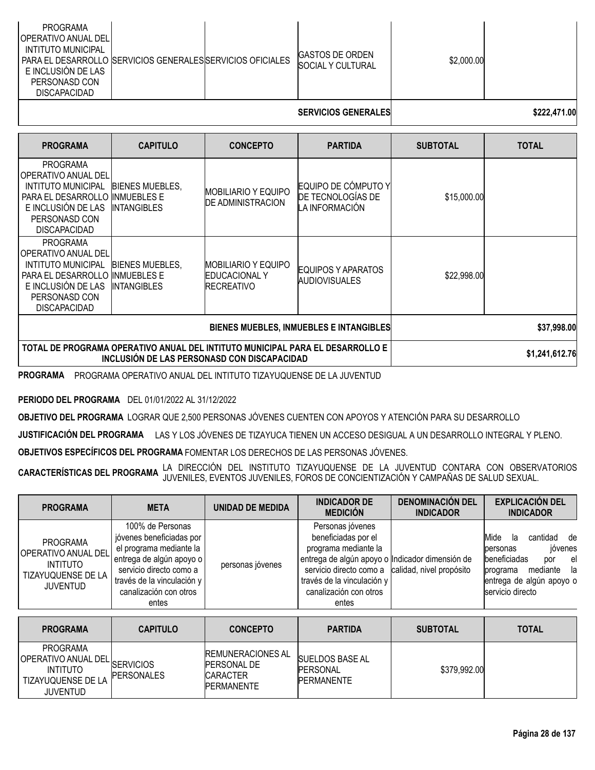| | | | | | |
|---|---|---|---|---|---|
| PROGRAMA OPERATIVO ANUAL DEL INTITUTO MUNICIPAL PARA EL DESARROLLO E INCLUSIÓN DE LAS PERSONASD CON DISCAPACIDAD | SERVICIOS GENERALES | SERVICIOS OFICIALES | GASTOS DE ORDEN SOCIAL Y CULTURAL | $2,000.00 | |
| | | | SERVICIOS GENERALES | | $222,471.00 |

| PROGRAMA | CAPITULO | CONCEPTO | PARTIDA | SUBTOTAL | TOTAL |
|---|---|---|---|---|---|
| PROGRAMA OPERATIVO ANUAL DEL INTITUTO MUNICIPAL PARA EL DESARROLLO E INCLUSIÓN DE LAS PERSONASD CON DISCAPACIDAD | BIENES MUEBLES, INMUEBLES E INTANGIBLES | MOBILIARIO Y EQUIPO DE ADMINISTRACION | EQUIPO DE CÓMPUTO Y DE TECNOLOGÍAS DE LA INFORMACIÓN | $15,000.00 | |
| PROGRAMA OPERATIVO ANUAL DEL INTITUTO MUNICIPAL PARA EL DESARROLLO E INCLUSIÓN DE LAS PERSONASD CON DISCAPACIDAD | BIENES MUEBLES, INMUEBLES E INTANGIBLES | MOBILIARIO Y EQUIPO EDUCACIONAL Y RECREATIVO | EQUIPOS Y APARATOS AUDIOVISUALES | $22,998.00 | |
| | | | BIENES MUEBLES, INMUEBLES E INTANGIBLES | | $37,998.00 |
| TOTAL DE PROGRAMA OPERATIVO ANUAL DEL INTITUTO MUNICIPAL PARA EL DESARROLLO E INCLUSIÓN DE LAS PERSONASD CON DISCAPACIDAD | | | | | $1,241,612.76 |

**PROGRAMA** PROGRAMA OPERATIVO ANUAL DEL INTITUTO TIZAYUQUENSE DE LA JUVENTUD

**PERIODO DEL PROGRAMA** DEL 01/01/2022 AL 31/12/2022

**OBJETIVO DEL PROGRAMA** LOGRAR QUE 2,500 PERSONAS JÓVENES CUENTEN CON APOYOS Y ATENCIÓN PARA SU DESARROLLO

**JUSTIFICACIÓN DEL PROGRAMA** LAS Y LOS JÓVENES DE TIZAYUCA TIENEN UN ACCESO DESIGUAL A UN DESARROLLO INTEGRAL Y PLENO.

**OBJETIVOS ESPECÍFICOS DEL PROGRAMA** FOMENTAR LOS DERECHOS DE LAS PERSONAS JÓVENES.

**CARACTERÍSTICAS DEL PROGRAMA** LA DIRECCIÓN DEL INSTITUTO TIZAYUQUENSE DE LA JUVENTUD CONTARA CON OBSERVATORIOS JUVENILES, EVENTOS JUVENILES, FOROS DE CONCIENTIZACIÓN Y CAMPAÑAS DE SALUD SEXUAL.

| PROGRAMA | META | UNIDAD DE MEDIDA | INDICADOR DE MEDICIÓN | DENOMINACIÓN DEL INDICADOR | EXPLICACIÓN DEL INDICADOR |
|---|---|---|---|---|---|
| PROGRAMA OPERATIVO ANUAL DEL INTITUTO TIZAYUQUENSE DE LA JUVENTUD | 100% de Personas jóvenes beneficiadas por el programa mediante la entrega de algún apoyo o servicio directo como a través de la vinculación y canalización con otros entes | personas jóvenes | Personas jóvenes beneficiadas por el programa mediante la entrega de algún apoyo o servicio directo como a través de la vinculación y canalización con otros entes | Indicador dimensión de calidad, nivel propósito | Mide la cantidad de personas jóvenes beneficiadas por el programa mediante la entrega de algún apoyo o servicio directo |

| PROGRAMA | CAPITULO | CONCEPTO | PARTIDA | SUBTOTAL | TOTAL |
|---|---|---|---|---|---|
| PROGRAMA OPERATIVO ANUAL DEL INTITUTO TIZAYUQUENSE DE LA JUVENTUD | SERVICIOS PERSONALES | REMUNERACIONES AL PERSONAL DE CARACTER PERMANENTE | SUELDOS BASE AL PERSONAL PERMANENTE | $379,992.00 | |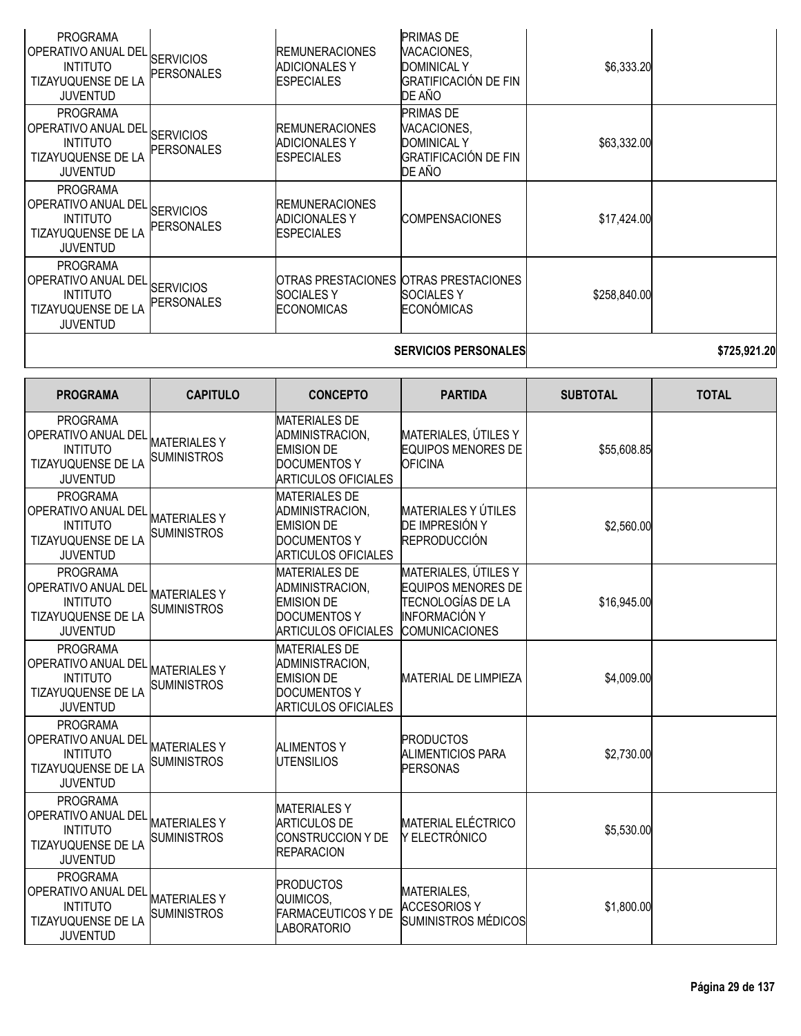| PROGRAMA | CAPITULO | CONCEPTO | PARTIDA | SUBTOTAL | TOTAL |
|---|---|---|---|---|---|
| PROGRAMA OPERATIVO ANUAL DEL INTITUTO TIZAYUQUENSE DE LA JUVENTUD | SERVICIOS PERSONALES | REMUNERACIONES ADICIONALES Y ESPECIALES | PRIMAS DE VACACIONES, DOMINICAL Y GRATIFICACIÓN DE FIN DE AÑO | $6,333.20 | |
| PROGRAMA OPERATIVO ANUAL DEL INTITUTO TIZAYUQUENSE DE LA JUVENTUD | SERVICIOS PERSONALES | REMUNERACIONES ADICIONALES Y ESPECIALES | PRIMAS DE VACACIONES, DOMINICAL Y GRATIFICACIÓN DE FIN DE AÑO | $63,332.00 | |
| PROGRAMA OPERATIVO ANUAL DEL INTITUTO TIZAYUQUENSE DE LA JUVENTUD | SERVICIOS PERSONALES | REMUNERACIONES ADICIONALES Y ESPECIALES | COMPENSACIONES | $17,424.00 | |
| PROGRAMA OPERATIVO ANUAL DEL INTITUTO TIZAYUQUENSE DE LA JUVENTUD | SERVICIOS PERSONALES | OTRAS PRESTACIONES SOCIALES Y ECONOMICAS | OTRAS PRESTACIONES SOCIALES Y ECONÓMICAS | $258,840.00 | |
| | | | **SERVICIOS PERSONALES** | | **$725,921.20** |

| PROGRAMA | CAPITULO | CONCEPTO | PARTIDA | SUBTOTAL | TOTAL |
|---|---|---|---|---|---|
| PROGRAMA OPERATIVO ANUAL DEL INTITUTO TIZAYUQUENSE DE LA JUVENTUD | MATERIALES Y SUMINISTROS | MATERIALES DE ADMINISTRACION, EMISION DE DOCUMENTOS Y ARTICULOS OFICIALES | MATERIALES, ÚTILES Y EQUIPOS MENORES DE OFICINA | $55,608.85 | |
| PROGRAMA OPERATIVO ANUAL DEL INTITUTO TIZAYUQUENSE DE LA JUVENTUD | MATERIALES Y SUMINISTROS | MATERIALES DE ADMINISTRACION, EMISION DE DOCUMENTOS Y ARTICULOS OFICIALES | MATERIALES Y ÚTILES DE IMPRESIÓN Y REPRODUCCIÓN | $2,560.00 | |
| PROGRAMA OPERATIVO ANUAL DEL INTITUTO TIZAYUQUENSE DE LA JUVENTUD | MATERIALES Y SUMINISTROS | MATERIALES DE ADMINISTRACION, EMISION DE DOCUMENTOS Y ARTICULOS OFICIALES | MATERIALES, ÚTILES Y EQUIPOS MENORES DE TECNOLOGÍAS DE LA INFORMACIÓN Y COMUNICACIONES | $16,945.00 | |
| PROGRAMA OPERATIVO ANUAL DEL INTITUTO TIZAYUQUENSE DE LA JUVENTUD | MATERIALES Y SUMINISTROS | MATERIALES DE ADMINISTRACION, EMISION DE DOCUMENTOS Y ARTICULOS OFICIALES | MATERIAL DE LIMPIEZA | $4,009.00 | |
| PROGRAMA OPERATIVO ANUAL DEL INTITUTO TIZAYUQUENSE DE LA JUVENTUD | MATERIALES Y SUMINISTROS | ALIMENTOS Y UTENSILIOS | PRODUCTOS ALIMENTICIOS PARA PERSONAS | $2,730.00 | |
| PROGRAMA OPERATIVO ANUAL DEL INTITUTO TIZAYUQUENSE DE LA JUVENTUD | MATERIALES Y SUMINISTROS | MATERIALES Y ARTICULOS DE CONSTRUCCION Y DE REPARACION | MATERIAL ELÉCTRICO Y ELECTRÓNICO | $5,530.00 | |
| PROGRAMA OPERATIVO ANUAL DEL INTITUTO TIZAYUQUENSE DE LA JUVENTUD | MATERIALES Y SUMINISTROS | PRODUCTOS QUIMICOS, FARMACEUTICOS Y DE LABORATORIO | MATERIALES, ACCESORIOS Y SUMINISTROS MÉDICOS | $1,800.00 | |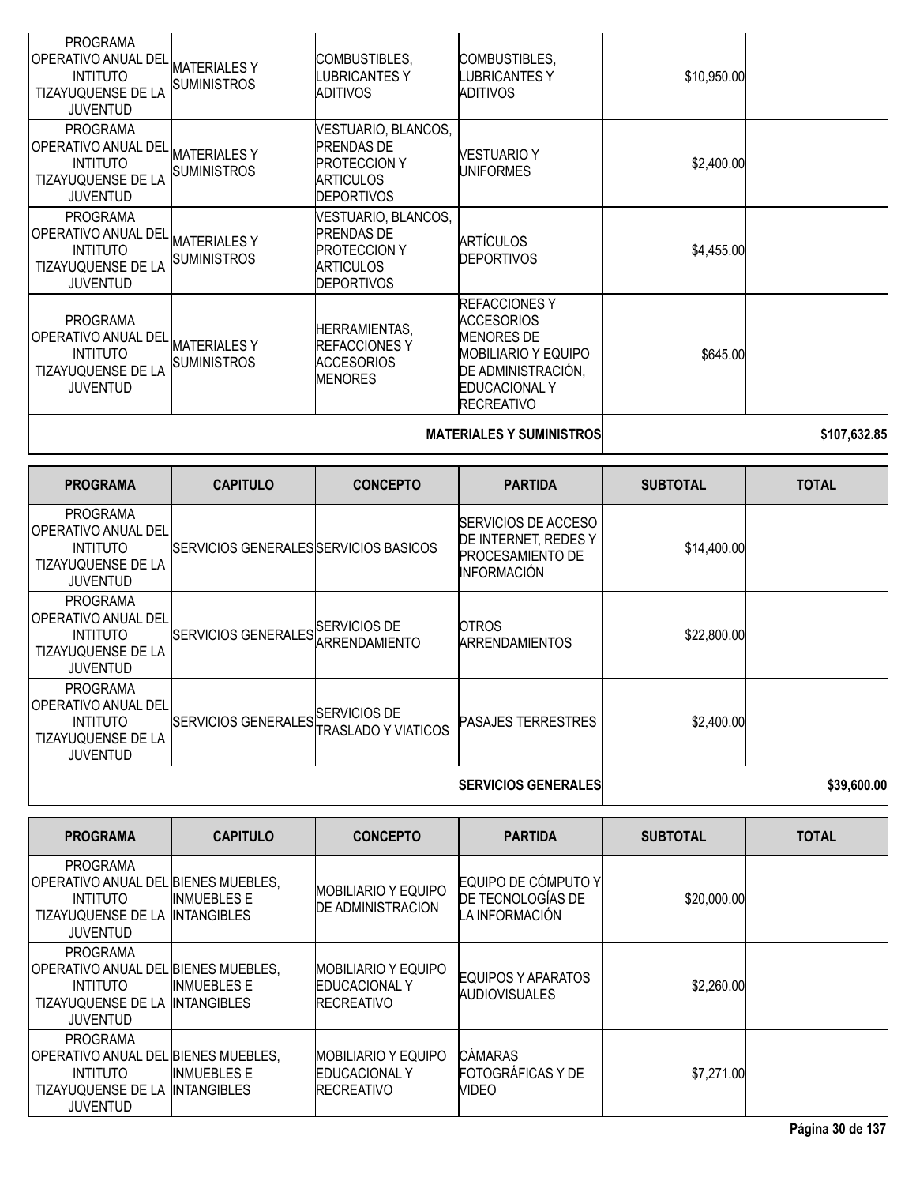| PROGRAMA | CAPITULO | CONCEPTO | PARTIDA | SUBTOTAL | TOTAL |
|---|---|---|---|---|---|
| PROGRAMA OPERATIVO ANUAL DEL INTITUTO TIZAYUQUENSE DE LA JUVENTUD | MATERIALES Y SUMINISTROS | COMBUSTIBLES, LUBRICANTES Y ADITIVOS | COMBUSTIBLES, LUBRICANTES Y ADITIVOS | $10,950.00 | |
| PROGRAMA OPERATIVO ANUAL DEL INTITUTO TIZAYUQUENSE DE LA JUVENTUD | MATERIALES Y SUMINISTROS | VESTUARIO, BLANCOS, PRENDAS DE PROTECCION Y ARTICULOS DEPORTIVOS | VESTUARIO Y UNIFORMES | $2,400.00 | |
| PROGRAMA OPERATIVO ANUAL DEL INTITUTO TIZAYUQUENSE DE LA JUVENTUD | MATERIALES Y SUMINISTROS | VESTUARIO, BLANCOS, PRENDAS DE PROTECCION Y ARTICULOS DEPORTIVOS | ARTÍCULOS DEPORTIVOS | $4,455.00 | |
| PROGRAMA OPERATIVO ANUAL DEL INTITUTO TIZAYUQUENSE DE LA JUVENTUD | MATERIALES Y SUMINISTROS | HERRAMIENTAS, REFACCIONES Y ACCESORIOS MENORES | REFACCIONES Y ACCESORIOS MENORES DE MOBILIARIO Y EQUIPO DE ADMINISTRACIÓN, EDUCACIONAL Y RECREATIVO | $645.00 | |
| | | | **MATERIALES Y SUMINISTROS** | | **$107,632.85** |

| PROGRAMA | CAPITULO | CONCEPTO | PARTIDA | SUBTOTAL | TOTAL |
|---|---|---|---|---|---|
| PROGRAMA OPERATIVO ANUAL DEL INTITUTO TIZAYUQUENSE DE LA JUVENTUD | SERVICIOS GENERALES | SERVICIOS BASICOS | SERVICIOS DE ACCESO DE INTERNET, REDES Y PROCESAMIENTO DE INFORMACIÓN | $14,400.00 | |
| PROGRAMA OPERATIVO ANUAL DEL INTITUTO TIZAYUQUENSE DE LA JUVENTUD | SERVICIOS GENERALES | SERVICIOS DE ARRENDAMIENTO | OTROS ARRENDAMIENTOS | $22,800.00 | |
| PROGRAMA OPERATIVO ANUAL DEL INTITUTO TIZAYUQUENSE DE LA JUVENTUD | SERVICIOS GENERALES | SERVICIOS DE TRASLADO Y VIATICOS | PASAJES TERRESTRES | $2,400.00 | |
| | | | **SERVICIOS GENERALES** | | **$39,600.00** |

| PROGRAMA | CAPITULO | CONCEPTO | PARTIDA | SUBTOTAL | TOTAL |
|---|---|---|---|---|---|
| PROGRAMA OPERATIVO ANUAL DEL INTITUTO TIZAYUQUENSE DE LA JUVENTUD | BIENES MUEBLES, INMUEBLES E INTANGIBLES | MOBILIARIO Y EQUIPO DE ADMINISTRACION | EQUIPO DE CÓMPUTO Y DE TECNOLOGÍAS DE LA INFORMACIÓN | $20,000.00 | |
| PROGRAMA OPERATIVO ANUAL DEL INTITUTO TIZAYUQUENSE DE LA JUVENTUD | BIENES MUEBLES, INMUEBLES E INTANGIBLES | MOBILIARIO Y EQUIPO EDUCACIONAL Y RECREATIVO | EQUIPOS Y APARATOS AUDIOVISUALES | $2,260.00 | |
| PROGRAMA OPERATIVO ANUAL DEL INTITUTO TIZAYUQUENSE DE LA JUVENTUD | BIENES MUEBLES, INMUEBLES E INTANGIBLES | MOBILIARIO Y EQUIPO EDUCACIONAL Y RECREATIVO | CÁMARAS FOTOGRÁFICAS Y DE VIDEO | $7,271.00 | |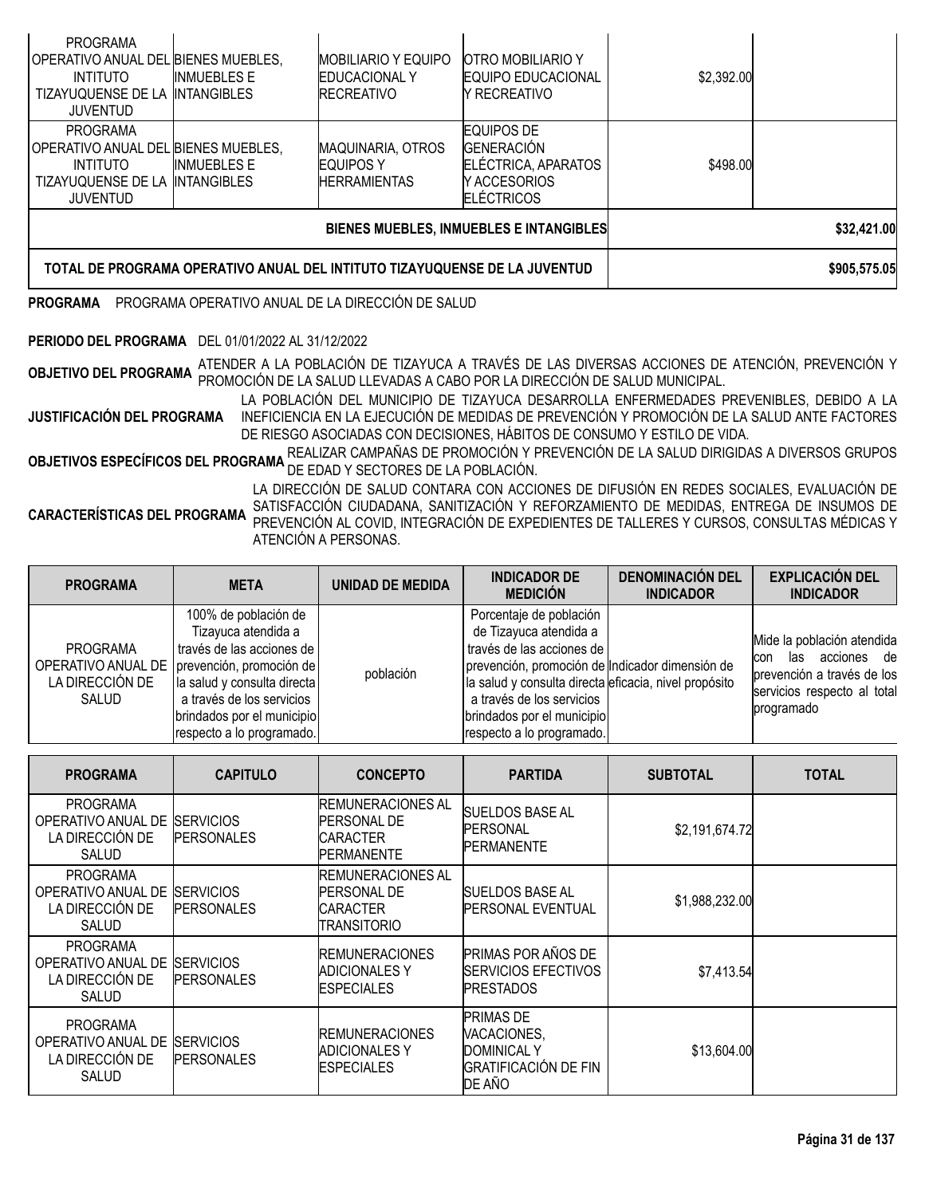| PROGRAMA | CAPITULO | CONCEPTO | PARTIDA | SUBTOTAL | TOTAL |
|---|---|---|---|---|---|
| PROGRAMA OPERATIVO ANUAL DEL INTITUTO TIZAYUQUENSE DE LA JUVENTUD | BIENES MUEBLES, INMUEBLES E INTANGIBLES | MOBILIARIO Y EQUIPO EDUCACIONAL Y RECREATIVO | OTRO MOBILIARIO Y EQUIPO EDUCACIONAL Y RECREATIVO | $2,392.00 | |
| PROGRAMA OPERATIVO ANUAL DEL INTITUTO TIZAYUQUENSE DE LA JUVENTUD | BIENES MUEBLES, INMUEBLES E INTANGIBLES | MAQUINARIA, OTROS EQUIPOS Y HERRAMIENTAS | EQUIPOS DE GENERACIÓN ELÉCTRICA, APARATOS Y ACCESORIOS ELÉCTRICOS | $498.00 | |
| **BIENES MUEBLES, INMUEBLES E INTANGIBLES** | | | | | **$32,421.00** |
| **TOTAL DE PROGRAMA OPERATIVO ANUAL DEL INTITUTO TIZAYUQUENSE DE LA JUVENTUD** | | | | | **$905,575.05** |

**PROGRAMA** PROGRAMA OPERATIVO ANUAL DE LA DIRECCIÓN DE SALUD

**PERIODO DEL PROGRAMA** DEL 01/01/2022 AL 31/12/2022

**OBJETIVO DEL PROGRAMA** ATENDER A LA POBLACIÓN DE TIZAYUCA A TRAVÉS DE LAS DIVERSAS ACCIONES DE ATENCIÓN, PREVENCIÓN Y PROMOCIÓN DE LA SALUD LLEVADAS A CABO POR LA DIRECCIÓN DE SALUD MUNICIPAL.

**JUSTIFICACIÓN DEL PROGRAMA** LA POBLACIÓN DEL MUNICIPIO DE TIZAYUCA DESARROLLA ENFERMEDADES PREVENIBLES, DEBIDO A LA INEFICIENCIA EN LA EJECUCIÓN DE MEDIDAS DE PREVENCIÓN Y PROMOCIÓN DE LA SALUD ANTE FACTORES DE RIESGO ASOCIADAS CON DECISIONES, HÁBITOS DE CONSUMO Y ESTILO DE VIDA.

**OBJETIVOS ESPECÍFICOS DEL PROGRAMA** REALIZAR CAMPAÑAS DE PROMOCIÓN Y PREVENCIÓN DE LA SALUD DIRIGIDAS A DIVERSOS GRUPOS DE EDAD Y SECTORES DE LA POBLACIÓN.

**CARACTERÍSTICAS DEL PROGRAMA** LA DIRECCIÓN DE SALUD CONTARA CON ACCIONES DE DIFUSIÓN EN REDES SOCIALES, EVALUACIÓN DE SATISFACCIÓN CIUDADANA, SANITIZACIÓN Y REFORZAMIENTO DE MEDIDAS, ENTREGA DE INSUMOS DE PREVENCIÓN AL COVID, INTEGRACIÓN DE EXPEDIENTES DE TALLERES Y CURSOS, CONSULTAS MÉDICAS Y ATENCIÓN A PERSONAS.

| PROGRAMA | META | UNIDAD DE MEDIDA | INDICADOR DE MEDICIÓN | DENOMINACIÓN DEL INDICADOR | EXPLICACIÓN DEL INDICADOR |
|---|---|---|---|---|---|
| PROGRAMA OPERATIVO ANUAL DE LA DIRECCIÓN DE SALUD | 100% de población de Tizayuca atendida a través de las acciones de prevención, promoción de la salud y consulta directa a través de los servicios brindados por el municipio respecto a lo programado. | población | Porcentaje de población de Tizayuca atendida a través de las acciones de prevención, promoción de la salud y consulta directa a través de los servicios brindados por el municipio respecto a lo programado. | Indicador dimensión de eficacia, nivel propósito | Mide la población atendida con las acciones de prevención a través de los servicios respecto al total programado |

| PROGRAMA | CAPITULO | CONCEPTO | PARTIDA | SUBTOTAL | TOTAL |
|---|---|---|---|---|---|
| PROGRAMA OPERATIVO ANUAL DE LA DIRECCIÓN DE SALUD | SERVICIOS PERSONALES | REMUNERACIONES AL PERSONAL DE CARACTER PERMANENTE | SUELDOS BASE AL PERSONAL PERMANENTE | $2,191,674.72 | |
| PROGRAMA OPERATIVO ANUAL DE LA DIRECCIÓN DE SALUD | SERVICIOS PERSONALES | REMUNERACIONES AL PERSONAL DE CARACTER TRANSITORIO | SUELDOS BASE AL PERSONAL EVENTUAL | $1,988,232.00 | |
| PROGRAMA OPERATIVO ANUAL DE LA DIRECCIÓN DE SALUD | SERVICIOS PERSONALES | REMUNERACIONES ADICIONALES Y ESPECIALES | PRIMAS POR AÑOS DE SERVICIOS EFECTIVOS PRESTADOS | $7,413.54 | |
| PROGRAMA OPERATIVO ANUAL DE LA DIRECCIÓN DE SALUD | SERVICIOS PERSONALES | REMUNERACIONES ADICIONALES Y ESPECIALES | PRIMAS DE VACACIONES, DOMINICAL Y GRATIFICACIÓN DE FIN DE AÑO | $13,604.00 | |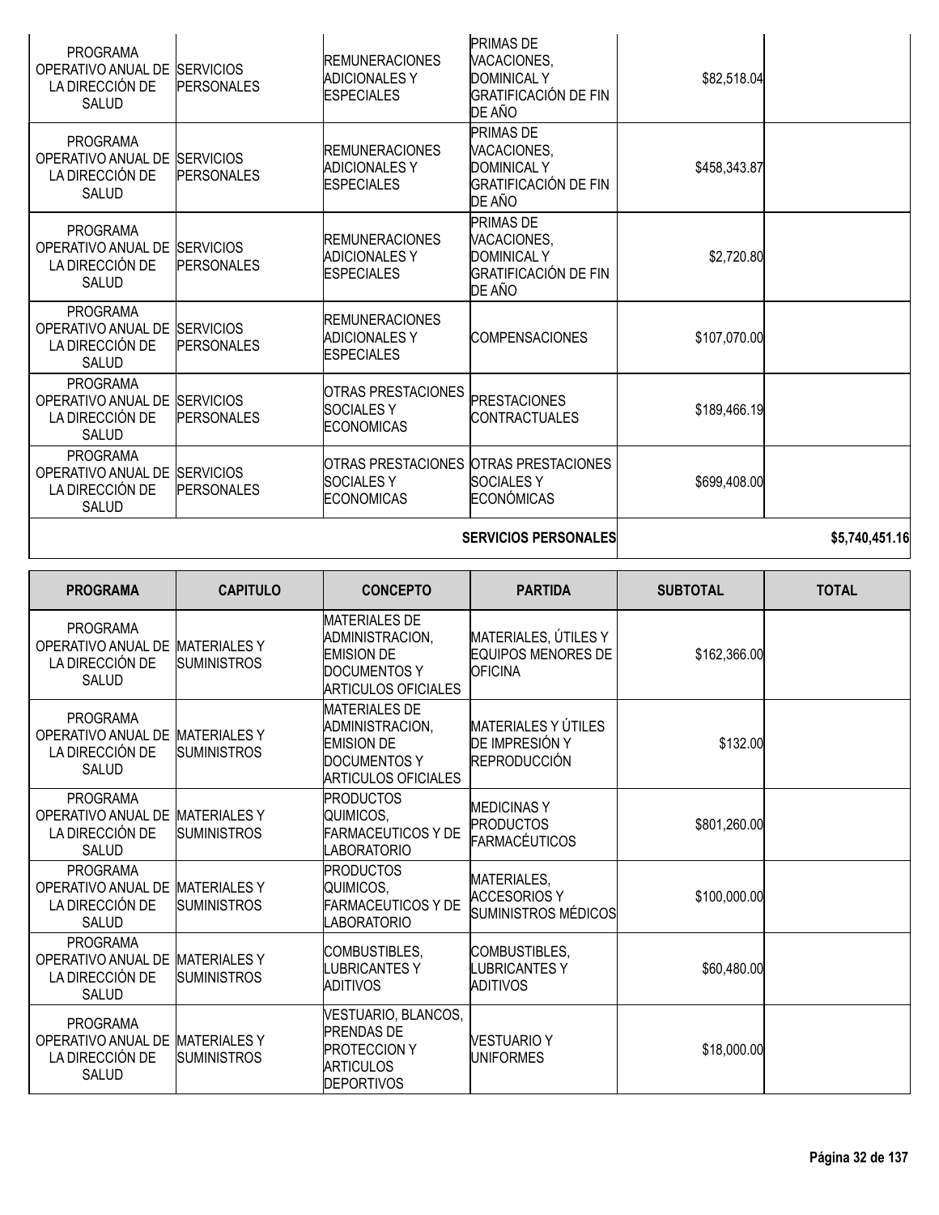| PROGRAMA | CAPITULO | CONCEPTO | PARTIDA | SUBTOTAL | TOTAL |
|---|---|---|---|---|---|
| PROGRAMA OPERATIVO ANUAL DE LA DIRECCIÓN DE SALUD | SERVICIOS PERSONALES | REMUNERACIONES ADICIONALES Y ESPECIALES | PRIMAS DE VACACIONES, DOMINICAL Y GRATIFICACIÓN DE FIN DE AÑO | $82,518.04 | |
| PROGRAMA OPERATIVO ANUAL DE LA DIRECCIÓN DE SALUD | SERVICIOS PERSONALES | REMUNERACIONES ADICIONALES Y ESPECIALES | PRIMAS DE VACACIONES, DOMINICAL Y GRATIFICACIÓN DE FIN DE AÑO | $458,343.87 | |
| PROGRAMA OPERATIVO ANUAL DE LA DIRECCIÓN DE SALUD | SERVICIOS PERSONALES | REMUNERACIONES ADICIONALES Y ESPECIALES | PRIMAS DE VACACIONES, DOMINICAL Y GRATIFICACIÓN DE FIN DE AÑO | $2,720.80 | |
| PROGRAMA OPERATIVO ANUAL DE LA DIRECCIÓN DE SALUD | SERVICIOS PERSONALES | REMUNERACIONES ADICIONALES Y ESPECIALES | COMPENSACIONES | $107,070.00 | |
| PROGRAMA OPERATIVO ANUAL DE LA DIRECCIÓN DE SALUD | SERVICIOS PERSONALES | OTRAS PRESTACIONES SOCIALES Y ECONOMICAS | PRESTACIONES CONTRACTUALES | $189,466.19 | |
| PROGRAMA OPERATIVO ANUAL DE LA DIRECCIÓN DE SALUD | SERVICIOS PERSONALES | OTRAS PRESTACIONES SOCIALES Y ECONOMICAS | OTRAS PRESTACIONES SOCIALES Y ECONÓMICAS | $699,408.00 | |
| | | | **SERVICIOS PERSONALES** | | **$5,740,451.16** |

| PROGRAMA | CAPITULO | CONCEPTO | PARTIDA | SUBTOTAL | TOTAL |
|---|---|---|---|---|---|
| PROGRAMA OPERATIVO ANUAL DE LA DIRECCIÓN DE SALUD | MATERIALES Y SUMINISTROS | MATERIALES DE ADMINISTRACION, EMISION DE DOCUMENTOS Y ARTICULOS OFICIALES | MATERIALES, ÚTILES Y EQUIPOS MENORES DE OFICINA | $162,366.00 | |
| PROGRAMA OPERATIVO ANUAL DE LA DIRECCIÓN DE SALUD | MATERIALES Y SUMINISTROS | MATERIALES DE ADMINISTRACION, EMISION DE DOCUMENTOS Y ARTICULOS OFICIALES | MATERIALES Y ÚTILES DE IMPRESIÓN Y REPRODUCCIÓN | $132.00 | |
| PROGRAMA OPERATIVO ANUAL DE LA DIRECCIÓN DE SALUD | MATERIALES Y SUMINISTROS | PRODUCTOS QUIMICOS, FARMACEUTICOS Y DE LABORATORIO | MEDICINAS Y PRODUCTOS FARMACÉUTICOS | $801,260.00 | |
| PROGRAMA OPERATIVO ANUAL DE LA DIRECCIÓN DE SALUD | MATERIALES Y SUMINISTROS | PRODUCTOS QUIMICOS, FARMACEUTICOS Y DE LABORATORIO | MATERIALES, ACCESORIOS Y SUMINISTROS MÉDICOS | $100,000.00 | |
| PROGRAMA OPERATIVO ANUAL DE LA DIRECCIÓN DE SALUD | MATERIALES Y SUMINISTROS | COMBUSTIBLES, LUBRICANTES Y ADITIVOS | COMBUSTIBLES, LUBRICANTES Y ADITIVOS | $60,480.00 | |
| PROGRAMA OPERATIVO ANUAL DE LA DIRECCIÓN DE SALUD | MATERIALES Y SUMINISTROS | VESTUARIO, BLANCOS, PRENDAS DE PROTECCION Y ARTICULOS DEPORTIVOS | VESTUARIO Y UNIFORMES | $18,000.00 | |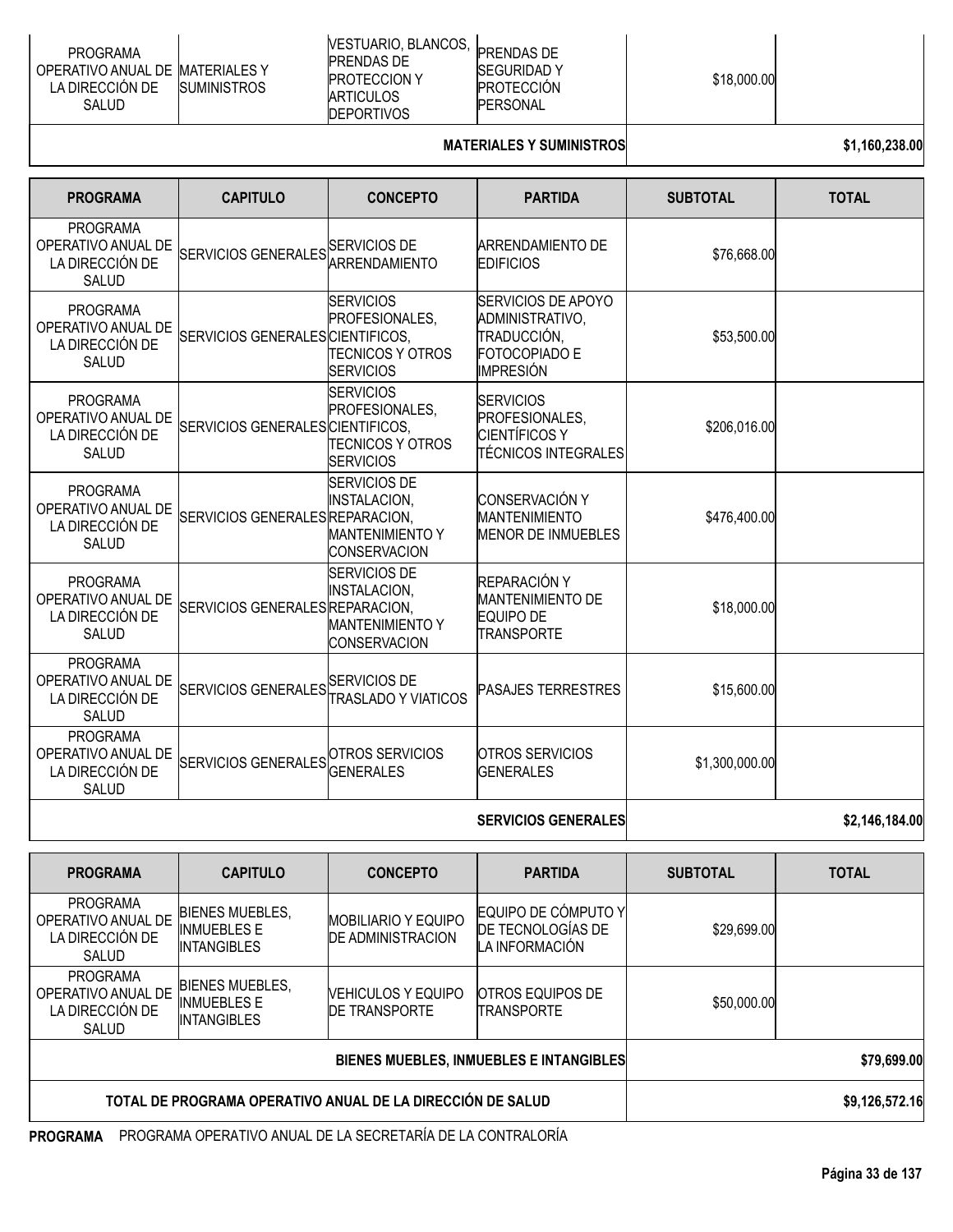| PROGRAMA | CAPITULO | CONCEPTO | PARTIDA | SUBTOTAL | TOTAL |
|---|---|---|---|---|---|
| PROGRAMA OPERATIVO ANUAL DE LA DIRECCIÓN DE SALUD | MATERIALES Y SUMINISTROS | VESTUARIO, BLANCOS, PRENDAS DE PROTECCION Y ARTICULOS DEPORTIVOS | PRENDAS DE SEGURIDAD Y PROTECCIÓN PERSONAL | $18,000.00 | |
| | | | MATERIALES Y SUMINISTROS | | $1,160,238.00 |

| PROGRAMA | CAPITULO | CONCEPTO | PARTIDA | SUBTOTAL | TOTAL |
|---|---|---|---|---|---|
| PROGRAMA OPERATIVO ANUAL DE LA DIRECCIÓN DE SALUD | SERVICIOS GENERALES | SERVICIOS DE ARRENDAMIENTO | ARRENDAMIENTO DE EDIFICIOS | $76,668.00 | |
| PROGRAMA OPERATIVO ANUAL DE LA DIRECCIÓN DE SALUD | SERVICIOS GENERALES | SERVICIOS PROFESIONALES, CIENTIFICOS, TECNICOS Y OTROS SERVICIOS | SERVICIOS DE APOYO ADMINISTRATIVO, TRADUCCIÓN, FOTOCOPIADO E IMPRESIÓN | $53,500.00 | |
| PROGRAMA OPERATIVO ANUAL DE LA DIRECCIÓN DE SALUD | SERVICIOS GENERALES | SERVICIOS PROFESIONALES, CIENTIFICOS, TECNICOS Y OTROS SERVICIOS | SERVICIOS PROFESIONALES, CIENTÍFICOS Y TÉCNICOS INTEGRALES | $206,016.00 | |
| PROGRAMA OPERATIVO ANUAL DE LA DIRECCIÓN DE SALUD | SERVICIOS GENERALES | SERVICIOS DE INSTALACION, REPARACION, MANTENIMIENTO Y CONSERVACION | CONSERVACIÓN Y MANTENIMIENTO MENOR DE INMUEBLES | $476,400.00 | |
| PROGRAMA OPERATIVO ANUAL DE LA DIRECCIÓN DE SALUD | SERVICIOS GENERALES | SERVICIOS DE INSTALACION, REPARACION, MANTENIMIENTO Y CONSERVACION | REPARACIÓN Y MANTENIMIENTO DE EQUIPO DE TRANSPORTE | $18,000.00 | |
| PROGRAMA OPERATIVO ANUAL DE LA DIRECCIÓN DE SALUD | SERVICIOS GENERALES | SERVICIOS DE TRASLADO Y VIATICOS | PASAJES TERRESTRES | $15,600.00 | |
| PROGRAMA OPERATIVO ANUAL DE LA DIRECCIÓN DE SALUD | SERVICIOS GENERALES | OTROS SERVICIOS GENERALES | OTROS SERVICIOS GENERALES | $1,300,000.00 | |
| | | | SERVICIOS GENERALES | | $2,146,184.00 |

| PROGRAMA | CAPITULO | CONCEPTO | PARTIDA | SUBTOTAL | TOTAL |
|---|---|---|---|---|---|
| PROGRAMA OPERATIVO ANUAL DE LA DIRECCIÓN DE SALUD | BIENES MUEBLES, INMUEBLES E INTANGIBLES | MOBILIARIO Y EQUIPO DE ADMINISTRACION | EQUIPO DE CÓMPUTO Y DE TECNOLOGÍAS DE LA INFORMACIÓN | $29,699.00 | |
| PROGRAMA OPERATIVO ANUAL DE LA DIRECCIÓN DE SALUD | BIENES MUEBLES, INMUEBLES E INTANGIBLES | VEHICULOS Y EQUIPO DE TRANSPORTE | OTROS EQUIPOS DE TRANSPORTE | $50,000.00 | |
| | | | BIENES MUEBLES, INMUEBLES E INTANGIBLES | | $79,699.00 |
| | | | TOTAL DE PROGRAMA OPERATIVO ANUAL DE LA DIRECCIÓN DE SALUD | | $9,126,572.16 |

**PROGRAMA** PROGRAMA OPERATIVO ANUAL DE LA SECRETARÍA DE LA CONTRALORÍA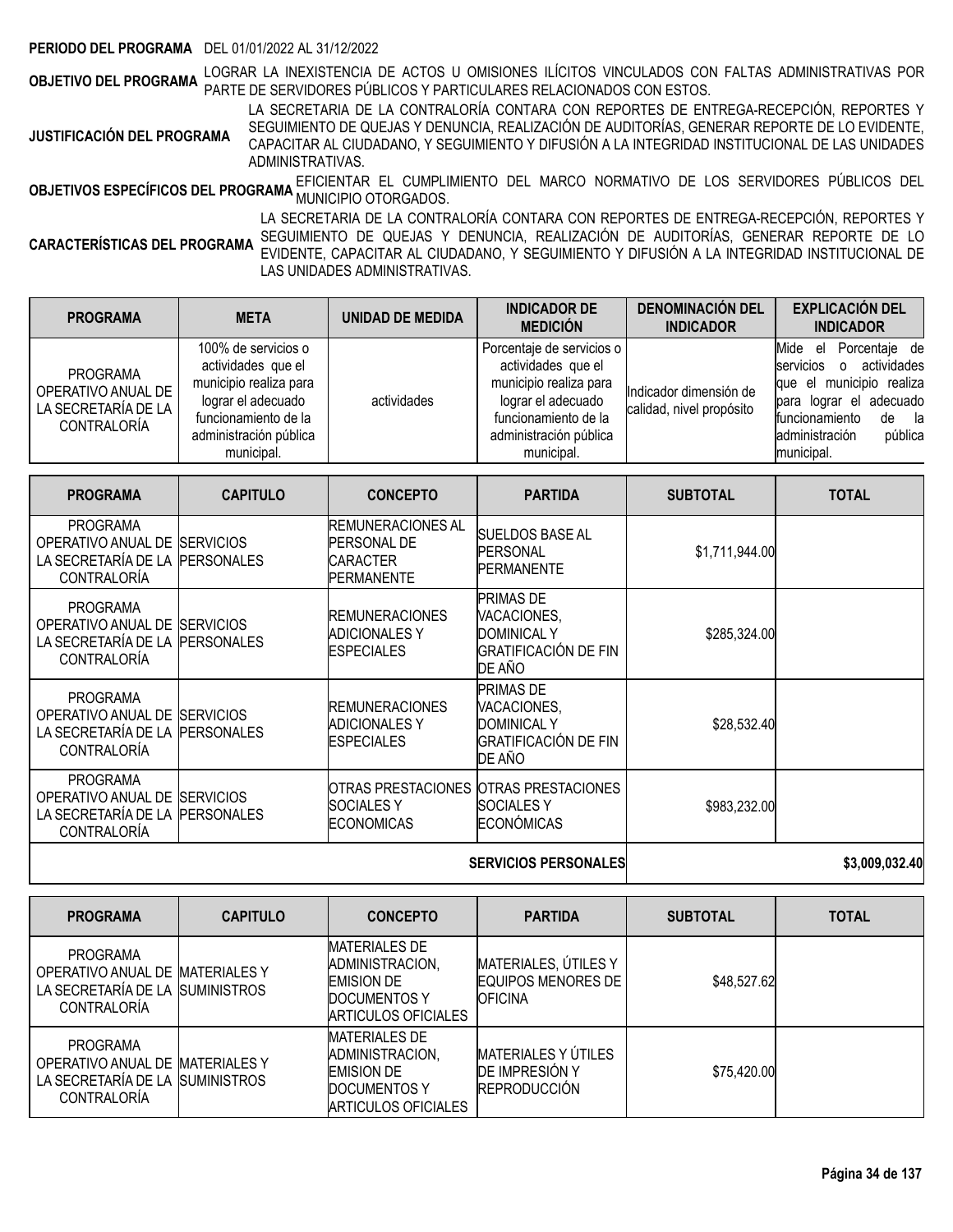**PERIODO DEL PROGRAMA** DEL 01/01/2022 AL 31/12/2022

**OBJETIVO DEL PROGRAMA** LOGRAR LA INEXISTENCIA DE ACTOS U OMISIONES ILÍCITOS VINCULADOS CON FALTAS ADMINISTRATIVAS POR PARTE DE SERVIDORES PÚBLICOS Y PARTICULARES RELACIONADOS CON ESTOS.

**JUSTIFICACIÓN DEL PROGRAMA** LA SECRETARIA DE LA CONTRALORÍA CONTARA CON REPORTES DE ENTREGA-RECEPCIÓN, REPORTES Y SEGUIMIENTO DE QUEJAS Y DENUNCIA, REALIZACIÓN DE AUDITORÍAS, GENERAR REPORTE DE LO EVIDENTE, CAPACITAR AL CIUDADANO, Y SEGUIMIENTO Y DIFUSIÓN A LA INTEGRIDAD INSTITUCIONAL DE LAS UNIDADES ADMINISTRATIVAS.

**OBJETIVOS ESPECÍFICOS DEL PROGRAMA** EFICIENTAR EL CUMPLIMIENTO DEL MARCO NORMATIVO DE LOS SERVIDORES PÚBLICOS DEL MUNICIPIO OTORGADOS.

**CARACTERÍSTICAS DEL PROGRAMA** LA SECRETARIA DE LA CONTRALORÍA CONTARA CON REPORTES DE ENTREGA-RECEPCIÓN, REPORTES Y SEGUIMIENTO DE QUEJAS Y DENUNCIA, REALIZACIÓN DE AUDITORÍAS, GENERAR REPORTE DE LO EVIDENTE, CAPACITAR AL CIUDADANO, Y SEGUIMIENTO Y DIFUSIÓN A LA INTEGRIDAD INSTITUCIONAL DE LAS UNIDADES ADMINISTRATIVAS.

| PROGRAMA | META | UNIDAD DE MEDIDA | INDICADOR DE MEDICIÓN | DENOMINACIÓN DEL INDICADOR | EXPLICACIÓN DEL INDICADOR |
|---|---|---|---|---|---|
| PROGRAMA OPERATIVO ANUAL DE LA SECRETARÍA DE LA CONTRALORÍA | 100% de servicios o actividades que el municipio realiza para lograr el adecuado funcionamiento de la administración pública municipal. | actividades | Porcentaje de servicios o actividades que el municipio realiza para lograr el adecuado funcionamiento de la administración pública municipal. | Indicador dimensión de calidad, nivel propósito | Mide el Porcentaje de servicios o actividades que el municipio realiza para lograr el adecuado funcionamiento de la administración pública municipal. |

| PROGRAMA | CAPITULO | CONCEPTO | PARTIDA | SUBTOTAL | TOTAL |
|---|---|---|---|---|---|
| PROGRAMA OPERATIVO ANUAL DE LA SECRETARÍA DE LA CONTRALORÍA | SERVICIOS PERSONALES | REMUNERACIONES AL PERSONAL DE CARACTER PERMANENTE | SUELDOS BASE AL PERSONAL PERMANENTE | $1,711,944.00 | |
| PROGRAMA OPERATIVO ANUAL DE LA SECRETARÍA DE LA CONTRALORÍA | SERVICIOS PERSONALES | REMUNERACIONES ADICIONALES Y ESPECIALES | PRIMAS DE VACACIONES, DOMINICAL Y GRATIFICACIÓN DE FIN DE AÑO | $285,324.00 | |
| PROGRAMA OPERATIVO ANUAL DE LA SECRETARÍA DE LA CONTRALORÍA | SERVICIOS PERSONALES | REMUNERACIONES ADICIONALES Y ESPECIALES | PRIMAS DE VACACIONES, DOMINICAL Y GRATIFICACIÓN DE FIN DE AÑO | $28,532.40 | |
| PROGRAMA OPERATIVO ANUAL DE LA SECRETARÍA DE LA CONTRALORÍA | SERVICIOS PERSONALES | OTRAS PRESTACIONES SOCIALES Y ECONOMICAS | OTRAS PRESTACIONES SOCIALES Y ECONÓMICAS | $983,232.00 | |
| | | | SERVICIOS PERSONALES | | $3,009,032.40 |

| PROGRAMA | CAPITULO | CONCEPTO | PARTIDA | SUBTOTAL | TOTAL |
|---|---|---|---|---|---|
| PROGRAMA OPERATIVO ANUAL DE LA SECRETARÍA DE LA CONTRALORÍA | MATERIALES Y SUMINISTROS | MATERIALES DE ADMINISTRACION, EMISION DE DOCUMENTOS Y ARTICULOS OFICIALES | MATERIALES, ÚTILES Y EQUIPOS MENORES DE OFICINA | $48,527.62 | |
| PROGRAMA OPERATIVO ANUAL DE LA SECRETARÍA DE LA CONTRALORÍA | MATERIALES Y SUMINISTROS | MATERIALES DE ADMINISTRACION, EMISION DE DOCUMENTOS Y ARTICULOS OFICIALES | MATERIALES Y ÚTILES DE IMPRESIÓN Y REPRODUCCIÓN | $75,420.00 | |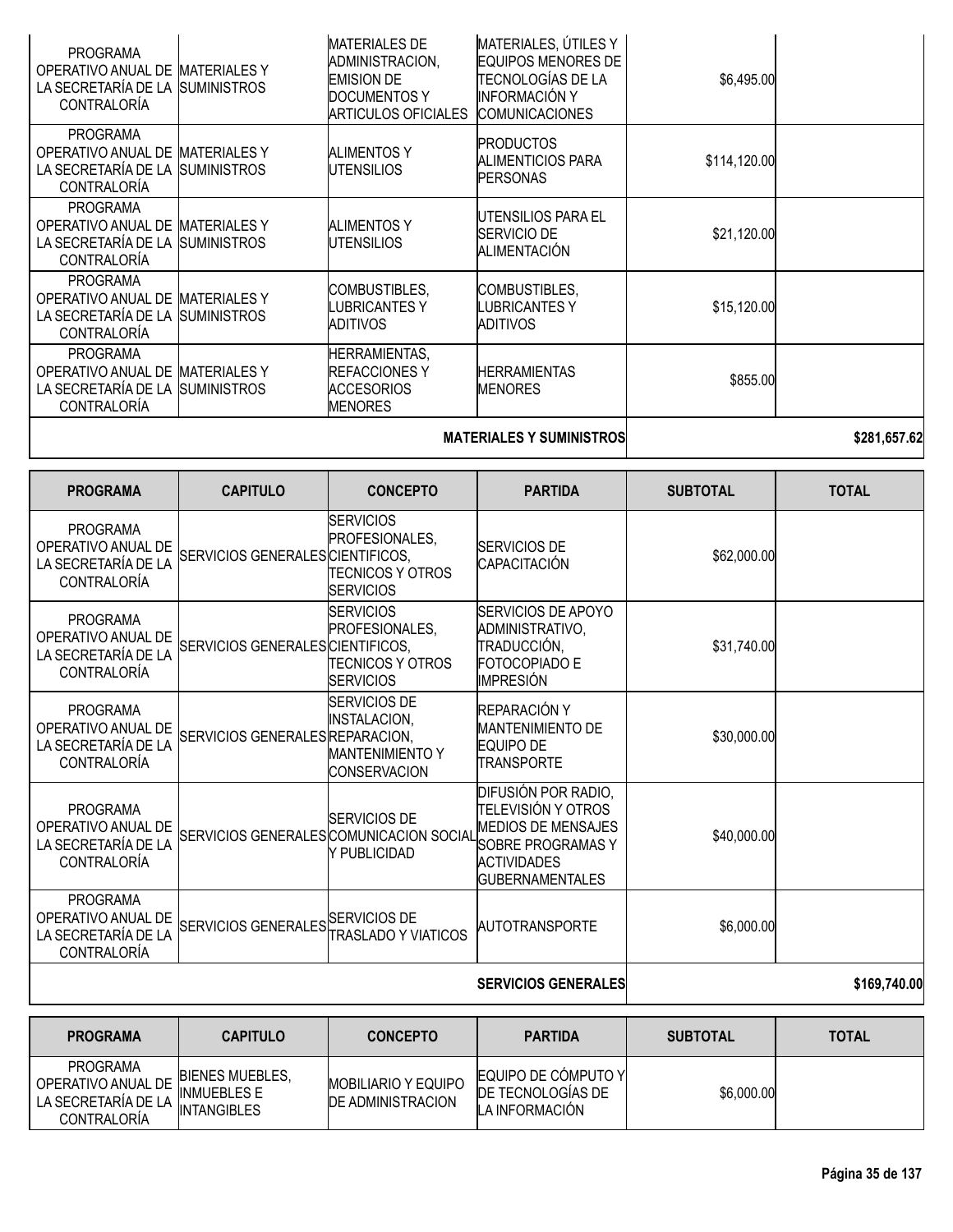| PROGRAMA | CAPITULO | CONCEPTO | PARTIDA | SUBTOTAL | TOTAL |
|---|---|---|---|---|---|
| PROGRAMA OPERATIVO ANUAL DE LA SECRETARÍA DE LA CONTRALORÍA | MATERIALES Y SUMINISTROS | MATERIALES DE ADMINISTRACION, EMISION DE DOCUMENTOS Y ARTICULOS OFICIALES | MATERIALES, ÚTILES Y EQUIPOS MENORES DE TECNOLOGÍAS DE LA INFORMACIÓN Y COMUNICACIONES | $6,495.00 | |
| PROGRAMA OPERATIVO ANUAL DE LA SECRETARÍA DE LA CONTRALORÍA | MATERIALES Y SUMINISTROS | ALIMENTOS Y UTENSILIOS | PRODUCTOS ALIMENTICIOS PARA PERSONAS | $114,120.00 | |
| PROGRAMA OPERATIVO ANUAL DE LA SECRETARÍA DE LA CONTRALORÍA | MATERIALES Y SUMINISTROS | ALIMENTOS Y UTENSILIOS | UTENSILIOS PARA EL SERVICIO DE ALIMENTACIÓN | $21,120.00 | |
| PROGRAMA OPERATIVO ANUAL DE LA SECRETARÍA DE LA CONTRALORÍA | MATERIALES Y SUMINISTROS | COMBUSTIBLES, LUBRICANTES Y ADITIVOS | COMBUSTIBLES, LUBRICANTES Y ADITIVOS | $15,120.00 | |
| PROGRAMA OPERATIVO ANUAL DE LA SECRETARÍA DE LA CONTRALORÍA | MATERIALES Y SUMINISTROS | HERRAMIENTAS, REFACCIONES Y ACCESORIOS MENORES | HERRAMIENTAS MENORES | $855.00 | |
| | | | **MATERIALES Y SUMINISTROS** | | **$281,657.62** |

| PROGRAMA | CAPITULO | CONCEPTO | PARTIDA | SUBTOTAL | TOTAL |
|---|---|---|---|---|---|
| PROGRAMA OPERATIVO ANUAL DE LA SECRETARÍA DE LA CONTRALORÍA | SERVICIOS GENERALES | SERVICIOS PROFESIONALES, CIENTIFICOS, TECNICOS Y OTROS SERVICIOS | SERVICIOS DE CAPACITACIÓN | $62,000.00 | |
| PROGRAMA OPERATIVO ANUAL DE LA SECRETARÍA DE LA CONTRALORÍA | SERVICIOS GENERALES | SERVICIOS PROFESIONALES, CIENTIFICOS, TECNICOS Y OTROS SERVICIOS | SERVICIOS DE APOYO ADMINISTRATIVO, TRADUCCIÓN, FOTOCOPIADO E IMPRESIÓN | $31,740.00 | |
| PROGRAMA OPERATIVO ANUAL DE LA SECRETARÍA DE LA CONTRALORÍA | SERVICIOS GENERALES | SERVICIOS DE INSTALACION, REPARACION, MANTENIMIENTO Y CONSERVACION | REPARACIÓN Y MANTENIMIENTO DE EQUIPO DE TRANSPORTE | $30,000.00 | |
| PROGRAMA OPERATIVO ANUAL DE LA SECRETARÍA DE LA CONTRALORÍA | SERVICIOS GENERALES | SERVICIOS DE COMUNICACION SOCIAL Y PUBLICIDAD | DIFUSIÓN POR RADIO, TELEVISIÓN Y OTROS MEDIOS DE MENSAJES SOBRE PROGRAMAS Y ACTIVIDADES GUBERNAMENTALES | $40,000.00 | |
| PROGRAMA OPERATIVO ANUAL DE LA SECRETARÍA DE LA CONTRALORÍA | SERVICIOS GENERALES | SERVICIOS DE TRASLADO Y VIATICOS | AUTOTRANSPORTE | $6,000.00 | |
| | | | **SERVICIOS GENERALES** | | **$169,740.00** |

| PROGRAMA | CAPITULO | CONCEPTO | PARTIDA | SUBTOTAL | TOTAL |
|---|---|---|---|---|---|
| PROGRAMA OPERATIVO ANUAL DE LA SECRETARÍA DE LA CONTRALORÍA | BIENES MUEBLES, INMUEBLES E INTANGIBLES | MOBILIARIO Y EQUIPO DE ADMINISTRACION | EQUIPO DE CÓMPUTO Y DE TECNOLOGÍAS DE LA INFORMACIÓN | $6,000.00 | |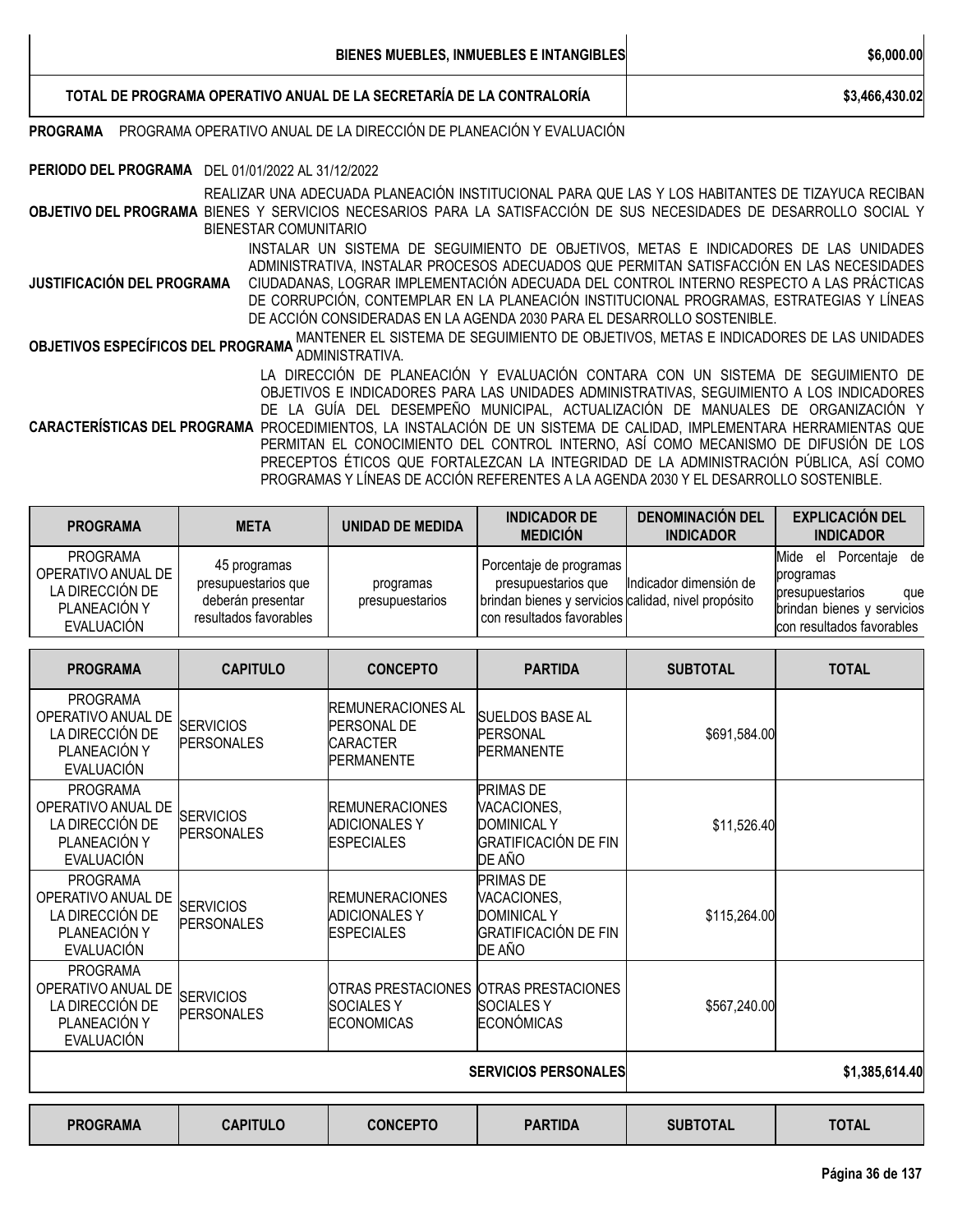| | |
|---|---|
| **BIENES MUEBLES, INMUEBLES E INTANGIBLES** | **$6,000.00** |
| **TOTAL DE PROGRAMA OPERATIVO ANUAL DE LA SECRETARÍA DE LA CONTRALORÍA** | **$3,466,430.02** |

**PROGRAMA** PROGRAMA OPERATIVO ANUAL DE LA DIRECCIÓN DE PLANEACIÓN Y EVALUACIÓN

**PERIODO DEL PROGRAMA** DEL 01/01/2022 AL 31/12/2022

**OBJETIVO DEL PROGRAMA** REALIZAR UNA ADECUADA PLANEACIÓN INSTITUCIONAL PARA QUE LAS Y LOS HABITANTES DE TIZAYUCA RECIBAN BIENES Y SERVICIOS NECESARIOS PARA LA SATISFACCIÓN DE SUS NECESIDADES DE DESARROLLO SOCIAL Y BIENESTAR COMUNITARIO

**JUSTIFICACIÓN DEL PROGRAMA** INSTALAR UN SISTEMA DE SEGUIMIENTO DE OBJETIVOS, METAS E INDICADORES DE LAS UNIDADES ADMINISTRATIVA, INSTALAR PROCESOS ADECUADOS QUE PERMITAN SATISFACCIÓN EN LAS NECESIDADES CIUDADANAS, LOGRAR IMPLEMENTACIÓN ADECUADA DEL CONTROL INTERNO RESPECTO A LAS PRÁCTICAS DE CORRUPCIÓN, CONTEMPLAR EN LA PLANEACIÓN INSTITUCIONAL PROGRAMAS, ESTRATEGIAS Y LÍNEAS DE ACCIÓN CONSIDERADAS EN LA AGENDA 2030 PARA EL DESARROLLO SOSTENIBLE.

**OBJETIVOS ESPECÍFICOS DEL PROGRAMA** MANTENER EL SISTEMA DE SEGUIMIENTO DE OBJETIVOS, METAS E INDICADORES DE LAS UNIDADES ADMINISTRATIVA.

**CARACTERÍSTICAS DEL PROGRAMA** LA DIRECCIÓN DE PLANEACIÓN Y EVALUACIÓN CONTARA CON UN SISTEMA DE SEGUIMIENTO DE OBJETIVOS E INDICADORES PARA LAS UNIDADES ADMINISTRATIVAS, SEGUIMIENTO A LOS INDICADORES DE LA GUÍA DEL DESEMPEÑO MUNICIPAL, ACTUALIZACIÓN DE MANUALES DE ORGANIZACIÓN Y PROCEDIMIENTOS, LA INSTALACIÓN DE UN SISTEMA DE CALIDAD, IMPLEMENTARA HERRAMIENTAS QUE PERMITAN EL CONOCIMIENTO DEL CONTROL INTERNO, ASÍ COMO MECANISMO DE DIFUSIÓN DE LOS PRECEPTOS ÉTICOS QUE FORTALEZCAN LA INTEGRIDAD DE LA ADMINISTRACIÓN PÚBLICA, ASÍ COMO PROGRAMAS Y LÍNEAS DE ACCIÓN REFERENTES A LA AGENDA 2030 Y EL DESARROLLO SOSTENIBLE.

| PROGRAMA | META | UNIDAD DE MEDIDA | INDICADOR DE MEDICIÓN | DENOMINACIÓN DEL INDICADOR | EXPLICACIÓN DEL INDICADOR |
|---|---|---|---|---|---|
| PROGRAMA OPERATIVO ANUAL DE LA DIRECCIÓN DE PLANEACIÓN Y EVALUACIÓN | 45 programas presupuestarios que deberán presentar resultados favorables | programas presupuestarios | Porcentaje de programas presupuestarios que brindan bienes y servicios con resultados favorables | Indicador dimensión de calidad, nivel propósito | Mide el Porcentaje de programas presupuestarios que brindan bienes y servicios con resultados favorables |

| PROGRAMA | CAPITULO | CONCEPTO | PARTIDA | SUBTOTAL | TOTAL |
|---|---|---|---|---|---|
| PROGRAMA OPERATIVO ANUAL DE LA DIRECCIÓN DE PLANEACIÓN Y EVALUACIÓN | SERVICIOS PERSONALES | REMUNERACIONES AL PERSONAL DE CARACTER PERMANENTE | SUELDOS BASE AL PERSONAL PERMANENTE | $691,584.00 | |
| PROGRAMA OPERATIVO ANUAL DE LA DIRECCIÓN DE PLANEACIÓN Y EVALUACIÓN | SERVICIOS PERSONALES | REMUNERACIONES ADICIONALES Y ESPECIALES | PRIMAS DE VACACIONES, DOMINICAL Y GRATIFICACIÓN DE FIN DE AÑO | $11,526.40 | |
| PROGRAMA OPERATIVO ANUAL DE LA DIRECCIÓN DE PLANEACIÓN Y EVALUACIÓN | SERVICIOS PERSONALES | REMUNERACIONES ADICIONALES Y ESPECIALES | PRIMAS DE VACACIONES, DOMINICAL Y GRATIFICACIÓN DE FIN DE AÑO | $115,264.00 | |
| PROGRAMA OPERATIVO ANUAL DE LA DIRECCIÓN DE PLANEACIÓN Y EVALUACIÓN | SERVICIOS PERSONALES | OTRAS PRESTACIONES SOCIALES Y ECONOMICAS | OTRAS PRESTACIONES SOCIALES Y ECONÓMICAS | $567,240.00 | |
| | | | **SERVICIOS PERSONALES** | | **$1,385,614.40** |

| PROGRAMA | CAPITULO | CONCEPTO | PARTIDA | SUBTOTAL | TOTAL |
|---|---|---|---|---|---|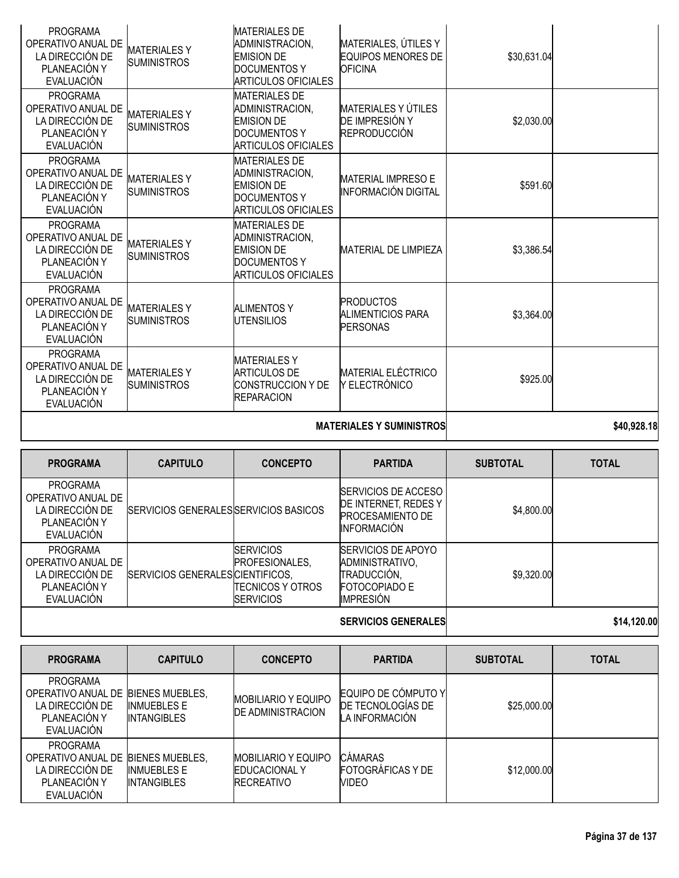| PROGRAMA | CAPITULO | CONCEPTO | PARTIDA | SUBTOTAL | TOTAL |
|---|---|---|---|---|---|
| PROGRAMA OPERATIVO ANUAL DE LA DIRECCIÓN DE PLANEACIÓN Y EVALUACIÓN | MATERIALES Y SUMINISTROS | MATERIALES DE ADMINISTRACION, EMISION DE DOCUMENTOS Y ARTICULOS OFICIALES | MATERIALES, ÚTILES Y EQUIPOS MENORES DE OFICINA | $30,631.04 | |
| PROGRAMA OPERATIVO ANUAL DE LA DIRECCIÓN DE PLANEACIÓN Y EVALUACIÓN | MATERIALES Y SUMINISTROS | MATERIALES DE ADMINISTRACION, EMISION DE DOCUMENTOS Y ARTICULOS OFICIALES | MATERIALES Y ÚTILES DE IMPRESIÓN Y REPRODUCCIÓN | $2,030.00 | |
| PROGRAMA OPERATIVO ANUAL DE LA DIRECCIÓN DE PLANEACIÓN Y EVALUACIÓN | MATERIALES Y SUMINISTROS | MATERIALES DE ADMINISTRACION, EMISION DE DOCUMENTOS Y ARTICULOS OFICIALES | MATERIAL IMPRESO E INFORMACIÓN DIGITAL | $591.60 | |
| PROGRAMA OPERATIVO ANUAL DE LA DIRECCIÓN DE PLANEACIÓN Y EVALUACIÓN | MATERIALES Y SUMINISTROS | MATERIALES DE ADMINISTRACION, EMISION DE DOCUMENTOS Y ARTICULOS OFICIALES | MATERIAL DE LIMPIEZA | $3,386.54 | |
| PROGRAMA OPERATIVO ANUAL DE LA DIRECCIÓN DE PLANEACIÓN Y EVALUACIÓN | MATERIALES Y SUMINISTROS | ALIMENTOS Y UTENSILIOS | PRODUCTOS ALIMENTICIOS PARA PERSONAS | $3,364.00 | |
| PROGRAMA OPERATIVO ANUAL DE LA DIRECCIÓN DE PLANEACIÓN Y EVALUACIÓN | MATERIALES Y SUMINISTROS | MATERIALES Y ARTICULOS DE CONSTRUCCION Y DE REPARACION | MATERIAL ELÉCTRICO Y ELECTRÓNICO | $925.00 | |
| | | | **MATERIALES Y SUMINISTROS** | | **$40,928.18** |

| PROGRAMA | CAPITULO | CONCEPTO | PARTIDA | SUBTOTAL | TOTAL |
|---|---|---|---|---|---|
| PROGRAMA OPERATIVO ANUAL DE LA DIRECCIÓN DE PLANEACIÓN Y EVALUACIÓN | SERVICIOS GENERALES | SERVICIOS BASICOS | SERVICIOS DE ACCESO DE INTERNET, REDES Y PROCESAMIENTO DE INFORMACIÓN | $4,800.00 | |
| PROGRAMA OPERATIVO ANUAL DE LA DIRECCIÓN DE PLANEACIÓN Y EVALUACIÓN | SERVICIOS GENERALES | SERVICIOS PROFESIONALES, CIENTIFICOS, TECNICOS Y OTROS SERVICIOS | SERVICIOS DE APOYO ADMINISTRATIVO, TRADUCCIÓN, FOTOCOPIADO E IMPRESIÓN | $9,320.00 | |
| | | | **SERVICIOS GENERALES** | | **$14,120.00** |

| PROGRAMA | CAPITULO | CONCEPTO | PARTIDA | SUBTOTAL | TOTAL |
|---|---|---|---|---|---|
| PROGRAMA OPERATIVO ANUAL DE LA DIRECCIÓN DE PLANEACIÓN Y EVALUACIÓN | BIENES MUEBLES, INMUEBLES E INTANGIBLES | MOBILIARIO Y EQUIPO DE ADMINISTRACION | EQUIPO DE CÓMPUTO Y DE TECNOLOGÍAS DE LA INFORMACIÓN | $25,000.00 | |
| PROGRAMA OPERATIVO ANUAL DE LA DIRECCIÓN DE PLANEACIÓN Y EVALUACIÓN | BIENES MUEBLES, INMUEBLES E INTANGIBLES | MOBILIARIO Y EQUIPO EDUCACIONAL Y RECREATIVO | CÁMARAS FOTOGRÁFICAS Y DE VIDEO | $12,000.00 | |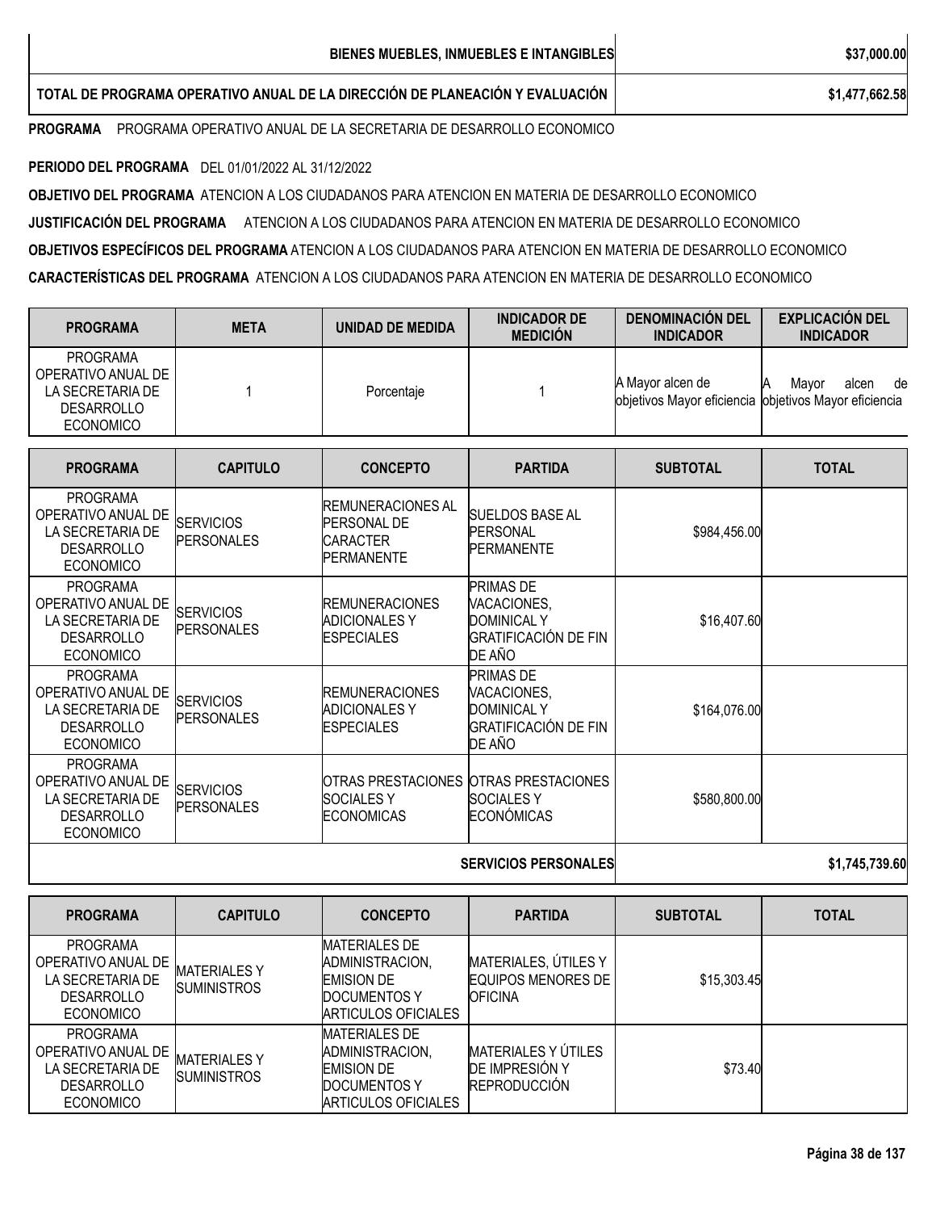| | |
|---|---|
| **BIENES MUEBLES, INMUEBLES E INTANGIBLES** | **$37,000.00** |
| **TOTAL DE PROGRAMA OPERATIVO ANUAL DE LA DIRECCIÓN DE PLANEACIÓN Y EVALUACIÓN** | **$1,477,662.58** |

**PROGRAMA** PROGRAMA OPERATIVO ANUAL DE LA SECRETARIA DE DESARROLLO ECONOMICO

**PERIODO DEL PROGRAMA** DEL 01/01/2022 AL 31/12/2022

**OBJETIVO DEL PROGRAMA** ATENCION A LOS CIUDADANOS PARA ATENCION EN MATERIA DE DESARROLLO ECONOMICO

**JUSTIFICACIÓN DEL PROGRAMA** ATENCION A LOS CIUDADANOS PARA ATENCION EN MATERIA DE DESARROLLO ECONOMICO

**OBJETIVOS ESPECÍFICOS DEL PROGRAMA** ATENCION A LOS CIUDADANOS PARA ATENCION EN MATERIA DE DESARROLLO ECONOMICO

**CARACTERÍSTICAS DEL PROGRAMA** ATENCION A LOS CIUDADANOS PARA ATENCION EN MATERIA DE DESARROLLO ECONOMICO

| PROGRAMA | META | UNIDAD DE MEDIDA | INDICADOR DE MEDICIÓN | DENOMINACIÓN DEL INDICADOR | EXPLICACIÓN DEL INDICADOR |
|---|---|---|---|---|---|
| PROGRAMA OPERATIVO ANUAL DE LA SECRETARIA DE DESARROLLO ECONOMICO | 1 | Porcentaje | 1 | A Mayor alcen de objetivos Mayor eficiencia | A Mayor alcen de objetivos Mayor eficiencia |

| PROGRAMA | CAPITULO | CONCEPTO | PARTIDA | SUBTOTAL | TOTAL |
|---|---|---|---|---|---|
| PROGRAMA OPERATIVO ANUAL DE LA SECRETARIA DE DESARROLLO ECONOMICO | SERVICIOS PERSONALES | REMUNERACIONES AL PERSONAL DE CARACTER PERMANENTE | SUELDOS BASE AL PERSONAL PERMANENTE | $984,456.00 | |
| PROGRAMA OPERATIVO ANUAL DE LA SECRETARIA DE DESARROLLO ECONOMICO | SERVICIOS PERSONALES | REMUNERACIONES ADICIONALES Y ESPECIALES | PRIMAS DE VACACIONES, DOMINICAL Y GRATIFICACIÓN DE FIN DE AÑO | $16,407.60 | |
| PROGRAMA OPERATIVO ANUAL DE LA SECRETARIA DE DESARROLLO ECONOMICO | SERVICIOS PERSONALES | REMUNERACIONES ADICIONALES Y ESPECIALES | PRIMAS DE VACACIONES, DOMINICAL Y GRATIFICACIÓN DE FIN DE AÑO | $164,076.00 | |
| PROGRAMA OPERATIVO ANUAL DE LA SECRETARIA DE DESARROLLO ECONOMICO | SERVICIOS PERSONALES | OTRAS PRESTACIONES SOCIALES Y ECONOMICAS | OTRAS PRESTACIONES SOCIALES Y ECONÓMICAS | $580,800.00 | |
| | | | **SERVICIOS PERSONALES** | | **$1,745,739.60** |

| PROGRAMA | CAPITULO | CONCEPTO | PARTIDA | SUBTOTAL | TOTAL |
|---|---|---|---|---|---|
| PROGRAMA OPERATIVO ANUAL DE LA SECRETARIA DE DESARROLLO ECONOMICO | MATERIALES Y SUMINISTROS | MATERIALES DE ADMINISTRACION, EMISION DE DOCUMENTOS Y ARTICULOS OFICIALES | MATERIALES, ÚTILES Y EQUIPOS MENORES DE OFICINA | $15,303.45 | |
| PROGRAMA OPERATIVO ANUAL DE LA SECRETARIA DE DESARROLLO ECONOMICO | MATERIALES Y SUMINISTROS | MATERIALES DE ADMINISTRACION, EMISION DE DOCUMENTOS Y ARTICULOS OFICIALES | MATERIALES Y ÚTILES DE IMPRESIÓN Y REPRODUCCIÓN | $73.40 | |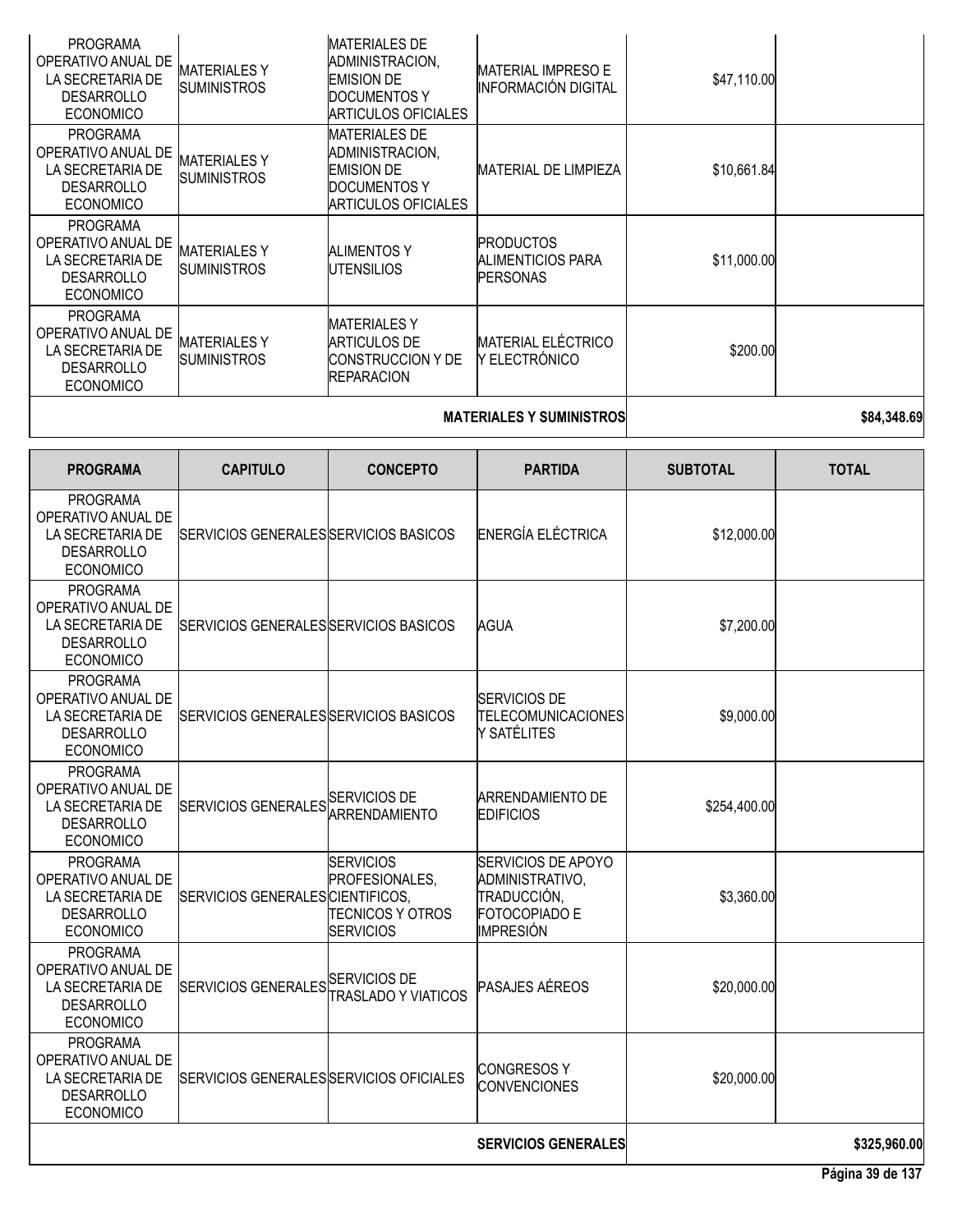| PROGRAMA | CAPITULO | CONCEPTO | PARTIDA | SUBTOTAL | TOTAL |
|---|---|---|---|---|---|
| PROGRAMA OPERATIVO ANUAL DE LA SECRETARIA DE DESARROLLO ECONOMICO | MATERIALES Y SUMINISTROS | MATERIALES DE ADMINISTRACION, EMISION DE DOCUMENTOS Y ARTICULOS OFICIALES | MATERIAL IMPRESO E INFORMACIÓN DIGITAL | $47,110.00 | |
| PROGRAMA OPERATIVO ANUAL DE LA SECRETARIA DE DESARROLLO ECONOMICO | MATERIALES Y SUMINISTROS | MATERIALES DE ADMINISTRACION, EMISION DE DOCUMENTOS Y ARTICULOS OFICIALES | MATERIAL DE LIMPIEZA | $10,661.84 | |
| PROGRAMA OPERATIVO ANUAL DE LA SECRETARIA DE DESARROLLO ECONOMICO | MATERIALES Y SUMINISTROS | ALIMENTOS Y UTENSILIOS | PRODUCTOS ALIMENTICIOS PARA PERSONAS | $11,000.00 | |
| PROGRAMA OPERATIVO ANUAL DE LA SECRETARIA DE DESARROLLO ECONOMICO | MATERIALES Y SUMINISTROS | MATERIALES Y ARTICULOS DE CONSTRUCCION Y DE REPARACION | MATERIAL ELÉCTRICO Y ELECTRÓNICO | $200.00 | |
| | | | **MATERIALES Y SUMINISTROS** | | **$84,348.69** |

| PROGRAMA | CAPITULO | CONCEPTO | PARTIDA | SUBTOTAL | TOTAL |
|---|---|---|---|---|---|
| PROGRAMA OPERATIVO ANUAL DE LA SECRETARIA DE DESARROLLO ECONOMICO | SERVICIOS GENERALES | SERVICIOS BASICOS | ENERGÍA ELÉCTRICA | $12,000.00 | |
| PROGRAMA OPERATIVO ANUAL DE LA SECRETARIA DE DESARROLLO ECONOMICO | SERVICIOS GENERALES | SERVICIOS BASICOS | AGUA | $7,200.00 | |
| PROGRAMA OPERATIVO ANUAL DE LA SECRETARIA DE DESARROLLO ECONOMICO | SERVICIOS GENERALES | SERVICIOS BASICOS | SERVICIOS DE TELECOMUNICACIONES Y SATÉLITES | $9,000.00 | |
| PROGRAMA OPERATIVO ANUAL DE LA SECRETARIA DE DESARROLLO ECONOMICO | SERVICIOS GENERALES | SERVICIOS DE ARRENDAMIENTO | ARRENDAMIENTO DE EDIFICIOS | $254,400.00 | |
| PROGRAMA OPERATIVO ANUAL DE LA SECRETARIA DE DESARROLLO ECONOMICO | SERVICIOS GENERALES | SERVICIOS PROFESIONALES, CIENTIFICOS, TECNICOS Y OTROS SERVICIOS | SERVICIOS DE APOYO ADMINISTRATIVO, TRADUCCIÓN, FOTOCOPIADO E IMPRESIÓN | $3,360.00 | |
| PROGRAMA OPERATIVO ANUAL DE LA SECRETARIA DE DESARROLLO ECONOMICO | SERVICIOS GENERALES | SERVICIOS DE TRASLADO Y VIATICOS | PASAJES AÉREOS | $20,000.00 | |
| PROGRAMA OPERATIVO ANUAL DE LA SECRETARIA DE DESARROLLO ECONOMICO | SERVICIOS GENERALES | SERVICIOS OFICIALES | CONGRESOS Y CONVENCIONES | $20,000.00 | |
| | | | **SERVICIOS GENERALES** | | **$325,960.00** |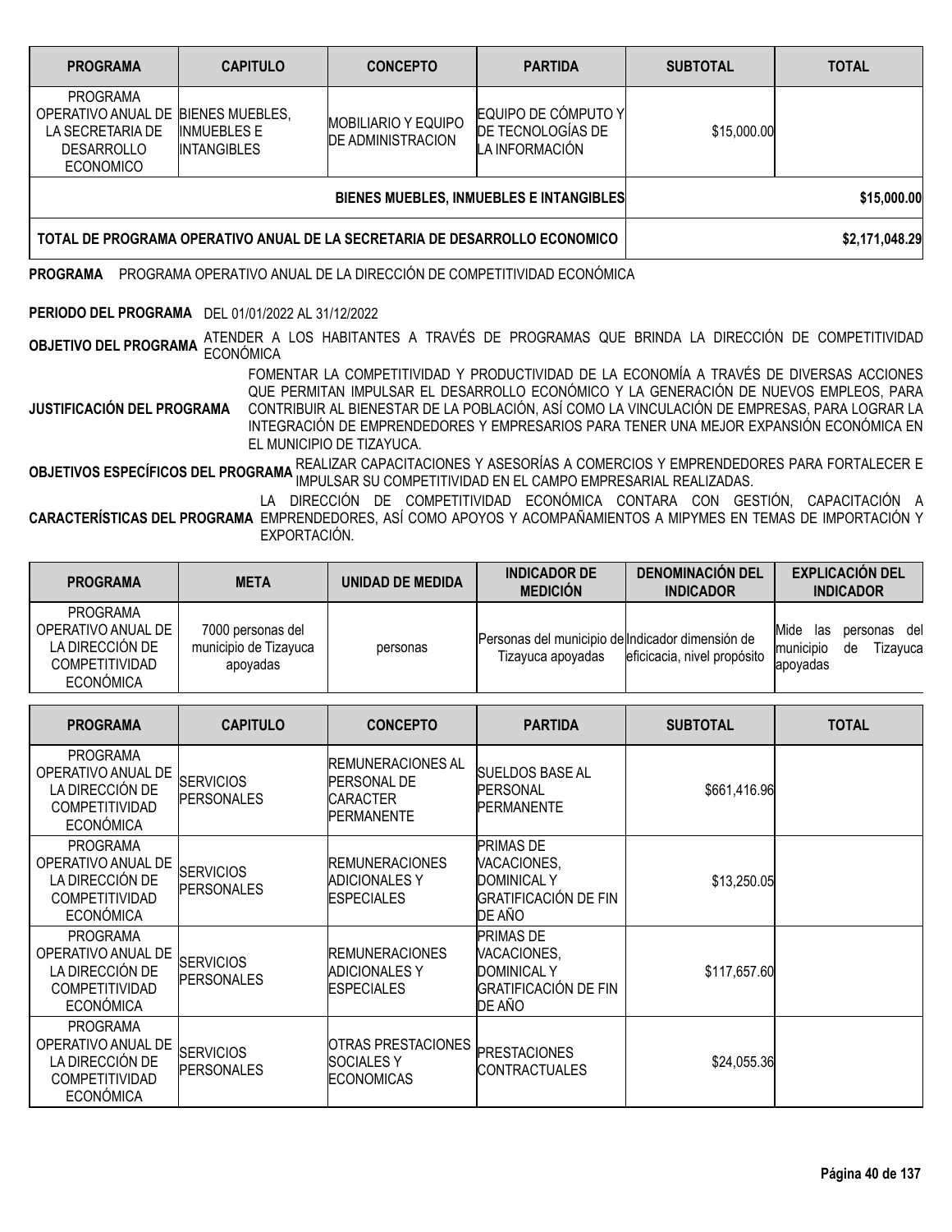| PROGRAMA | CAPITULO | CONCEPTO | PARTIDA | SUBTOTAL | TOTAL |
|---|---|---|---|---|---|
| PROGRAMA OPERATIVO ANUAL DE LA SECRETARIA DE DESARROLLO ECONOMICO | BIENES MUEBLES, INMUEBLES E INTANGIBLES | MOBILIARIO Y EQUIPO DE ADMINISTRACION | EQUIPO DE CÓMPUTO Y DE TECNOLOGÍAS DE LA INFORMACIÓN | $15,000.00 | |
| | | | **BIENES MUEBLES, INMUEBLES E INTANGIBLES** | | **$15,000.00** |
| **TOTAL DE PROGRAMA OPERATIVO ANUAL DE LA SECRETARIA DE DESARROLLO ECONOMICO** | | | | | **$2,171,048.29** |

**PROGRAMA** PROGRAMA OPERATIVO ANUAL DE LA DIRECCIÓN DE COMPETITIVIDAD ECONÓMICA

**PERIODO DEL PROGRAMA** DEL 01/01/2022 AL 31/12/2022

**OBJETIVO DEL PROGRAMA** ATENDER A LOS HABITANTES A TRAVÉS DE PROGRAMAS QUE BRINDA LA DIRECCIÓN DE COMPETITIVIDAD ECONÓMICA

**JUSTIFICACIÓN DEL PROGRAMA** FOMENTAR LA COMPETITIVIDAD Y PRODUCTIVIDAD DE LA ECONOMÍA A TRAVÉS DE DIVERSAS ACCIONES QUE PERMITAN IMPULSAR EL DESARROLLO ECONÓMICO Y LA GENERACIÓN DE NUEVOS EMPLEOS, PARA CONTRIBUIR AL BIENESTAR DE LA POBLACIÓN, ASÍ COMO LA VINCULACIÓN DE EMPRESAS, PARA LOGRAR LA INTEGRACIÓN DE EMPRENDEDORES Y EMPRESARIOS PARA TENER UNA MEJOR EXPANSIÓN ECONÓMICA EN EL MUNICIPIO DE TIZAYUCA.

**OBJETIVOS ESPECÍFICOS DEL PROGRAMA** REALIZAR CAPACITACIONES Y ASESORÍAS A COMERCIOS Y EMPRENDEDORES PARA FORTALECER E IMPULSAR SU COMPETITIVIDAD EN EL CAMPO EMPRESARIAL REALIZADAS.

**CARACTERÍSTICAS DEL PROGRAMA** LA DIRECCIÓN DE COMPETITIVIDAD ECONÓMICA CONTARA CON GESTIÓN, CAPACITACIÓN A EMPRENDEDORES, ASÍ COMO APOYOS Y ACOMPAÑAMIENTOS A MIPYMES EN TEMAS DE IMPORTACIÓN Y EXPORTACIÓN.

| PROGRAMA | META | UNIDAD DE MEDIDA | INDICADOR DE MEDICIÓN | DENOMINACIÓN DEL INDICADOR | EXPLICACIÓN DEL INDICADOR |
|---|---|---|---|---|---|
| PROGRAMA OPERATIVO ANUAL DE LA DIRECCIÓN DE COMPETITIVIDAD ECONÓMICA | 7000 personas del municipio de Tizayuca apoyadas | personas | Personas del municipio de Tizayuca apoyadas | Indicador dimensión de eficacia, nivel propósito | Mide las personas del municipio de Tizayuca apoyadas |

| PROGRAMA | CAPITULO | CONCEPTO | PARTIDA | SUBTOTAL | TOTAL |
|---|---|---|---|---|---|
| PROGRAMA OPERATIVO ANUAL DE LA DIRECCIÓN DE COMPETITIVIDAD ECONÓMICA | SERVICIOS PERSONALES | REMUNERACIONES AL PERSONAL DE CARACTER PERMANENTE | SUELDOS BASE AL PERSONAL PERMANENTE | $661,416.96 | |
| PROGRAMA OPERATIVO ANUAL DE LA DIRECCIÓN DE COMPETITIVIDAD ECONÓMICA | SERVICIOS PERSONALES | REMUNERACIONES ADICIONALES Y ESPECIALES | PRIMAS DE VACACIONES, DOMINICAL Y GRATIFICACIÓN DE FIN DE AÑO | $13,250.05 | |
| PROGRAMA OPERATIVO ANUAL DE LA DIRECCIÓN DE COMPETITIVIDAD ECONÓMICA | SERVICIOS PERSONALES | REMUNERACIONES ADICIONALES Y ESPECIALES | PRIMAS DE VACACIONES, DOMINICAL Y GRATIFICACIÓN DE FIN DE AÑO | $117,657.60 | |
| PROGRAMA OPERATIVO ANUAL DE LA DIRECCIÓN DE COMPETITIVIDAD ECONÓMICA | SERVICIOS PERSONALES | OTRAS PRESTACIONES SOCIALES Y ECONOMICAS | PRESTACIONES CONTRACTUALES | $24,055.36 | |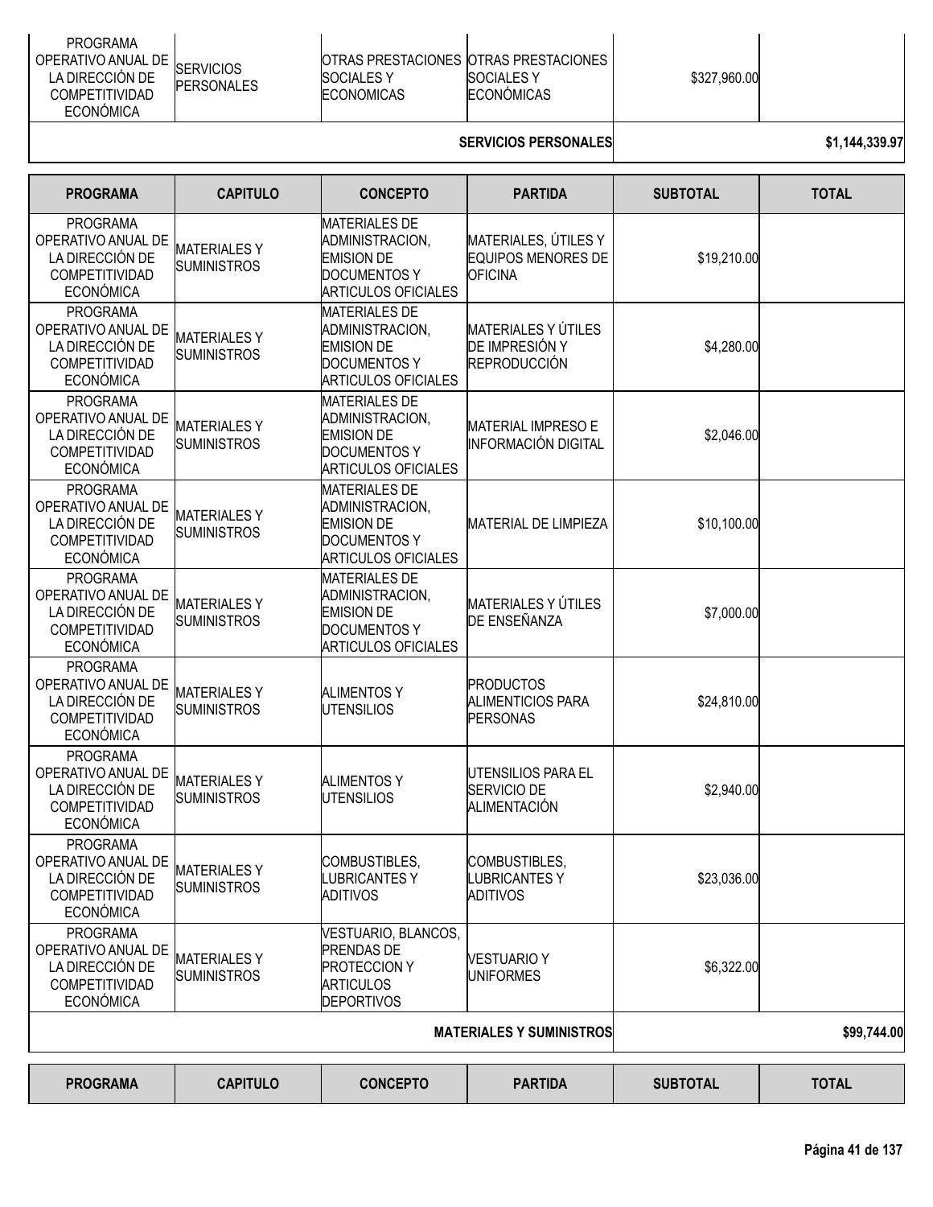| PROGRAMA | CAPITULO | CONCEPTO | PARTIDA | SUBTOTAL | TOTAL |
|---|---|---|---|---|---|
| PROGRAMA OPERATIVO ANUAL DE LA DIRECCIÓN DE COMPETITIVIDAD ECONÓMICA | SERVICIOS PERSONALES | OTRAS PRESTACIONES SOCIALES Y ECONOMICAS | OTRAS PRESTACIONES SOCIALES Y ECONÓMICAS | $327,960.00 | |
| | | | **SERVICIOS PERSONALES** | | **$1,144,339.97** |

| PROGRAMA | CAPITULO | CONCEPTO | PARTIDA | SUBTOTAL | TOTAL |
|---|---|---|---|---|---|
| PROGRAMA OPERATIVO ANUAL DE LA DIRECCIÓN DE COMPETITIVIDAD ECONÓMICA | MATERIALES Y SUMINISTROS | MATERIALES DE ADMINISTRACION, EMISION DE DOCUMENTOS Y ARTICULOS OFICIALES | MATERIALES, ÚTILES Y EQUIPOS MENORES DE OFICINA | $19,210.00 | |
| PROGRAMA OPERATIVO ANUAL DE LA DIRECCIÓN DE COMPETITIVIDAD ECONÓMICA | MATERIALES Y SUMINISTROS | MATERIALES DE ADMINISTRACION, EMISION DE DOCUMENTOS Y ARTICULOS OFICIALES | MATERIALES Y ÚTILES DE IMPRESIÓN Y REPRODUCCIÓN | $4,280.00 | |
| PROGRAMA OPERATIVO ANUAL DE LA DIRECCIÓN DE COMPETITIVIDAD ECONÓMICA | MATERIALES Y SUMINISTROS | MATERIALES DE ADMINISTRACION, EMISION DE DOCUMENTOS Y ARTICULOS OFICIALES | MATERIAL IMPRESO E INFORMACIÓN DIGITAL | $2,046.00 | |
| PROGRAMA OPERATIVO ANUAL DE LA DIRECCIÓN DE COMPETITIVIDAD ECONÓMICA | MATERIALES Y SUMINISTROS | MATERIALES DE ADMINISTRACION, EMISION DE DOCUMENTOS Y ARTICULOS OFICIALES | MATERIAL DE LIMPIEZA | $10,100.00 | |
| PROGRAMA OPERATIVO ANUAL DE LA DIRECCIÓN DE COMPETITIVIDAD ECONÓMICA | MATERIALES Y SUMINISTROS | MATERIALES DE ADMINISTRACION, EMISION DE DOCUMENTOS Y ARTICULOS OFICIALES | MATERIALES Y ÚTILES DE ENSEÑANZA | $7,000.00 | |
| PROGRAMA OPERATIVO ANUAL DE LA DIRECCIÓN DE COMPETITIVIDAD ECONÓMICA | MATERIALES Y SUMINISTROS | ALIMENTOS Y UTENSILIOS | PRODUCTOS ALIMENTICIOS PARA PERSONAS | $24,810.00 | |
| PROGRAMA OPERATIVO ANUAL DE LA DIRECCIÓN DE COMPETITIVIDAD ECONÓMICA | MATERIALES Y SUMINISTROS | ALIMENTOS Y UTENSILIOS | UTENSILIOS PARA EL SERVICIO DE ALIMENTACIÓN | $2,940.00 | |
| PROGRAMA OPERATIVO ANUAL DE LA DIRECCIÓN DE COMPETITIVIDAD ECONÓMICA | MATERIALES Y SUMINISTROS | COMBUSTIBLES, LUBRICANTES Y ADITIVOS | COMBUSTIBLES, LUBRICANTES Y ADITIVOS | $23,036.00 | |
| PROGRAMA OPERATIVO ANUAL DE LA DIRECCIÓN DE COMPETITIVIDAD ECONÓMICA | MATERIALES Y SUMINISTROS | VESTUARIO, BLANCOS, PRENDAS DE PROTECCION Y ARTICULOS DEPORTIVOS | VESTUARIO Y UNIFORMES | $6,322.00 | |
| | | | **MATERIALES Y SUMINISTROS** | | **$99,744.00** |

| PROGRAMA | CAPITULO | CONCEPTO | PARTIDA | SUBTOTAL | TOTAL |
|---|---|---|---|---|---|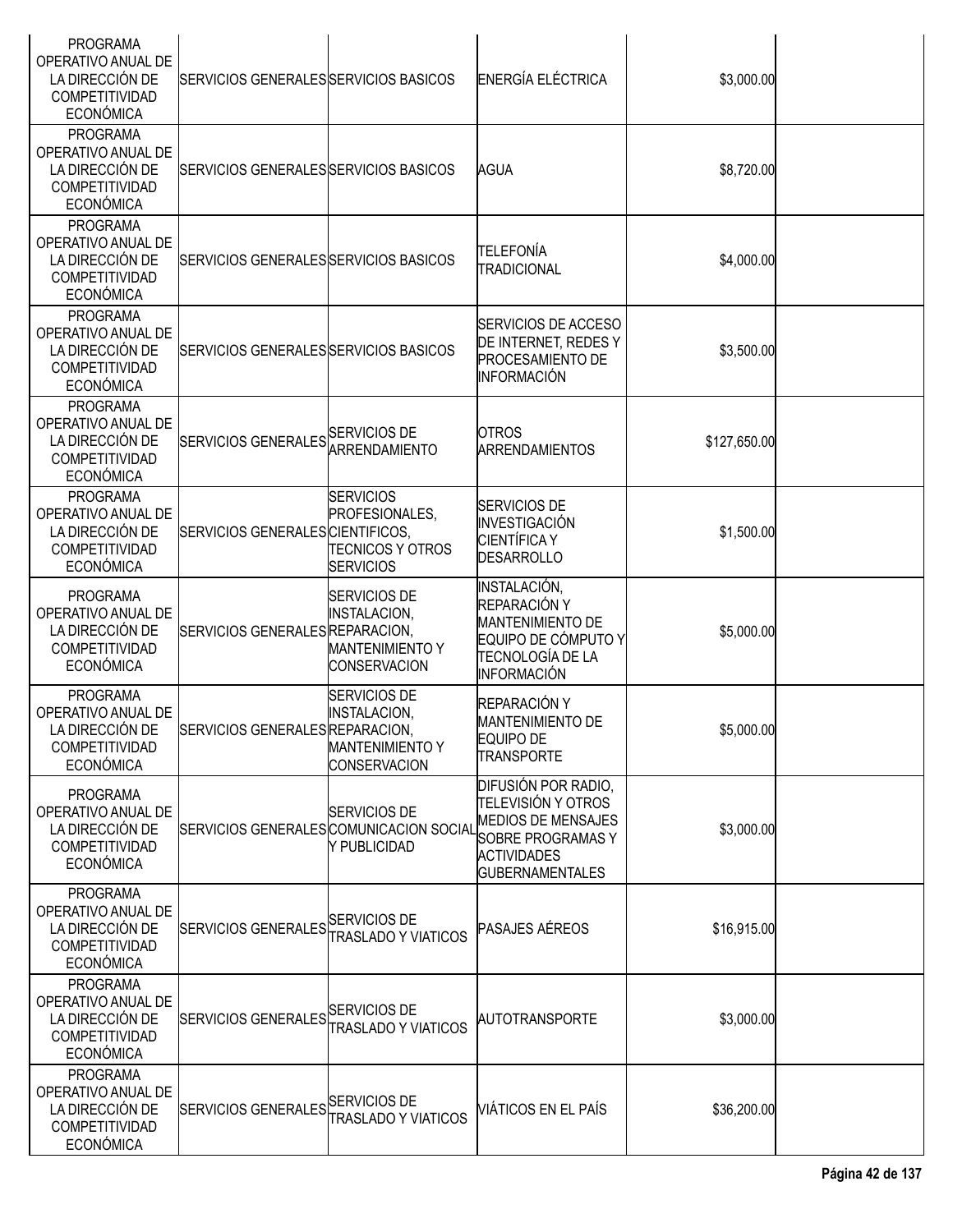| | | | | | |
|---|---|---|---|---|---|
| PROGRAMA OPERATIVO ANUAL DE LA DIRECCIÓN DE COMPETITIVIDAD ECONÓMICA | SERVICIOS GENERALES | SERVICIOS BASICOS | ENERGÍA ELÉCTRICA | $3,000.00 | |
| PROGRAMA OPERATIVO ANUAL DE LA DIRECCIÓN DE COMPETITIVIDAD ECONÓMICA | SERVICIOS GENERALES | SERVICIOS BASICOS | AGUA | $8,720.00 | |
| PROGRAMA OPERATIVO ANUAL DE LA DIRECCIÓN DE COMPETITIVIDAD ECONÓMICA | SERVICIOS GENERALES | SERVICIOS BASICOS | TELEFONÍA TRADICIONAL | $4,000.00 | |
| PROGRAMA OPERATIVO ANUAL DE LA DIRECCIÓN DE COMPETITIVIDAD ECONÓMICA | SERVICIOS GENERALES | SERVICIOS BASICOS | SERVICIOS DE ACCESO DE INTERNET, REDES Y PROCESAMIENTO DE INFORMACIÓN | $3,500.00 | |
| PROGRAMA OPERATIVO ANUAL DE LA DIRECCIÓN DE COMPETITIVIDAD ECONÓMICA | SERVICIOS GENERALES | SERVICIOS DE ARRENDAMIENTO | OTROS ARRENDAMIENTOS | $127,650.00 | |
| PROGRAMA OPERATIVO ANUAL DE LA DIRECCIÓN DE COMPETITIVIDAD ECONÓMICA | SERVICIOS GENERALES | SERVICIOS PROFESIONALES, CIENTIFICOS, TECNICOS Y OTROS SERVICIOS | SERVICIOS DE INVESTIGACIÓN CIENTÍFICA Y DESARROLLO | $1,500.00 | |
| PROGRAMA OPERATIVO ANUAL DE LA DIRECCIÓN DE COMPETITIVIDAD ECONÓMICA | SERVICIOS GENERALES | SERVICIOS DE INSTALACION, REPARACION, MANTENIMIENTO Y CONSERVACION | INSTALACIÓN, REPARACIÓN Y MANTENIMIENTO DE EQUIPO DE CÓMPUTO Y TECNOLOGÍA DE LA INFORMACIÓN | $5,000.00 | |
| PROGRAMA OPERATIVO ANUAL DE LA DIRECCIÓN DE COMPETITIVIDAD ECONÓMICA | SERVICIOS GENERALES | SERVICIOS DE INSTALACION, REPARACION, MANTENIMIENTO Y CONSERVACION | REPARACIÓN Y MANTENIMIENTO DE EQUIPO DE TRANSPORTE | $5,000.00 | |
| PROGRAMA OPERATIVO ANUAL DE LA DIRECCIÓN DE COMPETITIVIDAD ECONÓMICA | SERVICIOS GENERALES | SERVICIOS DE COMUNICACION SOCIAL Y PUBLICIDAD | DIFUSIÓN POR RADIO, TELEVISIÓN Y OTROS MEDIOS DE MENSAJES SOBRE PROGRAMAS Y ACTIVIDADES GUBERNAMENTALES | $3,000.00 | |
| PROGRAMA OPERATIVO ANUAL DE LA DIRECCIÓN DE COMPETITIVIDAD ECONÓMICA | SERVICIOS GENERALES | SERVICIOS DE TRASLADO Y VIATICOS | PASAJES AÉREOS | $16,915.00 | |
| PROGRAMA OPERATIVO ANUAL DE LA DIRECCIÓN DE COMPETITIVIDAD ECONÓMICA | SERVICIOS GENERALES | SERVICIOS DE TRASLADO Y VIATICOS | AUTOTRANSPORTE | $3,000.00 | |
| PROGRAMA OPERATIVO ANUAL DE LA DIRECCIÓN DE COMPETITIVIDAD ECONÓMICA | SERVICIOS GENERALES | SERVICIOS DE TRASLADO Y VIATICOS | VIÁTICOS EN EL PAÍS | $36,200.00 | |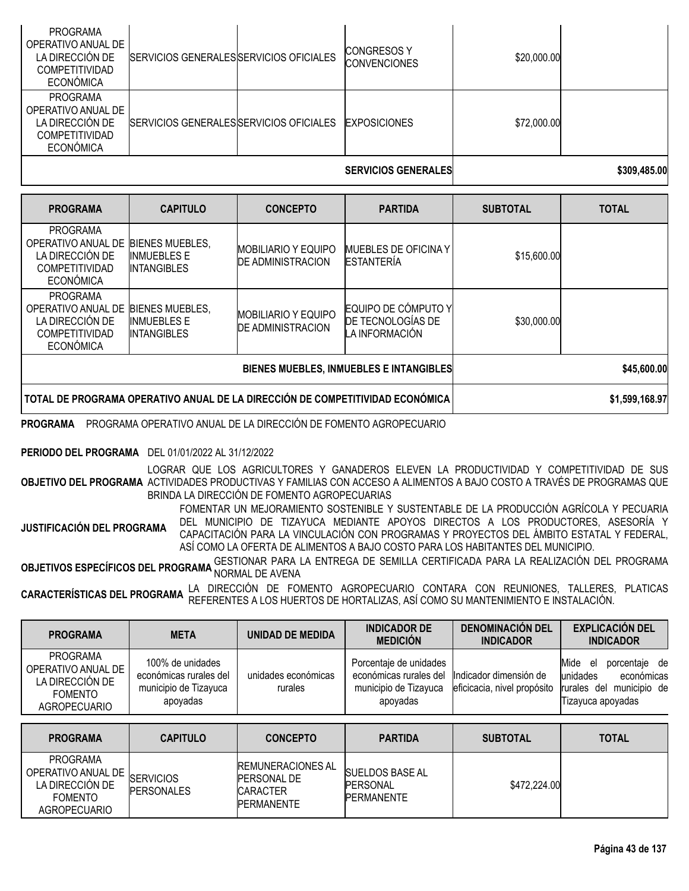| PROGRAMA | CAPITULO | CONCEPTO | PARTIDA | SUBTOTAL | TOTAL |
|---|---|---|---|---|---|
| PROGRAMA OPERATIVO ANUAL DE LA DIRECCIÓN DE COMPETITIVIDAD ECONÓMICA | SERVICIOS GENERALES | SERVICIOS OFICIALES | CONGRESOS Y CONVENCIONES | $20,000.00 | |
| PROGRAMA OPERATIVO ANUAL DE LA DIRECCIÓN DE COMPETITIVIDAD ECONÓMICA | SERVICIOS GENERALES | SERVICIOS OFICIALES | EXPOSICIONES | $72,000.00 | |
| | | | **SERVICIOS GENERALES** | | **$309,485.00** |

| PROGRAMA | CAPITULO | CONCEPTO | PARTIDA | SUBTOTAL | TOTAL |
|---|---|---|---|---|---|
| PROGRAMA OPERATIVO ANUAL DE LA DIRECCIÓN DE COMPETITIVIDAD ECONÓMICA | BIENES MUEBLES, INMUEBLES E INTANGIBLES | MOBILIARIO Y EQUIPO DE ADMINISTRACION | MUEBLES DE OFICINA Y ESTANTERÍA | $15,600.00 | |
| PROGRAMA OPERATIVO ANUAL DE LA DIRECCIÓN DE COMPETITIVIDAD ECONÓMICA | BIENES MUEBLES, INMUEBLES E INTANGIBLES | MOBILIARIO Y EQUIPO DE ADMINISTRACION | EQUIPO DE CÓMPUTO Y DE TECNOLOGÍAS DE LA INFORMACIÓN | $30,000.00 | |
| | | | **BIENES MUEBLES, INMUEBLES E INTANGIBLES** | | **$45,600.00** |
| **TOTAL DE PROGRAMA OPERATIVO ANUAL DE LA DIRECCIÓN DE COMPETITIVIDAD ECONÓMICA** | | | | | **$1,599,168.97** |

**PROGRAMA** PROGRAMA OPERATIVO ANUAL DE LA DIRECCIÓN DE FOMENTO AGROPECUARIO

**PERIODO DEL PROGRAMA** DEL 01/01/2022 AL 31/12/2022

**OBJETIVO DEL PROGRAMA** LOGRAR QUE LOS AGRICULTORES Y GANADEROS ELEVEN LA PRODUCTIVIDAD Y COMPETITIVIDAD DE SUS ACTIVIDADES PRODUCTIVAS Y FAMILIAS CON ACCESO A ALIMENTOS A BAJO COSTO A TRAVÉS DE PROGRAMAS QUE BRINDA LA DIRECCIÓN DE FOMENTO AGROPECUARIAS

**JUSTIFICACIÓN DEL PROGRAMA** FOMENTAR UN MEJORAMIENTO SOSTENIBLE Y SUSTENTABLE DE LA PRODUCCIÓN AGRÍCOLA Y PECUARIA DEL MUNICIPIO DE TIZAYUCA MEDIANTE APOYOS DIRECTOS A LOS PRODUCTORES, ASESORÍA Y CAPACITACIÓN PARA LA VINCULACIÓN CON PROGRAMAS Y PROYECTOS DEL ÁMBITO ESTATAL Y FEDERAL, ASÍ COMO LA OFERTA DE ALIMENTOS A BAJO COSTO PARA LOS HABITANTES DEL MUNICIPIO.

**OBJETIVOS ESPECÍFICOS DEL PROGRAMA** GESTIONAR PARA LA ENTREGA DE SEMILLA CERTIFICADA PARA LA REALIZACIÓN DEL PROGRAMA NORMAL DE AVENA

**CARACTERÍSTICAS DEL PROGRAMA** LA DIRECCIÓN DE FOMENTO AGROPECUARIO CONTARA CON REUNIONES, TALLERES, PLATICAS REFERENTES A LOS HUERTOS DE HORTALIZAS, ASÍ COMO SU MANTENIMIENTO E INSTALACIÓN.

| PROGRAMA | META | UNIDAD DE MEDIDA | INDICADOR DE MEDICIÓN | DENOMINACIÓN DEL INDICADOR | EXPLICACIÓN DEL INDICADOR |
|---|---|---|---|---|---|
| PROGRAMA OPERATIVO ANUAL DE LA DIRECCIÓN DE FOMENTO AGROPECUARIO | 100% de unidades económicas rurales del municipio de Tizayuca apoyadas | unidades económicas rurales | Porcentaje de unidades económicas rurales del municipio de Tizayuca apoyadas | Indicador dimensión de eficicacia, nivel propósito | Mide el porcentaje de unidades económicas rurales del municipio de Tizayuca apoyadas |

| PROGRAMA | CAPITULO | CONCEPTO | PARTIDA | SUBTOTAL | TOTAL |
|---|---|---|---|---|---|
| PROGRAMA OPERATIVO ANUAL DE LA DIRECCIÓN DE FOMENTO AGROPECUARIO | SERVICIOS PERSONALES | REMUNERACIONES AL PERSONAL DE CARACTER PERMANENTE | SUELDOS BASE AL PERSONAL PERMANENTE | $472,224.00 | |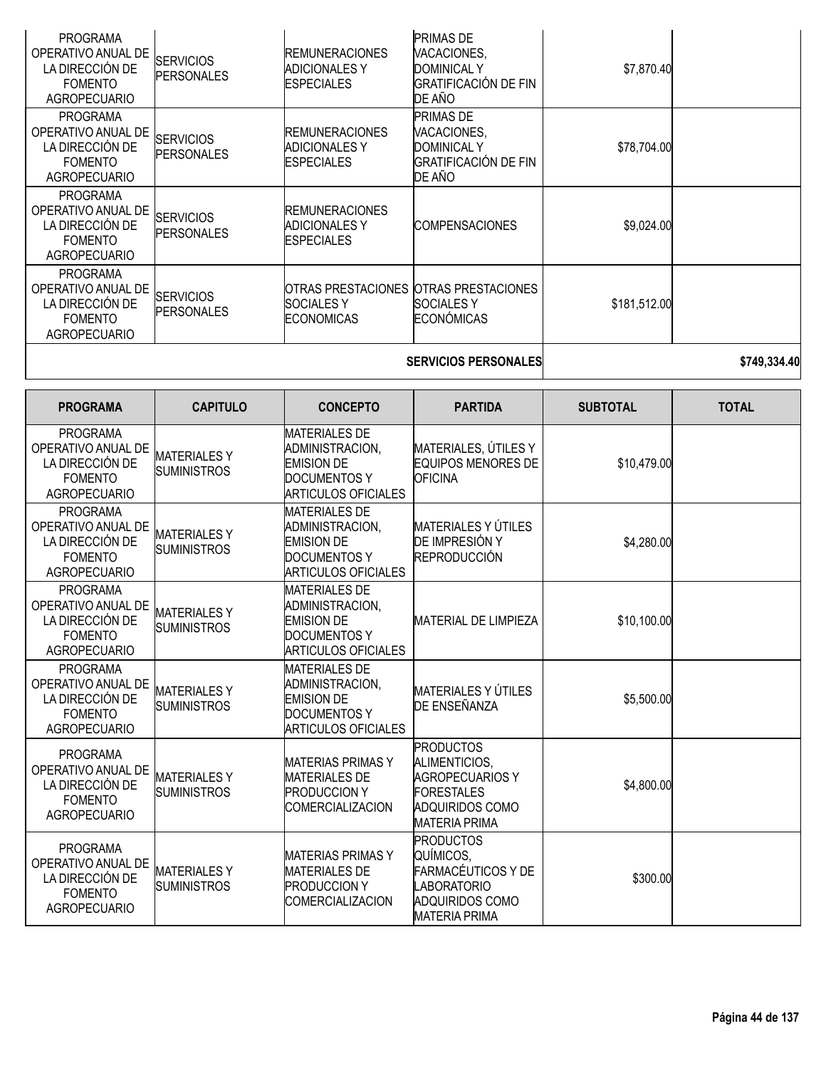| PROGRAMA | CAPITULO | CONCEPTO | PARTIDA | SUBTOTAL | TOTAL |
|---|---|---|---|---|---|
| PROGRAMA OPERATIVO ANUAL DE LA DIRECCIÓN DE FOMENTO AGROPECUARIO | SERVICIOS PERSONALES | REMUNERACIONES ADICIONALES Y ESPECIALES | PRIMAS DE VACACIONES, DOMINICAL Y GRATIFICACIÓN DE FIN DE AÑO | $7,870.40 | |
| PROGRAMA OPERATIVO ANUAL DE LA DIRECCIÓN DE FOMENTO AGROPECUARIO | SERVICIOS PERSONALES | REMUNERACIONES ADICIONALES Y ESPECIALES | PRIMAS DE VACACIONES, DOMINICAL Y GRATIFICACIÓN DE FIN DE AÑO | $78,704.00 | |
| PROGRAMA OPERATIVO ANUAL DE LA DIRECCIÓN DE FOMENTO AGROPECUARIO | SERVICIOS PERSONALES | REMUNERACIONES ADICIONALES Y ESPECIALES | COMPENSACIONES | $9,024.00 | |
| PROGRAMA OPERATIVO ANUAL DE LA DIRECCIÓN DE FOMENTO AGROPECUARIO | SERVICIOS PERSONALES | OTRAS PRESTACIONES SOCIALES Y ECONOMICAS | OTRAS PRESTACIONES SOCIALES Y ECONÓMICAS | $181,512.00 | |
| | | | **SERVICIOS PERSONALES** | | **$749,334.40** |

| PROGRAMA | CAPITULO | CONCEPTO | PARTIDA | SUBTOTAL | TOTAL |
|---|---|---|---|---|---|
| PROGRAMA OPERATIVO ANUAL DE LA DIRECCIÓN DE FOMENTO AGROPECUARIO | MATERIALES Y SUMINISTROS | MATERIALES DE ADMINISTRACION, EMISION DE DOCUMENTOS Y ARTICULOS OFICIALES | MATERIALES, ÚTILES Y EQUIPOS MENORES DE OFICINA | $10,479.00 | |
| PROGRAMA OPERATIVO ANUAL DE LA DIRECCIÓN DE FOMENTO AGROPECUARIO | MATERIALES Y SUMINISTROS | MATERIALES DE ADMINISTRACION, EMISION DE DOCUMENTOS Y ARTICULOS OFICIALES | MATERIALES Y ÚTILES DE IMPRESIÓN Y REPRODUCCIÓN | $4,280.00 | |
| PROGRAMA OPERATIVO ANUAL DE LA DIRECCIÓN DE FOMENTO AGROPECUARIO | MATERIALES Y SUMINISTROS | MATERIALES DE ADMINISTRACION, EMISION DE DOCUMENTOS Y ARTICULOS OFICIALES | MATERIAL DE LIMPIEZA | $10,100.00 | |
| PROGRAMA OPERATIVO ANUAL DE LA DIRECCIÓN DE FOMENTO AGROPECUARIO | MATERIALES Y SUMINISTROS | MATERIALES DE ADMINISTRACION, EMISION DE DOCUMENTOS Y ARTICULOS OFICIALES | MATERIALES Y ÚTILES DE ENSEÑANZA | $5,500.00 | |
| PROGRAMA OPERATIVO ANUAL DE LA DIRECCIÓN DE FOMENTO AGROPECUARIO | MATERIALES Y SUMINISTROS | MATERIAS PRIMAS Y MATERIALES DE PRODUCCION Y COMERCIALIZACION | PRODUCTOS ALIMENTICIOS, AGROPECUARIOS Y FORESTALES ADQUIRIDOS COMO MATERIA PRIMA | $4,800.00 | |
| PROGRAMA OPERATIVO ANUAL DE LA DIRECCIÓN DE FOMENTO AGROPECUARIO | MATERIALES Y SUMINISTROS | MATERIAS PRIMAS Y MATERIALES DE PRODUCCION Y COMERCIALIZACION | PRODUCTOS QUÍMICOS, FARMACÉUTICOS Y DE LABORATORIO ADQUIRIDOS COMO MATERIA PRIMA | $300.00 | |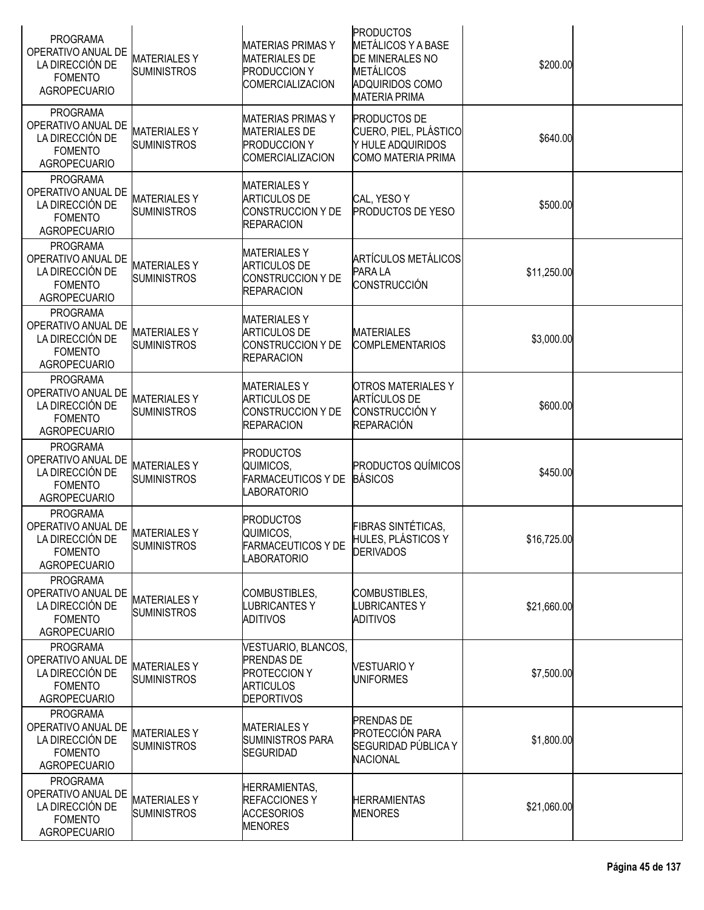| | | | | | |
|---|---|---|---|---|---|
| PROGRAMA OPERATIVO ANUAL DE LA DIRECCIÓN DE FOMENTO AGROPECUARIO | MATERIALES Y SUMINISTROS | MATERIAS PRIMAS Y MATERIALES DE PRODUCCION Y COMERCIALIZACION | PRODUCTOS METÁLICOS Y A BASE DE MINERALES NO METÁLICOS ADQUIRIDOS COMO MATERIA PRIMA | $200.00 | |
| PROGRAMA OPERATIVO ANUAL DE LA DIRECCIÓN DE FOMENTO AGROPECUARIO | MATERIALES Y SUMINISTROS | MATERIAS PRIMAS Y MATERIALES DE PRODUCCION Y COMERCIALIZACION | PRODUCTOS DE CUERO, PIEL, PLÁSTICO Y HULE ADQUIRIDOS COMO MATERIA PRIMA | $640.00 | |
| PROGRAMA OPERATIVO ANUAL DE LA DIRECCIÓN DE FOMENTO AGROPECUARIO | MATERIALES Y SUMINISTROS | MATERIALES Y ARTICULOS DE CONSTRUCCION Y DE REPARACION | CAL, YESO Y PRODUCTOS DE YESO | $500.00 | |
| PROGRAMA OPERATIVO ANUAL DE LA DIRECCIÓN DE FOMENTO AGROPECUARIO | MATERIALES Y SUMINISTROS | MATERIALES Y ARTICULOS DE CONSTRUCCION Y DE REPARACION | ARTÍCULOS METÁLICOS PARA LA CONSTRUCCIÓN | $11,250.00 | |
| PROGRAMA OPERATIVO ANUAL DE LA DIRECCIÓN DE FOMENTO AGROPECUARIO | MATERIALES Y SUMINISTROS | MATERIALES Y ARTICULOS DE CONSTRUCCION Y DE REPARACION | MATERIALES COMPLEMENTARIOS | $3,000.00 | |
| PROGRAMA OPERATIVO ANUAL DE LA DIRECCIÓN DE FOMENTO AGROPECUARIO | MATERIALES Y SUMINISTROS | MATERIALES Y ARTICULOS DE CONSTRUCCION Y DE REPARACION | OTROS MATERIALES Y ARTÍCULOS DE CONSTRUCCIÓN Y REPARACIÓN | $600.00 | |
| PROGRAMA OPERATIVO ANUAL DE LA DIRECCIÓN DE FOMENTO AGROPECUARIO | MATERIALES Y SUMINISTROS | PRODUCTOS QUIMICOS, FARMACEUTICOS Y DE LABORATORIO | PRODUCTOS QUÍMICOS BÁSICOS | $450.00 | |
| PROGRAMA OPERATIVO ANUAL DE LA DIRECCIÓN DE FOMENTO AGROPECUARIO | MATERIALES Y SUMINISTROS | PRODUCTOS QUIMICOS, FARMACEUTICOS Y DE LABORATORIO | FIBRAS SINTÉTICAS, HULES, PLÁSTICOS Y DERIVADOS | $16,725.00 | |
| PROGRAMA OPERATIVO ANUAL DE LA DIRECCIÓN DE FOMENTO AGROPECUARIO | MATERIALES Y SUMINISTROS | COMBUSTIBLES, LUBRICANTES Y ADITIVOS | COMBUSTIBLES, LUBRICANTES Y ADITIVOS | $21,660.00 | |
| PROGRAMA OPERATIVO ANUAL DE LA DIRECCIÓN DE FOMENTO AGROPECUARIO | MATERIALES Y SUMINISTROS | VESTUARIO, BLANCOS, PRENDAS DE PROTECCION Y ARTICULOS DEPORTIVOS | VESTUARIO Y UNIFORMES | $7,500.00 | |
| PROGRAMA OPERATIVO ANUAL DE LA DIRECCIÓN DE FOMENTO AGROPECUARIO | MATERIALES Y SUMINISTROS | MATERIALES Y SUMINISTROS PARA SEGURIDAD | PRENDAS DE PROTECCIÓN PARA SEGURIDAD PÚBLICA Y NACIONAL | $1,800.00 | |
| PROGRAMA OPERATIVO ANUAL DE LA DIRECCIÓN DE FOMENTO AGROPECUARIO | MATERIALES Y SUMINISTROS | HERRAMIENTAS, REFACCIONES Y ACCESORIOS MENORES | HERRAMIENTAS MENORES | $21,060.00 | |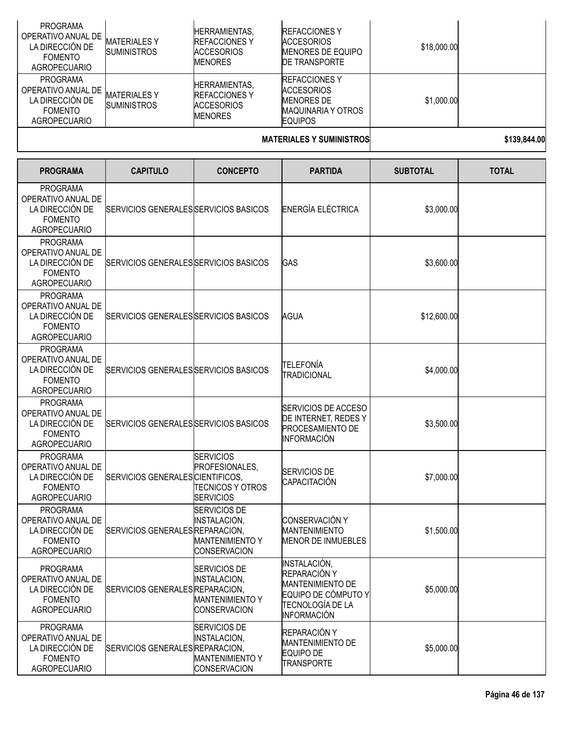| PROGRAMA | CAPITULO | CONCEPTO | PARTIDA | SUBTOTAL | TOTAL |
|---|---|---|---|---|---|
| PROGRAMA OPERATIVO ANUAL DE LA DIRECCIÓN DE FOMENTO AGROPECUARIO | MATERIALES Y SUMINISTROS | HERRAMIENTAS, REFACCIONES Y ACCESORIOS MENORES | REFACCIONES Y ACCESORIOS MENORES DE EQUIPO DE TRANSPORTE | $18,000.00 | |
| PROGRAMA OPERATIVO ANUAL DE LA DIRECCIÓN DE FOMENTO AGROPECUARIO | MATERIALES Y SUMINISTROS | HERRAMIENTAS, REFACCIONES Y ACCESORIOS MENORES | REFACCIONES Y ACCESORIOS MENORES DE MAQUINARIA Y OTROS EQUIPOS | $1,000.00 | |
| | | | **MATERIALES Y SUMINISTROS** | | **$139,844.00** |

| PROGRAMA | CAPITULO | CONCEPTO | PARTIDA | SUBTOTAL | TOTAL |
|---|---|---|---|---|---|
| PROGRAMA OPERATIVO ANUAL DE LA DIRECCIÓN DE FOMENTO AGROPECUARIO | SERVICIOS GENERALES | SERVICIOS BASICOS | ENERGÍA ELÉCTRICA | $3,000.00 | |
| PROGRAMA OPERATIVO ANUAL DE LA DIRECCIÓN DE FOMENTO AGROPECUARIO | SERVICIOS GENERALES | SERVICIOS BASICOS | GAS | $3,600.00 | |
| PROGRAMA OPERATIVO ANUAL DE LA DIRECCIÓN DE FOMENTO AGROPECUARIO | SERVICIOS GENERALES | SERVICIOS BASICOS | AGUA | $12,600.00 | |
| PROGRAMA OPERATIVO ANUAL DE LA DIRECCIÓN DE FOMENTO AGROPECUARIO | SERVICIOS GENERALES | SERVICIOS BASICOS | TELEFONÍA TRADICIONAL | $4,000.00 | |
| PROGRAMA OPERATIVO ANUAL DE LA DIRECCIÓN DE FOMENTO AGROPECUARIO | SERVICIOS GENERALES | SERVICIOS BASICOS | SERVICIOS DE ACCESO DE INTERNET, REDES Y PROCESAMIENTO DE INFORMACIÓN | $3,500.00 | |
| PROGRAMA OPERATIVO ANUAL DE LA DIRECCIÓN DE FOMENTO AGROPECUARIO | SERVICIOS GENERALES | SERVICIOS PROFESIONALES, CIENTIFICOS, TECNICOS Y OTROS SERVICIOS | SERVICIOS DE CAPACITACIÓN | $7,000.00 | |
| PROGRAMA OPERATIVO ANUAL DE LA DIRECCIÓN DE FOMENTO AGROPECUARIO | SERVICIOS GENERALES | SERVICIOS DE INSTALACION, REPARACION, MANTENIMIENTO Y CONSERVACION | CONSERVACIÓN Y MANTENIMIENTO MENOR DE INMUEBLES | $1,500.00 | |
| PROGRAMA OPERATIVO ANUAL DE LA DIRECCIÓN DE FOMENTO AGROPECUARIO | SERVICIOS GENERALES | SERVICIOS DE INSTALACION, REPARACION, MANTENIMIENTO Y CONSERVACION | INSTALACIÓN, REPARACIÓN Y MANTENIMIENTO DE EQUIPO DE CÓMPUTO Y TECNOLOGÍA DE LA INFORMACIÓN | $5,000.00 | |
| PROGRAMA OPERATIVO ANUAL DE LA DIRECCIÓN DE FOMENTO AGROPECUARIO | SERVICIOS GENERALES | SERVICIOS DE INSTALACION, REPARACION, MANTENIMIENTO Y CONSERVACION | REPARACIÓN Y MANTENIMIENTO DE EQUIPO DE TRANSPORTE | $5,000.00 | |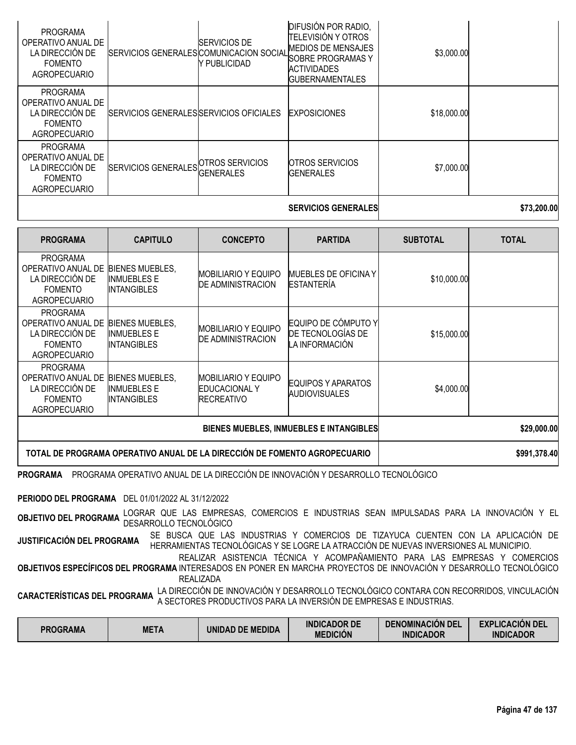| PROGRAMA | CAPITULO | CONCEPTO | PARTIDA | SUBTOTAL | TOTAL |
|---|---|---|---|---|---|
| PROGRAMA OPERATIVO ANUAL DE LA DIRECCIÓN DE FOMENTO AGROPECUARIO | SERVICIOS GENERALES | SERVICIOS DE COMUNICACION SOCIAL Y PUBLICIDAD | DIFUSIÓN POR RADIO, TELEVISIÓN Y OTROS MEDIOS DE MENSAJES SOBRE PROGRAMAS Y ACTIVIDADES GUBERNAMENTALES | $3,000.00 | |
| PROGRAMA OPERATIVO ANUAL DE LA DIRECCIÓN DE FOMENTO AGROPECUARIO | SERVICIOS GENERALES | SERVICIOS OFICIALES | EXPOSICIONES | $18,000.00 | |
| PROGRAMA OPERATIVO ANUAL DE LA DIRECCIÓN DE FOMENTO AGROPECUARIO | SERVICIOS GENERALES | OTROS SERVICIOS GENERALES | OTROS SERVICIOS GENERALES | $7,000.00 | |
| | | | **SERVICIOS GENERALES** | | **$73,200.00** |

| PROGRAMA | CAPITULO | CONCEPTO | PARTIDA | SUBTOTAL | TOTAL |
|---|---|---|---|---|---|
| PROGRAMA OPERATIVO ANUAL DE LA DIRECCIÓN DE FOMENTO AGROPECUARIO | BIENES MUEBLES, INMUEBLES E INTANGIBLES | MOBILIARIO Y EQUIPO DE ADMINISTRACION | MUEBLES DE OFICINA Y ESTANTERÍA | $10,000.00 | |
| PROGRAMA OPERATIVO ANUAL DE LA DIRECCIÓN DE FOMENTO AGROPECUARIO | BIENES MUEBLES, INMUEBLES E INTANGIBLES | MOBILIARIO Y EQUIPO DE ADMINISTRACION | EQUIPO DE CÓMPUTO Y DE TECNOLOGÍAS DE LA INFORMACIÓN | $15,000.00 | |
| PROGRAMA OPERATIVO ANUAL DE LA DIRECCIÓN DE FOMENTO AGROPECUARIO | BIENES MUEBLES, INMUEBLES E INTANGIBLES | MOBILIARIO Y EQUIPO EDUCACIONAL Y RECREATIVO | EQUIPOS Y APARATOS AUDIOVISUALES | $4,000.00 | |
| | | | **BIENES MUEBLES, INMUEBLES E INTANGIBLES** | | **$29,000.00** |
| **TOTAL DE PROGRAMA OPERATIVO ANUAL DE LA DIRECCIÓN DE FOMENTO AGROPECUARIO** | | | | | **$991,378.40** |

**PROGRAMA** PROGRAMA OPERATIVO ANUAL DE LA DIRECCIÓN DE INNOVACIÓN Y DESARROLLO TECNOLÓGICO

**PERIODO DEL PROGRAMA** DEL 01/01/2022 AL 31/12/2022

**OBJETIVO DEL PROGRAMA** LOGRAR QUE LAS EMPRESAS, COMERCIOS E INDUSTRIAS SEAN IMPULSADAS PARA LA INNOVACIÓN Y EL DESARROLLO TECNOLÓGICO

**JUSTIFICACIÓN DEL PROGRAMA** SE BUSCA QUE LAS INDUSTRIAS Y COMERCIOS DE TIZAYUCA CUENTEN CON LA APLICACIÓN DE HERRAMIENTAS TECNOLÓGICAS Y SE LOGRE LA ATRACCIÓN DE NUEVAS INVERSIONES AL MUNICIPIO.

**OBJETIVOS ESPECÍFICOS DEL PROGRAMA** REALIZAR ASISTENCIA TÉCNICA Y ACOMPAÑAMIENTO PARA LAS EMPRESAS Y COMERCIOS INTERESADOS EN PONER EN MARCHA PROYECTOS DE INNOVACIÓN Y DESARROLLO TECNOLÓGICO REALIZADA

**CARACTERÍSTICAS DEL PROGRAMA** LA DIRECCIÓN DE INNOVACIÓN Y DESARROLLO TECNOLÓGICO CONTARA CON RECORRIDOS, VINCULACIÓN A SECTORES PRODUCTIVOS PARA LA INVERSIÓN DE EMPRESAS E INDUSTRIAS.

| PROGRAMA | META | UNIDAD DE MEDIDA | INDICADOR DE MEDICIÓN | DENOMINACIÓN DEL INDICADOR | EXPLICACIÓN DEL INDICADOR |
|---|---|---|---|---|---|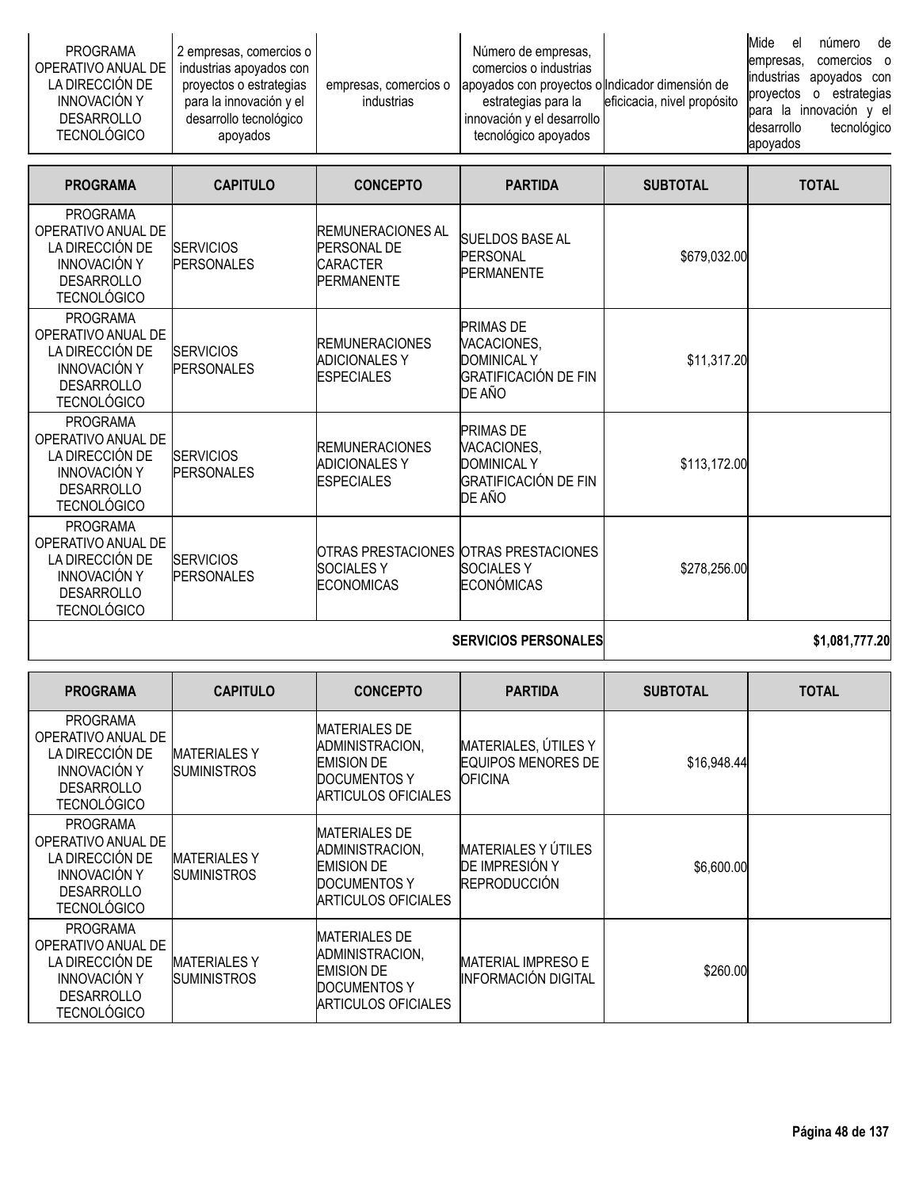| | | | | | |
|---|---|---|---|---|---|
| PROGRAMA OPERATIVO ANUAL DE LA DIRECCIÓN DE INNOVACIÓN Y DESARROLLO TECNOLÓGICO | 2 empresas, comercios o industrias apoyados con proyectos o estrategias para la innovación y el desarrollo tecnológico apoyados | empresas, comercios o industrias | Número de empresas, comercios o industrias apoyados con proyectos o estrategias para la innovación y el desarrollo tecnológico apoyados | Indicador dimensión de eficicacia, nivel propósito | Mide el número de empresas, comercios o industrias apoyados con proyectos o estrategias para la innovación y el desarrollo tecnológico apoyados |

| PROGRAMA | CAPITULO | CONCEPTO | PARTIDA | SUBTOTAL | TOTAL |
|---|---|---|---|---|---|
| PROGRAMA OPERATIVO ANUAL DE LA DIRECCIÓN DE INNOVACIÓN Y DESARROLLO TECNOLÓGICO | SERVICIOS PERSONALES | REMUNERACIONES AL PERSONAL DE CARACTER PERMANENTE | SUELDOS BASE AL PERSONAL PERMANENTE | $679,032.00 | |
| PROGRAMA OPERATIVO ANUAL DE LA DIRECCIÓN DE INNOVACIÓN Y DESARROLLO TECNOLÓGICO | SERVICIOS PERSONALES | REMUNERACIONES ADICIONALES Y ESPECIALES | PRIMAS DE VACACIONES, DOMINICAL Y GRATIFICACIÓN DE FIN DE AÑO | $11,317.20 | |
| PROGRAMA OPERATIVO ANUAL DE LA DIRECCIÓN DE INNOVACIÓN Y DESARROLLO TECNOLÓGICO | SERVICIOS PERSONALES | REMUNERACIONES ADICIONALES Y ESPECIALES | PRIMAS DE VACACIONES, DOMINICAL Y GRATIFICACIÓN DE FIN DE AÑO | $113,172.00 | |
| PROGRAMA OPERATIVO ANUAL DE LA DIRECCIÓN DE INNOVACIÓN Y DESARROLLO TECNOLÓGICO | SERVICIOS PERSONALES | OTRAS PRESTACIONES SOCIALES Y ECONOMICAS | OTRAS PRESTACIONES SOCIALES Y ECONÓMICAS | $278,256.00 | |
| | | | **SERVICIOS PERSONALES** | | **$1,081,777.20** |

| PROGRAMA | CAPITULO | CONCEPTO | PARTIDA | SUBTOTAL | TOTAL |
|---|---|---|---|---|---|
| PROGRAMA OPERATIVO ANUAL DE LA DIRECCIÓN DE INNOVACIÓN Y DESARROLLO TECNOLÓGICO | MATERIALES Y SUMINISTROS | MATERIALES DE ADMINISTRACION, EMISION DE DOCUMENTOS Y ARTICULOS OFICIALES | MATERIALES, ÚTILES Y EQUIPOS MENORES DE OFICINA | $16,948.44 | |
| PROGRAMA OPERATIVO ANUAL DE LA DIRECCIÓN DE INNOVACIÓN Y DESARROLLO TECNOLÓGICO | MATERIALES Y SUMINISTROS | MATERIALES DE ADMINISTRACION, EMISION DE DOCUMENTOS Y ARTICULOS OFICIALES | MATERIALES Y ÚTILES DE IMPRESIÓN Y REPRODUCCIÓN | $6,600.00 | |
| PROGRAMA OPERATIVO ANUAL DE LA DIRECCIÓN DE INNOVACIÓN Y DESARROLLO TECNOLÓGICO | MATERIALES Y SUMINISTROS | MATERIALES DE ADMINISTRACION, EMISION DE DOCUMENTOS Y ARTICULOS OFICIALES | MATERIAL IMPRESO E INFORMACIÓN DIGITAL | $260.00 | |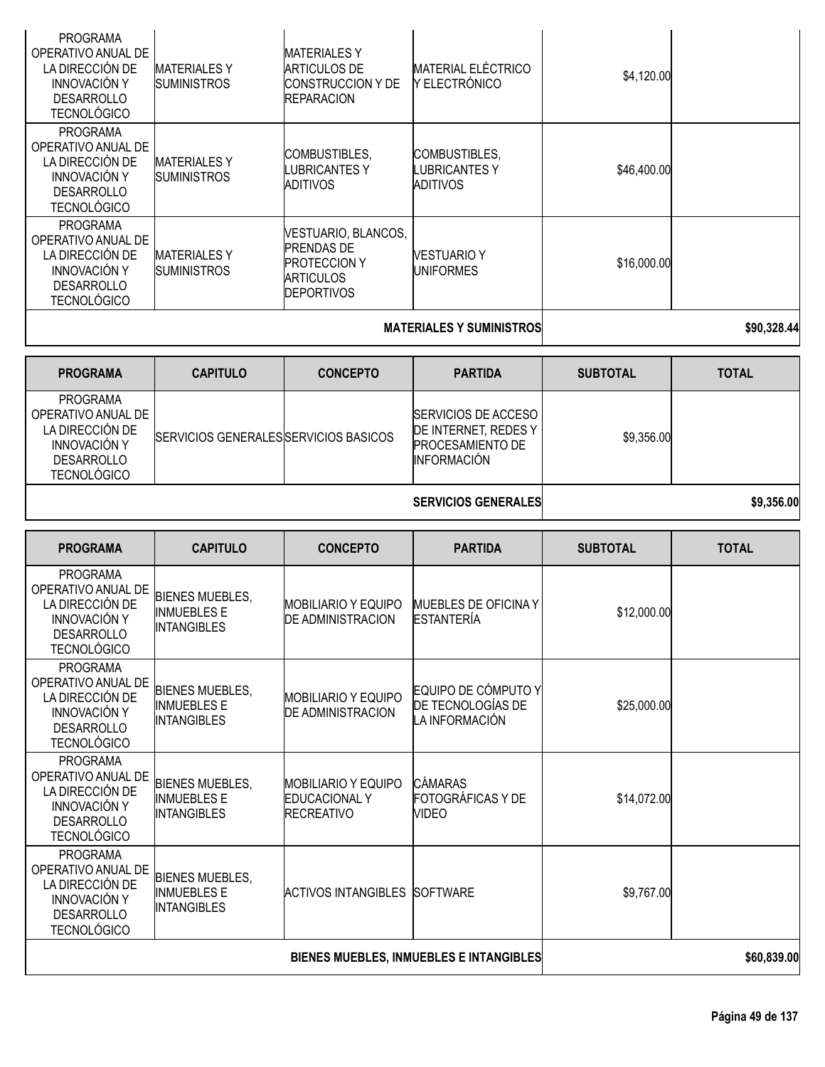| PROGRAMA | CAPITULO | CONCEPTO | PARTIDA | SUBTOTAL | TOTAL |
|---|---|---|---|---|---|
| PROGRAMA OPERATIVO ANUAL DE LA DIRECCIÓN DE INNOVACIÓN Y DESARROLLO TECNOLÓGICO | MATERIALES Y SUMINISTROS | MATERIALES Y ARTICULOS DE CONSTRUCCION Y DE REPARACION | MATERIAL ELÉCTRICO Y ELECTRÓNICO | $4,120.00 | |
| PROGRAMA OPERATIVO ANUAL DE LA DIRECCIÓN DE INNOVACIÓN Y DESARROLLO TECNOLÓGICO | MATERIALES Y SUMINISTROS | COMBUSTIBLES, LUBRICANTES Y ADITIVOS | COMBUSTIBLES, LUBRICANTES Y ADITIVOS | $46,400.00 | |
| PROGRAMA OPERATIVO ANUAL DE LA DIRECCIÓN DE INNOVACIÓN Y DESARROLLO TECNOLÓGICO | MATERIALES Y SUMINISTROS | VESTUARIO, BLANCOS, PRENDAS DE PROTECCION Y ARTICULOS DEPORTIVOS | VESTUARIO Y UNIFORMES | $16,000.00 | |
| | | | **MATERIALES Y SUMINISTROS** | | **$90,328.44** |

| PROGRAMA | CAPITULO | CONCEPTO | PARTIDA | SUBTOTAL | TOTAL |
|---|---|---|---|---|---|
| PROGRAMA OPERATIVO ANUAL DE LA DIRECCIÓN DE INNOVACIÓN Y DESARROLLO TECNOLÓGICO | SERVICIOS GENERALES | SERVICIOS BASICOS | SERVICIOS DE ACCESO DE INTERNET, REDES Y PROCESAMIENTO DE INFORMACIÓN | $9,356.00 | |
| | | | **SERVICIOS GENERALES** | | **$9,356.00** |

| PROGRAMA | CAPITULO | CONCEPTO | PARTIDA | SUBTOTAL | TOTAL |
|---|---|---|---|---|---|
| PROGRAMA OPERATIVO ANUAL DE LA DIRECCIÓN DE INNOVACIÓN Y DESARROLLO TECNOLÓGICO | BIENES MUEBLES, INMUEBLES E INTANGIBLES | MOBILIARIO Y EQUIPO DE ADMINISTRACION | MUEBLES DE OFICINA Y ESTANTERÍA | $12,000.00 | |
| PROGRAMA OPERATIVO ANUAL DE LA DIRECCIÓN DE INNOVACIÓN Y DESARROLLO TECNOLÓGICO | BIENES MUEBLES, INMUEBLES E INTANGIBLES | MOBILIARIO Y EQUIPO DE ADMINISTRACION | EQUIPO DE CÓMPUTO Y DE TECNOLOGÍAS DE LA INFORMACIÓN | $25,000.00 | |
| PROGRAMA OPERATIVO ANUAL DE LA DIRECCIÓN DE INNOVACIÓN Y DESARROLLO TECNOLÓGICO | BIENES MUEBLES, INMUEBLES E INTANGIBLES | MOBILIARIO Y EQUIPO EDUCACIONAL Y RECREATIVO | CÁMARAS FOTOGRÁFICAS Y DE VIDEO | $14,072.00 | |
| PROGRAMA OPERATIVO ANUAL DE LA DIRECCIÓN DE INNOVACIÓN Y DESARROLLO TECNOLÓGICO | BIENES MUEBLES, INMUEBLES E INTANGIBLES | ACTIVOS INTANGIBLES | SOFTWARE | $9,767.00 | |
| | | | **BIENES MUEBLES, INMUEBLES E INTANGIBLES** | | **$60,839.00** |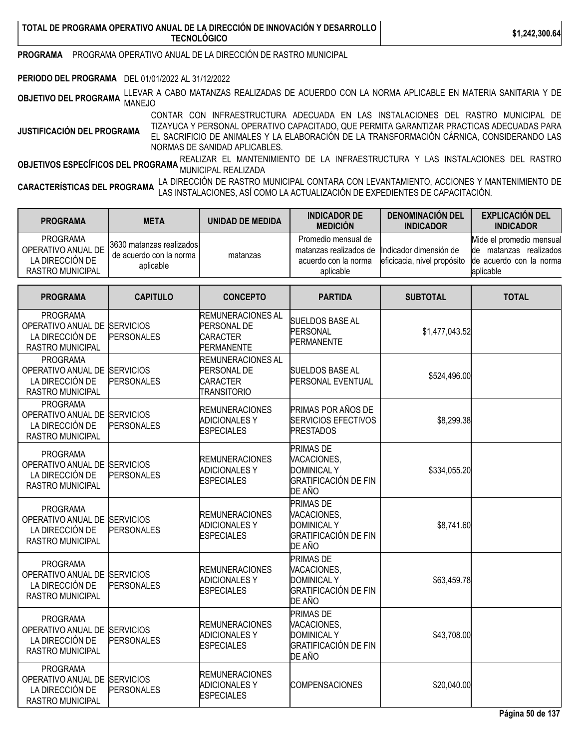| TOTAL DE PROGRAMA OPERATIVO ANUAL DE LA DIRECCIÓN DE INNOVACIÓN Y DESARROLLO TECNOLÓGICO | $1,242,300.64 |
|---|---|

**PROGRAMA** PROGRAMA OPERATIVO ANUAL DE LA DIRECCIÓN DE RASTRO MUNICIPAL

**PERIODO DEL PROGRAMA** DEL 01/01/2022 AL 31/12/2022

**OBJETIVO DEL PROGRAMA** LLEVAR A CABO MATANZAS REALIZADAS DE ACUERDO CON LA NORMA APLICABLE EN MATERIA SANITARIA Y DE MANEJO

**JUSTIFICACIÓN DEL PROGRAMA** CONTAR CON INFRAESTRUCTURA ADECUADA EN LAS INSTALACIONES DEL RASTRO MUNICIPAL DE TIZAYUCA Y PERSONAL OPERATIVO CAPACITADO, QUE PERMITA GARANTIZAR PRACTICAS ADECUADAS PARA EL SACRIFICIO DE ANIMALES Y LA ELABORACIÓN DE LA TRANSFORMACIÓN CÁRNICA, CONSIDERANDO LAS NORMAS DE SANIDAD APLICABLES.

**OBJETIVOS ESPECÍFICOS DEL PROGRAMA** REALIZAR EL MANTENIMIENTO DE LA INFRAESTRUCTURA Y LAS INSTALACIONES DEL RASTRO MUNICIPAL REALIZADA

**CARACTERÍSTICAS DEL PROGRAMA** LA DIRECCIÓN DE RASTRO MUNICIPAL CONTARA CON LEVANTAMIENTO, ACCIONES Y MANTENIMIENTO DE LAS INSTALACIONES, ASÍ COMO LA ACTUALIZACIÓN DE EXPEDIENTES DE CAPACITACIÓN.

| PROGRAMA | META | UNIDAD DE MEDIDA | INDICADOR DE MEDICIÓN | DENOMINACIÓN DEL INDICADOR | EXPLICACIÓN DEL INDICADOR |
|---|---|---|---|---|---|
| PROGRAMA OPERATIVO ANUAL DE LA DIRECCIÓN DE RASTRO MUNICIPAL | 3630 matanzas realizados de acuerdo con la norma aplicable | matanzas | Promedio mensual de matanzas realizados de acuerdo con la norma aplicable | Indicador dimensión de eficacia, nivel propósito | Mide el promedio mensual de matanzas realizados de acuerdo con la norma aplicable |

| PROGRAMA | CAPITULO | CONCEPTO | PARTIDA | SUBTOTAL | TOTAL |
|---|---|---|---|---|---|
| PROGRAMA OPERATIVO ANUAL DE LA DIRECCIÓN DE RASTRO MUNICIPAL | SERVICIOS PERSONALES | REMUNERACIONES AL PERSONAL DE CARACTER PERMANENTE | SUELDOS BASE AL PERSONAL PERMANENTE | $1,477,043.52 | |
| PROGRAMA OPERATIVO ANUAL DE LA DIRECCIÓN DE RASTRO MUNICIPAL | SERVICIOS PERSONALES | REMUNERACIONES AL PERSONAL DE CARACTER TRANSITORIO | SUELDOS BASE AL PERSONAL EVENTUAL | $524,496.00 | |
| PROGRAMA OPERATIVO ANUAL DE LA DIRECCIÓN DE RASTRO MUNICIPAL | SERVICIOS PERSONALES | REMUNERACIONES ADICIONALES Y ESPECIALES | PRIMAS POR AÑOS DE SERVICIOS EFECTIVOS PRESTADOS | $8,299.38 | |
| PROGRAMA OPERATIVO ANUAL DE LA DIRECCIÓN DE RASTRO MUNICIPAL | SERVICIOS PERSONALES | REMUNERACIONES ADICIONALES Y ESPECIALES | PRIMAS DE VACACIONES, DOMINICAL Y GRATIFICACIÓN DE FIN DE AÑO | $334,055.20 | |
| PROGRAMA OPERATIVO ANUAL DE LA DIRECCIÓN DE RASTRO MUNICIPAL | SERVICIOS PERSONALES | REMUNERACIONES ADICIONALES Y ESPECIALES | PRIMAS DE VACACIONES, DOMINICAL Y GRATIFICACIÓN DE FIN DE AÑO | $8,741.60 | |
| PROGRAMA OPERATIVO ANUAL DE LA DIRECCIÓN DE RASTRO MUNICIPAL | SERVICIOS PERSONALES | REMUNERACIONES ADICIONALES Y ESPECIALES | PRIMAS DE VACACIONES, DOMINICAL Y GRATIFICACIÓN DE FIN DE AÑO | $63,459.78 | |
| PROGRAMA OPERATIVO ANUAL DE LA DIRECCIÓN DE RASTRO MUNICIPAL | SERVICIOS PERSONALES | REMUNERACIONES ADICIONALES Y ESPECIALES | PRIMAS DE VACACIONES, DOMINICAL Y GRATIFICACIÓN DE FIN DE AÑO | $43,708.00 | |
| PROGRAMA OPERATIVO ANUAL DE LA DIRECCIÓN DE RASTRO MUNICIPAL | SERVICIOS PERSONALES | REMUNERACIONES ADICIONALES Y ESPECIALES | COMPENSACIONES | $20,040.00 | |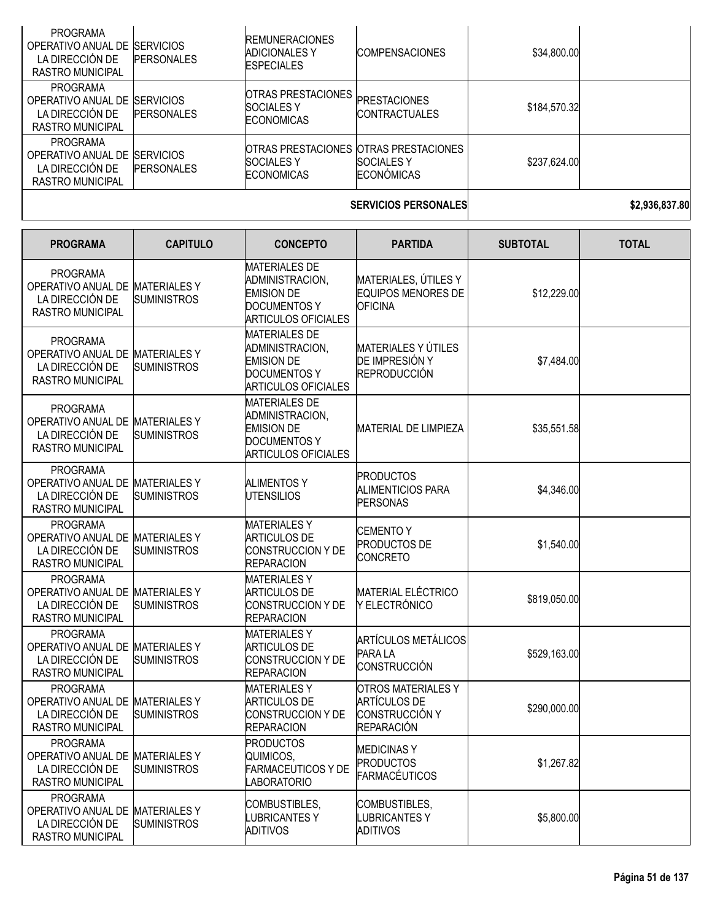| | | | | | |
|---|---|---|---|---|---|
| PROGRAMA OPERATIVO ANUAL DE LA DIRECCIÓN DE RASTRO MUNICIPAL | SERVICIOS PERSONALES | REMUNERACIONES ADICIONALES Y ESPECIALES | COMPENSACIONES | $34,800.00 | |
| PROGRAMA OPERATIVO ANUAL DE LA DIRECCIÓN DE RASTRO MUNICIPAL | SERVICIOS PERSONALES | OTRAS PRESTACIONES SOCIALES Y ECONOMICAS | PRESTACIONES CONTRACTUALES | $184,570.32 | |
| PROGRAMA OPERATIVO ANUAL DE LA DIRECCIÓN DE RASTRO MUNICIPAL | SERVICIOS PERSONALES | OTRAS PRESTACIONES SOCIALES Y ECONOMICAS | OTRAS PRESTACIONES SOCIALES Y ECONÓMICAS | $237,624.00 | |
| | | | **SERVICIOS PERSONALES** | | **$2,936,837.80** |

| PROGRAMA | CAPITULO | CONCEPTO | PARTIDA | SUBTOTAL | TOTAL |
|---|---|---|---|---|---|
| PROGRAMA OPERATIVO ANUAL DE LA DIRECCIÓN DE RASTRO MUNICIPAL | MATERIALES Y SUMINISTROS | MATERIALES DE ADMINISTRACION, EMISION DE DOCUMENTOS Y ARTICULOS OFICIALES | MATERIALES, ÚTILES Y EQUIPOS MENORES DE OFICINA | $12,229.00 | |
| PROGRAMA OPERATIVO ANUAL DE LA DIRECCIÓN DE RASTRO MUNICIPAL | MATERIALES Y SUMINISTROS | MATERIALES DE ADMINISTRACION, EMISION DE DOCUMENTOS Y ARTICULOS OFICIALES | MATERIALES Y ÚTILES DE IMPRESIÓN Y REPRODUCCIÓN | $7,484.00 | |
| PROGRAMA OPERATIVO ANUAL DE LA DIRECCIÓN DE RASTRO MUNICIPAL | MATERIALES Y SUMINISTROS | MATERIALES DE ADMINISTRACION, EMISION DE DOCUMENTOS Y ARTICULOS OFICIALES | MATERIAL DE LIMPIEZA | $35,551.58 | |
| PROGRAMA OPERATIVO ANUAL DE LA DIRECCIÓN DE RASTRO MUNICIPAL | MATERIALES Y SUMINISTROS | ALIMENTOS Y UTENSILIOS | PRODUCTOS ALIMENTICIOS PARA PERSONAS | $4,346.00 | |
| PROGRAMA OPERATIVO ANUAL DE LA DIRECCIÓN DE RASTRO MUNICIPAL | MATERIALES Y SUMINISTROS | MATERIALES Y ARTICULOS DE CONSTRUCCION Y DE REPARACION | CEMENTO Y PRODUCTOS DE CONCRETO | $1,540.00 | |
| PROGRAMA OPERATIVO ANUAL DE LA DIRECCIÓN DE RASTRO MUNICIPAL | MATERIALES Y SUMINISTROS | MATERIALES Y ARTICULOS DE CONSTRUCCION Y DE REPARACION | MATERIAL ELÉCTRICO Y ELECTRÓNICO | $819,050.00 | |
| PROGRAMA OPERATIVO ANUAL DE LA DIRECCIÓN DE RASTRO MUNICIPAL | MATERIALES Y SUMINISTROS | MATERIALES Y ARTICULOS DE CONSTRUCCION Y DE REPARACION | ARTÍCULOS METÁLICOS PARA LA CONSTRUCCIÓN | $529,163.00 | |
| PROGRAMA OPERATIVO ANUAL DE LA DIRECCIÓN DE RASTRO MUNICIPAL | MATERIALES Y SUMINISTROS | MATERIALES Y ARTICULOS DE CONSTRUCCION Y DE REPARACION | OTROS MATERIALES Y ARTÍCULOS DE CONSTRUCCIÓN Y REPARACIÓN | $290,000.00 | |
| PROGRAMA OPERATIVO ANUAL DE LA DIRECCIÓN DE RASTRO MUNICIPAL | MATERIALES Y SUMINISTROS | PRODUCTOS QUIMICOS, FARMACEUTICOS Y DE LABORATORIO | MEDICINAS Y PRODUCTOS FARMACÉUTICOS | $1,267.82 | |
| PROGRAMA OPERATIVO ANUAL DE LA DIRECCIÓN DE RASTRO MUNICIPAL | MATERIALES Y SUMINISTROS | COMBUSTIBLES, LUBRICANTES Y ADITIVOS | COMBUSTIBLES, LUBRICANTES Y ADITIVOS | $5,800.00 | |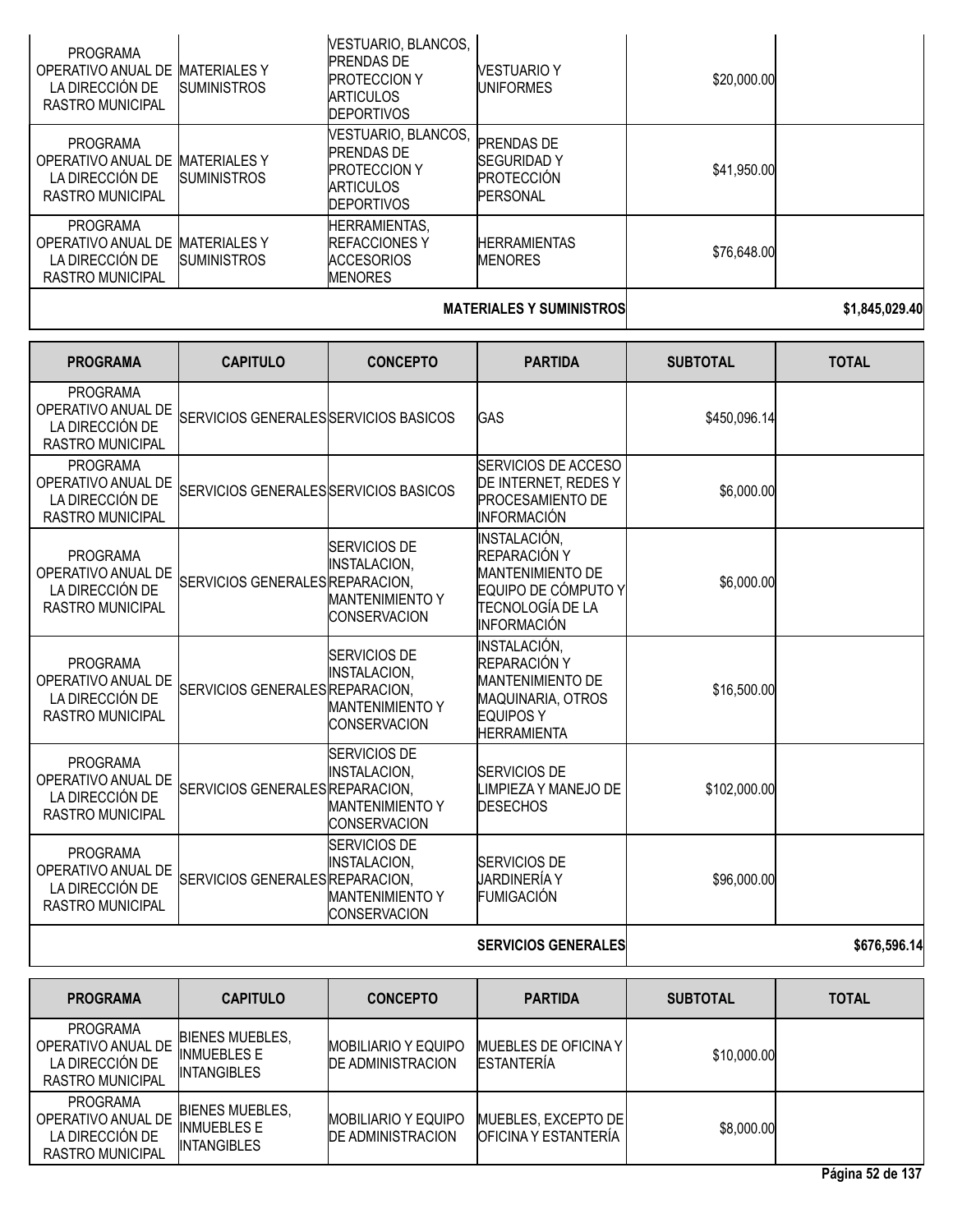| PROGRAMA | CAPITULO | CONCEPTO | PARTIDA | SUBTOTAL | TOTAL |
|---|---|---|---|---|---|
| PROGRAMA OPERATIVO ANUAL DE LA DIRECCIÓN DE RASTRO MUNICIPAL | MATERIALES Y SUMINISTROS | VESTUARIO, BLANCOS, PRENDAS DE PROTECCION Y ARTICULOS DEPORTIVOS | VESTUARIO Y UNIFORMES | $20,000.00 | |
| PROGRAMA OPERATIVO ANUAL DE LA DIRECCIÓN DE RASTRO MUNICIPAL | MATERIALES Y SUMINISTROS | VESTUARIO, BLANCOS, PRENDAS DE PROTECCION Y ARTICULOS DEPORTIVOS | PRENDAS DE SEGURIDAD Y PROTECCIÓN PERSONAL | $41,950.00 | |
| PROGRAMA OPERATIVO ANUAL DE LA DIRECCIÓN DE RASTRO MUNICIPAL | MATERIALES Y SUMINISTROS | HERRAMIENTAS, REFACCIONES Y ACCESORIOS MENORES | HERRAMIENTAS MENORES | $76,648.00 | |
| | | | **MATERIALES Y SUMINISTROS** | | **$1,845,029.40** |

| PROGRAMA | CAPITULO | CONCEPTO | PARTIDA | SUBTOTAL | TOTAL |
|---|---|---|---|---|---|
| PROGRAMA OPERATIVO ANUAL DE LA DIRECCIÓN DE RASTRO MUNICIPAL | SERVICIOS GENERALES | SERVICIOS BASICOS | GAS | $450,096.14 | |
| PROGRAMA OPERATIVO ANUAL DE LA DIRECCIÓN DE RASTRO MUNICIPAL | SERVICIOS GENERALES | SERVICIOS BASICOS | SERVICIOS DE ACCESO DE INTERNET, REDES Y PROCESAMIENTO DE INFORMACIÓN | $6,000.00 | |
| PROGRAMA OPERATIVO ANUAL DE LA DIRECCIÓN DE RASTRO MUNICIPAL | SERVICIOS GENERALES | SERVICIOS DE INSTALACION, REPARACION, MANTENIMIENTO Y CONSERVACION | INSTALACIÓN, REPARACIÓN Y MANTENIMIENTO DE EQUIPO DE CÓMPUTO Y TECNOLOGÍA DE LA INFORMACIÓN | $6,000.00 | |
| PROGRAMA OPERATIVO ANUAL DE LA DIRECCIÓN DE RASTRO MUNICIPAL | SERVICIOS GENERALES | SERVICIOS DE INSTALACION, REPARACION, MANTENIMIENTO Y CONSERVACION | INSTALACIÓN, REPARACIÓN Y MANTENIMIENTO DE MAQUINARIA, OTROS EQUIPOS Y HERRAMIENTA | $16,500.00 | |
| PROGRAMA OPERATIVO ANUAL DE LA DIRECCIÓN DE RASTRO MUNICIPAL | SERVICIOS GENERALES | SERVICIOS DE INSTALACION, REPARACION, MANTENIMIENTO Y CONSERVACION | SERVICIOS DE LIMPIEZA Y MANEJO DE DESECHOS | $102,000.00 | |
| PROGRAMA OPERATIVO ANUAL DE LA DIRECCIÓN DE RASTRO MUNICIPAL | SERVICIOS GENERALES | SERVICIOS DE INSTALACION, REPARACION, MANTENIMIENTO Y CONSERVACION | SERVICIOS DE JARDINERÍA Y FUMIGACIÓN | $96,000.00 | |
| | | | **SERVICIOS GENERALES** | | **$676,596.14** |

| PROGRAMA | CAPITULO | CONCEPTO | PARTIDA | SUBTOTAL | TOTAL |
|---|---|---|---|---|---|
| PROGRAMA OPERATIVO ANUAL DE LA DIRECCIÓN DE RASTRO MUNICIPAL | BIENES MUEBLES, INMUEBLES E INTANGIBLES | MOBILIARIO Y EQUIPO DE ADMINISTRACION | MUEBLES DE OFICINA Y ESTANTERÍA | $10,000.00 | |
| PROGRAMA OPERATIVO ANUAL DE LA DIRECCIÓN DE RASTRO MUNICIPAL | BIENES MUEBLES, INMUEBLES E INTANGIBLES | MOBILIARIO Y EQUIPO DE ADMINISTRACION | MUEBLES, EXCEPTO DE OFICINA Y ESTANTERÍA | $8,000.00 | |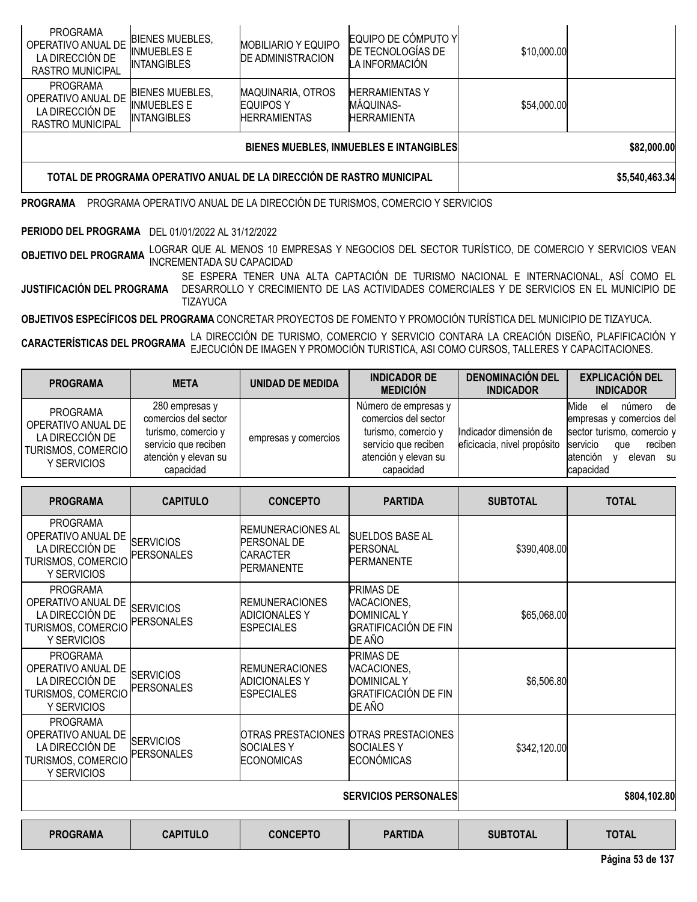| PROGRAMA | CAPITULO | CONCEPTO | PARTIDA | SUBTOTAL | TOTAL |
|---|---|---|---|---|---|
| PROGRAMA OPERATIVO ANUAL DE LA DIRECCIÓN DE RASTRO MUNICIPAL | BIENES MUEBLES, INMUEBLES E INTANGIBLES | MOBILIARIO Y EQUIPO DE ADMINISTRACION | EQUIPO DE CÓMPUTO Y DE TECNOLOGÍAS DE LA INFORMACIÓN | $10,000.00 | |
| PROGRAMA OPERATIVO ANUAL DE LA DIRECCIÓN DE RASTRO MUNICIPAL | BIENES MUEBLES, INMUEBLES E INTANGIBLES | MAQUINARIA, OTROS EQUIPOS Y HERRAMIENTAS | HERRAMIENTAS Y MÁQUINAS-HERRAMIENTA | $54,000.00 | |
| | | | **BIENES MUEBLES, INMUEBLES E INTANGIBLES** | | **$82,000.00** |
| **TOTAL DE PROGRAMA OPERATIVO ANUAL DE LA DIRECCIÓN DE RASTRO MUNICIPAL** | | | | | **$5,540,463.34** |

**PROGRAMA** PROGRAMA OPERATIVO ANUAL DE LA DIRECCIÓN DE TURISMOS, COMERCIO Y SERVICIOS

**PERIODO DEL PROGRAMA** DEL 01/01/2022 AL 31/12/2022

**OBJETIVO DEL PROGRAMA** LOGRAR QUE AL MENOS 10 EMPRESAS Y NEGOCIOS DEL SECTOR TURÍSTICO, DE COMERCIO Y SERVICIOS VEAN INCREMENTADA SU CAPACIDAD

**JUSTIFICACIÓN DEL PROGRAMA** SE ESPERA TENER UNA ALTA CAPTACIÓN DE TURISMO NACIONAL E INTERNACIONAL, ASÍ COMO EL DESARROLLO Y CRECIMIENTO DE LAS ACTIVIDADES COMERCIALES Y DE SERVICIOS EN EL MUNICIPIO DE TIZAYUCA

**OBJETIVOS ESPECÍFICOS DEL PROGRAMA** CONCRETAR PROYECTOS DE FOMENTO Y PROMOCIÓN TURÍSTICA DEL MUNICIPIO DE TIZAYUCA.

**CARACTERÍSTICAS DEL PROGRAMA** LA DIRECCIÓN DE TURISMO, COMERCIO Y SERVICIO CONTARA LA CREACIÓN DISEÑO, PLAFIFICACIÓN Y EJECUCIÓN DE IMAGEN Y PROMOCIÓN TURISTICA, ASI COMO CURSOS, TALLERES Y CAPACITACIONES.

| PROGRAMA | META | UNIDAD DE MEDIDA | INDICADOR DE MEDICIÓN | DENOMINACIÓN DEL INDICADOR | EXPLICACIÓN DEL INDICADOR |
|---|---|---|---|---|---|
| PROGRAMA OPERATIVO ANUAL DE LA DIRECCIÓN DE TURISMOS, COMERCIO Y SERVICIOS | 280 empresas y comercios del sector turismo, comercio y servicio que reciben atención y elevan su capacidad | empresas y comercios | Número de empresas y comercios del sector turismo, comercio y servicio que reciben atención y elevan su capacidad | Indicador dimensión de eficiacia, nivel propósito | Mide el número de empresas y comercios del sector turismo, comercio y servicio que reciben atención y elevan su capacidad |

| PROGRAMA | CAPITULO | CONCEPTO | PARTIDA | SUBTOTAL | TOTAL |
|---|---|---|---|---|---|
| PROGRAMA OPERATIVO ANUAL DE LA DIRECCIÓN DE TURISMOS, COMERCIO Y SERVICIOS | SERVICIOS PERSONALES | REMUNERACIONES AL PERSONAL DE CARACTER PERMANENTE | SUELDOS BASE AL PERSONAL PERMANENTE | $390,408.00 | |
| PROGRAMA OPERATIVO ANUAL DE LA DIRECCIÓN DE TURISMOS, COMERCIO Y SERVICIOS | SERVICIOS PERSONALES | REMUNERACIONES ADICIONALES Y ESPECIALES | PRIMAS DE VACACIONES, DOMINICAL Y GRATIFICACIÓN DE FIN DE AÑO | $65,068.00 | |
| PROGRAMA OPERATIVO ANUAL DE LA DIRECCIÓN DE TURISMOS, COMERCIO Y SERVICIOS | SERVICIOS PERSONALES | REMUNERACIONES ADICIONALES Y ESPECIALES | PRIMAS DE VACACIONES, DOMINICAL Y GRATIFICACIÓN DE FIN DE AÑO | $6,506.80 | |
| PROGRAMA OPERATIVO ANUAL DE LA DIRECCIÓN DE TURISMOS, COMERCIO Y SERVICIOS | SERVICIOS PERSONALES | OTRAS PRESTACIONES SOCIALES Y ECONOMICAS | OTRAS PRESTACIONES SOCIALES Y ECONÓMICAS | $342,120.00 | |
| | | | **SERVICIOS PERSONALES** | | **$804,102.80** |

| PROGRAMA | CAPITULO | CONCEPTO | PARTIDA | SUBTOTAL | TOTAL |
|---|---|---|---|---|---|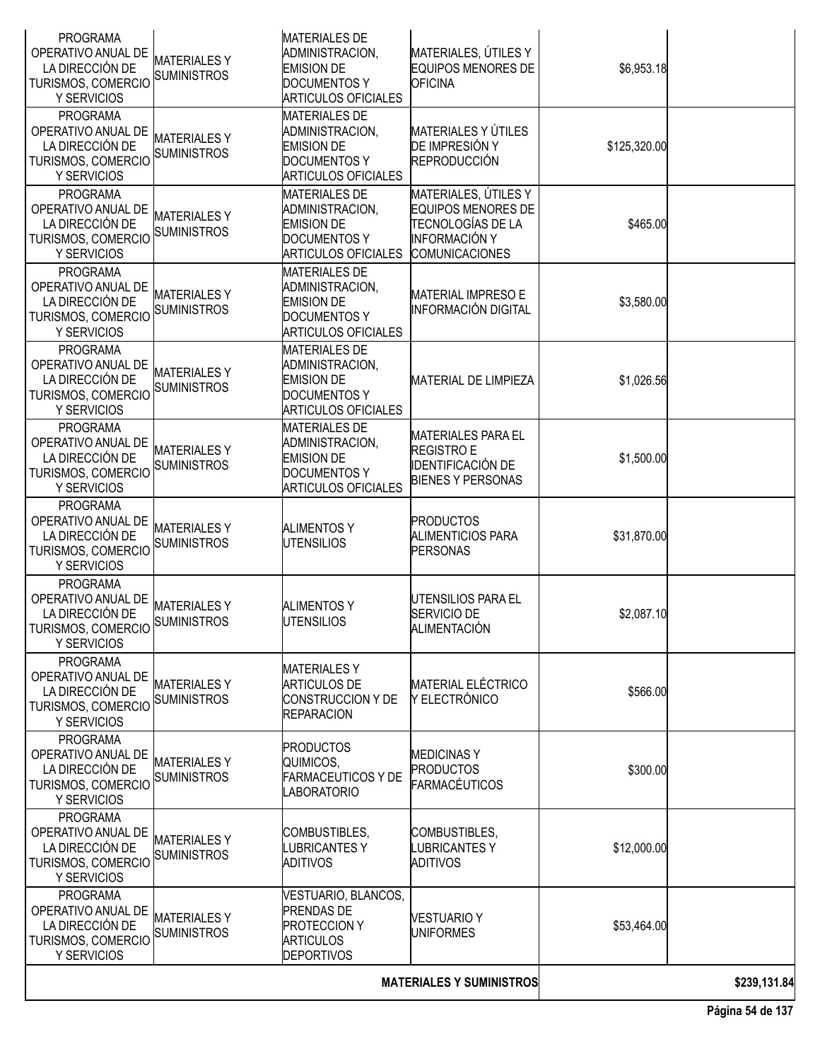| | | | | | |
|---|---|---|---|---|---|
| PROGRAMA OPERATIVO ANUAL DE LA DIRECCIÓN DE TURISMOS, COMERCIO Y SERVICIOS | MATERIALES Y SUMINISTROS | MATERIALES DE ADMINISTRACION, EMISION DE DOCUMENTOS Y ARTICULOS OFICIALES | MATERIALES, ÚTILES Y EQUIPOS MENORES DE OFICINA | $6,953.18 | |
| PROGRAMA OPERATIVO ANUAL DE LA DIRECCIÓN DE TURISMOS, COMERCIO Y SERVICIOS | MATERIALES Y SUMINISTROS | MATERIALES DE ADMINISTRACION, EMISION DE DOCUMENTOS Y ARTICULOS OFICIALES | MATERIALES Y ÚTILES DE IMPRESIÓN Y REPRODUCCIÓN | $125,320.00 | |
| PROGRAMA OPERATIVO ANUAL DE LA DIRECCIÓN DE TURISMOS, COMERCIO Y SERVICIOS | MATERIALES Y SUMINISTROS | MATERIALES DE ADMINISTRACION, EMISION DE DOCUMENTOS Y ARTICULOS OFICIALES | MATERIALES, ÚTILES Y EQUIPOS MENORES DE TECNOLOGÍAS DE LA INFORMACIÓN Y COMUNICACIONES | $465.00 | |
| PROGRAMA OPERATIVO ANUAL DE LA DIRECCIÓN DE TURISMOS, COMERCIO Y SERVICIOS | MATERIALES Y SUMINISTROS | MATERIALES DE ADMINISTRACION, EMISION DE DOCUMENTOS Y ARTICULOS OFICIALES | MATERIAL IMPRESO E INFORMACIÓN DIGITAL | $3,580.00 | |
| PROGRAMA OPERATIVO ANUAL DE LA DIRECCIÓN DE TURISMOS, COMERCIO Y SERVICIOS | MATERIALES Y SUMINISTROS | MATERIALES DE ADMINISTRACION, EMISION DE DOCUMENTOS Y ARTICULOS OFICIALES | MATERIAL DE LIMPIEZA | $1,026.56 | |
| PROGRAMA OPERATIVO ANUAL DE LA DIRECCIÓN DE TURISMOS, COMERCIO Y SERVICIOS | MATERIALES Y SUMINISTROS | MATERIALES DE ADMINISTRACION, EMISION DE DOCUMENTOS Y ARTICULOS OFICIALES | MATERIALES PARA EL REGISTRO E IDENTIFICACIÓN DE BIENES Y PERSONAS | $1,500.00 | |
| PROGRAMA OPERATIVO ANUAL DE LA DIRECCIÓN DE TURISMOS, COMERCIO Y SERVICIOS | MATERIALES Y SUMINISTROS | ALIMENTOS Y UTENSILIOS | PRODUCTOS ALIMENTICIOS PARA PERSONAS | $31,870.00 | |
| PROGRAMA OPERATIVO ANUAL DE LA DIRECCIÓN DE TURISMOS, COMERCIO Y SERVICIOS | MATERIALES Y SUMINISTROS | ALIMENTOS Y UTENSILIOS | UTENSILIOS PARA EL SERVICIO DE ALIMENTACIÓN | $2,087.10 | |
| PROGRAMA OPERATIVO ANUAL DE LA DIRECCIÓN DE TURISMOS, COMERCIO Y SERVICIOS | MATERIALES Y SUMINISTROS | MATERIALES Y ARTICULOS DE CONSTRUCCION Y DE REPARACION | MATERIAL ELÉCTRICO Y ELECTRÓNICO | $566.00 | |
| PROGRAMA OPERATIVO ANUAL DE LA DIRECCIÓN DE TURISMOS, COMERCIO Y SERVICIOS | MATERIALES Y SUMINISTROS | PRODUCTOS QUIMICOS, FARMACEUTICOS Y DE LABORATORIO | MEDICINAS Y PRODUCTOS FARMACÉUTICOS | $300.00 | |
| PROGRAMA OPERATIVO ANUAL DE LA DIRECCIÓN DE TURISMOS, COMERCIO Y SERVICIOS | MATERIALES Y SUMINISTROS | COMBUSTIBLES, LUBRICANTES Y ADITIVOS | COMBUSTIBLES, LUBRICANTES Y ADITIVOS | $12,000.00 | |
| PROGRAMA OPERATIVO ANUAL DE LA DIRECCIÓN DE TURISMOS, COMERCIO Y SERVICIOS | MATERIALES Y SUMINISTROS | VESTUARIO, BLANCOS, PRENDAS DE PROTECCION Y ARTICULOS DEPORTIVOS | VESTUARIO Y UNIFORMES | $53,464.00 | |
| | | | **MATERIALES Y SUMINISTROS** | | **$239,131.84** |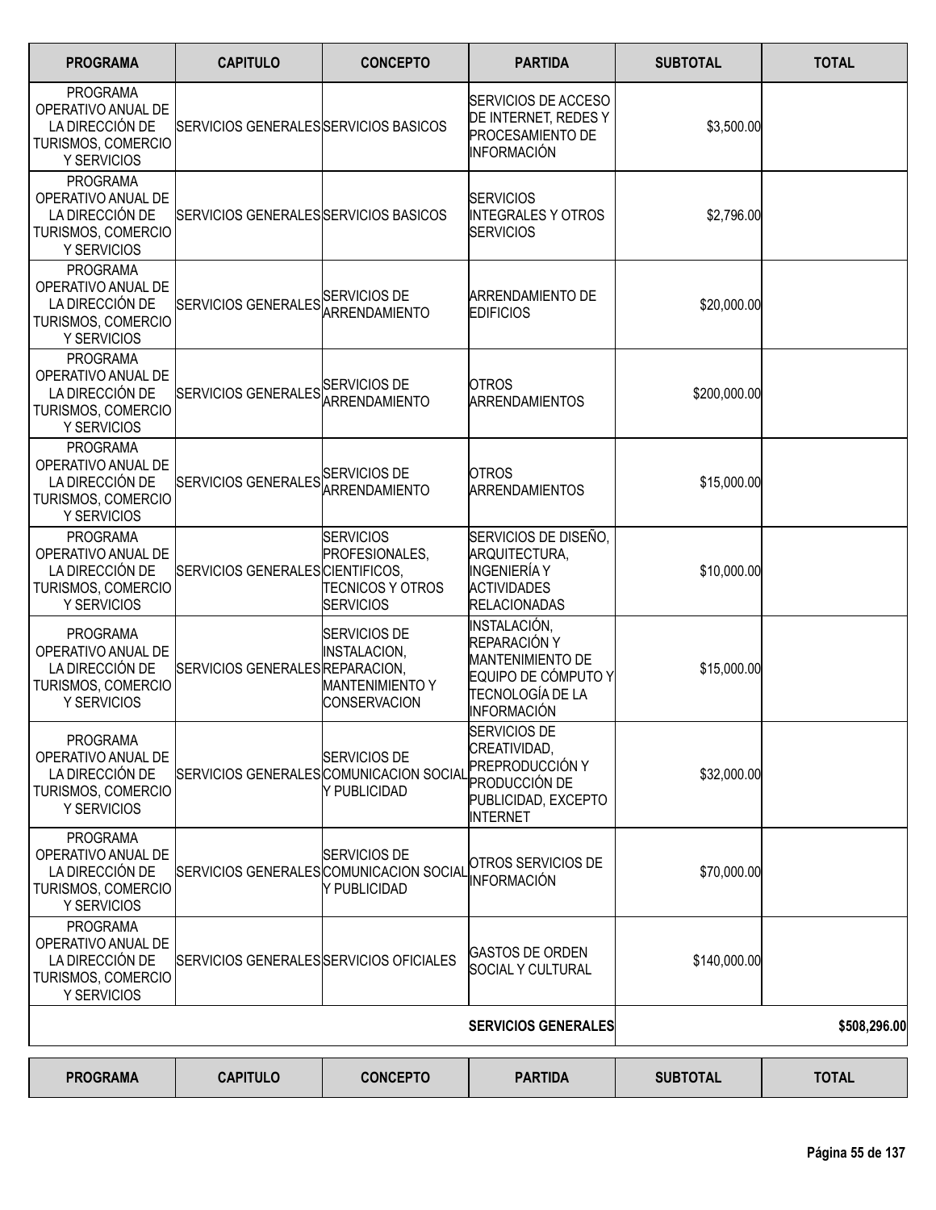| PROGRAMA | CAPITULO | CONCEPTO | PARTIDA | SUBTOTAL | TOTAL |
|---|---|---|---|---|---|
| PROGRAMA OPERATIVO ANUAL DE LA DIRECCIÓN DE TURISMOS, COMERCIO Y SERVICIOS | SERVICIOS GENERALES | SERVICIOS BASICOS | SERVICIOS DE ACCESO DE INTERNET, REDES Y PROCESAMIENTO DE INFORMACIÓN | $3,500.00 | |
| PROGRAMA OPERATIVO ANUAL DE LA DIRECCIÓN DE TURISMOS, COMERCIO Y SERVICIOS | SERVICIOS GENERALES | SERVICIOS BASICOS | SERVICIOS INTEGRALES Y OTROS SERVICIOS | $2,796.00 | |
| PROGRAMA OPERATIVO ANUAL DE LA DIRECCIÓN DE TURISMOS, COMERCIO Y SERVICIOS | SERVICIOS GENERALES | SERVICIOS DE ARRENDAMIENTO | ARRENDAMIENTO DE EDIFICIOS | $20,000.00 | |
| PROGRAMA OPERATIVO ANUAL DE LA DIRECCIÓN DE TURISMOS, COMERCIO Y SERVICIOS | SERVICIOS GENERALES | SERVICIOS DE ARRENDAMIENTO | OTROS ARRENDAMIENTOS | $200,000.00 | |
| PROGRAMA OPERATIVO ANUAL DE LA DIRECCIÓN DE TURISMOS, COMERCIO Y SERVICIOS | SERVICIOS GENERALES | SERVICIOS DE ARRENDAMIENTO | OTROS ARRENDAMIENTOS | $15,000.00 | |
| PROGRAMA OPERATIVO ANUAL DE LA DIRECCIÓN DE TURISMOS, COMERCIO Y SERVICIOS | SERVICIOS GENERALES | SERVICIOS PROFESIONALES, CIENTIFICOS, TECNICOS Y OTROS SERVICIOS | SERVICIOS DE DISEÑO, ARQUITECTURA, INGENIERÍA Y ACTIVIDADES RELACIONADAS | $10,000.00 | |
| PROGRAMA OPERATIVO ANUAL DE LA DIRECCIÓN DE TURISMOS, COMERCIO Y SERVICIOS | SERVICIOS GENERALES | SERVICIOS DE INSTALACION, REPARACION, MANTENIMIENTO Y CONSERVACION | INSTALACIÓN, REPARACIÓN Y MANTENIMIENTO DE EQUIPO DE CÓMPUTO Y TECNOLOGÍA DE LA INFORMACIÓN | $15,000.00 | |
| PROGRAMA OPERATIVO ANUAL DE LA DIRECCIÓN DE TURISMOS, COMERCIO Y SERVICIOS | SERVICIOS GENERALES | SERVICIOS DE COMUNICACION SOCIAL Y PUBLICIDAD | SERVICIOS DE CREATIVIDAD, PREPRODUCCIÓN Y PRODUCCIÓN DE PUBLICIDAD, EXCEPTO INTERNET | $32,000.00 | |
| PROGRAMA OPERATIVO ANUAL DE LA DIRECCIÓN DE TURISMOS, COMERCIO Y SERVICIOS | SERVICIOS GENERALES | SERVICIOS DE COMUNICACION SOCIAL Y PUBLICIDAD | OTROS SERVICIOS DE INFORMACIÓN | $70,000.00 | |
| PROGRAMA OPERATIVO ANUAL DE LA DIRECCIÓN DE TURISMOS, COMERCIO Y SERVICIOS | SERVICIOS GENERALES | SERVICIOS OFICIALES | GASTOS DE ORDEN SOCIAL Y CULTURAL | $140,000.00 | |
| | | | **SERVICIOS GENERALES** | | **$508,296.00** |

| PROGRAMA | CAPITULO | CONCEPTO | PARTIDA | SUBTOTAL | TOTAL |
|---|---|---|---|---|---|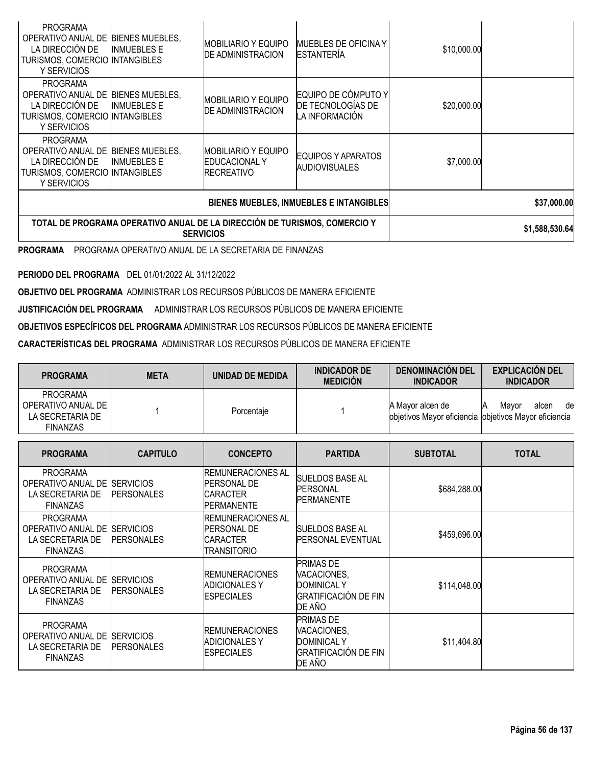| PROGRAMA | CAPITULO | CONCEPTO | PARTIDA | SUBTOTAL | TOTAL |
|---|---|---|---|---|---|
| PROGRAMA OPERATIVO ANUAL DE LA DIRECCIÓN DE TURISMOS, COMERCIO Y SERVICIOS | BIENES MUEBLES, INMUEBLES E INTANGIBLES | MOBILIARIO Y EQUIPO DE ADMINISTRACION | MUEBLES DE OFICINA Y ESTANTERÍA | $10,000.00 | |
| PROGRAMA OPERATIVO ANUAL DE LA DIRECCIÓN DE TURISMOS, COMERCIO Y SERVICIOS | BIENES MUEBLES, INMUEBLES E INTANGIBLES | MOBILIARIO Y EQUIPO DE ADMINISTRACION | EQUIPO DE CÓMPUTO Y DE TECNOLOGÍAS DE LA INFORMACIÓN | $20,000.00 | |
| PROGRAMA OPERATIVO ANUAL DE LA DIRECCIÓN DE TURISMOS, COMERCIO Y SERVICIOS | BIENES MUEBLES, INMUEBLES E INTANGIBLES | MOBILIARIO Y EQUIPO EDUCACIONAL Y RECREATIVO | EQUIPOS Y APARATOS AUDIOVISUALES | $7,000.00 | |
| | | | BIENES MUEBLES, INMUEBLES E INTANGIBLES | | $37,000.00 |
| | | | TOTAL DE PROGRAMA OPERATIVO ANUAL DE LA DIRECCIÓN DE TURISMOS, COMERCIO Y SERVICIOS | | $1,588,530.64 |

**PROGRAMA** PROGRAMA OPERATIVO ANUAL DE LA SECRETARIA DE FINANZAS

**PERIODO DEL PROGRAMA** DEL 01/01/2022 AL 31/12/2022

**OBJETIVO DEL PROGRAMA** ADMINISTRAR LOS RECURSOS PÚBLICOS DE MANERA EFICIENTE

**JUSTIFICACIÓN DEL PROGRAMA** ADMINISTRAR LOS RECURSOS PÚBLICOS DE MANERA EFICIENTE

**OBJETIVOS ESPECÍFICOS DEL PROGRAMA** ADMINISTRAR LOS RECURSOS PÚBLICOS DE MANERA EFICIENTE

**CARACTERÍSTICAS DEL PROGRAMA** ADMINISTRAR LOS RECURSOS PÚBLICOS DE MANERA EFICIENTE

| PROGRAMA | META | UNIDAD DE MEDIDA | INDICADOR DE MEDICIÓN | DENOMINACIÓN DEL INDICADOR | EXPLICACIÓN DEL INDICADOR |
|---|---|---|---|---|---|
| PROGRAMA OPERATIVO ANUAL DE LA SECRETARIA DE FINANZAS | 1 | Porcentaje | 1 | A Mayor alcen de objetivos Mayor eficiencia | A Mayor alcen de objetivos Mayor eficiencia |

| PROGRAMA | CAPITULO | CONCEPTO | PARTIDA | SUBTOTAL | TOTAL |
|---|---|---|---|---|---|
| PROGRAMA OPERATIVO ANUAL DE LA SECRETARIA DE FINANZAS | SERVICIOS PERSONALES | REMUNERACIONES AL PERSONAL DE CARACTER PERMANENTE | SUELDOS BASE AL PERSONAL PERMANENTE | $684,288.00 | |
| PROGRAMA OPERATIVO ANUAL DE LA SECRETARIA DE FINANZAS | SERVICIOS PERSONALES | REMUNERACIONES AL PERSONAL DE CARACTER TRANSITORIO | SUELDOS BASE AL PERSONAL EVENTUAL | $459,696.00 | |
| PROGRAMA OPERATIVO ANUAL DE LA SECRETARIA DE FINANZAS | SERVICIOS PERSONALES | REMUNERACIONES ADICIONALES Y ESPECIALES | PRIMAS DE VACACIONES, DOMINICAL Y GRATIFICACIÓN DE FIN DE AÑO | $114,048.00 | |
| PROGRAMA OPERATIVO ANUAL DE LA SECRETARIA DE FINANZAS | SERVICIOS PERSONALES | REMUNERACIONES ADICIONALES Y ESPECIALES | PRIMAS DE VACACIONES, DOMINICAL Y GRATIFICACIÓN DE FIN DE AÑO | $11,404.80 | |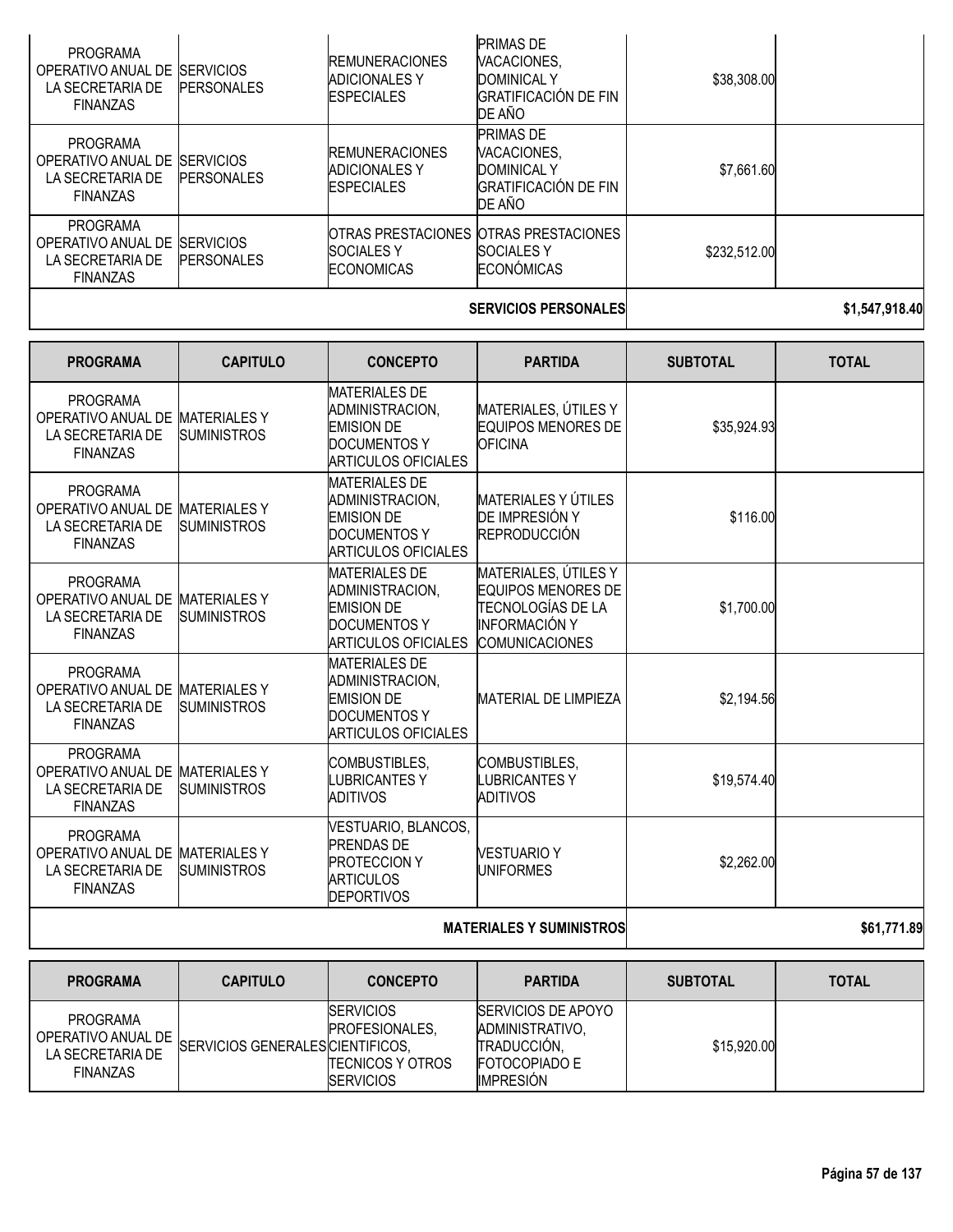| PROGRAMA | CAPITULO | CONCEPTO | PARTIDA | SUBTOTAL | TOTAL |
|---|---|---|---|---|---|
| PROGRAMA OPERATIVO ANUAL DE LA SECRETARIA DE FINANZAS | SERVICIOS PERSONALES | REMUNERACIONES ADICIONALES Y ESPECIALES | PRIMAS DE VACACIONES, DOMINICAL Y GRATIFICACIÓN DE FIN DE AÑO | $38,308.00 | |
| PROGRAMA OPERATIVO ANUAL DE LA SECRETARIA DE FINANZAS | SERVICIOS PERSONALES | REMUNERACIONES ADICIONALES Y ESPECIALES | PRIMAS DE VACACIONES, DOMINICAL Y GRATIFICACIÓN DE FIN DE AÑO | $7,661.60 | |
| PROGRAMA OPERATIVO ANUAL DE LA SECRETARIA DE FINANZAS | SERVICIOS PERSONALES | OTRAS PRESTACIONES SOCIALES Y ECONOMICAS | OTRAS PRESTACIONES SOCIALES Y ECONÓMICAS | $232,512.00 | |
| | | | **SERVICIOS PERSONALES** | | **$1,547,918.40** |

| PROGRAMA | CAPITULO | CONCEPTO | PARTIDA | SUBTOTAL | TOTAL |
|---|---|---|---|---|---|
| PROGRAMA OPERATIVO ANUAL DE LA SECRETARIA DE FINANZAS | MATERIALES Y SUMINISTROS | MATERIALES DE ADMINISTRACION, EMISION DE DOCUMENTOS Y ARTICULOS OFICIALES | MATERIALES, ÚTILES Y EQUIPOS MENORES DE OFICINA | $35,924.93 | |
| PROGRAMA OPERATIVO ANUAL DE LA SECRETARIA DE FINANZAS | MATERIALES Y SUMINISTROS | MATERIALES DE ADMINISTRACION, EMISION DE DOCUMENTOS Y ARTICULOS OFICIALES | MATERIALES Y ÚTILES DE IMPRESIÓN Y REPRODUCCIÓN | $116.00 | |
| PROGRAMA OPERATIVO ANUAL DE LA SECRETARIA DE FINANZAS | MATERIALES Y SUMINISTROS | MATERIALES DE ADMINISTRACION, EMISION DE DOCUMENTOS Y ARTICULOS OFICIALES | MATERIALES, ÚTILES Y EQUIPOS MENORES DE TECNOLOGÍAS DE LA INFORMACIÓN Y COMUNICACIONES | $1,700.00 | |
| PROGRAMA OPERATIVO ANUAL DE LA SECRETARIA DE FINANZAS | MATERIALES Y SUMINISTROS | MATERIALES DE ADMINISTRACION, EMISION DE DOCUMENTOS Y ARTICULOS OFICIALES | MATERIAL DE LIMPIEZA | $2,194.56 | |
| PROGRAMA OPERATIVO ANUAL DE LA SECRETARIA DE FINANZAS | MATERIALES Y SUMINISTROS | COMBUSTIBLES, LUBRICANTES Y ADITIVOS | COMBUSTIBLES, LUBRICANTES Y ADITIVOS | $19,574.40 | |
| PROGRAMA OPERATIVO ANUAL DE LA SECRETARIA DE FINANZAS | MATERIALES Y SUMINISTROS | VESTUARIO, BLANCOS, PRENDAS DE PROTECCION Y ARTICULOS DEPORTIVOS | VESTUARIO Y UNIFORMES | $2,262.00 | |
| | | | **MATERIALES Y SUMINISTROS** | | **$61,771.89** |

| PROGRAMA | CAPITULO | CONCEPTO | PARTIDA | SUBTOTAL | TOTAL |
|---|---|---|---|---|---|
| PROGRAMA OPERATIVO ANUAL DE LA SECRETARIA DE FINANZAS | SERVICIOS GENERALES | SERVICIOS PROFESIONALES, CIENTIFICOS, TECNICOS Y OTROS SERVICIOS | SERVICIOS DE APOYO ADMINISTRATIVO, TRADUCCIÓN, FOTOCOPIADO E IMPRESIÓN | $15,920.00 | |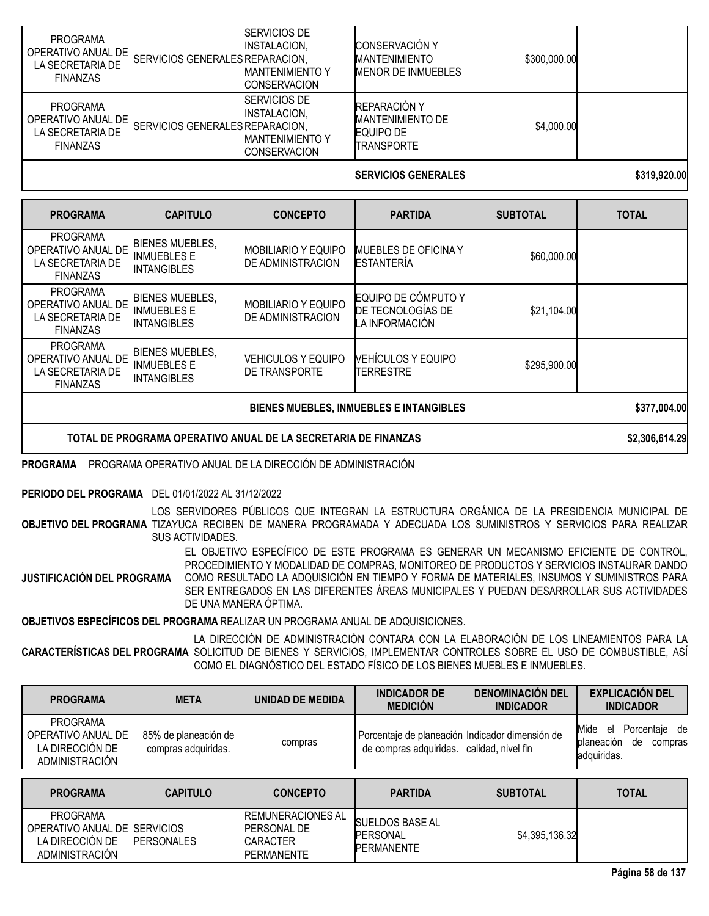| PROGRAMA | CAPITULO | CONCEPTO | PARTIDA | SUBTOTAL | TOTAL |
|---|---|---|---|---|---|
| PROGRAMA OPERATIVO ANUAL DE LA SECRETARIA DE FINANZAS | SERVICIOS GENERALES | SERVICIOS DE INSTALACION, REPARACION, MANTENIMIENTO Y CONSERVACION | CONSERVACIÓN Y MANTENIMIENTO MENOR DE INMUEBLES | $300,000.00 | |
| PROGRAMA OPERATIVO ANUAL DE LA SECRETARIA DE FINANZAS | SERVICIOS GENERALES | SERVICIOS DE INSTALACION, REPARACION, MANTENIMIENTO Y CONSERVACION | REPARACIÓN Y MANTENIMIENTO DE EQUIPO DE TRANSPORTE | $4,000.00 | |
| | | | **SERVICIOS GENERALES** | | **$319,920.00** |

| PROGRAMA | CAPITULO | CONCEPTO | PARTIDA | SUBTOTAL | TOTAL |
|---|---|---|---|---|---|
| PROGRAMA OPERATIVO ANUAL DE LA SECRETARIA DE FINANZAS | BIENES MUEBLES, INMUEBLES E INTANGIBLES | MOBILIARIO Y EQUIPO DE ADMINISTRACION | MUEBLES DE OFICINA Y ESTANTERÍA | $60,000.00 | |
| PROGRAMA OPERATIVO ANUAL DE LA SECRETARIA DE FINANZAS | BIENES MUEBLES, INMUEBLES E INTANGIBLES | MOBILIARIO Y EQUIPO DE ADMINISTRACION | EQUIPO DE CÓMPUTO Y DE TECNOLOGÍAS DE LA INFORMACIÓN | $21,104.00 | |
| PROGRAMA OPERATIVO ANUAL DE LA SECRETARIA DE FINANZAS | BIENES MUEBLES, INMUEBLES E INTANGIBLES | VEHICULOS Y EQUIPO DE TRANSPORTE | VEHÍCULOS Y EQUIPO TERRESTRE | $295,900.00 | |
| | | | **BIENES MUEBLES, INMUEBLES E INTANGIBLES** | | **$377,004.00** |
| **TOTAL DE PROGRAMA OPERATIVO ANUAL DE LA SECRETARIA DE FINANZAS** | | | | | **$2,306,614.29** |

**PROGRAMA** PROGRAMA OPERATIVO ANUAL DE LA DIRECCIÓN DE ADMINISTRACIÓN

**PERIODO DEL PROGRAMA** DEL 01/01/2022 AL 31/12/2022

**OBJETIVO DEL PROGRAMA** LOS SERVIDORES PÚBLICOS QUE INTEGRAN LA ESTRUCTURA ORGÁNICA DE LA PRESIDENCIA MUNICIPAL DE TIZAYUCA RECIBEN DE MANERA PROGRAMADA Y ADECUADA LOS SUMINISTROS Y SERVICIOS PARA REALIZAR SUS ACTIVIDADES.

**JUSTIFICACIÓN DEL PROGRAMA** EL OBJETIVO ESPECÍFICO DE ESTE PROGRAMA ES GENERAR UN MECANISMO EFICIENTE DE CONTROL, PROCEDIMIENTO Y MODALIDAD DE COMPRAS, MONITOREO DE PRODUCTOS Y SERVICIOS INSTAURAR DANDO COMO RESULTADO LA ADQUISICIÓN EN TIEMPO Y FORMA DE MATERIALES, INSUMOS Y SUMINISTROS PARA SER ENTREGADOS EN LAS DIFERENTES ÁREAS MUNICIPALES Y PUEDAN DESARROLLAR SUS ACTIVIDADES DE UNA MANERA ÓPTIMA.

**OBJETIVOS ESPECÍFICOS DEL PROGRAMA** REALIZAR UN PROGRAMA ANUAL DE ADQUISICIONES.

**CARACTERÍSTICAS DEL PROGRAMA** LA DIRECCIÓN DE ADMINISTRACIÓN CONTARA CON LA ELABORACIÓN DE LOS LINEAMIENTOS PARA LA SOLICITUD DE BIENES Y SERVICIOS, IMPLEMENTAR CONTROLES SOBRE EL USO DE COMBUSTIBLE, ASÍ COMO EL DIAGNÓSTICO DEL ESTADO FÍSICO DE LOS BIENES MUEBLES E INMUEBLES.

| PROGRAMA | META | UNIDAD DE MEDIDA | INDICADOR DE MEDICIÓN | DENOMINACIÓN DEL INDICADOR | EXPLICACIÓN DEL INDICADOR |
|---|---|---|---|---|---|
| PROGRAMA OPERATIVO ANUAL DE LA DIRECCIÓN DE ADMINISTRACIÓN | 85% de planeación de compras adquiridas. | compras | Porcentaje de planeación de compras adquiridas. | Indicador dimensión de calidad, nivel fin | Mide el Porcentaje de planeación de compras adquiridas. |

| PROGRAMA | CAPITULO | CONCEPTO | PARTIDA | SUBTOTAL | TOTAL |
|---|---|---|---|---|---|
| PROGRAMA OPERATIVO ANUAL DE LA DIRECCIÓN DE ADMINISTRACIÓN | SERVICIOS PERSONALES | REMUNERACIONES AL PERSONAL DE CARACTER PERMANENTE | SUELDOS BASE AL PERSONAL PERMANENTE | $4,395,136.32 | |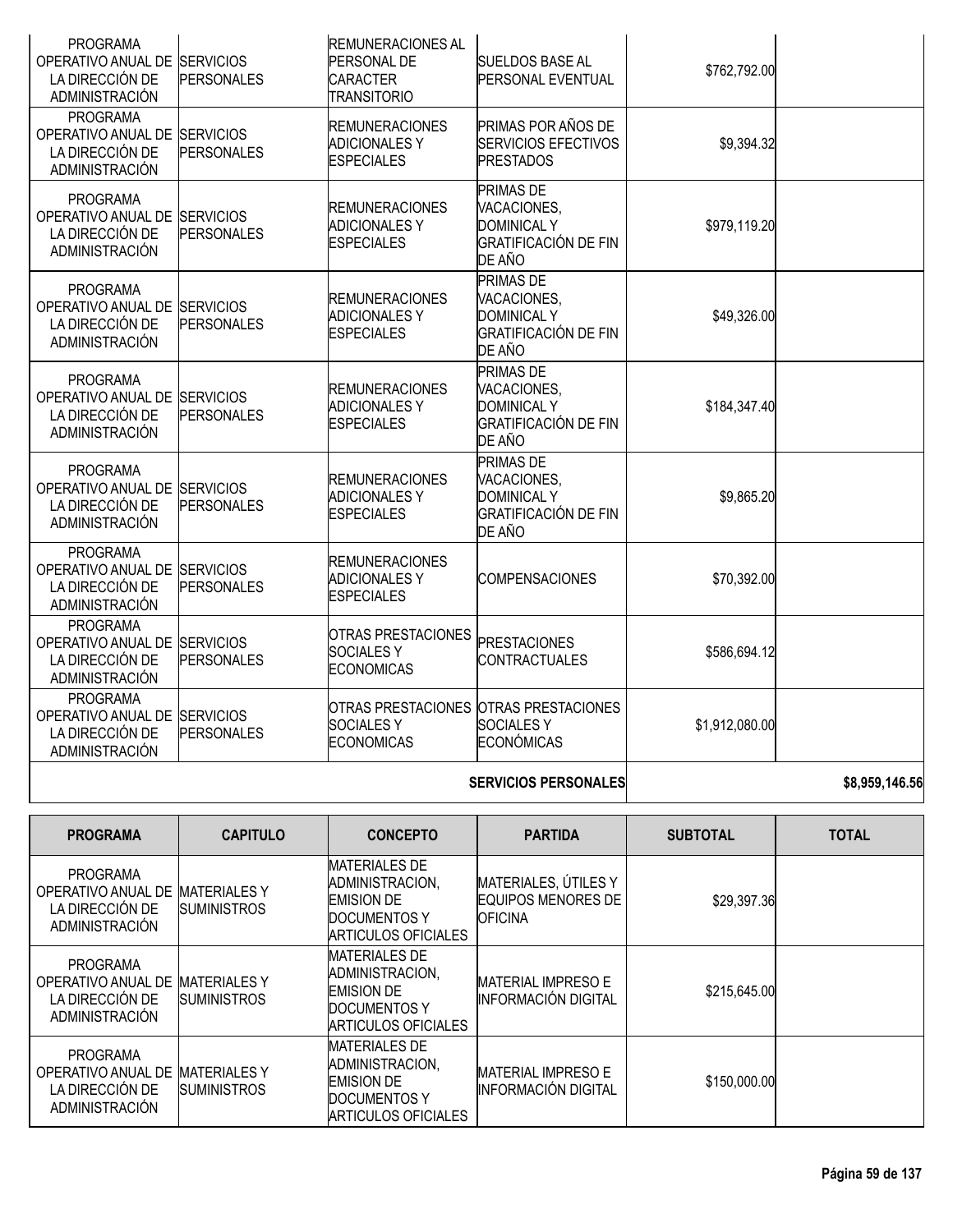| PROGRAMA | CAPITULO | CONCEPTO | PARTIDA | SUBTOTAL | TOTAL |
|---|---|---|---|---|---|
| PROGRAMA OPERATIVO ANUAL DE LA DIRECCIÓN DE ADMINISTRACIÓN | SERVICIOS PERSONALES | REMUNERACIONES AL PERSONAL DE CARACTER TRANSITORIO | SUELDOS BASE AL PERSONAL EVENTUAL | $762,792.00 | |
| PROGRAMA OPERATIVO ANUAL DE LA DIRECCIÓN DE ADMINISTRACIÓN | SERVICIOS PERSONALES | REMUNERACIONES ADICIONALES Y ESPECIALES | PRIMAS POR AÑOS DE SERVICIOS EFECTIVOS PRESTADOS | $9,394.32 | |
| PROGRAMA OPERATIVO ANUAL DE LA DIRECCIÓN DE ADMINISTRACIÓN | SERVICIOS PERSONALES | REMUNERACIONES ADICIONALES Y ESPECIALES | PRIMAS DE VACACIONES, DOMINICAL Y GRATIFICACIÓN DE FIN DE AÑO | $979,119.20 | |
| PROGRAMA OPERATIVO ANUAL DE LA DIRECCIÓN DE ADMINISTRACIÓN | SERVICIOS PERSONALES | REMUNERACIONES ADICIONALES Y ESPECIALES | PRIMAS DE VACACIONES, DOMINICAL Y GRATIFICACIÓN DE FIN DE AÑO | $49,326.00 | |
| PROGRAMA OPERATIVO ANUAL DE LA DIRECCIÓN DE ADMINISTRACIÓN | SERVICIOS PERSONALES | REMUNERACIONES ADICIONALES Y ESPECIALES | PRIMAS DE VACACIONES, DOMINICAL Y GRATIFICACIÓN DE FIN DE AÑO | $184,347.40 | |
| PROGRAMA OPERATIVO ANUAL DE LA DIRECCIÓN DE ADMINISTRACIÓN | SERVICIOS PERSONALES | REMUNERACIONES ADICIONALES Y ESPECIALES | PRIMAS DE VACACIONES, DOMINICAL Y GRATIFICACIÓN DE FIN DE AÑO | $9,865.20 | |
| PROGRAMA OPERATIVO ANUAL DE LA DIRECCIÓN DE ADMINISTRACIÓN | SERVICIOS PERSONALES | REMUNERACIONES ADICIONALES Y ESPECIALES | COMPENSACIONES | $70,392.00 | |
| PROGRAMA OPERATIVO ANUAL DE LA DIRECCIÓN DE ADMINISTRACIÓN | SERVICIOS PERSONALES | OTRAS PRESTACIONES SOCIALES Y ECONOMICAS | PRESTACIONES CONTRACTUALES | $586,694.12 | |
| PROGRAMA OPERATIVO ANUAL DE LA DIRECCIÓN DE ADMINISTRACIÓN | SERVICIOS PERSONALES | OTRAS PRESTACIONES SOCIALES Y ECONOMICAS | OTRAS PRESTACIONES SOCIALES Y ECONÓMICAS | $1,912,080.00 | |
| | | | **SERVICIOS PERSONALES** | | **$8,959,146.56** |

| PROGRAMA | CAPITULO | CONCEPTO | PARTIDA | SUBTOTAL | TOTAL |
|---|---|---|---|---|---|
| PROGRAMA OPERATIVO ANUAL DE LA DIRECCIÓN DE ADMINISTRACIÓN | MATERIALES Y SUMINISTROS | MATERIALES DE ADMINISTRACION, EMISION DE DOCUMENTOS Y ARTICULOS OFICIALES | MATERIALES, ÚTILES Y EQUIPOS MENORES DE OFICINA | $29,397.36 | |
| PROGRAMA OPERATIVO ANUAL DE LA DIRECCIÓN DE ADMINISTRACIÓN | MATERIALES Y SUMINISTROS | MATERIALES DE ADMINISTRACION, EMISION DE DOCUMENTOS Y ARTICULOS OFICIALES | MATERIAL IMPRESO E INFORMACIÓN DIGITAL | $215,645.00 | |
| PROGRAMA OPERATIVO ANUAL DE LA DIRECCIÓN DE ADMINISTRACIÓN | MATERIALES Y SUMINISTROS | MATERIALES DE ADMINISTRACION, EMISION DE DOCUMENTOS Y ARTICULOS OFICIALES | MATERIAL IMPRESO E INFORMACIÓN DIGITAL | $150,000.00 | |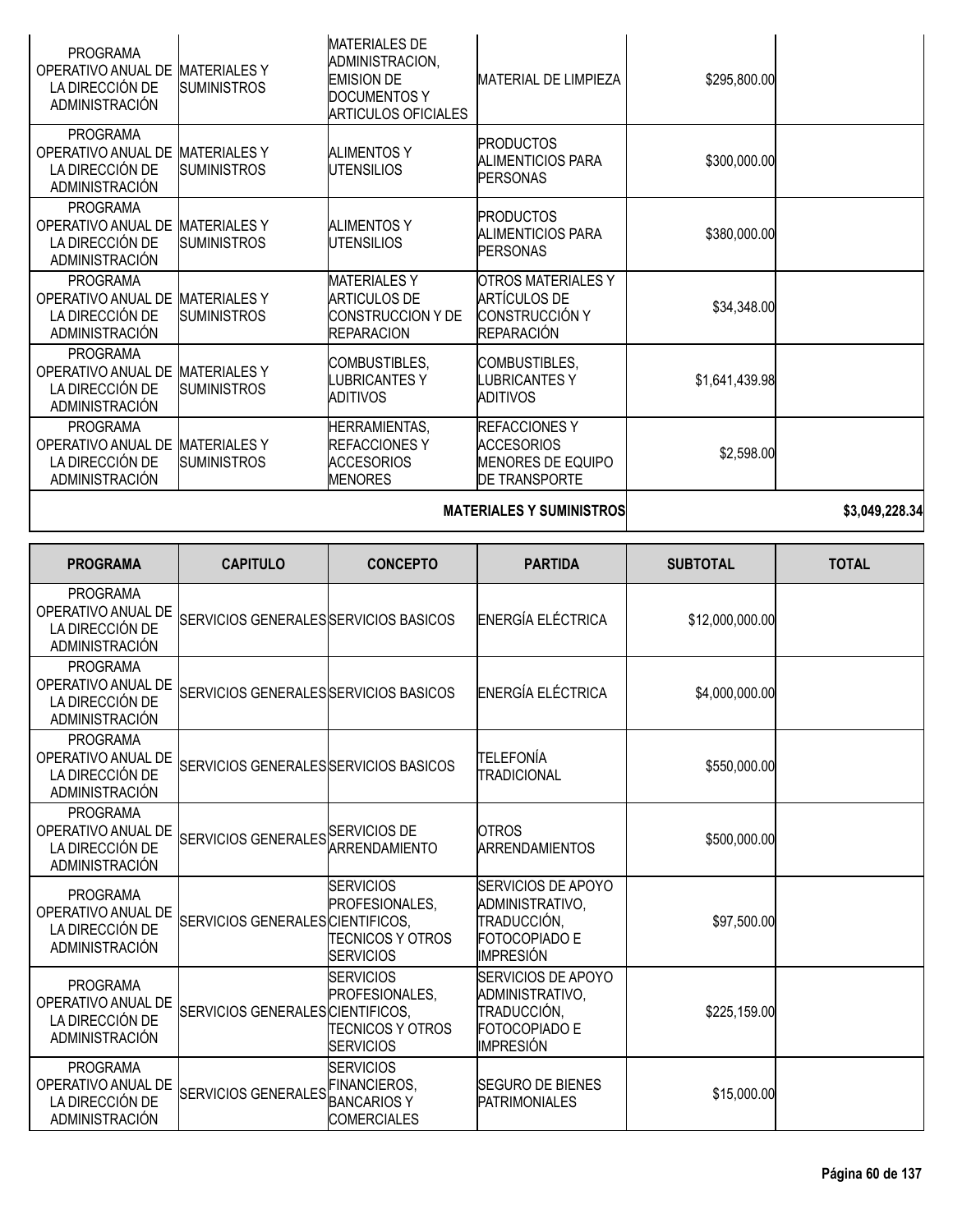| PROGRAMA | CAPITULO | CONCEPTO | PARTIDA | SUBTOTAL | TOTAL |
|---|---|---|---|---|---|
| PROGRAMA OPERATIVO ANUAL DE LA DIRECCIÓN DE ADMINISTRACIÓN | MATERIALES Y SUMINISTROS | MATERIALES DE ADMINISTRACION, EMISION DE DOCUMENTOS Y ARTICULOS OFICIALES | MATERIAL DE LIMPIEZA | $295,800.00 | |
| PROGRAMA OPERATIVO ANUAL DE LA DIRECCIÓN DE ADMINISTRACIÓN | MATERIALES Y SUMINISTROS | ALIMENTOS Y UTENSILIOS | PRODUCTOS ALIMENTICIOS PARA PERSONAS | $300,000.00 | |
| PROGRAMA OPERATIVO ANUAL DE LA DIRECCIÓN DE ADMINISTRACIÓN | MATERIALES Y SUMINISTROS | ALIMENTOS Y UTENSILIOS | PRODUCTOS ALIMENTICIOS PARA PERSONAS | $380,000.00 | |
| PROGRAMA OPERATIVO ANUAL DE LA DIRECCIÓN DE ADMINISTRACIÓN | MATERIALES Y SUMINISTROS | MATERIALES Y ARTICULOS DE CONSTRUCCION Y DE REPARACION | OTROS MATERIALES Y ARTÍCULOS DE CONSTRUCCIÓN Y REPARACIÓN | $34,348.00 | |
| PROGRAMA OPERATIVO ANUAL DE LA DIRECCIÓN DE ADMINISTRACIÓN | MATERIALES Y SUMINISTROS | COMBUSTIBLES, LUBRICANTES Y ADITIVOS | COMBUSTIBLES, LUBRICANTES Y ADITIVOS | $1,641,439.98 | |
| PROGRAMA OPERATIVO ANUAL DE LA DIRECCIÓN DE ADMINISTRACIÓN | MATERIALES Y SUMINISTROS | HERRAMIENTAS, REFACCIONES Y ACCESORIOS MENORES | REFACCIONES Y ACCESORIOS MENORES DE EQUIPO DE TRANSPORTE | $2,598.00 | |
| | | | **MATERIALES Y SUMINISTROS** | | **$3,049,228.34** |

| PROGRAMA | CAPITULO | CONCEPTO | PARTIDA | SUBTOTAL | TOTAL |
|---|---|---|---|---|---|
| PROGRAMA OPERATIVO ANUAL DE LA DIRECCIÓN DE ADMINISTRACIÓN | SERVICIOS GENERALES | SERVICIOS BASICOS | ENERGÍA ELÉCTRICA | $12,000,000.00 | |
| PROGRAMA OPERATIVO ANUAL DE LA DIRECCIÓN DE ADMINISTRACIÓN | SERVICIOS GENERALES | SERVICIOS BASICOS | ENERGÍA ELÉCTRICA | $4,000,000.00 | |
| PROGRAMA OPERATIVO ANUAL DE LA DIRECCIÓN DE ADMINISTRACIÓN | SERVICIOS GENERALES | SERVICIOS BASICOS | TELEFONÍA TRADICIONAL | $550,000.00 | |
| PROGRAMA OPERATIVO ANUAL DE LA DIRECCIÓN DE ADMINISTRACIÓN | SERVICIOS GENERALES | SERVICIOS DE ARRENDAMIENTO | OTROS ARRENDAMIENTOS | $500,000.00 | |
| PROGRAMA OPERATIVO ANUAL DE LA DIRECCIÓN DE ADMINISTRACIÓN | SERVICIOS GENERALES | SERVICIOS PROFESIONALES, CIENTIFICOS, TECNICOS Y OTROS SERVICIOS | SERVICIOS DE APOYO ADMINISTRATIVO, TRADUCCIÓN, FOTOCOPIADO E IMPRESIÓN | $97,500.00 | |
| PROGRAMA OPERATIVO ANUAL DE LA DIRECCIÓN DE ADMINISTRACIÓN | SERVICIOS GENERALES | SERVICIOS PROFESIONALES, CIENTIFICOS, TECNICOS Y OTROS SERVICIOS | SERVICIOS DE APOYO ADMINISTRATIVO, TRADUCCIÓN, FOTOCOPIADO E IMPRESIÓN | $225,159.00 | |
| PROGRAMA OPERATIVO ANUAL DE LA DIRECCIÓN DE ADMINISTRACIÓN | SERVICIOS GENERALES | SERVICIOS FINANCIEROS, BANCARIOS Y COMERCIALES | SEGURO DE BIENES PATRIMONIALES | $15,000.00 | |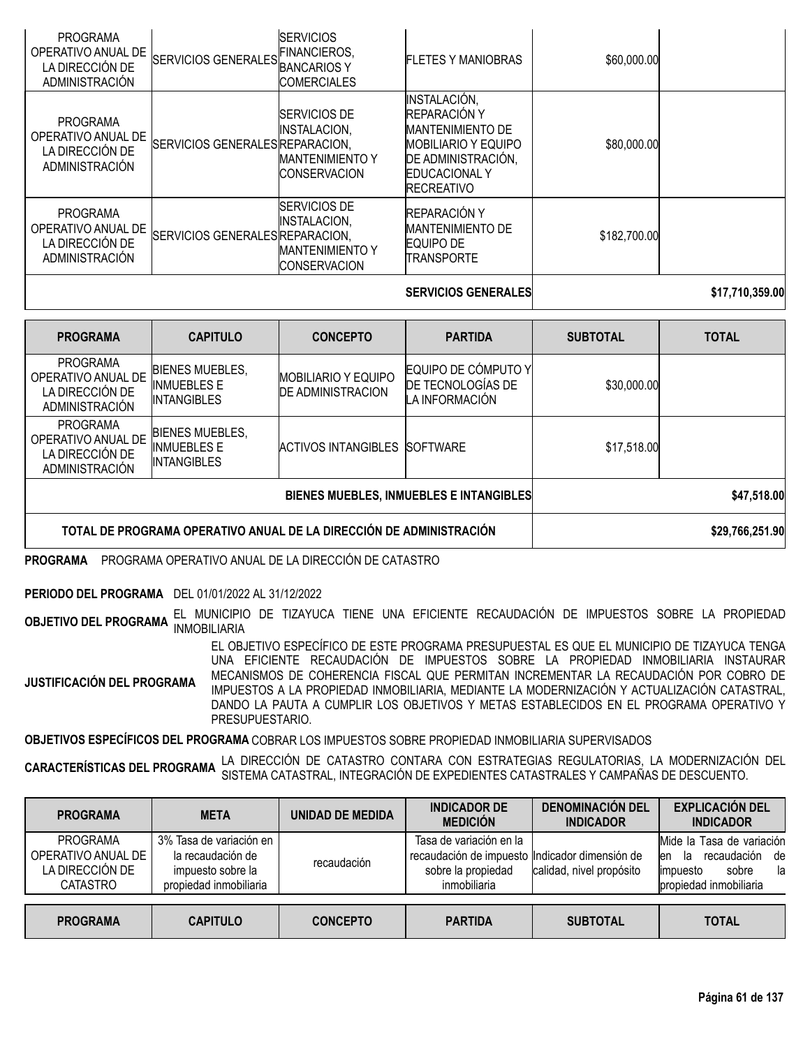| PROGRAMA | CAPITULO | CONCEPTO | PARTIDA | SUBTOTAL | TOTAL |
|---|---|---|---|---|---|
| PROGRAMA OPERATIVO ANUAL DE LA DIRECCIÓN DE ADMINISTRACIÓN | SERVICIOS GENERALES | SERVICIOS FINANCIEROS, BANCARIOS Y COMERCIALES | FLETES Y MANIOBRAS | $60,000.00 | |
| PROGRAMA OPERATIVO ANUAL DE LA DIRECCIÓN DE ADMINISTRACIÓN | SERVICIOS GENERALES | SERVICIOS DE INSTALACION, REPARACION, MANTENIMIENTO Y CONSERVACION | INSTALACIÓN, REPARACIÓN Y MANTENIMIENTO DE MOBILIARIO Y EQUIPO DE ADMINISTRACIÓN, EDUCACIONAL Y RECREATIVO | $80,000.00 | |
| PROGRAMA OPERATIVO ANUAL DE LA DIRECCIÓN DE ADMINISTRACIÓN | SERVICIOS GENERALES | SERVICIOS DE INSTALACION, REPARACION, MANTENIMIENTO Y CONSERVACION | REPARACIÓN Y MANTENIMIENTO DE EQUIPO DE TRANSPORTE | $182,700.00 | |
| | | | **SERVICIOS GENERALES** | | **$17,710,359.00** |

| PROGRAMA | CAPITULO | CONCEPTO | PARTIDA | SUBTOTAL | TOTAL |
|---|---|---|---|---|---|
| PROGRAMA OPERATIVO ANUAL DE LA DIRECCIÓN DE ADMINISTRACIÓN | BIENES MUEBLES, INMUEBLES E INTANGIBLES | MOBILIARIO Y EQUIPO DE ADMINISTRACION | EQUIPO DE CÓMPUTO Y DE TECNOLOGÍAS DE LA INFORMACIÓN | $30,000.00 | |
| PROGRAMA OPERATIVO ANUAL DE LA DIRECCIÓN DE ADMINISTRACIÓN | BIENES MUEBLES, INMUEBLES E INTANGIBLES | ACTIVOS INTANGIBLES | SOFTWARE | $17,518.00 | |
| | | | **BIENES MUEBLES, INMUEBLES E INTANGIBLES** | | **$47,518.00** |
| | | | **TOTAL DE PROGRAMA OPERATIVO ANUAL DE LA DIRECCIÓN DE ADMINISTRACIÓN** | | **$29,766,251.90** |

**PROGRAMA** PROGRAMA OPERATIVO ANUAL DE LA DIRECCIÓN DE CATASTRO

**PERIODO DEL PROGRAMA** DEL 01/01/2022 AL 31/12/2022

**OBJETIVO DEL PROGRAMA** EL MUNICIPIO DE TIZAYUCA TIENE UNA EFICIENTE RECAUDACIÓN DE IMPUESTOS SOBRE LA PROPIEDAD INMOBILIARIA

**JUSTIFICACIÓN DEL PROGRAMA** EL OBJETIVO ESPECÍFICO DE ESTE PROGRAMA PRESUPUESTAL ES QUE EL MUNICIPIO DE TIZAYUCA TENGA UNA EFICIENTE RECAUDACIÓN DE IMPUESTOS SOBRE LA PROPIEDAD INMOBILIARIA INSTAURAR MECANISMOS DE COHERENCIA FISCAL QUE PERMITAN INCREMENTAR LA RECAUDACIÓN POR COBRO DE IMPUESTOS A LA PROPIEDAD INMOBILIARIA, MEDIANTE LA MODERNIZACIÓN Y ACTUALIZACIÓN CATASTRAL, DANDO LA PAUTA A CUMPLIR LOS OBJETIVOS Y METAS ESTABLECIDOS EN EL PROGRAMA OPERATIVO Y PRESUPUESTARIO.

**OBJETIVOS ESPECÍFICOS DEL PROGRAMA** COBRAR LOS IMPUESTOS SOBRE PROPIEDAD INMOBILIARIA SUPERVISADOS

**CARACTERÍSTICAS DEL PROGRAMA** LA DIRECCIÓN DE CATASTRO CONTARA CON ESTRATEGIAS REGULATORIAS, LA MODERNIZACIÓN DEL SISTEMA CATASTRAL, INTEGRACIÓN DE EXPEDIENTES CATASTRALES Y CAMPAÑAS DE DESCUENTO.

| PROGRAMA | META | UNIDAD DE MEDIDA | INDICADOR DE MEDICIÓN | DENOMINACIÓN DEL INDICADOR | EXPLICACIÓN DEL INDICADOR |
|---|---|---|---|---|---|
| PROGRAMA OPERATIVO ANUAL DE LA DIRECCIÓN DE CATASTRO | 3% Tasa de variación en la recaudación de impuesto sobre la propiedad inmobiliaria | recaudación | Tasa de variación en la recaudación de impuesto sobre la propiedad inmobiliaria | Indicador dimensión de calidad, nivel propósito | Mide la Tasa de variación en la recaudación de impuesto sobre la propiedad inmobiliaria |

| PROGRAMA | CAPITULO | CONCEPTO | PARTIDA | SUBTOTAL | TOTAL |
|---|---|---|---|---|---|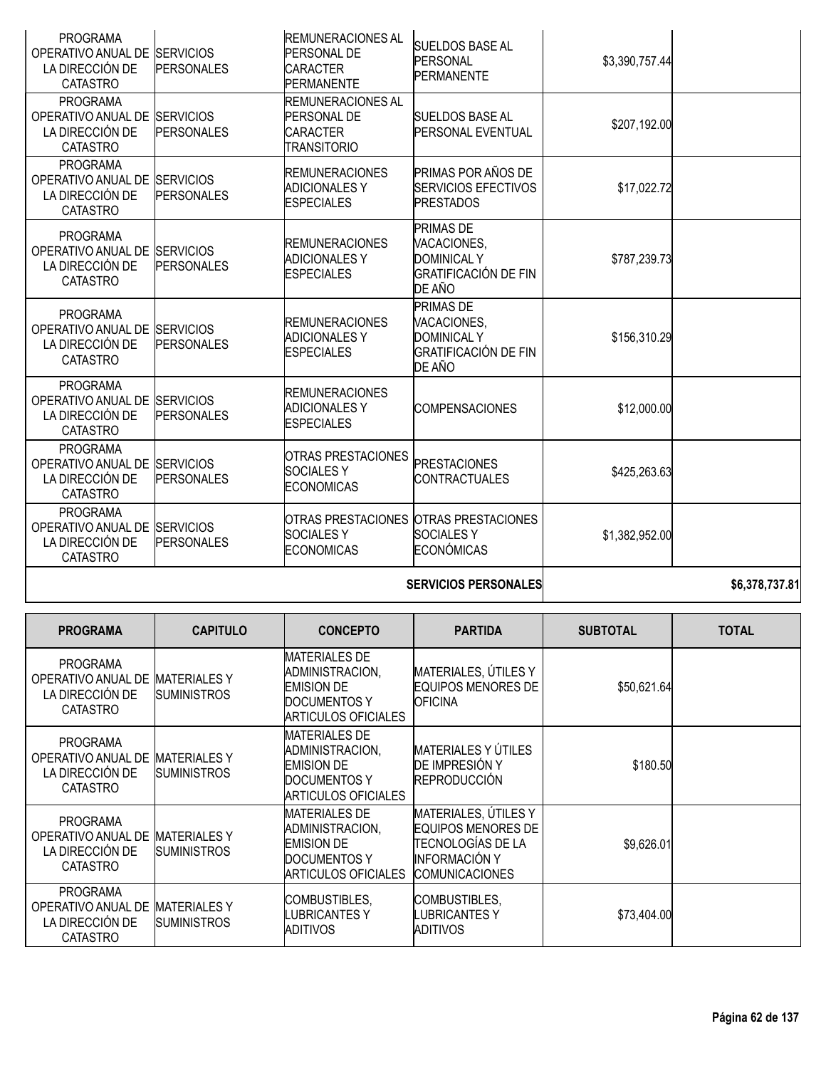| PROGRAMA | CAPITULO | CONCEPTO | PARTIDA | SUBTOTAL | TOTAL |
|---|---|---|---|---|---|
| PROGRAMA OPERATIVO ANUAL DE LA DIRECCIÓN DE CATASTRO | SERVICIOS PERSONALES | REMUNERACIONES AL PERSONAL DE CARACTER PERMANENTE | SUELDOS BASE AL PERSONAL PERMANENTE | $3,390,757.44 | |
| PROGRAMA OPERATIVO ANUAL DE LA DIRECCIÓN DE CATASTRO | SERVICIOS PERSONALES | REMUNERACIONES AL PERSONAL DE CARACTER TRANSITORIO | SUELDOS BASE AL PERSONAL EVENTUAL | $207,192.00 | |
| PROGRAMA OPERATIVO ANUAL DE LA DIRECCIÓN DE CATASTRO | SERVICIOS PERSONALES | REMUNERACIONES ADICIONALES Y ESPECIALES | PRIMAS POR AÑOS DE SERVICIOS EFECTIVOS PRESTADOS | $17,022.72 | |
| PROGRAMA OPERATIVO ANUAL DE LA DIRECCIÓN DE CATASTRO | SERVICIOS PERSONALES | REMUNERACIONES ADICIONALES Y ESPECIALES | PRIMAS DE VACACIONES, DOMINICAL Y GRATIFICACIÓN DE FIN DE AÑO | $787,239.73 | |
| PROGRAMA OPERATIVO ANUAL DE LA DIRECCIÓN DE CATASTRO | SERVICIOS PERSONALES | REMUNERACIONES ADICIONALES Y ESPECIALES | PRIMAS DE VACACIONES, DOMINICAL Y GRATIFICACIÓN DE FIN DE AÑO | $156,310.29 | |
| PROGRAMA OPERATIVO ANUAL DE LA DIRECCIÓN DE CATASTRO | SERVICIOS PERSONALES | REMUNERACIONES ADICIONALES Y ESPECIALES | COMPENSACIONES | $12,000.00 | |
| PROGRAMA OPERATIVO ANUAL DE LA DIRECCIÓN DE CATASTRO | SERVICIOS PERSONALES | OTRAS PRESTACIONES SOCIALES Y ECONOMICAS | PRESTACIONES CONTRACTUALES | $425,263.63 | |
| PROGRAMA OPERATIVO ANUAL DE LA DIRECCIÓN DE CATASTRO | SERVICIOS PERSONALES | OTRAS PRESTACIONES SOCIALES Y ECONOMICAS | OTRAS PRESTACIONES SOCIALES Y ECONÓMICAS | $1,382,952.00 | |
| | | | **SERVICIOS PERSONALES** | | **$6,378,737.81** |

| PROGRAMA | CAPITULO | CONCEPTO | PARTIDA | SUBTOTAL | TOTAL |
|---|---|---|---|---|---|
| PROGRAMA OPERATIVO ANUAL DE LA DIRECCIÓN DE CATASTRO | MATERIALES Y SUMINISTROS | MATERIALES DE ADMINISTRACION, EMISION DE DOCUMENTOS Y ARTICULOS OFICIALES | MATERIALES, ÚTILES Y EQUIPOS MENORES DE OFICINA | $50,621.64 | |
| PROGRAMA OPERATIVO ANUAL DE LA DIRECCIÓN DE CATASTRO | MATERIALES Y SUMINISTROS | MATERIALES DE ADMINISTRACION, EMISION DE DOCUMENTOS Y ARTICULOS OFICIALES | MATERIALES Y ÚTILES DE IMPRESIÓN Y REPRODUCCIÓN | $180.50 | |
| PROGRAMA OPERATIVO ANUAL DE LA DIRECCIÓN DE CATASTRO | MATERIALES Y SUMINISTROS | MATERIALES DE ADMINISTRACION, EMISION DE DOCUMENTOS Y ARTICULOS OFICIALES | MATERIALES, ÚTILES Y EQUIPOS MENORES DE TECNOLOGÍAS DE LA INFORMACIÓN Y COMUNICACIONES | $9,626.01 | |
| PROGRAMA OPERATIVO ANUAL DE LA DIRECCIÓN DE CATASTRO | MATERIALES Y SUMINISTROS | COMBUSTIBLES, LUBRICANTES Y ADITIVOS | COMBUSTIBLES, LUBRICANTES Y ADITIVOS | $73,404.00 | |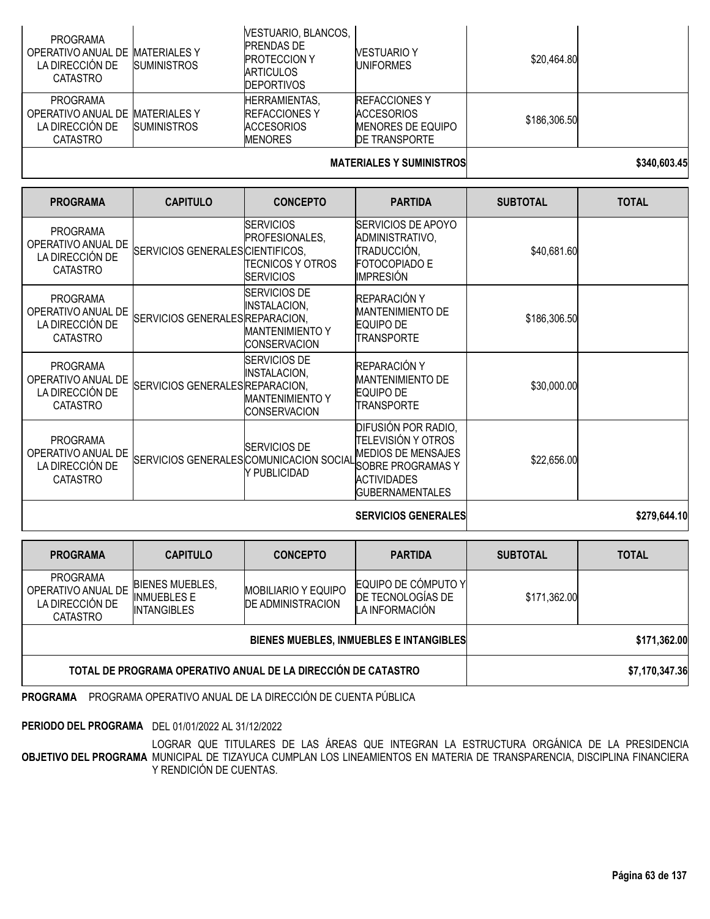| PROGRAMA | CAPITULO | CONCEPTO | PARTIDA | SUBTOTAL | TOTAL |
|---|---|---|---|---|---|
| PROGRAMA OPERATIVO ANUAL DE LA DIRECCIÓN DE CATASTRO | MATERIALES Y SUMINISTROS | VESTUARIO, BLANCOS, PRENDAS DE PROTECCION Y ARTICULOS DEPORTIVOS | VESTUARIO Y UNIFORMES | $20,464.80 | |
| PROGRAMA OPERATIVO ANUAL DE LA DIRECCIÓN DE CATASTRO | MATERIALES Y SUMINISTROS | HERRAMIENTAS, REFACCIONES Y ACCESORIOS MENORES | REFACCIONES Y ACCESORIOS MENORES DE EQUIPO DE TRANSPORTE | $186,306.50 | |
| | | | **MATERIALES Y SUMINISTROS** | | **$340,603.45** |

| PROGRAMA | CAPITULO | CONCEPTO | PARTIDA | SUBTOTAL | TOTAL |
|---|---|---|---|---|---|
| PROGRAMA OPERATIVO ANUAL DE LA DIRECCIÓN DE CATASTRO | SERVICIOS GENERALES | SERVICIOS PROFESIONALES, CIENTIFICOS, TECNICOS Y OTROS SERVICIOS | SERVICIOS DE APOYO ADMINISTRATIVO, TRADUCCIÓN, FOTOCOPIADO E IMPRESIÓN | $40,681.60 | |
| PROGRAMA OPERATIVO ANUAL DE LA DIRECCIÓN DE CATASTRO | SERVICIOS GENERALES | SERVICIOS DE INSTALACION, REPARACION, MANTENIMIENTO Y CONSERVACION | REPARACIÓN Y MANTENIMIENTO DE EQUIPO DE TRANSPORTE | $186,306.50 | |
| PROGRAMA OPERATIVO ANUAL DE LA DIRECCIÓN DE CATASTRO | SERVICIOS GENERALES | SERVICIOS DE INSTALACION, REPARACION, MANTENIMIENTO Y CONSERVACION | REPARACIÓN Y MANTENIMIENTO DE EQUIPO DE TRANSPORTE | $30,000.00 | |
| PROGRAMA OPERATIVO ANUAL DE LA DIRECCIÓN DE CATASTRO | SERVICIOS GENERALES | SERVICIOS DE COMUNICACION SOCIAL Y PUBLICIDAD | DIFUSIÓN POR RADIO, TELEVISIÓN Y OTROS MEDIOS DE MENSAJES SOBRE PROGRAMAS Y ACTIVIDADES GUBERNAMENTALES | $22,656.00 | |
| | | | **SERVICIOS GENERALES** | | **$279,644.10** |

| PROGRAMA | CAPITULO | CONCEPTO | PARTIDA | SUBTOTAL | TOTAL |
|---|---|---|---|---|---|
| PROGRAMA OPERATIVO ANUAL DE LA DIRECCIÓN DE CATASTRO | BIENES MUEBLES, INMUEBLES E INTANGIBLES | MOBILIARIO Y EQUIPO DE ADMINISTRACION | EQUIPO DE CÓMPUTO Y DE TECNOLOGÍAS DE LA INFORMACIÓN | $171,362.00 | |
| | | | **BIENES MUEBLES, INMUEBLES E INTANGIBLES** | | **$171,362.00** |
| | | | **TOTAL DE PROGRAMA OPERATIVO ANUAL DE LA DIRECCIÓN DE CATASTRO** | | **$7,170,347.36** |

**PROGRAMA** PROGRAMA OPERATIVO ANUAL DE LA DIRECCIÓN DE CUENTA PÚBLICA

**PERIODO DEL PROGRAMA** DEL 01/01/2022 AL 31/12/2022

**OBJETIVO DEL PROGRAMA** LOGRAR QUE TITULARES DE LAS ÁREAS QUE INTEGRAN LA ESTRUCTURA ORGÁNICA DE LA PRESIDENCIA MUNICIPAL DE TIZAYUCA CUMPLAN LOS LINEAMIENTOS EN MATERIA DE TRANSPARENCIA, DISCIPLINA FINANCIERA Y RENDICIÓN DE CUENTAS.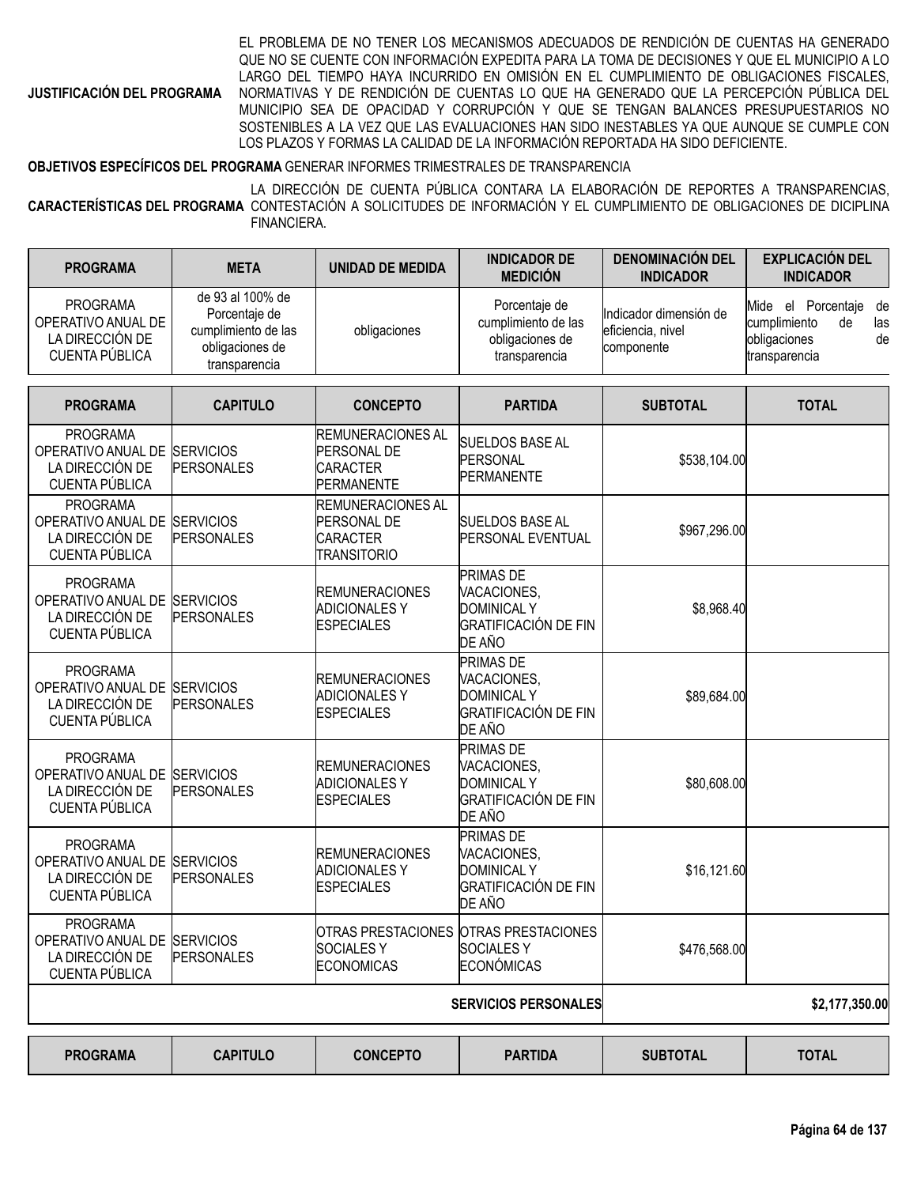**JUSTIFICACIÓN DEL PROGRAMA** EL PROBLEMA DE NO TENER LOS MECANISMOS ADECUADOS DE RENDICIÓN DE CUENTAS HA GENERADO QUE NO SE CUENTE CON INFORMACIÓN EXPEDITA PARA LA TOMA DE DECISIONES Y QUE EL MUNICIPIO A LO LARGO DEL TIEMPO HAYA INCURRIDO EN OMISIÓN EN EL CUMPLIMIENTO DE OBLIGACIONES FISCALES, NORMATIVAS Y DE RENDICIÓN DE CUENTAS LO QUE HA GENERADO QUE LA PERCEPCIÓN PÚBLICA DEL MUNICIPIO SEA DE OPACIDAD Y CORRUPCIÓN Y QUE SE TENGAN BALANCES PRESUPUESTARIOS NO SOSTENIBLES A LA VEZ QUE LAS EVALUACIONES HAN SIDO INESTABLES YA QUE AUNQUE SE CUMPLE CON LOS PLAZOS Y FORMAS LA CALIDAD DE LA INFORMACIÓN REPORTADA HA SIDO DEFICIENTE.

**OBJETIVOS ESPECÍFICOS DEL PROGRAMA** GENERAR INFORMES TRIMESTRALES DE TRANSPARENCIA

**CARACTERÍSTICAS DEL PROGRAMA** LA DIRECCIÓN DE CUENTA PÚBLICA CONTARA LA ELABORACIÓN DE REPORTES A TRANSPARENCIAS, CONTESTACIÓN A SOLICITUDES DE INFORMACIÓN Y EL CUMPLIMIENTO DE OBLIGACIONES DE DICIPLINA FINANCIERA.

| PROGRAMA | META | UNIDAD DE MEDIDA | INDICADOR DE MEDICIÓN | DENOMINACIÓN DEL INDICADOR | EXPLICACIÓN DEL INDICADOR |
|---|---|---|---|---|---|
| PROGRAMA OPERATIVO ANUAL DE LA DIRECCIÓN DE CUENTA PÚBLICA | de 93 al 100% de Porcentaje de cumplimiento de las obligaciones de transparencia | obligaciones | Porcentaje de cumplimiento de las obligaciones de transparencia | Indicador dimensión de eficiencia, nivel componente | Mide el Porcentaje de cumplimiento de las obligaciones de transparencia |

| PROGRAMA | CAPITULO | CONCEPTO | PARTIDA | SUBTOTAL | TOTAL |
|---|---|---|---|---|---|
| PROGRAMA OPERATIVO ANUAL DE LA DIRECCIÓN DE CUENTA PÚBLICA | SERVICIOS PERSONALES | REMUNERACIONES AL PERSONAL DE CARACTER PERMANENTE | SUELDOS BASE AL PERSONAL PERMANENTE | $538,104.00 | |
| PROGRAMA OPERATIVO ANUAL DE LA DIRECCIÓN DE CUENTA PÚBLICA | SERVICIOS PERSONALES | REMUNERACIONES AL PERSONAL DE CARACTER TRANSITORIO | SUELDOS BASE AL PERSONAL EVENTUAL | $967,296.00 | |
| PROGRAMA OPERATIVO ANUAL DE LA DIRECCIÓN DE CUENTA PÚBLICA | SERVICIOS PERSONALES | REMUNERACIONES ADICIONALES Y ESPECIALES | PRIMAS DE VACACIONES, DOMINICAL Y GRATIFICACIÓN DE FIN DE AÑO | $8,968.40 | |
| PROGRAMA OPERATIVO ANUAL DE LA DIRECCIÓN DE CUENTA PÚBLICA | SERVICIOS PERSONALES | REMUNERACIONES ADICIONALES Y ESPECIALES | PRIMAS DE VACACIONES, DOMINICAL Y GRATIFICACIÓN DE FIN DE AÑO | $89,684.00 | |
| PROGRAMA OPERATIVO ANUAL DE LA DIRECCIÓN DE CUENTA PÚBLICA | SERVICIOS PERSONALES | REMUNERACIONES ADICIONALES Y ESPECIALES | PRIMAS DE VACACIONES, DOMINICAL Y GRATIFICACIÓN DE FIN DE AÑO | $80,608.00 | |
| PROGRAMA OPERATIVO ANUAL DE LA DIRECCIÓN DE CUENTA PÚBLICA | SERVICIOS PERSONALES | REMUNERACIONES ADICIONALES Y ESPECIALES | PRIMAS DE VACACIONES, DOMINICAL Y GRATIFICACIÓN DE FIN DE AÑO | $16,121.60 | |
| PROGRAMA OPERATIVO ANUAL DE LA DIRECCIÓN DE CUENTA PÚBLICA | SERVICIOS PERSONALES | OTRAS PRESTACIONES SOCIALES Y ECONOMICAS | OTRAS PRESTACIONES SOCIALES Y ECONÓMICAS | $476,568.00 | |
| | | | **SERVICIOS PERSONALES** | | **$2,177,350.00** |

| PROGRAMA | CAPITULO | CONCEPTO | PARTIDA | SUBTOTAL | TOTAL |
|---|---|---|---|---|---|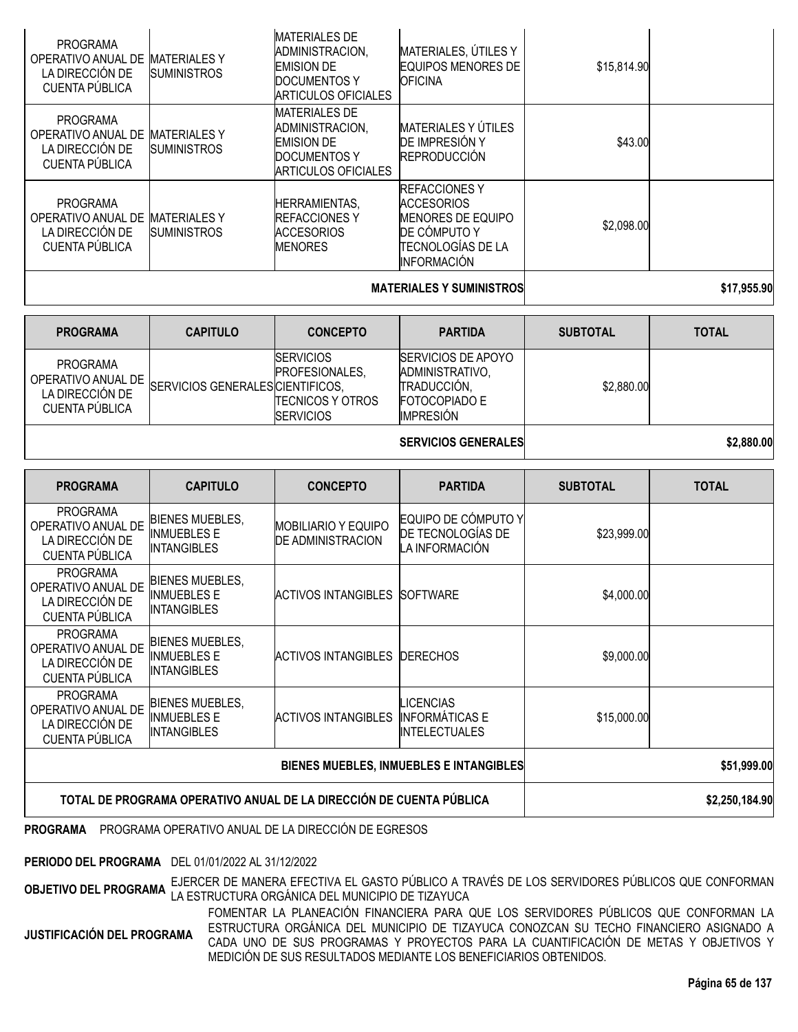| PROGRAMA | CAPITULO | CONCEPTO | PARTIDA | SUBTOTAL | TOTAL |
|---|---|---|---|---|---|
| PROGRAMA OPERATIVO ANUAL DE LA DIRECCIÓN DE CUENTA PÚBLICA | MATERIALES Y SUMINISTROS | MATERIALES DE ADMINISTRACION, EMISION DE DOCUMENTOS Y ARTICULOS OFICIALES | MATERIALES, ÚTILES Y EQUIPOS MENORES DE OFICINA | $15,814.90 | |
| PROGRAMA OPERATIVO ANUAL DE LA DIRECCIÓN DE CUENTA PÚBLICA | MATERIALES Y SUMINISTROS | MATERIALES DE ADMINISTRACION, EMISION DE DOCUMENTOS Y ARTICULOS OFICIALES | MATERIALES Y ÚTILES DE IMPRESIÓN Y REPRODUCCIÓN | $43.00 | |
| PROGRAMA OPERATIVO ANUAL DE LA DIRECCIÓN DE CUENTA PÚBLICA | MATERIALES Y SUMINISTROS | HERRAMIENTAS, REFACCIONES Y ACCESORIOS MENORES | REFACCIONES Y ACCESORIOS MENORES DE EQUIPO DE CÓMPUTO Y TECNOLOGÍAS DE LA INFORMACIÓN | $2,098.00 | |
| | | | **MATERIALES Y SUMINISTROS** | | **$17,955.90** |

| PROGRAMA | CAPITULO | CONCEPTO | PARTIDA | SUBTOTAL | TOTAL |
|---|---|---|---|---|---|
| PROGRAMA OPERATIVO ANUAL DE LA DIRECCIÓN DE CUENTA PÚBLICA | SERVICIOS GENERALES | SERVICIOS PROFESIONALES, CIENTIFICOS, TECNICOS Y OTROS SERVICIOS | SERVICIOS DE APOYO ADMINISTRATIVO, TRADUCCIÓN, FOTOCOPIADO E IMPRESIÓN | $2,880.00 | |
| | | | **SERVICIOS GENERALES** | | **$2,880.00** |

| PROGRAMA | CAPITULO | CONCEPTO | PARTIDA | SUBTOTAL | TOTAL |
|---|---|---|---|---|---|
| PROGRAMA OPERATIVO ANUAL DE LA DIRECCIÓN DE CUENTA PÚBLICA | BIENES MUEBLES, INMUEBLES E INTANGIBLES | MOBILIARIO Y EQUIPO DE ADMINISTRACION | EQUIPO DE CÓMPUTO Y DE TECNOLOGÍAS DE LA INFORMACIÓN | $23,999.00 | |
| PROGRAMA OPERATIVO ANUAL DE LA DIRECCIÓN DE CUENTA PÚBLICA | BIENES MUEBLES, INMUEBLES E INTANGIBLES | ACTIVOS INTANGIBLES | SOFTWARE | $4,000.00 | |
| PROGRAMA OPERATIVO ANUAL DE LA DIRECCIÓN DE CUENTA PÚBLICA | BIENES MUEBLES, INMUEBLES E INTANGIBLES | ACTIVOS INTANGIBLES | DERECHOS | $9,000.00 | |
| PROGRAMA OPERATIVO ANUAL DE LA DIRECCIÓN DE CUENTA PÚBLICA | BIENES MUEBLES, INMUEBLES E INTANGIBLES | ACTIVOS INTANGIBLES | LICENCIAS INFORMÁTICAS E INTELECTUALES | $15,000.00 | |
| | | | **BIENES MUEBLES, INMUEBLES E INTANGIBLES** | | **$51,999.00** |
| **TOTAL DE PROGRAMA OPERATIVO ANUAL DE LA DIRECCIÓN DE CUENTA PÚBLICA** | | | | | **$2,250,184.90** |

**PROGRAMA** PROGRAMA OPERATIVO ANUAL DE LA DIRECCIÓN DE EGRESOS

**PERIODO DEL PROGRAMA** DEL 01/01/2022 AL 31/12/2022

**OBJETIVO DEL PROGRAMA** EJERCER DE MANERA EFECTIVA EL GASTO PÚBLICO A TRAVÉS DE LOS SERVIDORES PÚBLICOS QUE CONFORMAN LA ESTRUCTURA ORGÁNICA DEL MUNICIPIO DE TIZAYUCA

**JUSTIFICACIÓN DEL PROGRAMA** FOMENTAR LA PLANEACIÓN FINANCIERA PARA QUE LOS SERVIDORES PÚBLICOS QUE CONFORMAN LA ESTRUCTURA ORGÁNICA DEL MUNICIPIO DE TIZAYUCA CONOZCAN SU TECHO FINANCIERO ASIGNADO A CADA UNO DE SUS PROGRAMAS Y PROYECTOS PARA LA CUANTIFICACIÓN DE METAS Y OBJETIVOS Y MEDICIÓN DE SUS RESULTADOS MEDIANTE LOS BENEFICIARIOS OBTENIDOS.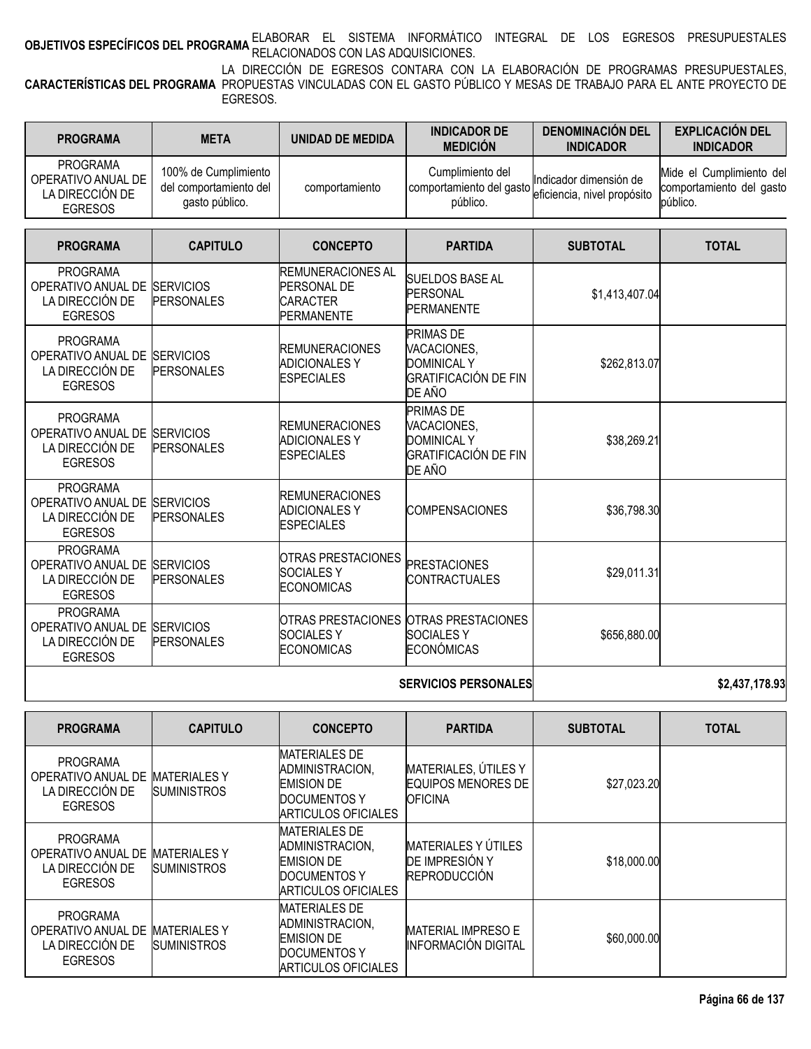**OBJETIVOS ESPECÍFICOS DEL PROGRAMA** ELABORAR EL SISTEMA INFORMÁTICO INTEGRAL DE LOS EGRESOS PRESUPUESTALES RELACIONADOS CON LAS ADQUISICIONES.

**CARACTERÍSTICAS DEL PROGRAMA** LA DIRECCIÓN DE EGRESOS CONTARA CON LA ELABORACIÓN DE PROGRAMAS PRESUPUESTALES, PROPUESTAS VINCULADAS CON EL GASTO PÚBLICO Y MESAS DE TRABAJO PARA EL ANTE PROYECTO DE EGRESOS.

| PROGRAMA | META | UNIDAD DE MEDIDA | INDICADOR DE MEDICIÓN | DENOMINACIÓN DEL INDICADOR | EXPLICACIÓN DEL INDICADOR |
|---|---|---|---|---|---|
| PROGRAMA OPERATIVO ANUAL DE LA DIRECCIÓN DE EGRESOS | 100% de Cumplimiento del comportamiento del gasto público. | comportamiento | Cumplimiento del comportamiento del gasto público. | Indicador dimensión de eficiencia, nivel propósito | Mide el Cumplimiento del comportamiento del gasto público. |

| PROGRAMA | CAPITULO | CONCEPTO | PARTIDA | SUBTOTAL | TOTAL |
|---|---|---|---|---|---|
| PROGRAMA OPERATIVO ANUAL DE LA DIRECCIÓN DE EGRESOS | SERVICIOS PERSONALES | REMUNERACIONES AL PERSONAL DE CARACTER PERMANENTE | SUELDOS BASE AL PERSONAL PERMANENTE | $1,413,407.04 | |
| PROGRAMA OPERATIVO ANUAL DE LA DIRECCIÓN DE EGRESOS | SERVICIOS PERSONALES | REMUNERACIONES ADICIONALES Y ESPECIALES | PRIMAS DE VACACIONES, DOMINICAL Y GRATIFICACIÓN DE FIN DE AÑO | $262,813.07 | |
| PROGRAMA OPERATIVO ANUAL DE LA DIRECCIÓN DE EGRESOS | SERVICIOS PERSONALES | REMUNERACIONES ADICIONALES Y ESPECIALES | PRIMAS DE VACACIONES, DOMINICAL Y GRATIFICACIÓN DE FIN DE AÑO | $38,269.21 | |
| PROGRAMA OPERATIVO ANUAL DE LA DIRECCIÓN DE EGRESOS | SERVICIOS PERSONALES | REMUNERACIONES ADICIONALES Y ESPECIALES | COMPENSACIONES | $36,798.30 | |
| PROGRAMA OPERATIVO ANUAL DE LA DIRECCIÓN DE EGRESOS | SERVICIOS PERSONALES | OTRAS PRESTACIONES SOCIALES Y ECONOMICAS | PRESTACIONES CONTRACTUALES | $29,011.31 | |
| PROGRAMA OPERATIVO ANUAL DE LA DIRECCIÓN DE EGRESOS | SERVICIOS PERSONALES | OTRAS PRESTACIONES SOCIALES Y ECONOMICAS | OTRAS PRESTACIONES SOCIALES Y ECONÓMICAS | $656,880.00 | |
| | | | **SERVICIOS PERSONALES** | | **$2,437,178.93** |

| PROGRAMA | CAPITULO | CONCEPTO | PARTIDA | SUBTOTAL | TOTAL |
|---|---|---|---|---|---|
| PROGRAMA OPERATIVO ANUAL DE LA DIRECCIÓN DE EGRESOS | MATERIALES Y SUMINISTROS | MATERIALES DE ADMINISTRACION, EMISION DE DOCUMENTOS Y ARTICULOS OFICIALES | MATERIALES, ÚTILES Y EQUIPOS MENORES DE OFICINA | $27,023.20 | |
| PROGRAMA OPERATIVO ANUAL DE LA DIRECCIÓN DE EGRESOS | MATERIALES Y SUMINISTROS | MATERIALES DE ADMINISTRACION, EMISION DE DOCUMENTOS Y ARTICULOS OFICIALES | MATERIALES Y ÚTILES DE IMPRESIÓN Y REPRODUCCIÓN | $18,000.00 | |
| PROGRAMA OPERATIVO ANUAL DE LA DIRECCIÓN DE EGRESOS | MATERIALES Y SUMINISTROS | MATERIALES DE ADMINISTRACION, EMISION DE DOCUMENTOS Y ARTICULOS OFICIALES | MATERIAL IMPRESO E INFORMACIÓN DIGITAL | $60,000.00 | |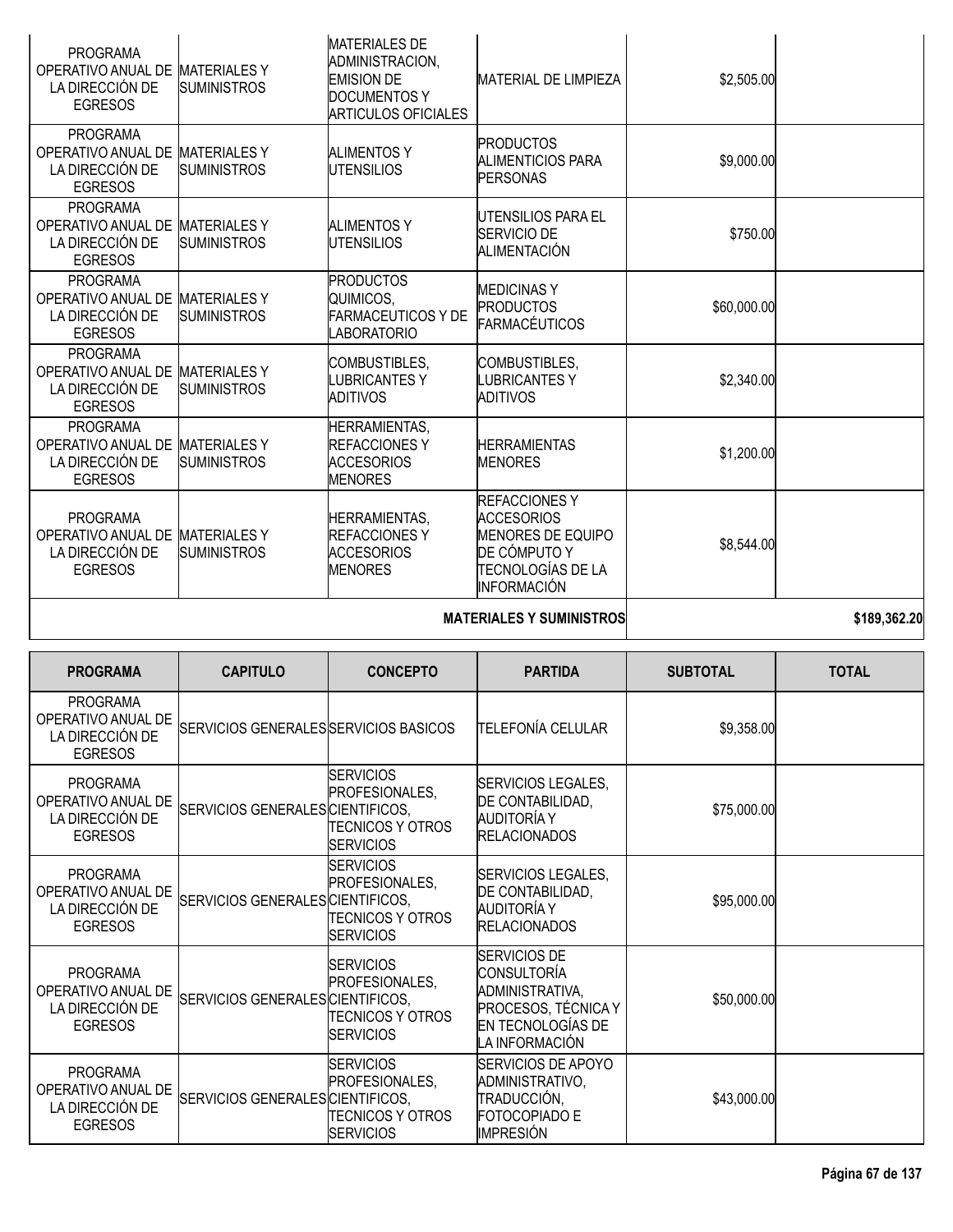| | | | | | |
|---|---|---|---|---|---|
| PROGRAMA OPERATIVO ANUAL DE LA DIRECCIÓN DE EGRESOS | MATERIALES Y SUMINISTROS | MATERIALES DE ADMINISTRACION, EMISION DE DOCUMENTOS Y ARTICULOS OFICIALES | MATERIAL DE LIMPIEZA | $2,505.00 | |
| PROGRAMA OPERATIVO ANUAL DE LA DIRECCIÓN DE EGRESOS | MATERIALES Y SUMINISTROS | ALIMENTOS Y UTENSILIOS | PRODUCTOS ALIMENTICIOS PARA PERSONAS | $9,000.00 | |
| PROGRAMA OPERATIVO ANUAL DE LA DIRECCIÓN DE EGRESOS | MATERIALES Y SUMINISTROS | ALIMENTOS Y UTENSILIOS | UTENSILIOS PARA EL SERVICIO DE ALIMENTACIÓN | $750.00 | |
| PROGRAMA OPERATIVO ANUAL DE LA DIRECCIÓN DE EGRESOS | MATERIALES Y SUMINISTROS | PRODUCTOS QUIMICOS, FARMACEUTICOS Y DE LABORATORIO | MEDICINAS Y PRODUCTOS FARMACÉUTICOS | $60,000.00 | |
| PROGRAMA OPERATIVO ANUAL DE LA DIRECCIÓN DE EGRESOS | MATERIALES Y SUMINISTROS | COMBUSTIBLES, LUBRICANTES Y ADITIVOS | COMBUSTIBLES, LUBRICANTES Y ADITIVOS | $2,340.00 | |
| PROGRAMA OPERATIVO ANUAL DE LA DIRECCIÓN DE EGRESOS | MATERIALES Y SUMINISTROS | HERRAMIENTAS, REFACCIONES Y ACCESORIOS MENORES | HERRAMIENTAS MENORES | $1,200.00 | |
| PROGRAMA OPERATIVO ANUAL DE LA DIRECCIÓN DE EGRESOS | MATERIALES Y SUMINISTROS | HERRAMIENTAS, REFACCIONES Y ACCESORIOS MENORES | REFACCIONES Y ACCESORIOS MENORES DE EQUIPO DE CÓMPUTO Y TECNOLOGÍAS DE LA INFORMACIÓN | $8,544.00 | |
| | | | **MATERIALES Y SUMINISTROS** | | **$189,362.20** |

| PROGRAMA | CAPITULO | CONCEPTO | PARTIDA | SUBTOTAL | TOTAL |
|---|---|---|---|---|---|
| PROGRAMA OPERATIVO ANUAL DE LA DIRECCIÓN DE EGRESOS | SERVICIOS GENERALES | SERVICIOS BASICOS | TELEFONÍA CELULAR | $9,358.00 | |
| PROGRAMA OPERATIVO ANUAL DE LA DIRECCIÓN DE EGRESOS | SERVICIOS GENERALES | SERVICIOS PROFESIONALES, CIENTIFICOS, TECNICOS Y OTROS SERVICIOS | SERVICIOS LEGALES, DE CONTABILIDAD, AUDITORÍA Y RELACIONADOS | $75,000.00 | |
| PROGRAMA OPERATIVO ANUAL DE LA DIRECCIÓN DE EGRESOS | SERVICIOS GENERALES | SERVICIOS PROFESIONALES, CIENTIFICOS, TECNICOS Y OTROS SERVICIOS | SERVICIOS LEGALES, DE CONTABILIDAD, AUDITORÍA Y RELACIONADOS | $95,000.00 | |
| PROGRAMA OPERATIVO ANUAL DE LA DIRECCIÓN DE EGRESOS | SERVICIOS GENERALES | SERVICIOS PROFESIONALES, CIENTIFICOS, TECNICOS Y OTROS SERVICIOS | SERVICIOS DE CONSULTORÍA ADMINISTRATIVA, PROCESOS, TÉCNICA Y EN TECNOLOGÍAS DE LA INFORMACIÓN | $50,000.00 | |
| PROGRAMA OPERATIVO ANUAL DE LA DIRECCIÓN DE EGRESOS | SERVICIOS GENERALES | SERVICIOS PROFESIONALES, CIENTIFICOS, TECNICOS Y OTROS SERVICIOS | SERVICIOS DE APOYO ADMINISTRATIVO, TRADUCCIÓN, FOTOCOPIADO E IMPRESIÓN | $43,000.00 | |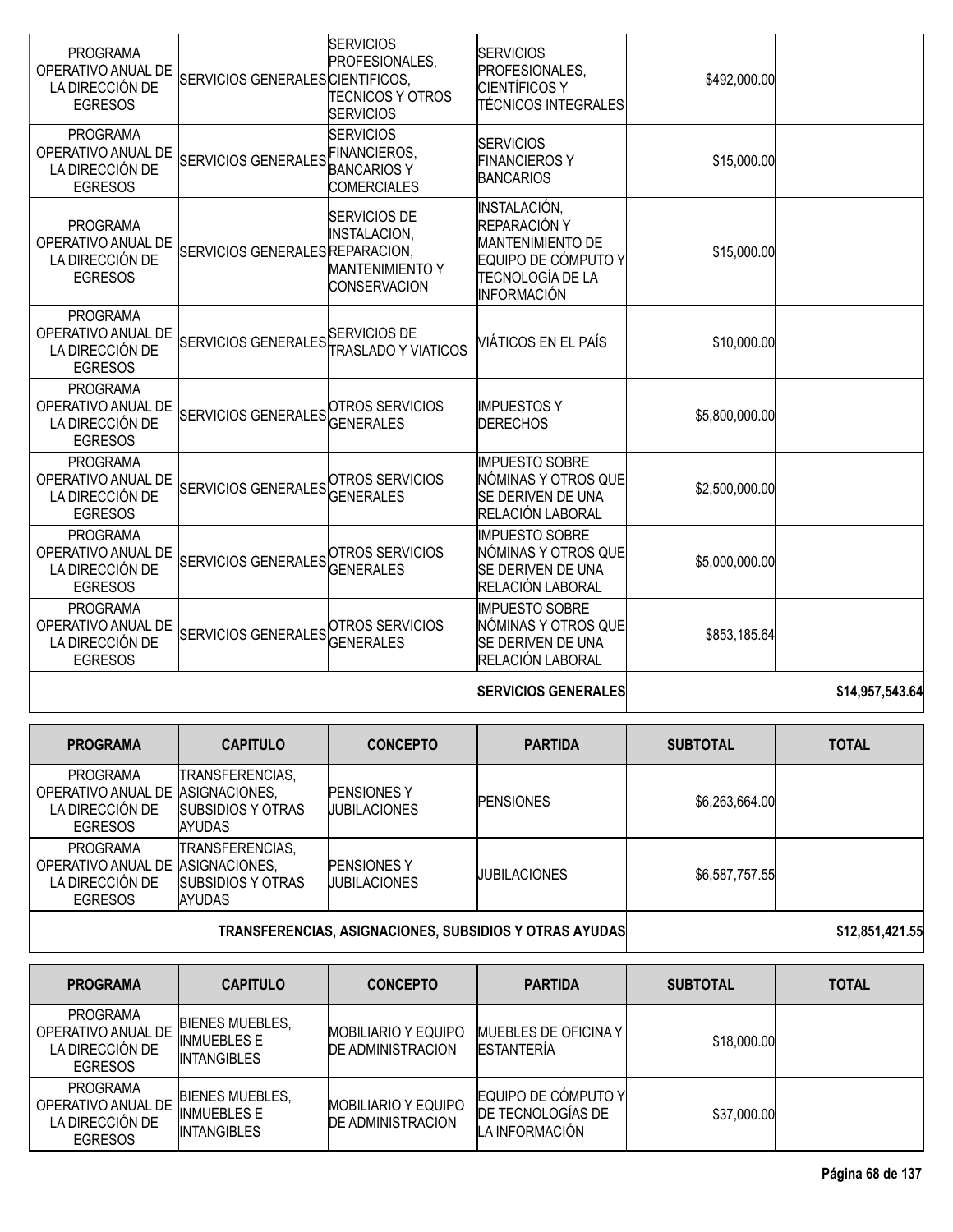| PROGRAMA | CAPITULO | CONCEPTO | PARTIDA | SUBTOTAL | TOTAL |
|---|---|---|---|---|---|
| PROGRAMA OPERATIVO ANUAL DE LA DIRECCIÓN DE EGRESOS | SERVICIOS GENERALES | SERVICIOS PROFESIONALES, CIENTIFICOS, TECNICOS Y OTROS SERVICIOS | SERVICIOS PROFESIONALES, CIENTÍFICOS Y TÉCNICOS INTEGRALES | $492,000.00 | |
| PROGRAMA OPERATIVO ANUAL DE LA DIRECCIÓN DE EGRESOS | SERVICIOS GENERALES | SERVICIOS FINANCIEROS, BANCARIOS Y COMERCIALES | SERVICIOS FINANCIEROS Y BANCARIOS | $15,000.00 | |
| PROGRAMA OPERATIVO ANUAL DE LA DIRECCIÓN DE EGRESOS | SERVICIOS GENERALES | SERVICIOS DE INSTALACION, REPARACION, MANTENIMIENTO Y CONSERVACION | INSTALACIÓN, REPARACIÓN Y MANTENIMIENTO DE EQUIPO DE CÓMPUTO Y TECNOLOGÍA DE LA INFORMACIÓN | $15,000.00 | |
| PROGRAMA OPERATIVO ANUAL DE LA DIRECCIÓN DE EGRESOS | SERVICIOS GENERALES | SERVICIOS DE TRASLADO Y VIATICOS | VIÁTICOS EN EL PAÍS | $10,000.00 | |
| PROGRAMA OPERATIVO ANUAL DE LA DIRECCIÓN DE EGRESOS | SERVICIOS GENERALES | OTROS SERVICIOS GENERALES | IMPUESTOS Y DERECHOS | $5,800,000.00 | |
| PROGRAMA OPERATIVO ANUAL DE LA DIRECCIÓN DE EGRESOS | SERVICIOS GENERALES | OTROS SERVICIOS GENERALES | IMPUESTO SOBRE NÓMINAS Y OTROS QUE SE DERIVEN DE UNA RELACIÓN LABORAL | $2,500,000.00 | |
| PROGRAMA OPERATIVO ANUAL DE LA DIRECCIÓN DE EGRESOS | SERVICIOS GENERALES | OTROS SERVICIOS GENERALES | IMPUESTO SOBRE NÓMINAS Y OTROS QUE SE DERIVEN DE UNA RELACIÓN LABORAL | $5,000,000.00 | |
| PROGRAMA OPERATIVO ANUAL DE LA DIRECCIÓN DE EGRESOS | SERVICIOS GENERALES | OTROS SERVICIOS GENERALES | IMPUESTO SOBRE NÓMINAS Y OTROS QUE SE DERIVEN DE UNA RELACIÓN LABORAL | $853,185.64 | |
| | | | **SERVICIOS GENERALES** | | **$14,957,543.64** |

| PROGRAMA | CAPITULO | CONCEPTO | PARTIDA | SUBTOTAL | TOTAL |
|---|---|---|---|---|---|
| PROGRAMA OPERATIVO ANUAL DE LA DIRECCIÓN DE EGRESOS | TRANSFERENCIAS, ASIGNACIONES, SUBSIDIOS Y OTRAS AYUDAS | PENSIONES Y JUBILACIONES | PENSIONES | $6,263,664.00 | |
| PROGRAMA OPERATIVO ANUAL DE LA DIRECCIÓN DE EGRESOS | TRANSFERENCIAS, ASIGNACIONES, SUBSIDIOS Y OTRAS AYUDAS | PENSIONES Y JUBILACIONES | JUBILACIONES | $6,587,757.55 | |
| | | | **TRANSFERENCIAS, ASIGNACIONES, SUBSIDIOS Y OTRAS AYUDAS** | | **$12,851,421.55** |

| PROGRAMA | CAPITULO | CONCEPTO | PARTIDA | SUBTOTAL | TOTAL |
|---|---|---|---|---|---|
| PROGRAMA OPERATIVO ANUAL DE LA DIRECCIÓN DE EGRESOS | BIENES MUEBLES, INMUEBLES E INTANGIBLES | MOBILIARIO Y EQUIPO DE ADMINISTRACION | MUEBLES DE OFICINA Y ESTANTERÍA | $18,000.00 | |
| PROGRAMA OPERATIVO ANUAL DE LA DIRECCIÓN DE EGRESOS | BIENES MUEBLES, INMUEBLES E INTANGIBLES | MOBILIARIO Y EQUIPO DE ADMINISTRACION | EQUIPO DE CÓMPUTO Y DE TECNOLOGÍAS DE LA INFORMACIÓN | $37,000.00 | |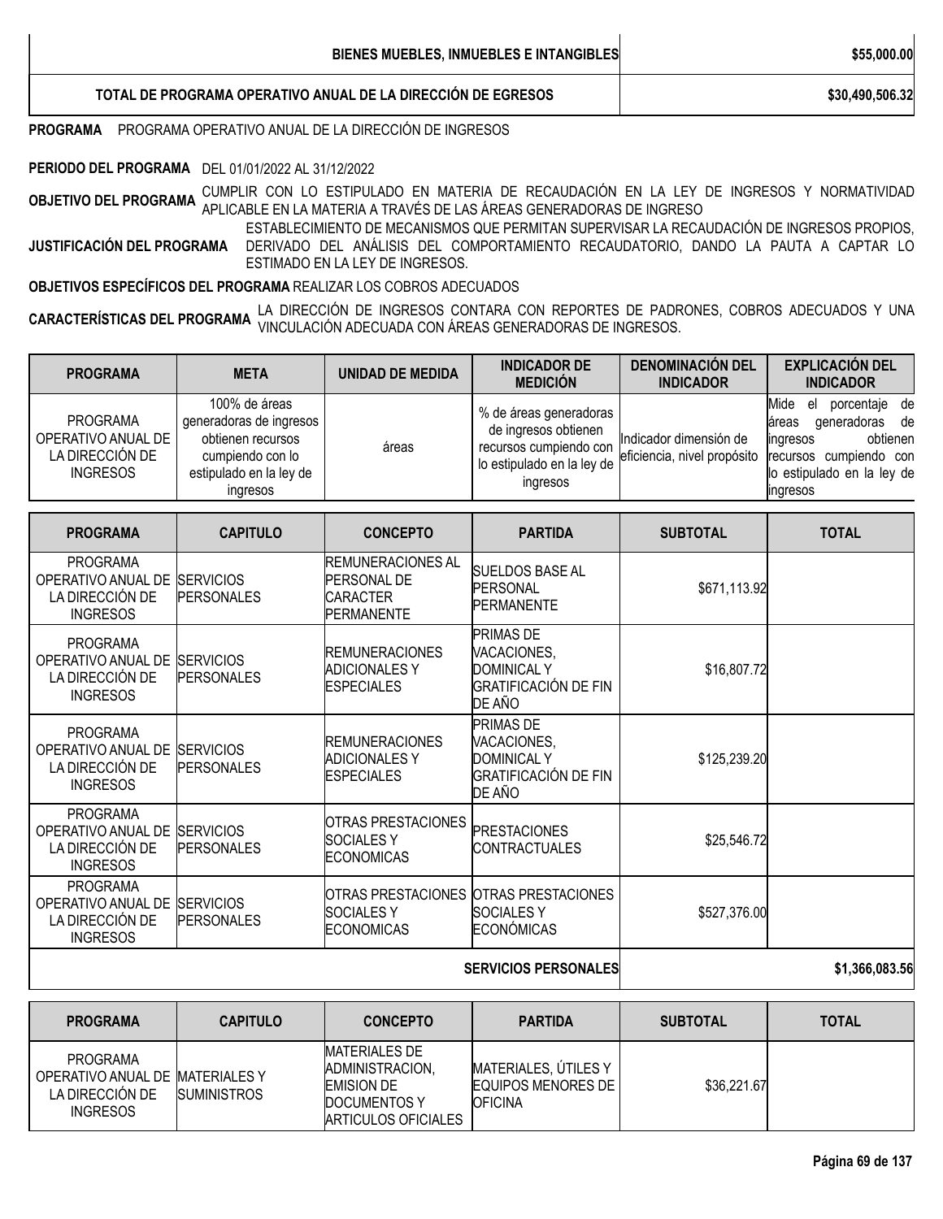| | |
|---|---|
| **BIENES MUEBLES, INMUEBLES E INTANGIBLES** | **$55,000.00** |
| **TOTAL DE PROGRAMA OPERATIVO ANUAL DE LA DIRECCIÓN DE EGRESOS** | **$30,490,506.32** |

**PROGRAMA** PROGRAMA OPERATIVO ANUAL DE LA DIRECCIÓN DE INGRESOS

**PERIODO DEL PROGRAMA** DEL 01/01/2022 AL 31/12/2022

**OBJETIVO DEL PROGRAMA** CUMPLIR CON LO ESTIPULADO EN MATERIA DE RECAUDACIÓN EN LA LEY DE INGRESOS Y NORMATIVIDAD APLICABLE EN LA MATERIA A TRAVÉS DE LAS ÁREAS GENERADORAS DE INGRESO

**JUSTIFICACIÓN DEL PROGRAMA** ESTABLECIMIENTO DE MECANISMOS QUE PERMITAN SUPERVISAR LA RECAUDACIÓN DE INGRESOS PROPIOS, DERIVADO DEL ANÁLISIS DEL COMPORTAMIENTO RECAUDATORIO, DANDO LA PAUTA A CAPTAR LO ESTIMADO EN LA LEY DE INGRESOS.

**OBJETIVOS ESPECÍFICOS DEL PROGRAMA** REALIZAR LOS COBROS ADECUADOS

**CARACTERÍSTICAS DEL PROGRAMA** LA DIRECCIÓN DE INGRESOS CONTARA CON REPORTES DE PADRONES, COBROS ADECUADOS Y UNA VINCULACIÓN ADECUADA CON ÁREAS GENERADORAS DE INGRESOS.

| PROGRAMA | META | UNIDAD DE MEDIDA | INDICADOR DE MEDICIÓN | DENOMINACIÓN DEL INDICADOR | EXPLICACIÓN DEL INDICADOR |
|---|---|---|---|---|---|
| PROGRAMA OPERATIVO ANUAL DE LA DIRECCIÓN DE INGRESOS | 100% de áreas generadoras de ingresos obtienen recursos cumpiendo con lo estipulado en la ley de ingresos | áreas | % de áreas generadoras de ingresos obtienen recursos cumpiendo con lo estipulado en la ley de ingresos | Indicador dimensión de eficiencia, nivel propósito | Mide el porcentaje de áreas generadoras de ingresos obtienen recursos cumpiendo con lo estipulado en la ley de ingresos |

| PROGRAMA | CAPITULO | CONCEPTO | PARTIDA | SUBTOTAL | TOTAL |
|---|---|---|---|---|---|
| PROGRAMA OPERATIVO ANUAL DE LA DIRECCIÓN DE INGRESOS | SERVICIOS PERSONALES | REMUNERACIONES AL PERSONAL DE CARACTER PERMANENTE | SUELDOS BASE AL PERSONAL PERMANENTE | $671,113.92 | |
| PROGRAMA OPERATIVO ANUAL DE LA DIRECCIÓN DE INGRESOS | SERVICIOS PERSONALES | REMUNERACIONES ADICIONALES Y ESPECIALES | PRIMAS DE VACACIONES, DOMINICAL Y GRATIFICACIÓN DE FIN DE AÑO | $16,807.72 | |
| PROGRAMA OPERATIVO ANUAL DE LA DIRECCIÓN DE INGRESOS | SERVICIOS PERSONALES | REMUNERACIONES ADICIONALES Y ESPECIALES | PRIMAS DE VACACIONES, DOMINICAL Y GRATIFICACIÓN DE FIN DE AÑO | $125,239.20 | |
| PROGRAMA OPERATIVO ANUAL DE LA DIRECCIÓN DE INGRESOS | SERVICIOS PERSONALES | OTRAS PRESTACIONES SOCIALES Y ECONOMICAS | PRESTACIONES CONTRACTUALES | $25,546.72 | |
| PROGRAMA OPERATIVO ANUAL DE LA DIRECCIÓN DE INGRESOS | SERVICIOS PERSONALES | OTRAS PRESTACIONES SOCIALES Y ECONOMICAS | OTRAS PRESTACIONES SOCIALES Y ECONÓMICAS | $527,376.00 | |
| | | | **SERVICIOS PERSONALES** | | **$1,366,083.56** |

| PROGRAMA | CAPITULO | CONCEPTO | PARTIDA | SUBTOTAL | TOTAL |
|---|---|---|---|---|---|
| PROGRAMA OPERATIVO ANUAL DE LA DIRECCIÓN DE INGRESOS | MATERIALES Y SUMINISTROS | MATERIALES DE ADMINISTRACION, EMISION DE DOCUMENTOS Y ARTICULOS OFICIALES | MATERIALES, ÚTILES Y EQUIPOS MENORES DE OFICINA | $36,221.67 | |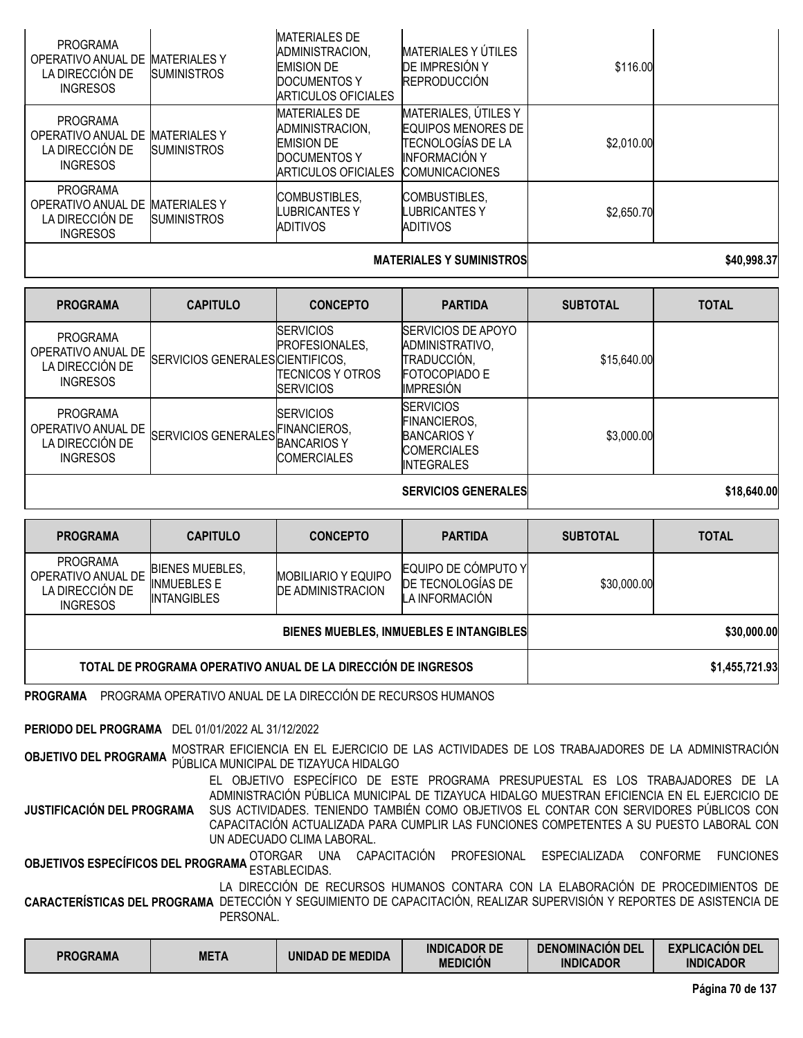| PROGRAMA | CAPITULO | CONCEPTO | PARTIDA | SUBTOTAL | TOTAL |
|---|---|---|---|---|---|
| PROGRAMA OPERATIVO ANUAL DE LA DIRECCIÓN DE INGRESOS | MATERIALES Y SUMINISTROS | MATERIALES DE ADMINISTRACION, EMISION DE DOCUMENTOS Y ARTICULOS OFICIALES | MATERIALES Y ÚTILES DE IMPRESIÓN Y REPRODUCCIÓN | $116.00 | |
| PROGRAMA OPERATIVO ANUAL DE LA DIRECCIÓN DE INGRESOS | MATERIALES Y SUMINISTROS | MATERIALES DE ADMINISTRACION, EMISION DE DOCUMENTOS Y ARTICULOS OFICIALES | MATERIALES, ÚTILES Y EQUIPOS MENORES DE TECNOLOGÍAS DE LA INFORMACIÓN Y COMUNICACIONES | $2,010.00 | |
| PROGRAMA OPERATIVO ANUAL DE LA DIRECCIÓN DE INGRESOS | MATERIALES Y SUMINISTROS | COMBUSTIBLES, LUBRICANTES Y ADITIVOS | COMBUSTIBLES, LUBRICANTES Y ADITIVOS | $2,650.70 | |
| | | | **MATERIALES Y SUMINISTROS** | | **$40,998.37** |

| PROGRAMA | CAPITULO | CONCEPTO | PARTIDA | SUBTOTAL | TOTAL |
|---|---|---|---|---|---|
| PROGRAMA OPERATIVO ANUAL DE LA DIRECCIÓN DE INGRESOS | SERVICIOS GENERALES | SERVICIOS PROFESIONALES, CIENTIFICOS, TECNICOS Y OTROS SERVICIOS | SERVICIOS DE APOYO ADMINISTRATIVO, TRADUCCIÓN, FOTOCOPIADO E IMPRESIÓN | $15,640.00 | |
| PROGRAMA OPERATIVO ANUAL DE LA DIRECCIÓN DE INGRESOS | SERVICIOS GENERALES | SERVICIOS FINANCIEROS, BANCARIOS Y COMERCIALES | SERVICIOS FINANCIEROS, BANCARIOS Y COMERCIALES INTEGRALES | $3,000.00 | |
| | | | **SERVICIOS GENERALES** | | **$18,640.00** |

| PROGRAMA | CAPITULO | CONCEPTO | PARTIDA | SUBTOTAL | TOTAL |
|---|---|---|---|---|---|
| PROGRAMA OPERATIVO ANUAL DE LA DIRECCIÓN DE INGRESOS | BIENES MUEBLES, INMUEBLES E INTANGIBLES | MOBILIARIO Y EQUIPO DE ADMINISTRACION | EQUIPO DE CÓMPUTO Y DE TECNOLOGÍAS DE LA INFORMACIÓN | $30,000.00 | |
| | | | **BIENES MUEBLES, INMUEBLES E INTANGIBLES** | | **$30,000.00** |
| **TOTAL DE PROGRAMA OPERATIVO ANUAL DE LA DIRECCIÓN DE INGRESOS** | | | | | **$1,455,721.93** |

**PROGRAMA** PROGRAMA OPERATIVO ANUAL DE LA DIRECCIÓN DE RECURSOS HUMANOS

**PERIODO DEL PROGRAMA** DEL 01/01/2022 AL 31/12/2022

**OBJETIVO DEL PROGRAMA** MOSTRAR EFICIENCIA EN EL EJERCICIO DE LAS ACTIVIDADES DE LOS TRABAJADORES DE LA ADMINISTRACIÓN PÚBLICA MUNICIPAL DE TIZAYUCA HIDALGO

**JUSTIFICACIÓN DEL PROGRAMA** EL OBJETIVO ESPECÍFICO DE ESTE PROGRAMA PRESUPUESTAL ES LOS TRABAJADORES DE LA ADMINISTRACIÓN PÚBLICA MUNICIPAL DE TIZAYUCA HIDALGO MUESTRAN EFICIENCIA EN EL EJERCICIO DE SUS ACTIVIDADES. TENIENDO TAMBIÉN COMO OBJETIVOS EL CONTAR CON SERVIDORES PÚBLICOS CON CAPACITACIÓN ACTUALIZADA PARA CUMPLIR LAS FUNCIONES COMPETENTES A SU PUESTO LABORAL CON UN ADECUADO CLIMA LABORAL.

**OBJETIVOS ESPECÍFICOS DEL PROGRAMA** OTORGAR UNA CAPACITACIÓN PROFESIONAL ESPECIALIZADA CONFORME FUNCIONES ESTABLECIDAS.

**CARACTERÍSTICAS DEL PROGRAMA** LA DIRECCIÓN DE RECURSOS HUMANOS CONTARA CON LA ELABORACIÓN DE PROCEDIMIENTOS DE DETECCIÓN Y SEGUIMIENTO DE CAPACITACIÓN, REALIZAR SUPERVISIÓN Y REPORTES DE ASISTENCIA DE PERSONAL.

| PROGRAMA | META | UNIDAD DE MEDIDA | INDICADOR DE MEDICIÓN | DENOMINACIÓN DEL INDICADOR | EXPLICACIÓN DEL INDICADOR |
|---|---|---|---|---|---|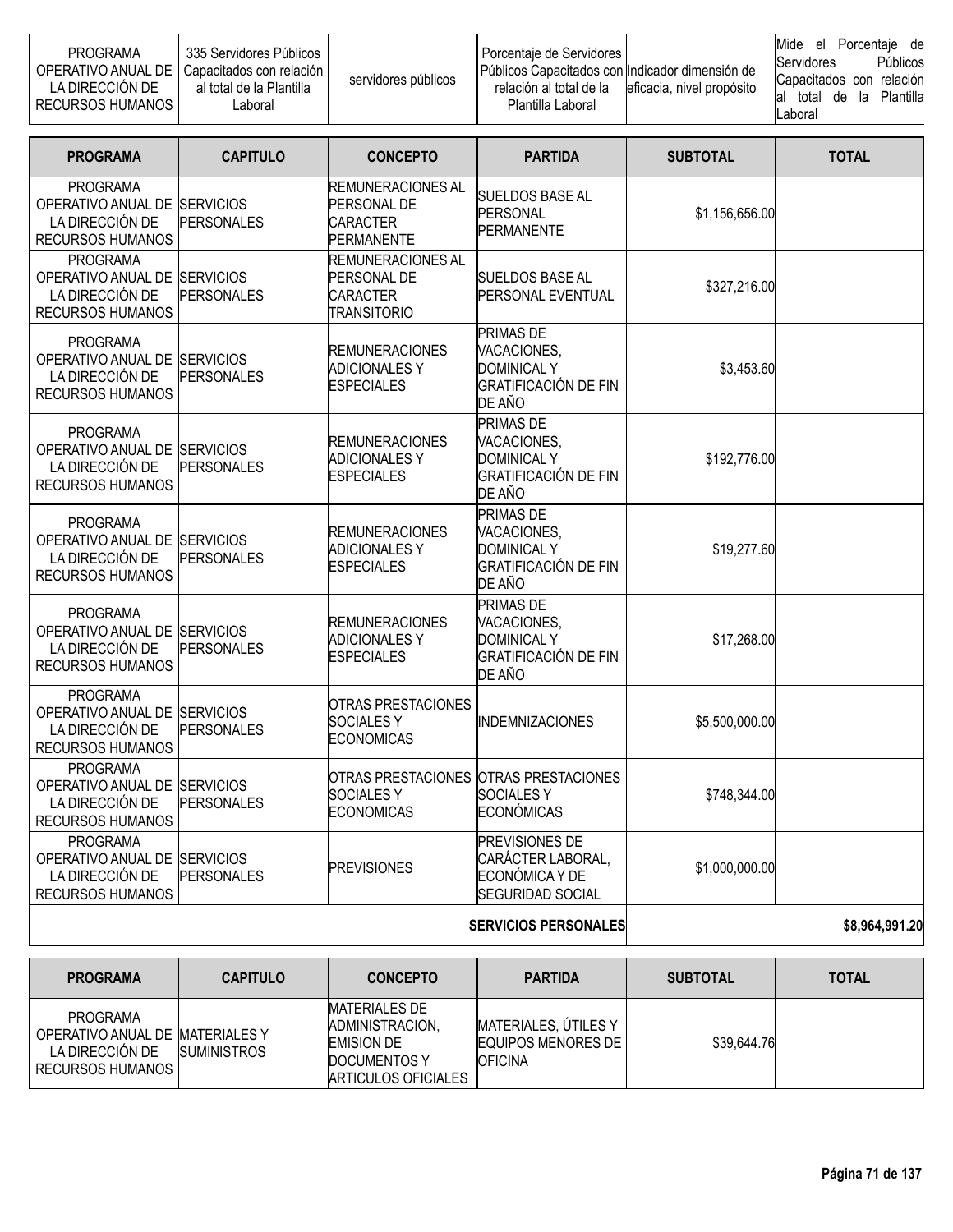| PROGRAMA OPERATIVO ANUAL DE LA DIRECCIÓN DE RECURSOS HUMANOS | 335 Servidores Públicos Capacitados con relación al total de la Plantilla Laboral | servidores públicos | Porcentaje de Servidores Públicos Capacitados con relación al total de la Plantilla Laboral | Indicador dimensión de eficacia, nivel propósito | Mide el Porcentaje de Servidores Públicos Capacitados con relación al total de la Plantilla Laboral |
|---|---|---|---|---|---|

| PROGRAMA | CAPITULO | CONCEPTO | PARTIDA | SUBTOTAL | TOTAL |
|---|---|---|---|---|---|
| PROGRAMA OPERATIVO ANUAL DE LA DIRECCIÓN DE RECURSOS HUMANOS | SERVICIOS PERSONALES | REMUNERACIONES AL PERSONAL DE CARACTER PERMANENTE | SUELDOS BASE AL PERSONAL PERMANENTE | $1,156,656.00 | |
| PROGRAMA OPERATIVO ANUAL DE LA DIRECCIÓN DE RECURSOS HUMANOS | SERVICIOS PERSONALES | REMUNERACIONES AL PERSONAL DE CARACTER TRANSITORIO | SUELDOS BASE AL PERSONAL EVENTUAL | $327,216.00 | |
| PROGRAMA OPERATIVO ANUAL DE LA DIRECCIÓN DE RECURSOS HUMANOS | SERVICIOS PERSONALES | REMUNERACIONES ADICIONALES Y ESPECIALES | PRIMAS DE VACACIONES, DOMINICAL Y GRATIFICACIÓN DE FIN DE AÑO | $3,453.60 | |
| PROGRAMA OPERATIVO ANUAL DE LA DIRECCIÓN DE RECURSOS HUMANOS | SERVICIOS PERSONALES | REMUNERACIONES ADICIONALES Y ESPECIALES | PRIMAS DE VACACIONES, DOMINICAL Y GRATIFICACIÓN DE FIN DE AÑO | $192,776.00 | |
| PROGRAMA OPERATIVO ANUAL DE LA DIRECCIÓN DE RECURSOS HUMANOS | SERVICIOS PERSONALES | REMUNERACIONES ADICIONALES Y ESPECIALES | PRIMAS DE VACACIONES, DOMINICAL Y GRATIFICACIÓN DE FIN DE AÑO | $19,277.60 | |
| PROGRAMA OPERATIVO ANUAL DE LA DIRECCIÓN DE RECURSOS HUMANOS | SERVICIOS PERSONALES | REMUNERACIONES ADICIONALES Y ESPECIALES | PRIMAS DE VACACIONES, DOMINICAL Y GRATIFICACIÓN DE FIN DE AÑO | $17,268.00 | |
| PROGRAMA OPERATIVO ANUAL DE LA DIRECCIÓN DE RECURSOS HUMANOS | SERVICIOS PERSONALES | OTRAS PRESTACIONES SOCIALES Y ECONOMICAS | INDEMNIZACIONES | $5,500,000.00 | |
| PROGRAMA OPERATIVO ANUAL DE LA DIRECCIÓN DE RECURSOS HUMANOS | SERVICIOS PERSONALES | OTRAS PRESTACIONES SOCIALES Y ECONOMICAS | OTRAS PRESTACIONES SOCIALES Y ECONÓMICAS | $748,344.00 | |
| PROGRAMA OPERATIVO ANUAL DE LA DIRECCIÓN DE RECURSOS HUMANOS | SERVICIOS PERSONALES | PREVISIONES | PREVISIONES DE CARÁCTER LABORAL, ECONÓMICA Y DE SEGURIDAD SOCIAL | $1,000,000.00 | |
| | | | **SERVICIOS PERSONALES** | | **$8,964,991.20** |

| PROGRAMA | CAPITULO | CONCEPTO | PARTIDA | SUBTOTAL | TOTAL |
|---|---|---|---|---|---|
| PROGRAMA OPERATIVO ANUAL DE LA DIRECCIÓN DE RECURSOS HUMANOS | MATERIALES Y SUMINISTROS | MATERIALES DE ADMINISTRACION, EMISION DE DOCUMENTOS Y ARTICULOS OFICIALES | MATERIALES, ÚTILES Y EQUIPOS MENORES DE OFICINA | $39,644.76 | |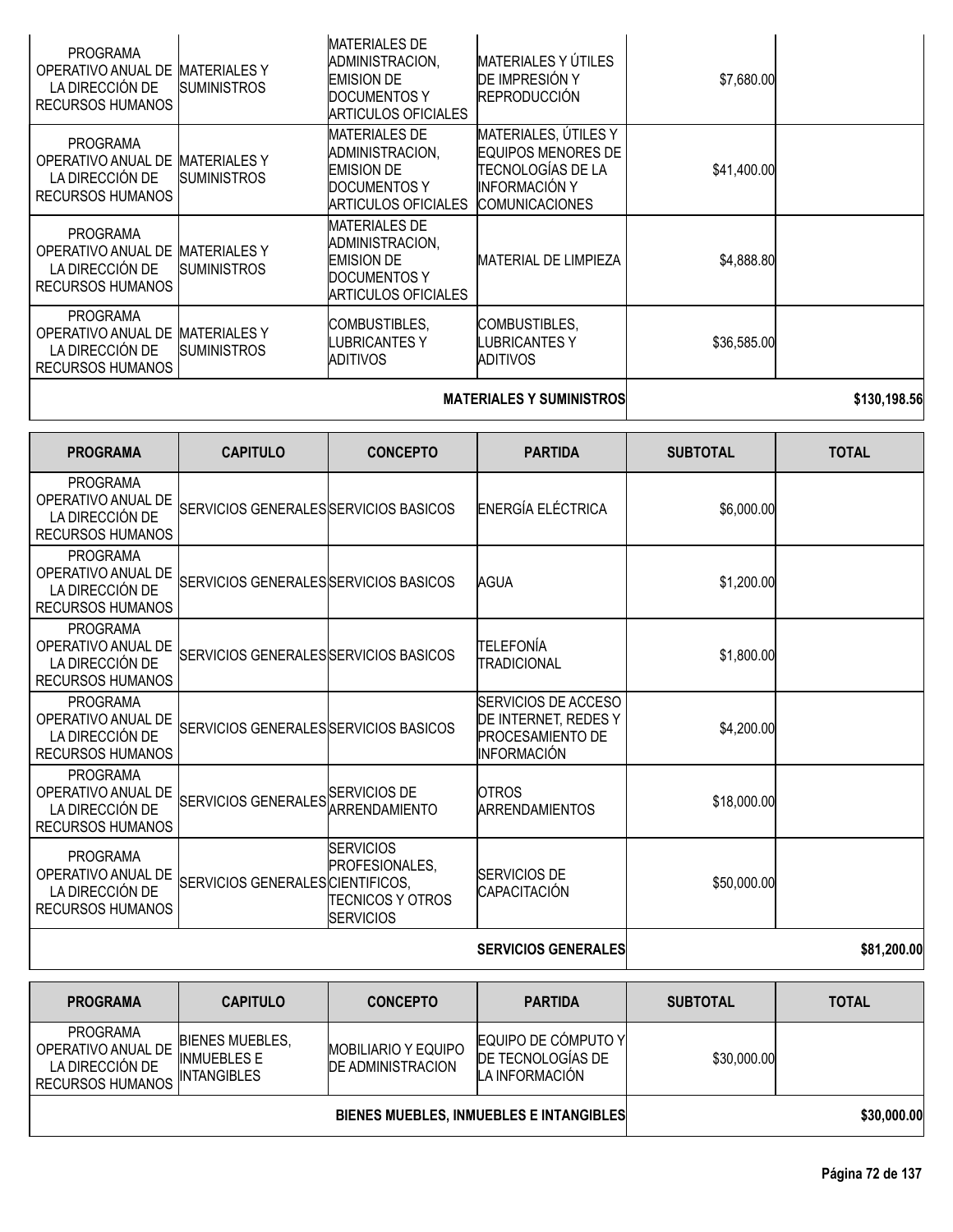| PROGRAMA | CAPITULO | CONCEPTO | PARTIDA | SUBTOTAL | TOTAL |
|---|---|---|---|---|---|
| PROGRAMA OPERATIVO ANUAL DE LA DIRECCIÓN DE RECURSOS HUMANOS | MATERIALES Y SUMINISTROS | MATERIALES DE ADMINISTRACION, EMISION DE DOCUMENTOS Y ARTICULOS OFICIALES | MATERIALES Y ÚTILES DE IMPRESIÓN Y REPRODUCCIÓN | $7,680.00 | |
| PROGRAMA OPERATIVO ANUAL DE LA DIRECCIÓN DE RECURSOS HUMANOS | MATERIALES Y SUMINISTROS | MATERIALES DE ADMINISTRACION, EMISION DE DOCUMENTOS Y ARTICULOS OFICIALES | MATERIALES, ÚTILES Y EQUIPOS MENORES DE TECNOLOGÍAS DE LA INFORMACIÓN Y COMUNICACIONES | $41,400.00 | |
| PROGRAMA OPERATIVO ANUAL DE LA DIRECCIÓN DE RECURSOS HUMANOS | MATERIALES Y SUMINISTROS | MATERIALES DE ADMINISTRACION, EMISION DE DOCUMENTOS Y ARTICULOS OFICIALES | MATERIAL DE LIMPIEZA | $4,888.80 | |
| PROGRAMA OPERATIVO ANUAL DE LA DIRECCIÓN DE RECURSOS HUMANOS | MATERIALES Y SUMINISTROS | COMBUSTIBLES, LUBRICANTES Y ADITIVOS | COMBUSTIBLES, LUBRICANTES Y ADITIVOS | $36,585.00 | |
| | | | **MATERIALES Y SUMINISTROS** | | **$130,198.56** |

| PROGRAMA | CAPITULO | CONCEPTO | PARTIDA | SUBTOTAL | TOTAL |
|---|---|---|---|---|---|
| PROGRAMA OPERATIVO ANUAL DE LA DIRECCIÓN DE RECURSOS HUMANOS | SERVICIOS GENERALES | SERVICIOS BASICOS | ENERGÍA ELÉCTRICA | $6,000.00 | |
| PROGRAMA OPERATIVO ANUAL DE LA DIRECCIÓN DE RECURSOS HUMANOS | SERVICIOS GENERALES | SERVICIOS BASICOS | AGUA | $1,200.00 | |
| PROGRAMA OPERATIVO ANUAL DE LA DIRECCIÓN DE RECURSOS HUMANOS | SERVICIOS GENERALES | SERVICIOS BASICOS | TELEFONÍA TRADICIONAL | $1,800.00 | |
| PROGRAMA OPERATIVO ANUAL DE LA DIRECCIÓN DE RECURSOS HUMANOS | SERVICIOS GENERALES | SERVICIOS BASICOS | SERVICIOS DE ACCESO DE INTERNET, REDES Y PROCESAMIENTO DE INFORMACIÓN | $4,200.00 | |
| PROGRAMA OPERATIVO ANUAL DE LA DIRECCIÓN DE RECURSOS HUMANOS | SERVICIOS GENERALES | SERVICIOS DE ARRENDAMIENTO | OTROS ARRENDAMIENTOS | $18,000.00 | |
| PROGRAMA OPERATIVO ANUAL DE LA DIRECCIÓN DE RECURSOS HUMANOS | SERVICIOS GENERALES | SERVICIOS PROFESIONALES, CIENTIFICOS, TECNICOS Y OTROS SERVICIOS | SERVICIOS DE CAPACITACIÓN | $50,000.00 | |
| | | | **SERVICIOS GENERALES** | | **$81,200.00** |

| PROGRAMA | CAPITULO | CONCEPTO | PARTIDA | SUBTOTAL | TOTAL |
|---|---|---|---|---|---|
| PROGRAMA OPERATIVO ANUAL DE LA DIRECCIÓN DE RECURSOS HUMANOS | BIENES MUEBLES, INMUEBLES E INTANGIBLES | MOBILIARIO Y EQUIPO DE ADMINISTRACION | EQUIPO DE CÓMPUTO Y DE TECNOLOGÍAS DE LA INFORMACIÓN | $30,000.00 | |
| | | | **BIENES MUEBLES, INMUEBLES E INTANGIBLES** | | **$30,000.00** |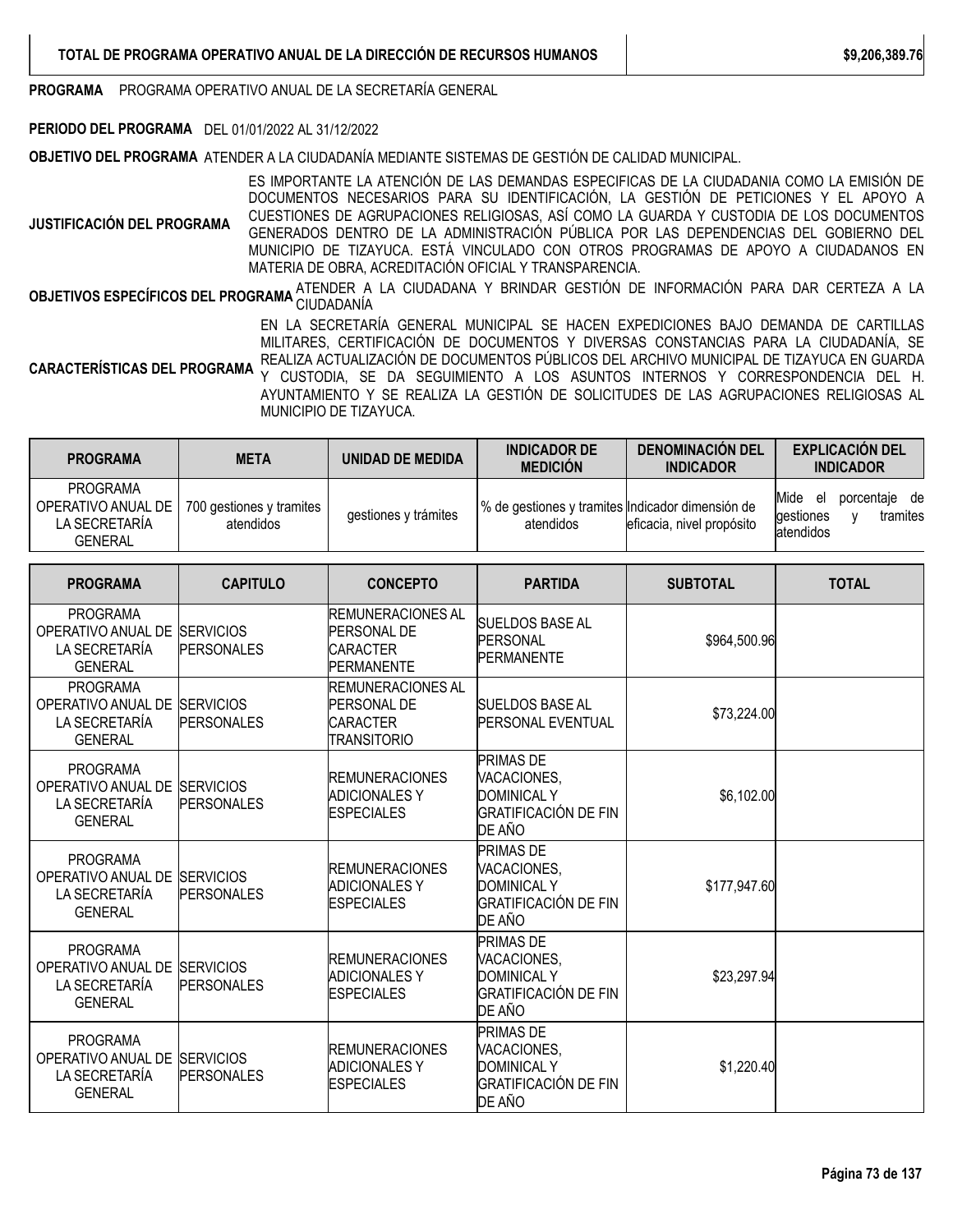| TOTAL DE PROGRAMA OPERATIVO ANUAL DE LA DIRECCIÓN DE RECURSOS HUMANOS | $9,206,389.76 |
|---|---|

**PROGRAMA** PROGRAMA OPERATIVO ANUAL DE LA SECRETARÍA GENERAL

**PERIODO DEL PROGRAMA** DEL 01/01/2022 AL 31/12/2022

**OBJETIVO DEL PROGRAMA** ATENDER A LA CIUDADANÍA MEDIANTE SISTEMAS DE GESTIÓN DE CALIDAD MUNICIPAL.

**JUSTIFICACIÓN DEL PROGRAMA** ES IMPORTANTE LA ATENCIÓN DE LAS DEMANDAS ESPECIFICAS DE LA CIUDADANIA COMO LA EMISIÓN DE DOCUMENTOS NECESARIOS PARA SU IDENTIFICACIÓN, LA GESTIÓN DE PETICIONES Y EL APOYO A CUESTIONES DE AGRUPACIONES RELIGIOSAS, ASÍ COMO LA GUARDA Y CUSTODIA DE LOS DOCUMENTOS GENERADOS DENTRO DE LA ADMINISTRACIÓN PÚBLICA POR LAS DEPENDENCIAS DEL GOBIERNO DEL MUNICIPIO DE TIZAYUCA. ESTÁ VINCULADO CON OTROS PROGRAMAS DE APOYO A CIUDADANOS EN MATERIA DE OBRA, ACREDITACIÓN OFICIAL Y TRANSPARENCIA.

**OBJETIVOS ESPECÍFICOS DEL PROGRAMA** ATENDER A LA CIUDADANA Y BRINDAR GESTIÓN DE INFORMACIÓN PARA DAR CERTEZA A LA CIUDADANÍA

**CARACTERÍSTICAS DEL PROGRAMA** EN LA SECRETARÍA GENERAL MUNICIPAL SE HACEN EXPEDICIONES BAJO DEMANDA DE CARTILLAS MILITARES, CERTIFICACIÓN DE DOCUMENTOS Y DIVERSAS CONSTANCIAS PARA LA CIUDADANÍA, SE REALIZA ACTUALIZACIÓN DE DOCUMENTOS PÚBLICOS DEL ARCHIVO MUNICIPAL DE TIZAYUCA EN GUARDA Y CUSTODIA, SE DA SEGUIMIENTO A LOS ASUNTOS INTERNOS Y CORRESPONDENCIA DEL H. AYUNTAMIENTO Y SE REALIZA LA GESTIÓN DE SOLICITUDES DE LAS AGRUPACIONES RELIGIOSAS AL MUNICIPIO DE TIZAYUCA.

| PROGRAMA | META | UNIDAD DE MEDIDA | INDICADOR DE MEDICIÓN | DENOMINACIÓN DEL INDICADOR | EXPLICACIÓN DEL INDICADOR |
|---|---|---|---|---|---|
| PROGRAMA OPERATIVO ANUAL DE LA SECRETARÍA GENERAL | 700 gestiones y tramites atendidos | gestiones y trámites | % de gestiones y tramites atendidos | Indicador dimensión de eficacia, nivel propósito | Mide el porcentaje de gestiones y tramites atendidos |

| PROGRAMA | CAPITULO | CONCEPTO | PARTIDA | SUBTOTAL | TOTAL |
|---|---|---|---|---|---|
| PROGRAMA OPERATIVO ANUAL DE LA SECRETARÍA GENERAL | SERVICIOS PERSONALES | REMUNERACIONES AL PERSONAL DE CARACTER PERMANENTE | SUELDOS BASE AL PERSONAL PERMANENTE | $964,500.96 | |
| PROGRAMA OPERATIVO ANUAL DE LA SECRETARÍA GENERAL | SERVICIOS PERSONALES | REMUNERACIONES AL PERSONAL DE CARACTER TRANSITORIO | SUELDOS BASE AL PERSONAL EVENTUAL | $73,224.00 | |
| PROGRAMA OPERATIVO ANUAL DE LA SECRETARÍA GENERAL | SERVICIOS PERSONALES | REMUNERACIONES ADICIONALES Y ESPECIALES | PRIMAS DE VACACIONES, DOMINICAL Y GRATIFICACIÓN DE FIN DE AÑO | $6,102.00 | |
| PROGRAMA OPERATIVO ANUAL DE LA SECRETARÍA GENERAL | SERVICIOS PERSONALES | REMUNERACIONES ADICIONALES Y ESPECIALES | PRIMAS DE VACACIONES, DOMINICAL Y GRATIFICACIÓN DE FIN DE AÑO | $177,947.60 | |
| PROGRAMA OPERATIVO ANUAL DE LA SECRETARÍA GENERAL | SERVICIOS PERSONALES | REMUNERACIONES ADICIONALES Y ESPECIALES | PRIMAS DE VACACIONES, DOMINICAL Y GRATIFICACIÓN DE FIN DE AÑO | $23,297.94 | |
| PROGRAMA OPERATIVO ANUAL DE LA SECRETARÍA GENERAL | SERVICIOS PERSONALES | REMUNERACIONES ADICIONALES Y ESPECIALES | PRIMAS DE VACACIONES, DOMINICAL Y GRATIFICACIÓN DE FIN DE AÑO | $1,220.40 | |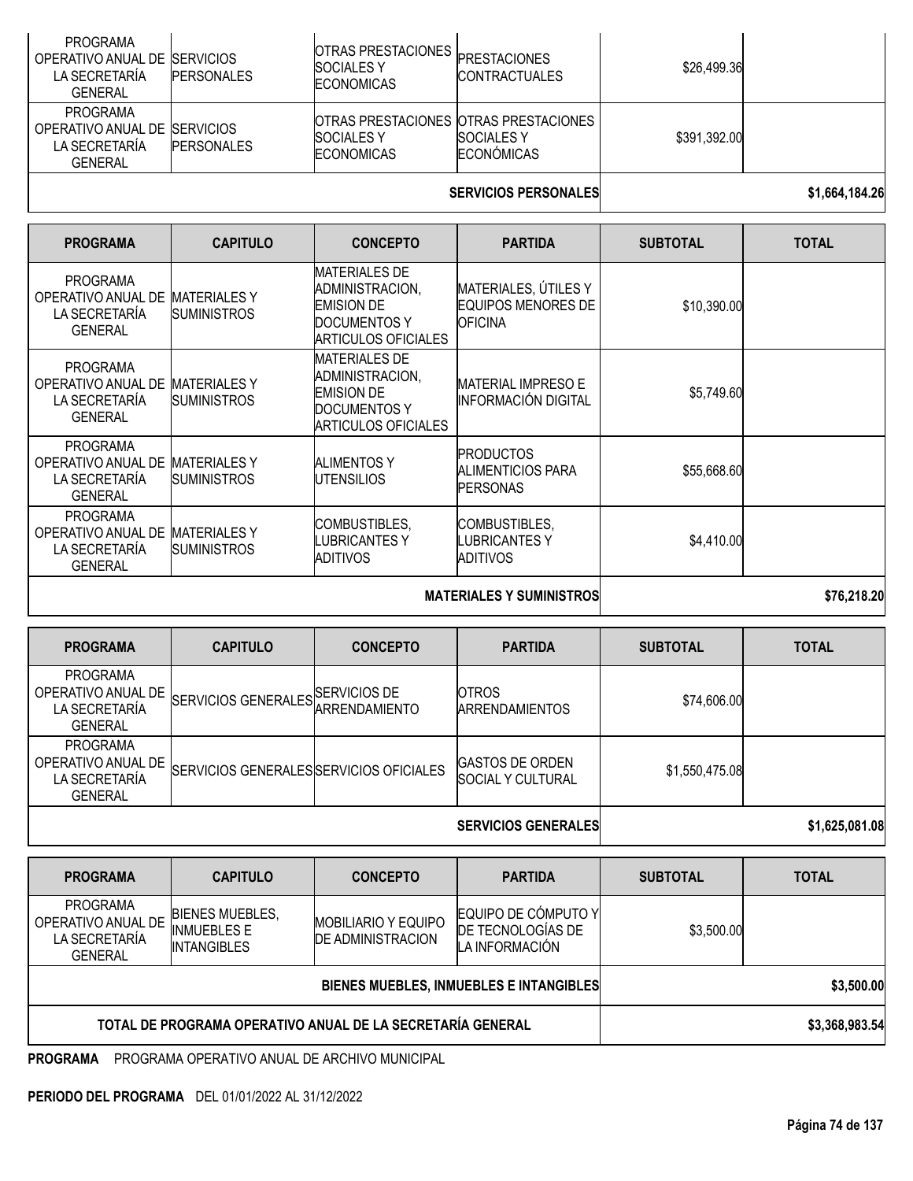| PROGRAMA | CAPITULO | CONCEPTO | PARTIDA | SUBTOTAL | TOTAL |
|---|---|---|---|---|---|
| PROGRAMA OPERATIVO ANUAL DE LA SECRETARÍA GENERAL | SERVICIOS PERSONALES | OTRAS PRESTACIONES SOCIALES Y ECONOMICAS | PRESTACIONES CONTRACTUALES | $26,499.36 | |
| PROGRAMA OPERATIVO ANUAL DE LA SECRETARÍA GENERAL | SERVICIOS PERSONALES | OTRAS PRESTACIONES SOCIALES Y ECONOMICAS | OTRAS PRESTACIONES SOCIALES Y ECONÓMICAS | $391,392.00 | |
| | | | SERVICIOS PERSONALES | | $1,664,184.26 |

| PROGRAMA | CAPITULO | CONCEPTO | PARTIDA | SUBTOTAL | TOTAL |
|---|---|---|---|---|---|
| PROGRAMA OPERATIVO ANUAL DE LA SECRETARÍA GENERAL | MATERIALES Y SUMINISTROS | MATERIALES DE ADMINISTRACION, EMISION DE DOCUMENTOS Y ARTICULOS OFICIALES | MATERIALES, ÚTILES Y EQUIPOS MENORES DE OFICINA | $10,390.00 | |
| PROGRAMA OPERATIVO ANUAL DE LA SECRETARÍA GENERAL | MATERIALES Y SUMINISTROS | MATERIALES DE ADMINISTRACION, EMISION DE DOCUMENTOS Y ARTICULOS OFICIALES | MATERIAL IMPRESO E INFORMACIÓN DIGITAL | $5,749.60 | |
| PROGRAMA OPERATIVO ANUAL DE LA SECRETARÍA GENERAL | MATERIALES Y SUMINISTROS | ALIMENTOS Y UTENSILIOS | PRODUCTOS ALIMENTICIOS PARA PERSONAS | $55,668.60 | |
| PROGRAMA OPERATIVO ANUAL DE LA SECRETARÍA GENERAL | MATERIALES Y SUMINISTROS | COMBUSTIBLES, LUBRICANTES Y ADITIVOS | COMBUSTIBLES, LUBRICANTES Y ADITIVOS | $4,410.00 | |
| | | | MATERIALES Y SUMINISTROS | | $76,218.20 |

| PROGRAMA | CAPITULO | CONCEPTO | PARTIDA | SUBTOTAL | TOTAL |
|---|---|---|---|---|---|
| PROGRAMA OPERATIVO ANUAL DE LA SECRETARÍA GENERAL | SERVICIOS GENERALES | SERVICIOS DE ARRENDAMIENTO | OTROS ARRENDAMIENTOS | $74,606.00 | |
| PROGRAMA OPERATIVO ANUAL DE LA SECRETARÍA GENERAL | SERVICIOS GENERALES | SERVICIOS OFICIALES | GASTOS DE ORDEN SOCIAL Y CULTURAL | $1,550,475.08 | |
| | | | SERVICIOS GENERALES | | $1,625,081.08 |

| PROGRAMA | CAPITULO | CONCEPTO | PARTIDA | SUBTOTAL | TOTAL |
|---|---|---|---|---|---|
| PROGRAMA OPERATIVO ANUAL DE LA SECRETARÍA GENERAL | BIENES MUEBLES, INMUEBLES E INTANGIBLES | MOBILIARIO Y EQUIPO DE ADMINISTRACION | EQUIPO DE CÓMPUTO Y DE TECNOLOGÍAS DE LA INFORMACIÓN | $3,500.00 | |
| | | | BIENES MUEBLES, INMUEBLES E INTANGIBLES | | $3,500.00 |
| TOTAL DE PROGRAMA OPERATIVO ANUAL DE LA SECRETARÍA GENERAL | | | | | $3,368,983.54 |

**PROGRAMA** PROGRAMA OPERATIVO ANUAL DE ARCHIVO MUNICIPAL

**PERIODO DEL PROGRAMA** DEL 01/01/2022 AL 31/12/2022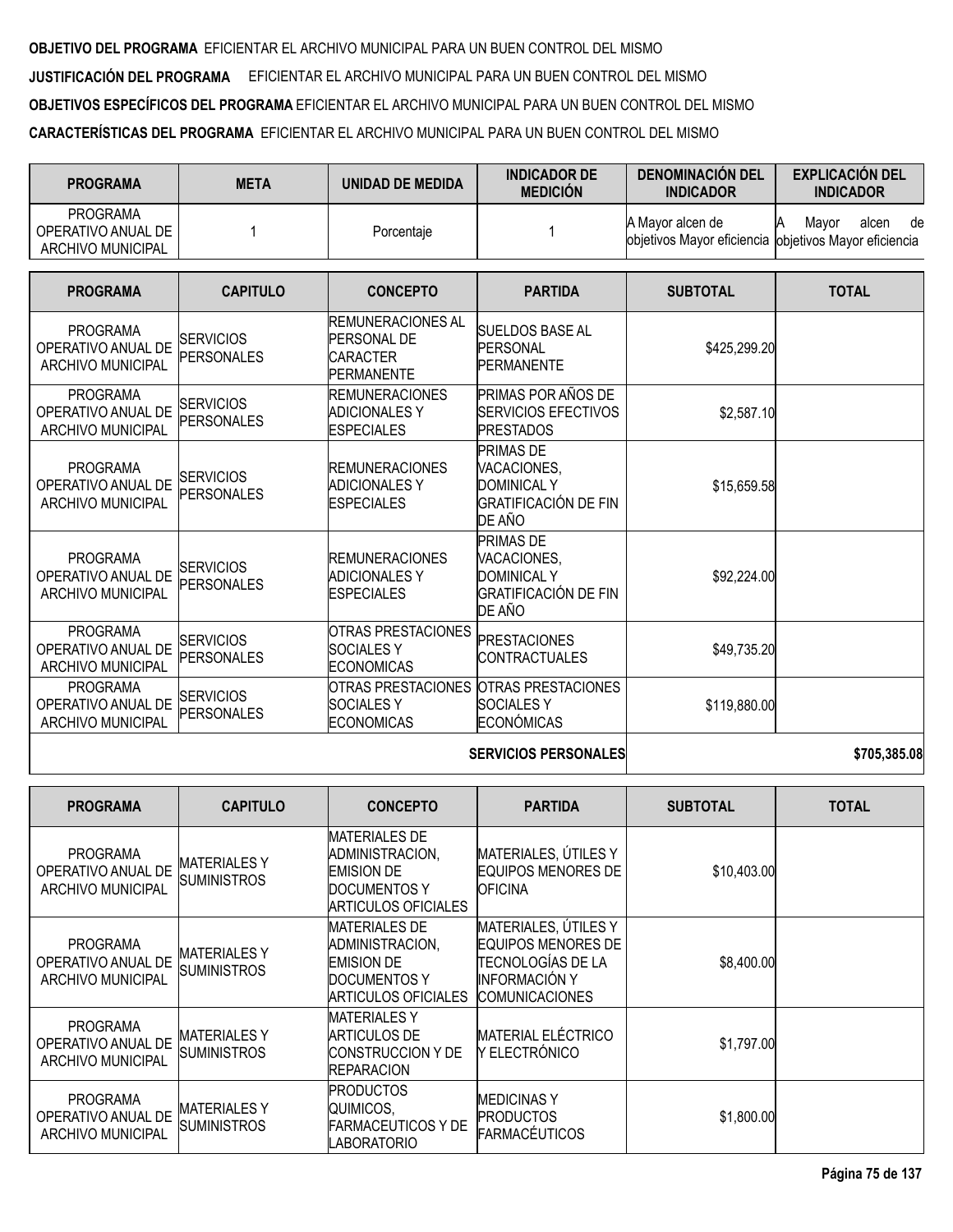**OBJETIVO DEL PROGRAMA** EFICIENTAR EL ARCHIVO MUNICIPAL PARA UN BUEN CONTROL DEL MISMO

**JUSTIFICACIÓN DEL PROGRAMA** EFICIENTAR EL ARCHIVO MUNICIPAL PARA UN BUEN CONTROL DEL MISMO

**OBJETIVOS ESPECÍFICOS DEL PROGRAMA** EFICIENTAR EL ARCHIVO MUNICIPAL PARA UN BUEN CONTROL DEL MISMO

**CARACTERÍSTICAS DEL PROGRAMA** EFICIENTAR EL ARCHIVO MUNICIPAL PARA UN BUEN CONTROL DEL MISMO

| PROGRAMA | META | UNIDAD DE MEDIDA | INDICADOR DE MEDICIÓN | DENOMINACIÓN DEL INDICADOR | EXPLICACIÓN DEL INDICADOR |
|---|---|---|---|---|---|
| PROGRAMA OPERATIVO ANUAL DE ARCHIVO MUNICIPAL | 1 | Porcentaje | 1 | A Mayor alcen de objetivos Mayor eficiencia | A Mayor alcen de objetivos Mayor eficiencia |

| PROGRAMA | CAPITULO | CONCEPTO | PARTIDA | SUBTOTAL | TOTAL |
|---|---|---|---|---|---|
| PROGRAMA OPERATIVO ANUAL DE ARCHIVO MUNICIPAL | SERVICIOS PERSONALES | REMUNERACIONES AL PERSONAL DE CARACTER PERMANENTE | SUELDOS BASE AL PERSONAL PERMANENTE | $425,299.20 | |
| PROGRAMA OPERATIVO ANUAL DE ARCHIVO MUNICIPAL | SERVICIOS PERSONALES | REMUNERACIONES ADICIONALES Y ESPECIALES | PRIMAS POR AÑOS DE SERVICIOS EFECTIVOS PRESTADOS | $2,587.10 | |
| PROGRAMA OPERATIVO ANUAL DE ARCHIVO MUNICIPAL | SERVICIOS PERSONALES | REMUNERACIONES ADICIONALES Y ESPECIALES | PRIMAS DE VACACIONES, DOMINICAL Y GRATIFICACIÓN DE FIN DE AÑO | $15,659.58 | |
| PROGRAMA OPERATIVO ANUAL DE ARCHIVO MUNICIPAL | SERVICIOS PERSONALES | REMUNERACIONES ADICIONALES Y ESPECIALES | PRIMAS DE VACACIONES, DOMINICAL Y GRATIFICACIÓN DE FIN DE AÑO | $92,224.00 | |
| PROGRAMA OPERATIVO ANUAL DE ARCHIVO MUNICIPAL | SERVICIOS PERSONALES | OTRAS PRESTACIONES SOCIALES Y ECONOMICAS | PRESTACIONES CONTRACTUALES | $49,735.20 | |
| PROGRAMA OPERATIVO ANUAL DE ARCHIVO MUNICIPAL | SERVICIOS PERSONALES | OTRAS PRESTACIONES SOCIALES Y ECONOMICAS | OTRAS PRESTACIONES SOCIALES Y ECONÓMICAS | $119,880.00 | |
| | | | **SERVICIOS PERSONALES** | | **$705,385.08** |

| PROGRAMA | CAPITULO | CONCEPTO | PARTIDA | SUBTOTAL | TOTAL |
|---|---|---|---|---|---|
| PROGRAMA OPERATIVO ANUAL DE ARCHIVO MUNICIPAL | MATERIALES Y SUMINISTROS | MATERIALES DE ADMINISTRACION, EMISION DE DOCUMENTOS Y ARTICULOS OFICIALES | MATERIALES, ÚTILES Y EQUIPOS MENORES DE OFICINA | $10,403.00 | |
| PROGRAMA OPERATIVO ANUAL DE ARCHIVO MUNICIPAL | MATERIALES Y SUMINISTROS | MATERIALES DE ADMINISTRACION, EMISION DE DOCUMENTOS Y ARTICULOS OFICIALES | MATERIALES, ÚTILES Y EQUIPOS MENORES DE TECNOLOGÍAS DE LA INFORMACIÓN Y COMUNICACIONES | $8,400.00 | |
| PROGRAMA OPERATIVO ANUAL DE ARCHIVO MUNICIPAL | MATERIALES Y SUMINISTROS | MATERIALES Y ARTICULOS DE CONSTRUCCION Y DE REPARACION | MATERIAL ELÉCTRICO Y ELECTRÓNICO | $1,797.00 | |
| PROGRAMA OPERATIVO ANUAL DE ARCHIVO MUNICIPAL | MATERIALES Y SUMINISTROS | PRODUCTOS QUIMICOS, FARMACEUTICOS Y DE LABORATORIO | MEDICINAS Y PRODUCTOS FARMACÉUTICOS | $1,800.00 | |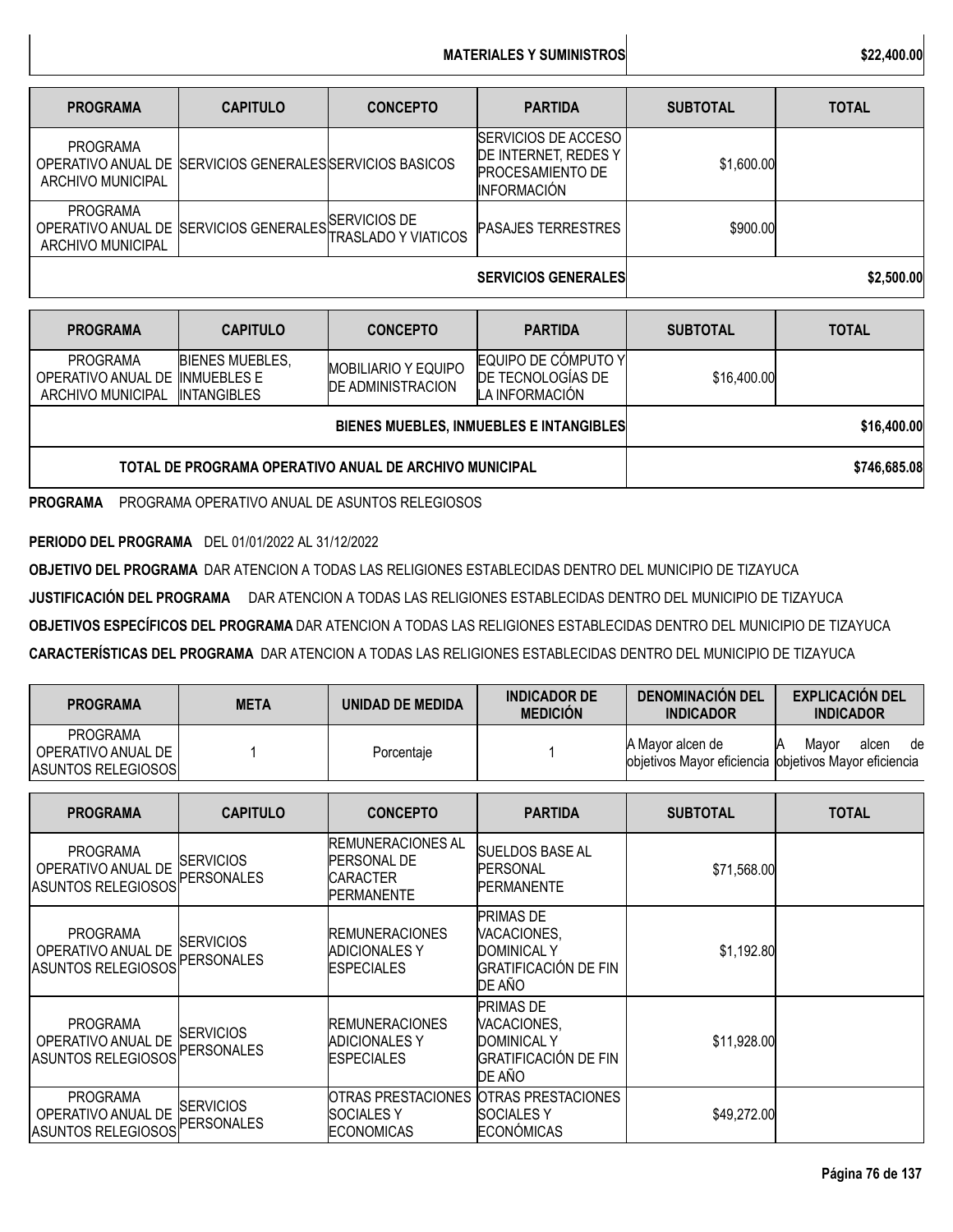| | | | MATERIALES Y SUMINISTROS | | $22,400.00 |
|---|---|---|---|---|---|

| PROGRAMA | CAPITULO | CONCEPTO | PARTIDA | SUBTOTAL | TOTAL |
|---|---|---|---|---|---|
| PROGRAMA OPERATIVO ANUAL DE ARCHIVO MUNICIPAL | SERVICIOS GENERALES | SERVICIOS BASICOS | SERVICIOS DE ACCESO DE INTERNET, REDES Y PROCESAMIENTO DE INFORMACIÓN | $1,600.00 | |
| PROGRAMA OPERATIVO ANUAL DE ARCHIVO MUNICIPAL | SERVICIOS GENERALES | SERVICIOS DE TRASLADO Y VIATICOS | PASAJES TERRESTRES | $900.00 | |
| | | | **SERVICIOS GENERALES** | | **$2,500.00** |

| PROGRAMA | CAPITULO | CONCEPTO | PARTIDA | SUBTOTAL | TOTAL |
|---|---|---|---|---|---|
| PROGRAMA OPERATIVO ANUAL DE ARCHIVO MUNICIPAL | BIENES MUEBLES, INMUEBLES E INTANGIBLES | MOBILIARIO Y EQUIPO DE ADMINISTRACION | EQUIPO DE CÓMPUTO Y DE TECNOLOGÍAS DE LA INFORMACIÓN | $16,400.00 | |
| | | | **BIENES MUEBLES, INMUEBLES E INTANGIBLES** | | **$16,400.00** |
| | | | **TOTAL DE PROGRAMA OPERATIVO ANUAL DE ARCHIVO MUNICIPAL** | | **$746,685.08** |

**PROGRAMA** PROGRAMA OPERATIVO ANUAL DE ASUNTOS RELEGIOSOS

**PERIODO DEL PROGRAMA** DEL 01/01/2022 AL 31/12/2022

**OBJETIVO DEL PROGRAMA** DAR ATENCION A TODAS LAS RELIGIONES ESTABLECIDAS DENTRO DEL MUNICIPIO DE TIZAYUCA

**JUSTIFICACIÓN DEL PROGRAMA** DAR ATENCION A TODAS LAS RELIGIONES ESTABLECIDAS DENTRO DEL MUNICIPIO DE TIZAYUCA

**OBJETIVOS ESPECÍFICOS DEL PROGRAMA** DAR ATENCION A TODAS LAS RELIGIONES ESTABLECIDAS DENTRO DEL MUNICIPIO DE TIZAYUCA

**CARACTERÍSTICAS DEL PROGRAMA** DAR ATENCION A TODAS LAS RELIGIONES ESTABLECIDAS DENTRO DEL MUNICIPIO DE TIZAYUCA

| PROGRAMA | META | UNIDAD DE MEDIDA | INDICADOR DE MEDICIÓN | DENOMINACIÓN DEL INDICADOR | EXPLICACIÓN DEL INDICADOR |
|---|---|---|---|---|---|
| PROGRAMA OPERATIVO ANUAL DE ASUNTOS RELEGIOSOS | 1 | Porcentaje | 1 | A Mayor alcen de objetivos Mayor eficiencia | A Mayor alcen de objetivos Mayor eficiencia |

| PROGRAMA | CAPITULO | CONCEPTO | PARTIDA | SUBTOTAL | TOTAL |
|---|---|---|---|---|---|
| PROGRAMA OPERATIVO ANUAL DE ASUNTOS RELEGIOSOS | SERVICIOS PERSONALES | REMUNERACIONES AL PERSONAL DE CARACTER PERMANENTE | SUELDOS BASE AL PERSONAL PERMANENTE | $71,568.00 | |
| PROGRAMA OPERATIVO ANUAL DE ASUNTOS RELEGIOSOS | SERVICIOS PERSONALES | REMUNERACIONES ADICIONALES Y ESPECIALES | PRIMAS DE VACACIONES, DOMINICAL Y GRATIFICACIÓN DE FIN DE AÑO | $1,192.80 | |
| PROGRAMA OPERATIVO ANUAL DE ASUNTOS RELEGIOSOS | SERVICIOS PERSONALES | REMUNERACIONES ADICIONALES Y ESPECIALES | PRIMAS DE VACACIONES, DOMINICAL Y GRATIFICACIÓN DE FIN DE AÑO | $11,928.00 | |
| PROGRAMA OPERATIVO ANUAL DE ASUNTOS RELEGIOSOS | SERVICIOS PERSONALES | OTRAS PRESTACIONES SOCIALES Y ECONOMICAS | OTRAS PRESTACIONES SOCIALES Y ECONÓMICAS | $49,272.00 | |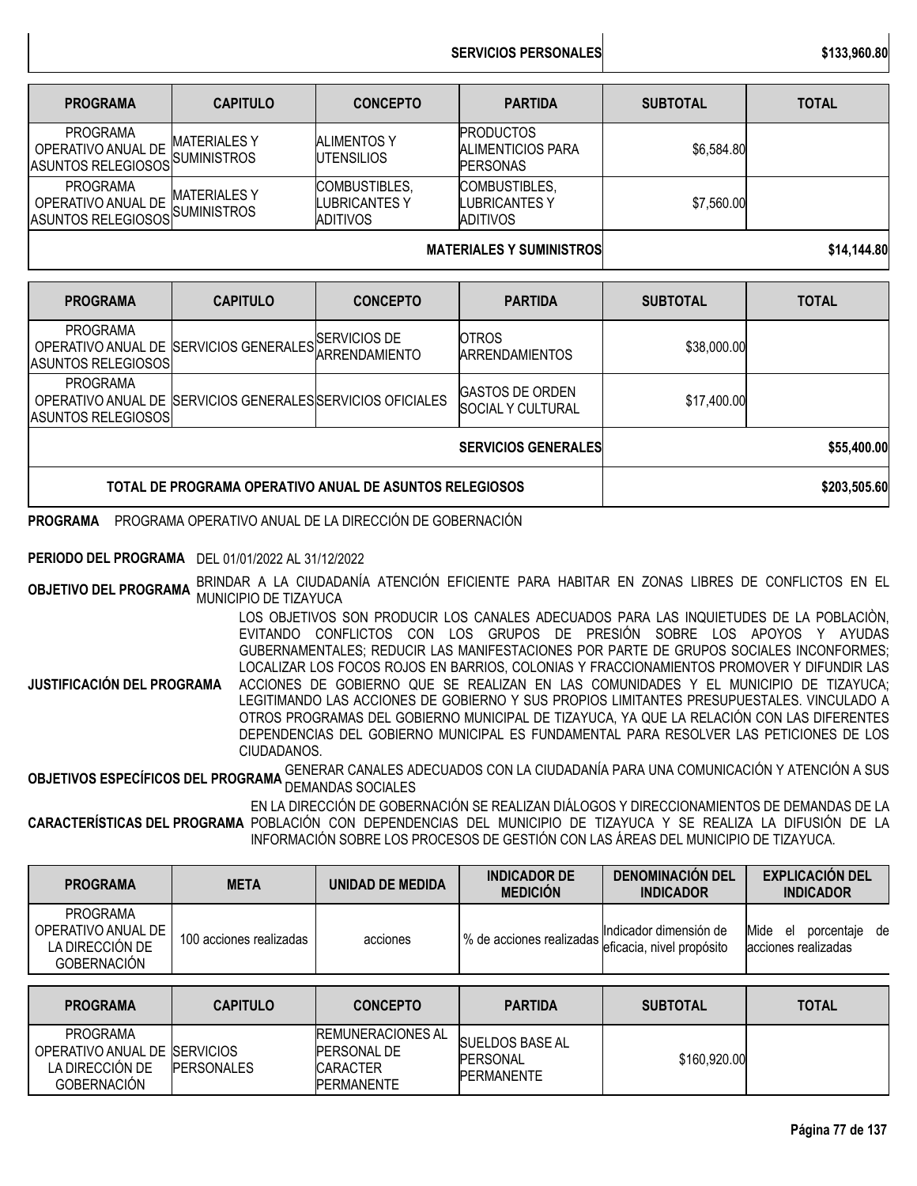| | |
|---|---|
| **SERVICIOS PERSONALES** | **$133,960.80** |

| PROGRAMA | CAPITULO | CONCEPTO | PARTIDA | SUBTOTAL | TOTAL |
|---|---|---|---|---|---|
| PROGRAMA OPERATIVO ANUAL DE ASUNTOS RELEGIOSOS | MATERIALES Y SUMINISTROS | ALIMENTOS Y UTENSILIOS | PRODUCTOS ALIMENTICIOS PARA PERSONAS | $6,584.80 | |
| PROGRAMA OPERATIVO ANUAL DE ASUNTOS RELEGIOSOS | MATERIALES Y SUMINISTROS | COMBUSTIBLES, LUBRICANTES Y ADITIVOS | COMBUSTIBLES, LUBRICANTES Y ADITIVOS | $7,560.00 | |
| | | | **MATERIALES Y SUMINISTROS** | | **$14,144.80** |

| PROGRAMA | CAPITULO | CONCEPTO | PARTIDA | SUBTOTAL | TOTAL |
|---|---|---|---|---|---|
| PROGRAMA OPERATIVO ANUAL DE ASUNTOS RELEGIOSOS | SERVICIOS GENERALES | SERVICIOS DE ARRENDAMIENTO | OTROS ARRENDAMIENTOS | $38,000.00 | |
| PROGRAMA OPERATIVO ANUAL DE ASUNTOS RELEGIOSOS | SERVICIOS GENERALES | SERVICIOS OFICIALES | GASTOS DE ORDEN SOCIAL Y CULTURAL | $17,400.00 | |
| | | | **SERVICIOS GENERALES** | | **$55,400.00** |
| | | **TOTAL DE PROGRAMA OPERATIVO ANUAL DE ASUNTOS RELEGIOSOS** | | | **$203,505.60** |

**PROGRAMA** PROGRAMA OPERATIVO ANUAL DE LA DIRECCIÓN DE GOBERNACIÓN

**PERIODO DEL PROGRAMA** DEL 01/01/2022 AL 31/12/2022

**OBJETIVO DEL PROGRAMA** BRINDAR A LA CIUDADANÍA ATENCIÓN EFICIENTE PARA HABITAR EN ZONAS LIBRES DE CONFLICTOS EN EL MUNICIPIO DE TIZAYUCA

**JUSTIFICACIÓN DEL PROGRAMA** LOS OBJETIVOS SON PRODUCIR LOS CANALES ADECUADOS PARA LAS INQUIETUDES DE LA POBLACIÒN, EVITANDO CONFLICTOS CON LOS GRUPOS DE PRESIÓN SOBRE LOS APOYOS Y AYUDAS GUBERNAMENTALES; REDUCIR LAS MANIFESTACIONES POR PARTE DE GRUPOS SOCIALES INCONFORMES; LOCALIZAR LOS FOCOS ROJOS EN BARRIOS, COLONIAS Y FRACCIONAMIENTOS PROMOVER Y DIFUNDIR LAS ACCIONES DE GOBIERNO QUE SE REALIZAN EN LAS COMUNIDADES Y EL MUNICIPIO DE TIZAYUCA; LEGITIMANDO LAS ACCIONES DE GOBIERNO Y SUS PROPIOS LIMITANTES PRESUPUESTALES. VINCULADO A OTROS PROGRAMAS DEL GOBIERNO MUNICIPAL DE TIZAYUCA, YA QUE LA RELACIÓN CON LAS DIFERENTES DEPENDENCIAS DEL GOBIERNO MUNICIPAL ES FUNDAMENTAL PARA RESOLVER LAS PETICIONES DE LOS CIUDADANOS.

**OBJETIVOS ESPECÍFICOS DEL PROGRAMA** GENERAR CANALES ADECUADOS CON LA CIUDADANÍA PARA UNA COMUNICACIÓN Y ATENCIÓN A SUS DEMANDAS SOCIALES

**CARACTERÍSTICAS DEL PROGRAMA** EN LA DIRECCIÓN DE GOBERNACIÓN SE REALIZAN DIÁLOGOS Y DIRECCIONAMIENTOS DE DEMANDAS DE LA POBLACIÓN CON DEPENDENCIAS DEL MUNICIPIO DE TIZAYUCA Y SE REALIZA LA DIFUSIÓN DE LA INFORMACIÓN SOBRE LOS PROCESOS DE GESTIÓN CON LAS ÁREAS DEL MUNICIPIO DE TIZAYUCA.

| PROGRAMA | META | UNIDAD DE MEDIDA | INDICADOR DE MEDICIÓN | DENOMINACIÓN DEL INDICADOR | EXPLICACIÓN DEL INDICADOR |
|---|---|---|---|---|---|
| PROGRAMA OPERATIVO ANUAL DE LA DIRECCIÓN DE GOBERNACIÓN | 100 acciones realizadas | acciones | % de acciones realizadas | Indicador dimensión de eficacia, nivel propósito | Mide el porcentaje de acciones realizadas |

| PROGRAMA | CAPITULO | CONCEPTO | PARTIDA | SUBTOTAL | TOTAL |
|---|---|---|---|---|---|
| PROGRAMA OPERATIVO ANUAL DE LA DIRECCIÓN DE GOBERNACIÓN | SERVICIOS PERSONALES | REMUNERACIONES AL PERSONAL DE CARACTER PERMANENTE | SUELDOS BASE AL PERSONAL PERMANENTE | $160,920.00 | |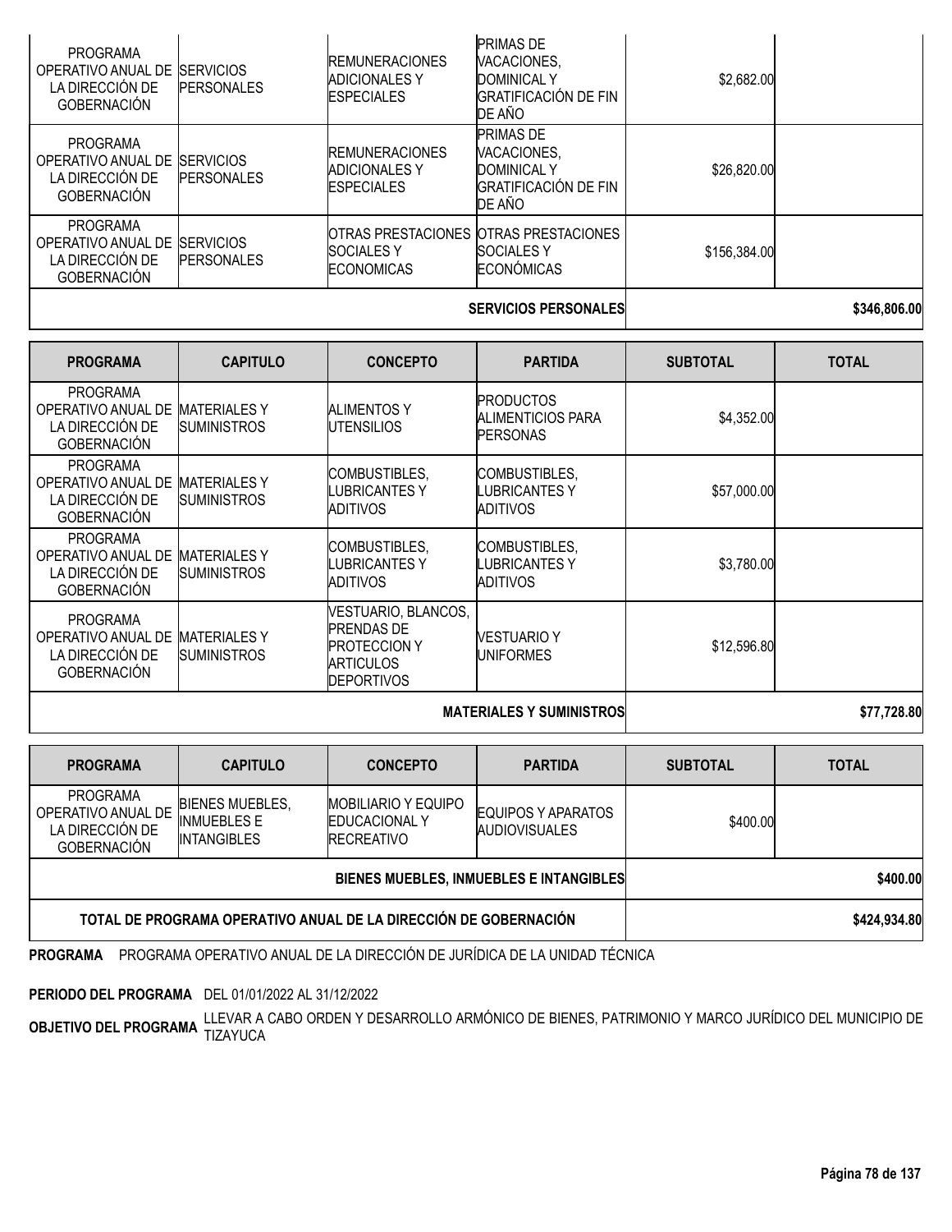| PROGRAMA | CAPITULO | CONCEPTO | PARTIDA | SUBTOTAL | TOTAL |
|---|---|---|---|---|---|
| PROGRAMA OPERATIVO ANUAL DE LA DIRECCIÓN DE GOBERNACIÓN | SERVICIOS PERSONALES | REMUNERACIONES ADICIONALES Y ESPECIALES | PRIMAS DE VACACIONES, DOMINICAL Y GRATIFICACIÓN DE FIN DE AÑO | $2,682.00 | |
| PROGRAMA OPERATIVO ANUAL DE LA DIRECCIÓN DE GOBERNACIÓN | SERVICIOS PERSONALES | REMUNERACIONES ADICIONALES Y ESPECIALES | PRIMAS DE VACACIONES, DOMINICAL Y GRATIFICACIÓN DE FIN DE AÑO | $26,820.00 | |
| PROGRAMA OPERATIVO ANUAL DE LA DIRECCIÓN DE GOBERNACIÓN | SERVICIOS PERSONALES | OTRAS PRESTACIONES SOCIALES Y ECONOMICAS | OTRAS PRESTACIONES SOCIALES Y ECONÓMICAS | $156,384.00 | |
| | | | **SERVICIOS PERSONALES** | | **$346,806.00** |

| PROGRAMA | CAPITULO | CONCEPTO | PARTIDA | SUBTOTAL | TOTAL |
|---|---|---|---|---|---|
| PROGRAMA OPERATIVO ANUAL DE LA DIRECCIÓN DE GOBERNACIÓN | MATERIALES Y SUMINISTROS | ALIMENTOS Y UTENSILIOS | PRODUCTOS ALIMENTICIOS PARA PERSONAS | $4,352.00 | |
| PROGRAMA OPERATIVO ANUAL DE LA DIRECCIÓN DE GOBERNACIÓN | MATERIALES Y SUMINISTROS | COMBUSTIBLES, LUBRICANTES Y ADITIVOS | COMBUSTIBLES, LUBRICANTES Y ADITIVOS | $57,000.00 | |
| PROGRAMA OPERATIVO ANUAL DE LA DIRECCIÓN DE GOBERNACIÓN | MATERIALES Y SUMINISTROS | COMBUSTIBLES, LUBRICANTES Y ADITIVOS | COMBUSTIBLES, LUBRICANTES Y ADITIVOS | $3,780.00 | |
| PROGRAMA OPERATIVO ANUAL DE LA DIRECCIÓN DE GOBERNACIÓN | MATERIALES Y SUMINISTROS | VESTUARIO, BLANCOS, PRENDAS DE PROTECCION Y ARTICULOS DEPORTIVOS | VESTUARIO Y UNIFORMES | $12,596.80 | |
| | | | **MATERIALES Y SUMINISTROS** | | **$77,728.80** |

| PROGRAMA | CAPITULO | CONCEPTO | PARTIDA | SUBTOTAL | TOTAL |
|---|---|---|---|---|---|
| PROGRAMA OPERATIVO ANUAL DE LA DIRECCIÓN DE GOBERNACIÓN | BIENES MUEBLES, INMUEBLES E INTANGIBLES | MOBILIARIO Y EQUIPO EDUCACIONAL Y RECREATIVO | EQUIPOS Y APARATOS AUDIOVISUALES | $400.00 | |
| | | | **BIENES MUEBLES, INMUEBLES E INTANGIBLES** | | **$400.00** |
| | | | **TOTAL DE PROGRAMA OPERATIVO ANUAL DE LA DIRECCIÓN DE GOBERNACIÓN** | | **$424,934.80** |

**PROGRAMA** PROGRAMA OPERATIVO ANUAL DE LA DIRECCIÓN DE JURÍDICA DE LA UNIDAD TÉCNICA

**PERIODO DEL PROGRAMA** DEL 01/01/2022 AL 31/12/2022

**OBJETIVO DEL PROGRAMA** LLEVAR A CABO ORDEN Y DESARROLLO ARMÓNICO DE BIENES, PATRIMONIO Y MARCO JURÍDICO DEL MUNICIPIO DE TIZAYUCA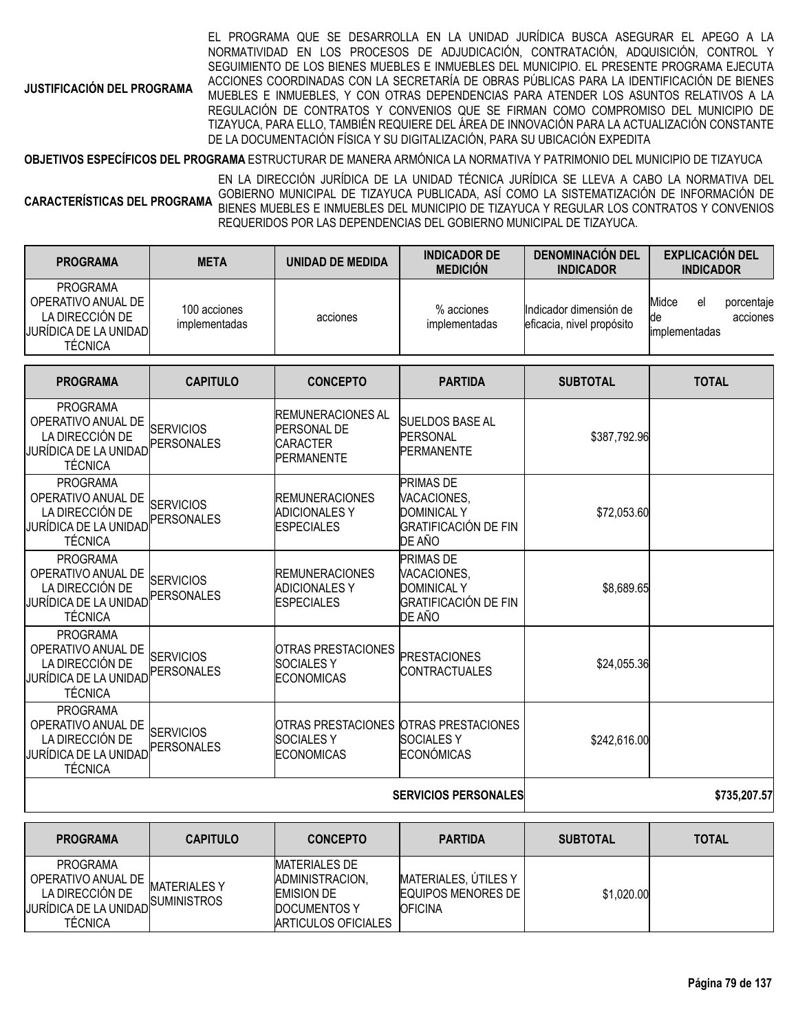**JUSTIFICACIÓN DEL PROGRAMA** EL PROGRAMA QUE SE DESARROLLA EN LA UNIDAD JURÍDICA BUSCA ASEGURAR EL APEGO A LA NORMATIVIDAD EN LOS PROCESOS DE ADJUDICACIÓN, CONTRATACIÓN, ADQUISICIÓN, CONTROL Y SEGUIMIENTO DE LOS BIENES MUEBLES E INMUEBLES DEL MUNICIPIO. EL PRESENTE PROGRAMA EJECUTA ACCIONES COORDINADAS CON LA SECRETARÍA DE OBRAS PÚBLICAS PARA LA IDENTIFICACIÓN DE BIENES MUEBLES E INMUEBLES, Y CON OTRAS DEPENDENCIAS PARA ATENDER LOS ASUNTOS RELATIVOS A LA REGULACIÓN DE CONTRATOS Y CONVENIOS QUE SE FIRMAN COMO COMPROMISO DEL MUNICIPIO DE TIZAYUCA, PARA ELLO, TAMBIÉN REQUIERE DEL ÁREA DE INNOVACIÓN PARA LA ACTUALIZACIÓN CONSTANTE DE LA DOCUMENTACIÓN FÍSICA Y SU DIGITALIZACIÓN, PARA SU UBICACIÓN EXPEDITA

**OBJETIVOS ESPECÍFICOS DEL PROGRAMA** ESTRUCTURAR DE MANERA ARMÓNICA LA NORMATIVA Y PATRIMONIO DEL MUNICIPIO DE TIZAYUCA

**CARACTERÍSTICAS DEL PROGRAMA** EN LA DIRECCIÓN JURÍDICA DE LA UNIDAD TÉCNICA JURÍDICA SE LLEVA A CABO LA NORMATIVA DEL GOBIERNO MUNICIPAL DE TIZAYUCA PUBLICADA, ASÍ COMO LA SISTEMATIZACIÓN DE INFORMACIÓN DE BIENES MUEBLES E INMUEBLES DEL MUNICIPIO DE TIZAYUCA Y REGULAR LOS CONTRATOS Y CONVENIOS REQUERIDOS POR LAS DEPENDENCIAS DEL GOBIERNO MUNICIPAL DE TIZAYUCA.

| PROGRAMA | META | UNIDAD DE MEDIDA | INDICADOR DE MEDICIÓN | DENOMINACIÓN DEL INDICADOR | EXPLICACIÓN DEL INDICADOR |
|---|---|---|---|---|---|
| PROGRAMA OPERATIVO ANUAL DE LA DIRECCIÓN DE JURÍDICA DE LA UNIDAD TÉCNICA | 100 acciones implementadas | acciones | % acciones implementadas | Indicador dimensión de eficacia, nivel propósito | Midce el porcentaje de acciones implementadas |

| PROGRAMA | CAPITULO | CONCEPTO | PARTIDA | SUBTOTAL | TOTAL |
|---|---|---|---|---|---|
| PROGRAMA OPERATIVO ANUAL DE LA DIRECCIÓN DE JURÍDICA DE LA UNIDAD TÉCNICA | SERVICIOS PERSONALES | REMUNERACIONES AL PERSONAL DE CARACTER PERMANENTE | SUELDOS BASE AL PERSONAL PERMANENTE | $387,792.96 | |
| PROGRAMA OPERATIVO ANUAL DE LA DIRECCIÓN DE JURÍDICA DE LA UNIDAD TÉCNICA | SERVICIOS PERSONALES | REMUNERACIONES ADICIONALES Y ESPECIALES | PRIMAS DE VACACIONES, DOMINICAL Y GRATIFICACIÓN DE FIN DE AÑO | $72,053.60 | |
| PROGRAMA OPERATIVO ANUAL DE LA DIRECCIÓN DE JURÍDICA DE LA UNIDAD TÉCNICA | SERVICIOS PERSONALES | REMUNERACIONES ADICIONALES Y ESPECIALES | PRIMAS DE VACACIONES, DOMINICAL Y GRATIFICACIÓN DE FIN DE AÑO | $8,689.65 | |
| PROGRAMA OPERATIVO ANUAL DE LA DIRECCIÓN DE JURÍDICA DE LA UNIDAD TÉCNICA | SERVICIOS PERSONALES | OTRAS PRESTACIONES SOCIALES Y ECONOMICAS | PRESTACIONES CONTRACTUALES | $24,055.36 | |
| PROGRAMA OPERATIVO ANUAL DE LA DIRECCIÓN DE JURÍDICA DE LA UNIDAD TÉCNICA | SERVICIOS PERSONALES | OTRAS PRESTACIONES SOCIALES Y ECONOMICAS | OTRAS PRESTACIONES SOCIALES Y ECONÓMICAS | $242,616.00 | |
| | | | **SERVICIOS PERSONALES** | | **$735,207.57** |

| PROGRAMA | CAPITULO | CONCEPTO | PARTIDA | SUBTOTAL | TOTAL |
|---|---|---|---|---|---|
| PROGRAMA OPERATIVO ANUAL DE LA DIRECCIÓN DE JURÍDICA DE LA UNIDAD TÉCNICA | MATERIALES Y SUMINISTROS | MATERIALES DE ADMINISTRACION, EMISION DE DOCUMENTOS Y ARTICULOS OFICIALES | MATERIALES, ÚTILES Y EQUIPOS MENORES DE OFICINA | $1,020.00 | |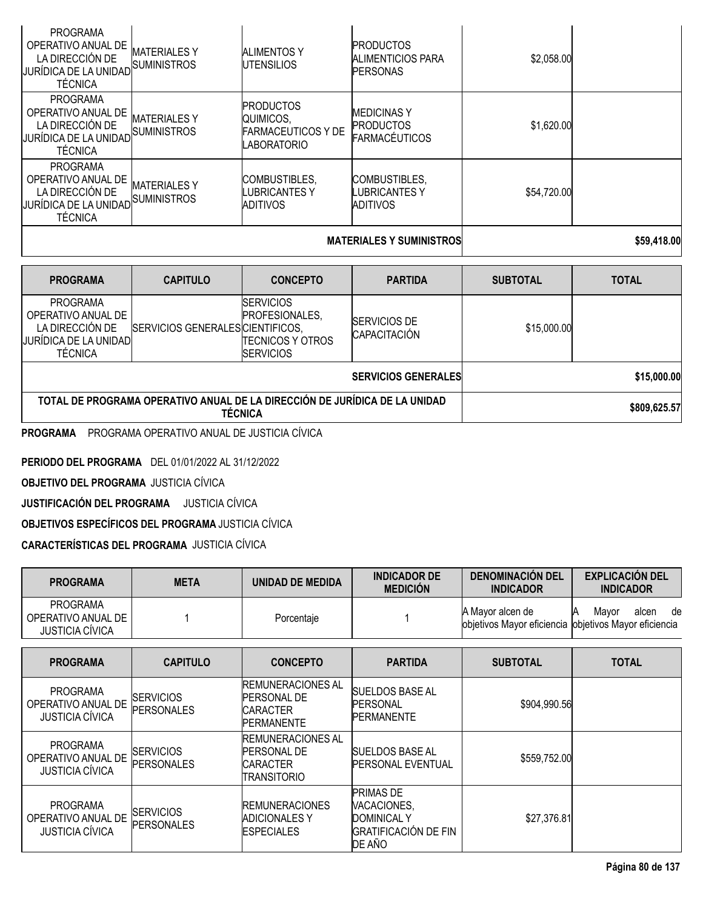| PROGRAMA | CAPITULO | CONCEPTO | PARTIDA | SUBTOTAL | TOTAL |
|---|---|---|---|---|---|
| PROGRAMA OPERATIVO ANUAL DE LA DIRECCIÓN DE JURÍDICA DE LA UNIDAD TÉCNICA | MATERIALES Y SUMINISTROS | ALIMENTOS Y UTENSILIOS | PRODUCTOS ALIMENTICIOS PARA PERSONAS | $2,058.00 | |
| PROGRAMA OPERATIVO ANUAL DE LA DIRECCIÓN DE JURÍDICA DE LA UNIDAD TÉCNICA | MATERIALES Y SUMINISTROS | PRODUCTOS QUIMICOS, FARMACEUTICOS Y DE LABORATORIO | MEDICINAS Y PRODUCTOS FARMACÉUTICOS | $1,620.00 | |
| PROGRAMA OPERATIVO ANUAL DE LA DIRECCIÓN DE JURÍDICA DE LA UNIDAD TÉCNICA | MATERIALES Y SUMINISTROS | COMBUSTIBLES, LUBRICANTES Y ADITIVOS | COMBUSTIBLES, LUBRICANTES Y ADITIVOS | $54,720.00 | |
| | | | **MATERIALES Y SUMINISTROS** | | **$59,418.00** |

| PROGRAMA | CAPITULO | CONCEPTO | PARTIDA | SUBTOTAL | TOTAL |
|---|---|---|---|---|---|
| PROGRAMA OPERATIVO ANUAL DE LA DIRECCIÓN DE JURÍDICA DE LA UNIDAD TÉCNICA | SERVICIOS GENERALES | SERVICIOS PROFESIONALES, CIENTIFICOS, TECNICOS Y OTROS SERVICIOS | SERVICIOS DE CAPACITACIÓN | $15,000.00 | |
| | | | **SERVICIOS GENERALES** | | **$15,000.00** |
| **TOTAL DE PROGRAMA OPERATIVO ANUAL DE LA DIRECCIÓN DE JURÍDICA DE LA UNIDAD TÉCNICA** | | | | | **$809,625.57** |

**PROGRAMA** PROGRAMA OPERATIVO ANUAL DE JUSTICIA CÍVICA

**PERIODO DEL PROGRAMA** DEL 01/01/2022 AL 31/12/2022

**OBJETIVO DEL PROGRAMA** JUSTICIA CÍVICA

**JUSTIFICACIÓN DEL PROGRAMA** JUSTICIA CÍVICA

**OBJETIVOS ESPECÍFICOS DEL PROGRAMA** JUSTICIA CÍVICA

**CARACTERÍSTICAS DEL PROGRAMA** JUSTICIA CÍVICA

| PROGRAMA | META | UNIDAD DE MEDIDA | INDICADOR DE MEDICIÓN | DENOMINACIÓN DEL INDICADOR | EXPLICACIÓN DEL INDICADOR |
|---|---|---|---|---|---|
| PROGRAMA OPERATIVO ANUAL DE JUSTICIA CÍVICA | 1 | Porcentaje | 1 | A Mayor alcen de objetivos Mayor eficiencia | A Mayor alcen de objetivos Mayor eficiencia |

| PROGRAMA | CAPITULO | CONCEPTO | PARTIDA | SUBTOTAL | TOTAL |
|---|---|---|---|---|---|
| PROGRAMA OPERATIVO ANUAL DE JUSTICIA CÍVICA | SERVICIOS PERSONALES | REMUNERACIONES AL PERSONAL DE CARACTER PERMANENTE | SUELDOS BASE AL PERSONAL PERMANENTE | $904,990.56 | |
| PROGRAMA OPERATIVO ANUAL DE JUSTICIA CÍVICA | SERVICIOS PERSONALES | REMUNERACIONES AL PERSONAL DE CARACTER TRANSITORIO | SUELDOS BASE AL PERSONAL EVENTUAL | $559,752.00 | |
| PROGRAMA OPERATIVO ANUAL DE JUSTICIA CÍVICA | SERVICIOS PERSONALES | REMUNERACIONES ADICIONALES Y ESPECIALES | PRIMAS DE VACACIONES, DOMINICAL Y GRATIFICACIÓN DE FIN DE AÑO | $27,376.81 | |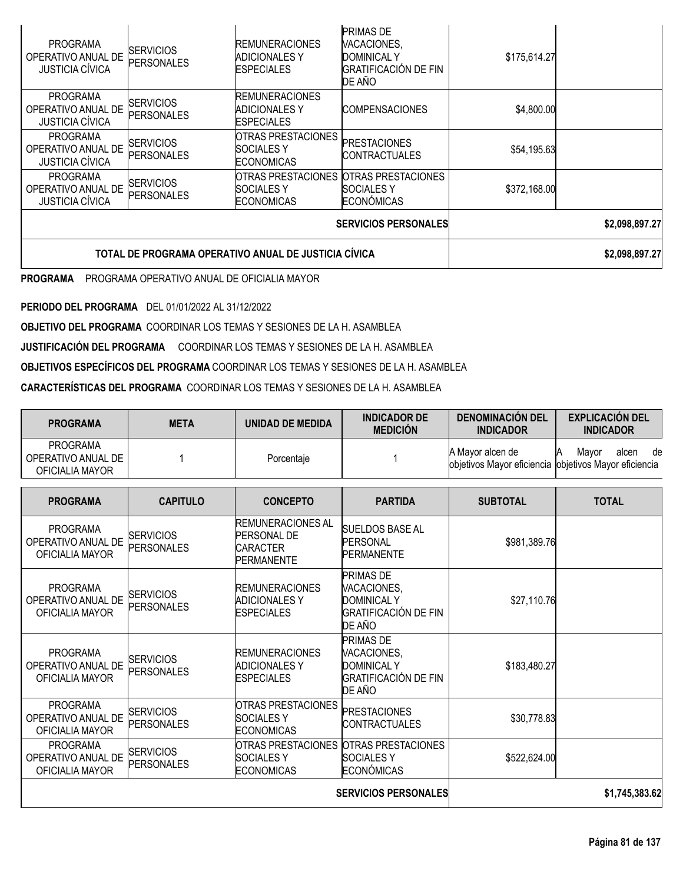| PROGRAMA | CAPITULO | CONCEPTO | PARTIDA | SUBTOTAL | TOTAL |
|---|---|---|---|---|---|
| PROGRAMA OPERATIVO ANUAL DE JUSTICIA CÍVICA | SERVICIOS PERSONALES | REMUNERACIONES ADICIONALES Y ESPECIALES | PRIMAS DE VACACIONES, DOMINICAL Y GRATIFICACIÓN DE FIN DE AÑO | $175,614.27 | |
| PROGRAMA OPERATIVO ANUAL DE JUSTICIA CÍVICA | SERVICIOS PERSONALES | REMUNERACIONES ADICIONALES Y ESPECIALES | COMPENSACIONES | $4,800.00 | |
| PROGRAMA OPERATIVO ANUAL DE JUSTICIA CÍVICA | SERVICIOS PERSONALES | OTRAS PRESTACIONES SOCIALES Y ECONOMICAS | PRESTACIONES CONTRACTUALES | $54,195.63 | |
| PROGRAMA OPERATIVO ANUAL DE JUSTICIA CÍVICA | SERVICIOS PERSONALES | OTRAS PRESTACIONES SOCIALES Y ECONOMICAS | OTRAS PRESTACIONES SOCIALES Y ECONÓMICAS | $372,168.00 | |
| | | | **SERVICIOS PERSONALES** | | **$2,098,897.27** |
| **TOTAL DE PROGRAMA OPERATIVO ANUAL DE JUSTICIA CÍVICA** | | | | | **$2,098,897.27** |

**PROGRAMA** PROGRAMA OPERATIVO ANUAL DE OFICIALIA MAYOR

**PERIODO DEL PROGRAMA** DEL 01/01/2022 AL 31/12/2022

**OBJETIVO DEL PROGRAMA** COORDINAR LOS TEMAS Y SESIONES DE LA H. ASAMBLEA

**JUSTIFICACIÓN DEL PROGRAMA** COORDINAR LOS TEMAS Y SESIONES DE LA H. ASAMBLEA

**OBJETIVOS ESPECÍFICOS DEL PROGRAMA** COORDINAR LOS TEMAS Y SESIONES DE LA H. ASAMBLEA

**CARACTERÍSTICAS DEL PROGRAMA** COORDINAR LOS TEMAS Y SESIONES DE LA H. ASAMBLEA

| PROGRAMA | META | UNIDAD DE MEDIDA | INDICADOR DE MEDICIÓN | DENOMINACIÓN DEL INDICADOR | EXPLICACIÓN DEL INDICADOR |
|---|---|---|---|---|---|
| PROGRAMA OPERATIVO ANUAL DE OFICIALIA MAYOR | 1 | Porcentaje | 1 | A Mayor alcen de objetivos Mayor eficiencia | A Mayor alcen de objetivos Mayor eficiencia |

| PROGRAMA | CAPITULO | CONCEPTO | PARTIDA | SUBTOTAL | TOTAL |
|---|---|---|---|---|---|
| PROGRAMA OPERATIVO ANUAL DE OFICIALIA MAYOR | SERVICIOS PERSONALES | REMUNERACIONES AL PERSONAL DE CARACTER PERMANENTE | SUELDOS BASE AL PERSONAL PERMANENTE | $981,389.76 | |
| PROGRAMA OPERATIVO ANUAL DE OFICIALIA MAYOR | SERVICIOS PERSONALES | REMUNERACIONES ADICIONALES Y ESPECIALES | PRIMAS DE VACACIONES, DOMINICAL Y GRATIFICACIÓN DE FIN DE AÑO | $27,110.76 | |
| PROGRAMA OPERATIVO ANUAL DE OFICIALIA MAYOR | SERVICIOS PERSONALES | REMUNERACIONES ADICIONALES Y ESPECIALES | PRIMAS DE VACACIONES, DOMINICAL Y GRATIFICACIÓN DE FIN DE AÑO | $183,480.27 | |
| PROGRAMA OPERATIVO ANUAL DE OFICIALIA MAYOR | SERVICIOS PERSONALES | OTRAS PRESTACIONES SOCIALES Y ECONOMICAS | PRESTACIONES CONTRACTUALES | $30,778.83 | |
| PROGRAMA OPERATIVO ANUAL DE OFICIALIA MAYOR | SERVICIOS PERSONALES | OTRAS PRESTACIONES SOCIALES Y ECONOMICAS | OTRAS PRESTACIONES SOCIALES Y ECONÓMICAS | $522,624.00 | |
| | | | **SERVICIOS PERSONALES** | | **$1,745,383.62** |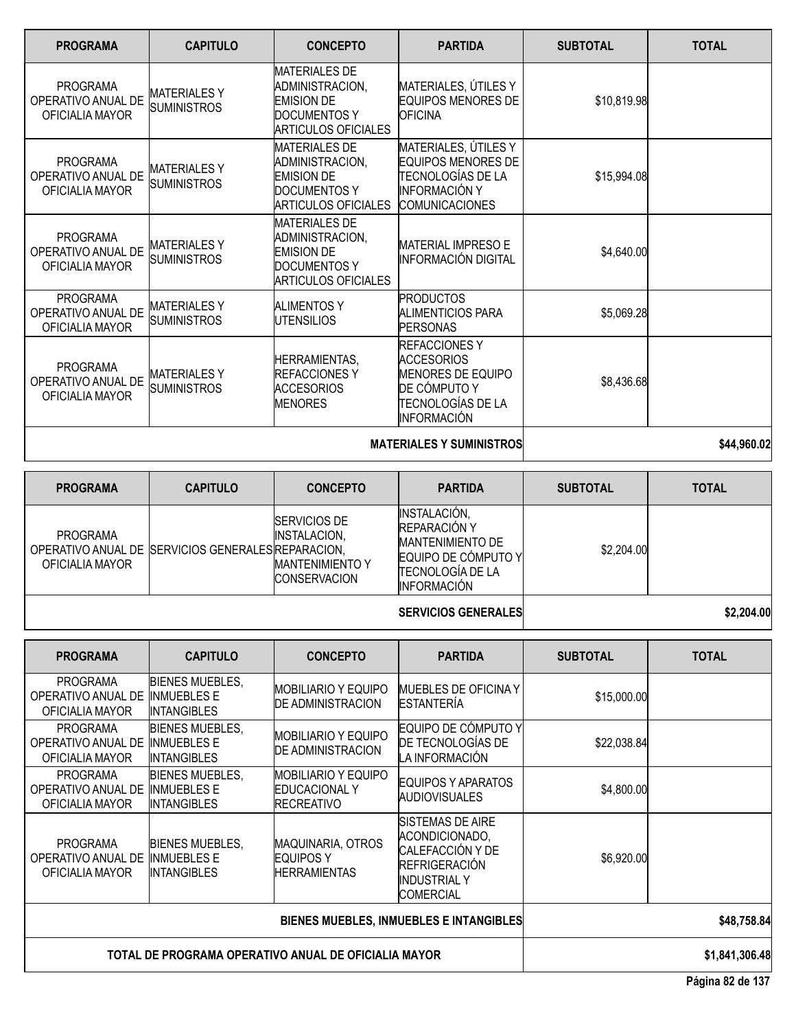| PROGRAMA | CAPITULO | CONCEPTO | PARTIDA | SUBTOTAL | TOTAL |
|---|---|---|---|---|---|
| PROGRAMA OPERATIVO ANUAL DE OFICIALIA MAYOR | MATERIALES Y SUMINISTROS | MATERIALES DE ADMINISTRACION, EMISION DE DOCUMENTOS Y ARTICULOS OFICIALES | MATERIALES, ÚTILES Y EQUIPOS MENORES DE OFICINA | $10,819.98 | |
| PROGRAMA OPERATIVO ANUAL DE OFICIALIA MAYOR | MATERIALES Y SUMINISTROS | MATERIALES DE ADMINISTRACION, EMISION DE DOCUMENTOS Y ARTICULOS OFICIALES | MATERIALES, ÚTILES Y EQUIPOS MENORES DE TECNOLOGÍAS DE LA INFORMACIÓN Y COMUNICACIONES | $15,994.08 | |
| PROGRAMA OPERATIVO ANUAL DE OFICIALIA MAYOR | MATERIALES Y SUMINISTROS | MATERIALES DE ADMINISTRACION, EMISION DE DOCUMENTOS Y ARTICULOS OFICIALES | MATERIAL IMPRESO E INFORMACIÓN DIGITAL | $4,640.00 | |
| PROGRAMA OPERATIVO ANUAL DE OFICIALIA MAYOR | MATERIALES Y SUMINISTROS | ALIMENTOS Y UTENSILIOS | PRODUCTOS ALIMENTICIOS PARA PERSONAS | $5,069.28 | |
| PROGRAMA OPERATIVO ANUAL DE OFICIALIA MAYOR | MATERIALES Y SUMINISTROS | HERRAMIENTAS, REFACCIONES Y ACCESORIOS MENORES | REFACCIONES Y ACCESORIOS MENORES DE EQUIPO DE CÓMPUTO Y TECNOLOGÍAS DE LA INFORMACIÓN | $8,436.68 | |
| | | | **MATERIALES Y SUMINISTROS** | | **$44,960.02** |

| PROGRAMA | CAPITULO | CONCEPTO | PARTIDA | SUBTOTAL | TOTAL |
|---|---|---|---|---|---|
| PROGRAMA OPERATIVO ANUAL DE OFICIALIA MAYOR | SERVICIOS GENERALES | SERVICIOS DE INSTALACION, REPARACION, MANTENIMIENTO Y CONSERVACION | INSTALACIÓN, REPARACIÓN Y MANTENIMIENTO DE EQUIPO DE CÓMPUTO Y TECNOLOGÍA DE LA INFORMACIÓN | $2,204.00 | |
| | | | **SERVICIOS GENERALES** | | **$2,204.00** |

| PROGRAMA | CAPITULO | CONCEPTO | PARTIDA | SUBTOTAL | TOTAL |
|---|---|---|---|---|---|
| PROGRAMA OPERATIVO ANUAL DE OFICIALIA MAYOR | BIENES MUEBLES, INMUEBLES E INTANGIBLES | MOBILIARIO Y EQUIPO DE ADMINISTRACION | MUEBLES DE OFICINA Y ESTANTERÍA | $15,000.00 | |
| PROGRAMA OPERATIVO ANUAL DE OFICIALIA MAYOR | BIENES MUEBLES, INMUEBLES E INTANGIBLES | MOBILIARIO Y EQUIPO DE ADMINISTRACION | EQUIPO DE CÓMPUTO Y DE TECNOLOGÍAS DE LA INFORMACIÓN | $22,038.84 | |
| PROGRAMA OPERATIVO ANUAL DE OFICIALIA MAYOR | BIENES MUEBLES, INMUEBLES E INTANGIBLES | MOBILIARIO Y EQUIPO EDUCACIONAL Y RECREATIVO | EQUIPOS Y APARATOS AUDIOVISUALES | $4,800.00 | |
| PROGRAMA OPERATIVO ANUAL DE OFICIALIA MAYOR | BIENES MUEBLES, INMUEBLES E INTANGIBLES | MAQUINARIA, OTROS EQUIPOS Y HERRAMIENTAS | SISTEMAS DE AIRE ACONDICIONADO, CALEFACCIÓN Y DE REFRIGERACIÓN INDUSTRIAL Y COMERCIAL | $6,920.00 | |
| | | | **BIENES MUEBLES, INMUEBLES E INTANGIBLES** | | **$48,758.84** |
| **TOTAL DE PROGRAMA OPERATIVO ANUAL DE OFICIALIA MAYOR** | | | | | **$1,841,306.48** |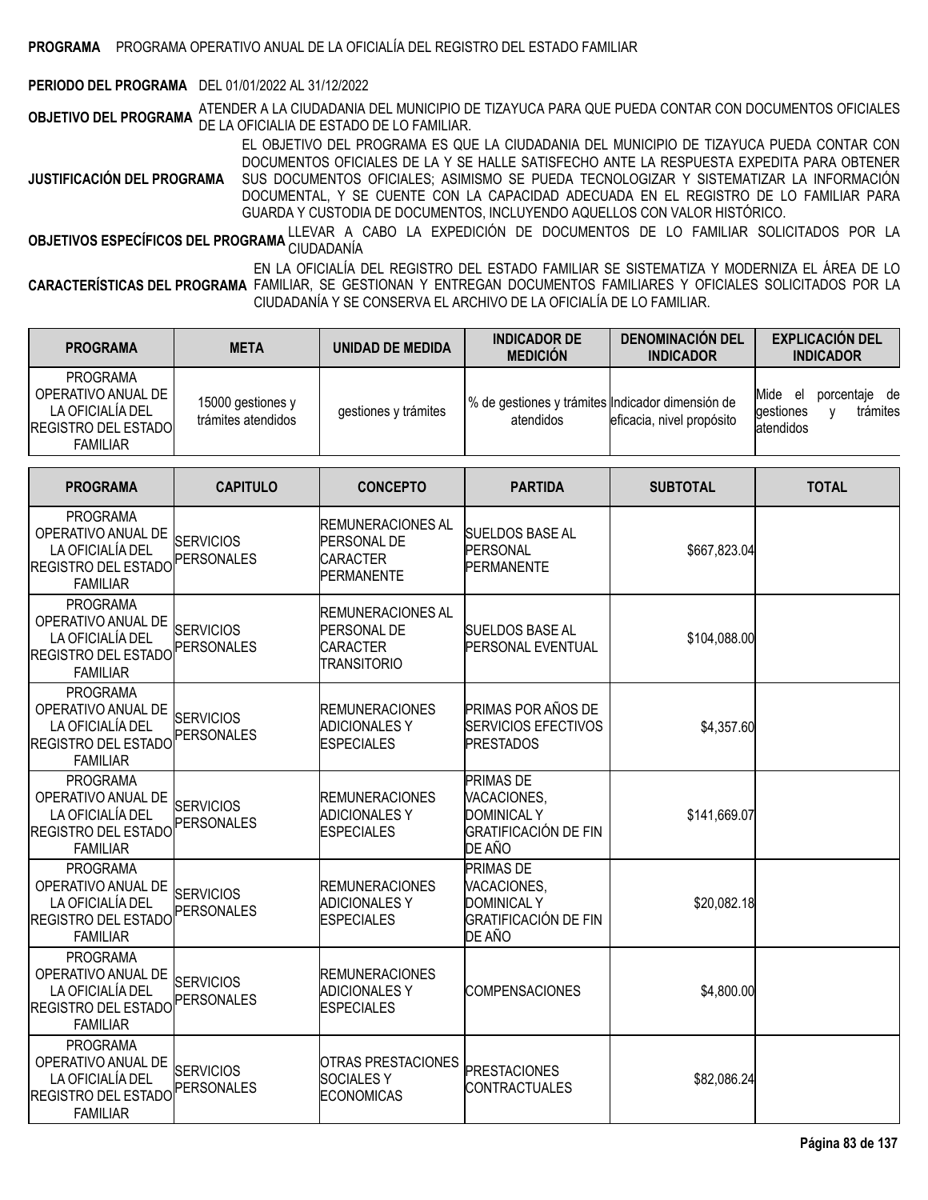**PROGRAMA** PROGRAMA OPERATIVO ANUAL DE LA OFICIALÍA DEL REGISTRO DEL ESTADO FAMILIAR

**PERIODO DEL PROGRAMA** DEL 01/01/2022 AL 31/12/2022

**OBJETIVO DEL PROGRAMA** ATENDER A LA CIUDADANIA DEL MUNICIPIO DE TIZAYUCA PARA QUE PUEDA CONTAR CON DOCUMENTOS OFICIALES DE LA OFICIALIA DE ESTADO DE LO FAMILIAR.

**JUSTIFICACIÓN DEL PROGRAMA** EL OBJETIVO DEL PROGRAMA ES QUE LA CIUDADANIA DEL MUNICIPIO DE TIZAYUCA PUEDA CONTAR CON DOCUMENTOS OFICIALES DE LA Y SE HALLE SATISFECHO ANTE LA RESPUESTA EXPEDITA PARA OBTENER SUS DOCUMENTOS OFICIALES; ASIMISMO SE PUEDA TECNOLOGIZAR Y SISTEMATIZAR LA INFORMACIÓN DOCUMENTAL, Y SE CUENTE CON LA CAPACIDAD ADECUADA EN EL REGISTRO DE LO FAMILIAR PARA GUARDA Y CUSTODIA DE DOCUMENTOS, INCLUYENDO AQUELLOS CON VALOR HISTÓRICO.

**OBJETIVOS ESPECÍFICOS DEL PROGRAMA** LLEVAR A CABO LA EXPEDICIÓN DE DOCUMENTOS DE LO FAMILIAR SOLICITADOS POR LA CIUDADANÍA

**CARACTERÍSTICAS DEL PROGRAMA** EN LA OFICIALÍA DEL REGISTRO DEL ESTADO FAMILIAR SE SISTEMATIZA Y MODERNIZA EL ÁREA DE LO FAMILIAR, SE GESTIONAN Y ENTREGAN DOCUMENTOS FAMILIARES Y OFICIALES SOLICITADOS POR LA CIUDADANÍA Y SE CONSERVA EL ARCHIVO DE LA OFICIALÍA DE LO FAMILIAR.

| PROGRAMA | META | UNIDAD DE MEDIDA | INDICADOR DE MEDICIÓN | DENOMINACIÓN DEL INDICADOR | EXPLICACIÓN DEL INDICADOR |
|---|---|---|---|---|---|
| PROGRAMA OPERATIVO ANUAL DE LA OFICIALÍA DEL REGISTRO DEL ESTADO FAMILIAR | 15000 gestiones y trámites atendidos | gestiones y trámites | % de gestiones y trámites atendidos | Indicador dimensión de eficacia, nivel propósito | Mide el porcentaje de gestiones y trámites atendidos |

| PROGRAMA | CAPITULO | CONCEPTO | PARTIDA | SUBTOTAL | TOTAL |
|---|---|---|---|---|---|
| PROGRAMA OPERATIVO ANUAL DE LA OFICIALÍA DEL REGISTRO DEL ESTADO FAMILIAR | SERVICIOS PERSONALES | REMUNERACIONES AL PERSONAL DE CARACTER PERMANENTE | SUELDOS BASE AL PERSONAL PERMANENTE | $667,823.04 | |
| PROGRAMA OPERATIVO ANUAL DE LA OFICIALÍA DEL REGISTRO DEL ESTADO FAMILIAR | SERVICIOS PERSONALES | REMUNERACIONES AL PERSONAL DE CARACTER TRANSITORIO | SUELDOS BASE AL PERSONAL EVENTUAL | $104,088.00 | |
| PROGRAMA OPERATIVO ANUAL DE LA OFICIALÍA DEL REGISTRO DEL ESTADO FAMILIAR | SERVICIOS PERSONALES | REMUNERACIONES ADICIONALES Y ESPECIALES | PRIMAS POR AÑOS DE SERVICIOS EFECTIVOS PRESTADOS | $4,357.60 | |
| PROGRAMA OPERATIVO ANUAL DE LA OFICIALÍA DEL REGISTRO DEL ESTADO FAMILIAR | SERVICIOS PERSONALES | REMUNERACIONES ADICIONALES Y ESPECIALES | PRIMAS DE VACACIONES, DOMINICAL Y GRATIFICACIÓN DE FIN DE AÑO | $141,669.07 | |
| PROGRAMA OPERATIVO ANUAL DE LA OFICIALÍA DEL REGISTRO DEL ESTADO FAMILIAR | SERVICIOS PERSONALES | REMUNERACIONES ADICIONALES Y ESPECIALES | PRIMAS DE VACACIONES, DOMINICAL Y GRATIFICACIÓN DE FIN DE AÑO | $20,082.18 | |
| PROGRAMA OPERATIVO ANUAL DE LA OFICIALÍA DEL REGISTRO DEL ESTADO FAMILIAR | SERVICIOS PERSONALES | REMUNERACIONES ADICIONALES Y ESPECIALES | COMPENSACIONES | $4,800.00 | |
| PROGRAMA OPERATIVO ANUAL DE LA OFICIALÍA DEL REGISTRO DEL ESTADO FAMILIAR | SERVICIOS PERSONALES | OTRAS PRESTACIONES SOCIALES Y ECONOMICAS | PRESTACIONES CONTRACTUALES | $82,086.24 | |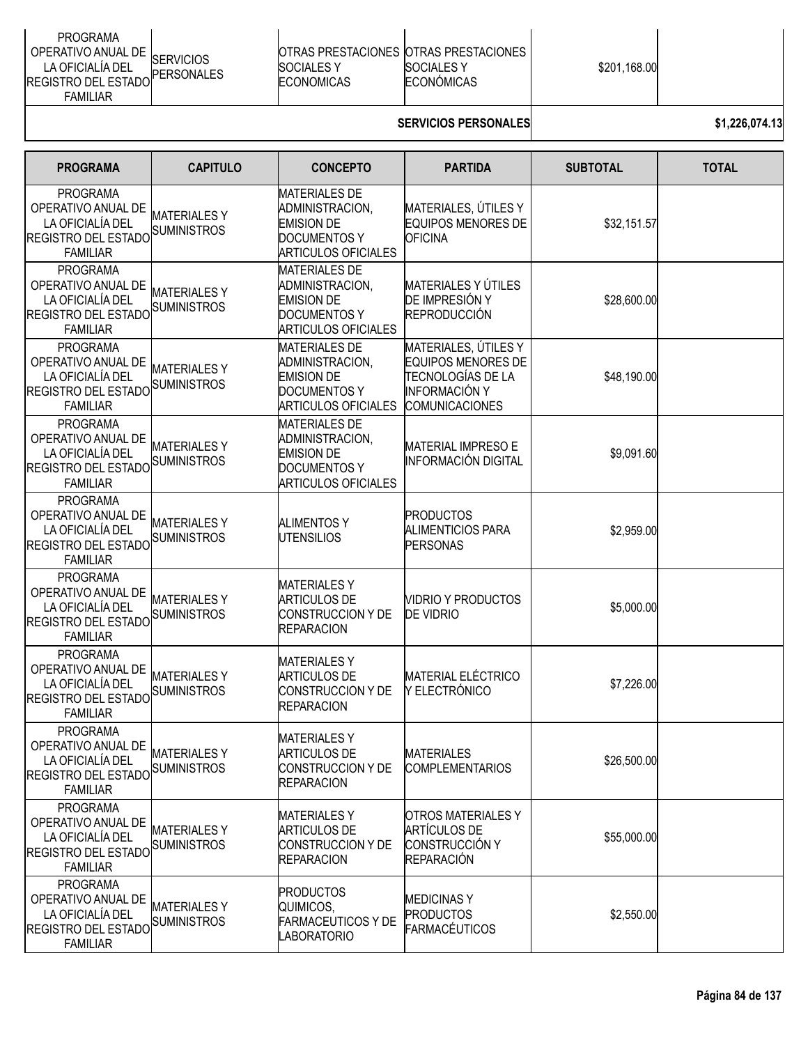| PROGRAMA | CAPITULO | CONCEPTO | PARTIDA | SUBTOTAL | TOTAL |
|---|---|---|---|---|---|
| PROGRAMA OPERATIVO ANUAL DE LA OFICIALÍA DEL REGISTRO DEL ESTADO FAMILIAR | SERVICIOS PERSONALES | OTRAS PRESTACIONES SOCIALES Y ECONOMICAS | OTRAS PRESTACIONES SOCIALES Y ECONÓMICAS | $201,168.00 | |
| | | | SERVICIOS PERSONALES | | $1,226,074.13 |

| PROGRAMA | CAPITULO | CONCEPTO | PARTIDA | SUBTOTAL | TOTAL |
|---|---|---|---|---|---|
| PROGRAMA OPERATIVO ANUAL DE LA OFICIALÍA DEL REGISTRO DEL ESTADO FAMILIAR | MATERIALES Y SUMINISTROS | MATERIALES DE ADMINISTRACION, EMISION DE DOCUMENTOS Y ARTICULOS OFICIALES | MATERIALES, ÚTILES Y EQUIPOS MENORES DE OFICINA | $32,151.57 | |
| PROGRAMA OPERATIVO ANUAL DE LA OFICIALÍA DEL REGISTRO DEL ESTADO FAMILIAR | MATERIALES Y SUMINISTROS | MATERIALES DE ADMINISTRACION, EMISION DE DOCUMENTOS Y ARTICULOS OFICIALES | MATERIALES Y ÚTILES DE IMPRESIÓN Y REPRODUCCIÓN | $28,600.00 | |
| PROGRAMA OPERATIVO ANUAL DE LA OFICIALÍA DEL REGISTRO DEL ESTADO FAMILIAR | MATERIALES Y SUMINISTROS | MATERIALES DE ADMINISTRACION, EMISION DE DOCUMENTOS Y ARTICULOS OFICIALES | MATERIALES, ÚTILES Y EQUIPOS MENORES DE TECNOLOGÍAS DE LA INFORMACIÓN Y COMUNICACIONES | $48,190.00 | |
| PROGRAMA OPERATIVO ANUAL DE LA OFICIALÍA DEL REGISTRO DEL ESTADO FAMILIAR | MATERIALES Y SUMINISTROS | MATERIALES DE ADMINISTRACION, EMISION DE DOCUMENTOS Y ARTICULOS OFICIALES | MATERIAL IMPRESO E INFORMACIÓN DIGITAL | $9,091.60 | |
| PROGRAMA OPERATIVO ANUAL DE LA OFICIALÍA DEL REGISTRO DEL ESTADO FAMILIAR | MATERIALES Y SUMINISTROS | ALIMENTOS Y UTENSILIOS | PRODUCTOS ALIMENTICIOS PARA PERSONAS | $2,959.00 | |
| PROGRAMA OPERATIVO ANUAL DE LA OFICIALÍA DEL REGISTRO DEL ESTADO FAMILIAR | MATERIALES Y SUMINISTROS | MATERIALES Y ARTICULOS DE CONSTRUCCION Y DE REPARACION | VIDRIO Y PRODUCTOS DE VIDRIO | $5,000.00 | |
| PROGRAMA OPERATIVO ANUAL DE LA OFICIALÍA DEL REGISTRO DEL ESTADO FAMILIAR | MATERIALES Y SUMINISTROS | MATERIALES Y ARTICULOS DE CONSTRUCCION Y DE REPARACION | MATERIAL ELÉCTRICO Y ELECTRÓNICO | $7,226.00 | |
| PROGRAMA OPERATIVO ANUAL DE LA OFICIALÍA DEL REGISTRO DEL ESTADO FAMILIAR | MATERIALES Y SUMINISTROS | MATERIALES Y ARTICULOS DE CONSTRUCCION Y DE REPARACION | MATERIALES COMPLEMENTARIOS | $26,500.00 | |
| PROGRAMA OPERATIVO ANUAL DE LA OFICIALÍA DEL REGISTRO DEL ESTADO FAMILIAR | MATERIALES Y SUMINISTROS | MATERIALES Y ARTICULOS DE CONSTRUCCION Y DE REPARACION | OTROS MATERIALES Y ARTÍCULOS DE CONSTRUCCIÓN Y REPARACIÓN | $55,000.00 | |
| PROGRAMA OPERATIVO ANUAL DE LA OFICIALÍA DEL REGISTRO DEL ESTADO FAMILIAR | MATERIALES Y SUMINISTROS | PRODUCTOS QUIMICOS, FARMACEUTICOS Y DE LABORATORIO | MEDICINAS Y PRODUCTOS FARMACÉUTICOS | $2,550.00 | |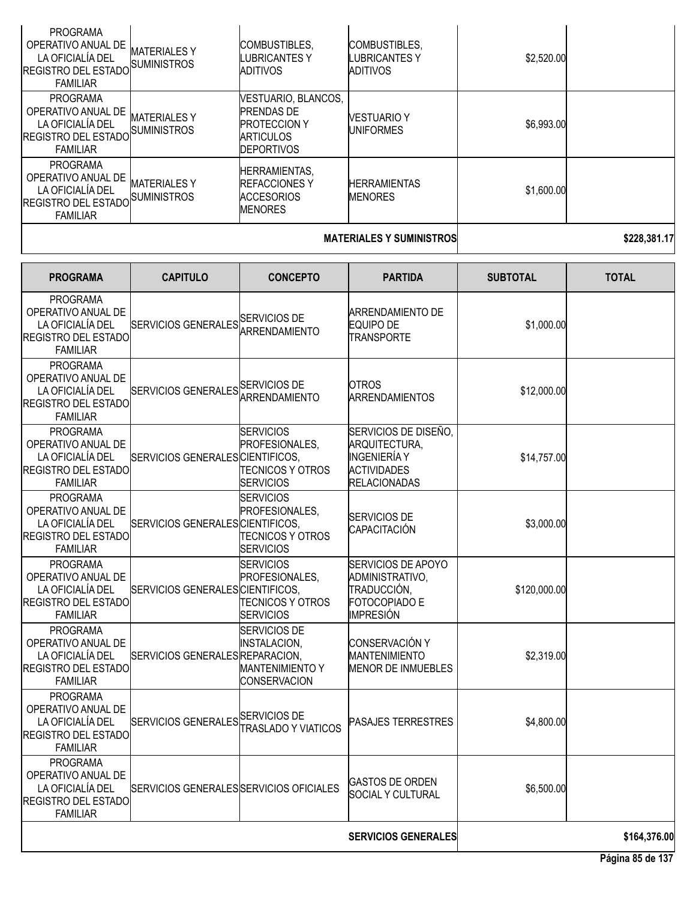| PROGRAMA | CAPITULO | CONCEPTO | PARTIDA | SUBTOTAL | TOTAL |
|---|---|---|---|---|---|
| PROGRAMA OPERATIVO ANUAL DE LA OFICIALÍA DEL REGISTRO DEL ESTADO FAMILIAR | MATERIALES Y SUMINISTROS | COMBUSTIBLES, LUBRICANTES Y ADITIVOS | COMBUSTIBLES, LUBRICANTES Y ADITIVOS | $2,520.00 | |
| PROGRAMA OPERATIVO ANUAL DE LA OFICIALÍA DEL REGISTRO DEL ESTADO FAMILIAR | MATERIALES Y SUMINISTROS | VESTUARIO, BLANCOS, PRENDAS DE PROTECCION Y ARTICULOS DEPORTIVOS | VESTUARIO Y UNIFORMES | $6,993.00 | |
| PROGRAMA OPERATIVO ANUAL DE LA OFICIALÍA DEL REGISTRO DEL ESTADO FAMILIAR | MATERIALES Y SUMINISTROS | HERRAMIENTAS, REFACCIONES Y ACCESORIOS MENORES | HERRAMIENTAS MENORES | $1,600.00 | |
| | | | **MATERIALES Y SUMINISTROS** | | **$228,381.17** |

| PROGRAMA | CAPITULO | CONCEPTO | PARTIDA | SUBTOTAL | TOTAL |
|---|---|---|---|---|---|
| PROGRAMA OPERATIVO ANUAL DE LA OFICIALÍA DEL REGISTRO DEL ESTADO FAMILIAR | SERVICIOS GENERALES | SERVICIOS DE ARRENDAMIENTO | ARRENDAMIENTO DE EQUIPO DE TRANSPORTE | $1,000.00 | |
| PROGRAMA OPERATIVO ANUAL DE LA OFICIALÍA DEL REGISTRO DEL ESTADO FAMILIAR | SERVICIOS GENERALES | SERVICIOS DE ARRENDAMIENTO | OTROS ARRENDAMIENTOS | $12,000.00 | |
| PROGRAMA OPERATIVO ANUAL DE LA OFICIALÍA DEL REGISTRO DEL ESTADO FAMILIAR | SERVICIOS GENERALES | SERVICIOS PROFESIONALES, CIENTIFICOS, TECNICOS Y OTROS SERVICIOS | SERVICIOS DE DISEÑO, ARQUITECTURA, INGENIERÍA Y ACTIVIDADES RELACIONADAS | $14,757.00 | |
| PROGRAMA OPERATIVO ANUAL DE LA OFICIALÍA DEL REGISTRO DEL ESTADO FAMILIAR | SERVICIOS GENERALES | SERVICIOS PROFESIONALES, CIENTIFICOS, TECNICOS Y OTROS SERVICIOS | SERVICIOS DE CAPACITACIÓN | $3,000.00 | |
| PROGRAMA OPERATIVO ANUAL DE LA OFICIALÍA DEL REGISTRO DEL ESTADO FAMILIAR | SERVICIOS GENERALES | SERVICIOS PROFESIONALES, CIENTIFICOS, TECNICOS Y OTROS SERVICIOS | SERVICIOS DE APOYO ADMINISTRATIVO, TRADUCCIÓN, FOTOCOPIADO E IMPRESIÓN | $120,000.00 | |
| PROGRAMA OPERATIVO ANUAL DE LA OFICIALÍA DEL REGISTRO DEL ESTADO FAMILIAR | SERVICIOS GENERALES | SERVICIOS DE INSTALACION, REPARACION, MANTENIMIENTO Y CONSERVACION | CONSERVACIÓN Y MANTENIMIENTO MENOR DE INMUEBLES | $2,319.00 | |
| PROGRAMA OPERATIVO ANUAL DE LA OFICIALÍA DEL REGISTRO DEL ESTADO FAMILIAR | SERVICIOS GENERALES | SERVICIOS DE TRASLADO Y VIATICOS | PASAJES TERRESTRES | $4,800.00 | |
| PROGRAMA OPERATIVO ANUAL DE LA OFICIALÍA DEL REGISTRO DEL ESTADO FAMILIAR | SERVICIOS GENERALES | SERVICIOS OFICIALES | GASTOS DE ORDEN SOCIAL Y CULTURAL | $6,500.00 | |
| | | | **SERVICIOS GENERALES** | | **$164,376.00** |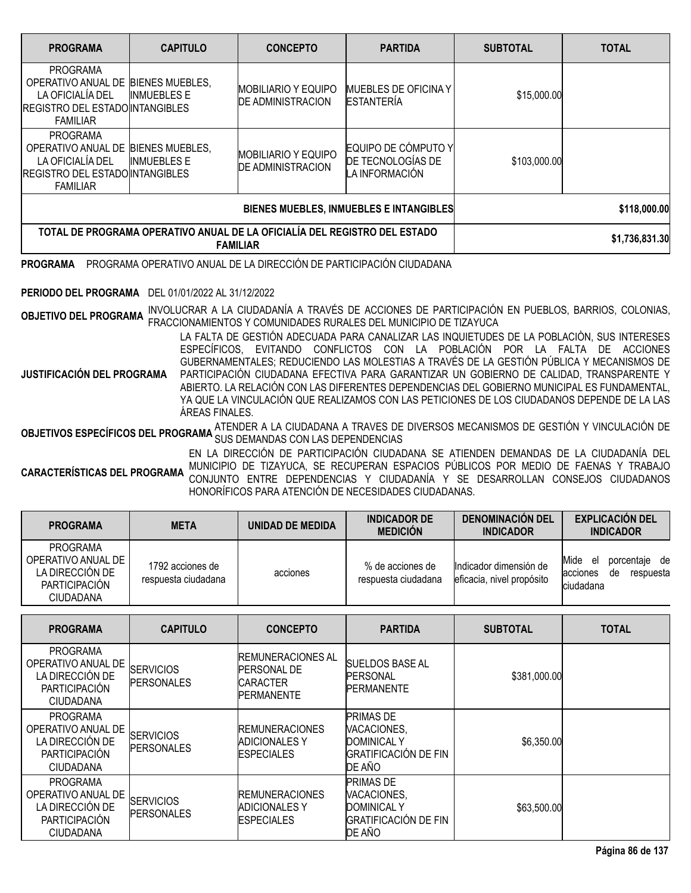| PROGRAMA | CAPITULO | CONCEPTO | PARTIDA | SUBTOTAL | TOTAL |
|---|---|---|---|---|---|
| PROGRAMA OPERATIVO ANUAL DE LA OFICIALÍA DEL REGISTRO DEL ESTADO FAMILIAR | BIENES MUEBLES, INMUEBLES E INTANGIBLES | MOBILIARIO Y EQUIPO DE ADMINISTRACION | MUEBLES DE OFICINA Y ESTANTERÍA | $15,000.00 | |
| PROGRAMA OPERATIVO ANUAL DE LA OFICIALÍA DEL REGISTRO DEL ESTADO FAMILIAR | BIENES MUEBLES, INMUEBLES E INTANGIBLES | MOBILIARIO Y EQUIPO DE ADMINISTRACION | EQUIPO DE CÓMPUTO Y DE TECNOLOGÍAS DE LA INFORMACIÓN | $103,000.00 | |
| | | | BIENES MUEBLES, INMUEBLES E INTANGIBLES | | $118,000.00 |
| TOTAL DE PROGRAMA OPERATIVO ANUAL DE LA OFICIALÍA DEL REGISTRO DEL ESTADO FAMILIAR | | | | | $1,736,831.30 |

**PROGRAMA** PROGRAMA OPERATIVO ANUAL DE LA DIRECCIÓN DE PARTICIPACIÓN CIUDADANA

**PERIODO DEL PROGRAMA** DEL 01/01/2022 AL 31/12/2022

**OBJETIVO DEL PROGRAMA** INVOLUCRAR A LA CIUDADANÍA A TRAVÉS DE ACCIONES DE PARTICIPACIÓN EN PUEBLOS, BARRIOS, COLONIAS, FRACCIONAMIENTOS Y COMUNIDADES RURALES DEL MUNICIPIO DE TIZAYUCA

**JUSTIFICACIÓN DEL PROGRAMA** LA FALTA DE GESTIÓN ADECUADA PARA CANALIZAR LAS INQUIETUDES DE LA POBLACIÒN, SUS INTERESES ESPECÍFICOS, EVITANDO CONFLICTOS CON LA POBLACIÓN POR LA FALTA DE ACCIONES GUBERNAMENTALES; REDUCIENDO LAS MOLESTIAS A TRAVÉS DE LA GESTIÓN PÚBLICA Y MECANISMOS DE PARTICIPACIÓN CIUDADANA EFECTIVA PARA GARANTIZAR UN GOBIERNO DE CALIDAD, TRANSPARENTE Y ABIERTO. LA RELACIÓN CON LAS DIFERENTES DEPENDENCIAS DEL GOBIERNO MUNICIPAL ES FUNDAMENTAL, YA QUE LA VINCULACIÓN QUE REALIZAMOS CON LAS PETICIONES DE LOS CIUDADANOS DEPENDE DE LA LAS ÁREAS FINALES.

**OBJETIVOS ESPECÍFICOS DEL PROGRAMA** ATENDER A LA CIUDADANA A TRAVES DE DIVERSOS MECANISMOS DE GESTIÓN Y VINCULACIÓN DE SUS DEMANDAS CON LAS DEPENDENCIAS

**CARACTERÍSTICAS DEL PROGRAMA** EN LA DIRECCIÓN DE PARTICIPACIÓN CIUDADANA SE ATIENDEN DEMANDAS DE LA CIUDADANÍA DEL MUNICIPIO DE TIZAYUCA, SE RECUPERAN ESPACIOS PÚBLICOS POR MEDIO DE FAENAS Y TRABAJO CONJUNTO ENTRE DEPENDENCIAS Y CIUDADANÍA Y SE DESARROLLAN CONSEJOS CIUDADANOS HONORÍFICOS PARA ATENCIÓN DE NECESIDADES CIUDADANAS.

| PROGRAMA | META | UNIDAD DE MEDIDA | INDICADOR DE MEDICIÓN | DENOMINACIÓN DEL INDICADOR | EXPLICACIÓN DEL INDICADOR |
|---|---|---|---|---|---|
| PROGRAMA OPERATIVO ANUAL DE LA DIRECCIÓN DE PARTICIPACIÓN CIUDADANA | 1792 acciones de respuesta ciudadana | acciones | % de acciones de respuesta ciudadana | Indicador dimensión de eficacia, nivel propósito | Mide el porcentaje de acciones de respuesta ciudadana |

| PROGRAMA | CAPITULO | CONCEPTO | PARTIDA | SUBTOTAL | TOTAL |
|---|---|---|---|---|---|
| PROGRAMA OPERATIVO ANUAL DE LA DIRECCIÓN DE PARTICIPACIÓN CIUDADANA | SERVICIOS PERSONALES | REMUNERACIONES AL PERSONAL DE CARACTER PERMANENTE | SUELDOS BASE AL PERSONAL PERMANENTE | $381,000.00 | |
| PROGRAMA OPERATIVO ANUAL DE LA DIRECCIÓN DE PARTICIPACIÓN CIUDADANA | SERVICIOS PERSONALES | REMUNERACIONES ADICIONALES Y ESPECIALES | PRIMAS DE VACACIONES, DOMINICAL Y GRATIFICACIÓN DE FIN DE AÑO | $6,350.00 | |
| PROGRAMA OPERATIVO ANUAL DE LA DIRECCIÓN DE PARTICIPACIÓN CIUDADANA | SERVICIOS PERSONALES | REMUNERACIONES ADICIONALES Y ESPECIALES | PRIMAS DE VACACIONES, DOMINICAL Y GRATIFICACIÓN DE FIN DE AÑO | $63,500.00 | |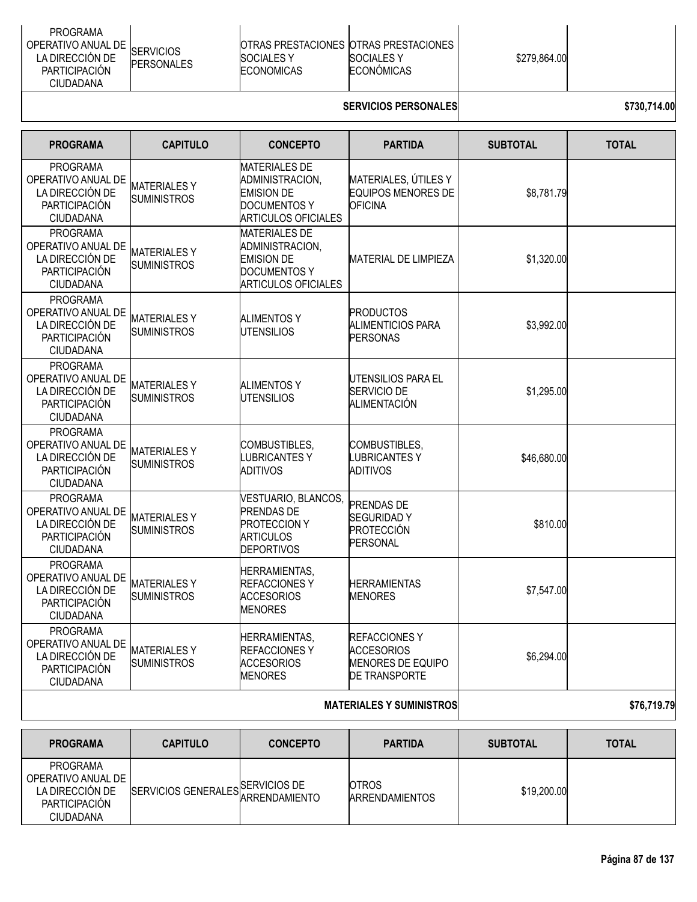| PROGRAMA | CAPITULO | CONCEPTO | PARTIDA | SUBTOTAL | TOTAL |
|---|---|---|---|---|---|
| PROGRAMA OPERATIVO ANUAL DE LA DIRECCIÓN DE PARTICIPACIÓN CIUDADANA | SERVICIOS PERSONALES | OTRAS PRESTACIONES SOCIALES Y ECONOMICAS | OTRAS PRESTACIONES SOCIALES Y ECONÓMICAS | $279,864.00 | |
| | | | **SERVICIOS PERSONALES** | | **$730,714.00** |

| PROGRAMA | CAPITULO | CONCEPTO | PARTIDA | SUBTOTAL | TOTAL |
|---|---|---|---|---|---|
| PROGRAMA OPERATIVO ANUAL DE LA DIRECCIÓN DE PARTICIPACIÓN CIUDADANA | MATERIALES Y SUMINISTROS | MATERIALES DE ADMINISTRACION, EMISION DE DOCUMENTOS Y ARTICULOS OFICIALES | MATERIALES, ÚTILES Y EQUIPOS MENORES DE OFICINA | $8,781.79 | |
| PROGRAMA OPERATIVO ANUAL DE LA DIRECCIÓN DE PARTICIPACIÓN CIUDADANA | MATERIALES Y SUMINISTROS | MATERIALES DE ADMINISTRACION, EMISION DE DOCUMENTOS Y ARTICULOS OFICIALES | MATERIAL DE LIMPIEZA | $1,320.00 | |
| PROGRAMA OPERATIVO ANUAL DE LA DIRECCIÓN DE PARTICIPACIÓN CIUDADANA | MATERIALES Y SUMINISTROS | ALIMENTOS Y UTENSILIOS | PRODUCTOS ALIMENTICIOS PARA PERSONAS | $3,992.00 | |
| PROGRAMA OPERATIVO ANUAL DE LA DIRECCIÓN DE PARTICIPACIÓN CIUDADANA | MATERIALES Y SUMINISTROS | ALIMENTOS Y UTENSILIOS | UTENSILIOS PARA EL SERVICIO DE ALIMENTACIÓN | $1,295.00 | |
| PROGRAMA OPERATIVO ANUAL DE LA DIRECCIÓN DE PARTICIPACIÓN CIUDADANA | MATERIALES Y SUMINISTROS | COMBUSTIBLES, LUBRICANTES Y ADITIVOS | COMBUSTIBLES, LUBRICANTES Y ADITIVOS | $46,680.00 | |
| PROGRAMA OPERATIVO ANUAL DE LA DIRECCIÓN DE PARTICIPACIÓN CIUDADANA | MATERIALES Y SUMINISTROS | VESTUARIO, BLANCOS, PRENDAS DE PROTECCION Y ARTICULOS DEPORTIVOS | PRENDAS DE SEGURIDAD Y PROTECCIÓN PERSONAL | $810.00 | |
| PROGRAMA OPERATIVO ANUAL DE LA DIRECCIÓN DE PARTICIPACIÓN CIUDADANA | MATERIALES Y SUMINISTROS | HERRAMIENTAS, REFACCIONES Y ACCESORIOS MENORES | HERRAMIENTAS MENORES | $7,547.00 | |
| PROGRAMA OPERATIVO ANUAL DE LA DIRECCIÓN DE PARTICIPACIÓN CIUDADANA | MATERIALES Y SUMINISTROS | HERRAMIENTAS, REFACCIONES Y ACCESORIOS MENORES | REFACCIONES Y ACCESORIOS MENORES DE EQUIPO DE TRANSPORTE | $6,294.00 | |
| | | | **MATERIALES Y SUMINISTROS** | | **$76,719.79** |

| PROGRAMA | CAPITULO | CONCEPTO | PARTIDA | SUBTOTAL | TOTAL |
|---|---|---|---|---|---|
| PROGRAMA OPERATIVO ANUAL DE LA DIRECCIÓN DE PARTICIPACIÓN CIUDADANA | SERVICIOS GENERALES | SERVICIOS DE ARRENDAMIENTO | OTROS ARRENDAMIENTOS | $19,200.00 | |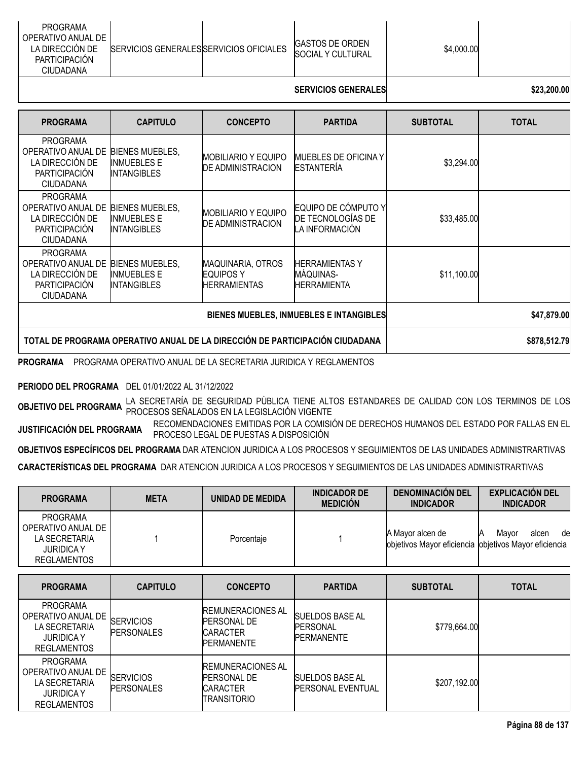| PROGRAMA | CAPITULO | CONCEPTO | PARTIDA | SUBTOTAL | TOTAL |
|---|---|---|---|---|---|
| PROGRAMA OPERATIVO ANUAL DE LA DIRECCIÓN DE PARTICIPACIÓN CIUDADANA | SERVICIOS GENERALES | SERVICIOS OFICIALES | GASTOS DE ORDEN SOCIAL Y CULTURAL | $4,000.00 | |
| | | | SERVICIOS GENERALES | | $23,200.00 |

| PROGRAMA | CAPITULO | CONCEPTO | PARTIDA | SUBTOTAL | TOTAL |
|---|---|---|---|---|---|
| PROGRAMA OPERATIVO ANUAL DE LA DIRECCIÓN DE PARTICIPACIÓN CIUDADANA | BIENES MUEBLES, INMUEBLES E INTANGIBLES | MOBILIARIO Y EQUIPO DE ADMINISTRACION | MUEBLES DE OFICINA Y ESTANTERÍA | $3,294.00 | |
| PROGRAMA OPERATIVO ANUAL DE LA DIRECCIÓN DE PARTICIPACIÓN CIUDADANA | BIENES MUEBLES, INMUEBLES E INTANGIBLES | MOBILIARIO Y EQUIPO DE ADMINISTRACION | EQUIPO DE CÓMPUTO Y DE TECNOLOGÍAS DE LA INFORMACIÓN | $33,485.00 | |
| PROGRAMA OPERATIVO ANUAL DE LA DIRECCIÓN DE PARTICIPACIÓN CIUDADANA | BIENES MUEBLES, INMUEBLES E INTANGIBLES | MAQUINARIA, OTROS EQUIPOS Y HERRAMIENTAS | HERRAMIENTAS Y MÁQUINAS-HERRAMIENTA | $11,100.00 | |
| | | | BIENES MUEBLES, INMUEBLES E INTANGIBLES | | $47,879.00 |
| TOTAL DE PROGRAMA OPERATIVO ANUAL DE LA DIRECCIÓN DE PARTICIPACIÓN CIUDADANA | | | | | $878,512.79 |

**PROGRAMA** PROGRAMA OPERATIVO ANUAL DE LA SECRETARIA JURIDICA Y REGLAMENTOS

**PERIODO DEL PROGRAMA** DEL 01/01/2022 AL 31/12/2022

**OBJETIVO DEL PROGRAMA** LA SECRETARÍA DE SEGURIDAD PÙBLICA TIENE ALTOS ESTANDARES DE CALIDAD CON LOS TERMINOS DE LOS PROCESOS SEÑALADOS EN LA LEGISLACIÓN VIGENTE

**JUSTIFICACIÓN DEL PROGRAMA** RECOMENDACIONES EMITIDAS POR LA COMISIÓN DE DERECHOS HUMANOS DEL ESTADO POR FALLAS EN EL PROCESO LEGAL DE PUESTAS A DISPOSICIÓN

**OBJETIVOS ESPECÍFICOS DEL PROGRAMA** DAR ATENCION JURIDICA A LOS PROCESOS Y SEGUIMIENTOS DE LAS UNIDADES ADMINISTRARTIVAS

**CARACTERÍSTICAS DEL PROGRAMA** DAR ATENCION JURIDICA A LOS PROCESOS Y SEGUIMIENTOS DE LAS UNIDADES ADMINISTRARTIVAS

| PROGRAMA | META | UNIDAD DE MEDIDA | INDICADOR DE MEDICIÓN | DENOMINACIÓN DEL INDICADOR | EXPLICACIÓN DEL INDICADOR |
|---|---|---|---|---|---|
| PROGRAMA OPERATIVO ANUAL DE LA SECRETARIA JURIDICA Y REGLAMENTOS | 1 | Porcentaje | 1 | A Mayor alcen de objetivos Mayor eficiencia | A Mayor alcen de objetivos Mayor eficiencia |

| PROGRAMA | CAPITULO | CONCEPTO | PARTIDA | SUBTOTAL | TOTAL |
|---|---|---|---|---|---|
| PROGRAMA OPERATIVO ANUAL DE LA SECRETARIA JURIDICA Y REGLAMENTOS | SERVICIOS PERSONALES | REMUNERACIONES AL PERSONAL DE CARACTER PERMANENTE | SUELDOS BASE AL PERSONAL PERMANENTE | $779,664.00 | |
| PROGRAMA OPERATIVO ANUAL DE LA SECRETARIA JURIDICA Y REGLAMENTOS | SERVICIOS PERSONALES | REMUNERACIONES AL PERSONAL DE CARACTER TRANSITORIO | SUELDOS BASE AL PERSONAL EVENTUAL | $207,192.00 | |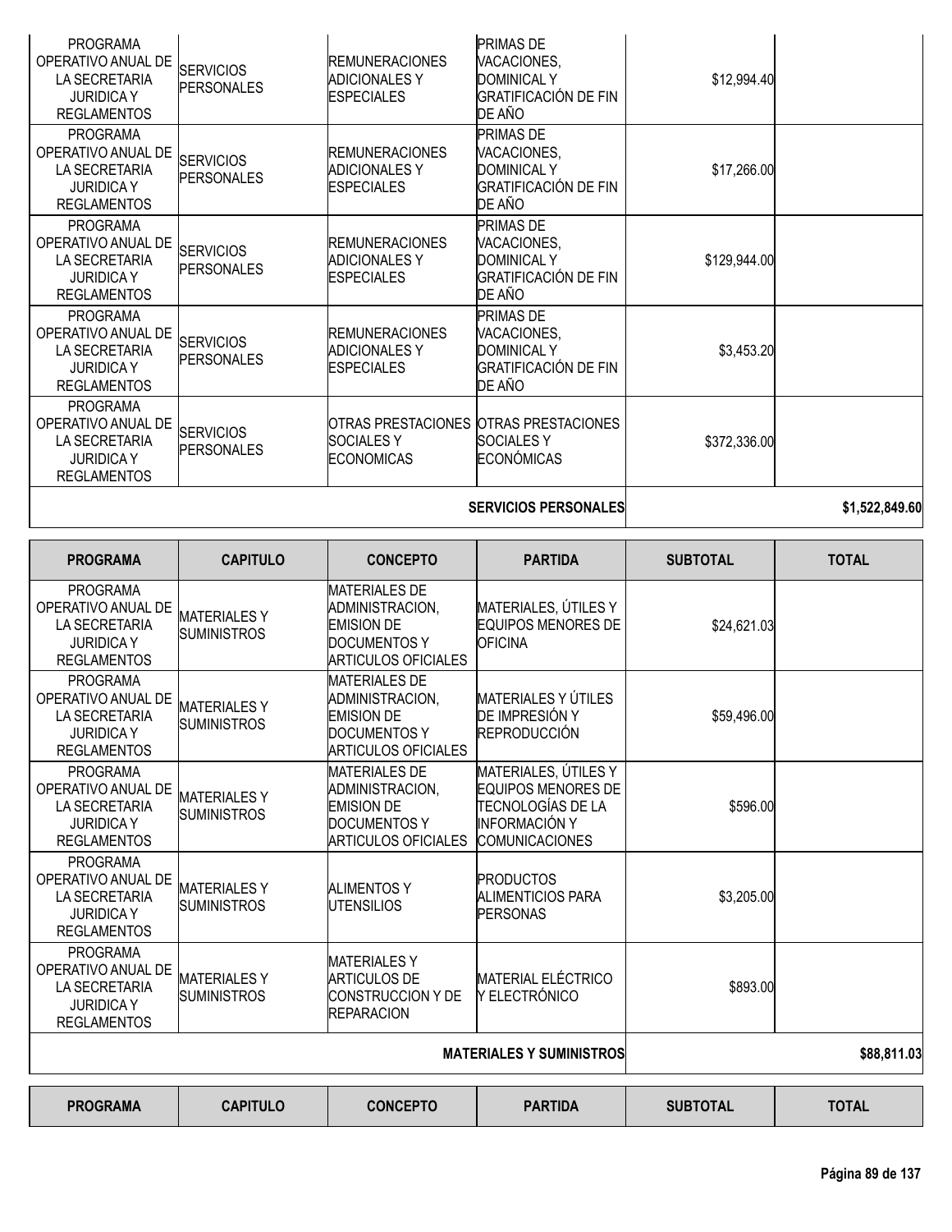| PROGRAMA | CAPITULO | CONCEPTO | PARTIDA | SUBTOTAL | TOTAL |
|---|---|---|---|---|---|
| PROGRAMA OPERATIVO ANUAL DE LA SECRETARIA JURIDICA Y REGLAMENTOS | SERVICIOS PERSONALES | REMUNERACIONES ADICIONALES Y ESPECIALES | PRIMAS DE VACACIONES, DOMINICAL Y GRATIFICACIÓN DE FIN DE AÑO | $12,994.40 | |
| PROGRAMA OPERATIVO ANUAL DE LA SECRETARIA JURIDICA Y REGLAMENTOS | SERVICIOS PERSONALES | REMUNERACIONES ADICIONALES Y ESPECIALES | PRIMAS DE VACACIONES, DOMINICAL Y GRATIFICACIÓN DE FIN DE AÑO | $17,266.00 | |
| PROGRAMA OPERATIVO ANUAL DE LA SECRETARIA JURIDICA Y REGLAMENTOS | SERVICIOS PERSONALES | REMUNERACIONES ADICIONALES Y ESPECIALES | PRIMAS DE VACACIONES, DOMINICAL Y GRATIFICACIÓN DE FIN DE AÑO | $129,944.00 | |
| PROGRAMA OPERATIVO ANUAL DE LA SECRETARIA JURIDICA Y REGLAMENTOS | SERVICIOS PERSONALES | REMUNERACIONES ADICIONALES Y ESPECIALES | PRIMAS DE VACACIONES, DOMINICAL Y GRATIFICACIÓN DE FIN DE AÑO | $3,453.20 | |
| PROGRAMA OPERATIVO ANUAL DE LA SECRETARIA JURIDICA Y REGLAMENTOS | SERVICIOS PERSONALES | OTRAS PRESTACIONES SOCIALES Y ECONOMICAS | OTRAS PRESTACIONES SOCIALES Y ECONÓMICAS | $372,336.00 | |
| | | | **SERVICIOS PERSONALES** | | **$1,522,849.60** |

| PROGRAMA | CAPITULO | CONCEPTO | PARTIDA | SUBTOTAL | TOTAL |
|---|---|---|---|---|---|
| PROGRAMA OPERATIVO ANUAL DE LA SECRETARIA JURIDICA Y REGLAMENTOS | MATERIALES Y SUMINISTROS | MATERIALES DE ADMINISTRACION, EMISION DE DOCUMENTOS Y ARTICULOS OFICIALES | MATERIALES, ÚTILES Y EQUIPOS MENORES DE OFICINA | $24,621.03 | |
| PROGRAMA OPERATIVO ANUAL DE LA SECRETARIA JURIDICA Y REGLAMENTOS | MATERIALES Y SUMINISTROS | MATERIALES DE ADMINISTRACION, EMISION DE DOCUMENTOS Y ARTICULOS OFICIALES | MATERIALES Y ÚTILES DE IMPRESIÓN Y REPRODUCCIÓN | $59,496.00 | |
| PROGRAMA OPERATIVO ANUAL DE LA SECRETARIA JURIDICA Y REGLAMENTOS | MATERIALES Y SUMINISTROS | MATERIALES DE ADMINISTRACION, EMISION DE DOCUMENTOS Y ARTICULOS OFICIALES | MATERIALES, ÚTILES Y EQUIPOS MENORES DE TECNOLOGÍAS DE LA INFORMACIÓN Y COMUNICACIONES | $596.00 | |
| PROGRAMA OPERATIVO ANUAL DE LA SECRETARIA JURIDICA Y REGLAMENTOS | MATERIALES Y SUMINISTROS | ALIMENTOS Y UTENSILIOS | PRODUCTOS ALIMENTICIOS PARA PERSONAS | $3,205.00 | |
| PROGRAMA OPERATIVO ANUAL DE LA SECRETARIA JURIDICA Y REGLAMENTOS | MATERIALES Y SUMINISTROS | MATERIALES Y ARTICULOS DE CONSTRUCCION Y DE REPARACION | MATERIAL ELÉCTRICO Y ELECTRÓNICO | $893.00 | |
| | | | **MATERIALES Y SUMINISTROS** | | **$88,811.03** |

| PROGRAMA | CAPITULO | CONCEPTO | PARTIDA | SUBTOTAL | TOTAL |
|---|---|---|---|---|---|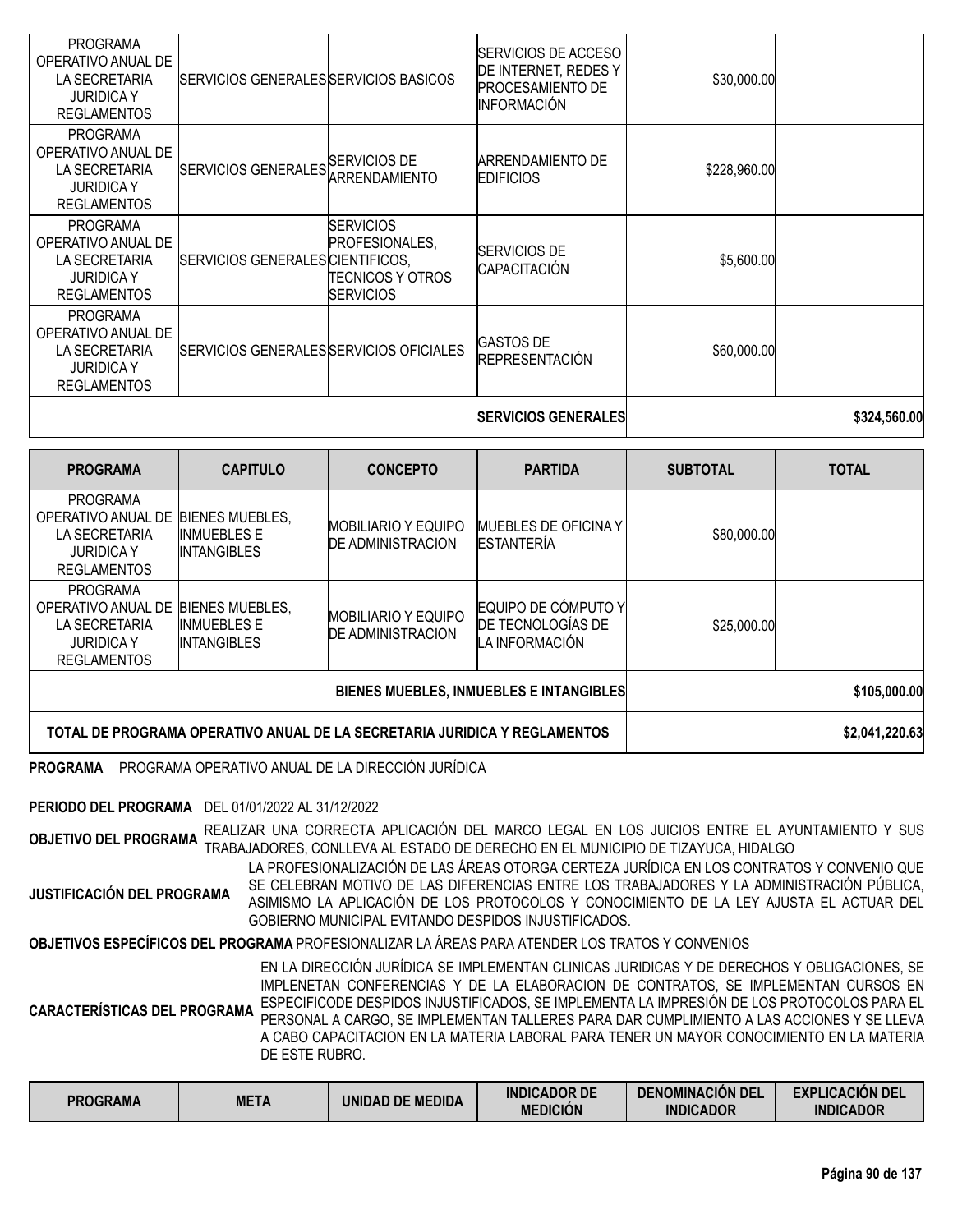| | | | | | |
|---|---|---|---|---|---|
| PROGRAMA OPERATIVO ANUAL DE LA SECRETARIA JURIDICA Y REGLAMENTOS | SERVICIOS GENERALES | SERVICIOS BASICOS | SERVICIOS DE ACCESO DE INTERNET, REDES Y PROCESAMIENTO DE INFORMACIÓN | $30,000.00 | |
| PROGRAMA OPERATIVO ANUAL DE LA SECRETARIA JURIDICA Y REGLAMENTOS | SERVICIOS GENERALES | SERVICIOS DE ARRENDAMIENTO | ARRENDAMIENTO DE EDIFICIOS | $228,960.00 | |
| PROGRAMA OPERATIVO ANUAL DE LA SECRETARIA JURIDICA Y REGLAMENTOS | SERVICIOS GENERALES | SERVICIOS PROFESIONALES, CIENTIFICOS, TECNICOS Y OTROS SERVICIOS | SERVICIOS DE CAPACITACIÓN | $5,600.00 | |
| PROGRAMA OPERATIVO ANUAL DE LA SECRETARIA JURIDICA Y REGLAMENTOS | SERVICIOS GENERALES | SERVICIOS OFICIALES | GASTOS DE REPRESENTACIÓN | $60,000.00 | |
| | | | **SERVICIOS GENERALES** | | **$324,560.00** |

| PROGRAMA | CAPITULO | CONCEPTO | PARTIDA | SUBTOTAL | TOTAL |
|---|---|---|---|---|---|
| PROGRAMA OPERATIVO ANUAL DE LA SECRETARIA JURIDICA Y REGLAMENTOS | BIENES MUEBLES, INMUEBLES E INTANGIBLES | MOBILIARIO Y EQUIPO DE ADMINISTRACION | MUEBLES DE OFICINA Y ESTANTERÍA | $80,000.00 | |
| PROGRAMA OPERATIVO ANUAL DE LA SECRETARIA JURIDICA Y REGLAMENTOS | BIENES MUEBLES, INMUEBLES E INTANGIBLES | MOBILIARIO Y EQUIPO DE ADMINISTRACION | EQUIPO DE CÓMPUTO Y DE TECNOLOGÍAS DE LA INFORMACIÓN | $25,000.00 | |
| | | | **BIENES MUEBLES, INMUEBLES E INTANGIBLES** | | **$105,000.00** |
| **TOTAL DE PROGRAMA OPERATIVO ANUAL DE LA SECRETARIA JURIDICA Y REGLAMENTOS** | | | | | **$2,041,220.63** |

**PROGRAMA** PROGRAMA OPERATIVO ANUAL DE LA DIRECCIÓN JURÍDICA

**PERIODO DEL PROGRAMA** DEL 01/01/2022 AL 31/12/2022

**OBJETIVO DEL PROGRAMA** REALIZAR UNA CORRECTA APLICACIÓN DEL MARCO LEGAL EN LOS JUICIOS ENTRE EL AYUNTAMIENTO Y SUS TRABAJADORES, CONLLEVA AL ESTADO DE DERECHO EN EL MUNICIPIO DE TIZAYUCA, HIDALGO

**JUSTIFICACIÓN DEL PROGRAMA** LA PROFESIONALIZACIÓN DE LAS ÁREAS OTORGA CERTEZA JURÍDICA EN LOS CONTRATOS Y CONVENIO QUE SE CELEBRAN MOTIVO DE LAS DIFERENCIAS ENTRE LOS TRABAJADORES Y LA ADMINISTRACIÓN PÚBLICA, ASIMISMO LA APLICACIÓN DE LOS PROTOCOLOS Y CONOCIMIENTO DE LA LEY AJUSTA EL ACTUAR DEL GOBIERNO MUNICIPAL EVITANDO DESPIDOS INJUSTIFICADOS.

**OBJETIVOS ESPECÍFICOS DEL PROGRAMA** PROFESIONALIZAR LA ÁREAS PARA ATENDER LOS TRATOS Y CONVENIOS

**CARACTERÍSTICAS DEL PROGRAMA** EN LA DIRECCIÓN JURÍDICA SE IMPLEMENTAN CLINICAS JURIDICAS Y DE DERECHOS Y OBLIGACIONES, SE IMPLENETAN CONFERENCIAS Y DE LA ELABORACION DE CONTRATOS, SE IMPLEMENTAN CURSOS EN ESPECIFICODE DESPIDOS INJUSTIFICADOS, SE IMPLEMENTA LA IMPRESIÓN DE LOS PROTOCOLOS PARA EL PERSONAL A CARGO, SE IMPLEMENTAN TALLERES PARA DAR CUMPLIMIENTO A LAS ACCIONES Y SE LLEVA A CABO CAPACITACION EN LA MATERIA LABORAL PARA TENER UN MAYOR CONOCIMIENTO EN LA MATERIA DE ESTE RUBRO.

| PROGRAMA | META | UNIDAD DE MEDIDA | INDICADOR DE MEDICIÓN | DENOMINACIÓN DEL INDICADOR | EXPLICACIÓN DEL INDICADOR |
|---|---|---|---|---|---|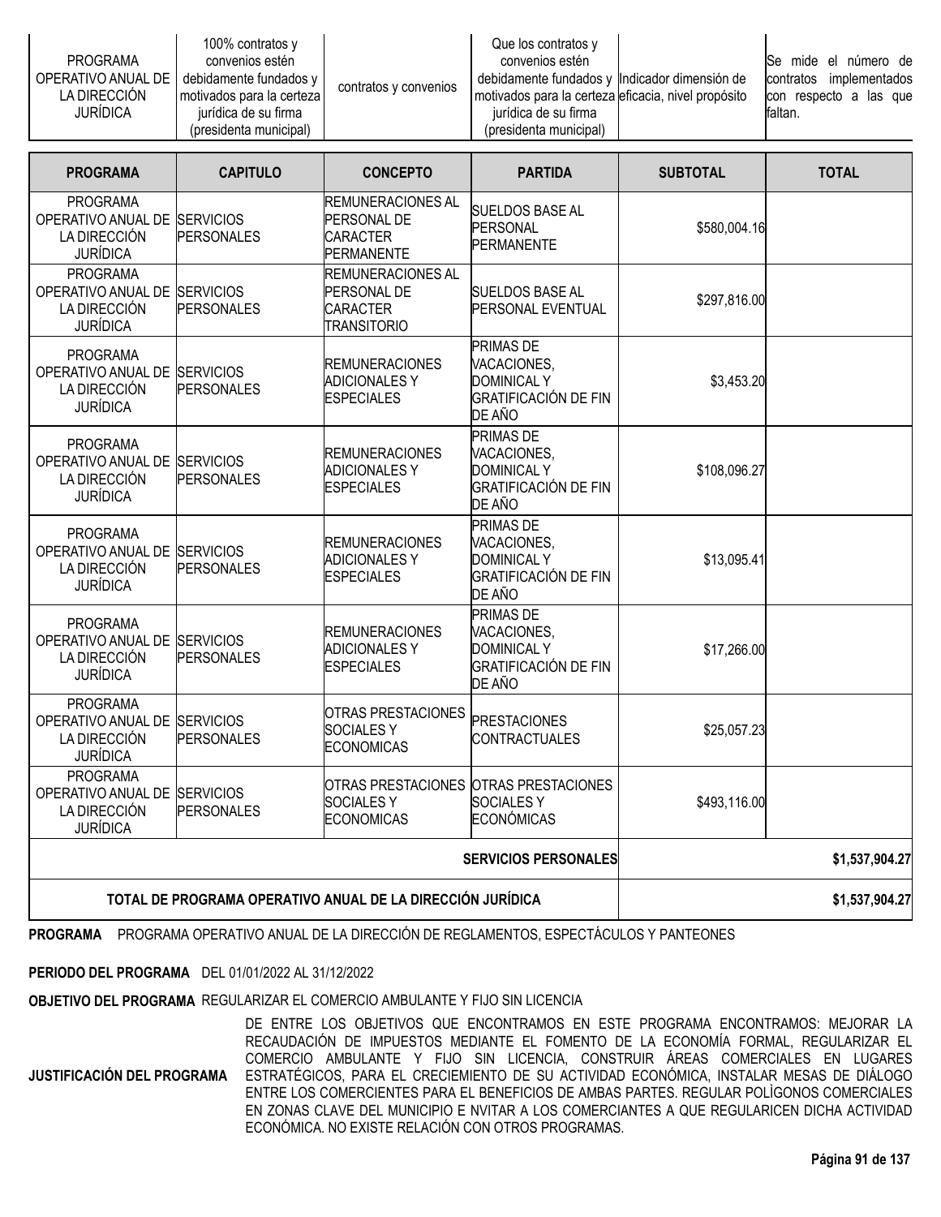| | | | | | |
|---|---|---|---|---|---|
| PROGRAMA OPERATIVO ANUAL DE LA DIRECCIÓN JURÍDICA | 100% contratos y convenios estén debidamente fundados y motivados para la certeza jurídica de su firma (presidenta municipal) | contratos y convenios | Que los contratos y convenios estén debidamente fundados y motivados para la certeza jurídica de su firma (presidenta municipal) | Indicador dimensión de eficacia, nivel propósito | Se mide el número de contratos implementados con respecto a las que faltan. |

| PROGRAMA | CAPITULO | CONCEPTO | PARTIDA | SUBTOTAL | TOTAL |
|---|---|---|---|---|---|
| PROGRAMA OPERATIVO ANUAL DE LA DIRECCIÓN JURÍDICA | SERVICIOS PERSONALES | REMUNERACIONES AL PERSONAL DE CARACTER PERMANENTE | SUELDOS BASE AL PERSONAL PERMANENTE | $580,004.16 | |
| PROGRAMA OPERATIVO ANUAL DE LA DIRECCIÓN JURÍDICA | SERVICIOS PERSONALES | REMUNERACIONES AL PERSONAL DE CARACTER TRANSITORIO | SUELDOS BASE AL PERSONAL EVENTUAL | $297,816.00 | |
| PROGRAMA OPERATIVO ANUAL DE LA DIRECCIÓN JURÍDICA | SERVICIOS PERSONALES | REMUNERACIONES ADICIONALES Y ESPECIALES | PRIMAS DE VACACIONES, DOMINICAL Y GRATIFICACIÓN DE FIN DE AÑO | $3,453.20 | |
| PROGRAMA OPERATIVO ANUAL DE LA DIRECCIÓN JURÍDICA | SERVICIOS PERSONALES | REMUNERACIONES ADICIONALES Y ESPECIALES | PRIMAS DE VACACIONES, DOMINICAL Y GRATIFICACIÓN DE FIN DE AÑO | $108,096.27 | |
| PROGRAMA OPERATIVO ANUAL DE LA DIRECCIÓN JURÍDICA | SERVICIOS PERSONALES | REMUNERACIONES ADICIONALES Y ESPECIALES | PRIMAS DE VACACIONES, DOMINICAL Y GRATIFICACIÓN DE FIN DE AÑO | $13,095.41 | |
| PROGRAMA OPERATIVO ANUAL DE LA DIRECCIÓN JURÍDICA | SERVICIOS PERSONALES | REMUNERACIONES ADICIONALES Y ESPECIALES | PRIMAS DE VACACIONES, DOMINICAL Y GRATIFICACIÓN DE FIN DE AÑO | $17,266.00 | |
| PROGRAMA OPERATIVO ANUAL DE LA DIRECCIÓN JURÍDICA | SERVICIOS PERSONALES | OTRAS PRESTACIONES SOCIALES Y ECONOMICAS | PRESTACIONES CONTRACTUALES | $25,057.23 | |
| PROGRAMA OPERATIVO ANUAL DE LA DIRECCIÓN JURÍDICA | SERVICIOS PERSONALES | OTRAS PRESTACIONES SOCIALES Y ECONOMICAS | OTRAS PRESTACIONES SOCIALES Y ECONÓMICAS | $493,116.00 | |
| | | | SERVICIOS PERSONALES | | $1,537,904.27 |
| TOTAL DE PROGRAMA OPERATIVO ANUAL DE LA DIRECCIÓN JURÍDICA | | | | | $1,537,904.27 |

**PROGRAMA** PROGRAMA OPERATIVO ANUAL DE LA DIRECCIÓN DE REGLAMENTOS, ESPECTÁCULOS Y PANTEONES

**PERIODO DEL PROGRAMA** DEL 01/01/2022 AL 31/12/2022

**OBJETIVO DEL PROGRAMA** REGULARIZAR EL COMERCIO AMBULANTE Y FIJO SIN LICENCIA

**JUSTIFICACIÓN DEL PROGRAMA** DE ENTRE LOS OBJETIVOS QUE ENCONTRAMOS EN ESTE PROGRAMA ENCONTRAMOS: MEJORAR LA RECAUDACIÓN DE IMPUESTOS MEDIANTE EL FOMENTO DE LA ECONOMÍA FORMAL, REGULARIZAR EL COMERCIO AMBULANTE Y FIJO SIN LICENCIA, CONSTRUIR ÁREAS COMERCIALES EN LUGARES ESTRATÉGICOS, PARA EL CRECIEMIENTO DE SU ACTIVIDAD ECONÓMICA, INSTALAR MESAS DE DIÁLOGO ENTRE LOS COMERCIENTES PARA EL BENEFICIOS DE AMBAS PARTES. REGULAR POLÌGONOS COMERCIALES EN ZONAS CLAVE DEL MUNICIPIO E NVITAR A LOS COMERCIANTES A QUE REGULARICEN DICHA ACTIVIDAD ECONÓMICA. NO EXISTE RELACIÓN CON OTROS PROGRAMAS.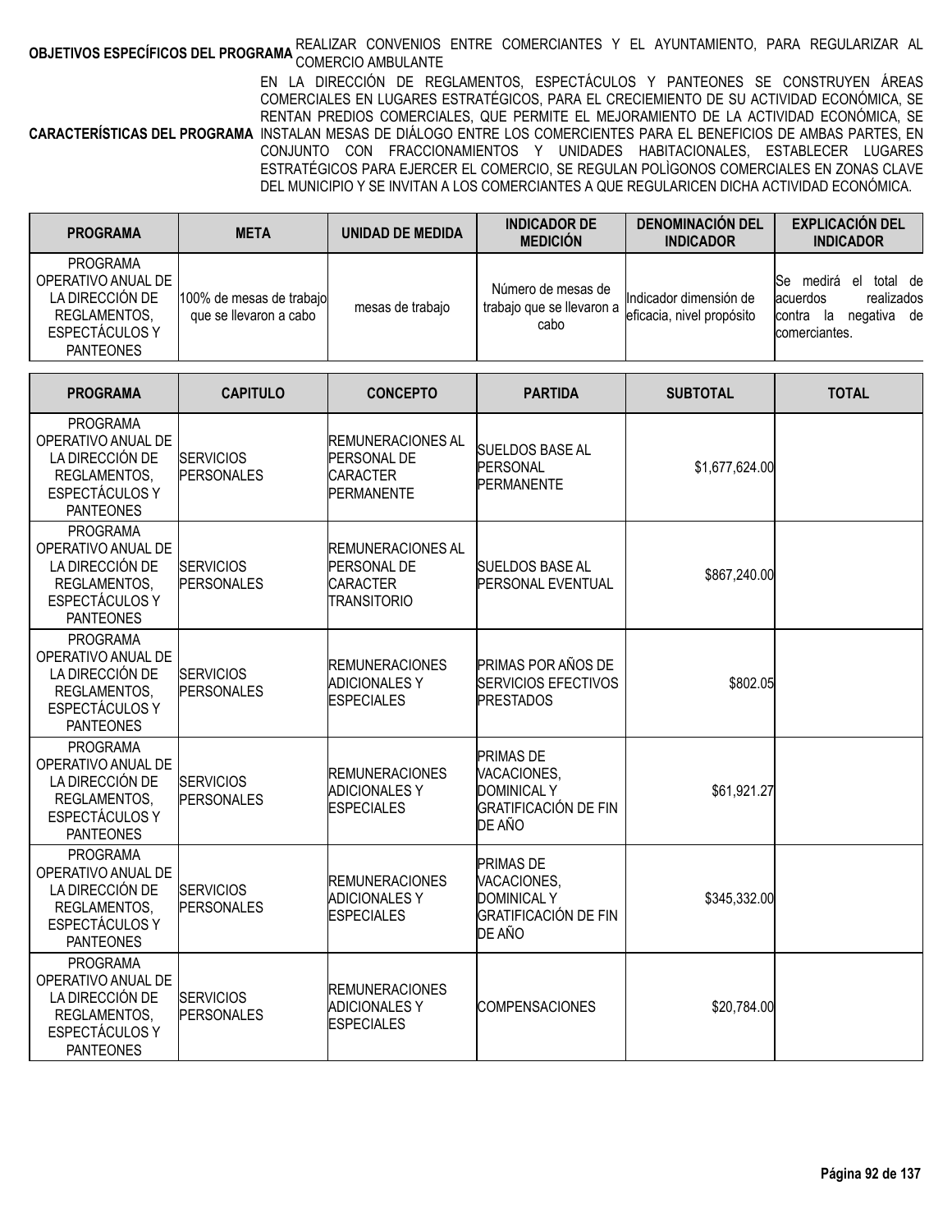| OBJETIVOS ESPECÍFICOS DEL PROGRAMA | REALIZAR CONVENIOS ENTRE COMERCIANTES Y EL AYUNTAMIENTO, PARA REGULARIZAR AL COMERCIO AMBULANTE |
|---|---|
| CARACTERÍSTICAS DEL PROGRAMA | EN LA DIRECCIÓN DE REGLAMENTOS, ESPECTÁCULOS Y PANTEONES SE CONSTRUYEN ÁREAS COMERCIALES EN LUGARES ESTRATÉGICOS, PARA EL CRECIEMIENTO DE SU ACTIVIDAD ECONÓMICA, SE RENTAN PREDIOS COMERCIALES, QUE PERMITE EL MEJORAMIENTO DE LA ACTIVIDAD ECONÓMICA, SE INSTALAN MESAS DE DIÁLOGO ENTRE LOS COMERCIENTES PARA EL BENEFICIOS DE AMBAS PARTES, EN CONJUNTO CON FRACCIONAMIENTOS Y UNIDADES HABITACIONALES, ESTABLECER LUGARES ESTRATÉGICOS PARA EJERCER EL COMERCIO, SE REGULAN POLÌGONOS COMERCIALES EN ZONAS CLAVE DEL MUNICIPIO Y SE INVITAN A LOS COMERCIANTES A QUE REGULARICEN DICHA ACTIVIDAD ECONÓMICA. |

| PROGRAMA | META | UNIDAD DE MEDIDA | INDICADOR DE MEDICIÓN | DENOMINACIÓN DEL INDICADOR | EXPLICACIÓN DEL INDICADOR |
|---|---|---|---|---|---|
| PROGRAMA OPERATIVO ANUAL DE LA DIRECCIÓN DE REGLAMENTOS, ESPECTÁCULOS Y PANTEONES | 100% de mesas de trabajo que se llevaron a cabo | mesas de trabajo | Número de mesas de trabajo que se llevaron a cabo | Indicador dimensión de eficacia, nivel propósito | Se medirá el total de acuerdos realizados contra la negativa de comerciantes. |

| PROGRAMA | CAPITULO | CONCEPTO | PARTIDA | SUBTOTAL | TOTAL |
|---|---|---|---|---|---|
| PROGRAMA OPERATIVO ANUAL DE LA DIRECCIÓN DE REGLAMENTOS, ESPECTÁCULOS Y PANTEONES | SERVICIOS PERSONALES | REMUNERACIONES AL PERSONAL DE CARACTER PERMANENTE | SUELDOS BASE AL PERSONAL PERMANENTE | $1,677,624.00 | |
| PROGRAMA OPERATIVO ANUAL DE LA DIRECCIÓN DE REGLAMENTOS, ESPECTÁCULOS Y PANTEONES | SERVICIOS PERSONALES | REMUNERACIONES AL PERSONAL DE CARACTER TRANSITORIO | SUELDOS BASE AL PERSONAL EVENTUAL | $867,240.00 | |
| PROGRAMA OPERATIVO ANUAL DE LA DIRECCIÓN DE REGLAMENTOS, ESPECTÁCULOS Y PANTEONES | SERVICIOS PERSONALES | REMUNERACIONES ADICIONALES Y ESPECIALES | PRIMAS POR AÑOS DE SERVICIOS EFECTIVOS PRESTADOS | $802.05 | |
| PROGRAMA OPERATIVO ANUAL DE LA DIRECCIÓN DE REGLAMENTOS, ESPECTÁCULOS Y PANTEONES | SERVICIOS PERSONALES | REMUNERACIONES ADICIONALES Y ESPECIALES | PRIMAS DE VACACIONES, DOMINICAL Y GRATIFICACIÓN DE FIN DE AÑO | $61,921.27 | |
| PROGRAMA OPERATIVO ANUAL DE LA DIRECCIÓN DE REGLAMENTOS, ESPECTÁCULOS Y PANTEONES | SERVICIOS PERSONALES | REMUNERACIONES ADICIONALES Y ESPECIALES | PRIMAS DE VACACIONES, DOMINICAL Y GRATIFICACIÓN DE FIN DE AÑO | $345,332.00 | |
| PROGRAMA OPERATIVO ANUAL DE LA DIRECCIÓN DE REGLAMENTOS, ESPECTÁCULOS Y PANTEONES | SERVICIOS PERSONALES | REMUNERACIONES ADICIONALES Y ESPECIALES | COMPENSACIONES | $20,784.00 | |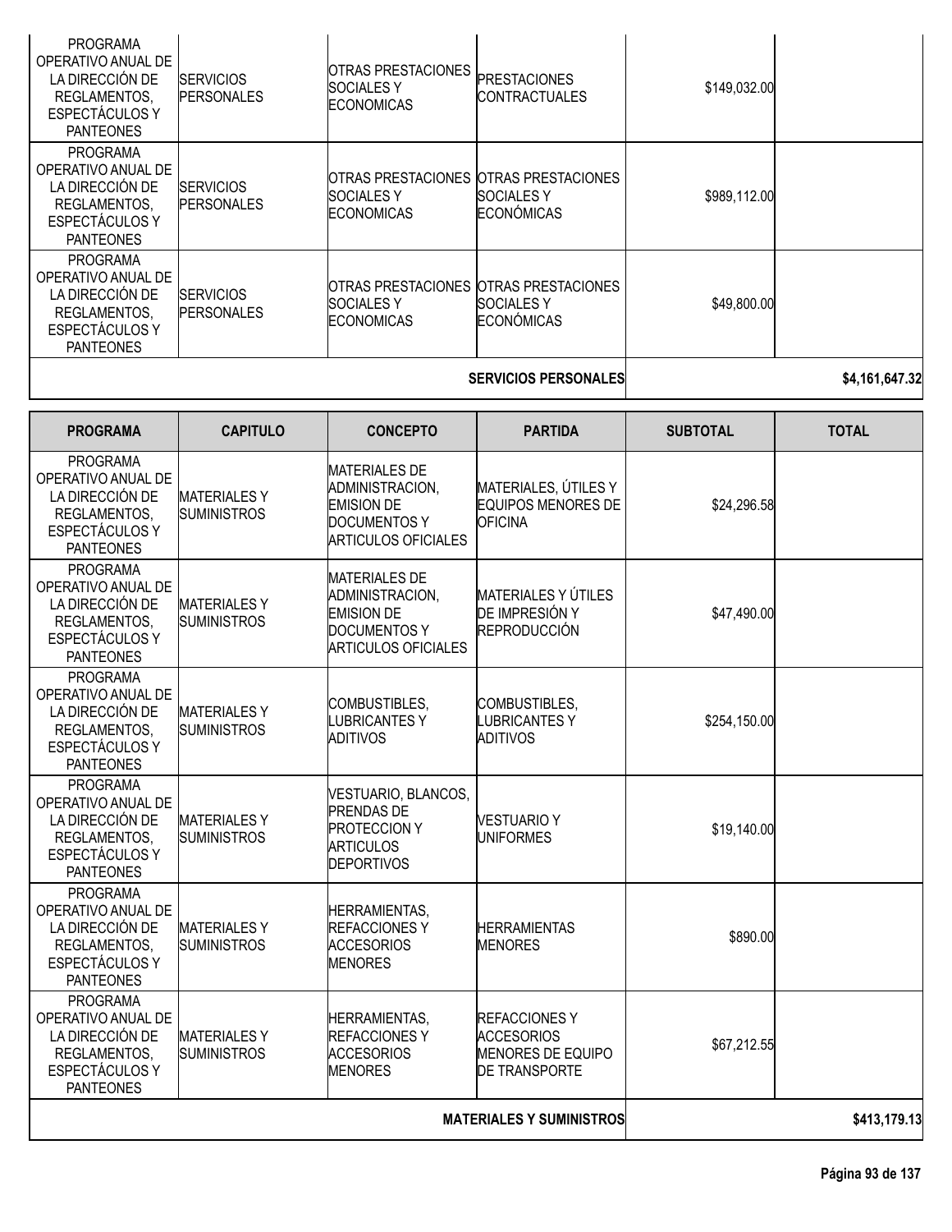| PROGRAMA | CAPITULO | CONCEPTO | PARTIDA | SUBTOTAL | TOTAL |
|---|---|---|---|---|---|
| PROGRAMA OPERATIVO ANUAL DE LA DIRECCIÓN DE REGLAMENTOS, ESPECTÁCULOS Y PANTEONES | SERVICIOS PERSONALES | OTRAS PRESTACIONES SOCIALES Y ECONOMICAS | PRESTACIONES CONTRACTUALES | $149,032.00 | |
| PROGRAMA OPERATIVO ANUAL DE LA DIRECCIÓN DE REGLAMENTOS, ESPECTÁCULOS Y PANTEONES | SERVICIOS PERSONALES | OTRAS PRESTACIONES SOCIALES Y ECONOMICAS | OTRAS PRESTACIONES SOCIALES Y ECONÓMICAS | $989,112.00 | |
| PROGRAMA OPERATIVO ANUAL DE LA DIRECCIÓN DE REGLAMENTOS, ESPECTÁCULOS Y PANTEONES | SERVICIOS PERSONALES | OTRAS PRESTACIONES SOCIALES Y ECONOMICAS | OTRAS PRESTACIONES SOCIALES Y ECONÓMICAS | $49,800.00 | |
| | | | SERVICIOS PERSONALES | | $4,161,647.32 |

| PROGRAMA | CAPITULO | CONCEPTO | PARTIDA | SUBTOTAL | TOTAL |
|---|---|---|---|---|---|
| PROGRAMA OPERATIVO ANUAL DE LA DIRECCIÓN DE REGLAMENTOS, ESPECTÁCULOS Y PANTEONES | MATERIALES Y SUMINISTROS | MATERIALES DE ADMINISTRACION, EMISION DE DOCUMENTOS Y ARTICULOS OFICIALES | MATERIALES, ÚTILES Y EQUIPOS MENORES DE OFICINA | $24,296.58 | |
| PROGRAMA OPERATIVO ANUAL DE LA DIRECCIÓN DE REGLAMENTOS, ESPECTÁCULOS Y PANTEONES | MATERIALES Y SUMINISTROS | MATERIALES DE ADMINISTRACION, EMISION DE DOCUMENTOS Y ARTICULOS OFICIALES | MATERIALES Y ÚTILES DE IMPRESIÓN Y REPRODUCCIÓN | $47,490.00 | |
| PROGRAMA OPERATIVO ANUAL DE LA DIRECCIÓN DE REGLAMENTOS, ESPECTÁCULOS Y PANTEONES | MATERIALES Y SUMINISTROS | COMBUSTIBLES, LUBRICANTES Y ADITIVOS | COMBUSTIBLES, LUBRICANTES Y ADITIVOS | $254,150.00 | |
| PROGRAMA OPERATIVO ANUAL DE LA DIRECCIÓN DE REGLAMENTOS, ESPECTÁCULOS Y PANTEONES | MATERIALES Y SUMINISTROS | VESTUARIO, BLANCOS, PRENDAS DE PROTECCION Y ARTICULOS DEPORTIVOS | VESTUARIO Y UNIFORMES | $19,140.00 | |
| PROGRAMA OPERATIVO ANUAL DE LA DIRECCIÓN DE REGLAMENTOS, ESPECTÁCULOS Y PANTEONES | MATERIALES Y SUMINISTROS | HERRAMIENTAS, REFACCIONES Y ACCESORIOS MENORES | HERRAMIENTAS MENORES | $890.00 | |
| PROGRAMA OPERATIVO ANUAL DE LA DIRECCIÓN DE REGLAMENTOS, ESPECTÁCULOS Y PANTEONES | MATERIALES Y SUMINISTROS | HERRAMIENTAS, REFACCIONES Y ACCESORIOS MENORES | REFACCIONES Y ACCESORIOS MENORES DE EQUIPO DE TRANSPORTE | $67,212.55 | |
| | | | MATERIALES Y SUMINISTROS | | $413,179.13 |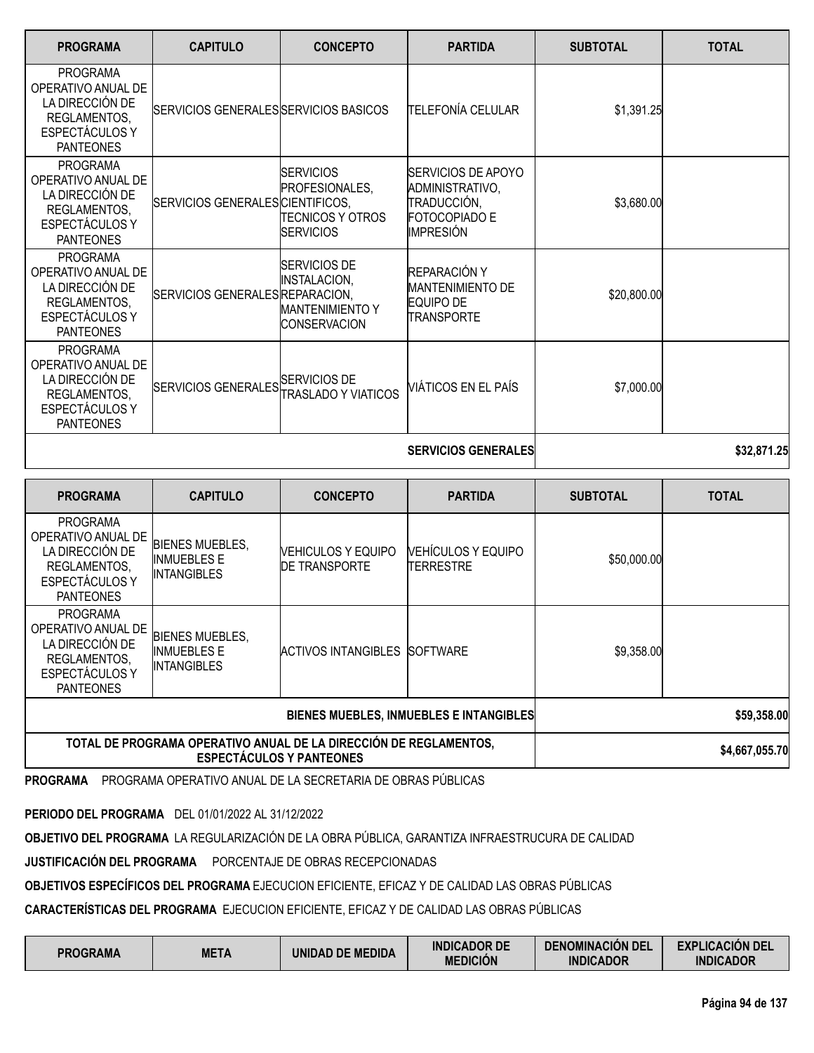| PROGRAMA | CAPITULO | CONCEPTO | PARTIDA | SUBTOTAL | TOTAL |
|---|---|---|---|---|---|
| PROGRAMA OPERATIVO ANUAL DE LA DIRECCIÓN DE REGLAMENTOS, ESPECTÁCULOS Y PANTEONES | SERVICIOS GENERALES | SERVICIOS BASICOS | TELEFONÍA CELULAR | $1,391.25 | |
| PROGRAMA OPERATIVO ANUAL DE LA DIRECCIÓN DE REGLAMENTOS, ESPECTÁCULOS Y PANTEONES | SERVICIOS GENERALES | SERVICIOS PROFESIONALES, CIENTIFICOS, TECNICOS Y OTROS SERVICIOS | SERVICIOS DE APOYO ADMINISTRATIVO, TRADUCCIÓN, FOTOCOPIADO E IMPRESIÓN | $3,680.00 | |
| PROGRAMA OPERATIVO ANUAL DE LA DIRECCIÓN DE REGLAMENTOS, ESPECTÁCULOS Y PANTEONES | SERVICIOS GENERALES | SERVICIOS DE INSTALACION, REPARACION, MANTENIMIENTO Y CONSERVACION | REPARACIÓN Y MANTENIMIENTO DE EQUIPO DE TRANSPORTE | $20,800.00 | |
| PROGRAMA OPERATIVO ANUAL DE LA DIRECCIÓN DE REGLAMENTOS, ESPECTÁCULOS Y PANTEONES | SERVICIOS GENERALES | SERVICIOS DE TRASLADO Y VIATICOS | VIÁTICOS EN EL PAÍS | $7,000.00 | |
| | | | **SERVICIOS GENERALES** | | **$32,871.25** |

| PROGRAMA | CAPITULO | CONCEPTO | PARTIDA | SUBTOTAL | TOTAL |
|---|---|---|---|---|---|
| PROGRAMA OPERATIVO ANUAL DE LA DIRECCIÓN DE REGLAMENTOS, ESPECTÁCULOS Y PANTEONES | BIENES MUEBLES, INMUEBLES E INTANGIBLES | VEHICULOS Y EQUIPO DE TRANSPORTE | VEHÍCULOS Y EQUIPO TERRESTRE | $50,000.00 | |
| PROGRAMA OPERATIVO ANUAL DE LA DIRECCIÓN DE REGLAMENTOS, ESPECTÁCULOS Y PANTEONES | BIENES MUEBLES, INMUEBLES E INTANGIBLES | ACTIVOS INTANGIBLES | SOFTWARE | $9,358.00 | |
| | | | **BIENES MUEBLES, INMUEBLES E INTANGIBLES** | | **$59,358.00** |
| **TOTAL DE PROGRAMA OPERATIVO ANUAL DE LA DIRECCIÓN DE REGLAMENTOS, ESPECTÁCULOS Y PANTEONES** | | | | | **$4,667,055.70** |

**PROGRAMA** PROGRAMA OPERATIVO ANUAL DE LA SECRETARIA DE OBRAS PÚBLICAS

**PERIODO DEL PROGRAMA** DEL 01/01/2022 AL 31/12/2022

**OBJETIVO DEL PROGRAMA** LA REGULARIZACIÓN DE LA OBRA PÚBLICA, GARANTIZA INFRAESTRUCURA DE CALIDAD

**JUSTIFICACIÓN DEL PROGRAMA** PORCENTAJE DE OBRAS RECEPCIONADAS

**OBJETIVOS ESPECÍFICOS DEL PROGRAMA** EJECUCION EFICIENTE, EFICAZ Y DE CALIDAD LAS OBRAS PÚBLICAS

**CARACTERÍSTICAS DEL PROGRAMA** EJECUCION EFICIENTE, EFICAZ Y DE CALIDAD LAS OBRAS PÚBLICAS

| PROGRAMA | META | UNIDAD DE MEDIDA | INDICADOR DE MEDICIÓN | DENOMINACIÓN DEL INDICADOR | EXPLICACIÓN DEL INDICADOR |
|---|---|---|---|---|---|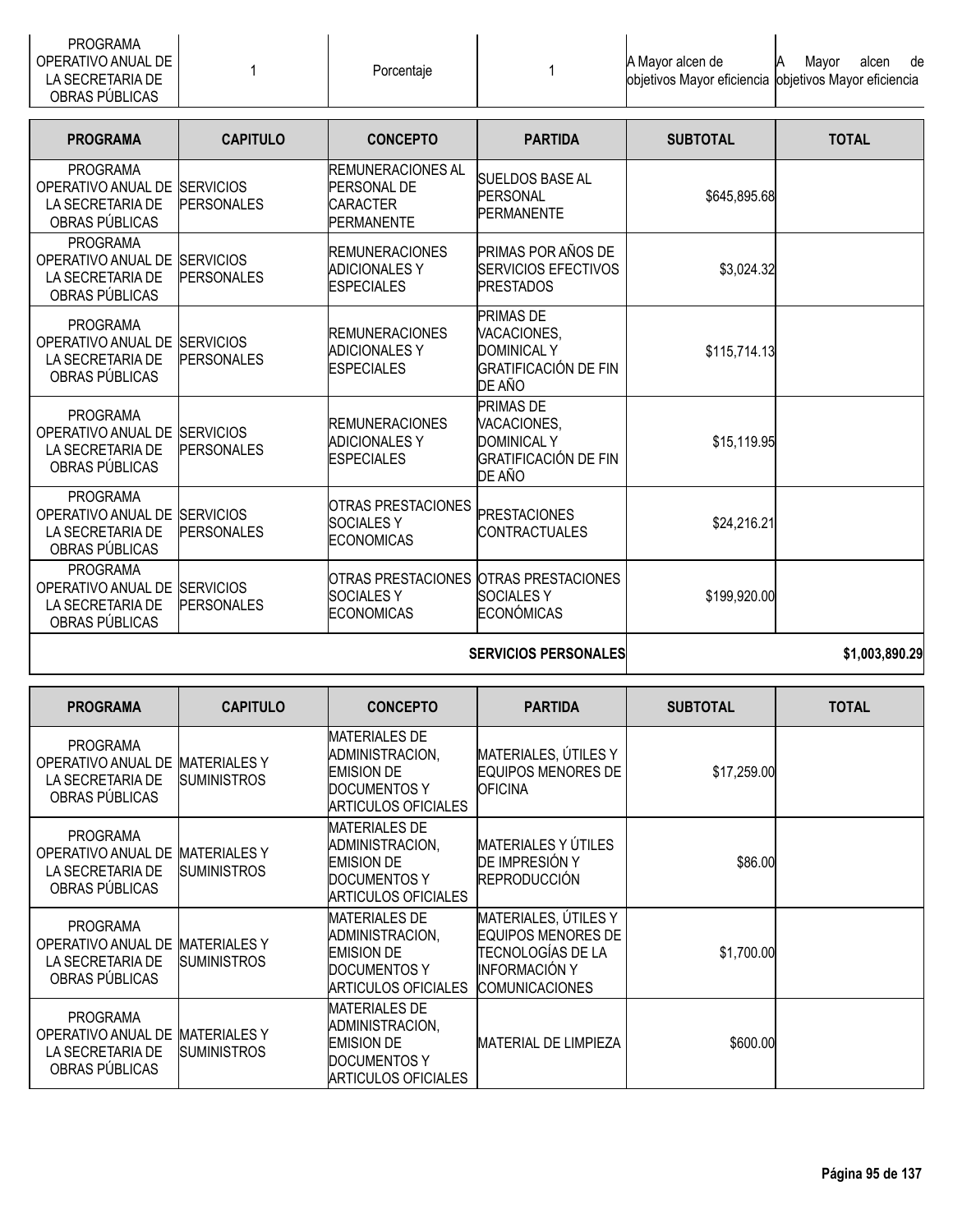| PROGRAMA OPERATIVO ANUAL DE LA SECRETARIA DE OBRAS PÚBLICAS | 1 | Porcentaje | 1 | A Mayor alcen de objetivos Mayor eficiencia | A Mayor alcen de objetivos Mayor eficiencia |
|---|---|---|---|---|---|

| PROGRAMA | CAPITULO | CONCEPTO | PARTIDA | SUBTOTAL | TOTAL |
|---|---|---|---|---|---|
| PROGRAMA OPERATIVO ANUAL DE LA SECRETARIA DE OBRAS PÚBLICAS | SERVICIOS PERSONALES | REMUNERACIONES AL PERSONAL DE CARACTER PERMANENTE | SUELDOS BASE AL PERSONAL PERMANENTE | $645,895.68 | |
| PROGRAMA OPERATIVO ANUAL DE LA SECRETARIA DE OBRAS PÚBLICAS | SERVICIOS PERSONALES | REMUNERACIONES ADICIONALES Y ESPECIALES | PRIMAS POR AÑOS DE SERVICIOS EFECTIVOS PRESTADOS | $3,024.32 | |
| PROGRAMA OPERATIVO ANUAL DE LA SECRETARIA DE OBRAS PÚBLICAS | SERVICIOS PERSONALES | REMUNERACIONES ADICIONALES Y ESPECIALES | PRIMAS DE VACACIONES, DOMINICAL Y GRATIFICACIÓN DE FIN DE AÑO | $115,714.13 | |
| PROGRAMA OPERATIVO ANUAL DE LA SECRETARIA DE OBRAS PÚBLICAS | SERVICIOS PERSONALES | REMUNERACIONES ADICIONALES Y ESPECIALES | PRIMAS DE VACACIONES, DOMINICAL Y GRATIFICACIÓN DE FIN DE AÑO | $15,119.95 | |
| PROGRAMA OPERATIVO ANUAL DE LA SECRETARIA DE OBRAS PÚBLICAS | SERVICIOS PERSONALES | OTRAS PRESTACIONES SOCIALES Y ECONOMICAS | PRESTACIONES CONTRACTUALES | $24,216.21 | |
| PROGRAMA OPERATIVO ANUAL DE LA SECRETARIA DE OBRAS PÚBLICAS | SERVICIOS PERSONALES | OTRAS PRESTACIONES SOCIALES Y ECONOMICAS | OTRAS PRESTACIONES SOCIALES Y ECONÓMICAS | $199,920.00 | |
| | | | **SERVICIOS PERSONALES** | | **$1,003,890.29** |

| PROGRAMA | CAPITULO | CONCEPTO | PARTIDA | SUBTOTAL | TOTAL |
|---|---|---|---|---|---|
| PROGRAMA OPERATIVO ANUAL DE LA SECRETARIA DE OBRAS PÚBLICAS | MATERIALES Y SUMINISTROS | MATERIALES DE ADMINISTRACION, EMISION DE DOCUMENTOS Y ARTICULOS OFICIALES | MATERIALES, ÚTILES Y EQUIPOS MENORES DE OFICINA | $17,259.00 | |
| PROGRAMA OPERATIVO ANUAL DE LA SECRETARIA DE OBRAS PÚBLICAS | MATERIALES Y SUMINISTROS | MATERIALES DE ADMINISTRACION, EMISION DE DOCUMENTOS Y ARTICULOS OFICIALES | MATERIALES Y ÚTILES DE IMPRESIÓN Y REPRODUCCIÓN | $86.00 | |
| PROGRAMA OPERATIVO ANUAL DE LA SECRETARIA DE OBRAS PÚBLICAS | MATERIALES Y SUMINISTROS | MATERIALES DE ADMINISTRACION, EMISION DE DOCUMENTOS Y ARTICULOS OFICIALES | MATERIALES, ÚTILES Y EQUIPOS MENORES DE TECNOLOGÍAS DE LA INFORMACIÓN Y COMUNICACIONES | $1,700.00 | |
| PROGRAMA OPERATIVO ANUAL DE LA SECRETARIA DE OBRAS PÚBLICAS | MATERIALES Y SUMINISTROS | MATERIALES DE ADMINISTRACION, EMISION DE DOCUMENTOS Y ARTICULOS OFICIALES | MATERIAL DE LIMPIEZA | $600.00 | |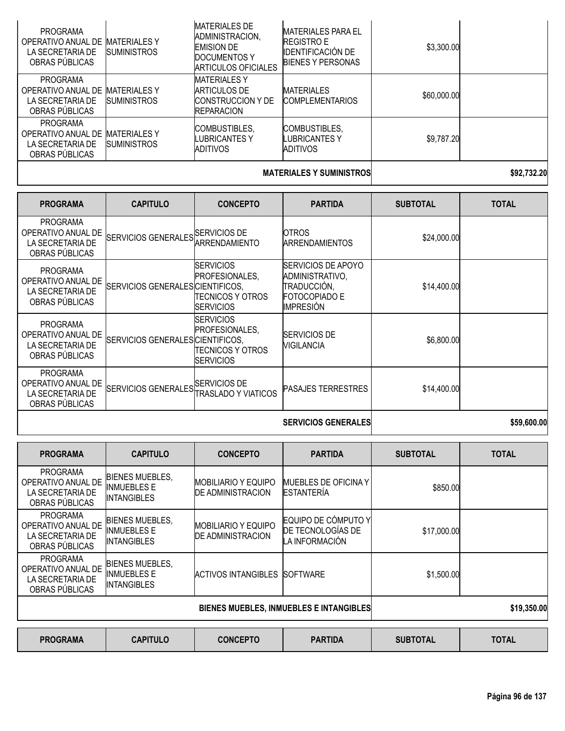| PROGRAMA | CAPITULO | CONCEPTO | PARTIDA | SUBTOTAL | TOTAL |
|---|---|---|---|---|---|
| PROGRAMA OPERATIVO ANUAL DE LA SECRETARIA DE OBRAS PÚBLICAS | MATERIALES Y SUMINISTROS | MATERIALES DE ADMINISTRACION, EMISION DE DOCUMENTOS Y ARTICULOS OFICIALES | MATERIALES PARA EL REGISTRO E IDENTIFICACIÓN DE BIENES Y PERSONAS | $3,300.00 | |
| PROGRAMA OPERATIVO ANUAL DE LA SECRETARIA DE OBRAS PÚBLICAS | MATERIALES Y SUMINISTROS | MATERIALES Y ARTICULOS DE CONSTRUCCION Y DE REPARACION | MATERIALES COMPLEMENTARIOS | $60,000.00 | |
| PROGRAMA OPERATIVO ANUAL DE LA SECRETARIA DE OBRAS PÚBLICAS | MATERIALES Y SUMINISTROS | COMBUSTIBLES, LUBRICANTES Y ADITIVOS | COMBUSTIBLES, LUBRICANTES Y ADITIVOS | $9,787.20 | |
| | | | **MATERIALES Y SUMINISTROS** | | **$92,732.20** |

| PROGRAMA | CAPITULO | CONCEPTO | PARTIDA | SUBTOTAL | TOTAL |
|---|---|---|---|---|---|
| PROGRAMA OPERATIVO ANUAL DE LA SECRETARIA DE OBRAS PÚBLICAS | SERVICIOS GENERALES | SERVICIOS DE ARRENDAMIENTO | OTROS ARRENDAMIENTOS | $24,000.00 | |
| PROGRAMA OPERATIVO ANUAL DE LA SECRETARIA DE OBRAS PÚBLICAS | SERVICIOS GENERALES | SERVICIOS PROFESIONALES, CIENTIFICOS, TECNICOS Y OTROS SERVICIOS | SERVICIOS DE APOYO ADMINISTRATIVO, TRADUCCIÓN, FOTOCOPIADO E IMPRESIÓN | $14,400.00 | |
| PROGRAMA OPERATIVO ANUAL DE LA SECRETARIA DE OBRAS PÚBLICAS | SERVICIOS GENERALES | SERVICIOS PROFESIONALES, CIENTIFICOS, TECNICOS Y OTROS SERVICIOS | SERVICIOS DE VIGILANCIA | $6,800.00 | |
| PROGRAMA OPERATIVO ANUAL DE LA SECRETARIA DE OBRAS PÚBLICAS | SERVICIOS GENERALES | SERVICIOS DE TRASLADO Y VIATICOS | PASAJES TERRESTRES | $14,400.00 | |
| | | | **SERVICIOS GENERALES** | | **$59,600.00** |

| PROGRAMA | CAPITULO | CONCEPTO | PARTIDA | SUBTOTAL | TOTAL |
|---|---|---|---|---|---|
| PROGRAMA OPERATIVO ANUAL DE LA SECRETARIA DE OBRAS PÚBLICAS | BIENES MUEBLES, INMUEBLES E INTANGIBLES | MOBILIARIO Y EQUIPO DE ADMINISTRACION | MUEBLES DE OFICINA Y ESTANTERÍA | $850.00 | |
| PROGRAMA OPERATIVO ANUAL DE LA SECRETARIA DE OBRAS PÚBLICAS | BIENES MUEBLES, INMUEBLES E INTANGIBLES | MOBILIARIO Y EQUIPO DE ADMINISTRACION | EQUIPO DE CÓMPUTO Y DE TECNOLOGÍAS DE LA INFORMACIÓN | $17,000.00 | |
| PROGRAMA OPERATIVO ANUAL DE LA SECRETARIA DE OBRAS PÚBLICAS | BIENES MUEBLES, INMUEBLES E INTANGIBLES | ACTIVOS INTANGIBLES | SOFTWARE | $1,500.00 | |
| | | | **BIENES MUEBLES, INMUEBLES E INTANGIBLES** | | **$19,350.00** |

| PROGRAMA | CAPITULO | CONCEPTO | PARTIDA | SUBTOTAL | TOTAL |
|---|---|---|---|---|---|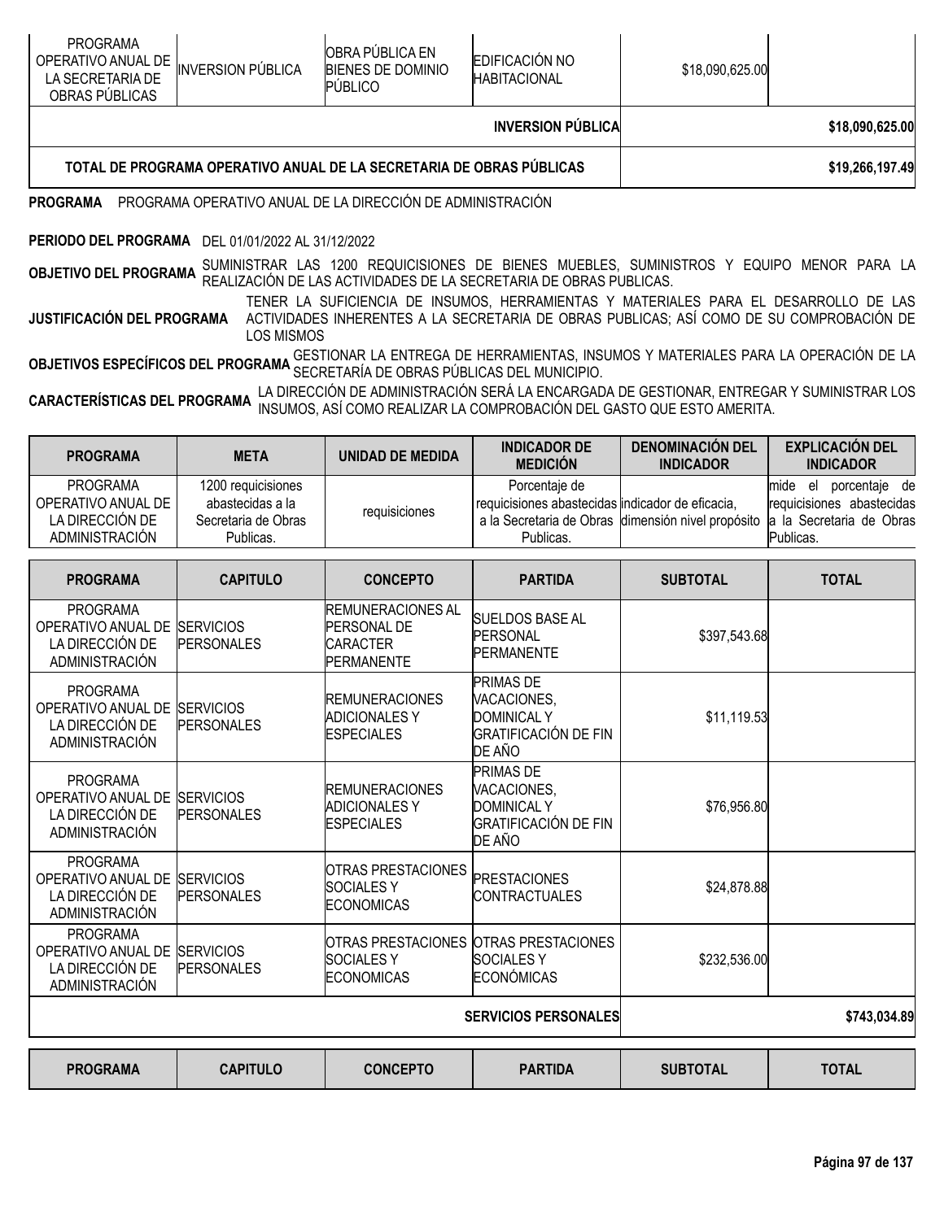| PROGRAMA | CAPITULO | CONCEPTO | PARTIDA | SUBTOTAL | TOTAL |
|---|---|---|---|---|---|
| PROGRAMA OPERATIVO ANUAL DE LA SECRETARIA DE OBRAS PÚBLICAS | INVERSION PÚBLICA | OBRA PÚBLICA EN BIENES DE DOMINIO PÚBLICO | EDIFICACIÓN NO HABITACIONAL | $18,090,625.00 | |
| | | | INVERSION PÚBLICA | | $18,090,625.00 |
| TOTAL DE PROGRAMA OPERATIVO ANUAL DE LA SECRETARIA DE OBRAS PÚBLICAS | | | | | $19,266,197.49 |

**PROGRAMA** PROGRAMA OPERATIVO ANUAL DE LA DIRECCIÓN DE ADMINISTRACIÓN

**PERIODO DEL PROGRAMA** DEL 01/01/2022 AL 31/12/2022

**OBJETIVO DEL PROGRAMA** SUMINISTRAR LAS 1200 REQUICISIONES DE BIENES MUEBLES, SUMINISTROS Y EQUIPO MENOR PARA LA REALIZACIÓN DE LAS ACTIVIDADES DE LA SECRETARIA DE OBRAS PUBLICAS.

**JUSTIFICACIÓN DEL PROGRAMA** TENER LA SUFICIENCIA DE INSUMOS, HERRAMIENTAS Y MATERIALES PARA EL DESARROLLO DE LAS ACTIVIDADES INHERENTES A LA SECRETARIA DE OBRAS PUBLICAS; ASÍ COMO DE SU COMPROBACIÓN DE LOS MISMOS

**OBJETIVOS ESPECÍFICOS DEL PROGRAMA** GESTIONAR LA ENTREGA DE HERRAMIENTAS, INSUMOS Y MATERIALES PARA LA OPERACIÓN DE LA SECRETARÍA DE OBRAS PÚBLICAS DEL MUNICIPIO.

**CARACTERÍSTICAS DEL PROGRAMA** LA DIRECCIÓN DE ADMINISTRACIÓN SERÁ LA ENCARGADA DE GESTIONAR, ENTREGAR Y SUMINISTRAR LOS INSUMOS, ASÍ COMO REALIZAR LA COMPROBACIÓN DEL GASTO QUE ESTO AMERITA.

| PROGRAMA | META | UNIDAD DE MEDIDA | INDICADOR DE MEDICIÓN | DENOMINACIÓN DEL INDICADOR | EXPLICACIÓN DEL INDICADOR |
|---|---|---|---|---|---|
| PROGRAMA OPERATIVO ANUAL DE LA DIRECCIÓN DE ADMINISTRACIÓN | 1200 requisiciones abastecidas a la Secretaria de Obras Publicas. | requisiciones | Porcentaje de requisiciones abastecidas a la Secretaria de Obras Publicas. | indicador de eficacia, dimensión nivel propósito | mide el porcentaje de requisiciones abastecidas a la Secretaria de Obras Publicas. |

| PROGRAMA | CAPITULO | CONCEPTO | PARTIDA | SUBTOTAL | TOTAL |
|---|---|---|---|---|---|
| PROGRAMA OPERATIVO ANUAL DE LA DIRECCIÓN DE ADMINISTRACIÓN | SERVICIOS PERSONALES | REMUNERACIONES AL PERSONAL DE CARACTER PERMANENTE | SUELDOS BASE AL PERSONAL PERMANENTE | $397,543.68 | |
| PROGRAMA OPERATIVO ANUAL DE LA DIRECCIÓN DE ADMINISTRACIÓN | SERVICIOS PERSONALES | REMUNERACIONES ADICIONALES Y ESPECIALES | PRIMAS DE VACACIONES, DOMINICAL Y GRATIFICACIÓN DE FIN DE AÑO | $11,119.53 | |
| PROGRAMA OPERATIVO ANUAL DE LA DIRECCIÓN DE ADMINISTRACIÓN | SERVICIOS PERSONALES | REMUNERACIONES ADICIONALES Y ESPECIALES | PRIMAS DE VACACIONES, DOMINICAL Y GRATIFICACIÓN DE FIN DE AÑO | $76,956.80 | |
| PROGRAMA OPERATIVO ANUAL DE LA DIRECCIÓN DE ADMINISTRACIÓN | SERVICIOS PERSONALES | OTRAS PRESTACIONES SOCIALES Y ECONOMICAS | PRESTACIONES CONTRACTUALES | $24,878.88 | |
| PROGRAMA OPERATIVO ANUAL DE LA DIRECCIÓN DE ADMINISTRACIÓN | SERVICIOS PERSONALES | OTRAS PRESTACIONES SOCIALES Y ECONOMICAS | OTRAS PRESTACIONES SOCIALES Y ECONÓMICAS | $232,536.00 | |
| | | | SERVICIOS PERSONALES | | $743,034.89 |

| PROGRAMA | CAPITULO | CONCEPTO | PARTIDA | SUBTOTAL | TOTAL |
|---|---|---|---|---|---|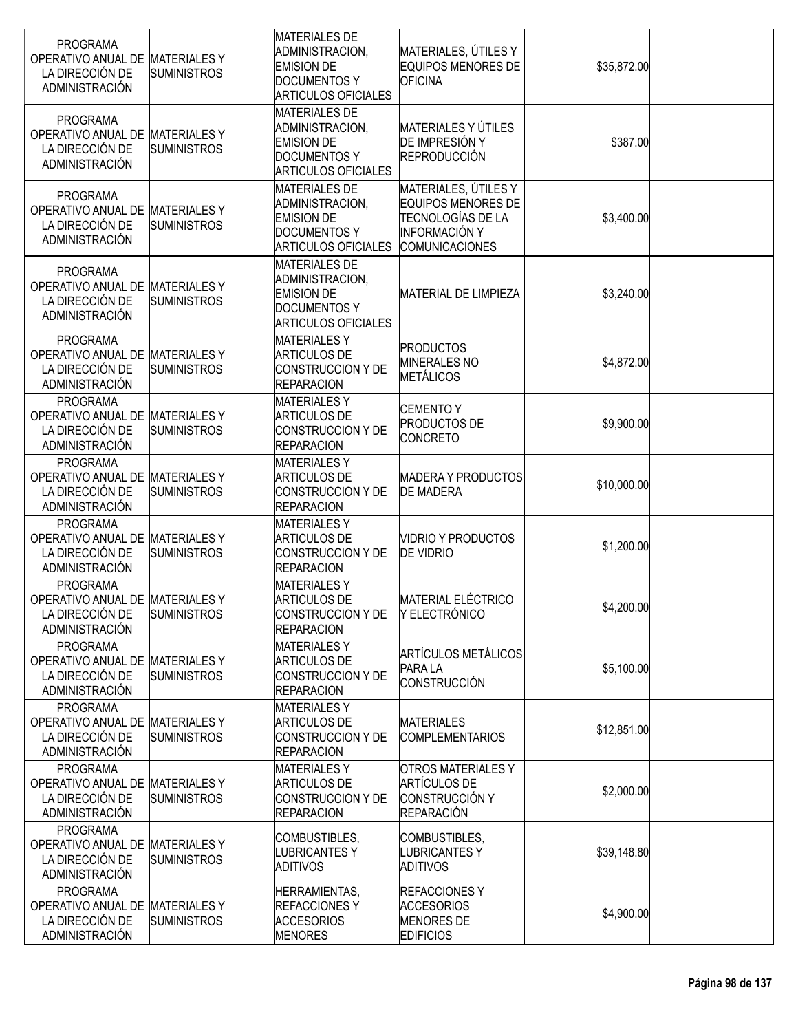| | | | | | |
|---|---|---|---|---|---|
| PROGRAMA OPERATIVO ANUAL DE LA DIRECCIÓN DE ADMINISTRACIÓN | MATERIALES Y SUMINISTROS | MATERIALES DE ADMINISTRACION, EMISION DE DOCUMENTOS Y ARTICULOS OFICIALES | MATERIALES, ÚTILES Y EQUIPOS MENORES DE OFICINA | $35,872.00 | |
| PROGRAMA OPERATIVO ANUAL DE LA DIRECCIÓN DE ADMINISTRACIÓN | MATERIALES Y SUMINISTROS | MATERIALES DE ADMINISTRACION, EMISION DE DOCUMENTOS Y ARTICULOS OFICIALES | MATERIALES Y ÚTILES DE IMPRESIÓN Y REPRODUCCIÓN | $387.00 | |
| PROGRAMA OPERATIVO ANUAL DE LA DIRECCIÓN DE ADMINISTRACIÓN | MATERIALES Y SUMINISTROS | MATERIALES DE ADMINISTRACION, EMISION DE DOCUMENTOS Y ARTICULOS OFICIALES | MATERIALES, ÚTILES Y EQUIPOS MENORES DE TECNOLOGÍAS DE LA INFORMACIÓN Y COMUNICACIONES | $3,400.00 | |
| PROGRAMA OPERATIVO ANUAL DE LA DIRECCIÓN DE ADMINISTRACIÓN | MATERIALES Y SUMINISTROS | MATERIALES DE ADMINISTRACION, EMISION DE DOCUMENTOS Y ARTICULOS OFICIALES | MATERIAL DE LIMPIEZA | $3,240.00 | |
| PROGRAMA OPERATIVO ANUAL DE LA DIRECCIÓN DE ADMINISTRACIÓN | MATERIALES Y SUMINISTROS | MATERIALES Y ARTICULOS DE CONSTRUCCION Y DE REPARACION | PRODUCTOS MINERALES NO METÁLICOS | $4,872.00 | |
| PROGRAMA OPERATIVO ANUAL DE LA DIRECCIÓN DE ADMINISTRACIÓN | MATERIALES Y SUMINISTROS | MATERIALES Y ARTICULOS DE CONSTRUCCION Y DE REPARACION | CEMENTO Y PRODUCTOS DE CONCRETO | $9,900.00 | |
| PROGRAMA OPERATIVO ANUAL DE LA DIRECCIÓN DE ADMINISTRACIÓN | MATERIALES Y SUMINISTROS | MATERIALES Y ARTICULOS DE CONSTRUCCION Y DE REPARACION | MADERA Y PRODUCTOS DE MADERA | $10,000.00 | |
| PROGRAMA OPERATIVO ANUAL DE LA DIRECCIÓN DE ADMINISTRACIÓN | MATERIALES Y SUMINISTROS | MATERIALES Y ARTICULOS DE CONSTRUCCION Y DE REPARACION | VIDRIO Y PRODUCTOS DE VIDRIO | $1,200.00 | |
| PROGRAMA OPERATIVO ANUAL DE LA DIRECCIÓN DE ADMINISTRACIÓN | MATERIALES Y SUMINISTROS | MATERIALES Y ARTICULOS DE CONSTRUCCION Y DE REPARACION | MATERIAL ELÉCTRICO Y ELECTRÓNICO | $4,200.00 | |
| PROGRAMA OPERATIVO ANUAL DE LA DIRECCIÓN DE ADMINISTRACIÓN | MATERIALES Y SUMINISTROS | MATERIALES Y ARTICULOS DE CONSTRUCCION Y DE REPARACION | ARTÍCULOS METÁLICOS PARA LA CONSTRUCCIÓN | $5,100.00 | |
| PROGRAMA OPERATIVO ANUAL DE LA DIRECCIÓN DE ADMINISTRACIÓN | MATERIALES Y SUMINISTROS | MATERIALES Y ARTICULOS DE CONSTRUCCION Y DE REPARACION | MATERIALES COMPLEMENTARIOS | $12,851.00 | |
| PROGRAMA OPERATIVO ANUAL DE LA DIRECCIÓN DE ADMINISTRACIÓN | MATERIALES Y SUMINISTROS | MATERIALES Y ARTICULOS DE CONSTRUCCION Y DE REPARACION | OTROS MATERIALES Y ARTÍCULOS DE CONSTRUCCIÓN Y REPARACIÓN | $2,000.00 | |
| PROGRAMA OPERATIVO ANUAL DE LA DIRECCIÓN DE ADMINISTRACIÓN | MATERIALES Y SUMINISTROS | COMBUSTIBLES, LUBRICANTES Y ADITIVOS | COMBUSTIBLES, LUBRICANTES Y ADITIVOS | $39,148.80 | |
| PROGRAMA OPERATIVO ANUAL DE LA DIRECCIÓN DE ADMINISTRACIÓN | MATERIALES Y SUMINISTROS | HERRAMIENTAS, REFACCIONES Y ACCESORIOS MENORES | REFACCIONES Y ACCESORIOS MENORES DE EDIFICIOS | $4,900.00 | |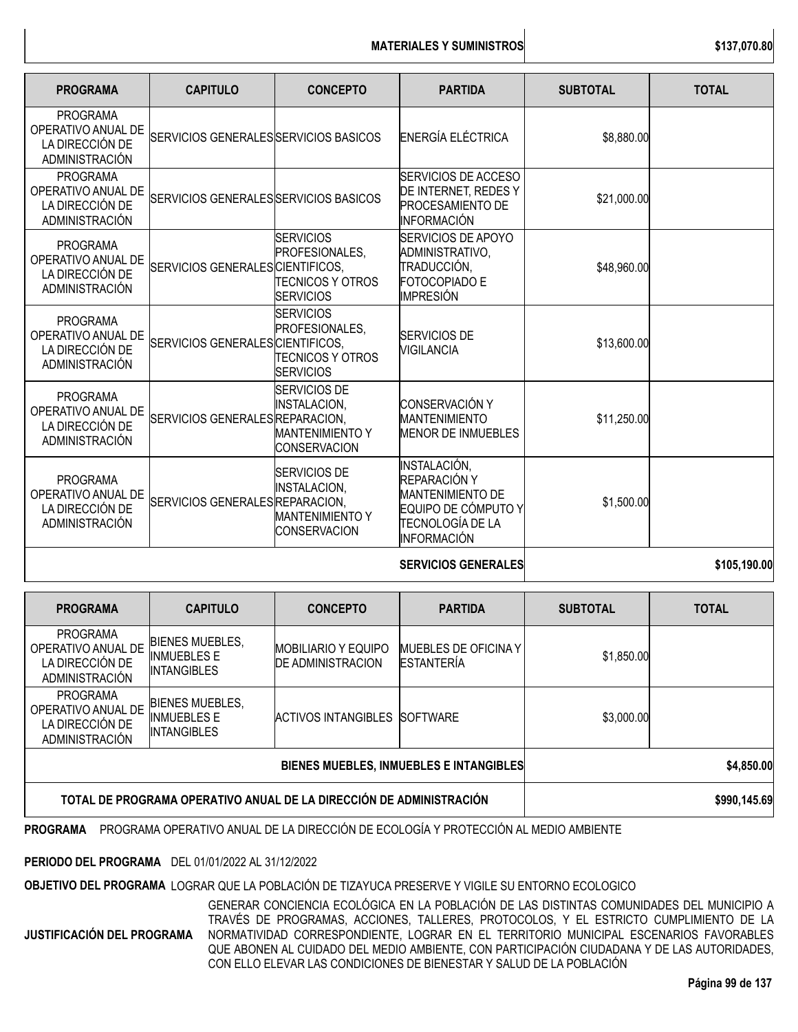| | | | MATERIALES Y SUMINISTROS | | $137,070.80 |
|---|---|---|---|---|---|

| PROGRAMA | CAPITULO | CONCEPTO | PARTIDA | SUBTOTAL | TOTAL |
|---|---|---|---|---|---|
| PROGRAMA OPERATIVO ANUAL DE LA DIRECCIÓN DE ADMINISTRACIÓN | SERVICIOS GENERALES | SERVICIOS BASICOS | ENERGÍA ELÉCTRICA | $8,880.00 | |
| PROGRAMA OPERATIVO ANUAL DE LA DIRECCIÓN DE ADMINISTRACIÓN | SERVICIOS GENERALES | SERVICIOS BASICOS | SERVICIOS DE ACCESO DE INTERNET, REDES Y PROCESAMIENTO DE INFORMACIÓN | $21,000.00 | |
| PROGRAMA OPERATIVO ANUAL DE LA DIRECCIÓN DE ADMINISTRACIÓN | SERVICIOS GENERALES | SERVICIOS PROFESIONALES, CIENTIFICOS, TECNICOS Y OTROS SERVICIOS | SERVICIOS DE APOYO ADMINISTRATIVO, TRADUCCIÓN, FOTOCOPIADO E IMPRESIÓN | $48,960.00 | |
| PROGRAMA OPERATIVO ANUAL DE LA DIRECCIÓN DE ADMINISTRACIÓN | SERVICIOS GENERALES | SERVICIOS PROFESIONALES, CIENTIFICOS, TECNICOS Y OTROS SERVICIOS | SERVICIOS DE VIGILANCIA | $13,600.00 | |
| PROGRAMA OPERATIVO ANUAL DE LA DIRECCIÓN DE ADMINISTRACIÓN | SERVICIOS GENERALES | SERVICIOS DE INSTALACION, REPARACION, MANTENIMIENTO Y CONSERVACION | CONSERVACIÓN Y MANTENIMIENTO MENOR DE INMUEBLES | $11,250.00 | |
| PROGRAMA OPERATIVO ANUAL DE LA DIRECCIÓN DE ADMINISTRACIÓN | SERVICIOS GENERALES | SERVICIOS DE INSTALACION, REPARACION, MANTENIMIENTO Y CONSERVACION | INSTALACIÓN, REPARACIÓN Y MANTENIMIENTO DE EQUIPO DE CÓMPUTO Y TECNOLOGÍA DE LA INFORMACIÓN | $1,500.00 | |
| | | | **SERVICIOS GENERALES** | | **$105,190.00** |

| PROGRAMA | CAPITULO | CONCEPTO | PARTIDA | SUBTOTAL | TOTAL |
|---|---|---|---|---|---|
| PROGRAMA OPERATIVO ANUAL DE LA DIRECCIÓN DE ADMINISTRACIÓN | BIENES MUEBLES, INMUEBLES E INTANGIBLES | MOBILIARIO Y EQUIPO DE ADMINISTRACION | MUEBLES DE OFICINA Y ESTANTERÍA | $1,850.00 | |
| PROGRAMA OPERATIVO ANUAL DE LA DIRECCIÓN DE ADMINISTRACIÓN | BIENES MUEBLES, INMUEBLES E INTANGIBLES | ACTIVOS INTANGIBLES | SOFTWARE | $3,000.00 | |
| | | | **BIENES MUEBLES, INMUEBLES E INTANGIBLES** | | **$4,850.00** |
| **TOTAL DE PROGRAMA OPERATIVO ANUAL DE LA DIRECCIÓN DE ADMINISTRACIÓN** | | | | | **$990,145.69** |

**PROGRAMA** PROGRAMA OPERATIVO ANUAL DE LA DIRECCIÓN DE ECOLOGÍA Y PROTECCIÓN AL MEDIO AMBIENTE

**PERIODO DEL PROGRAMA** DEL 01/01/2022 AL 31/12/2022

**OBJETIVO DEL PROGRAMA** LOGRAR QUE LA POBLACIÓN DE TIZAYUCA PRESERVE Y VIGILE SU ENTORNO ECOLOGICO

**JUSTIFICACIÓN DEL PROGRAMA** GENERAR CONCIENCIA ECOLÓGICA EN LA POBLACIÓN DE LAS DISTINTAS COMUNIDADES DEL MUNICIPIO A TRAVÉS DE PROGRAMAS, ACCIONES, TALLERES, PROTOCOLOS, Y EL ESTRICTO CUMPLIMIENTO DE LA NORMATIVIDAD CORRESPONDIENTE, LOGRAR EN EL TERRITORIO MUNICIPAL ESCENARIOS FAVORABLES QUE ABONEN AL CUIDADO DEL MEDIO AMBIENTE, CON PARTICIPACIÓN CIUDADANA Y DE LAS AUTORIDADES, CON ELLO ELEVAR LAS CONDICIONES DE BIENESTAR Y SALUD DE LA POBLACIÓN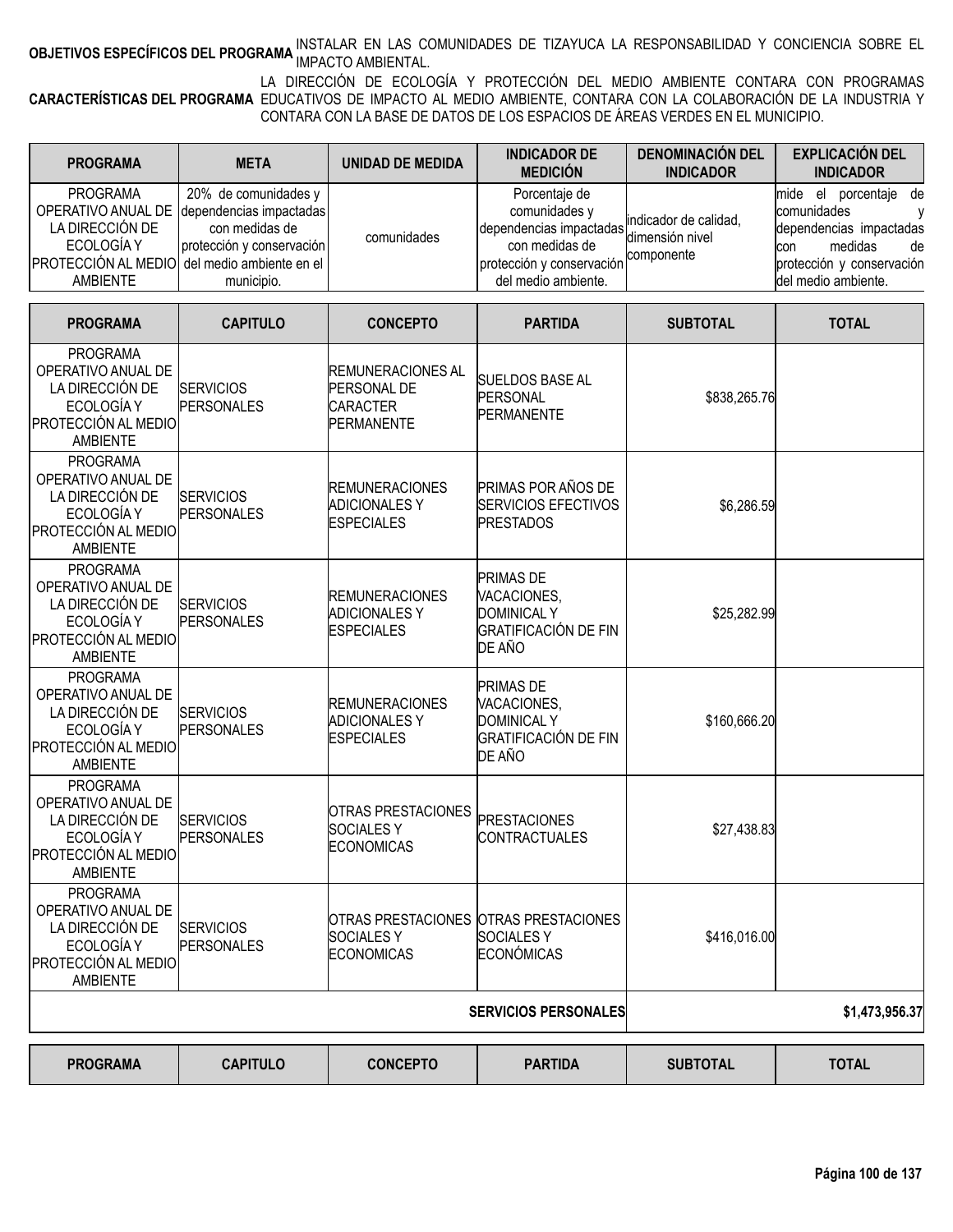**OBJETIVOS ESPECÍFICOS DEL PROGRAMA** INSTALAR EN LAS COMUNIDADES DE TIZAYUCA LA RESPONSABILIDAD Y CONCIENCIA SOBRE EL IMPACTO AMBIENTAL.

**CARACTERÍSTICAS DEL PROGRAMA** LA DIRECCIÓN DE ECOLOGÍA Y PROTECCIÓN DEL MEDIO AMBIENTE CONTARA CON PROGRAMAS EDUCATIVOS DE IMPACTO AL MEDIO AMBIENTE, CONTARA CON LA COLABORACIÓN DE LA INDUSTRIA Y CONTARA CON LA BASE DE DATOS DE LOS ESPACIOS DE ÁREAS VERDES EN EL MUNICIPIO.

| PROGRAMA | META | UNIDAD DE MEDIDA | INDICADOR DE MEDICIÓN | DENOMINACIÓN DEL INDICADOR | EXPLICACIÓN DEL INDICADOR |
|---|---|---|---|---|---|
| PROGRAMA OPERATIVO ANUAL DE LA DIRECCIÓN DE ECOLOGÍA Y PROTECCIÓN AL MEDIO AMBIENTE | 20% de comunidades y dependencias impactadas con medidas de protección y conservación del medio ambiente en el municipio. | comunidades | Porcentaje de comunidades y dependencias impactadas con medidas de protección y conservación del medio ambiente. | indicador de calidad, dimensión nivel componente | mide el porcentaje de comunidades y dependencias impactadas con medidas de protección y conservación del medio ambiente. |

| PROGRAMA | CAPITULO | CONCEPTO | PARTIDA | SUBTOTAL | TOTAL |
|---|---|---|---|---|---|
| PROGRAMA OPERATIVO ANUAL DE LA DIRECCIÓN DE ECOLOGÍA Y PROTECCIÓN AL MEDIO AMBIENTE | SERVICIOS PERSONALES | REMUNERACIONES AL PERSONAL DE CARACTER PERMANENTE | SUELDOS BASE AL PERSONAL PERMANENTE | $838,265.76 | |
| PROGRAMA OPERATIVO ANUAL DE LA DIRECCIÓN DE ECOLOGÍA Y PROTECCIÓN AL MEDIO AMBIENTE | SERVICIOS PERSONALES | REMUNERACIONES ADICIONALES Y ESPECIALES | PRIMAS POR AÑOS DE SERVICIOS EFECTIVOS PRESTADOS | $6,286.59 | |
| PROGRAMA OPERATIVO ANUAL DE LA DIRECCIÓN DE ECOLOGÍA Y PROTECCIÓN AL MEDIO AMBIENTE | SERVICIOS PERSONALES | REMUNERACIONES ADICIONALES Y ESPECIALES | PRIMAS DE VACACIONES, DOMINICAL Y GRATIFICACIÓN DE FIN DE AÑO | $25,282.99 | |
| PROGRAMA OPERATIVO ANUAL DE LA DIRECCIÓN DE ECOLOGÍA Y PROTECCIÓN AL MEDIO AMBIENTE | SERVICIOS PERSONALES | REMUNERACIONES ADICIONALES Y ESPECIALES | PRIMAS DE VACACIONES, DOMINICAL Y GRATIFICACIÓN DE FIN DE AÑO | $160,666.20 | |
| PROGRAMA OPERATIVO ANUAL DE LA DIRECCIÓN DE ECOLOGÍA Y PROTECCIÓN AL MEDIO AMBIENTE | SERVICIOS PERSONALES | OTRAS PRESTACIONES SOCIALES Y ECONOMICAS | PRESTACIONES CONTRACTUALES | $27,438.83 | |
| PROGRAMA OPERATIVO ANUAL DE LA DIRECCIÓN DE ECOLOGÍA Y PROTECCIÓN AL MEDIO AMBIENTE | SERVICIOS PERSONALES | OTRAS PRESTACIONES SOCIALES Y ECONOMICAS | OTRAS PRESTACIONES SOCIALES Y ECONÓMICAS | $416,016.00 | |
| | | | SERVICIOS PERSONALES | | $1,473,956.37 |

| PROGRAMA | CAPITULO | CONCEPTO | PARTIDA | SUBTOTAL | TOTAL |
|---|---|---|---|---|---|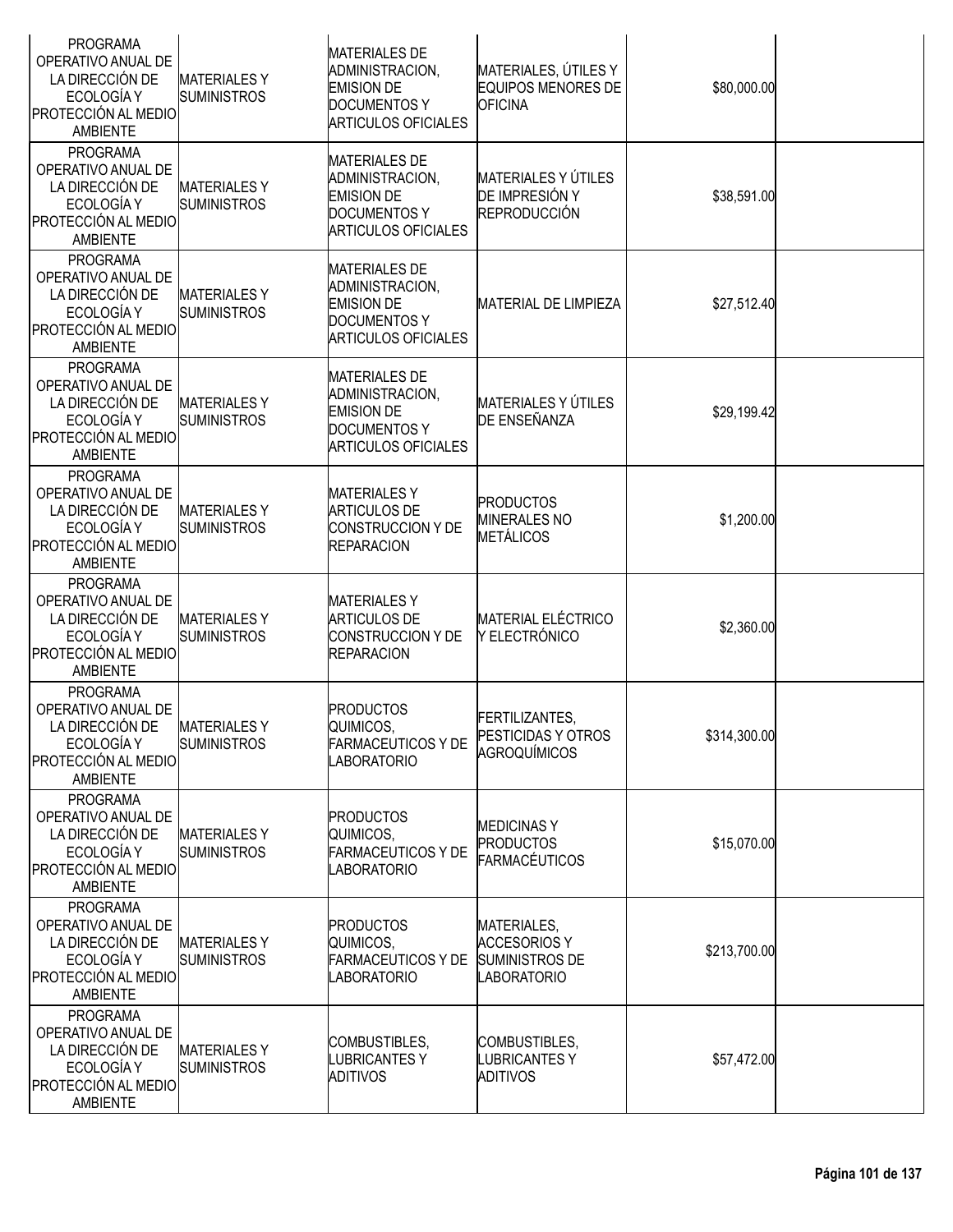| | | | | | |
|---|---|---|---|---|---|
| PROGRAMA OPERATIVO ANUAL DE LA DIRECCIÓN DE ECOLOGÍA Y PROTECCIÓN AL MEDIO AMBIENTE | MATERIALES Y SUMINISTROS | MATERIALES DE ADMINISTRACION, EMISION DE DOCUMENTOS Y ARTICULOS OFICIALES | MATERIALES, ÚTILES Y EQUIPOS MENORES DE OFICINA | $80,000.00 | |
| PROGRAMA OPERATIVO ANUAL DE LA DIRECCIÓN DE ECOLOGÍA Y PROTECCIÓN AL MEDIO AMBIENTE | MATERIALES Y SUMINISTROS | MATERIALES DE ADMINISTRACION, EMISION DE DOCUMENTOS Y ARTICULOS OFICIALES | MATERIALES Y ÚTILES DE IMPRESIÓN Y REPRODUCCIÓN | $38,591.00 | |
| PROGRAMA OPERATIVO ANUAL DE LA DIRECCIÓN DE ECOLOGÍA Y PROTECCIÓN AL MEDIO AMBIENTE | MATERIALES Y SUMINISTROS | MATERIALES DE ADMINISTRACION, EMISION DE DOCUMENTOS Y ARTICULOS OFICIALES | MATERIAL DE LIMPIEZA | $27,512.40 | |
| PROGRAMA OPERATIVO ANUAL DE LA DIRECCIÓN DE ECOLOGÍA Y PROTECCIÓN AL MEDIO AMBIENTE | MATERIALES Y SUMINISTROS | MATERIALES DE ADMINISTRACION, EMISION DE DOCUMENTOS Y ARTICULOS OFICIALES | MATERIALES Y ÚTILES DE ENSEÑANZA | $29,199.42 | |
| PROGRAMA OPERATIVO ANUAL DE LA DIRECCIÓN DE ECOLOGÍA Y PROTECCIÓN AL MEDIO AMBIENTE | MATERIALES Y SUMINISTROS | MATERIALES Y ARTICULOS DE CONSTRUCCION Y DE REPARACION | PRODUCTOS MINERALES NO METÁLICOS | $1,200.00 | |
| PROGRAMA OPERATIVO ANUAL DE LA DIRECCIÓN DE ECOLOGÍA Y PROTECCIÓN AL MEDIO AMBIENTE | MATERIALES Y SUMINISTROS | MATERIALES Y ARTICULOS DE CONSTRUCCION Y DE REPARACION | MATERIAL ELÉCTRICO Y ELECTRÓNICO | $2,360.00 | |
| PROGRAMA OPERATIVO ANUAL DE LA DIRECCIÓN DE ECOLOGÍA Y PROTECCIÓN AL MEDIO AMBIENTE | MATERIALES Y SUMINISTROS | PRODUCTOS QUIMICOS, FARMACEUTICOS Y DE LABORATORIO | FERTILIZANTES, PESTICIDAS Y OTROS AGROQUÍMICOS | $314,300.00 | |
| PROGRAMA OPERATIVO ANUAL DE LA DIRECCIÓN DE ECOLOGÍA Y PROTECCIÓN AL MEDIO AMBIENTE | MATERIALES Y SUMINISTROS | PRODUCTOS QUIMICOS, FARMACEUTICOS Y DE LABORATORIO | MEDICINAS Y PRODUCTOS FARMACÉUTICOS | $15,070.00 | |
| PROGRAMA OPERATIVO ANUAL DE LA DIRECCIÓN DE ECOLOGÍA Y PROTECCIÓN AL MEDIO AMBIENTE | MATERIALES Y SUMINISTROS | PRODUCTOS QUIMICOS, FARMACEUTICOS Y DE LABORATORIO | MATERIALES, ACCESORIOS Y SUMINISTROS DE LABORATORIO | $213,700.00 | |
| PROGRAMA OPERATIVO ANUAL DE LA DIRECCIÓN DE ECOLOGÍA Y PROTECCIÓN AL MEDIO AMBIENTE | MATERIALES Y SUMINISTROS | COMBUSTIBLES, LUBRICANTES Y ADITIVOS | COMBUSTIBLES, LUBRICANTES Y ADITIVOS | $57,472.00 | |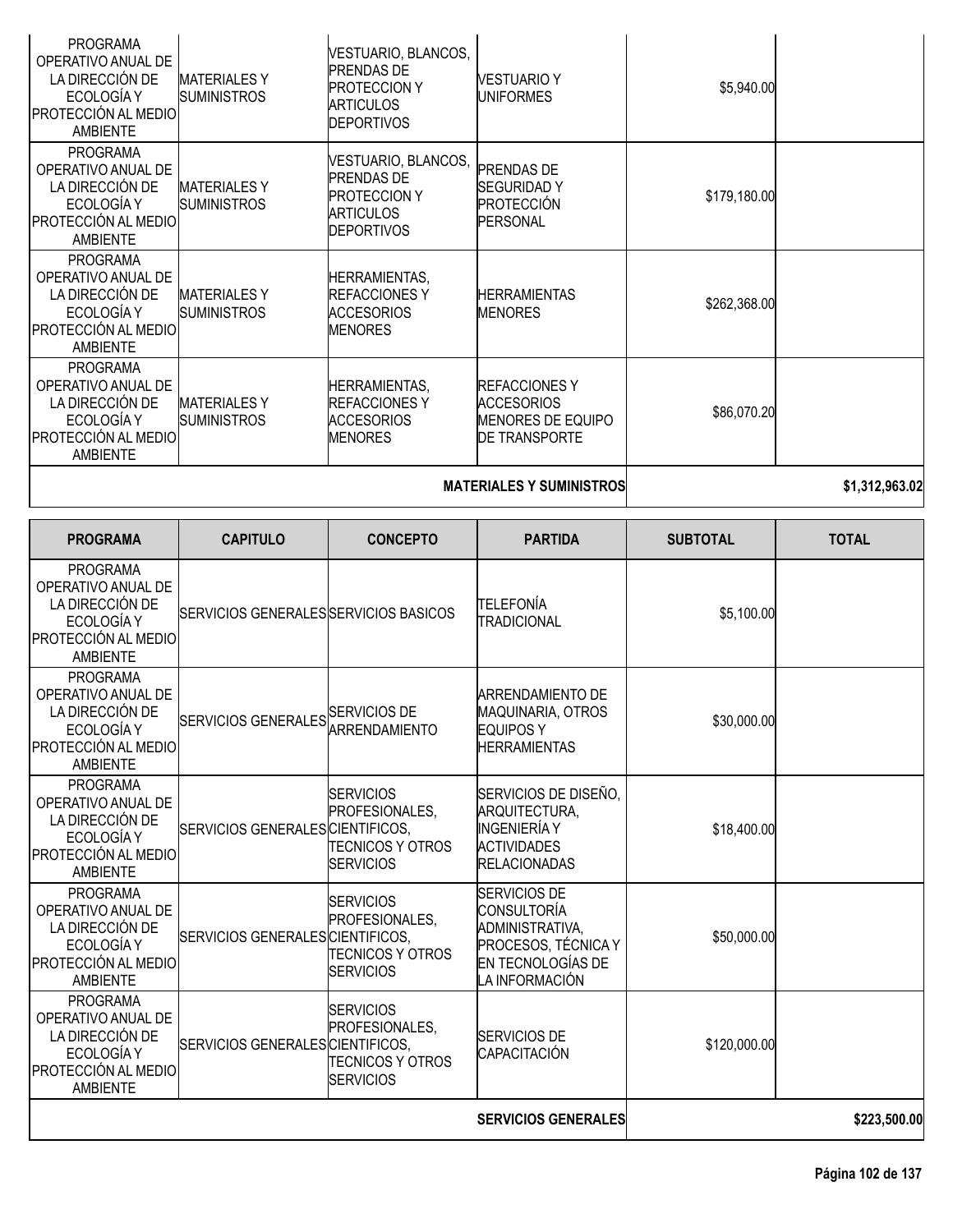| PROGRAMA | CAPITULO | CONCEPTO | PARTIDA | SUBTOTAL | TOTAL |
|---|---|---|---|---|---|
| PROGRAMA OPERATIVO ANUAL DE LA DIRECCIÓN DE ECOLOGÍA Y PROTECCIÓN AL MEDIO AMBIENTE | MATERIALES Y SUMINISTROS | VESTUARIO, BLANCOS, PRENDAS DE PROTECCION Y ARTICULOS DEPORTIVOS | VESTUARIO Y UNIFORMES | $5,940.00 | |
| PROGRAMA OPERATIVO ANUAL DE LA DIRECCIÓN DE ECOLOGÍA Y PROTECCIÓN AL MEDIO AMBIENTE | MATERIALES Y SUMINISTROS | VESTUARIO, BLANCOS, PRENDAS DE PROTECCION Y ARTICULOS DEPORTIVOS | PRENDAS DE SEGURIDAD Y PROTECCIÓN PERSONAL | $179,180.00 | |
| PROGRAMA OPERATIVO ANUAL DE LA DIRECCIÓN DE ECOLOGÍA Y PROTECCIÓN AL MEDIO AMBIENTE | MATERIALES Y SUMINISTROS | HERRAMIENTAS, REFACCIONES Y ACCESORIOS MENORES | HERRAMIENTAS MENORES | $262,368.00 | |
| PROGRAMA OPERATIVO ANUAL DE LA DIRECCIÓN DE ECOLOGÍA Y PROTECCIÓN AL MEDIO AMBIENTE | MATERIALES Y SUMINISTROS | HERRAMIENTAS, REFACCIONES Y ACCESORIOS MENORES | REFACCIONES Y ACCESORIOS MENORES DE EQUIPO DE TRANSPORTE | $86,070.20 | |
| | | | **MATERIALES Y SUMINISTROS** | | **$1,312,963.02** |

| PROGRAMA | CAPITULO | CONCEPTO | PARTIDA | SUBTOTAL | TOTAL |
|---|---|---|---|---|---|
| PROGRAMA OPERATIVO ANUAL DE LA DIRECCIÓN DE ECOLOGÍA Y PROTECCIÓN AL MEDIO AMBIENTE | SERVICIOS GENERALES | SERVICIOS BASICOS | TELEFONÍA TRADICIONAL | $5,100.00 | |
| PROGRAMA OPERATIVO ANUAL DE LA DIRECCIÓN DE ECOLOGÍA Y PROTECCIÓN AL MEDIO AMBIENTE | SERVICIOS GENERALES | SERVICIOS DE ARRENDAMIENTO | ARRENDAMIENTO DE MAQUINARIA, OTROS EQUIPOS Y HERRAMIENTAS | $30,000.00 | |
| PROGRAMA OPERATIVO ANUAL DE LA DIRECCIÓN DE ECOLOGÍA Y PROTECCIÓN AL MEDIO AMBIENTE | SERVICIOS GENERALES | SERVICIOS PROFESIONALES, CIENTIFICOS, TECNICOS Y OTROS SERVICIOS | SERVICIOS DE DISEÑO, ARQUITECTURA, INGENIERÍA Y ACTIVIDADES RELACIONADAS | $18,400.00 | |
| PROGRAMA OPERATIVO ANUAL DE LA DIRECCIÓN DE ECOLOGÍA Y PROTECCIÓN AL MEDIO AMBIENTE | SERVICIOS GENERALES | SERVICIOS PROFESIONALES, CIENTIFICOS, TECNICOS Y OTROS SERVICIOS | SERVICIOS DE CONSULTORÍA ADMINISTRATIVA, PROCESOS, TÉCNICA Y EN TECNOLOGÍAS DE LA INFORMACIÓN | $50,000.00 | |
| PROGRAMA OPERATIVO ANUAL DE LA DIRECCIÓN DE ECOLOGÍA Y PROTECCIÓN AL MEDIO AMBIENTE | SERVICIOS GENERALES | SERVICIOS PROFESIONALES, CIENTIFICOS, TECNICOS Y OTROS SERVICIOS | SERVICIOS DE CAPACITACIÓN | $120,000.00 | |
| | | | **SERVICIOS GENERALES** | | **$223,500.00** |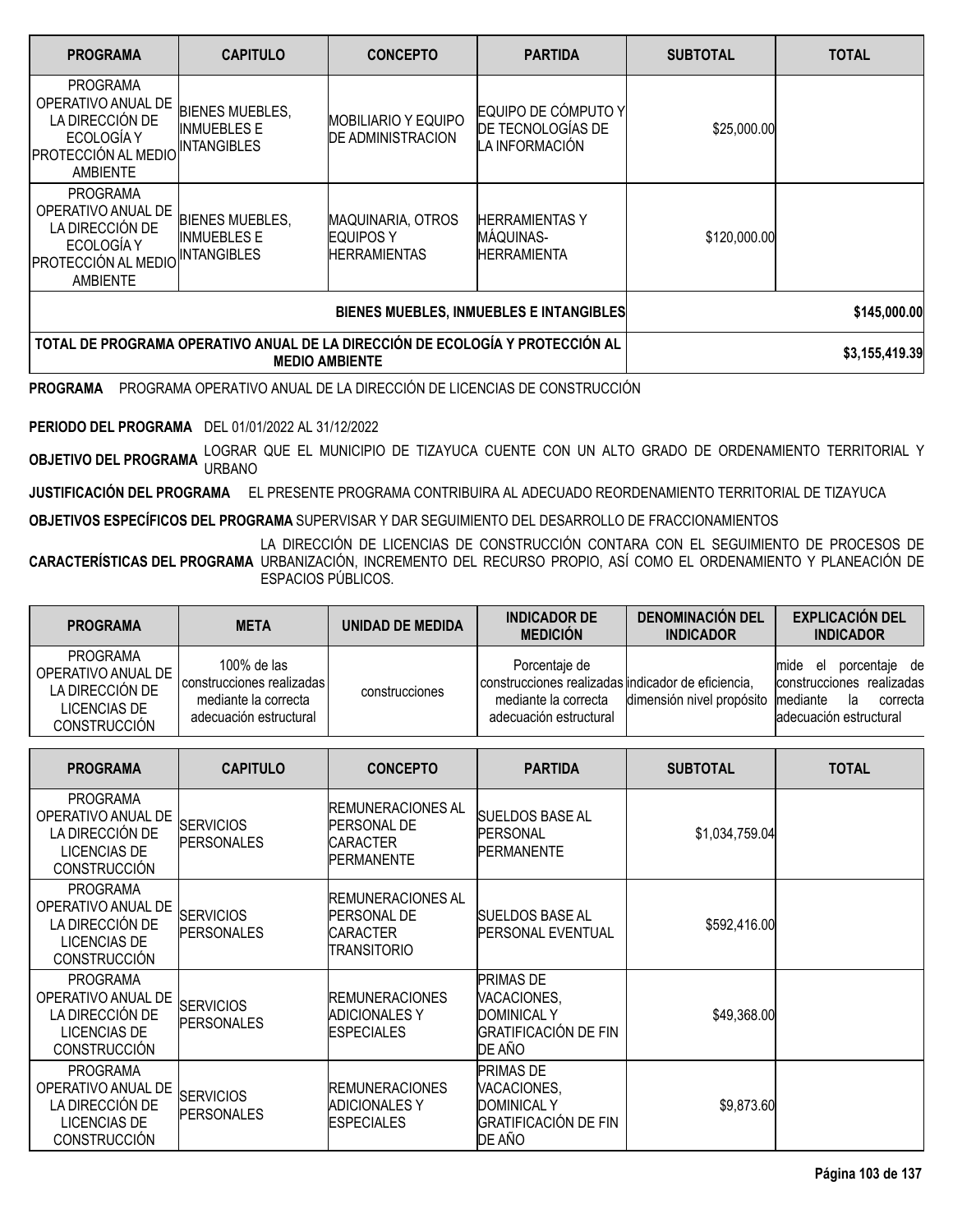| PROGRAMA | CAPITULO | CONCEPTO | PARTIDA | SUBTOTAL | TOTAL |
|---|---|---|---|---|---|
| PROGRAMA OPERATIVO ANUAL DE LA DIRECCIÓN DE ECOLOGÍA Y PROTECCIÓN AL MEDIO AMBIENTE | BIENES MUEBLES, INMUEBLES E INTANGIBLES | MOBILIARIO Y EQUIPO DE ADMINISTRACION | EQUIPO DE CÓMPUTO Y DE TECNOLOGÍAS DE LA INFORMACIÓN | $25,000.00 | |
| PROGRAMA OPERATIVO ANUAL DE LA DIRECCIÓN DE ECOLOGÍA Y PROTECCIÓN AL MEDIO AMBIENTE | BIENES MUEBLES, INMUEBLES E INTANGIBLES | MAQUINARIA, OTROS EQUIPOS Y HERRAMIENTAS | HERRAMIENTAS Y MÁQUINAS-HERRAMIENTA | $120,000.00 | |
| | | | **BIENES MUEBLES, INMUEBLES E INTANGIBLES** | | **$145,000.00** |
| **TOTAL DE PROGRAMA OPERATIVO ANUAL DE LA DIRECCIÓN DE ECOLOGÍA Y PROTECCIÓN AL MEDIO AMBIENTE** | | | | | **$3,155,419.39** |

**PROGRAMA** PROGRAMA OPERATIVO ANUAL DE LA DIRECCIÓN DE LICENCIAS DE CONSTRUCCIÓN

**PERIODO DEL PROGRAMA** DEL 01/01/2022 AL 31/12/2022

**OBJETIVO DEL PROGRAMA** LOGRAR QUE EL MUNICIPIO DE TIZAYUCA CUENTE CON UN ALTO GRADO DE ORDENAMIENTO TERRITORIAL Y URBANO

**JUSTIFICACIÓN DEL PROGRAMA** EL PRESENTE PROGRAMA CONTRIBUIRA AL ADECUADO REORDENAMIENTO TERRITORIAL DE TIZAYUCA

**OBJETIVOS ESPECÍFICOS DEL PROGRAMA** SUPERVISAR Y DAR SEGUIMIENTO DEL DESARROLLO DE FRACCIONAMIENTOS

**CARACTERÍSTICAS DEL PROGRAMA** LA DIRECCIÓN DE LICENCIAS DE CONSTRUCCIÓN CONTARA CON EL SEGUIMIENTO DE PROCESOS DE URBANIZACIÓN, INCREMENTO DEL RECURSO PROPIO, ASÍ COMO EL ORDENAMIENTO Y PLANEACIÓN DE ESPACIOS PÚBLICOS.

| PROGRAMA | META | UNIDAD DE MEDIDA | INDICADOR DE MEDICIÓN | DENOMINACIÓN DEL INDICADOR | EXPLICACIÓN DEL INDICADOR |
|---|---|---|---|---|---|
| PROGRAMA OPERATIVO ANUAL DE LA DIRECCIÓN DE LICENCIAS DE CONSTRUCCIÓN | 100% de las construcciones realizadas mediante la correcta adecuación estructural | construcciones | Porcentaje de construcciones realizadas mediante la correcta adecuación estructural | indicador de eficiencia, dimensión nivel propósito | mide el porcentaje de construcciones realizadas mediante la correcta adecuación estructural |

| PROGRAMA | CAPITULO | CONCEPTO | PARTIDA | SUBTOTAL | TOTAL |
|---|---|---|---|---|---|
| PROGRAMA OPERATIVO ANUAL DE LA DIRECCIÓN DE LICENCIAS DE CONSTRUCCIÓN | SERVICIOS PERSONALES | REMUNERACIONES AL PERSONAL DE CARACTER PERMANENTE | SUELDOS BASE AL PERSONAL PERMANENTE | $1,034,759.04 | |
| PROGRAMA OPERATIVO ANUAL DE LA DIRECCIÓN DE LICENCIAS DE CONSTRUCCIÓN | SERVICIOS PERSONALES | REMUNERACIONES AL PERSONAL DE CARACTER TRANSITORIO | SUELDOS BASE AL PERSONAL EVENTUAL | $592,416.00 | |
| PROGRAMA OPERATIVO ANUAL DE LA DIRECCIÓN DE LICENCIAS DE CONSTRUCCIÓN | SERVICIOS PERSONALES | REMUNERACIONES ADICIONALES Y ESPECIALES | PRIMAS DE VACACIONES, DOMINICAL Y GRATIFICACIÓN DE FIN DE AÑO | $49,368.00 | |
| PROGRAMA OPERATIVO ANUAL DE LA DIRECCIÓN DE LICENCIAS DE CONSTRUCCIÓN | SERVICIOS PERSONALES | REMUNERACIONES ADICIONALES Y ESPECIALES | PRIMAS DE VACACIONES, DOMINICAL Y GRATIFICACIÓN DE FIN DE AÑO | $9,873.60 | |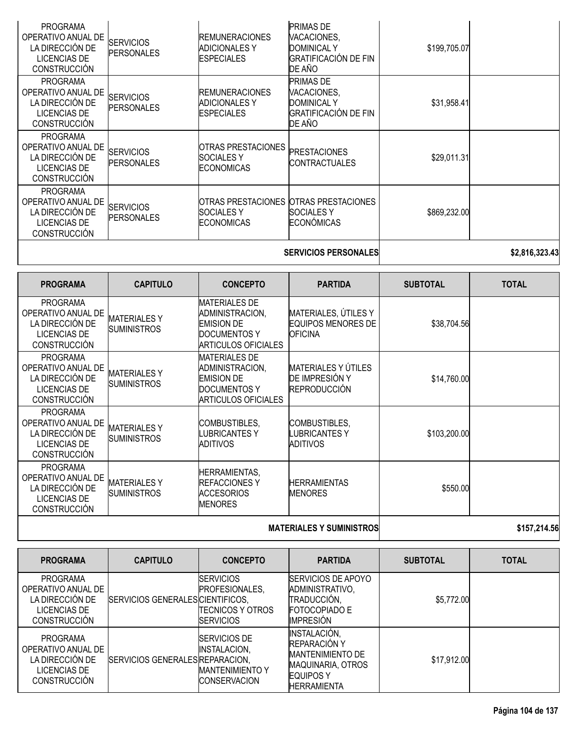| PROGRAMA | CAPITULO | CONCEPTO | PARTIDA | SUBTOTAL | TOTAL |
|---|---|---|---|---|---|
| PROGRAMA OPERATIVO ANUAL DE LA DIRECCIÓN DE LICENCIAS DE CONSTRUCCIÓN | SERVICIOS PERSONALES | REMUNERACIONES ADICIONALES Y ESPECIALES | PRIMAS DE VACACIONES, DOMINICAL Y GRATIFICACIÓN DE FIN DE AÑO | $199,705.07 | |
| PROGRAMA OPERATIVO ANUAL DE LA DIRECCIÓN DE LICENCIAS DE CONSTRUCCIÓN | SERVICIOS PERSONALES | REMUNERACIONES ADICIONALES Y ESPECIALES | PRIMAS DE VACACIONES, DOMINICAL Y GRATIFICACIÓN DE FIN DE AÑO | $31,958.41 | |
| PROGRAMA OPERATIVO ANUAL DE LA DIRECCIÓN DE LICENCIAS DE CONSTRUCCIÓN | SERVICIOS PERSONALES | OTRAS PRESTACIONES SOCIALES Y ECONOMICAS | PRESTACIONES CONTRACTUALES | $29,011.31 | |
| PROGRAMA OPERATIVO ANUAL DE LA DIRECCIÓN DE LICENCIAS DE CONSTRUCCIÓN | SERVICIOS PERSONALES | OTRAS PRESTACIONES SOCIALES Y ECONOMICAS | OTRAS PRESTACIONES SOCIALES Y ECONÓMICAS | $869,232.00 | |
| | | | **SERVICIOS PERSONALES** | | **$2,816,323.43** |

| PROGRAMA | CAPITULO | CONCEPTO | PARTIDA | SUBTOTAL | TOTAL |
|---|---|---|---|---|---|
| PROGRAMA OPERATIVO ANUAL DE LA DIRECCIÓN DE LICENCIAS DE CONSTRUCCIÓN | MATERIALES Y SUMINISTROS | MATERIALES DE ADMINISTRACION, EMISION DE DOCUMENTOS Y ARTICULOS OFICIALES | MATERIALES, ÚTILES Y EQUIPOS MENORES DE OFICINA | $38,704.56 | |
| PROGRAMA OPERATIVO ANUAL DE LA DIRECCIÓN DE LICENCIAS DE CONSTRUCCIÓN | MATERIALES Y SUMINISTROS | MATERIALES DE ADMINISTRACION, EMISION DE DOCUMENTOS Y ARTICULOS OFICIALES | MATERIALES Y ÚTILES DE IMPRESIÓN Y REPRODUCCIÓN | $14,760.00 | |
| PROGRAMA OPERATIVO ANUAL DE LA DIRECCIÓN DE LICENCIAS DE CONSTRUCCIÓN | MATERIALES Y SUMINISTROS | COMBUSTIBLES, LUBRICANTES Y ADITIVOS | COMBUSTIBLES, LUBRICANTES Y ADITIVOS | $103,200.00 | |
| PROGRAMA OPERATIVO ANUAL DE LA DIRECCIÓN DE LICENCIAS DE CONSTRUCCIÓN | MATERIALES Y SUMINISTROS | HERRAMIENTAS, REFACCIONES Y ACCESORIOS MENORES | HERRAMIENTAS MENORES | $550.00 | |
| | | | **MATERIALES Y SUMINISTROS** | | **$157,214.56** |

| PROGRAMA | CAPITULO | CONCEPTO | PARTIDA | SUBTOTAL | TOTAL |
|---|---|---|---|---|---|
| PROGRAMA OPERATIVO ANUAL DE LA DIRECCIÓN DE LICENCIAS DE CONSTRUCCIÓN | SERVICIOS GENERALES | SERVICIOS PROFESIONALES, CIENTIFICOS, TECNICOS Y OTROS SERVICIOS | SERVICIOS DE APOYO ADMINISTRATIVO, TRADUCCIÓN, FOTOCOPIADO E IMPRESIÓN | $5,772.00 | |
| PROGRAMA OPERATIVO ANUAL DE LA DIRECCIÓN DE LICENCIAS DE CONSTRUCCIÓN | SERVICIOS GENERALES | SERVICIOS DE INSTALACION, REPARACION, MANTENIMIENTO Y CONSERVACION | INSTALACIÓN, REPARACIÓN Y MANTENIMIENTO DE MAQUINARIA, OTROS EQUIPOS Y HERRAMIENTA | $17,912.00 | |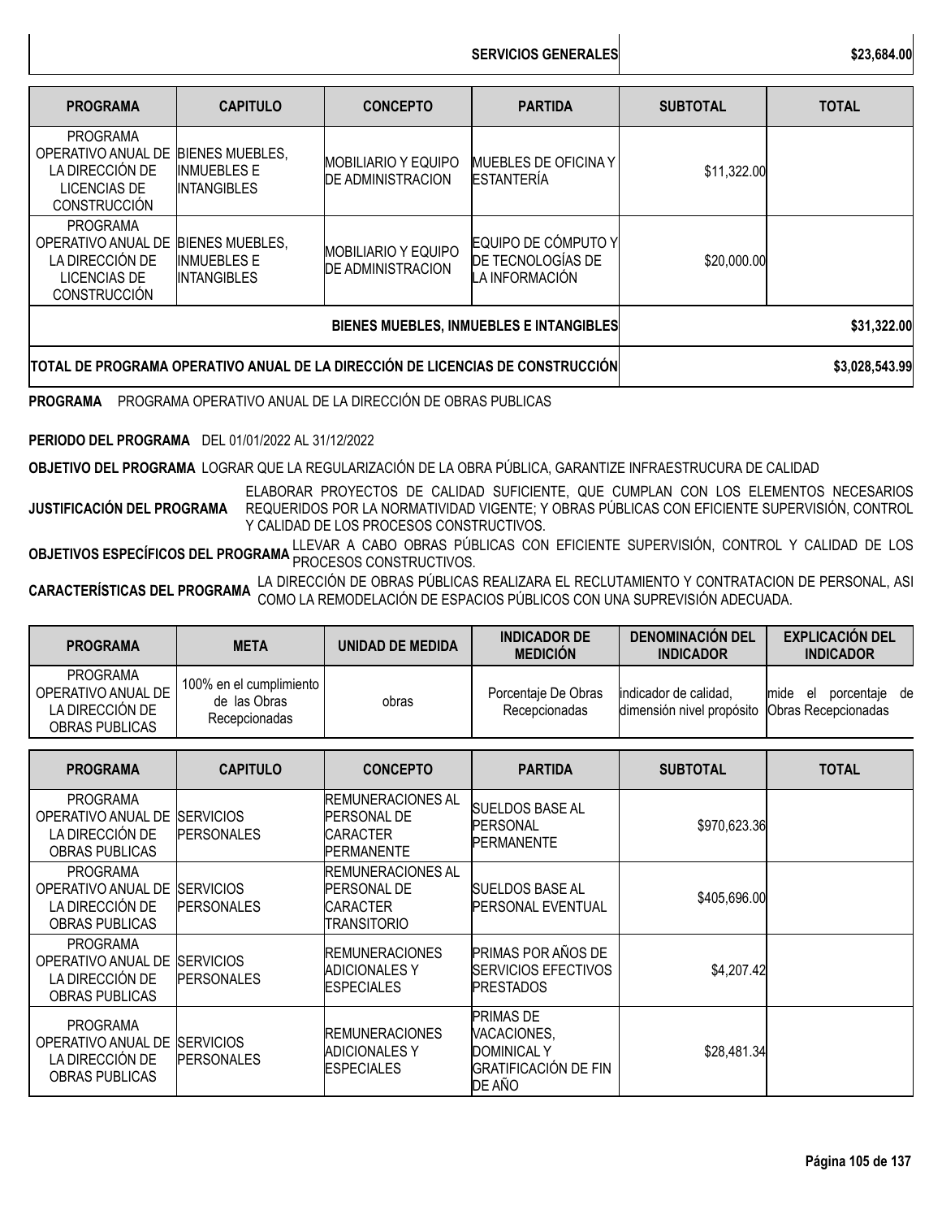| | |
|---|---|
| **SERVICIOS GENERALES** | **$23,684.00** |

| PROGRAMA | CAPITULO | CONCEPTO | PARTIDA | SUBTOTAL | TOTAL |
|---|---|---|---|---|---|
| PROGRAMA OPERATIVO ANUAL DE LA DIRECCIÓN DE LICENCIAS DE CONSTRUCCIÓN | BIENES MUEBLES, INMUEBLES E INTANGIBLES | MOBILIARIO Y EQUIPO DE ADMINISTRACION | MUEBLES DE OFICINA Y ESTANTERÍA | $11,322.00 | |
| PROGRAMA OPERATIVO ANUAL DE LA DIRECCIÓN DE LICENCIAS DE CONSTRUCCIÓN | BIENES MUEBLES, INMUEBLES E INTANGIBLES | MOBILIARIO Y EQUIPO DE ADMINISTRACION | EQUIPO DE CÓMPUTO Y DE TECNOLOGÍAS DE LA INFORMACIÓN | $20,000.00 | |
| | | | **BIENES MUEBLES, INMUEBLES E INTANGIBLES** | | **$31,322.00** |
| **TOTAL DE PROGRAMA OPERATIVO ANUAL DE LA DIRECCIÓN DE LICENCIAS DE CONSTRUCCIÓN** | | | | | **$3,028,543.99** |

**PROGRAMA** PROGRAMA OPERATIVO ANUAL DE LA DIRECCIÓN DE OBRAS PUBLICAS

**PERIODO DEL PROGRAMA** DEL 01/01/2022 AL 31/12/2022

**OBJETIVO DEL PROGRAMA** LOGRAR QUE LA REGULARIZACIÓN DE LA OBRA PÚBLICA, GARANTIZE INFRAESTRUCURA DE CALIDAD

**JUSTIFICACIÓN DEL PROGRAMA** ELABORAR PROYECTOS DE CALIDAD SUFICIENTE, QUE CUMPLAN CON LOS ELEMENTOS NECESARIOS REQUERIDOS POR LA NORMATIVIDAD VIGENTE; Y OBRAS PÚBLICAS CON EFICIENTE SUPERVISIÓN, CONTROL Y CALIDAD DE LOS PROCESOS CONSTRUCTIVOS.

**OBJETIVOS ESPECÍFICOS DEL PROGRAMA** LLEVAR A CABO OBRAS PÚBLICAS CON EFICIENTE SUPERVISIÓN, CONTROL Y CALIDAD DE LOS PROCESOS CONSTRUCTIVOS.

**CARACTERÍSTICAS DEL PROGRAMA** LA DIRECCIÓN DE OBRAS PÚBLICAS REALIZARA EL RECLUTAMIENTO Y CONTRATACION DE PERSONAL, ASI COMO LA REMODELACIÓN DE ESPACIOS PÚBLICOS CON UNA SUPREVISIÓN ADECUADA.

| PROGRAMA | META | UNIDAD DE MEDIDA | INDICADOR DE MEDICIÓN | DENOMINACIÓN DEL INDICADOR | EXPLICACIÓN DEL INDICADOR |
|---|---|---|---|---|---|
| PROGRAMA OPERATIVO ANUAL DE LA DIRECCIÓN DE OBRAS PUBLICAS | 100% en el cumplimiento de las Obras Recepcionadas | obras | Porcentaje De Obras Recepcionadas | indicador de calidad, dimensión nivel propósito | mide el porcentaje de Obras Recepcionadas |

| PROGRAMA | CAPITULO | CONCEPTO | PARTIDA | SUBTOTAL | TOTAL |
|---|---|---|---|---|---|
| PROGRAMA OPERATIVO ANUAL DE LA DIRECCIÓN DE OBRAS PUBLICAS | SERVICIOS PERSONALES | REMUNERACIONES AL PERSONAL DE CARACTER PERMANENTE | SUELDOS BASE AL PERSONAL PERMANENTE | $970,623.36 | |
| PROGRAMA OPERATIVO ANUAL DE LA DIRECCIÓN DE OBRAS PUBLICAS | SERVICIOS PERSONALES | REMUNERACIONES AL PERSONAL DE CARACTER TRANSITORIO | SUELDOS BASE AL PERSONAL EVENTUAL | $405,696.00 | |
| PROGRAMA OPERATIVO ANUAL DE LA DIRECCIÓN DE OBRAS PUBLICAS | SERVICIOS PERSONALES | REMUNERACIONES ADICIONALES Y ESPECIALES | PRIMAS POR AÑOS DE SERVICIOS EFECTIVOS PRESTADOS | $4,207.42 | |
| PROGRAMA OPERATIVO ANUAL DE LA DIRECCIÓN DE OBRAS PUBLICAS | SERVICIOS PERSONALES | REMUNERACIONES ADICIONALES Y ESPECIALES | PRIMAS DE VACACIONES, DOMINICAL Y GRATIFICACIÓN DE FIN DE AÑO | $28,481.34 | |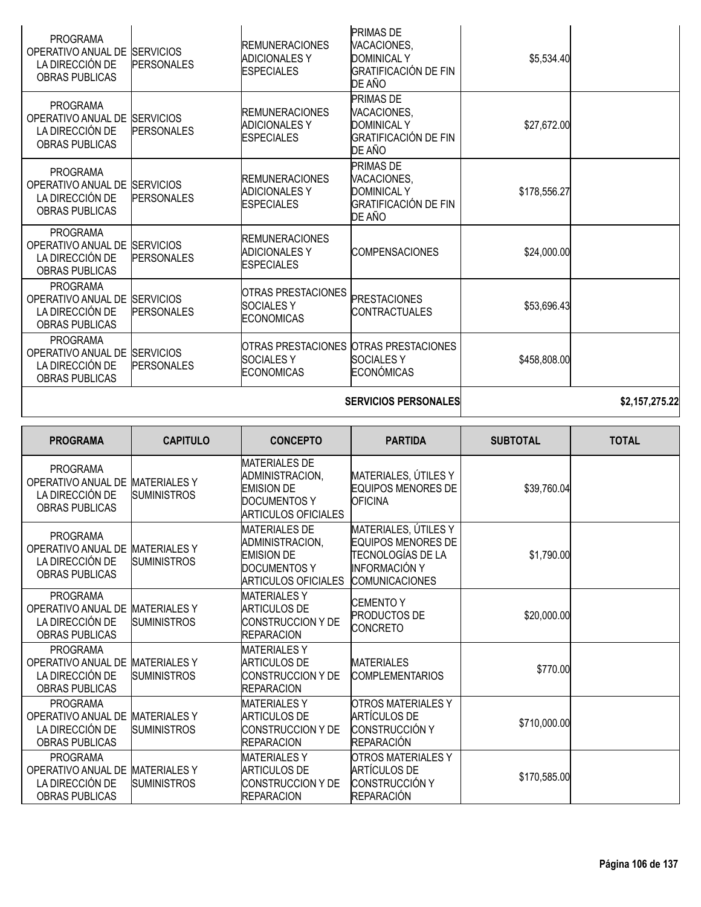| PROGRAMA | CAPITULO | CONCEPTO | PARTIDA | SUBTOTAL | TOTAL |
|---|---|---|---|---|---|
| PROGRAMA OPERATIVO ANUAL DE LA DIRECCIÓN DE OBRAS PUBLICAS | SERVICIOS PERSONALES | REMUNERACIONES ADICIONALES Y ESPECIALES | PRIMAS DE VACACIONES, DOMINICAL Y GRATIFICACIÓN DE FIN DE AÑO | $5,534.40 | |
| PROGRAMA OPERATIVO ANUAL DE LA DIRECCIÓN DE OBRAS PUBLICAS | SERVICIOS PERSONALES | REMUNERACIONES ADICIONALES Y ESPECIALES | PRIMAS DE VACACIONES, DOMINICAL Y GRATIFICACIÓN DE FIN DE AÑO | $27,672.00 | |
| PROGRAMA OPERATIVO ANUAL DE LA DIRECCIÓN DE OBRAS PUBLICAS | SERVICIOS PERSONALES | REMUNERACIONES ADICIONALES Y ESPECIALES | PRIMAS DE VACACIONES, DOMINICAL Y GRATIFICACIÓN DE FIN DE AÑO | $178,556.27 | |
| PROGRAMA OPERATIVO ANUAL DE LA DIRECCIÓN DE OBRAS PUBLICAS | SERVICIOS PERSONALES | REMUNERACIONES ADICIONALES Y ESPECIALES | COMPENSACIONES | $24,000.00 | |
| PROGRAMA OPERATIVO ANUAL DE LA DIRECCIÓN DE OBRAS PUBLICAS | SERVICIOS PERSONALES | OTRAS PRESTACIONES SOCIALES Y ECONOMICAS | PRESTACIONES CONTRACTUALES | $53,696.43 | |
| PROGRAMA OPERATIVO ANUAL DE LA DIRECCIÓN DE OBRAS PUBLICAS | SERVICIOS PERSONALES | OTRAS PRESTACIONES SOCIALES Y ECONOMICAS | OTRAS PRESTACIONES SOCIALES Y ECONÓMICAS | $458,808.00 | |
| | | | **SERVICIOS PERSONALES** | | **$2,157,275.22** |

| PROGRAMA | CAPITULO | CONCEPTO | PARTIDA | SUBTOTAL | TOTAL |
|---|---|---|---|---|---|
| PROGRAMA OPERATIVO ANUAL DE LA DIRECCIÓN DE OBRAS PUBLICAS | MATERIALES Y SUMINISTROS | MATERIALES DE ADMINISTRACION, EMISION DE DOCUMENTOS Y ARTICULOS OFICIALES | MATERIALES, ÚTILES Y EQUIPOS MENORES DE OFICINA | $39,760.04 | |
| PROGRAMA OPERATIVO ANUAL DE LA DIRECCIÓN DE OBRAS PUBLICAS | MATERIALES Y SUMINISTROS | MATERIALES DE ADMINISTRACION, EMISION DE DOCUMENTOS Y ARTICULOS OFICIALES | MATERIALES, ÚTILES Y EQUIPOS MENORES DE TECNOLOGÍAS DE LA INFORMACIÓN Y COMUNICACIONES | $1,790.00 | |
| PROGRAMA OPERATIVO ANUAL DE LA DIRECCIÓN DE OBRAS PUBLICAS | MATERIALES Y SUMINISTROS | MATERIALES Y ARTICULOS DE CONSTRUCCION Y DE REPARACION | CEMENTO Y PRODUCTOS DE CONCRETO | $20,000.00 | |
| PROGRAMA OPERATIVO ANUAL DE LA DIRECCIÓN DE OBRAS PUBLICAS | MATERIALES Y SUMINISTROS | MATERIALES Y ARTICULOS DE CONSTRUCCION Y DE REPARACION | MATERIALES COMPLEMENTARIOS | $770.00 | |
| PROGRAMA OPERATIVO ANUAL DE LA DIRECCIÓN DE OBRAS PUBLICAS | MATERIALES Y SUMINISTROS | MATERIALES Y ARTICULOS DE CONSTRUCCION Y DE REPARACION | OTROS MATERIALES Y ARTÍCULOS DE CONSTRUCCIÓN Y REPARACIÓN | $710,000.00 | |
| PROGRAMA OPERATIVO ANUAL DE LA DIRECCIÓN DE OBRAS PUBLICAS | MATERIALES Y SUMINISTROS | MATERIALES Y ARTICULOS DE CONSTRUCCION Y DE REPARACION | OTROS MATERIALES Y ARTÍCULOS DE CONSTRUCCIÓN Y REPARACIÓN | $170,585.00 | |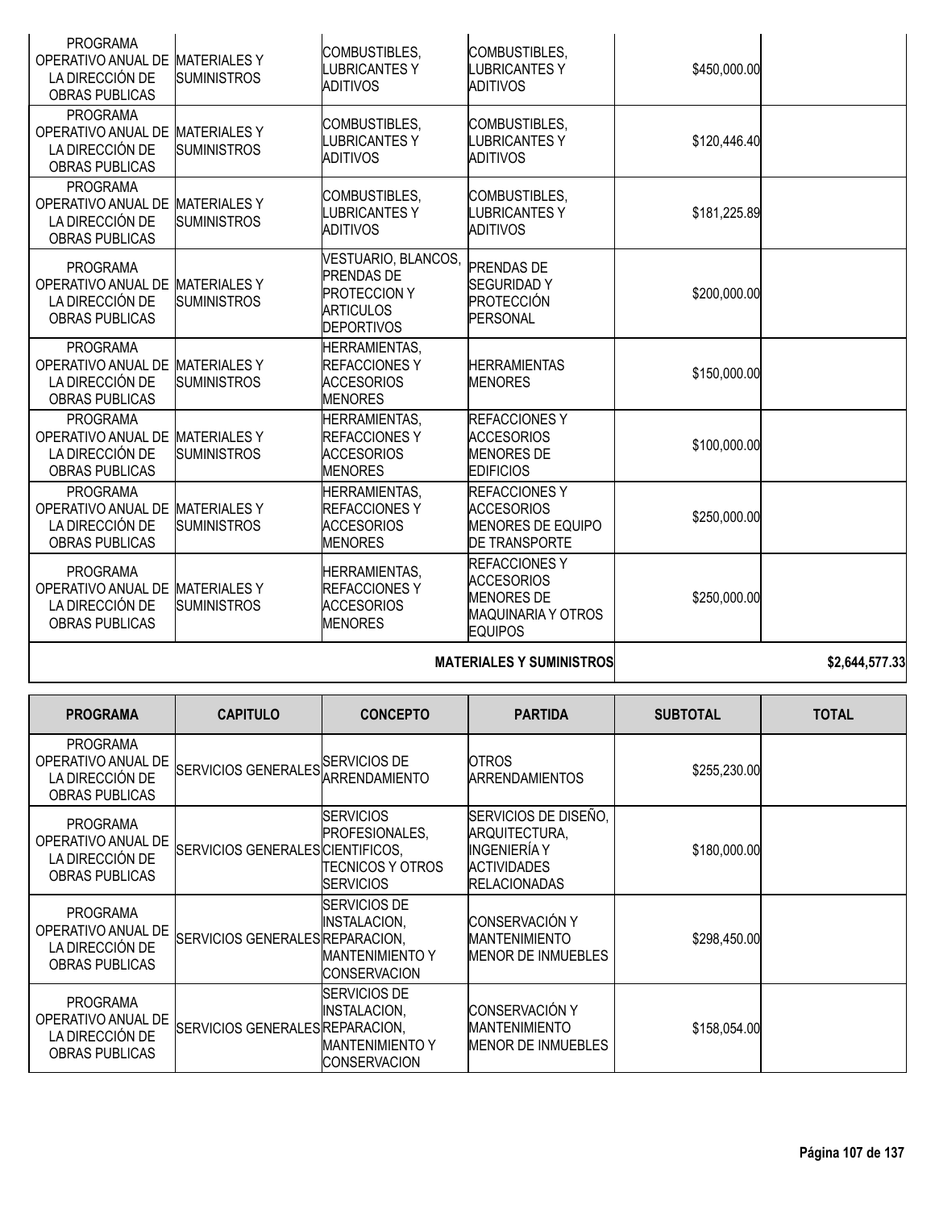| PROGRAMA | CAPITULO | CONCEPTO | PARTIDA | SUBTOTAL | TOTAL |
|---|---|---|---|---|---|
| PROGRAMA OPERATIVO ANUAL DE LA DIRECCIÓN DE OBRAS PUBLICAS | MATERIALES Y SUMINISTROS | COMBUSTIBLES, LUBRICANTES Y ADITIVOS | COMBUSTIBLES, LUBRICANTES Y ADITIVOS | $450,000.00 | |
| PROGRAMA OPERATIVO ANUAL DE LA DIRECCIÓN DE OBRAS PUBLICAS | MATERIALES Y SUMINISTROS | COMBUSTIBLES, LUBRICANTES Y ADITIVOS | COMBUSTIBLES, LUBRICANTES Y ADITIVOS | $120,446.40 | |
| PROGRAMA OPERATIVO ANUAL DE LA DIRECCIÓN DE OBRAS PUBLICAS | MATERIALES Y SUMINISTROS | COMBUSTIBLES, LUBRICANTES Y ADITIVOS | COMBUSTIBLES, LUBRICANTES Y ADITIVOS | $181,225.89 | |
| PROGRAMA OPERATIVO ANUAL DE LA DIRECCIÓN DE OBRAS PUBLICAS | MATERIALES Y SUMINISTROS | VESTUARIO, BLANCOS, PRENDAS DE PROTECCION Y ARTICULOS DEPORTIVOS | PRENDAS DE SEGURIDAD Y PROTECCIÓN PERSONAL | $200,000.00 | |
| PROGRAMA OPERATIVO ANUAL DE LA DIRECCIÓN DE OBRAS PUBLICAS | MATERIALES Y SUMINISTROS | HERRAMIENTAS, REFACCIONES Y ACCESORIOS MENORES | HERRAMIENTAS MENORES | $150,000.00 | |
| PROGRAMA OPERATIVO ANUAL DE LA DIRECCIÓN DE OBRAS PUBLICAS | MATERIALES Y SUMINISTROS | HERRAMIENTAS, REFACCIONES Y ACCESORIOS MENORES | REFACCIONES Y ACCESORIOS MENORES DE EDIFICIOS | $100,000.00 | |
| PROGRAMA OPERATIVO ANUAL DE LA DIRECCIÓN DE OBRAS PUBLICAS | MATERIALES Y SUMINISTROS | HERRAMIENTAS, REFACCIONES Y ACCESORIOS MENORES | REFACCIONES Y ACCESORIOS MENORES DE EQUIPO DE TRANSPORTE | $250,000.00 | |
| PROGRAMA OPERATIVO ANUAL DE LA DIRECCIÓN DE OBRAS PUBLICAS | MATERIALES Y SUMINISTROS | HERRAMIENTAS, REFACCIONES Y ACCESORIOS MENORES | REFACCIONES Y ACCESORIOS MENORES DE MAQUINARIA Y OTROS EQUIPOS | $250,000.00 | |
| | | | **MATERIALES Y SUMINISTROS** | | **$2,644,577.33** |

| PROGRAMA | CAPITULO | CONCEPTO | PARTIDA | SUBTOTAL | TOTAL |
|---|---|---|---|---|---|
| PROGRAMA OPERATIVO ANUAL DE LA DIRECCIÓN DE OBRAS PUBLICAS | SERVICIOS GENERALES | SERVICIOS DE ARRENDAMIENTO | OTROS ARRENDAMIENTOS | $255,230.00 | |
| PROGRAMA OPERATIVO ANUAL DE LA DIRECCIÓN DE OBRAS PUBLICAS | SERVICIOS GENERALES | SERVICIOS PROFESIONALES, CIENTIFICOS, TECNICOS Y OTROS SERVICIOS | SERVICIOS DE DISEÑO, ARQUITECTURA, INGENIERÍA Y ACTIVIDADES RELACIONADAS | $180,000.00 | |
| PROGRAMA OPERATIVO ANUAL DE LA DIRECCIÓN DE OBRAS PUBLICAS | SERVICIOS GENERALES | SERVICIOS DE INSTALACION, REPARACION, MANTENIMIENTO Y CONSERVACION | CONSERVACIÓN Y MANTENIMIENTO MENOR DE INMUEBLES | $298,450.00 | |
| PROGRAMA OPERATIVO ANUAL DE LA DIRECCIÓN DE OBRAS PUBLICAS | SERVICIOS GENERALES | SERVICIOS DE INSTALACION, REPARACION, MANTENIMIENTO Y CONSERVACION | CONSERVACIÓN Y MANTENIMIENTO MENOR DE INMUEBLES | $158,054.00 | |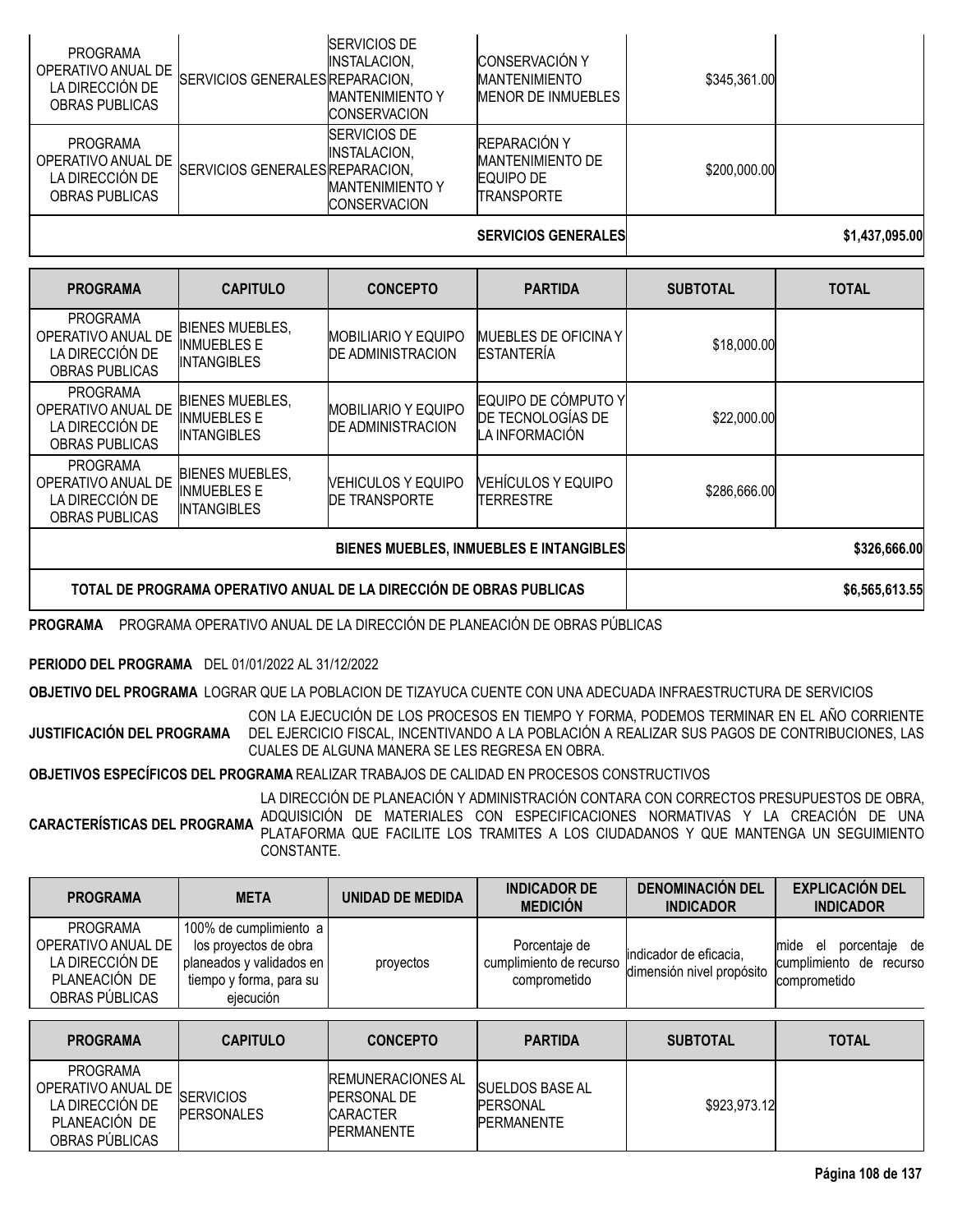| PROGRAMA | CAPITULO | CONCEPTO | PARTIDA | SUBTOTAL | TOTAL |
|---|---|---|---|---|---|
| PROGRAMA OPERATIVO ANUAL DE LA DIRECCIÓN DE OBRAS PUBLICAS | SERVICIOS GENERALES | SERVICIOS DE INSTALACION, REPARACION, MANTENIMIENTO Y CONSERVACION | CONSERVACIÓN Y MANTENIMIENTO MENOR DE INMUEBLES | $345,361.00 | |
| PROGRAMA OPERATIVO ANUAL DE LA DIRECCIÓN DE OBRAS PUBLICAS | SERVICIOS GENERALES | SERVICIOS DE INSTALACION, REPARACION, MANTENIMIENTO Y CONSERVACION | REPARACIÓN Y MANTENIMIENTO DE EQUIPO DE TRANSPORTE | $200,000.00 | |
| | | | **SERVICIOS GENERALES** | | **$1,437,095.00** |

| PROGRAMA | CAPITULO | CONCEPTO | PARTIDA | SUBTOTAL | TOTAL |
|---|---|---|---|---|---|
| PROGRAMA OPERATIVO ANUAL DE LA DIRECCIÓN DE OBRAS PUBLICAS | BIENES MUEBLES, INMUEBLES E INTANGIBLES | MOBILIARIO Y EQUIPO DE ADMINISTRACION | MUEBLES DE OFICINA Y ESTANTERÍA | $18,000.00 | |
| PROGRAMA OPERATIVO ANUAL DE LA DIRECCIÓN DE OBRAS PUBLICAS | BIENES MUEBLES, INMUEBLES E INTANGIBLES | MOBILIARIO Y EQUIPO DE ADMINISTRACION | EQUIPO DE CÓMPUTO Y DE TECNOLOGÍAS DE LA INFORMACIÓN | $22,000.00 | |
| PROGRAMA OPERATIVO ANUAL DE LA DIRECCIÓN DE OBRAS PUBLICAS | BIENES MUEBLES, INMUEBLES E INTANGIBLES | VEHICULOS Y EQUIPO DE TRANSPORTE | VEHÍCULOS Y EQUIPO TERRESTRE | $286,666.00 | |
| | | | **BIENES MUEBLES, INMUEBLES E INTANGIBLES** | | **$326,666.00** |
| **TOTAL DE PROGRAMA OPERATIVO ANUAL DE LA DIRECCIÓN DE OBRAS PUBLICAS** | | | | | **$6,565,613.55** |

**PROGRAMA** PROGRAMA OPERATIVO ANUAL DE LA DIRECCIÓN DE PLANEACIÓN DE OBRAS PÚBLICAS

**PERIODO DEL PROGRAMA** DEL 01/01/2022 AL 31/12/2022

**OBJETIVO DEL PROGRAMA** LOGRAR QUE LA POBLACION DE TIZAYUCA CUENTE CON UNA ADECUADA INFRAESTRUCTURA DE SERVICIOS

**JUSTIFICACIÓN DEL PROGRAMA** CON LA EJECUCIÓN DE LOS PROCESOS EN TIEMPO Y FORMA, PODEMOS TERMINAR EN EL AÑO CORRIENTE DEL EJERCICIO FISCAL, INCENTIVANDO A LA POBLACIÓN A REALIZAR SUS PAGOS DE CONTRIBUCIONES, LAS CUALES DE ALGUNA MANERA SE LES REGRESA EN OBRA.

**OBJETIVOS ESPECÍFICOS DEL PROGRAMA** REALIZAR TRABAJOS DE CALIDAD EN PROCESOS CONSTRUCTIVOS

**CARACTERÍSTICAS DEL PROGRAMA** LA DIRECCIÓN DE PLANEACIÓN Y ADMINISTRACIÓN CONTARA CON CORRECTOS PRESUPUESTOS DE OBRA, ADQUISICIÓN DE MATERIALES CON ESPECIFICACIONES NORMATIVAS Y LA CREACIÓN DE UNA PLATAFORMA QUE FACILITE LOS TRAMITES A LOS CIUDADANOS Y QUE MANTENGA UN SEGUIMIENTO CONSTANTE.

| PROGRAMA | META | UNIDAD DE MEDIDA | INDICADOR DE MEDICIÓN | DENOMINACIÓN DEL INDICADOR | EXPLICACIÓN DEL INDICADOR |
|---|---|---|---|---|---|
| PROGRAMA OPERATIVO ANUAL DE LA DIRECCIÓN DE PLANEACIÓN DE OBRAS PÚBLICAS | 100% de cumplimiento a los proyectos de obra planeados y validados en tiempo y forma, para su ejecución | proyectos | Porcentaje de cumplimiento de recurso comprometido | indicador de eficacia, dimensión nivel propósito | mide el porcentaje de cumplimiento de recurso comprometido |

| PROGRAMA | CAPITULO | CONCEPTO | PARTIDA | SUBTOTAL | TOTAL |
|---|---|---|---|---|---|
| PROGRAMA OPERATIVO ANUAL DE LA DIRECCIÓN DE PLANEACIÓN DE OBRAS PÚBLICAS | SERVICIOS PERSONALES | REMUNERACIONES AL PERSONAL DE CARACTER PERMANENTE | SUELDOS BASE AL PERSONAL PERMANENTE | $923,973.12 | |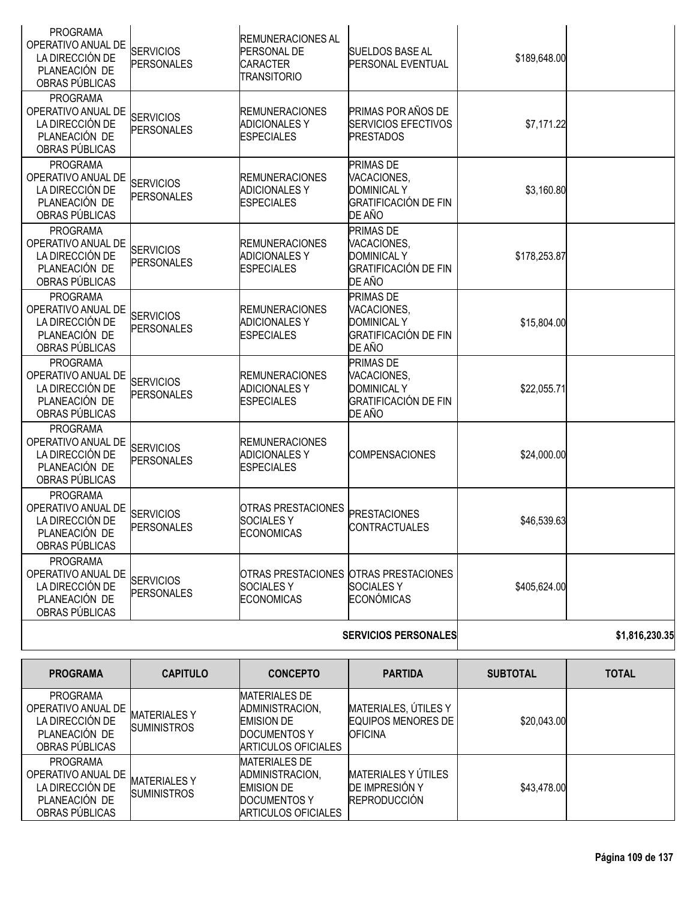| PROGRAMA | CAPITULO | CONCEPTO | PARTIDA | SUBTOTAL | TOTAL |
|---|---|---|---|---|---|
| PROGRAMA OPERATIVO ANUAL DE LA DIRECCIÓN DE PLANEACIÓN DE OBRAS PÚBLICAS | SERVICIOS PERSONALES | REMUNERACIONES AL PERSONAL DE CARACTER TRANSITORIO | SUELDOS BASE AL PERSONAL EVENTUAL | $189,648.00 | |
| PROGRAMA OPERATIVO ANUAL DE LA DIRECCIÓN DE PLANEACIÓN DE OBRAS PÚBLICAS | SERVICIOS PERSONALES | REMUNERACIONES ADICIONALES Y ESPECIALES | PRIMAS POR AÑOS DE SERVICIOS EFECTIVOS PRESTADOS | $7,171.22 | |
| PROGRAMA OPERATIVO ANUAL DE LA DIRECCIÓN DE PLANEACIÓN DE OBRAS PÚBLICAS | SERVICIOS PERSONALES | REMUNERACIONES ADICIONALES Y ESPECIALES | PRIMAS DE VACACIONES, DOMINICAL Y GRATIFICACIÓN DE FIN DE AÑO | $3,160.80 | |
| PROGRAMA OPERATIVO ANUAL DE LA DIRECCIÓN DE PLANEACIÓN DE OBRAS PÚBLICAS | SERVICIOS PERSONALES | REMUNERACIONES ADICIONALES Y ESPECIALES | PRIMAS DE VACACIONES, DOMINICAL Y GRATIFICACIÓN DE FIN DE AÑO | $178,253.87 | |
| PROGRAMA OPERATIVO ANUAL DE LA DIRECCIÓN DE PLANEACIÓN DE OBRAS PÚBLICAS | SERVICIOS PERSONALES | REMUNERACIONES ADICIONALES Y ESPECIALES | PRIMAS DE VACACIONES, DOMINICAL Y GRATIFICACIÓN DE FIN DE AÑO | $15,804.00 | |
| PROGRAMA OPERATIVO ANUAL DE LA DIRECCIÓN DE PLANEACIÓN DE OBRAS PÚBLICAS | SERVICIOS PERSONALES | REMUNERACIONES ADICIONALES Y ESPECIALES | PRIMAS DE VACACIONES, DOMINICAL Y GRATIFICACIÓN DE FIN DE AÑO | $22,055.71 | |
| PROGRAMA OPERATIVO ANUAL DE LA DIRECCIÓN DE PLANEACIÓN DE OBRAS PÚBLICAS | SERVICIOS PERSONALES | REMUNERACIONES ADICIONALES Y ESPECIALES | COMPENSACIONES | $24,000.00 | |
| PROGRAMA OPERATIVO ANUAL DE LA DIRECCIÓN DE PLANEACIÓN DE OBRAS PÚBLICAS | SERVICIOS PERSONALES | OTRAS PRESTACIONES SOCIALES Y ECONOMICAS | PRESTACIONES CONTRACTUALES | $46,539.63 | |
| PROGRAMA OPERATIVO ANUAL DE LA DIRECCIÓN DE PLANEACIÓN DE OBRAS PÚBLICAS | SERVICIOS PERSONALES | OTRAS PRESTACIONES SOCIALES Y ECONOMICAS | OTRAS PRESTACIONES SOCIALES Y ECONÓMICAS | $405,624.00 | |
| | | | **SERVICIOS PERSONALES** | | **$1,816,230.35** |

| PROGRAMA | CAPITULO | CONCEPTO | PARTIDA | SUBTOTAL | TOTAL |
|---|---|---|---|---|---|
| PROGRAMA OPERATIVO ANUAL DE LA DIRECCIÓN DE PLANEACIÓN DE OBRAS PÚBLICAS | MATERIALES Y SUMINISTROS | MATERIALES DE ADMINISTRACION, EMISION DE DOCUMENTOS Y ARTICULOS OFICIALES | MATERIALES, ÚTILES Y EQUIPOS MENORES DE OFICINA | $20,043.00 | |
| PROGRAMA OPERATIVO ANUAL DE LA DIRECCIÓN DE PLANEACIÓN DE OBRAS PÚBLICAS | MATERIALES Y SUMINISTROS | MATERIALES DE ADMINISTRACION, EMISION DE DOCUMENTOS Y ARTICULOS OFICIALES | MATERIALES Y ÚTILES DE IMPRESIÓN Y REPRODUCCIÓN | $43,478.00 | |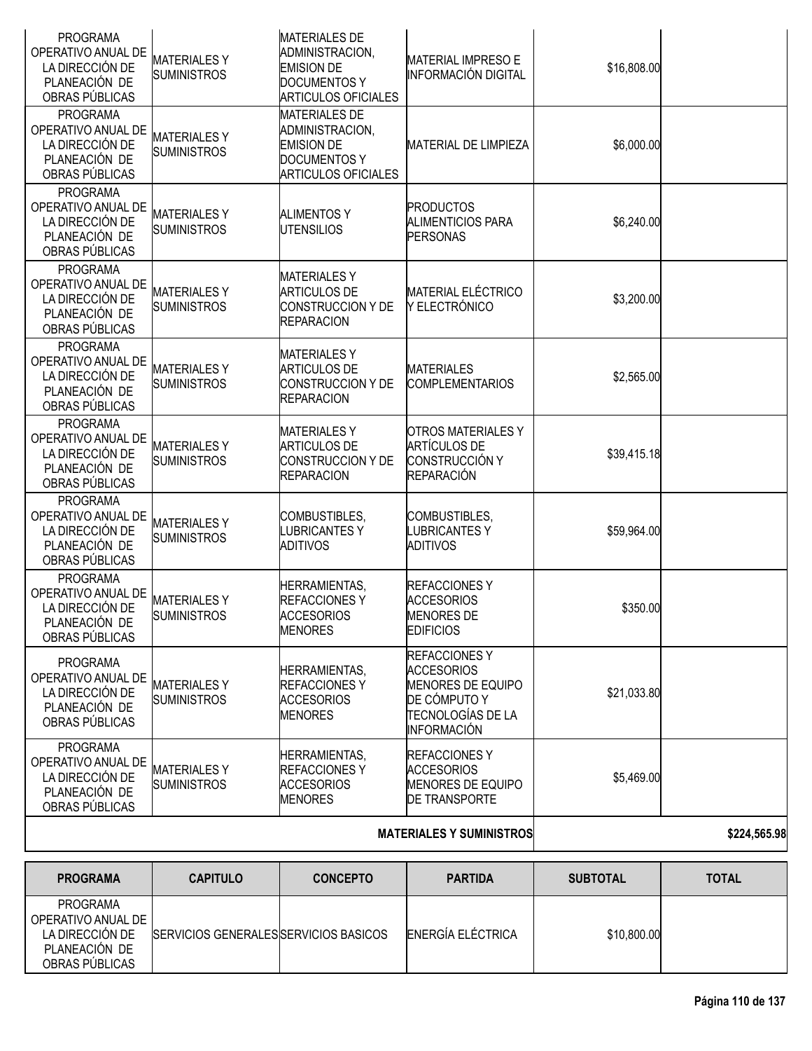| PROGRAMA | CAPITULO | CONCEPTO | PARTIDA | SUBTOTAL | TOTAL |
|---|---|---|---|---|---|
| PROGRAMA OPERATIVO ANUAL DE LA DIRECCIÓN DE PLANEACIÓN DE OBRAS PÚBLICAS | MATERIALES Y SUMINISTROS | MATERIALES DE ADMINISTRACION, EMISION DE DOCUMENTOS Y ARTICULOS OFICIALES | MATERIAL IMPRESO E INFORMACIÓN DIGITAL | $16,808.00 | |
| PROGRAMA OPERATIVO ANUAL DE LA DIRECCIÓN DE PLANEACIÓN DE OBRAS PÚBLICAS | MATERIALES Y SUMINISTROS | MATERIALES DE ADMINISTRACION, EMISION DE DOCUMENTOS Y ARTICULOS OFICIALES | MATERIAL DE LIMPIEZA | $6,000.00 | |
| PROGRAMA OPERATIVO ANUAL DE LA DIRECCIÓN DE PLANEACIÓN DE OBRAS PÚBLICAS | MATERIALES Y SUMINISTROS | ALIMENTOS Y UTENSILIOS | PRODUCTOS ALIMENTICIOS PARA PERSONAS | $6,240.00 | |
| PROGRAMA OPERATIVO ANUAL DE LA DIRECCIÓN DE PLANEACIÓN DE OBRAS PÚBLICAS | MATERIALES Y SUMINISTROS | MATERIALES Y ARTICULOS DE CONSTRUCCION Y DE REPARACION | MATERIAL ELÉCTRICO Y ELECTRÓNICO | $3,200.00 | |
| PROGRAMA OPERATIVO ANUAL DE LA DIRECCIÓN DE PLANEACIÓN DE OBRAS PÚBLICAS | MATERIALES Y SUMINISTROS | MATERIALES Y ARTICULOS DE CONSTRUCCION Y DE REPARACION | MATERIALES COMPLEMENTARIOS | $2,565.00 | |
| PROGRAMA OPERATIVO ANUAL DE LA DIRECCIÓN DE PLANEACIÓN DE OBRAS PÚBLICAS | MATERIALES Y SUMINISTROS | MATERIALES Y ARTICULOS DE CONSTRUCCION Y DE REPARACION | OTROS MATERIALES Y ARTÍCULOS DE CONSTRUCCIÓN Y REPARACIÓN | $39,415.18 | |
| PROGRAMA OPERATIVO ANUAL DE LA DIRECCIÓN DE PLANEACIÓN DE OBRAS PÚBLICAS | MATERIALES Y SUMINISTROS | COMBUSTIBLES, LUBRICANTES Y ADITIVOS | COMBUSTIBLES, LUBRICANTES Y ADITIVOS | $59,964.00 | |
| PROGRAMA OPERATIVO ANUAL DE LA DIRECCIÓN DE PLANEACIÓN DE OBRAS PÚBLICAS | MATERIALES Y SUMINISTROS | HERRAMIENTAS, REFACCIONES Y ACCESORIOS MENORES | REFACCIONES Y ACCESORIOS MENORES DE EDIFICIOS | $350.00 | |
| PROGRAMA OPERATIVO ANUAL DE LA DIRECCIÓN DE PLANEACIÓN DE OBRAS PÚBLICAS | MATERIALES Y SUMINISTROS | HERRAMIENTAS, REFACCIONES Y ACCESORIOS MENORES | REFACCIONES Y ACCESORIOS MENORES DE EQUIPO DE CÓMPUTO Y TECNOLOGÍAS DE LA INFORMACIÓN | $21,033.80 | |
| PROGRAMA OPERATIVO ANUAL DE LA DIRECCIÓN DE PLANEACIÓN DE OBRAS PÚBLICAS | MATERIALES Y SUMINISTROS | HERRAMIENTAS, REFACCIONES Y ACCESORIOS MENORES | REFACCIONES Y ACCESORIOS MENORES DE EQUIPO DE TRANSPORTE | $5,469.00 | |
| | | | **MATERIALES Y SUMINISTROS** | | **$224,565.98** |

| PROGRAMA | CAPITULO | CONCEPTO | PARTIDA | SUBTOTAL | TOTAL |
|---|---|---|---|---|---|
| PROGRAMA OPERATIVO ANUAL DE LA DIRECCIÓN DE PLANEACIÓN DE OBRAS PÚBLICAS | SERVICIOS GENERALES | SERVICIOS BASICOS | ENERGÍA ELÉCTRICA | $10,800.00 | |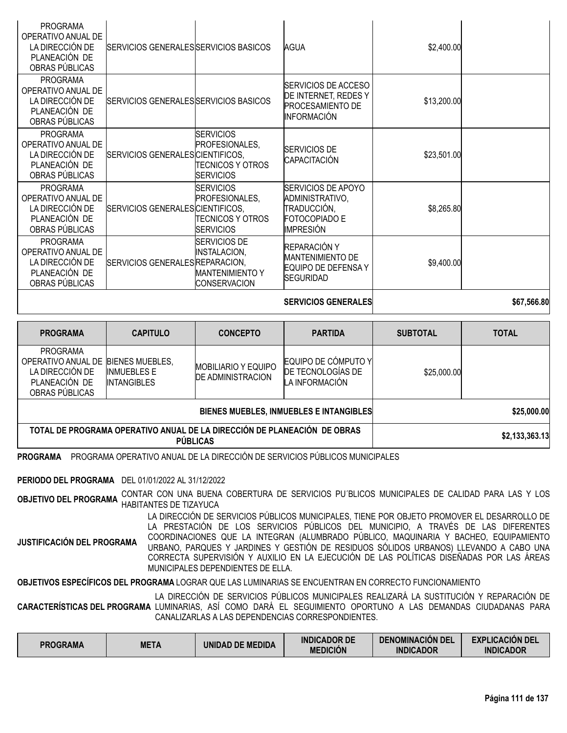| PROGRAMA | CAPITULO | CONCEPTO | PARTIDA | SUBTOTAL | TOTAL |
|---|---|---|---|---|---|
| PROGRAMA OPERATIVO ANUAL DE LA DIRECCIÓN DE PLANEACIÓN DE OBRAS PÚBLICAS | SERVICIOS GENERALES | SERVICIOS BASICOS | AGUA | $2,400.00 | |
| PROGRAMA OPERATIVO ANUAL DE LA DIRECCIÓN DE PLANEACIÓN DE OBRAS PÚBLICAS | SERVICIOS GENERALES | SERVICIOS BASICOS | SERVICIOS DE ACCESO DE INTERNET, REDES Y PROCESAMIENTO DE INFORMACIÓN | $13,200.00 | |
| PROGRAMA OPERATIVO ANUAL DE LA DIRECCIÓN DE PLANEACIÓN DE OBRAS PÚBLICAS | SERVICIOS GENERALES | SERVICIOS PROFESIONALES, CIENTIFICOS, TECNICOS Y OTROS SERVICIOS | SERVICIOS DE CAPACITACIÓN | $23,501.00 | |
| PROGRAMA OPERATIVO ANUAL DE LA DIRECCIÓN DE PLANEACIÓN DE OBRAS PÚBLICAS | SERVICIOS GENERALES | SERVICIOS PROFESIONALES, CIENTIFICOS, TECNICOS Y OTROS SERVICIOS | SERVICIOS DE APOYO ADMINISTRATIVO, TRADUCCIÓN, FOTOCOPIADO E IMPRESIÓN | $8,265.80 | |
| PROGRAMA OPERATIVO ANUAL DE LA DIRECCIÓN DE PLANEACIÓN DE OBRAS PÚBLICAS | SERVICIOS GENERALES | SERVICIOS DE INSTALACION, REPARACION, MANTENIMIENTO Y CONSERVACION | REPARACIÓN Y MANTENIMIENTO DE EQUIPO DE DEFENSA Y SEGURIDAD | $9,400.00 | |
| | | | **SERVICIOS GENERALES** | | **$67,566.80** |

| PROGRAMA | CAPITULO | CONCEPTO | PARTIDA | SUBTOTAL | TOTAL |
|---|---|---|---|---|---|
| PROGRAMA OPERATIVO ANUAL DE LA DIRECCIÓN DE PLANEACIÓN DE OBRAS PÚBLICAS | BIENES MUEBLES, INMUEBLES E INTANGIBLES | MOBILIARIO Y EQUIPO DE ADMINISTRACION | EQUIPO DE CÓMPUTO Y DE TECNOLOGÍAS DE LA INFORMACIÓN | $25,000.00 | |
| | | | **BIENES MUEBLES, INMUEBLES E INTANGIBLES** | | **$25,000.00** |
| **TOTAL DE PROGRAMA OPERATIVO ANUAL DE LA DIRECCIÓN DE PLANEACIÓN DE OBRAS PÚBLICAS** | | | | | **$2,133,363.13** |

**PROGRAMA** PROGRAMA OPERATIVO ANUAL DE LA DIRECCIÓN DE SERVICIOS PÚBLICOS MUNICIPALES

**PERIODO DEL PROGRAMA** DEL 01/01/2022 AL 31/12/2022

**OBJETIVO DEL PROGRAMA** CONTAR CON UNA BUENA COBERTURA DE SERVICIOS PU´BLICOS MUNICIPALES DE CALIDAD PARA LAS Y LOS HABITANTES DE TIZAYUCA

**JUSTIFICACIÓN DEL PROGRAMA** LA DIRECCIÓN DE SERVICIOS PÚBLICOS MUNICIPALES, TIENE POR OBJETO PROMOVER EL DESARROLLO DE LA PRESTACIÓN DE LOS SERVICIOS PÚBLICOS DEL MUNICIPIO, A TRAVÉS DE LAS DIFERENTES COORDINACIONES QUE LA INTEGRAN (ALUMBRADO PÚBLICO, MAQUINARIA Y BACHEO, EQUIPAMIENTO URBANO, PARQUES Y JARDINES Y GESTIÓN DE RESIDUOS SÓLIDOS URBANOS) LLEVANDO A CABO UNA CORRECTA SUPERVISIÓN Y AUXILIO EN LA EJECUCIÓN DE LAS POLÍTICAS DISEÑADAS POR LAS ÁREAS MUNICIPALES DEPENDIENTES DE ELLA.

**OBJETIVOS ESPECÍFICOS DEL PROGRAMA** LOGRAR QUE LAS LUMINARIAS SE ENCUENTRAN EN CORRECTO FUNCIONAMIENTO

**CARACTERÍSTICAS DEL PROGRAMA** LA DIRECCIÓN DE SERVICIOS PÚBLICOS MUNICIPALES REALIZARÁ LA SUSTITUCIÓN Y REPARACIÓN DE LUMINARIAS, ASÍ COMO DARÁ EL SEGUIMIENTO OPORTUNO A LAS DEMANDAS CIUDADANAS PARA CANALIZARLAS A LAS DEPENDENCIAS CORRESPONDIENTES.

| PROGRAMA | META | UNIDAD DE MEDIDA | INDICADOR DE MEDICIÓN | DENOMINACIÓN DEL INDICADOR | EXPLICACIÓN DEL INDICADOR |
|---|---|---|---|---|---|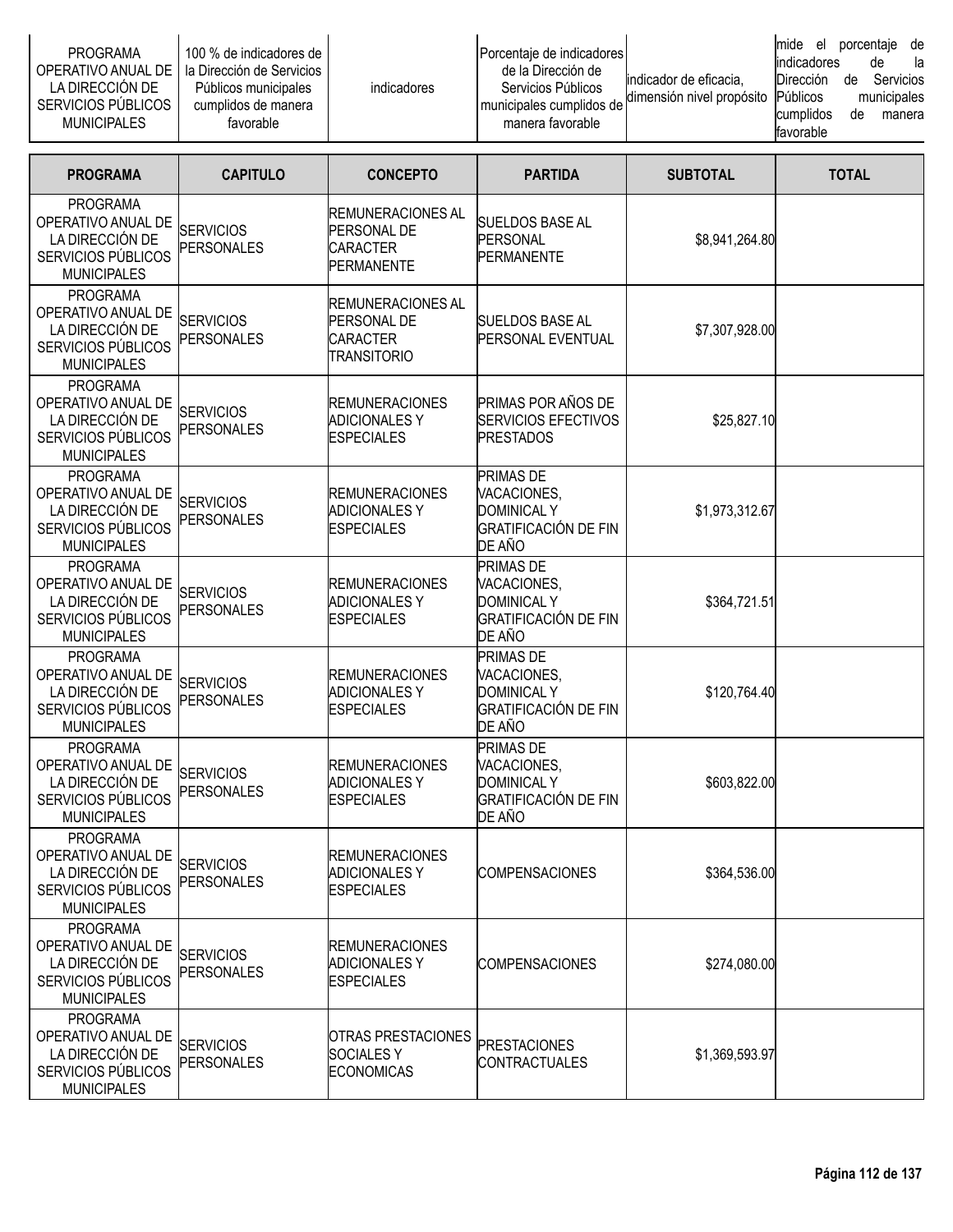| PROGRAMA OPERATIVO ANUAL DE LA DIRECCIÓN DE SERVICIOS PÚBLICOS MUNICIPALES | 100 % de indicadores de la Dirección de Servicios Públicos municipales cumplidos de manera favorable | indicadores | Porcentaje de indicadores de la Dirección de Servicios Públicos municipales cumplidos de manera favorable | indicador de eficacia, dimensión nivel propósito | mide el porcentaje de indicadores de la Dirección de Servicios Públicos municipales cumplidos de manera favorable |
|---|---|---|---|---|---|

| PROGRAMA | CAPITULO | CONCEPTO | PARTIDA | SUBTOTAL | TOTAL |
|---|---|---|---|---|---|
| PROGRAMA OPERATIVO ANUAL DE LA DIRECCIÓN DE SERVICIOS PÚBLICOS MUNICIPALES | SERVICIOS PERSONALES | REMUNERACIONES AL PERSONAL DE CARACTER PERMANENTE | SUELDOS BASE AL PERSONAL PERMANENTE | $8,941,264.80 | |
| PROGRAMA OPERATIVO ANUAL DE LA DIRECCIÓN DE SERVICIOS PÚBLICOS MUNICIPALES | SERVICIOS PERSONALES | REMUNERACIONES AL PERSONAL DE CARACTER TRANSITORIO | SUELDOS BASE AL PERSONAL EVENTUAL | $7,307,928.00 | |
| PROGRAMA OPERATIVO ANUAL DE LA DIRECCIÓN DE SERVICIOS PÚBLICOS MUNICIPALES | SERVICIOS PERSONALES | REMUNERACIONES ADICIONALES Y ESPECIALES | PRIMAS POR AÑOS DE SERVICIOS EFECTIVOS PRESTADOS | $25,827.10 | |
| PROGRAMA OPERATIVO ANUAL DE LA DIRECCIÓN DE SERVICIOS PÚBLICOS MUNICIPALES | SERVICIOS PERSONALES | REMUNERACIONES ADICIONALES Y ESPECIALES | PRIMAS DE VACACIONES, DOMINICAL Y GRATIFICACIÓN DE FIN DE AÑO | $1,973,312.67 | |
| PROGRAMA OPERATIVO ANUAL DE LA DIRECCIÓN DE SERVICIOS PÚBLICOS MUNICIPALES | SERVICIOS PERSONALES | REMUNERACIONES ADICIONALES Y ESPECIALES | PRIMAS DE VACACIONES, DOMINICAL Y GRATIFICACIÓN DE FIN DE AÑO | $364,721.51 | |
| PROGRAMA OPERATIVO ANUAL DE LA DIRECCIÓN DE SERVICIOS PÚBLICOS MUNICIPALES | SERVICIOS PERSONALES | REMUNERACIONES ADICIONALES Y ESPECIALES | PRIMAS DE VACACIONES, DOMINICAL Y GRATIFICACIÓN DE FIN DE AÑO | $120,764.40 | |
| PROGRAMA OPERATIVO ANUAL DE LA DIRECCIÓN DE SERVICIOS PÚBLICOS MUNICIPALES | SERVICIOS PERSONALES | REMUNERACIONES ADICIONALES Y ESPECIALES | PRIMAS DE VACACIONES, DOMINICAL Y GRATIFICACIÓN DE FIN DE AÑO | $603,822.00 | |
| PROGRAMA OPERATIVO ANUAL DE LA DIRECCIÓN DE SERVICIOS PÚBLICOS MUNICIPALES | SERVICIOS PERSONALES | REMUNERACIONES ADICIONALES Y ESPECIALES | COMPENSACIONES | $364,536.00 | |
| PROGRAMA OPERATIVO ANUAL DE LA DIRECCIÓN DE SERVICIOS PÚBLICOS MUNICIPALES | SERVICIOS PERSONALES | REMUNERACIONES ADICIONALES Y ESPECIALES | COMPENSACIONES | $274,080.00 | |
| PROGRAMA OPERATIVO ANUAL DE LA DIRECCIÓN DE SERVICIOS PÚBLICOS MUNICIPALES | SERVICIOS PERSONALES | OTRAS PRESTACIONES SOCIALES Y ECONOMICAS | PRESTACIONES CONTRACTUALES | $1,369,593.97 | |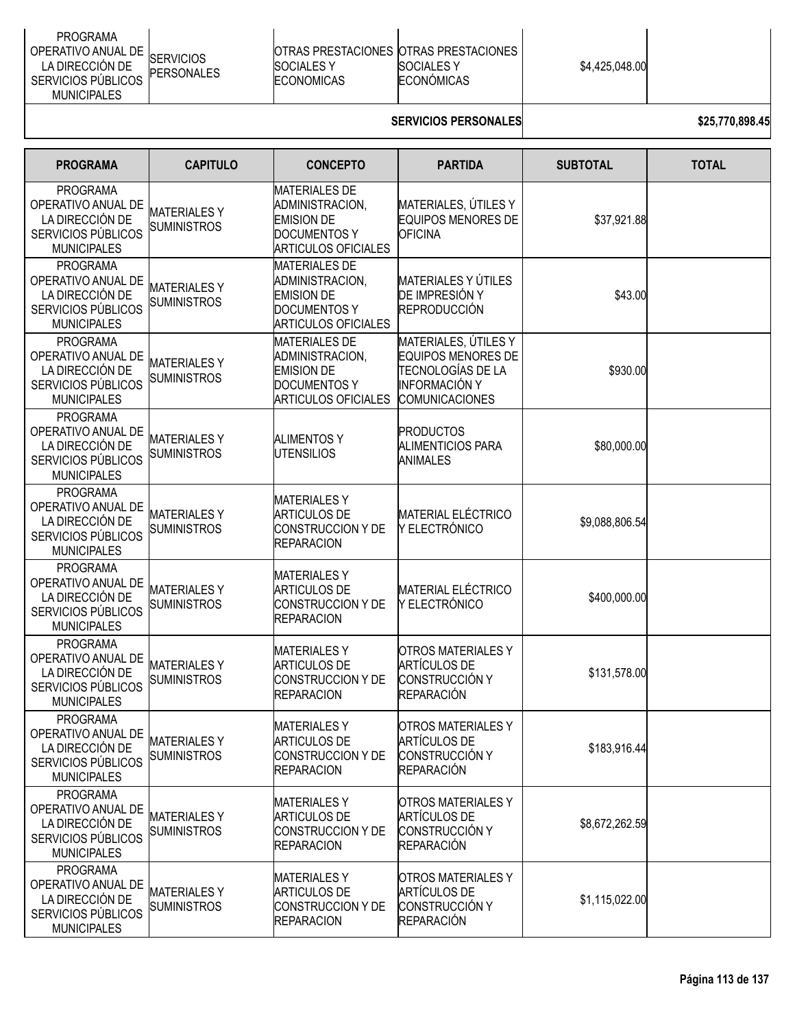| PROGRAMA OPERATIVO ANUAL DE LA DIRECCIÓN DE SERVICIOS PÚBLICOS MUNICIPALES | SERVICIOS PERSONALES | OTRAS PRESTACIONES SOCIALES Y ECONOMICAS | OTRAS PRESTACIONES SOCIALES Y ECONÓMICAS | $4,425,048.00 | |
|---|---|---|---|---|---|
| | | | SERVICIOS PERSONALES | | $25,770,898.45 |

| PROGRAMA | CAPITULO | CONCEPTO | PARTIDA | SUBTOTAL | TOTAL |
|---|---|---|---|---|---|
| PROGRAMA OPERATIVO ANUAL DE LA DIRECCIÓN DE SERVICIOS PÚBLICOS MUNICIPALES | MATERIALES Y SUMINISTROS | MATERIALES DE ADMINISTRACION, EMISION DE DOCUMENTOS Y ARTICULOS OFICIALES | MATERIALES, ÚTILES Y EQUIPOS MENORES DE OFICINA | $37,921.88 | |
| PROGRAMA OPERATIVO ANUAL DE LA DIRECCIÓN DE SERVICIOS PÚBLICOS MUNICIPALES | MATERIALES Y SUMINISTROS | MATERIALES DE ADMINISTRACION, EMISION DE DOCUMENTOS Y ARTICULOS OFICIALES | MATERIALES Y ÚTILES DE IMPRESIÓN Y REPRODUCCIÓN | $43.00 | |
| PROGRAMA OPERATIVO ANUAL DE LA DIRECCIÓN DE SERVICIOS PÚBLICOS MUNICIPALES | MATERIALES Y SUMINISTROS | MATERIALES DE ADMINISTRACION, EMISION DE DOCUMENTOS Y ARTICULOS OFICIALES | MATERIALES, ÚTILES Y EQUIPOS MENORES DE TECNOLOGÍAS DE LA INFORMACIÓN Y COMUNICACIONES | $930.00 | |
| PROGRAMA OPERATIVO ANUAL DE LA DIRECCIÓN DE SERVICIOS PÚBLICOS MUNICIPALES | MATERIALES Y SUMINISTROS | ALIMENTOS Y UTENSILIOS | PRODUCTOS ALIMENTICIOS PARA ANIMALES | $80,000.00 | |
| PROGRAMA OPERATIVO ANUAL DE LA DIRECCIÓN DE SERVICIOS PÚBLICOS MUNICIPALES | MATERIALES Y SUMINISTROS | MATERIALES Y ARTICULOS DE CONSTRUCCION Y DE REPARACION | MATERIAL ELÉCTRICO Y ELECTRÓNICO | $9,088,806.54 | |
| PROGRAMA OPERATIVO ANUAL DE LA DIRECCIÓN DE SERVICIOS PÚBLICOS MUNICIPALES | MATERIALES Y SUMINISTROS | MATERIALES Y ARTICULOS DE CONSTRUCCION Y DE REPARACION | MATERIAL ELÉCTRICO Y ELECTRÓNICO | $400,000.00 | |
| PROGRAMA OPERATIVO ANUAL DE LA DIRECCIÓN DE SERVICIOS PÚBLICOS MUNICIPALES | MATERIALES Y SUMINISTROS | MATERIALES Y ARTICULOS DE CONSTRUCCION Y DE REPARACION | OTROS MATERIALES Y ARTÍCULOS DE CONSTRUCCIÓN Y REPARACIÓN | $131,578.00 | |
| PROGRAMA OPERATIVO ANUAL DE LA DIRECCIÓN DE SERVICIOS PÚBLICOS MUNICIPALES | MATERIALES Y SUMINISTROS | MATERIALES Y ARTICULOS DE CONSTRUCCION Y DE REPARACION | OTROS MATERIALES Y ARTÍCULOS DE CONSTRUCCIÓN Y REPARACIÓN | $183,916.44 | |
| PROGRAMA OPERATIVO ANUAL DE LA DIRECCIÓN DE SERVICIOS PÚBLICOS MUNICIPALES | MATERIALES Y SUMINISTROS | MATERIALES Y ARTICULOS DE CONSTRUCCION Y DE REPARACION | OTROS MATERIALES Y ARTÍCULOS DE CONSTRUCCIÓN Y REPARACIÓN | $8,672,262.59 | |
| PROGRAMA OPERATIVO ANUAL DE LA DIRECCIÓN DE SERVICIOS PÚBLICOS MUNICIPALES | MATERIALES Y SUMINISTROS | MATERIALES Y ARTICULOS DE CONSTRUCCION Y DE REPARACION | OTROS MATERIALES Y ARTÍCULOS DE CONSTRUCCIÓN Y REPARACIÓN | $1,115,022.00 | |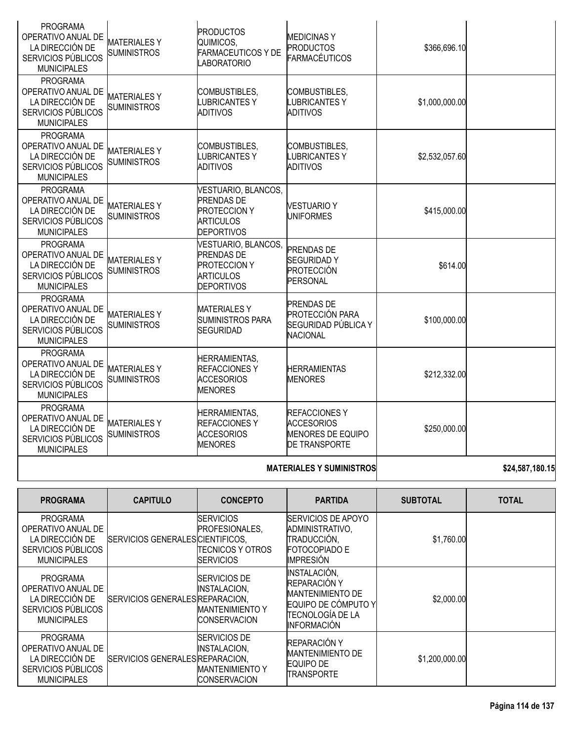| PROGRAMA | CAPITULO | CONCEPTO | PARTIDA | SUBTOTAL | TOTAL |
|---|---|---|---|---|---|
| PROGRAMA OPERATIVO ANUAL DE LA DIRECCIÓN DE SERVICIOS PÚBLICOS MUNICIPALES | MATERIALES Y SUMINISTROS | PRODUCTOS QUIMICOS, FARMACEUTICOS Y DE LABORATORIO | MEDICINAS Y PRODUCTOS FARMACÉUTICOS | $366,696.10 | |
| PROGRAMA OPERATIVO ANUAL DE LA DIRECCIÓN DE SERVICIOS PÚBLICOS MUNICIPALES | MATERIALES Y SUMINISTROS | COMBUSTIBLES, LUBRICANTES Y ADITIVOS | COMBUSTIBLES, LUBRICANTES Y ADITIVOS | $1,000,000.00 | |
| PROGRAMA OPERATIVO ANUAL DE LA DIRECCIÓN DE SERVICIOS PÚBLICOS MUNICIPALES | MATERIALES Y SUMINISTROS | COMBUSTIBLES, LUBRICANTES Y ADITIVOS | COMBUSTIBLES, LUBRICANTES Y ADITIVOS | $2,532,057.60 | |
| PROGRAMA OPERATIVO ANUAL DE LA DIRECCIÓN DE SERVICIOS PÚBLICOS MUNICIPALES | MATERIALES Y SUMINISTROS | VESTUARIO, BLANCOS, PRENDAS DE PROTECCION Y ARTICULOS DEPORTIVOS | VESTUARIO Y UNIFORMES | $415,000.00 | |
| PROGRAMA OPERATIVO ANUAL DE LA DIRECCIÓN DE SERVICIOS PÚBLICOS MUNICIPALES | MATERIALES Y SUMINISTROS | VESTUARIO, BLANCOS, PRENDAS DE PROTECCION Y ARTICULOS DEPORTIVOS | PRENDAS DE SEGURIDAD Y PROTECCIÓN PERSONAL | $614.00 | |
| PROGRAMA OPERATIVO ANUAL DE LA DIRECCIÓN DE SERVICIOS PÚBLICOS MUNICIPALES | MATERIALES Y SUMINISTROS | MATERIALES Y SUMINISTROS PARA SEGURIDAD | PRENDAS DE PROTECCIÓN PARA SEGURIDAD PÚBLICA Y NACIONAL | $100,000.00 | |
| PROGRAMA OPERATIVO ANUAL DE LA DIRECCIÓN DE SERVICIOS PÚBLICOS MUNICIPALES | MATERIALES Y SUMINISTROS | HERRAMIENTAS, REFACCIONES Y ACCESORIOS MENORES | HERRAMIENTAS MENORES | $212,332.00 | |
| PROGRAMA OPERATIVO ANUAL DE LA DIRECCIÓN DE SERVICIOS PÚBLICOS MUNICIPALES | MATERIALES Y SUMINISTROS | HERRAMIENTAS, REFACCIONES Y ACCESORIOS MENORES | REFACCIONES Y ACCESORIOS MENORES DE EQUIPO DE TRANSPORTE | $250,000.00 | |
| | | | **MATERIALES Y SUMINISTROS** | | **$24,587,180.15** |

| PROGRAMA | CAPITULO | CONCEPTO | PARTIDA | SUBTOTAL | TOTAL |
|---|---|---|---|---|---|
| PROGRAMA OPERATIVO ANUAL DE LA DIRECCIÓN DE SERVICIOS PÚBLICOS MUNICIPALES | SERVICIOS GENERALES | SERVICIOS PROFESIONALES, CIENTIFICOS, TECNICOS Y OTROS SERVICIOS | SERVICIOS DE APOYO ADMINISTRATIVO, TRADUCCIÓN, FOTOCOPIADO E IMPRESIÓN | $1,760.00 | |
| PROGRAMA OPERATIVO ANUAL DE LA DIRECCIÓN DE SERVICIOS PÚBLICOS MUNICIPALES | SERVICIOS GENERALES | SERVICIOS DE INSTALACION, REPARACION, MANTENIMIENTO Y CONSERVACION | INSTALACIÓN, REPARACIÓN Y MANTENIMIENTO DE EQUIPO DE CÓMPUTO Y TECNOLOGÍA DE LA INFORMACIÓN | $2,000.00 | |
| PROGRAMA OPERATIVO ANUAL DE LA DIRECCIÓN DE SERVICIOS PÚBLICOS MUNICIPALES | SERVICIOS GENERALES | SERVICIOS DE INSTALACION, REPARACION, MANTENIMIENTO Y CONSERVACION | REPARACIÓN Y MANTENIMIENTO DE EQUIPO DE TRANSPORTE | $1,200,000.00 | |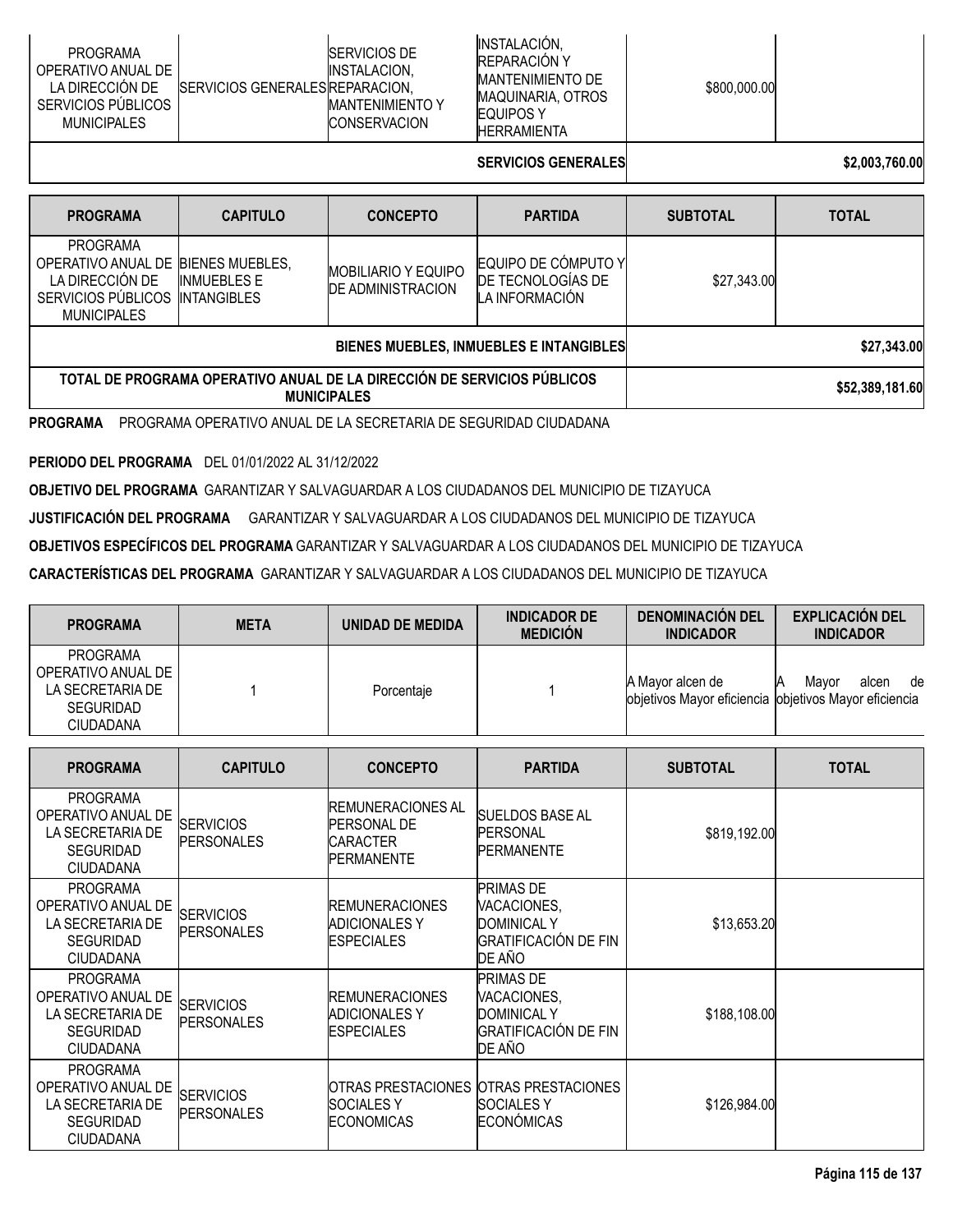| PROGRAMA | CAPITULO | CONCEPTO | PARTIDA | SUBTOTAL | TOTAL |
|---|---|---|---|---|---|
| PROGRAMA OPERATIVO ANUAL DE LA DIRECCIÓN DE SERVICIOS PÚBLICOS MUNICIPALES | SERVICIOS GENERALES | SERVICIOS DE INSTALACION, REPARACION, MANTENIMIENTO Y CONSERVACION | INSTALACIÓN, REPARACIÓN Y MANTENIMIENTO DE MAQUINARIA, OTROS EQUIPOS Y HERRAMIENTA | $800,000.00 | |
| | | | SERVICIOS GENERALES | | $2,003,760.00 |

| PROGRAMA | CAPITULO | CONCEPTO | PARTIDA | SUBTOTAL | TOTAL |
|---|---|---|---|---|---|
| PROGRAMA OPERATIVO ANUAL DE LA DIRECCIÓN DE SERVICIOS PÚBLICOS MUNICIPALES | BIENES MUEBLES, INMUEBLES E INTANGIBLES | MOBILIARIO Y EQUIPO DE ADMINISTRACION | EQUIPO DE CÓMPUTO Y DE TECNOLOGÍAS DE LA INFORMACIÓN | $27,343.00 | |
| | | | BIENES MUEBLES, INMUEBLES E INTANGIBLES | | $27,343.00 |
| TOTAL DE PROGRAMA OPERATIVO ANUAL DE LA DIRECCIÓN DE SERVICIOS PÚBLICOS MUNICIPALES | | | | | $52,389,181.60 |

**PROGRAMA** PROGRAMA OPERATIVO ANUAL DE LA SECRETARIA DE SEGURIDAD CIUDADANA

**PERIODO DEL PROGRAMA** DEL 01/01/2022 AL 31/12/2022

**OBJETIVO DEL PROGRAMA** GARANTIZAR Y SALVAGUARDAR A LOS CIUDADANOS DEL MUNICIPIO DE TIZAYUCA

**JUSTIFICACIÓN DEL PROGRAMA** GARANTIZAR Y SALVAGUARDAR A LOS CIUDADANOS DEL MUNICIPIO DE TIZAYUCA

**OBJETIVOS ESPECÍFICOS DEL PROGRAMA** GARANTIZAR Y SALVAGUARDAR A LOS CIUDADANOS DEL MUNICIPIO DE TIZAYUCA

**CARACTERÍSTICAS DEL PROGRAMA** GARANTIZAR Y SALVAGUARDAR A LOS CIUDADANOS DEL MUNICIPIO DE TIZAYUCA

| PROGRAMA | META | UNIDAD DE MEDIDA | INDICADOR DE MEDICIÓN | DENOMINACIÓN DEL INDICADOR | EXPLICACIÓN DEL INDICADOR |
|---|---|---|---|---|---|
| PROGRAMA OPERATIVO ANUAL DE LA SECRETARIA DE SEGURIDAD CIUDADANA | 1 | Porcentaje | 1 | A Mayor alcen de objetivos Mayor eficiencia | A Mayor alcen de objetivos Mayor eficiencia |

| PROGRAMA | CAPITULO | CONCEPTO | PARTIDA | SUBTOTAL | TOTAL |
|---|---|---|---|---|---|
| PROGRAMA OPERATIVO ANUAL DE LA SECRETARIA DE SEGURIDAD CIUDADANA | SERVICIOS PERSONALES | REMUNERACIONES AL PERSONAL DE CARACTER PERMANENTE | SUELDOS BASE AL PERSONAL PERMANENTE | $819,192.00 | |
| PROGRAMA OPERATIVO ANUAL DE LA SECRETARIA DE SEGURIDAD CIUDADANA | SERVICIOS PERSONALES | REMUNERACIONES ADICIONALES Y ESPECIALES | PRIMAS DE VACACIONES, DOMINICAL Y GRATIFICACIÓN DE FIN DE AÑO | $13,653.20 | |
| PROGRAMA OPERATIVO ANUAL DE LA SECRETARIA DE SEGURIDAD CIUDADANA | SERVICIOS PERSONALES | REMUNERACIONES ADICIONALES Y ESPECIALES | PRIMAS DE VACACIONES, DOMINICAL Y GRATIFICACIÓN DE FIN DE AÑO | $188,108.00 | |
| PROGRAMA OPERATIVO ANUAL DE LA SECRETARIA DE SEGURIDAD CIUDADANA | SERVICIOS PERSONALES | OTRAS PRESTACIONES SOCIALES Y ECONOMICAS | OTRAS PRESTACIONES SOCIALES Y ECONÓMICAS | $126,984.00 | |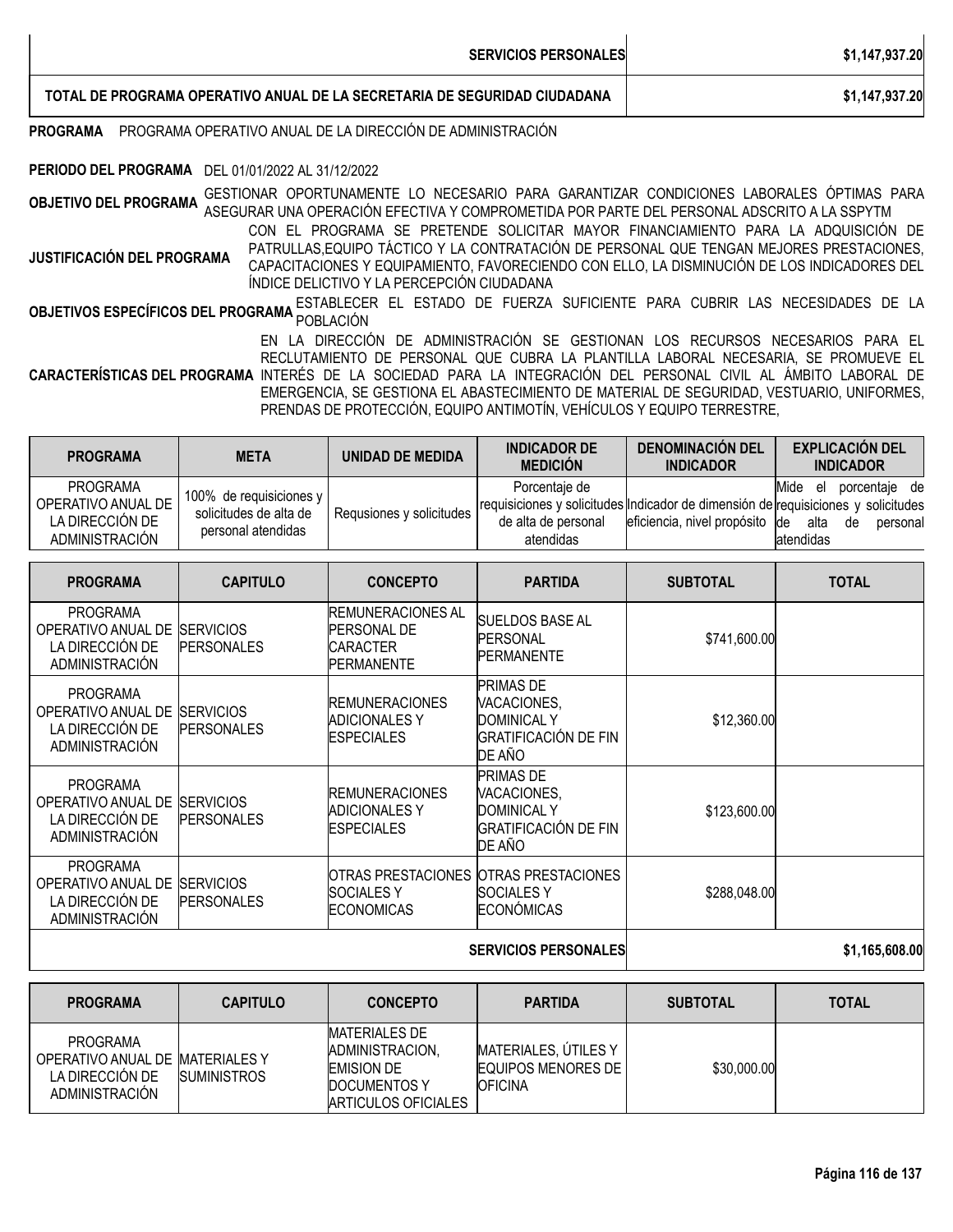| | |
|---|---|
| **SERVICIOS PERSONALES** | **$1,147,937.20** |
| **TOTAL DE PROGRAMA OPERATIVO ANUAL DE LA SECRETARIA DE SEGURIDAD CIUDADANA** | **$1,147,937.20** |

**PROGRAMA** PROGRAMA OPERATIVO ANUAL DE LA DIRECCIÓN DE ADMINISTRACIÓN

**PERIODO DEL PROGRAMA** DEL 01/01/2022 AL 31/12/2022

**OBJETIVO DEL PROGRAMA** GESTIONAR OPORTUNAMENTE LO NECESARIO PARA GARANTIZAR CONDICIONES LABORALES ÓPTIMAS PARA ASEGURAR UNA OPERACIÓN EFECTIVA Y COMPROMETIDA POR PARTE DEL PERSONAL ADSCRITO A LA SSPYTM

**JUSTIFICACIÓN DEL PROGRAMA** CON EL PROGRAMA SE PRETENDE SOLICITAR MAYOR FINANCIAMIENTO PARA LA ADQUISICIÓN DE PATRULLAS,EQUIPO TÁCTICO Y LA CONTRATACIÓN DE PERSONAL QUE TENGAN MEJORES PRESTACIONES, CAPACITACIONES Y EQUIPAMIENTO, FAVORECIENDO CON ELLO, LA DISMINUCIÓN DE LOS INDICADORES DEL ÍNDICE DELICTIVO Y LA PERCEPCIÓN CIUDADANA

**OBJETIVOS ESPECÍFICOS DEL PROGRAMA** ESTABLECER EL ESTADO DE FUERZA SUFICIENTE PARA CUBRIR LAS NECESIDADES DE LA POBLACIÓN

**CARACTERÍSTICAS DEL PROGRAMA** EN LA DIRECCIÓN DE ADMINISTRACIÓN SE GESTIONAN LOS RECURSOS NECESARIOS PARA EL RECLUTAMIENTO DE PERSONAL QUE CUBRA LA PLANTILLA LABORAL NECESARIA, SE PROMUEVE EL INTERÉS DE LA SOCIEDAD PARA LA INTEGRACIÓN DEL PERSONAL CIVIL AL ÁMBITO LABORAL DE EMERGENCIA, SE GESTIONA EL ABASTECIMIENTO DE MATERIAL DE SEGURIDAD, VESTUARIO, UNIFORMES, PRENDAS DE PROTECCIÓN, EQUIPO ANTIMOTÍN, VEHÍCULOS Y EQUIPO TERRESTRE,

| PROGRAMA | META | UNIDAD DE MEDIDA | INDICADOR DE MEDICIÓN | DENOMINACIÓN DEL INDICADOR | EXPLICACIÓN DEL INDICADOR |
|---|---|---|---|---|---|
| PROGRAMA OPERATIVO ANUAL DE LA DIRECCIÓN DE ADMINISTRACIÓN | 100% de requisiciones y solicitudes de alta de personal atendidas | Requsiones y solicitudes | Porcentaje de requisiciones y solicitudes de alta de personal atendidas | Indicador de dimensión de eficiencia, nivel propósito | Mide el porcentaje de requisiciones y solicitudes de alta de personal atendidas |

| PROGRAMA | CAPITULO | CONCEPTO | PARTIDA | SUBTOTAL | TOTAL |
|---|---|---|---|---|---|
| PROGRAMA OPERATIVO ANUAL DE LA DIRECCIÓN DE ADMINISTRACIÓN | SERVICIOS PERSONALES | REMUNERACIONES AL PERSONAL DE CARACTER PERMANENTE | SUELDOS BASE AL PERSONAL PERMANENTE | $741,600.00 | |
| PROGRAMA OPERATIVO ANUAL DE LA DIRECCIÓN DE ADMINISTRACIÓN | SERVICIOS PERSONALES | REMUNERACIONES ADICIONALES Y ESPECIALES | PRIMAS DE VACACIONES, DOMINICAL Y GRATIFICACIÓN DE FIN DE AÑO | $12,360.00 | |
| PROGRAMA OPERATIVO ANUAL DE LA DIRECCIÓN DE ADMINISTRACIÓN | SERVICIOS PERSONALES | REMUNERACIONES ADICIONALES Y ESPECIALES | PRIMAS DE VACACIONES, DOMINICAL Y GRATIFICACIÓN DE FIN DE AÑO | $123,600.00 | |
| PROGRAMA OPERATIVO ANUAL DE LA DIRECCIÓN DE ADMINISTRACIÓN | SERVICIOS PERSONALES | OTRAS PRESTACIONES SOCIALES Y ECONOMICAS | OTRAS PRESTACIONES SOCIALES Y ECONÓMICAS | $288,048.00 | |
| | | | **SERVICIOS PERSONALES** | | **$1,165,608.00** |

| PROGRAMA | CAPITULO | CONCEPTO | PARTIDA | SUBTOTAL | TOTAL |
|---|---|---|---|---|---|
| PROGRAMA OPERATIVO ANUAL DE LA DIRECCIÓN DE ADMINISTRACIÓN | MATERIALES Y SUMINISTROS | MATERIALES DE ADMINISTRACION, EMISION DE DOCUMENTOS Y ARTICULOS OFICIALES | MATERIALES, ÚTILES Y EQUIPOS MENORES DE OFICINA | $30,000.00 | |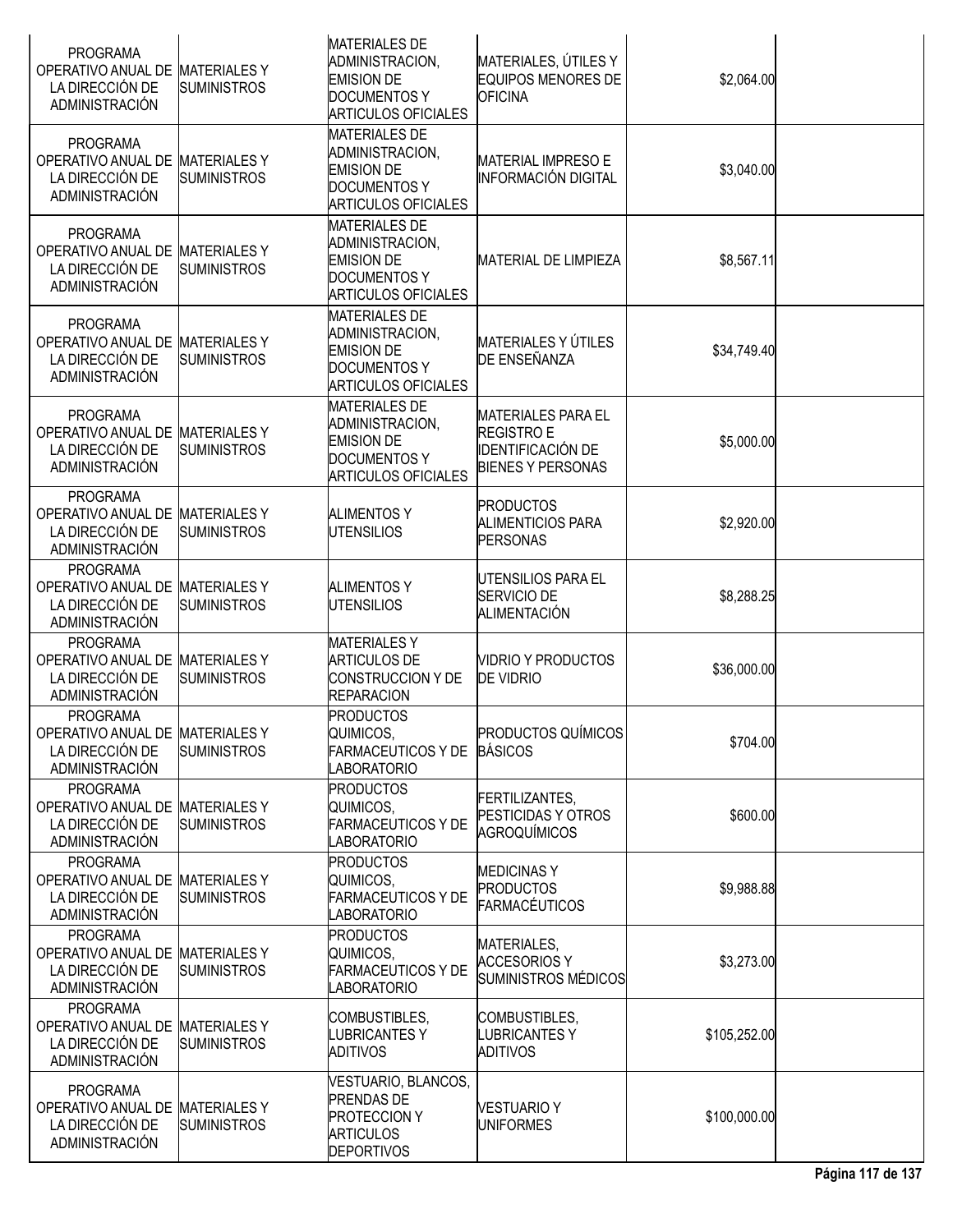| | | | | | |
|---|---|---|---|---|---|
| PROGRAMA OPERATIVO ANUAL DE LA DIRECCIÓN DE ADMINISTRACIÓN | MATERIALES Y SUMINISTROS | MATERIALES DE ADMINISTRACION, EMISION DE DOCUMENTOS Y ARTICULOS OFICIALES | MATERIALES, ÚTILES Y EQUIPOS MENORES DE OFICINA | $2,064.00 | |
| PROGRAMA OPERATIVO ANUAL DE LA DIRECCIÓN DE ADMINISTRACIÓN | MATERIALES Y SUMINISTROS | MATERIALES DE ADMINISTRACION, EMISION DE DOCUMENTOS Y ARTICULOS OFICIALES | MATERIAL IMPRESO E INFORMACIÓN DIGITAL | $3,040.00 | |
| PROGRAMA OPERATIVO ANUAL DE LA DIRECCIÓN DE ADMINISTRACIÓN | MATERIALES Y SUMINISTROS | MATERIALES DE ADMINISTRACION, EMISION DE DOCUMENTOS Y ARTICULOS OFICIALES | MATERIAL DE LIMPIEZA | $8,567.11 | |
| PROGRAMA OPERATIVO ANUAL DE LA DIRECCIÓN DE ADMINISTRACIÓN | MATERIALES Y SUMINISTROS | MATERIALES DE ADMINISTRACION, EMISION DE DOCUMENTOS Y ARTICULOS OFICIALES | MATERIALES Y ÚTILES DE ENSEÑANZA | $34,749.40 | |
| PROGRAMA OPERATIVO ANUAL DE LA DIRECCIÓN DE ADMINISTRACIÓN | MATERIALES Y SUMINISTROS | MATERIALES DE ADMINISTRACION, EMISION DE DOCUMENTOS Y ARTICULOS OFICIALES | MATERIALES PARA EL REGISTRO E IDENTIFICACIÓN DE BIENES Y PERSONAS | $5,000.00 | |
| PROGRAMA OPERATIVO ANUAL DE LA DIRECCIÓN DE ADMINISTRACIÓN | MATERIALES Y SUMINISTROS | ALIMENTOS Y UTENSILIOS | PRODUCTOS ALIMENTICIOS PARA PERSONAS | $2,920.00 | |
| PROGRAMA OPERATIVO ANUAL DE LA DIRECCIÓN DE ADMINISTRACIÓN | MATERIALES Y SUMINISTROS | ALIMENTOS Y UTENSILIOS | UTENSILIOS PARA EL SERVICIO DE ALIMENTACIÓN | $8,288.25 | |
| PROGRAMA OPERATIVO ANUAL DE LA DIRECCIÓN DE ADMINISTRACIÓN | MATERIALES Y SUMINISTROS | MATERIALES Y ARTICULOS DE CONSTRUCCION Y DE REPARACION | VIDRIO Y PRODUCTOS DE VIDRIO | $36,000.00 | |
| PROGRAMA OPERATIVO ANUAL DE LA DIRECCIÓN DE ADMINISTRACIÓN | MATERIALES Y SUMINISTROS | PRODUCTOS QUIMICOS, FARMACEUTICOS Y DE LABORATORIO | PRODUCTOS QUÍMICOS BÁSICOS | $704.00 | |
| PROGRAMA OPERATIVO ANUAL DE LA DIRECCIÓN DE ADMINISTRACIÓN | MATERIALES Y SUMINISTROS | PRODUCTOS QUIMICOS, FARMACEUTICOS Y DE LABORATORIO | FERTILIZANTES, PESTICIDAS Y OTROS AGROQUÍMICOS | $600.00 | |
| PROGRAMA OPERATIVO ANUAL DE LA DIRECCIÓN DE ADMINISTRACIÓN | MATERIALES Y SUMINISTROS | PRODUCTOS QUIMICOS, FARMACEUTICOS Y DE LABORATORIO | MEDICINAS Y PRODUCTOS FARMACÉUTICOS | $9,988.88 | |
| PROGRAMA OPERATIVO ANUAL DE LA DIRECCIÓN DE ADMINISTRACIÓN | MATERIALES Y SUMINISTROS | PRODUCTOS QUIMICOS, FARMACEUTICOS Y DE LABORATORIO | MATERIALES, ACCESORIOS Y SUMINISTROS MÉDICOS | $3,273.00 | |
| PROGRAMA OPERATIVO ANUAL DE LA DIRECCIÓN DE ADMINISTRACIÓN | MATERIALES Y SUMINISTROS | COMBUSTIBLES, LUBRICANTES Y ADITIVOS | COMBUSTIBLES, LUBRICANTES Y ADITIVOS | $105,252.00 | |
| PROGRAMA OPERATIVO ANUAL DE LA DIRECCIÓN DE ADMINISTRACIÓN | MATERIALES Y SUMINISTROS | VESTUARIO, BLANCOS, PRENDAS DE PROTECCION Y ARTICULOS DEPORTIVOS | VESTUARIO Y UNIFORMES | $100,000.00 | |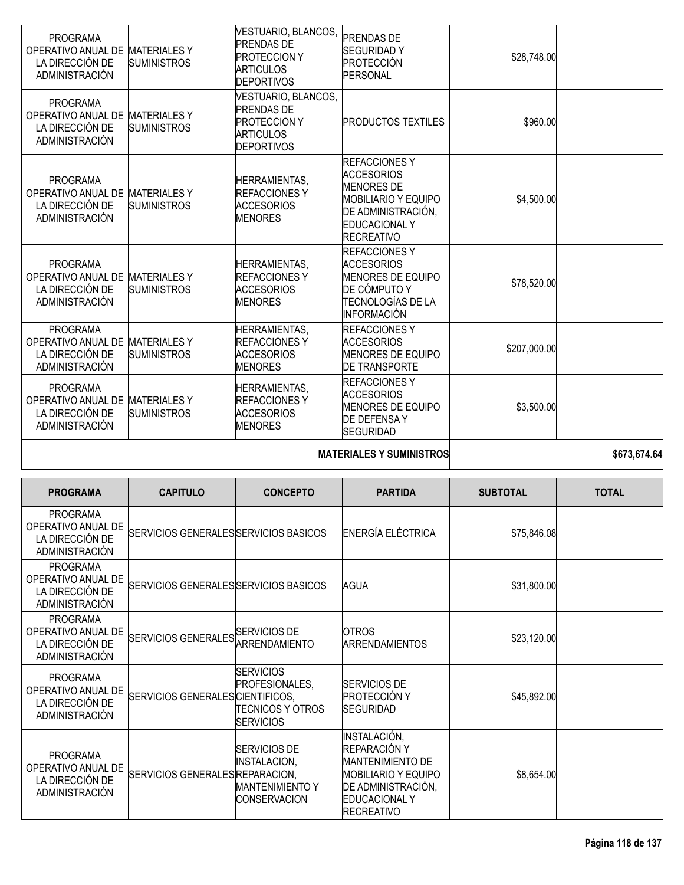| | | | | | |
|---|---|---|---|---|---|
| PROGRAMA OPERATIVO ANUAL DE LA DIRECCIÓN DE ADMINISTRACIÓN | MATERIALES Y SUMINISTROS | VESTUARIO, BLANCOS, PRENDAS DE PROTECCION Y ARTICULOS DEPORTIVOS | PRENDAS DE SEGURIDAD Y PROTECCIÓN PERSONAL | $28,748.00 | |
| PROGRAMA OPERATIVO ANUAL DE LA DIRECCIÓN DE ADMINISTRACIÓN | MATERIALES Y SUMINISTROS | VESTUARIO, BLANCOS, PRENDAS DE PROTECCION Y ARTICULOS DEPORTIVOS | PRODUCTOS TEXTILES | $960.00 | |
| PROGRAMA OPERATIVO ANUAL DE LA DIRECCIÓN DE ADMINISTRACIÓN | MATERIALES Y SUMINISTROS | HERRAMIENTAS, REFACCIONES Y ACCESORIOS MENORES | REFACCIONES Y ACCESORIOS MENORES DE MOBILIARIO Y EQUIPO DE ADMINISTRACIÓN, EDUCACIONAL Y RECREATIVO | $4,500.00 | |
| PROGRAMA OPERATIVO ANUAL DE LA DIRECCIÓN DE ADMINISTRACIÓN | MATERIALES Y SUMINISTROS | HERRAMIENTAS, REFACCIONES Y ACCESORIOS MENORES | REFACCIONES Y ACCESORIOS MENORES DE EQUIPO DE CÓMPUTO Y TECNOLOGÍAS DE LA INFORMACIÓN | $78,520.00 | |
| PROGRAMA OPERATIVO ANUAL DE LA DIRECCIÓN DE ADMINISTRACIÓN | MATERIALES Y SUMINISTROS | HERRAMIENTAS, REFACCIONES Y ACCESORIOS MENORES | REFACCIONES Y ACCESORIOS MENORES DE EQUIPO DE TRANSPORTE | $207,000.00 | |
| PROGRAMA OPERATIVO ANUAL DE LA DIRECCIÓN DE ADMINISTRACIÓN | MATERIALES Y SUMINISTROS | HERRAMIENTAS, REFACCIONES Y ACCESORIOS MENORES | REFACCIONES Y ACCESORIOS MENORES DE EQUIPO DE DEFENSA Y SEGURIDAD | $3,500.00 | |
| | | | **MATERIALES Y SUMINISTROS** | | **$673,674.64** |

| PROGRAMA | CAPITULO | CONCEPTO | PARTIDA | SUBTOTAL | TOTAL |
|---|---|---|---|---|---|
| PROGRAMA OPERATIVO ANUAL DE LA DIRECCIÓN DE ADMINISTRACIÓN | SERVICIOS GENERALES | SERVICIOS BASICOS | ENERGÍA ELÉCTRICA | $75,846.08 | |
| PROGRAMA OPERATIVO ANUAL DE LA DIRECCIÓN DE ADMINISTRACIÓN | SERVICIOS GENERALES | SERVICIOS BASICOS | AGUA | $31,800.00 | |
| PROGRAMA OPERATIVO ANUAL DE LA DIRECCIÓN DE ADMINISTRACIÓN | SERVICIOS GENERALES | SERVICIOS DE ARRENDAMIENTO | OTROS ARRENDAMIENTOS | $23,120.00 | |
| PROGRAMA OPERATIVO ANUAL DE LA DIRECCIÓN DE ADMINISTRACIÓN | SERVICIOS GENERALES | SERVICIOS PROFESIONALES, CIENTIFICOS, TECNICOS Y OTROS SERVICIOS | SERVICIOS DE PROTECCIÓN Y SEGURIDAD | $45,892.00 | |
| PROGRAMA OPERATIVO ANUAL DE LA DIRECCIÓN DE ADMINISTRACIÓN | SERVICIOS GENERALES | SERVICIOS DE INSTALACION, REPARACION, MANTENIMIENTO Y CONSERVACION | INSTALACIÓN, REPARACIÓN Y MANTENIMIENTO DE MOBILIARIO Y EQUIPO DE ADMINISTRACIÓN, EDUCACIONAL Y RECREATIVO | $8,654.00 | |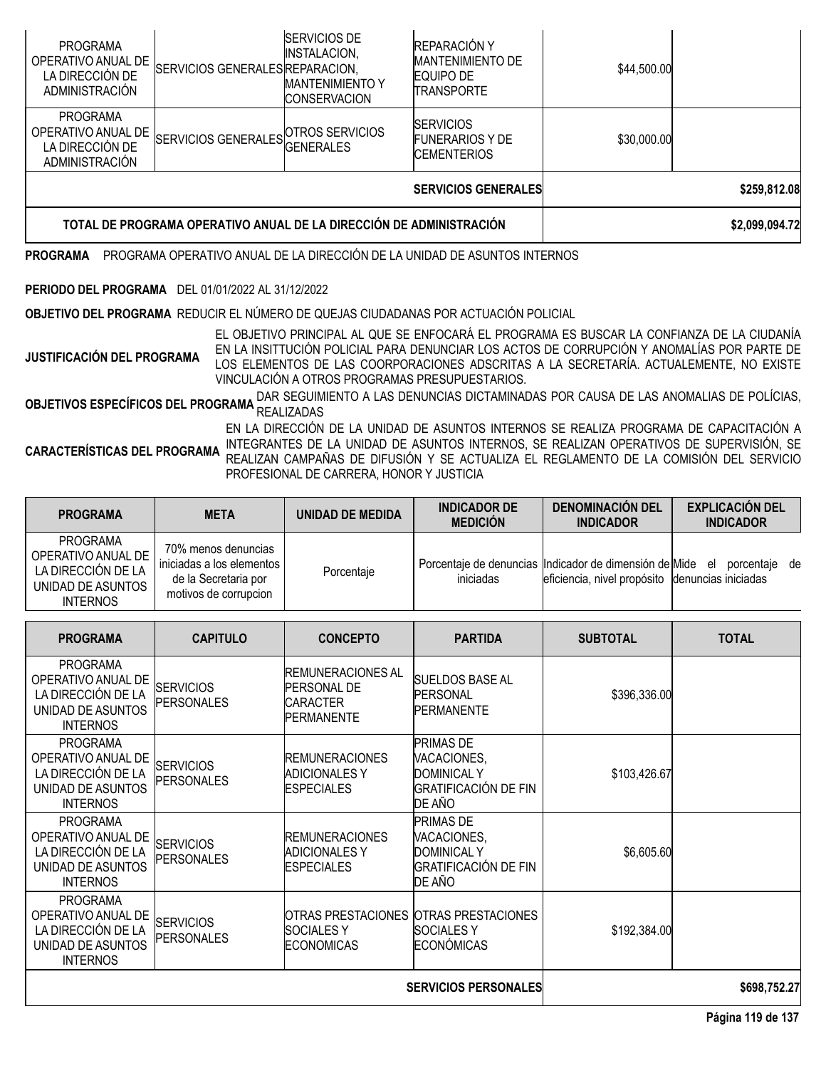| PROGRAMA | CAPITULO | CONCEPTO | PARTIDA | SUBTOTAL | TOTAL |
|---|---|---|---|---|---|
| PROGRAMA OPERATIVO ANUAL DE LA DIRECCIÓN DE ADMINISTRACIÓN | SERVICIOS GENERALES | SERVICIOS DE INSTALACION, REPARACION, MANTENIMIENTO Y CONSERVACION | REPARACIÓN Y MANTENIMIENTO DE EQUIPO DE TRANSPORTE | $44,500.00 | |
| PROGRAMA OPERATIVO ANUAL DE LA DIRECCIÓN DE ADMINISTRACIÓN | SERVICIOS GENERALES | OTROS SERVICIOS GENERALES | SERVICIOS FUNERARIOS Y DE CEMENTERIOS | $30,000.00 | |
| | | | **SERVICIOS GENERALES** | | **$259,812.08** |
| **TOTAL DE PROGRAMA OPERATIVO ANUAL DE LA DIRECCIÓN DE ADMINISTRACIÓN** | | | | | **$2,099,094.72** |

**PROGRAMA** PROGRAMA OPERATIVO ANUAL DE LA DIRECCIÓN DE LA UNIDAD DE ASUNTOS INTERNOS

**PERIODO DEL PROGRAMA** DEL 01/01/2022 AL 31/12/2022

**OBJETIVO DEL PROGRAMA** REDUCIR EL NÚMERO DE QUEJAS CIUDADANAS POR ACTUACIÓN POLICIAL

**JUSTIFICACIÓN DEL PROGRAMA** EL OBJETIVO PRINCIPAL AL QUE SE ENFOCARÁ EL PROGRAMA ES BUSCAR LA CONFIANZA DE LA CIUDANÍA EN LA INSITTUCIÓN POLICIAL PARA DENUNCIAR LOS ACTOS DE CORRUPCIÓN Y ANOMALÍAS POR PARTE DE LOS ELEMENTOS DE LAS COORPORACIONES ADSCRITAS A LA SECRETARÍA. ACTUALEMENTE, NO EXISTE VINCULACIÓN A OTROS PROGRAMAS PRESUPUESTARIOS.

**OBJETIVOS ESPECÍFICOS DEL PROGRAMA** DAR SEGUIMIENTO A LAS DENUNCIAS DICTAMINADAS POR CAUSA DE LAS ANOMALIAS DE POLÍCIAS, REALIZADAS

**CARACTERÍSTICAS DEL PROGRAMA** EN LA DIRECCIÓN DE LA UNIDAD DE ASUNTOS INTERNOS SE REALIZA PROGRAMA DE CAPACITACIÓN A INTEGRANTES DE LA UNIDAD DE ASUNTOS INTERNOS, SE REALIZAN OPERATIVOS DE SUPERVISIÓN, SE REALIZAN CAMPAÑAS DE DIFUSIÓN Y SE ACTUALIZA EL REGLAMENTO DE LA COMISIÓN DEL SERVICIO PROFESIONAL DE CARRERA, HONOR Y JUSTICIA

| PROGRAMA | META | UNIDAD DE MEDIDA | INDICADOR DE MEDICIÓN | DENOMINACIÓN DEL INDICADOR | EXPLICACIÓN DEL INDICADOR |
|---|---|---|---|---|---|
| PROGRAMA OPERATIVO ANUAL DE LA DIRECCIÓN DE LA UNIDAD DE ASUNTOS INTERNOS | 70% menos denuncias iniciadas a los elementos de la Secretaria por motivos de corrupcion | Porcentaje | Porcentaje de denuncias iniciadas | Indicador de dimensión de eficiencia, nivel propósito | Mide el porcentaje de denuncias iniciadas |

| PROGRAMA | CAPITULO | CONCEPTO | PARTIDA | SUBTOTAL | TOTAL |
|---|---|---|---|---|---|
| PROGRAMA OPERATIVO ANUAL DE LA DIRECCIÓN DE LA UNIDAD DE ASUNTOS INTERNOS | SERVICIOS PERSONALES | REMUNERACIONES AL PERSONAL DE CARACTER PERMANENTE | SUELDOS BASE AL PERSONAL PERMANENTE | $396,336.00 | |
| PROGRAMA OPERATIVO ANUAL DE LA DIRECCIÓN DE LA UNIDAD DE ASUNTOS INTERNOS | SERVICIOS PERSONALES | REMUNERACIONES ADICIONALES Y ESPECIALES | PRIMAS DE VACACIONES, DOMINICAL Y GRATIFICACIÓN DE FIN DE AÑO | $103,426.67 | |
| PROGRAMA OPERATIVO ANUAL DE LA DIRECCIÓN DE LA UNIDAD DE ASUNTOS INTERNOS | SERVICIOS PERSONALES | REMUNERACIONES ADICIONALES Y ESPECIALES | PRIMAS DE VACACIONES, DOMINICAL Y GRATIFICACIÓN DE FIN DE AÑO | $6,605.60 | |
| PROGRAMA OPERATIVO ANUAL DE LA DIRECCIÓN DE LA UNIDAD DE ASUNTOS INTERNOS | SERVICIOS PERSONALES | OTRAS PRESTACIONES SOCIALES Y ECONOMICAS | OTRAS PRESTACIONES SOCIALES Y ECONÓMICAS | $192,384.00 | |
| | | | **SERVICIOS PERSONALES** | | **$698,752.27** |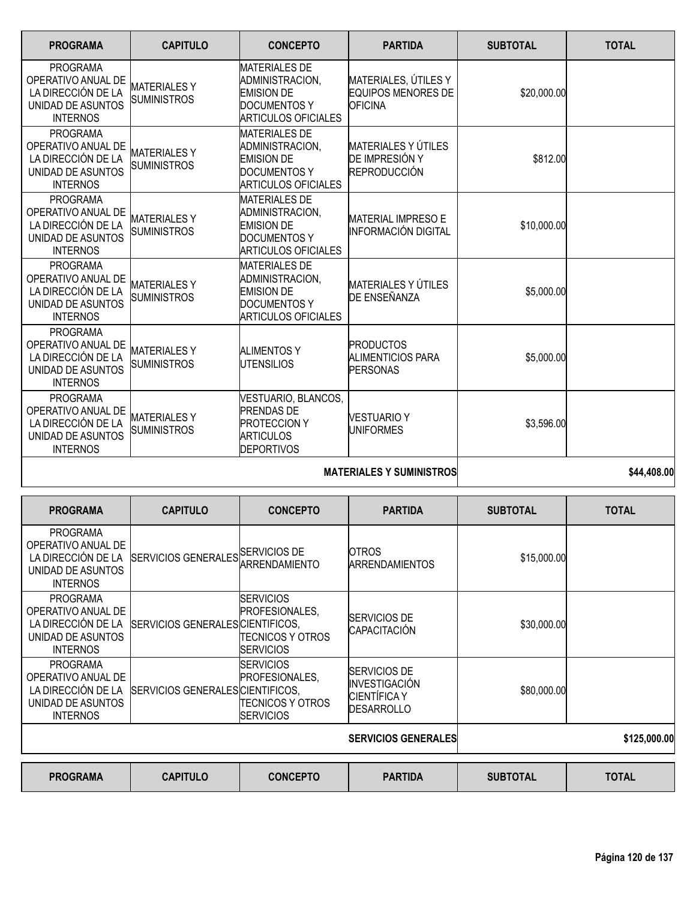| PROGRAMA | CAPITULO | CONCEPTO | PARTIDA | SUBTOTAL | TOTAL |
|---|---|---|---|---|---|
| PROGRAMA OPERATIVO ANUAL DE LA DIRECCIÓN DE LA UNIDAD DE ASUNTOS INTERNOS | MATERIALES Y SUMINISTROS | MATERIALES DE ADMINISTRACION, EMISION DE DOCUMENTOS Y ARTICULOS OFICIALES | MATERIALES, ÚTILES Y EQUIPOS MENORES DE OFICINA | $20,000.00 | |
| PROGRAMA OPERATIVO ANUAL DE LA DIRECCIÓN DE LA UNIDAD DE ASUNTOS INTERNOS | MATERIALES Y SUMINISTROS | MATERIALES DE ADMINISTRACION, EMISION DE DOCUMENTOS Y ARTICULOS OFICIALES | MATERIALES Y ÚTILES DE IMPRESIÓN Y REPRODUCCIÓN | $812.00 | |
| PROGRAMA OPERATIVO ANUAL DE LA DIRECCIÓN DE LA UNIDAD DE ASUNTOS INTERNOS | MATERIALES Y SUMINISTROS | MATERIALES DE ADMINISTRACION, EMISION DE DOCUMENTOS Y ARTICULOS OFICIALES | MATERIAL IMPRESO E INFORMACIÓN DIGITAL | $10,000.00 | |
| PROGRAMA OPERATIVO ANUAL DE LA DIRECCIÓN DE LA UNIDAD DE ASUNTOS INTERNOS | MATERIALES Y SUMINISTROS | MATERIALES DE ADMINISTRACION, EMISION DE DOCUMENTOS Y ARTICULOS OFICIALES | MATERIALES Y ÚTILES DE ENSEÑANZA | $5,000.00 | |
| PROGRAMA OPERATIVO ANUAL DE LA DIRECCIÓN DE LA UNIDAD DE ASUNTOS INTERNOS | MATERIALES Y SUMINISTROS | ALIMENTOS Y UTENSILIOS | PRODUCTOS ALIMENTICIOS PARA PERSONAS | $5,000.00 | |
| PROGRAMA OPERATIVO ANUAL DE LA DIRECCIÓN DE LA UNIDAD DE ASUNTOS INTERNOS | MATERIALES Y SUMINISTROS | VESTUARIO, BLANCOS, PRENDAS DE PROTECCION Y ARTICULOS DEPORTIVOS | VESTUARIO Y UNIFORMES | $3,596.00 | |
| | | | **MATERIALES Y SUMINISTROS** | | **$44,408.00** |

| PROGRAMA | CAPITULO | CONCEPTO | PARTIDA | SUBTOTAL | TOTAL |
|---|---|---|---|---|---|
| PROGRAMA OPERATIVO ANUAL DE LA DIRECCIÓN DE LA UNIDAD DE ASUNTOS INTERNOS | SERVICIOS GENERALES | SERVICIOS DE ARRENDAMIENTO | OTROS ARRENDAMIENTOS | $15,000.00 | |
| PROGRAMA OPERATIVO ANUAL DE LA DIRECCIÓN DE LA UNIDAD DE ASUNTOS INTERNOS | SERVICIOS GENERALES | SERVICIOS PROFESIONALES, CIENTIFICOS, TECNICOS Y OTROS SERVICIOS | SERVICIOS DE CAPACITACIÓN | $30,000.00 | |
| PROGRAMA OPERATIVO ANUAL DE LA DIRECCIÓN DE LA UNIDAD DE ASUNTOS INTERNOS | SERVICIOS GENERALES | SERVICIOS PROFESIONALES, CIENTIFICOS, TECNICOS Y OTROS SERVICIOS | SERVICIOS DE INVESTIGACIÓN CIENTÍFICA Y DESARROLLO | $80,000.00 | |
| | | | **SERVICIOS GENERALES** | | **$125,000.00** |

| PROGRAMA | CAPITULO | CONCEPTO | PARTIDA | SUBTOTAL | TOTAL |
|---|---|---|---|---|---|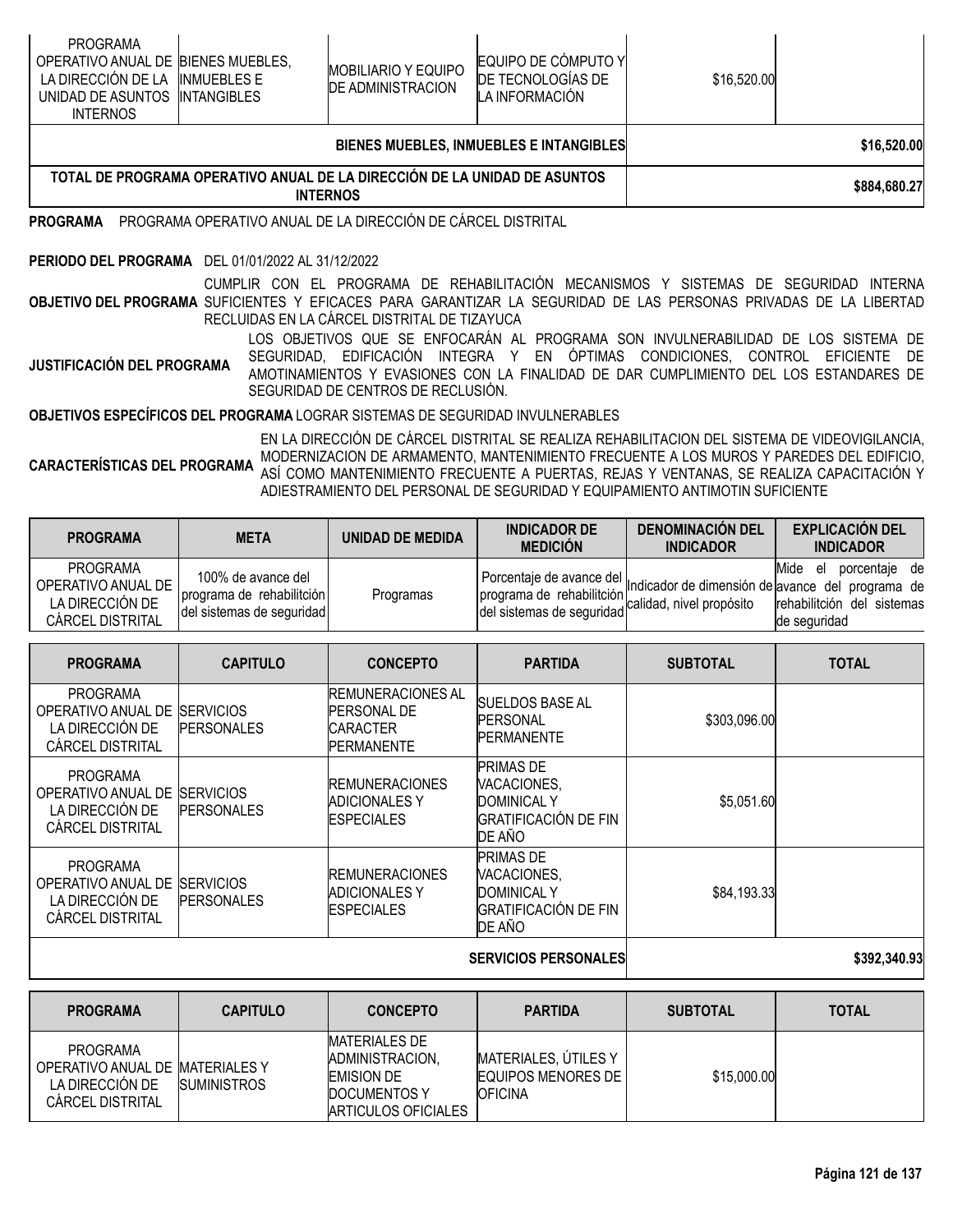| PROGRAMA | CAPITULO | CONCEPTO | PARTIDA | SUBTOTAL | TOTAL |
|---|---|---|---|---|---|
| PROGRAMA OPERATIVO ANUAL DE LA DIRECCIÓN DE LA UNIDAD DE ASUNTOS INTERNOS | BIENES MUEBLES, INMUEBLES E INTANGIBLES | MOBILIARIO Y EQUIPO DE ADMINISTRACION | EQUIPO DE CÓMPUTO Y DE TECNOLOGÍAS DE LA INFORMACIÓN | $16,520.00 | |
| | | | BIENES MUEBLES, INMUEBLES E INTANGIBLES | | **$16,520.00** |
| **TOTAL DE PROGRAMA OPERATIVO ANUAL DE LA DIRECCIÓN DE LA UNIDAD DE ASUNTOS INTERNOS** | | | | | **$884,680.27** |

**PROGRAMA** PROGRAMA OPERATIVO ANUAL DE LA DIRECCIÓN DE CÁRCEL DISTRITAL

**PERIODO DEL PROGRAMA** DEL 01/01/2022 AL 31/12/2022

**OBJETIVO DEL PROGRAMA** CUMPLIR CON EL PROGRAMA DE REHABILITACIÓN MECANISMOS Y SISTEMAS DE SEGURIDAD INTERNA SUFICIENTES Y EFICACES PARA GARANTIZAR LA SEGURIDAD DE LAS PERSONAS PRIVADAS DE LA LIBERTAD RECLUIDAS EN LA CÁRCEL DISTRITAL DE TIZAYUCA

**JUSTIFICACIÓN DEL PROGRAMA** LOS OBJETIVOS QUE SE ENFOCARÁN AL PROGRAMA SON INVULNERABILIDAD DE LOS SISTEMA DE SEGURIDAD, EDIFICACIÓN INTEGRA Y EN ÓPTIMAS CONDICIONES, CONTROL EFICIENTE DE AMOTINAMIENTOS Y EVASIONES CON LA FINALIDAD DE DAR CUMPLIMIENTO DEL LOS ESTANDARES DE SEGURIDAD DE CENTROS DE RECLUSIÓN.

**OBJETIVOS ESPECÍFICOS DEL PROGRAMA** LOGRAR SISTEMAS DE SEGURIDAD INVULNERABLES

**CARACTERÍSTICAS DEL PROGRAMA** EN LA DIRECCIÓN DE CÁRCEL DISTRITAL SE REALIZA REHABILITACION DEL SISTEMA DE VIDEOVIGILANCIA, MODERNIZACION DE ARMAMENTO, MANTENIMIENTO FRECUENTE A LOS MUROS Y PAREDES DEL EDIFICIO, ASÍ COMO MANTENIMIENTO FRECUENTE A PUERTAS, REJAS Y VENTANAS, SE REALIZA CAPACITACIÓN Y ADIESTRAMIENTO DEL PERSONAL DE SEGURIDAD Y EQUIPAMIENTO ANTIMOTIN SUFICIENTE

| PROGRAMA | META | UNIDAD DE MEDIDA | INDICADOR DE MEDICIÓN | DENOMINACIÓN DEL INDICADOR | EXPLICACIÓN DEL INDICADOR |
|---|---|---|---|---|---|
| PROGRAMA OPERATIVO ANUAL DE LA DIRECCIÓN DE CÁRCEL DISTRITAL | 100% de avance del programa de rehabilitción del sistemas de seguridad | Programas | Porcentaje de avance del programa de rehabilitción del sistemas de seguridad | Indicador de dimensión de calidad, nivel propósito | Mide el porcentaje de avance del programa de rehabilitción del sistemas de seguridad |

| PROGRAMA | CAPITULO | CONCEPTO | PARTIDA | SUBTOTAL | TOTAL |
|---|---|---|---|---|---|
| PROGRAMA OPERATIVO ANUAL DE LA DIRECCIÓN DE CÁRCEL DISTRITAL | SERVICIOS PERSONALES | REMUNERACIONES AL PERSONAL DE CARACTER PERMANENTE | SUELDOS BASE AL PERSONAL PERMANENTE | $303,096.00 | |
| PROGRAMA OPERATIVO ANUAL DE LA DIRECCIÓN DE CÁRCEL DISTRITAL | SERVICIOS PERSONALES | REMUNERACIONES ADICIONALES Y ESPECIALES | PRIMAS DE VACACIONES, DOMINICAL Y GRATIFICACIÓN DE FIN DE AÑO | $5,051.60 | |
| PROGRAMA OPERATIVO ANUAL DE LA DIRECCIÓN DE CÁRCEL DISTRITAL | SERVICIOS PERSONALES | REMUNERACIONES ADICIONALES Y ESPECIALES | PRIMAS DE VACACIONES, DOMINICAL Y GRATIFICACIÓN DE FIN DE AÑO | $84,193.33 | |
| | | | **SERVICIOS PERSONALES** | | **$392,340.93** |

| PROGRAMA | CAPITULO | CONCEPTO | PARTIDA | SUBTOTAL | TOTAL |
|---|---|---|---|---|---|
| PROGRAMA OPERATIVO ANUAL DE LA DIRECCIÓN DE CÁRCEL DISTRITAL | MATERIALES Y SUMINISTROS | MATERIALES DE ADMINISTRACION, EMISION DE DOCUMENTOS Y ARTICULOS OFICIALES | MATERIALES, ÚTILES Y EQUIPOS MENORES DE OFICINA | $15,000.00 | |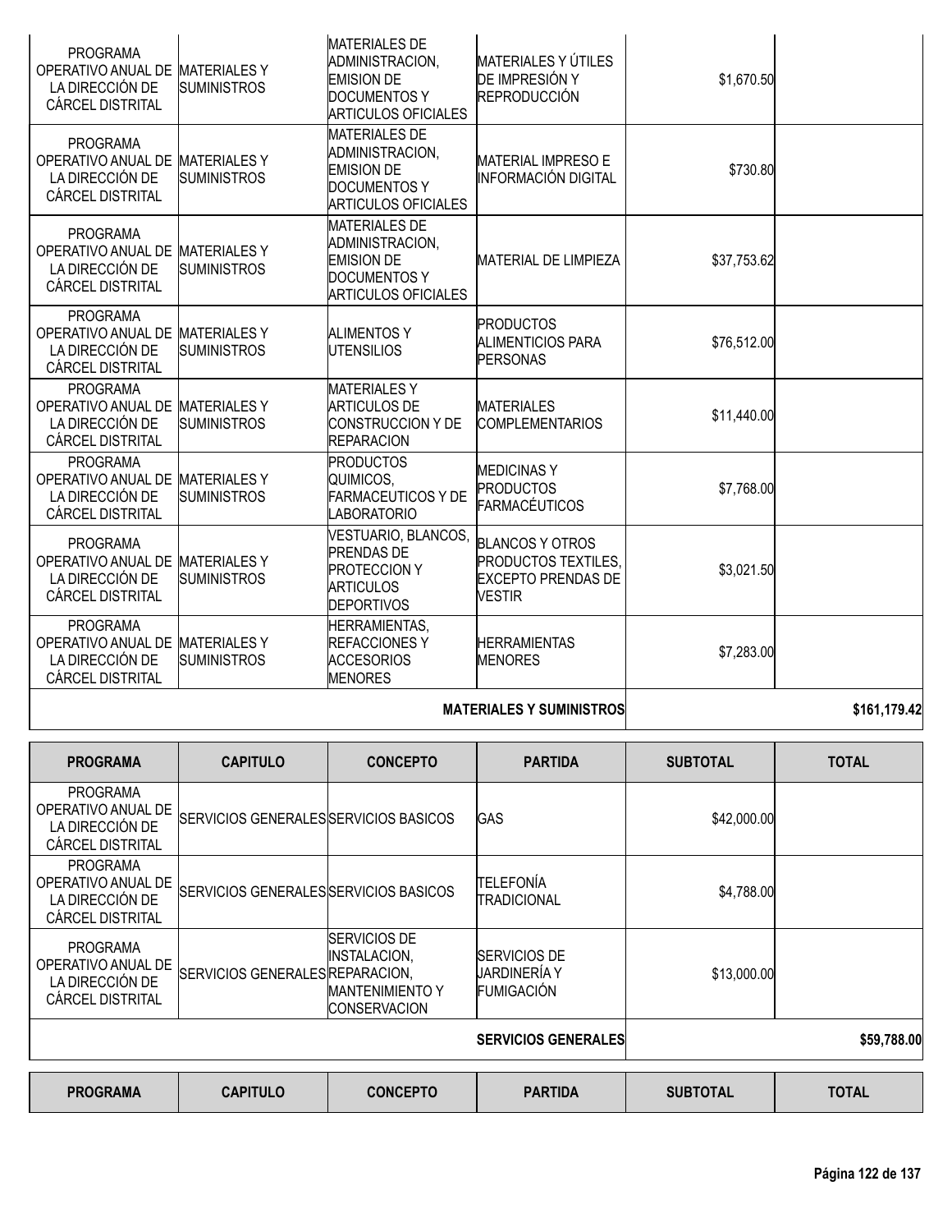| PROGRAMA | CAPITULO | CONCEPTO | PARTIDA | SUBTOTAL | TOTAL |
|---|---|---|---|---|---|
| PROGRAMA OPERATIVO ANUAL DE LA DIRECCIÓN DE CÁRCEL DISTRITAL | MATERIALES Y SUMINISTROS | MATERIALES DE ADMINISTRACION, EMISION DE DOCUMENTOS Y ARTICULOS OFICIALES | MATERIALES Y ÚTILES DE IMPRESIÓN Y REPRODUCCIÓN | $1,670.50 | |
| PROGRAMA OPERATIVO ANUAL DE LA DIRECCIÓN DE CÁRCEL DISTRITAL | MATERIALES Y SUMINISTROS | MATERIALES DE ADMINISTRACION, EMISION DE DOCUMENTOS Y ARTICULOS OFICIALES | MATERIAL IMPRESO E INFORMACIÓN DIGITAL | $730.80 | |
| PROGRAMA OPERATIVO ANUAL DE LA DIRECCIÓN DE CÁRCEL DISTRITAL | MATERIALES Y SUMINISTROS | MATERIALES DE ADMINISTRACION, EMISION DE DOCUMENTOS Y ARTICULOS OFICIALES | MATERIAL DE LIMPIEZA | $37,753.62 | |
| PROGRAMA OPERATIVO ANUAL DE LA DIRECCIÓN DE CÁRCEL DISTRITAL | MATERIALES Y SUMINISTROS | ALIMENTOS Y UTENSILIOS | PRODUCTOS ALIMENTICIOS PARA PERSONAS | $76,512.00 | |
| PROGRAMA OPERATIVO ANUAL DE LA DIRECCIÓN DE CÁRCEL DISTRITAL | MATERIALES Y SUMINISTROS | MATERIALES Y ARTICULOS DE CONSTRUCCION Y DE REPARACION | MATERIALES COMPLEMENTARIOS | $11,440.00 | |
| PROGRAMA OPERATIVO ANUAL DE LA DIRECCIÓN DE CÁRCEL DISTRITAL | MATERIALES Y SUMINISTROS | PRODUCTOS QUIMICOS, FARMACEUTICOS Y DE LABORATORIO | MEDICINAS Y PRODUCTOS FARMACÉUTICOS | $7,768.00 | |
| PROGRAMA OPERATIVO ANUAL DE LA DIRECCIÓN DE CÁRCEL DISTRITAL | MATERIALES Y SUMINISTROS | VESTUARIO, BLANCOS, PRENDAS DE PROTECCION Y ARTICULOS DEPORTIVOS | BLANCOS Y OTROS PRODUCTOS TEXTILES, EXCEPTO PRENDAS DE VESTIR | $3,021.50 | |
| PROGRAMA OPERATIVO ANUAL DE LA DIRECCIÓN DE CÁRCEL DISTRITAL | MATERIALES Y SUMINISTROS | HERRAMIENTAS, REFACCIONES Y ACCESORIOS MENORES | HERRAMIENTAS MENORES | $7,283.00 | |
| | | | **MATERIALES Y SUMINISTROS** | | **$161,179.42** |

| PROGRAMA | CAPITULO | CONCEPTO | PARTIDA | SUBTOTAL | TOTAL |
|---|---|---|---|---|---|
| PROGRAMA OPERATIVO ANUAL DE LA DIRECCIÓN DE CÁRCEL DISTRITAL | SERVICIOS GENERALES | SERVICIOS BASICOS | GAS | $42,000.00 | |
| PROGRAMA OPERATIVO ANUAL DE LA DIRECCIÓN DE CÁRCEL DISTRITAL | SERVICIOS GENERALES | SERVICIOS BASICOS | TELEFONÍA TRADICIONAL | $4,788.00 | |
| PROGRAMA OPERATIVO ANUAL DE LA DIRECCIÓN DE CÁRCEL DISTRITAL | SERVICIOS GENERALES | SERVICIOS DE INSTALACION, REPARACION, MANTENIMIENTO Y CONSERVACION | SERVICIOS DE JARDINERÍA Y FUMIGACIÓN | $13,000.00 | |
| | | | **SERVICIOS GENERALES** | | **$59,788.00** |

| PROGRAMA | CAPITULO | CONCEPTO | PARTIDA | SUBTOTAL | TOTAL |
|---|---|---|---|---|---|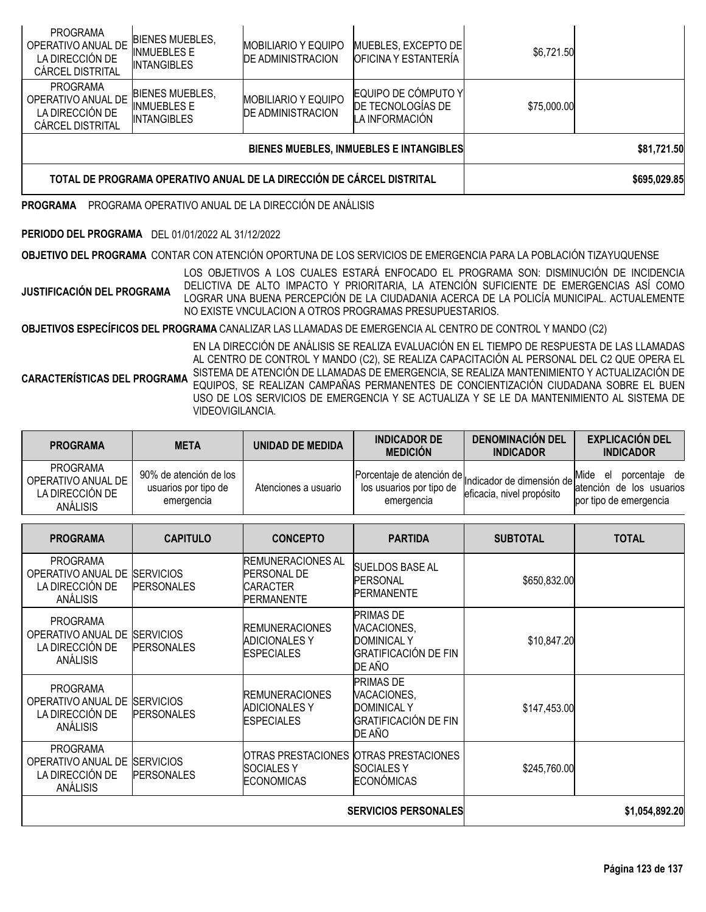| PROGRAMA | CAPITULO | CONCEPTO | PARTIDA | SUBTOTAL | TOTAL |
|---|---|---|---|---|---|
| PROGRAMA OPERATIVO ANUAL DE LA DIRECCIÓN DE CÁRCEL DISTRITAL | BIENES MUEBLES, INMUEBLES E INTANGIBLES | MOBILIARIO Y EQUIPO DE ADMINISTRACION | MUEBLES, EXCEPTO DE OFICINA Y ESTANTERÍA | $6,721.50 | |
| PROGRAMA OPERATIVO ANUAL DE LA DIRECCIÓN DE CÁRCEL DISTRITAL | BIENES MUEBLES, INMUEBLES E INTANGIBLES | MOBILIARIO Y EQUIPO DE ADMINISTRACION | EQUIPO DE CÓMPUTO Y DE TECNOLOGÍAS DE LA INFORMACIÓN | $75,000.00 | |
| | | | BIENES MUEBLES, INMUEBLES E INTANGIBLES | | $81,721.50 |
| TOTAL DE PROGRAMA OPERATIVO ANUAL DE LA DIRECCIÓN DE CÁRCEL DISTRITAL | | | | | $695,029.85 |

**PROGRAMA** PROGRAMA OPERATIVO ANUAL DE LA DIRECCIÓN DE ANÁLISIS

**PERIODO DEL PROGRAMA** DEL 01/01/2022 AL 31/12/2022

**OBJETIVO DEL PROGRAMA** CONTAR CON ATENCIÓN OPORTUNA DE LOS SERVICIOS DE EMERGENCIA PARA LA POBLACIÓN TIZAYUQUENSE

**JUSTIFICACIÓN DEL PROGRAMA** LOS OBJETIVOS A LOS CUALES ESTARÁ ENFOCADO EL PROGRAMA SON: DISMINUCIÓN DE INCIDENCIA DELICTIVA DE ALTO IMPACTO Y PRIORITARIA, LA ATENCIÓN SUFICIENTE DE EMERGENCIAS ASÍ COMO LOGRAR UNA BUENA PERCEPCIÓN DE LA CIUDADANIA ACERCA DE LA POLICÍA MUNICIPAL. ACTUALEMENTE NO EXISTE VNCULACION A OTROS PROGRAMAS PRESUPUESTARIOS.

**OBJETIVOS ESPECÍFICOS DEL PROGRAMA** CANALIZAR LAS LLAMADAS DE EMERGENCIA AL CENTRO DE CONTROL Y MANDO (C2)

**CARACTERÍSTICAS DEL PROGRAMA** EN LA DIRECCIÓN DE ANÁLISIS SE REALIZA EVALUACIÓN EN EL TIEMPO DE RESPUESTA DE LAS LLAMADAS AL CENTRO DE CONTROL Y MANDO (C2), SE REALIZA CAPACITACIÓN AL PERSONAL DEL C2 QUE OPERA EL SISTEMA DE ATENCIÓN DE LLAMADAS DE EMERGENCIA, SE REALIZA MANTENIMIENTO Y ACTUALIZACIÓN DE EQUIPOS, SE REALIZAN CAMPAÑAS PERMANENTES DE CONCIENTIZACIÓN CIUDADANA SOBRE EL BUEN USO DE LOS SERVICIOS DE EMERGENCIA Y SE ACTUALIZA Y SE LE DA MANTENIMIENTO AL SISTEMA DE VIDEOVIGILANCIA.

| PROGRAMA | META | UNIDAD DE MEDIDA | INDICADOR DE MEDICIÓN | DENOMINACIÓN DEL INDICADOR | EXPLICACIÓN DEL INDICADOR |
|---|---|---|---|---|---|
| PROGRAMA OPERATIVO ANUAL DE LA DIRECCIÓN DE ANÁLISIS | 90% de atención de los usuarios por tipo de emergencia | Atenciones a usuario | Porcentaje de atención de los usuarios por tipo de emergencia | Indicador de dimensión de eficacia, nivel propósito | Mide el porcentaje de atención de los usuarios por tipo de emergencia |

| PROGRAMA | CAPITULO | CONCEPTO | PARTIDA | SUBTOTAL | TOTAL |
|---|---|---|---|---|---|
| PROGRAMA OPERATIVO ANUAL DE LA DIRECCIÓN DE ANÁLISIS | SERVICIOS PERSONALES | REMUNERACIONES AL PERSONAL DE CARACTER PERMANENTE | SUELDOS BASE AL PERSONAL PERMANENTE | $650,832.00 | |
| PROGRAMA OPERATIVO ANUAL DE LA DIRECCIÓN DE ANÁLISIS | SERVICIOS PERSONALES | REMUNERACIONES ADICIONALES Y ESPECIALES | PRIMAS DE VACACIONES, DOMINICAL Y GRATIFICACIÓN DE FIN DE AÑO | $10,847.20 | |
| PROGRAMA OPERATIVO ANUAL DE LA DIRECCIÓN DE ANÁLISIS | SERVICIOS PERSONALES | REMUNERACIONES ADICIONALES Y ESPECIALES | PRIMAS DE VACACIONES, DOMINICAL Y GRATIFICACIÓN DE FIN DE AÑO | $147,453.00 | |
| PROGRAMA OPERATIVO ANUAL DE LA DIRECCIÓN DE ANÁLISIS | SERVICIOS PERSONALES | OTRAS PRESTACIONES SOCIALES Y ECONOMICAS | OTRAS PRESTACIONES SOCIALES Y ECONÓMICAS | $245,760.00 | |
| | | | SERVICIOS PERSONALES | | $1,054,892.20 |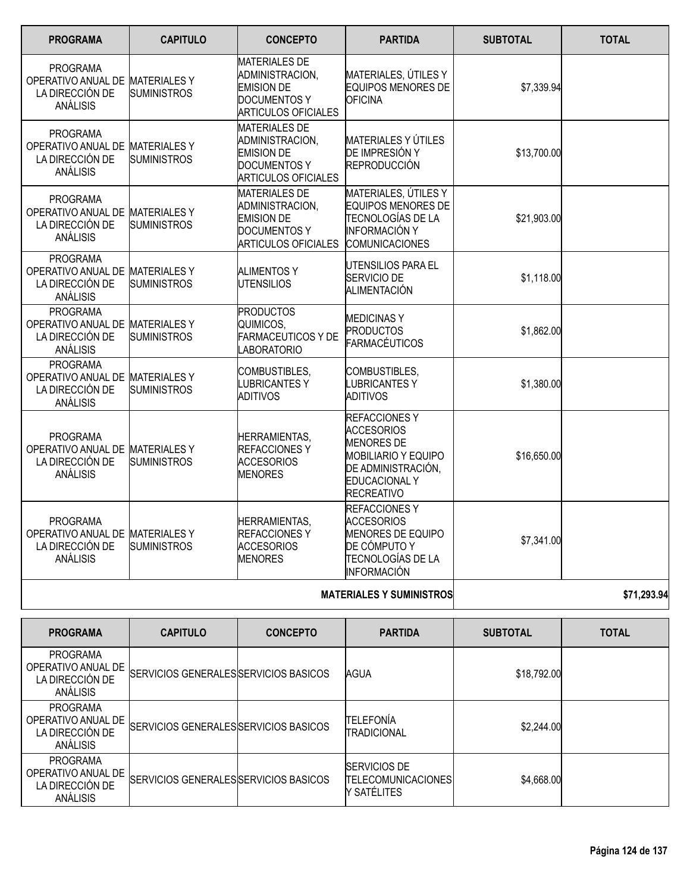| PROGRAMA | CAPITULO | CONCEPTO | PARTIDA | SUBTOTAL | TOTAL |
|---|---|---|---|---|---|
| PROGRAMA OPERATIVO ANUAL DE LA DIRECCIÓN DE ANÁLISIS | MATERIALES Y SUMINISTROS | MATERIALES DE ADMINISTRACION, EMISION DE DOCUMENTOS Y ARTICULOS OFICIALES | MATERIALES, ÚTILES Y EQUIPOS MENORES DE OFICINA | $7,339.94 | |
| PROGRAMA OPERATIVO ANUAL DE LA DIRECCIÓN DE ANÁLISIS | MATERIALES Y SUMINISTROS | MATERIALES DE ADMINISTRACION, EMISION DE DOCUMENTOS Y ARTICULOS OFICIALES | MATERIALES Y ÚTILES DE IMPRESIÓN Y REPRODUCCIÓN | $13,700.00 | |
| PROGRAMA OPERATIVO ANUAL DE LA DIRECCIÓN DE ANÁLISIS | MATERIALES Y SUMINISTROS | MATERIALES DE ADMINISTRACION, EMISION DE DOCUMENTOS Y ARTICULOS OFICIALES | MATERIALES, ÚTILES Y EQUIPOS MENORES DE TECNOLOGÍAS DE LA INFORMACIÓN Y COMUNICACIONES | $21,903.00 | |
| PROGRAMA OPERATIVO ANUAL DE LA DIRECCIÓN DE ANÁLISIS | MATERIALES Y SUMINISTROS | ALIMENTOS Y UTENSILIOS | UTENSILIOS PARA EL SERVICIO DE ALIMENTACIÓN | $1,118.00 | |
| PROGRAMA OPERATIVO ANUAL DE LA DIRECCIÓN DE ANÁLISIS | MATERIALES Y SUMINISTROS | PRODUCTOS QUIMICOS, FARMACEUTICOS Y DE LABORATORIO | MEDICINAS Y PRODUCTOS FARMACÉUTICOS | $1,862.00 | |
| PROGRAMA OPERATIVO ANUAL DE LA DIRECCIÓN DE ANÁLISIS | MATERIALES Y SUMINISTROS | COMBUSTIBLES, LUBRICANTES Y ADITIVOS | COMBUSTIBLES, LUBRICANTES Y ADITIVOS | $1,380.00 | |
| PROGRAMA OPERATIVO ANUAL DE LA DIRECCIÓN DE ANÁLISIS | MATERIALES Y SUMINISTROS | HERRAMIENTAS, REFACCIONES Y ACCESORIOS MENORES | REFACCIONES Y ACCESORIOS MENORES DE MOBILIARIO Y EQUIPO DE ADMINISTRACIÓN, EDUCACIONAL Y RECREATIVO | $16,650.00 | |
| PROGRAMA OPERATIVO ANUAL DE LA DIRECCIÓN DE ANÁLISIS | MATERIALES Y SUMINISTROS | HERRAMIENTAS, REFACCIONES Y ACCESORIOS MENORES | REFACCIONES Y ACCESORIOS MENORES DE EQUIPO DE CÓMPUTO Y TECNOLOGÍAS DE LA INFORMACIÓN | $7,341.00 | |
| | | | **MATERIALES Y SUMINISTROS** | | **$71,293.94** |

| PROGRAMA | CAPITULO | CONCEPTO | PARTIDA | SUBTOTAL | TOTAL |
|---|---|---|---|---|---|
| PROGRAMA OPERATIVO ANUAL DE LA DIRECCIÓN DE ANÁLISIS | SERVICIOS GENERALES | SERVICIOS BASICOS | AGUA | $18,792.00 | |
| PROGRAMA OPERATIVO ANUAL DE LA DIRECCIÓN DE ANÁLISIS | SERVICIOS GENERALES | SERVICIOS BASICOS | TELEFONÍA TRADICIONAL | $2,244.00 | |
| PROGRAMA OPERATIVO ANUAL DE LA DIRECCIÓN DE ANÁLISIS | SERVICIOS GENERALES | SERVICIOS BASICOS | SERVICIOS DE TELECOMUNICACIONES Y SATÉLITES | $4,668.00 | |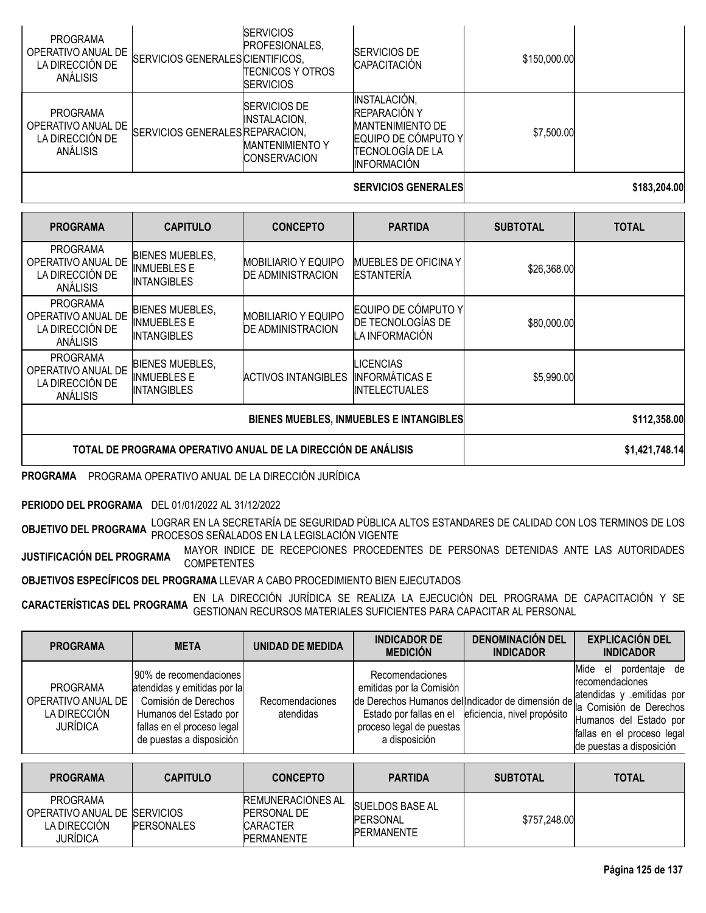| PROGRAMA | CAPITULO | CONCEPTO | PARTIDA | SUBTOTAL | TOTAL |
|---|---|---|---|---|---|
| PROGRAMA OPERATIVO ANUAL DE LA DIRECCIÓN DE ANÁLISIS | SERVICIOS GENERALES | SERVICIOS PROFESIONALES, CIENTIFICOS, TECNICOS Y OTROS SERVICIOS | SERVICIOS DE CAPACITACIÓN | $150,000.00 | |
| PROGRAMA OPERATIVO ANUAL DE LA DIRECCIÓN DE ANÁLISIS | SERVICIOS GENERALES | SERVICIOS DE INSTALACION, REPARACION, MANTENIMIENTO Y CONSERVACION | INSTALACIÓN, REPARACIÓN Y MANTENIMIENTO DE EQUIPO DE CÓMPUTO Y TECNOLOGÍA DE LA INFORMACIÓN | $7,500.00 | |
| | | | **SERVICIOS GENERALES** | | **$183,204.00** |

| PROGRAMA | CAPITULO | CONCEPTO | PARTIDA | SUBTOTAL | TOTAL |
|---|---|---|---|---|---|
| PROGRAMA OPERATIVO ANUAL DE LA DIRECCIÓN DE ANÁLISIS | BIENES MUEBLES, INMUEBLES E INTANGIBLES | MOBILIARIO Y EQUIPO DE ADMINISTRACION | MUEBLES DE OFICINA Y ESTANTERÍA | $26,368.00 | |
| PROGRAMA OPERATIVO ANUAL DE LA DIRECCIÓN DE ANÁLISIS | BIENES MUEBLES, INMUEBLES E INTANGIBLES | MOBILIARIO Y EQUIPO DE ADMINISTRACION | EQUIPO DE CÓMPUTO Y DE TECNOLOGÍAS DE LA INFORMACIÓN | $80,000.00 | |
| PROGRAMA OPERATIVO ANUAL DE LA DIRECCIÓN DE ANÁLISIS | BIENES MUEBLES, INMUEBLES E INTANGIBLES | ACTIVOS INTANGIBLES | LICENCIAS INFORMÁTICAS E INTELECTUALES | $5,990.00 | |
| | | | **BIENES MUEBLES, INMUEBLES E INTANGIBLES** | | **$112,358.00** |
| **TOTAL DE PROGRAMA OPERATIVO ANUAL DE LA DIRECCIÓN DE ANÁLISIS** | | | | | **$1,421,748.14** |

**PROGRAMA** PROGRAMA OPERATIVO ANUAL DE LA DIRECCIÓN JURÍDICA

**PERIODO DEL PROGRAMA** DEL 01/01/2022 AL 31/12/2022

**OBJETIVO DEL PROGRAMA** LOGRAR EN LA SECRETARÍA DE SEGURIDAD PÙBLICA ALTOS ESTANDARES DE CALIDAD CON LOS TERMINOS DE LOS PROCESOS SEÑALADOS EN LA LEGISLACIÓN VIGENTE

**JUSTIFICACIÓN DEL PROGRAMA** MAYOR INDICE DE RECEPCIONES PROCEDENTES DE PERSONAS DETENIDAS ANTE LAS AUTORIDADES COMPETENTES

**OBJETIVOS ESPECÍFICOS DEL PROGRAMA** LLEVAR A CABO PROCEDIMIENTO BIEN EJECUTADOS

**CARACTERÍSTICAS DEL PROGRAMA** EN LA DIRECCIÓN JURÍDICA SE REALIZA LA EJECUCIÓN DEL PROGRAMA DE CAPACITACIÓN Y SE GESTIONAN RECURSOS MATERIALES SUFICIENTES PARA CAPACITAR AL PERSONAL

| PROGRAMA | META | UNIDAD DE MEDIDA | INDICADOR DE MEDICIÓN | DENOMINACIÓN DEL INDICADOR | EXPLICACIÓN DEL INDICADOR |
|---|---|---|---|---|---|
| PROGRAMA OPERATIVO ANUAL DE LA DIRECCIÓN JURÍDICA | 90% de recomendaciones atendidas y emitidas por la Comisión de Derechos Humanos del Estado por fallas en el proceso legal de puestas a disposición | Recomendaciones atendidas | Recomendaciones emitidas por la Comisión de Derechos Humanos del Estado por fallas en el proceso legal de puestas a disposición | Indicador de dimensión de eficiencia, nivel propósito | Mide el pordentaje de recomendaciones atendidas y .emitidas por la Comisión de Derechos Humanos del Estado por fallas en el proceso legal de puestas a disposición |

| PROGRAMA | CAPITULO | CONCEPTO | PARTIDA | SUBTOTAL | TOTAL |
|---|---|---|---|---|---|
| PROGRAMA OPERATIVO ANUAL DE LA DIRECCIÓN JURÍDICA | SERVICIOS PERSONALES | REMUNERACIONES AL PERSONAL DE CARACTER PERMANENTE | SUELDOS BASE AL PERSONAL PERMANENTE | $757,248.00 | |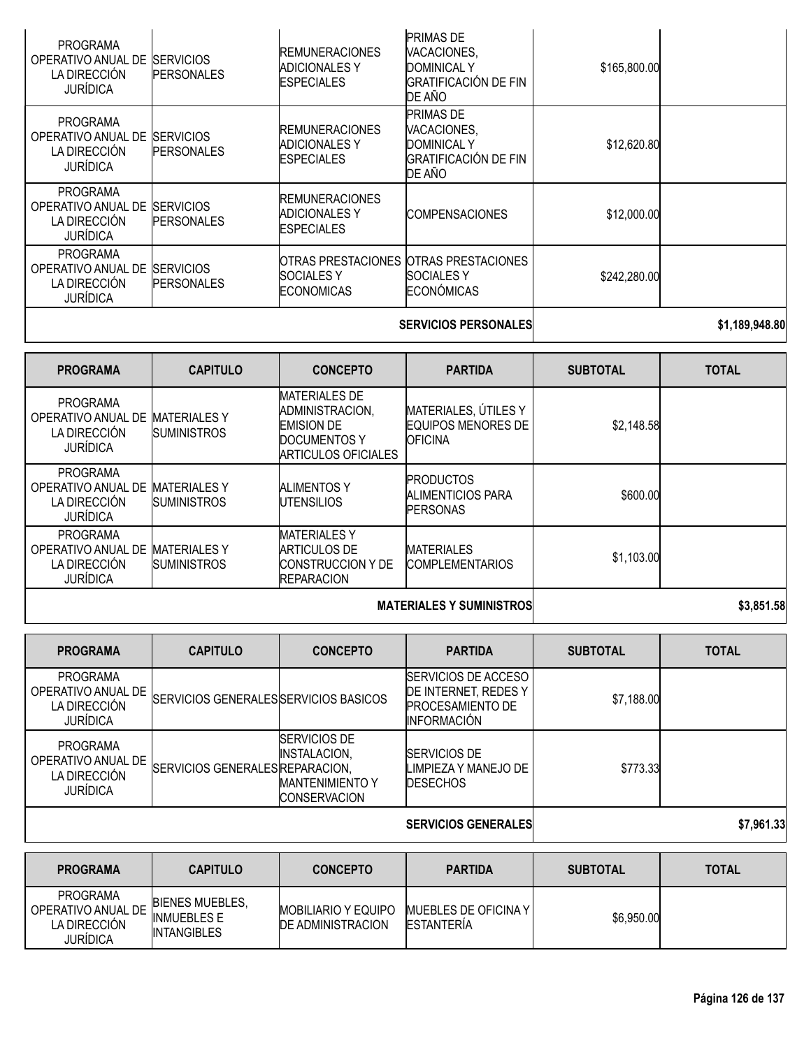| PROGRAMA | CAPITULO | CONCEPTO | PARTIDA | SUBTOTAL | TOTAL |
|---|---|---|---|---|---|
| PROGRAMA OPERATIVO ANUAL DE LA DIRECCIÓN JURÍDICA | SERVICIOS PERSONALES | REMUNERACIONES ADICIONALES Y ESPECIALES | PRIMAS DE VACACIONES, DOMINICAL Y GRATIFICACIÓN DE FIN DE AÑO | $165,800.00 | |
| PROGRAMA OPERATIVO ANUAL DE LA DIRECCIÓN JURÍDICA | SERVICIOS PERSONALES | REMUNERACIONES ADICIONALES Y ESPECIALES | PRIMAS DE VACACIONES, DOMINICAL Y GRATIFICACIÓN DE FIN DE AÑO | $12,620.80 | |
| PROGRAMA OPERATIVO ANUAL DE LA DIRECCIÓN JURÍDICA | SERVICIOS PERSONALES | REMUNERACIONES ADICIONALES Y ESPECIALES | COMPENSACIONES | $12,000.00 | |
| PROGRAMA OPERATIVO ANUAL DE LA DIRECCIÓN JURÍDICA | SERVICIOS PERSONALES | OTRAS PRESTACIONES SOCIALES Y ECONOMICAS | OTRAS PRESTACIONES SOCIALES Y ECONÓMICAS | $242,280.00 | |
| | | | **SERVICIOS PERSONALES** | | **$1,189,948.80** |

| PROGRAMA | CAPITULO | CONCEPTO | PARTIDA | SUBTOTAL | TOTAL |
|---|---|---|---|---|---|
| PROGRAMA OPERATIVO ANUAL DE LA DIRECCIÓN JURÍDICA | MATERIALES Y SUMINISTROS | MATERIALES DE ADMINISTRACION, EMISION DE DOCUMENTOS Y ARTICULOS OFICIALES | MATERIALES, ÚTILES Y EQUIPOS MENORES DE OFICINA | $2,148.58 | |
| PROGRAMA OPERATIVO ANUAL DE LA DIRECCIÓN JURÍDICA | MATERIALES Y SUMINISTROS | ALIMENTOS Y UTENSILIOS | PRODUCTOS ALIMENTICIOS PARA PERSONAS | $600.00 | |
| PROGRAMA OPERATIVO ANUAL DE LA DIRECCIÓN JURÍDICA | MATERIALES Y SUMINISTROS | MATERIALES Y ARTICULOS DE CONSTRUCCION Y DE REPARACION | MATERIALES COMPLEMENTARIOS | $1,103.00 | |
| | | | **MATERIALES Y SUMINISTROS** | | **$3,851.58** |

| PROGRAMA | CAPITULO | CONCEPTO | PARTIDA | SUBTOTAL | TOTAL |
|---|---|---|---|---|---|
| PROGRAMA OPERATIVO ANUAL DE LA DIRECCIÓN JURÍDICA | SERVICIOS GENERALES | SERVICIOS BASICOS | SERVICIOS DE ACCESO DE INTERNET, REDES Y PROCESAMIENTO DE INFORMACIÓN | $7,188.00 | |
| PROGRAMA OPERATIVO ANUAL DE LA DIRECCIÓN JURÍDICA | SERVICIOS GENERALES | SERVICIOS DE INSTALACION, REPARACION, MANTENIMIENTO Y CONSERVACION | SERVICIOS DE LIMPIEZA Y MANEJO DE DESECHOS | $773.33 | |
| | | | **SERVICIOS GENERALES** | | **$7,961.33** |

| PROGRAMA | CAPITULO | CONCEPTO | PARTIDA | SUBTOTAL | TOTAL |
|---|---|---|---|---|---|
| PROGRAMA OPERATIVO ANUAL DE LA DIRECCIÓN JURÍDICA | BIENES MUEBLES, INMUEBLES E INTANGIBLES | MOBILIARIO Y EQUIPO DE ADMINISTRACION | MUEBLES DE OFICINA Y ESTANTERÍA | $6,950.00 | |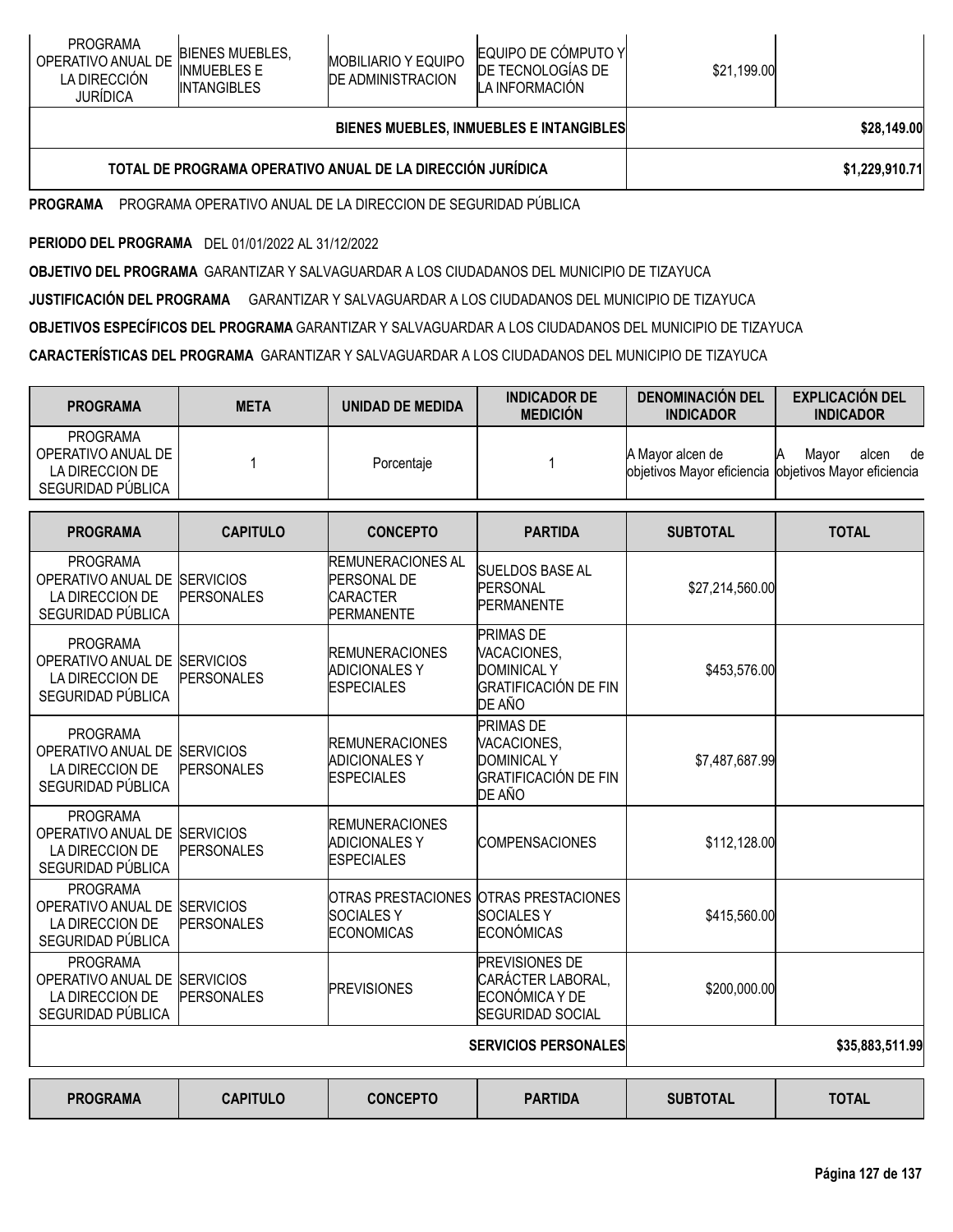| PROGRAMA | CAPITULO | CONCEPTO | PARTIDA | SUBTOTAL | TOTAL |
|---|---|---|---|---|---|
| PROGRAMA OPERATIVO ANUAL DE LA DIRECCIÓN JURÍDICA | BIENES MUEBLES, INMUEBLES E INTANGIBLES | MOBILIARIO Y EQUIPO DE ADMINISTRACION | EQUIPO DE CÓMPUTO Y DE TECNOLOGÍAS DE LA INFORMACIÓN | $21,199.00 | |
| | | | BIENES MUEBLES, INMUEBLES E INTANGIBLES | | $28,149.00 |
| | | TOTAL DE PROGRAMA OPERATIVO ANUAL DE LA DIRECCIÓN JURÍDICA | | | $1,229,910.71 |

**PROGRAMA** PROGRAMA OPERATIVO ANUAL DE LA DIRECCION DE SEGURIDAD PÚBLICA

**PERIODO DEL PROGRAMA** DEL 01/01/2022 AL 31/12/2022

**OBJETIVO DEL PROGRAMA** GARANTIZAR Y SALVAGUARDAR A LOS CIUDADANOS DEL MUNICIPIO DE TIZAYUCA

**JUSTIFICACIÓN DEL PROGRAMA** GARANTIZAR Y SALVAGUARDAR A LOS CIUDADANOS DEL MUNICIPIO DE TIZAYUCA

**OBJETIVOS ESPECÍFICOS DEL PROGRAMA** GARANTIZAR Y SALVAGUARDAR A LOS CIUDADANOS DEL MUNICIPIO DE TIZAYUCA

**CARACTERÍSTICAS DEL PROGRAMA** GARANTIZAR Y SALVAGUARDAR A LOS CIUDADANOS DEL MUNICIPIO DE TIZAYUCA

| PROGRAMA | META | UNIDAD DE MEDIDA | INDICADOR DE MEDICIÓN | DENOMINACIÓN DEL INDICADOR | EXPLICACIÓN DEL INDICADOR |
|---|---|---|---|---|---|
| PROGRAMA OPERATIVO ANUAL DE LA DIRECCION DE SEGURIDAD PÚBLICA | 1 | Porcentaje | 1 | A Mayor alcen de objetivos Mayor eficiencia | A Mayor alcen de objetivos Mayor eficiencia |

| PROGRAMA | CAPITULO | CONCEPTO | PARTIDA | SUBTOTAL | TOTAL |
|---|---|---|---|---|---|
| PROGRAMA OPERATIVO ANUAL DE LA DIRECCION DE SEGURIDAD PÚBLICA | SERVICIOS PERSONALES | REMUNERACIONES AL PERSONAL DE CARACTER PERMANENTE | SUELDOS BASE AL PERSONAL PERMANENTE | $27,214,560.00 | |
| PROGRAMA OPERATIVO ANUAL DE LA DIRECCION DE SEGURIDAD PÚBLICA | SERVICIOS PERSONALES | REMUNERACIONES ADICIONALES Y ESPECIALES | PRIMAS DE VACACIONES, DOMINICAL Y GRATIFICACIÓN DE FIN DE AÑO | $453,576.00 | |
| PROGRAMA OPERATIVO ANUAL DE LA DIRECCION DE SEGURIDAD PÚBLICA | SERVICIOS PERSONALES | REMUNERACIONES ADICIONALES Y ESPECIALES | PRIMAS DE VACACIONES, DOMINICAL Y GRATIFICACIÓN DE FIN DE AÑO | $7,487,687.99 | |
| PROGRAMA OPERATIVO ANUAL DE LA DIRECCION DE SEGURIDAD PÚBLICA | SERVICIOS PERSONALES | REMUNERACIONES ADICIONALES Y ESPECIALES | COMPENSACIONES | $112,128.00 | |
| PROGRAMA OPERATIVO ANUAL DE LA DIRECCION DE SEGURIDAD PÚBLICA | SERVICIOS PERSONALES | OTRAS PRESTACIONES SOCIALES Y ECONOMICAS | OTRAS PRESTACIONES SOCIALES Y ECONÓMICAS | $415,560.00 | |
| PROGRAMA OPERATIVO ANUAL DE LA DIRECCION DE SEGURIDAD PÚBLICA | SERVICIOS PERSONALES | PREVISIONES | PREVISIONES DE CARÁCTER LABORAL, ECONÓMICA Y DE SEGURIDAD SOCIAL | $200,000.00 | |
| | | | SERVICIOS PERSONALES | | $35,883,511.99 |

| PROGRAMA | CAPITULO | CONCEPTO | PARTIDA | SUBTOTAL | TOTAL |
|---|---|---|---|---|---|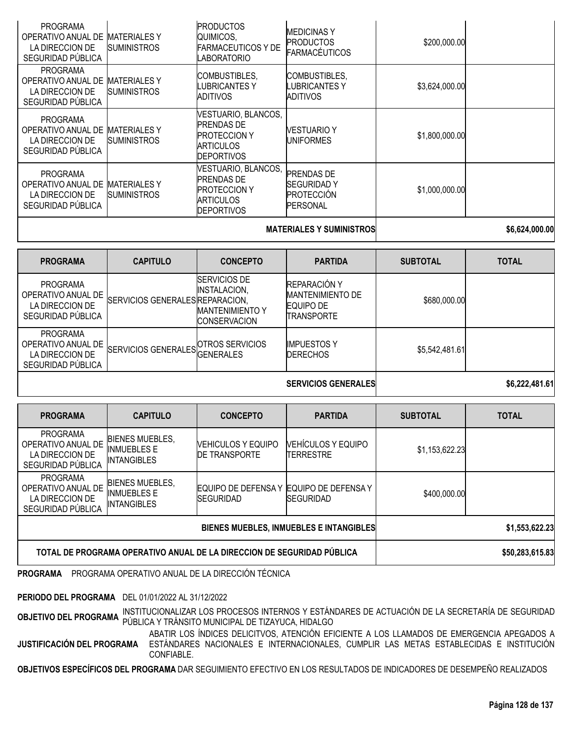| PROGRAMA | CAPITULO | CONCEPTO | PARTIDA | SUBTOTAL | TOTAL |
|---|---|---|---|---|---|
| PROGRAMA OPERATIVO ANUAL DE LA DIRECCION DE SEGURIDAD PÚBLICA | MATERIALES Y SUMINISTROS | PRODUCTOS QUIMICOS, FARMACEUTICOS Y DE LABORATORIO | MEDICINAS Y PRODUCTOS FARMACÉUTICOS | $200,000.00 | |
| PROGRAMA OPERATIVO ANUAL DE LA DIRECCION DE SEGURIDAD PÚBLICA | MATERIALES Y SUMINISTROS | COMBUSTIBLES, LUBRICANTES Y ADITIVOS | COMBUSTIBLES, LUBRICANTES Y ADITIVOS | $3,624,000.00 | |
| PROGRAMA OPERATIVO ANUAL DE LA DIRECCION DE SEGURIDAD PÚBLICA | MATERIALES Y SUMINISTROS | VESTUARIO, BLANCOS, PRENDAS DE PROTECCION Y ARTICULOS DEPORTIVOS | VESTUARIO Y UNIFORMES | $1,800,000.00 | |
| PROGRAMA OPERATIVO ANUAL DE LA DIRECCION DE SEGURIDAD PÚBLICA | MATERIALES Y SUMINISTROS | VESTUARIO, BLANCOS, PRENDAS DE PROTECCION Y ARTICULOS DEPORTIVOS | PRENDAS DE SEGURIDAD Y PROTECCIÓN PERSONAL | $1,000,000.00 | |
| | | | **MATERIALES Y SUMINISTROS** | | **$6,624,000.00** |

| PROGRAMA | CAPITULO | CONCEPTO | PARTIDA | SUBTOTAL | TOTAL |
|---|---|---|---|---|---|
| PROGRAMA OPERATIVO ANUAL DE LA DIRECCION DE SEGURIDAD PÚBLICA | SERVICIOS GENERALES | SERVICIOS DE INSTALACION, REPARACION, MANTENIMIENTO Y CONSERVACION | REPARACIÓN Y MANTENIMIENTO DE EQUIPO DE TRANSPORTE | $680,000.00 | |
| PROGRAMA OPERATIVO ANUAL DE LA DIRECCION DE SEGURIDAD PÚBLICA | SERVICIOS GENERALES | OTROS SERVICIOS GENERALES | IMPUESTOS Y DERECHOS | $5,542,481.61 | |
| | | | **SERVICIOS GENERALES** | | **$6,222,481.61** |

| PROGRAMA | CAPITULO | CONCEPTO | PARTIDA | SUBTOTAL | TOTAL |
|---|---|---|---|---|---|
| PROGRAMA OPERATIVO ANUAL DE LA DIRECCION DE SEGURIDAD PÚBLICA | BIENES MUEBLES, INMUEBLES E INTANGIBLES | VEHICULOS Y EQUIPO DE TRANSPORTE | VEHÍCULOS Y EQUIPO TERRESTRE | $1,153,622.23 | |
| PROGRAMA OPERATIVO ANUAL DE LA DIRECCION DE SEGURIDAD PÚBLICA | BIENES MUEBLES, INMUEBLES E INTANGIBLES | EQUIPO DE DEFENSA Y SEGURIDAD | EQUIPO DE DEFENSA Y SEGURIDAD | $400,000.00 | |
| | | | **BIENES MUEBLES, INMUEBLES E INTANGIBLES** | | **$1,553,622.23** |
| | | | **TOTAL DE PROGRAMA OPERATIVO ANUAL DE LA DIRECCION DE SEGURIDAD PÚBLICA** | | **$50,283,615.83** |

**PROGRAMA** PROGRAMA OPERATIVO ANUAL DE LA DIRECCIÓN TÉCNICA

**PERIODO DEL PROGRAMA** DEL 01/01/2022 AL 31/12/2022

**OBJETIVO DEL PROGRAMA** INSTITUCIONALIZAR LOS PROCESOS INTERNOS Y ESTÁNDARES DE ACTUACIÓN DE LA SECRETARÍA DE SEGURIDAD PÚBLICA Y TRÁNSITO MUNICIPAL DE TIZAYUCA, HIDALGO

**JUSTIFICACIÓN DEL PROGRAMA** ABATIR LOS ÍNDICES DELICITVOS, ATENCIÓN EFICIENTE A LOS LLAMADOS DE EMERGENCIA APEGADOS A ESTÁNDARES NACIONALES E INTERNACIONALES, CUMPLIR LAS METAS ESTABLECIDAS E INSTITUCIÓN CONFIABLE.

**OBJETIVOS ESPECÍFICOS DEL PROGRAMA** DAR SEGUIMIENTO EFECTIVO EN LOS RESULTADOS DE INDICADORES DE DESEMPEÑO REALIZADOS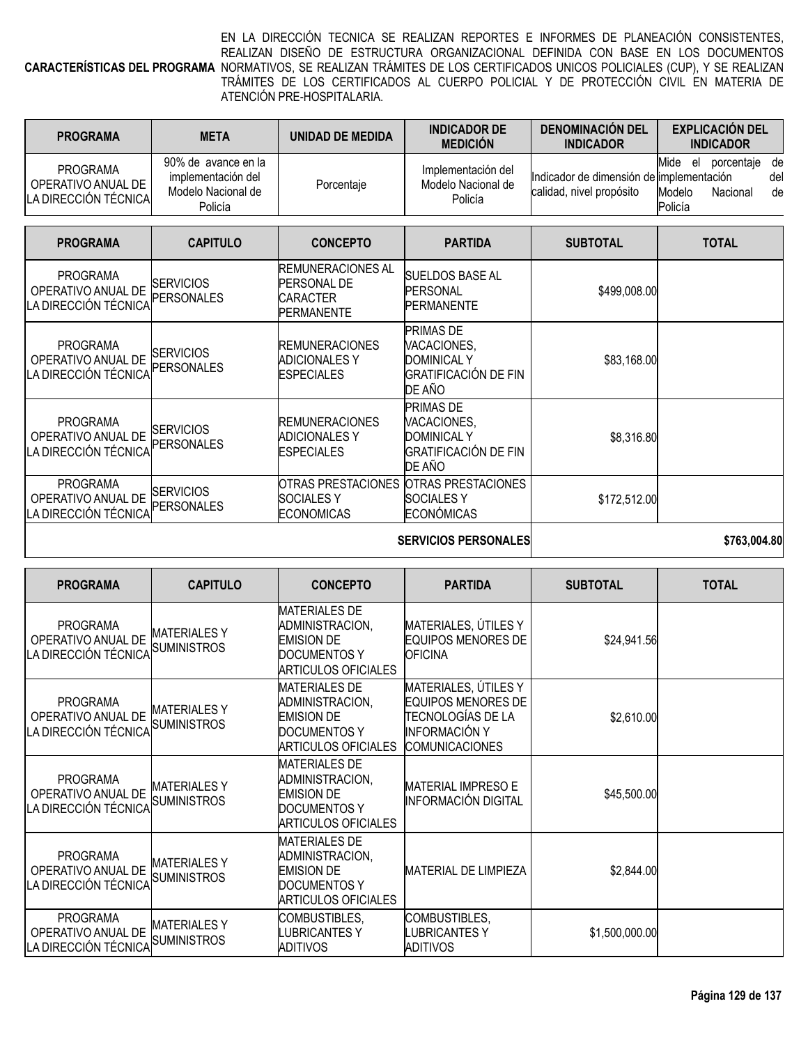| **CARACTERÍSTICAS DEL PROGRAMA** | EN LA DIRECCIÓN TECNICA SE REALIZAN REPORTES E INFORMES DE PLANEACIÓN CONSISTENTES, REALIZAN DISEÑO DE ESTRUCTURA ORGANIZACIONAL DEFINIDA CON BASE EN LOS DOCUMENTOS NORMATIVOS, SE REALIZAN TRÁMITES DE LOS CERTIFICADOS UNICOS POLICIALES (CUP), Y SE REALIZAN TRÁMITES DE LOS CERTIFICADOS AL CUERPO POLICIAL Y DE PROTECCIÓN CIVIL EN MATERIA DE ATENCIÓN PRE-HOSPITALARIA. |
|---|---|

| PROGRAMA | META | UNIDAD DE MEDIDA | INDICADOR DE MEDICIÓN | DENOMINACIÓN DEL INDICADOR | EXPLICACIÓN DEL INDICADOR |
|---|---|---|---|---|---|
| PROGRAMA OPERATIVO ANUAL DE LA DIRECCIÓN TÉCNICA | 90% de avance en la implementación del Modelo Nacional de Policía | Porcentaje | Implementación del Modelo Nacional de Policía | Indicador de dimensión de calidad, nivel propósito | Mide el porcentaje de implementación del Modelo Nacional de Policía |

| PROGRAMA | CAPITULO | CONCEPTO | PARTIDA | SUBTOTAL | TOTAL |
|---|---|---|---|---|---|
| PROGRAMA OPERATIVO ANUAL DE LA DIRECCIÓN TÉCNICA | SERVICIOS PERSONALES | REMUNERACIONES AL PERSONAL DE CARACTER PERMANENTE | SUELDOS BASE AL PERSONAL PERMANENTE | $499,008.00 | |
| PROGRAMA OPERATIVO ANUAL DE LA DIRECCIÓN TÉCNICA | SERVICIOS PERSONALES | REMUNERACIONES ADICIONALES Y ESPECIALES | PRIMAS DE VACACIONES, DOMINICAL Y GRATIFICACIÓN DE FIN DE AÑO | $83,168.00 | |
| PROGRAMA OPERATIVO ANUAL DE LA DIRECCIÓN TÉCNICA | SERVICIOS PERSONALES | REMUNERACIONES ADICIONALES Y ESPECIALES | PRIMAS DE VACACIONES, DOMINICAL Y GRATIFICACIÓN DE FIN DE AÑO | $8,316.80 | |
| PROGRAMA OPERATIVO ANUAL DE LA DIRECCIÓN TÉCNICA | SERVICIOS PERSONALES | OTRAS PRESTACIONES SOCIALES Y ECONOMICAS | OTRAS PRESTACIONES SOCIALES Y ECONÓMICAS | $172,512.00 | |
| | | | **SERVICIOS PERSONALES** | | **$763,004.80** |

| PROGRAMA | CAPITULO | CONCEPTO | PARTIDA | SUBTOTAL | TOTAL |
|---|---|---|---|---|---|
| PROGRAMA OPERATIVO ANUAL DE LA DIRECCIÓN TÉCNICA | MATERIALES Y SUMINISTROS | MATERIALES DE ADMINISTRACION, EMISION DE DOCUMENTOS Y ARTICULOS OFICIALES | MATERIALES, ÚTILES Y EQUIPOS MENORES DE OFICINA | $24,941.56 | |
| PROGRAMA OPERATIVO ANUAL DE LA DIRECCIÓN TÉCNICA | MATERIALES Y SUMINISTROS | MATERIALES DE ADMINISTRACION, EMISION DE DOCUMENTOS Y ARTICULOS OFICIALES | MATERIALES, ÚTILES Y EQUIPOS MENORES DE TECNOLOGÍAS DE LA INFORMACIÓN Y COMUNICACIONES | $2,610.00 | |
| PROGRAMA OPERATIVO ANUAL DE LA DIRECCIÓN TÉCNICA | MATERIALES Y SUMINISTROS | MATERIALES DE ADMINISTRACION, EMISION DE DOCUMENTOS Y ARTICULOS OFICIALES | MATERIAL IMPRESO E INFORMACIÓN DIGITAL | $45,500.00 | |
| PROGRAMA OPERATIVO ANUAL DE LA DIRECCIÓN TÉCNICA | MATERIALES Y SUMINISTROS | MATERIALES DE ADMINISTRACION, EMISION DE DOCUMENTOS Y ARTICULOS OFICIALES | MATERIAL DE LIMPIEZA | $2,844.00 | |
| PROGRAMA OPERATIVO ANUAL DE LA DIRECCIÓN TÉCNICA | MATERIALES Y SUMINISTROS | COMBUSTIBLES, LUBRICANTES Y ADITIVOS | COMBUSTIBLES, LUBRICANTES Y ADITIVOS | $1,500,000.00 | |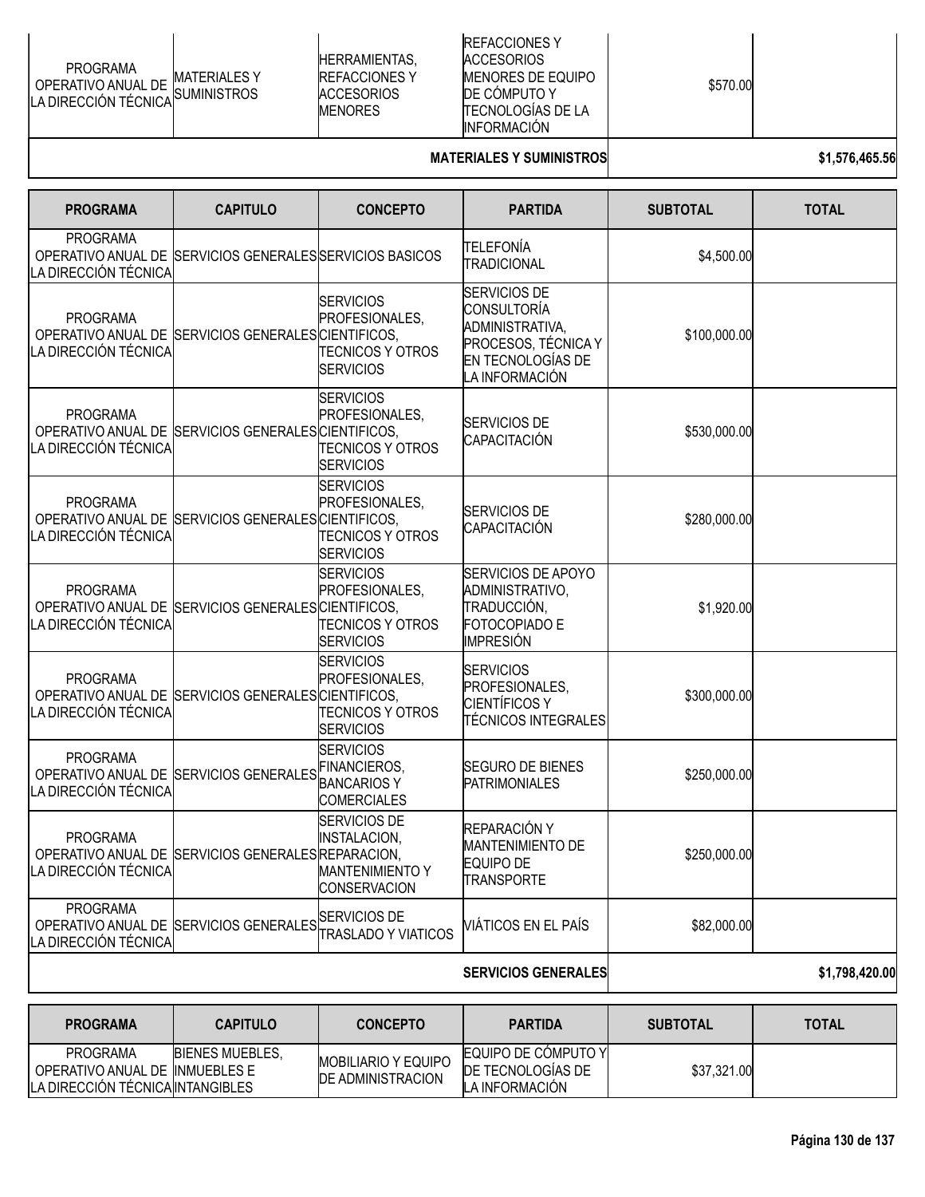| PROGRAMA | CAPITULO | CONCEPTO | PARTIDA | SUBTOTAL | TOTAL |
|---|---|---|---|---|---|
| PROGRAMA OPERATIVO ANUAL DE LA DIRECCIÓN TÉCNICA | MATERIALES Y SUMINISTROS | HERRAMIENTAS, REFACCIONES Y ACCESORIOS MENORES | REFACCIONES Y ACCESORIOS MENORES DE EQUIPO DE CÓMPUTO Y TECNOLOGÍAS DE LA INFORMACIÓN | $570.00 | |
| | | | **MATERIALES Y SUMINISTROS** | | **$1,576,465.56** |

| PROGRAMA | CAPITULO | CONCEPTO | PARTIDA | SUBTOTAL | TOTAL |
|---|---|---|---|---|---|
| PROGRAMA OPERATIVO ANUAL DE LA DIRECCIÓN TÉCNICA | SERVICIOS GENERALES | SERVICIOS BASICOS | TELEFONÍA TRADICIONAL | $4,500.00 | |
| PROGRAMA OPERATIVO ANUAL DE LA DIRECCIÓN TÉCNICA | SERVICIOS GENERALES | SERVICIOS PROFESIONALES, CIENTIFICOS, TECNICOS Y OTROS SERVICIOS | SERVICIOS DE CONSULTORÍA ADMINISTRATIVA, PROCESOS, TÉCNICA Y EN TECNOLOGÍAS DE LA INFORMACIÓN | $100,000.00 | |
| PROGRAMA OPERATIVO ANUAL DE LA DIRECCIÓN TÉCNICA | SERVICIOS GENERALES | SERVICIOS PROFESIONALES, CIENTIFICOS, TECNICOS Y OTROS SERVICIOS | SERVICIOS DE CAPACITACIÓN | $530,000.00 | |
| PROGRAMA OPERATIVO ANUAL DE LA DIRECCIÓN TÉCNICA | SERVICIOS GENERALES | SERVICIOS PROFESIONALES, CIENTIFICOS, TECNICOS Y OTROS SERVICIOS | SERVICIOS DE CAPACITACIÓN | $280,000.00 | |
| PROGRAMA OPERATIVO ANUAL DE LA DIRECCIÓN TÉCNICA | SERVICIOS GENERALES | SERVICIOS PROFESIONALES, CIENTIFICOS, TECNICOS Y OTROS SERVICIOS | SERVICIOS DE APOYO ADMINISTRATIVO, TRADUCCIÓN, FOTOCOPIADO E IMPRESIÓN | $1,920.00 | |
| PROGRAMA OPERATIVO ANUAL DE LA DIRECCIÓN TÉCNICA | SERVICIOS GENERALES | SERVICIOS PROFESIONALES, CIENTIFICOS, TECNICOS Y OTROS SERVICIOS | SERVICIOS PROFESIONALES, CIENTÍFICOS Y TÉCNICOS INTEGRALES | $300,000.00 | |
| PROGRAMA OPERATIVO ANUAL DE LA DIRECCIÓN TÉCNICA | SERVICIOS GENERALES | SERVICIOS FINANCIEROS, BANCARIOS Y COMERCIALES | SEGURO DE BIENES PATRIMONIALES | $250,000.00 | |
| PROGRAMA OPERATIVO ANUAL DE LA DIRECCIÓN TÉCNICA | SERVICIOS GENERALES | SERVICIOS DE INSTALACION, REPARACION, MANTENIMIENTO Y CONSERVACION | REPARACIÓN Y MANTENIMIENTO DE EQUIPO DE TRANSPORTE | $250,000.00 | |
| PROGRAMA OPERATIVO ANUAL DE LA DIRECCIÓN TÉCNICA | SERVICIOS GENERALES | SERVICIOS DE TRASLADO Y VIATICOS | VIÁTICOS EN EL PAÍS | $82,000.00 | |
| | | | **SERVICIOS GENERALES** | | **$1,798,420.00** |

| PROGRAMA | CAPITULO | CONCEPTO | PARTIDA | SUBTOTAL | TOTAL |
|---|---|---|---|---|---|
| PROGRAMA OPERATIVO ANUAL DE LA DIRECCIÓN TÉCNICA | BIENES MUEBLES, INMUEBLES E INTANGIBLES | MOBILIARIO Y EQUIPO DE ADMINISTRACION | EQUIPO DE CÓMPUTO Y DE TECNOLOGÍAS DE LA INFORMACIÓN | $37,321.00 | |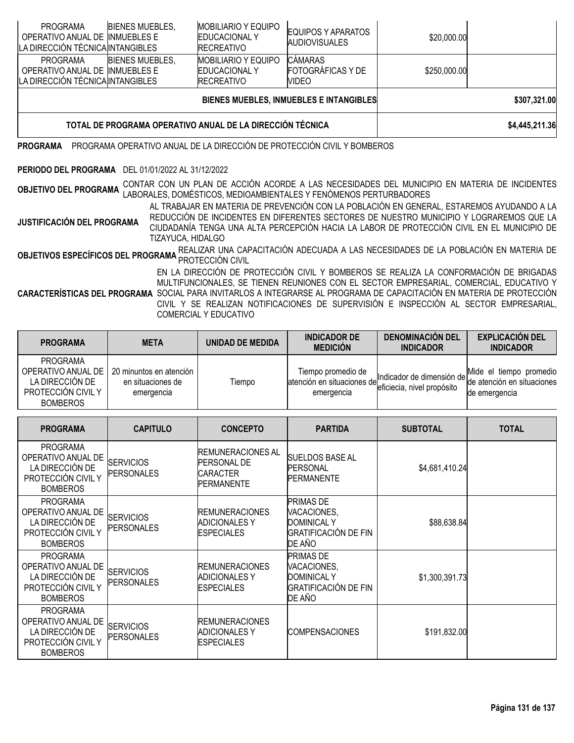| PROGRAMA | CAPITULO | CONCEPTO | PARTIDA | SUBTOTAL | TOTAL |
|---|---|---|---|---|---|
| PROGRAMA OPERATIVO ANUAL DE LA DIRECCIÓN TÉCNICA | BIENES MUEBLES, INMUEBLES E INTANGIBLES | MOBILIARIO Y EQUIPO EDUCACIONAL Y RECREATIVO | EQUIPOS Y APARATOS AUDIOVISUALES | $20,000.00 | |
| PROGRAMA OPERATIVO ANUAL DE LA DIRECCIÓN TÉCNICA | BIENES MUEBLES, INMUEBLES E INTANGIBLES | MOBILIARIO Y EQUIPO EDUCACIONAL Y RECREATIVO | CÁMARAS FOTOGRÁFICAS Y DE VIDEO | $250,000.00 | |
| | | | | **BIENES MUEBLES, INMUEBLES E INTANGIBLES** | **$307,321.00** |
| | | | | **TOTAL DE PROGRAMA OPERATIVO ANUAL DE LA DIRECCIÓN TÉCNICA** | **$4,445,211.36** |

**PROGRAMA** PROGRAMA OPERATIVO ANUAL DE LA DIRECCIÓN DE PROTECCIÓN CIVIL Y BOMBEROS

**PERIODO DEL PROGRAMA** DEL 01/01/2022 AL 31/12/2022

**OBJETIVO DEL PROGRAMA** CONTAR CON UN PLAN DE ACCIÓN ACORDE A LAS NECESIDADES DEL MUNICIPIO EN MATERIA DE INCIDENTES LABORALES, DOMÉSTICOS, MEDIOAMBIENTALES Y FENÓMENOS PERTURBADORES

**JUSTIFICACIÓN DEL PROGRAMA** AL TRABAJAR EN MATERIA DE PREVENCIÓN CON LA POBLACIÓN EN GENERAL, ESTAREMOS AYUDANDO A LA REDUCCIÓN DE INCIDENTES EN DIFERENTES SECTORES DE NUESTRO MUNICIPIO Y LOGRAREMOS QUE LA CIUDADANÍA TENGA UNA ALTA PERCEPCIÓN HACIA LA LABOR DE PROTECCIÓN CIVIL EN EL MUNICIPIO DE TIZAYUCA, HIDALGO

**OBJETIVOS ESPECÍFICOS DEL PROGRAMA** REALIZAR UNA CAPACITACIÓN ADECUADA A LAS NECESIDADES DE LA POBLACIÓN EN MATERIA DE PROTECCIÓN CIVIL

**CARACTERÍSTICAS DEL PROGRAMA** EN LA DIRECCIÓN DE PROTECCIÓN CIVIL Y BOMBEROS SE REALIZA LA CONFORMACIÓN DE BRIGADAS MULTIFUNCIONALES, SE TIENEN REUNIONES CON EL SECTOR EMPRESARIAL, COMERCIAL, EDUCATIVO Y SOCIAL PARA INVITARLOS A INTEGRARSE AL PROGRAMA DE CAPACITACIÓN EN MATERIA DE PROTECCIÓN CIVIL Y SE REALIZAN NOTIFICACIONES DE SUPERVISIÓN E INSPECCIÓN AL SECTOR EMPRESARIAL, COMERCIAL Y EDUCATIVO

| PROGRAMA | META | UNIDAD DE MEDIDA | INDICADOR DE MEDICIÓN | DENOMINACIÓN DEL INDICADOR | EXPLICACIÓN DEL INDICADOR |
|---|---|---|---|---|---|
| PROGRAMA OPERATIVO ANUAL DE LA DIRECCIÓN DE PROTECCIÓN CIVIL Y BOMBEROS | 20 minuntos en atención en situaciones de emergencia | Tiempo | Tiempo promedio de atención en situaciones de emergencia | Indicador de dimensión de eficiecia, nivel propósito | Mide el tiempo promedio de atención en situaciones de emergencia |

| PROGRAMA | CAPITULO | CONCEPTO | PARTIDA | SUBTOTAL | TOTAL |
|---|---|---|---|---|---|
| PROGRAMA OPERATIVO ANUAL DE LA DIRECCIÓN DE PROTECCIÓN CIVIL Y BOMBEROS | SERVICIOS PERSONALES | REMUNERACIONES AL PERSONAL DE CARACTER PERMANENTE | SUELDOS BASE AL PERSONAL PERMANENTE | $4,681,410.24 | |
| PROGRAMA OPERATIVO ANUAL DE LA DIRECCIÓN DE PROTECCIÓN CIVIL Y BOMBEROS | SERVICIOS PERSONALES | REMUNERACIONES ADICIONALES Y ESPECIALES | PRIMAS DE VACACIONES, DOMINICAL Y GRATIFICACIÓN DE FIN DE AÑO | $88,638.84 | |
| PROGRAMA OPERATIVO ANUAL DE LA DIRECCIÓN DE PROTECCIÓN CIVIL Y BOMBEROS | SERVICIOS PERSONALES | REMUNERACIONES ADICIONALES Y ESPECIALES | PRIMAS DE VACACIONES, DOMINICAL Y GRATIFICACIÓN DE FIN DE AÑO | $1,300,391.73 | |
| PROGRAMA OPERATIVO ANUAL DE LA DIRECCIÓN DE PROTECCIÓN CIVIL Y BOMBEROS | SERVICIOS PERSONALES | REMUNERACIONES ADICIONALES Y ESPECIALES | COMPENSACIONES | $191,832.00 | |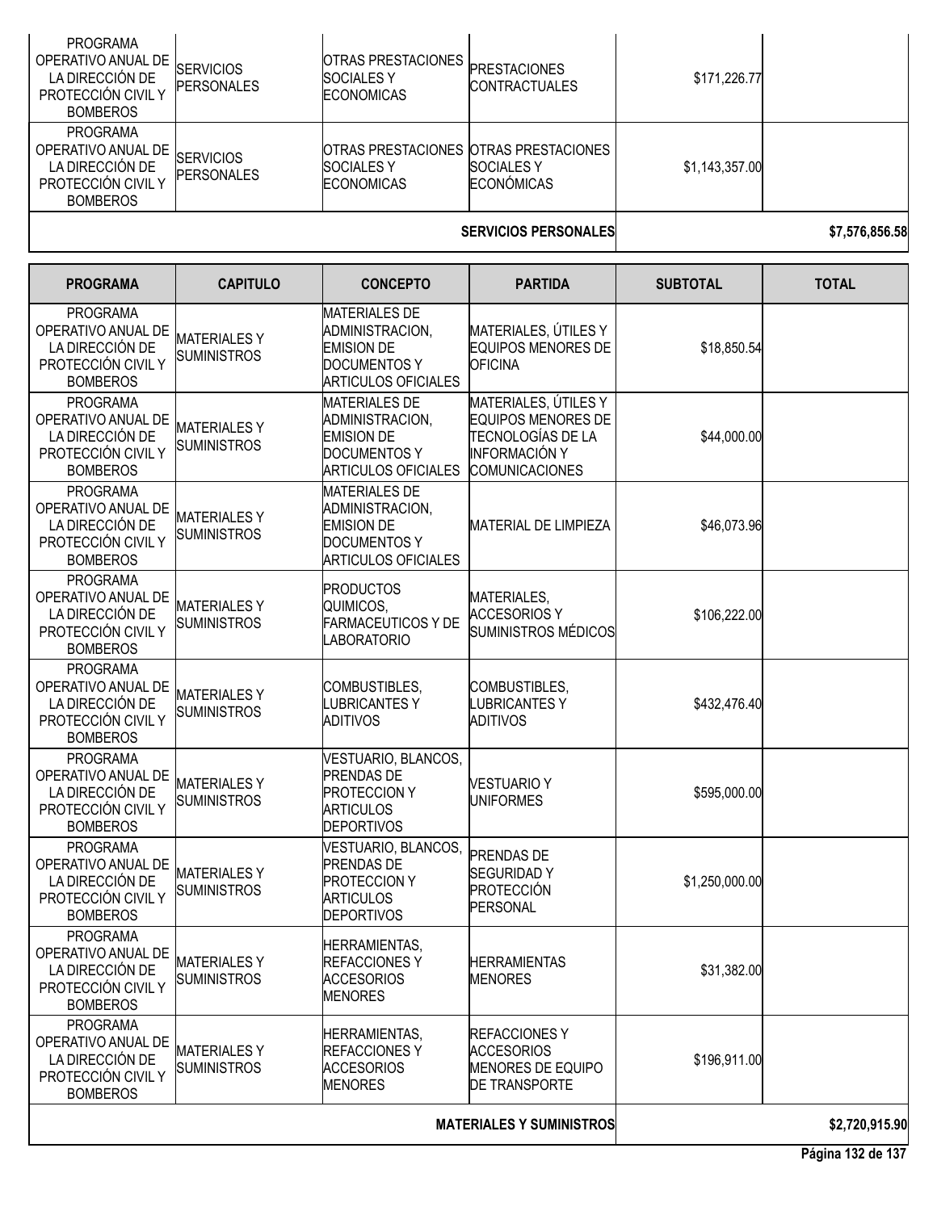| PROGRAMA | CAPITULO | CONCEPTO | PARTIDA | SUBTOTAL | TOTAL |
|---|---|---|---|---|---|
| PROGRAMA OPERATIVO ANUAL DE LA DIRECCIÓN DE PROTECCIÓN CIVIL Y BOMBEROS | SERVICIOS PERSONALES | OTRAS PRESTACIONES SOCIALES Y ECONOMICAS | PRESTACIONES CONTRACTUALES | $171,226.77 | |
| PROGRAMA OPERATIVO ANUAL DE LA DIRECCIÓN DE PROTECCIÓN CIVIL Y BOMBEROS | SERVICIOS PERSONALES | OTRAS PRESTACIONES SOCIALES Y ECONOMICAS | OTRAS PRESTACIONES SOCIALES Y ECONÓMICAS | $1,143,357.00 | |
| | | | **SERVICIOS PERSONALES** | | **$7,576,856.58** |

| PROGRAMA | CAPITULO | CONCEPTO | PARTIDA | SUBTOTAL | TOTAL |
|---|---|---|---|---|---|
| PROGRAMA OPERATIVO ANUAL DE LA DIRECCIÓN DE PROTECCIÓN CIVIL Y BOMBEROS | MATERIALES Y SUMINISTROS | MATERIALES DE ADMINISTRACION, EMISION DE DOCUMENTOS Y ARTICULOS OFICIALES | MATERIALES, ÚTILES Y EQUIPOS MENORES DE OFICINA | $18,850.54 | |
| PROGRAMA OPERATIVO ANUAL DE LA DIRECCIÓN DE PROTECCIÓN CIVIL Y BOMBEROS | MATERIALES Y SUMINISTROS | MATERIALES DE ADMINISTRACION, EMISION DE DOCUMENTOS Y ARTICULOS OFICIALES | MATERIALES, ÚTILES Y EQUIPOS MENORES DE TECNOLOGÍAS DE LA INFORMACIÓN Y COMUNICACIONES | $44,000.00 | |
| PROGRAMA OPERATIVO ANUAL DE LA DIRECCIÓN DE PROTECCIÓN CIVIL Y BOMBEROS | MATERIALES Y SUMINISTROS | MATERIALES DE ADMINISTRACION, EMISION DE DOCUMENTOS Y ARTICULOS OFICIALES | MATERIAL DE LIMPIEZA | $46,073.96 | |
| PROGRAMA OPERATIVO ANUAL DE LA DIRECCIÓN DE PROTECCIÓN CIVIL Y BOMBEROS | MATERIALES Y SUMINISTROS | PRODUCTOS QUIMICOS, FARMACEUTICOS Y DE LABORATORIO | MATERIALES, ACCESORIOS Y SUMINISTROS MÉDICOS | $106,222.00 | |
| PROGRAMA OPERATIVO ANUAL DE LA DIRECCIÓN DE PROTECCIÓN CIVIL Y BOMBEROS | MATERIALES Y SUMINISTROS | COMBUSTIBLES, LUBRICANTES Y ADITIVOS | COMBUSTIBLES, LUBRICANTES Y ADITIVOS | $432,476.40 | |
| PROGRAMA OPERATIVO ANUAL DE LA DIRECCIÓN DE PROTECCIÓN CIVIL Y BOMBEROS | MATERIALES Y SUMINISTROS | VESTUARIO, BLANCOS, PRENDAS DE PROTECCION Y ARTICULOS DEPORTIVOS | VESTUARIO Y UNIFORMES | $595,000.00 | |
| PROGRAMA OPERATIVO ANUAL DE LA DIRECCIÓN DE PROTECCIÓN CIVIL Y BOMBEROS | MATERIALES Y SUMINISTROS | VESTUARIO, BLANCOS, PRENDAS DE PROTECCION Y ARTICULOS DEPORTIVOS | PRENDAS DE SEGURIDAD Y PROTECCIÓN PERSONAL | $1,250,000.00 | |
| PROGRAMA OPERATIVO ANUAL DE LA DIRECCIÓN DE PROTECCIÓN CIVIL Y BOMBEROS | MATERIALES Y SUMINISTROS | HERRAMIENTAS, REFACCIONES Y ACCESORIOS MENORES | HERRAMIENTAS MENORES | $31,382.00 | |
| PROGRAMA OPERATIVO ANUAL DE LA DIRECCIÓN DE PROTECCIÓN CIVIL Y BOMBEROS | MATERIALES Y SUMINISTROS | HERRAMIENTAS, REFACCIONES Y ACCESORIOS MENORES | REFACCIONES Y ACCESORIOS MENORES DE EQUIPO DE TRANSPORTE | $196,911.00 | |
| | | | **MATERIALES Y SUMINISTROS** | | **$2,720,915.90** |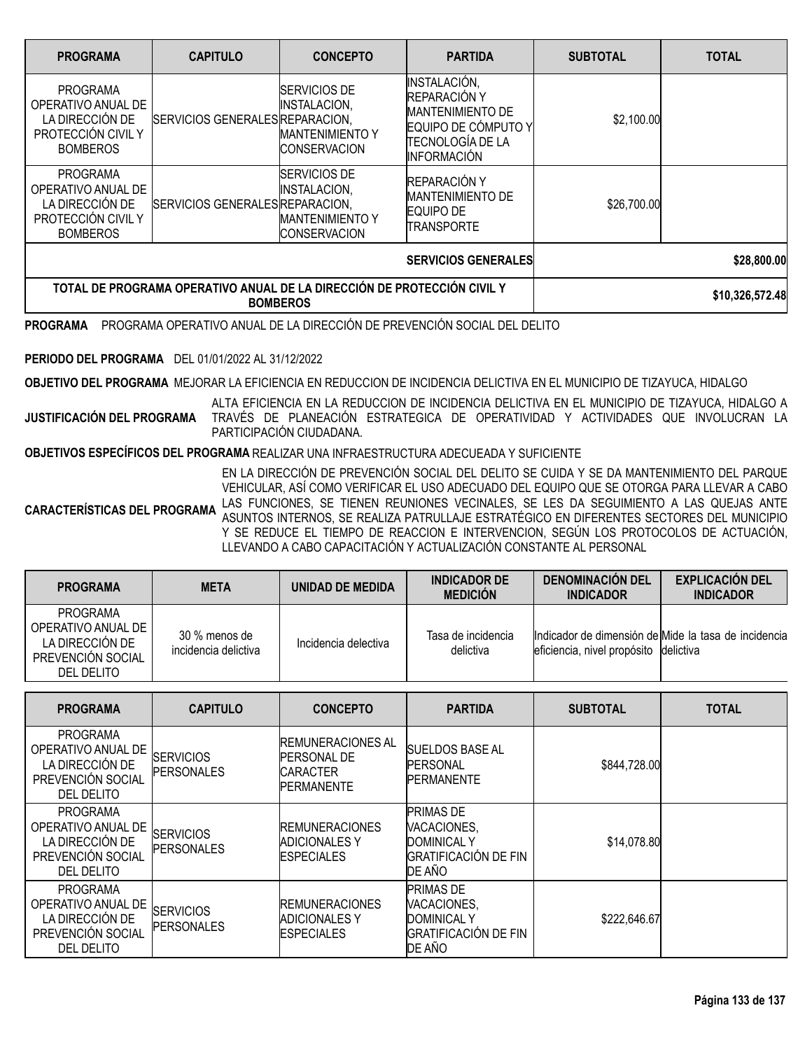| PROGRAMA | CAPITULO | CONCEPTO | PARTIDA | SUBTOTAL | TOTAL |
|---|---|---|---|---|---|
| PROGRAMA OPERATIVO ANUAL DE LA DIRECCIÓN DE PROTECCIÓN CIVIL Y BOMBEROS | SERVICIOS GENERALES | SERVICIOS DE INSTALACION, REPARACION, MANTENIMIENTO Y CONSERVACION | INSTALACIÓN, REPARACIÓN Y MANTENIMIENTO DE EQUIPO DE CÓMPUTO Y TECNOLOGÍA DE LA INFORMACIÓN | $2,100.00 | |
| PROGRAMA OPERATIVO ANUAL DE LA DIRECCIÓN DE PROTECCIÓN CIVIL Y BOMBEROS | SERVICIOS GENERALES | SERVICIOS DE INSTALACION, REPARACION, MANTENIMIENTO Y CONSERVACION | REPARACIÓN Y MANTENIMIENTO DE EQUIPO DE TRANSPORTE | $26,700.00 | |
| | | | **SERVICIOS GENERALES** | | **$28,800.00** |
| **TOTAL DE PROGRAMA OPERATIVO ANUAL DE LA DIRECCIÓN DE PROTECCIÓN CIVIL Y BOMBEROS** | | | | | **$10,326,572.48** |

**PROGRAMA** PROGRAMA OPERATIVO ANUAL DE LA DIRECCIÓN DE PREVENCIÓN SOCIAL DEL DELITO

**PERIODO DEL PROGRAMA** DEL 01/01/2022 AL 31/12/2022

**OBJETIVO DEL PROGRAMA** MEJORAR LA EFICIENCIA EN REDUCCION DE INCIDENCIA DELICTIVA EN EL MUNICIPIO DE TIZAYUCA, HIDALGO

**JUSTIFICACIÓN DEL PROGRAMA** ALTA EFICIENCIA EN LA REDUCCION DE INCIDENCIA DELICTIVA EN EL MUNICIPIO DE TIZAYUCA, HIDALGO A TRAVÉS DE PLANEACIÓN ESTRATEGICA DE OPERATIVIDAD Y ACTIVIDADES QUE INVOLUCRAN LA PARTICIPACIÓN CIUDADANA.

**OBJETIVOS ESPECÍFICOS DEL PROGRAMA** REALIZAR UNA INFRAESTRUCTURA ADECUEADA Y SUFICIENTE

**CARACTERÍSTICAS DEL PROGRAMA** EN LA DIRECCIÓN DE PREVENCIÓN SOCIAL DEL DELITO SE CUIDA Y SE DA MANTENIMIENTO DEL PARQUE VEHICULAR, ASÍ COMO VERIFICAR EL USO ADECUADO DEL EQUIPO QUE SE OTORGA PARA LLEVAR A CABO LAS FUNCIONES, SE TIENEN REUNIONES VECINALES, SE LES DA SEGUIMIENTO A LAS QUEJAS ANTE ASUNTOS INTERNOS, SE REALIZA PATRULLAJE ESTRATÉGICO EN DIFERENTES SECTORES DEL MUNICIPIO Y SE REDUCE EL TIEMPO DE REACCION E INTERVENCION, SEGÚN LOS PROTOCOLOS DE ACTUACIÓN, LLEVANDO A CABO CAPACITACIÓN Y ACTUALIZACIÓN CONSTANTE AL PERSONAL

| PROGRAMA | META | UNIDAD DE MEDIDA | INDICADOR DE MEDICIÓN | DENOMINACIÓN DEL INDICADOR | EXPLICACIÓN DEL INDICADOR |
|---|---|---|---|---|---|
| PROGRAMA OPERATIVO ANUAL DE LA DIRECCIÓN DE PREVENCIÓN SOCIAL DEL DELITO | 30 % menos de incidencia delictiva | Incidencia delectiva | Tasa de incidencia delictiva | Indicador de dimensión de eficiencia, nivel propósito | Mide la tasa de incidencia delictiva |

| PROGRAMA | CAPITULO | CONCEPTO | PARTIDA | SUBTOTAL | TOTAL |
|---|---|---|---|---|---|
| PROGRAMA OPERATIVO ANUAL DE LA DIRECCIÓN DE PREVENCIÓN SOCIAL DEL DELITO | SERVICIOS PERSONALES | REMUNERACIONES AL PERSONAL DE CARACTER PERMANENTE | SUELDOS BASE AL PERSONAL PERMANENTE | $844,728.00 | |
| PROGRAMA OPERATIVO ANUAL DE LA DIRECCIÓN DE PREVENCIÓN SOCIAL DEL DELITO | SERVICIOS PERSONALES | REMUNERACIONES ADICIONALES Y ESPECIALES | PRIMAS DE VACACIONES, DOMINICAL Y GRATIFICACIÓN DE FIN DE AÑO | $14,078.80 | |
| PROGRAMA OPERATIVO ANUAL DE LA DIRECCIÓN DE PREVENCIÓN SOCIAL DEL DELITO | SERVICIOS PERSONALES | REMUNERACIONES ADICIONALES Y ESPECIALES | PRIMAS DE VACACIONES, DOMINICAL Y GRATIFICACIÓN DE FIN DE AÑO | $222,646.67 | |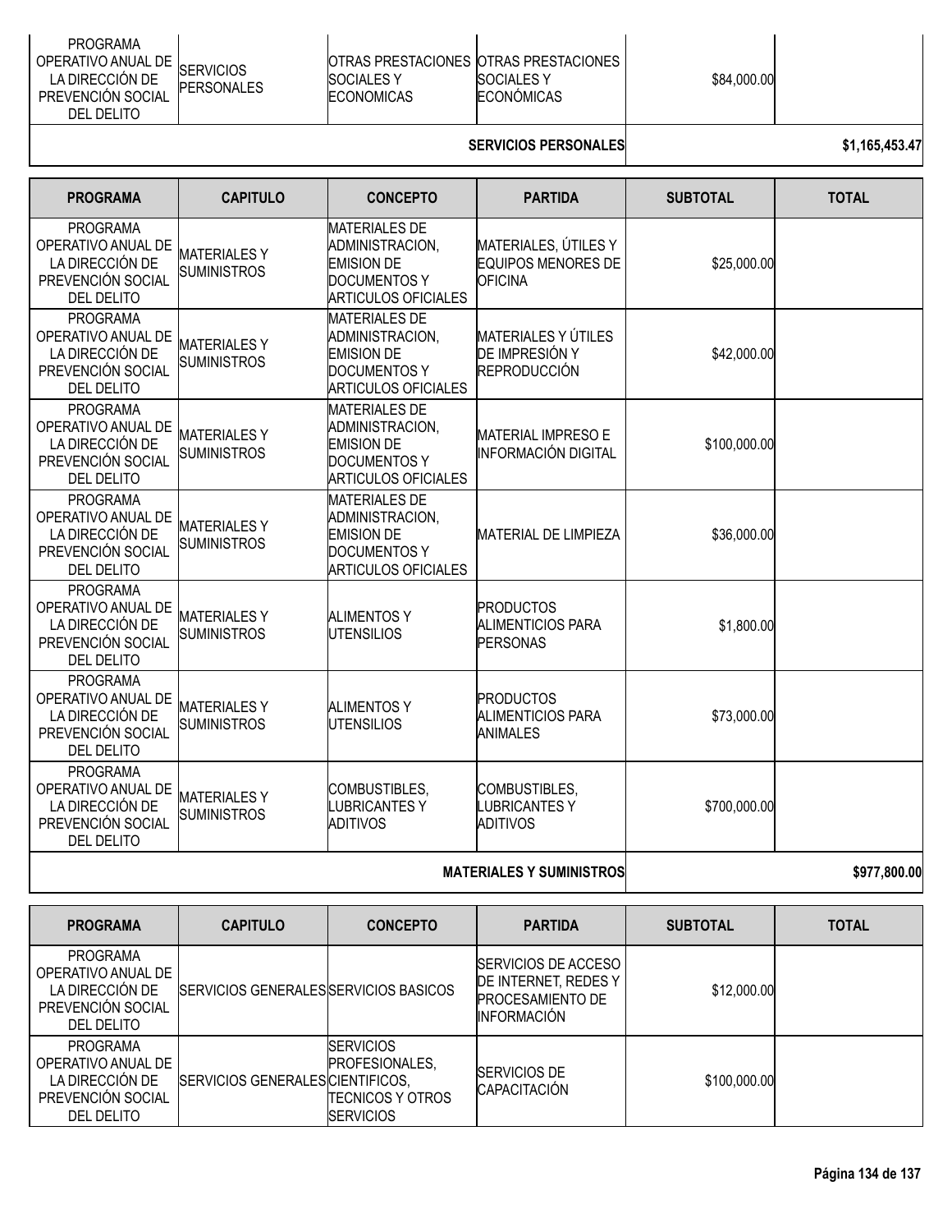| PROGRAMA | CAPITULO | CONCEPTO | PARTIDA | SUBTOTAL | TOTAL |
|---|---|---|---|---|---|
| PROGRAMA OPERATIVO ANUAL DE LA DIRECCIÓN DE PREVENCIÓN SOCIAL DEL DELITO | SERVICIOS PERSONALES | OTRAS PRESTACIONES SOCIALES Y ECONOMICAS | OTRAS PRESTACIONES SOCIALES Y ECONÓMICAS | $84,000.00 | |
| | | | **SERVICIOS PERSONALES** | | **$1,165,453.47** |

| PROGRAMA | CAPITULO | CONCEPTO | PARTIDA | SUBTOTAL | TOTAL |
|---|---|---|---|---|---|
| PROGRAMA OPERATIVO ANUAL DE LA DIRECCIÓN DE PREVENCIÓN SOCIAL DEL DELITO | MATERIALES Y SUMINISTROS | MATERIALES DE ADMINISTRACION, EMISION DE DOCUMENTOS Y ARTICULOS OFICIALES | MATERIALES, ÚTILES Y EQUIPOS MENORES DE OFICINA | $25,000.00 | |
| PROGRAMA OPERATIVO ANUAL DE LA DIRECCIÓN DE PREVENCIÓN SOCIAL DEL DELITO | MATERIALES Y SUMINISTROS | MATERIALES DE ADMINISTRACION, EMISION DE DOCUMENTOS Y ARTICULOS OFICIALES | MATERIALES Y ÚTILES DE IMPRESIÓN Y REPRODUCCIÓN | $42,000.00 | |
| PROGRAMA OPERATIVO ANUAL DE LA DIRECCIÓN DE PREVENCIÓN SOCIAL DEL DELITO | MATERIALES Y SUMINISTROS | MATERIALES DE ADMINISTRACION, EMISION DE DOCUMENTOS Y ARTICULOS OFICIALES | MATERIAL IMPRESO E INFORMACIÓN DIGITAL | $100,000.00 | |
| PROGRAMA OPERATIVO ANUAL DE LA DIRECCIÓN DE PREVENCIÓN SOCIAL DEL DELITO | MATERIALES Y SUMINISTROS | MATERIALES DE ADMINISTRACION, EMISION DE DOCUMENTOS Y ARTICULOS OFICIALES | MATERIAL DE LIMPIEZA | $36,000.00 | |
| PROGRAMA OPERATIVO ANUAL DE LA DIRECCIÓN DE PREVENCIÓN SOCIAL DEL DELITO | MATERIALES Y SUMINISTROS | ALIMENTOS Y UTENSILIOS | PRODUCTOS ALIMENTICIOS PARA PERSONAS | $1,800.00 | |
| PROGRAMA OPERATIVO ANUAL DE LA DIRECCIÓN DE PREVENCIÓN SOCIAL DEL DELITO | MATERIALES Y SUMINISTROS | ALIMENTOS Y UTENSILIOS | PRODUCTOS ALIMENTICIOS PARA ANIMALES | $73,000.00 | |
| PROGRAMA OPERATIVO ANUAL DE LA DIRECCIÓN DE PREVENCIÓN SOCIAL DEL DELITO | MATERIALES Y SUMINISTROS | COMBUSTIBLES, LUBRICANTES Y ADITIVOS | COMBUSTIBLES, LUBRICANTES Y ADITIVOS | $700,000.00 | |
| | | | **MATERIALES Y SUMINISTROS** | | **$977,800.00** |

| PROGRAMA | CAPITULO | CONCEPTO | PARTIDA | SUBTOTAL | TOTAL |
|---|---|---|---|---|---|
| PROGRAMA OPERATIVO ANUAL DE LA DIRECCIÓN DE PREVENCIÓN SOCIAL DEL DELITO | SERVICIOS GENERALES | SERVICIOS BASICOS | SERVICIOS DE ACCESO DE INTERNET, REDES Y PROCESAMIENTO DE INFORMACIÓN | $12,000.00 | |
| PROGRAMA OPERATIVO ANUAL DE LA DIRECCIÓN DE PREVENCIÓN SOCIAL DEL DELITO | SERVICIOS GENERALES | SERVICIOS PROFESIONALES, CIENTIFICOS, TECNICOS Y OTROS SERVICIOS | SERVICIOS DE CAPACITACIÓN | $100,000.00 | |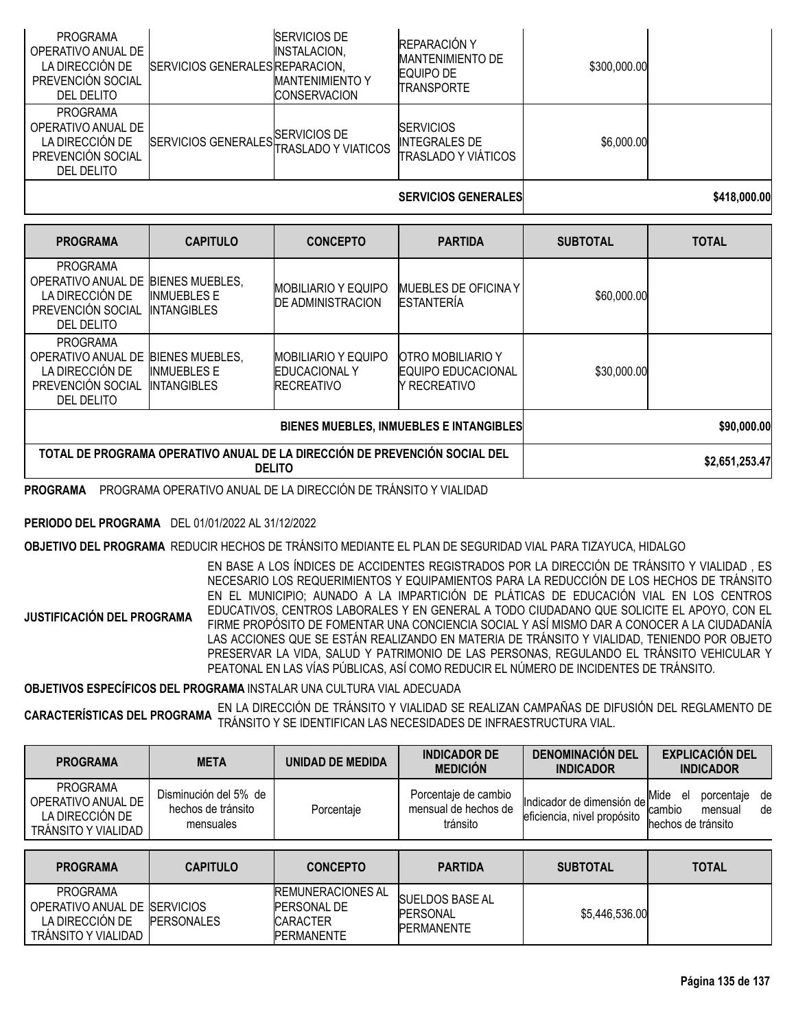| PROGRAMA | CAPITULO | CONCEPTO | PARTIDA | SUBTOTAL | TOTAL |
|---|---|---|---|---|---|
| PROGRAMA OPERATIVO ANUAL DE LA DIRECCIÓN DE PREVENCIÓN SOCIAL DEL DELITO | SERVICIOS GENERALES | SERVICIOS DE INSTALACION, REPARACION, MANTENIMIENTO Y CONSERVACION | REPARACIÓN Y MANTENIMIENTO DE EQUIPO DE TRANSPORTE | $300,000.00 | |
| PROGRAMA OPERATIVO ANUAL DE LA DIRECCIÓN DE PREVENCIÓN SOCIAL DEL DELITO | SERVICIOS GENERALES | SERVICIOS DE TRASLADO Y VIATICOS | SERVICIOS INTEGRALES DE TRASLADO Y VIÁTICOS | $6,000.00 | |
| | | | **SERVICIOS GENERALES** | | **$418,000.00** |

| PROGRAMA | CAPITULO | CONCEPTO | PARTIDA | SUBTOTAL | TOTAL |
|---|---|---|---|---|---|
| PROGRAMA OPERATIVO ANUAL DE LA DIRECCIÓN DE PREVENCIÓN SOCIAL DEL DELITO | BIENES MUEBLES, INMUEBLES E INTANGIBLES | MOBILIARIO Y EQUIPO DE ADMINISTRACION | MUEBLES DE OFICINA Y ESTANTERÍA | $60,000.00 | |
| PROGRAMA OPERATIVO ANUAL DE LA DIRECCIÓN DE PREVENCIÓN SOCIAL DEL DELITO | BIENES MUEBLES, INMUEBLES E INTANGIBLES | MOBILIARIO Y EQUIPO EDUCACIONAL Y RECREATIVO | OTRO MOBILIARIO Y EQUIPO EDUCACIONAL Y RECREATIVO | $30,000.00 | |
| | | | **BIENES MUEBLES, INMUEBLES E INTANGIBLES** | | **$90,000.00** |
| **TOTAL DE PROGRAMA OPERATIVO ANUAL DE LA DIRECCIÓN DE PREVENCIÓN SOCIAL DEL DELITO** | | | | | **$2,651,253.47** |

**PROGRAMA** PROGRAMA OPERATIVO ANUAL DE LA DIRECCIÓN DE TRÁNSITO Y VIALIDAD

**PERIODO DEL PROGRAMA** DEL 01/01/2022 AL 31/12/2022

**OBJETIVO DEL PROGRAMA** REDUCIR HECHOS DE TRÁNSITO MEDIANTE EL PLAN DE SEGURIDAD VIAL PARA TIZAYUCA, HIDALGO

**JUSTIFICACIÓN DEL PROGRAMA** EN BASE A LOS ÍNDICES DE ACCIDENTES REGISTRADOS POR LA DIRECCIÓN DE TRÁNSITO Y VIALIDAD , ES NECESARIO LOS REQUERIMIENTOS Y EQUIPAMIENTOS PARA LA REDUCCIÓN DE LOS HECHOS DE TRÁNSITO EN EL MUNICIPIO; AUNADO A LA IMPARTICIÓN DE PLÁTICAS DE EDUCACIÓN VIAL EN LOS CENTROS EDUCATIVOS, CENTROS LABORALES Y EN GENERAL A TODO CIUDADANO QUE SOLICITE EL APOYO, CON EL FIRME PROPÓSITO DE FOMENTAR UNA CONCIENCIA SOCIAL Y ASÍ MISMO DAR A CONOCER A LA CIUDADANÍA LAS ACCIONES QUE SE ESTÁN REALIZANDO EN MATERIA DE TRÁNSITO Y VIALIDAD, TENIENDO POR OBJETO PRESERVAR LA VIDA, SALUD Y PATRIMONIO DE LAS PERSONAS, REGULANDO EL TRÁNSITO VEHICULAR Y PEATONAL EN LAS VÍAS PÚBLICAS, ASÍ COMO REDUCIR EL NÚMERO DE INCIDENTES DE TRÁNSITO.

**OBJETIVOS ESPECÍFICOS DEL PROGRAMA** INSTALAR UNA CULTURA VIAL ADECUADA

**CARACTERÍSTICAS DEL PROGRAMA** EN LA DIRECCIÓN DE TRÁNSITO Y VIALIDAD SE REALIZAN CAMPAÑAS DE DIFUSIÓN DEL REGLAMENTO DE TRÁNSITO Y SE IDENTIFICAN LAS NECESIDADES DE INFRAESTRUCTURA VIAL.

| PROGRAMA | META | UNIDAD DE MEDIDA | INDICADOR DE MEDICIÓN | DENOMINACIÓN DEL INDICADOR | EXPLICACIÓN DEL INDICADOR |
|---|---|---|---|---|---|
| PROGRAMA OPERATIVO ANUAL DE LA DIRECCIÓN DE TRÁNSITO Y VIALIDAD | Disminución del 5% de hechos de tránsito mensuales | Porcentaje | Porcentaje de cambio mensual de hechos de tránsito | Indicador de dimensión de eficiencia, nivel propósito | Mide el porcentaje de cambio mensual de hechos de tránsito |

| PROGRAMA | CAPITULO | CONCEPTO | PARTIDA | SUBTOTAL | TOTAL |
|---|---|---|---|---|---|
| PROGRAMA OPERATIVO ANUAL DE LA DIRECCIÓN DE TRÁNSITO Y VIALIDAD | SERVICIOS PERSONALES | REMUNERACIONES AL PERSONAL DE CARACTER PERMANENTE | SUELDOS BASE AL PERSONAL PERMANENTE | $5,446,536.00 | |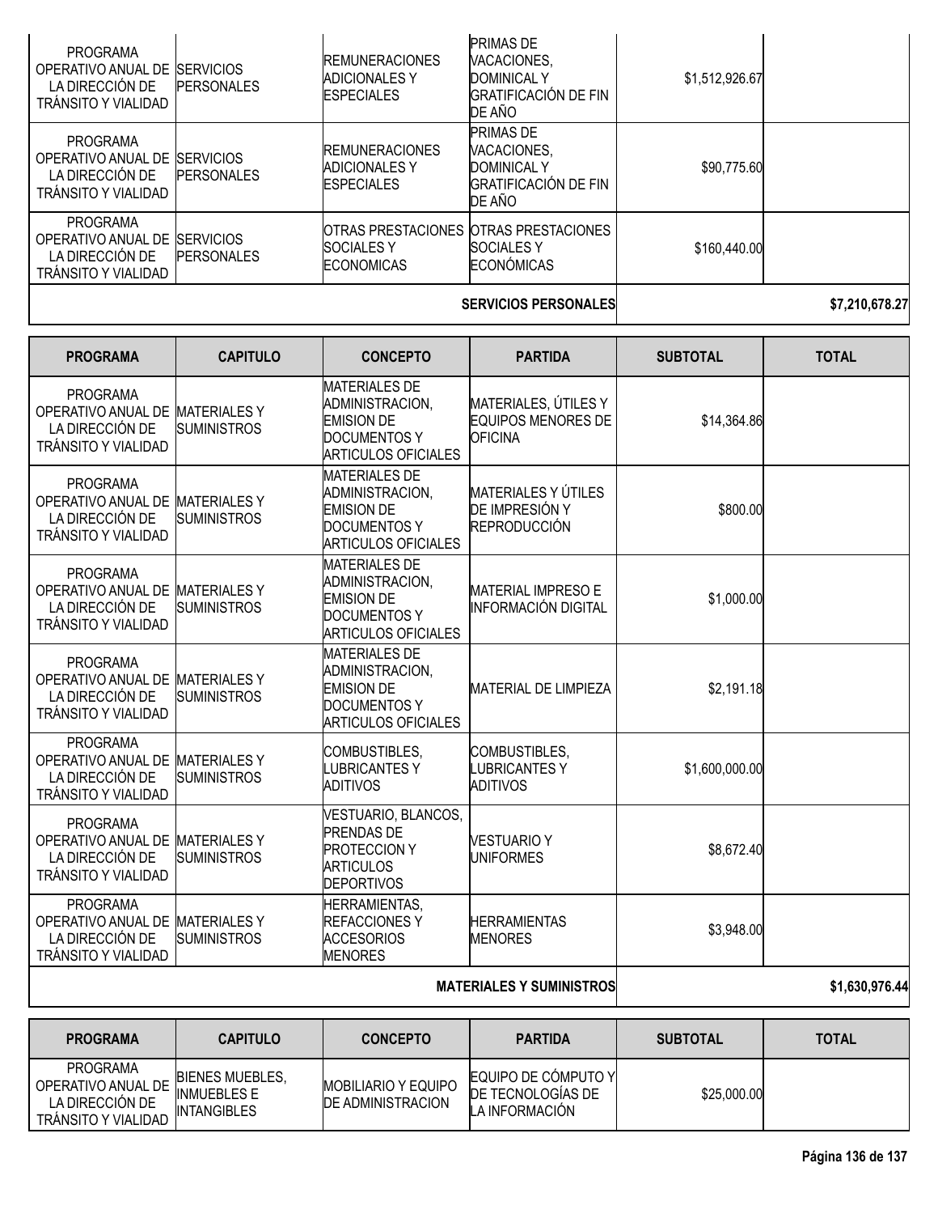| PROGRAMA | CAPITULO | CONCEPTO | PARTIDA | SUBTOTAL | TOTAL |
|---|---|---|---|---|---|
| PROGRAMA OPERATIVO ANUAL DE LA DIRECCIÓN DE TRÁNSITO Y VIALIDAD | SERVICIOS PERSONALES | REMUNERACIONES ADICIONALES Y ESPECIALES | PRIMAS DE VACACIONES, DOMINICAL Y GRATIFICACIÓN DE FIN DE AÑO | $1,512,926.67 | |
| PROGRAMA OPERATIVO ANUAL DE LA DIRECCIÓN DE TRÁNSITO Y VIALIDAD | SERVICIOS PERSONALES | REMUNERACIONES ADICIONALES Y ESPECIALES | PRIMAS DE VACACIONES, DOMINICAL Y GRATIFICACIÓN DE FIN DE AÑO | $90,775.60 | |
| PROGRAMA OPERATIVO ANUAL DE LA DIRECCIÓN DE TRÁNSITO Y VIALIDAD | SERVICIOS PERSONALES | OTRAS PRESTACIONES SOCIALES Y ECONOMICAS | OTRAS PRESTACIONES SOCIALES Y ECONÓMICAS | $160,440.00 | |
| | | | **SERVICIOS PERSONALES** | | **$7,210,678.27** |

| PROGRAMA | CAPITULO | CONCEPTO | PARTIDA | SUBTOTAL | TOTAL |
|---|---|---|---|---|---|
| PROGRAMA OPERATIVO ANUAL DE LA DIRECCIÓN DE TRÁNSITO Y VIALIDAD | MATERIALES Y SUMINISTROS | MATERIALES DE ADMINISTRACION, EMISION DE DOCUMENTOS Y ARTICULOS OFICIALES | MATERIALES, ÚTILES Y EQUIPOS MENORES DE OFICINA | $14,364.86 | |
| PROGRAMA OPERATIVO ANUAL DE LA DIRECCIÓN DE TRÁNSITO Y VIALIDAD | MATERIALES Y SUMINISTROS | MATERIALES DE ADMINISTRACION, EMISION DE DOCUMENTOS Y ARTICULOS OFICIALES | MATERIALES Y ÚTILES DE IMPRESIÓN Y REPRODUCCIÓN | $800.00 | |
| PROGRAMA OPERATIVO ANUAL DE LA DIRECCIÓN DE TRÁNSITO Y VIALIDAD | MATERIALES Y SUMINISTROS | MATERIALES DE ADMINISTRACION, EMISION DE DOCUMENTOS Y ARTICULOS OFICIALES | MATERIAL IMPRESO E INFORMACIÓN DIGITAL | $1,000.00 | |
| PROGRAMA OPERATIVO ANUAL DE LA DIRECCIÓN DE TRÁNSITO Y VIALIDAD | MATERIALES Y SUMINISTROS | MATERIALES DE ADMINISTRACION, EMISION DE DOCUMENTOS Y ARTICULOS OFICIALES | MATERIAL DE LIMPIEZA | $2,191.18 | |
| PROGRAMA OPERATIVO ANUAL DE LA DIRECCIÓN DE TRÁNSITO Y VIALIDAD | MATERIALES Y SUMINISTROS | COMBUSTIBLES, LUBRICANTES Y ADITIVOS | COMBUSTIBLES, LUBRICANTES Y ADITIVOS | $1,600,000.00 | |
| PROGRAMA OPERATIVO ANUAL DE LA DIRECCIÓN DE TRÁNSITO Y VIALIDAD | MATERIALES Y SUMINISTROS | VESTUARIO, BLANCOS, PRENDAS DE PROTECCION Y ARTICULOS DEPORTIVOS | VESTUARIO Y UNIFORMES | $8,672.40 | |
| PROGRAMA OPERATIVO ANUAL DE LA DIRECCIÓN DE TRÁNSITO Y VIALIDAD | MATERIALES Y SUMINISTROS | HERRAMIENTAS, REFACCIONES Y ACCESORIOS MENORES | HERRAMIENTAS MENORES | $3,948.00 | |
| | | | **MATERIALES Y SUMINISTROS** | | **$1,630,976.44** |

| PROGRAMA | CAPITULO | CONCEPTO | PARTIDA | SUBTOTAL | TOTAL |
|---|---|---|---|---|---|
| PROGRAMA OPERATIVO ANUAL DE LA DIRECCIÓN DE TRÁNSITO Y VIALIDAD | BIENES MUEBLES, INMUEBLES E INTANGIBLES | MOBILIARIO Y EQUIPO DE ADMINISTRACION | EQUIPO DE CÓMPUTO Y DE TECNOLOGÍAS DE LA INFORMACIÓN | $25,000.00 | |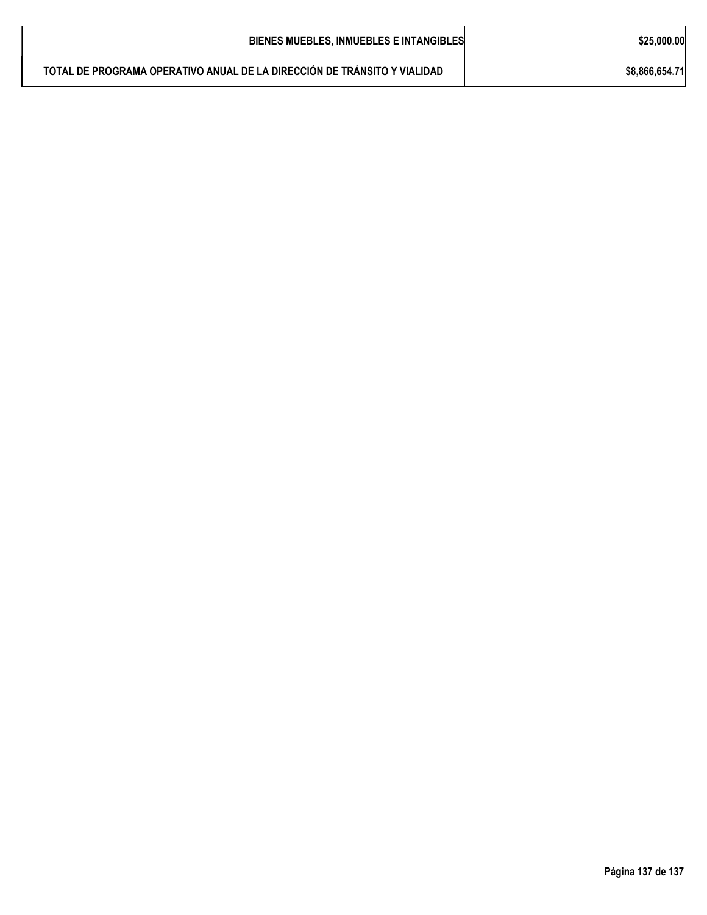| | |
|---|---|
| **BIENES MUEBLES, INMUEBLES E INTANGIBLES** | **$25,000.00** |
| **TOTAL DE PROGRAMA OPERATIVO ANUAL DE LA DIRECCIÓN DE TRÁNSITO Y VIALIDAD** | **$8,866,654.71** |